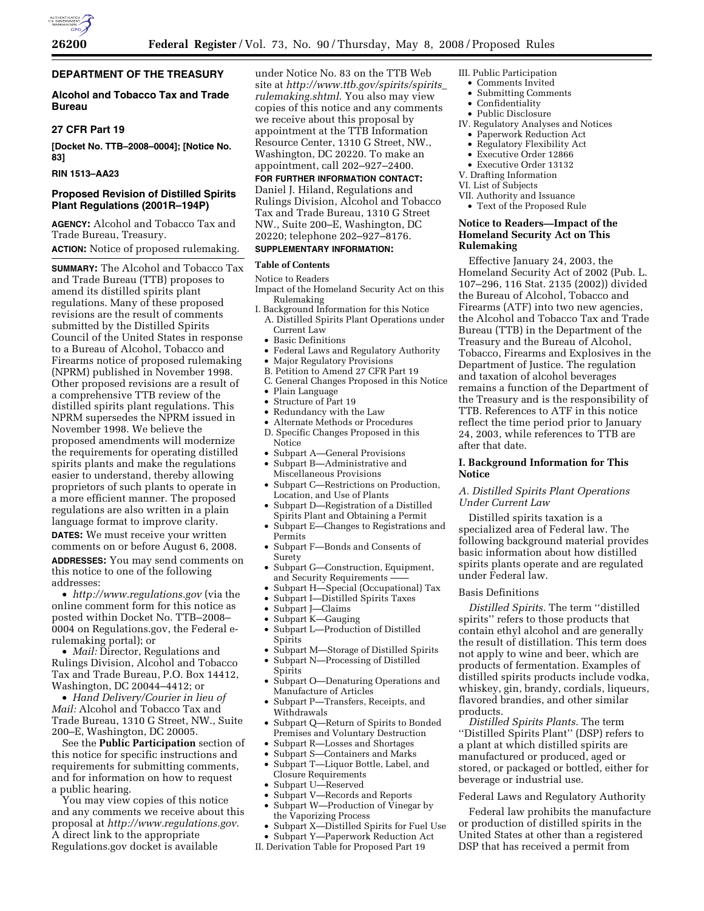**DEPARTMENT OF THE TREASURY**

**Alcohol and Tobacco Tax and Trade Bureau**

**27 CFR Part 19**

**[Docket No. TTB–2008–0004]; [Notice No. 83]**

**RIN 1513–AA23**

## Proposed Revision of Distilled Spirits Plant Regulations (2001R–194P)

**AGENCY:** Alcohol and Tobacco Tax and Trade Bureau, Treasury.

**ACTION:** Notice of proposed rulemaking.

**SUMMARY:** The Alcohol and Tobacco Tax and Trade Bureau (TTB) proposes to amend its distilled spirits plant regulations. Many of these proposed revisions are the result of comments submitted by the Distilled Spirits Council of the United States in response to a Bureau of Alcohol, Tobacco and Firearms notice of proposed rulemaking (NPRM) published in November 1998. Other proposed revisions are a result of a comprehensive TTB review of the distilled spirits plant regulations. This NPRM supersedes the NPRM issued in November 1998. We believe the proposed amendments will modernize the requirements for operating distilled spirits plants and make the regulations easier to understand, thereby allowing proprietors of such plants to operate in a more efficient manner. The proposed regulations are also written in a plain language format to improve clarity.

**DATES:** We must receive your written comments on or before August 6, 2008.

**ADDRESSES:** You may send comments on this notice to one of the following addresses:

- *http://www.regulations.gov* (via the online comment form for this notice as posted within Docket No. TTB–2008–0004 on Regulations.gov, the Federal e-rulemaking portal); or
- *Mail:* Director, Regulations and Rulings Division, Alcohol and Tobacco Tax and Trade Bureau, P.O. Box 14412, Washington, DC 20044–4412; or
- *Hand Delivery/Courier in lieu of Mail:* Alcohol and Tobacco Tax and Trade Bureau, 1310 G Street, NW., Suite 200–E, Washington, DC 20005.

See the **Public Participation** section of this notice for specific instructions and requirements for submitting comments, and for information on how to request a public hearing.

You may view copies of this notice and any comments we receive about this proposal at *http://www.regulations.gov*. A direct link to the appropriate Regulations.gov docket is available under Notice No. 83 on the TTB Web site at *http://www.ttb.gov/spirits/spirits_rulemaking.shtml*. You also may view copies of this notice and any comments we receive about this proposal by appointment at the TTB Information Resource Center, 1310 G Street, NW., Washington, DC 20220. To make an appointment, call 202–927–2400.

**FOR FURTHER INFORMATION CONTACT:** Daniel J. Hiland, Regulations and Rulings Division, Alcohol and Tobacco Tax and Trade Bureau, 1310 G Street NW., Suite 200–E, Washington, DC 20220; telephone 202–927–8176.

**SUPPLEMENTARY INFORMATION:**

**Table of Contents**

Notice to Readers

Impact of the Homeland Security Act on this Rulemaking

I. Background Information for this Notice
- A. Distilled Spirits Plant Operations under Current Law
  - Basic Definitions
  - Federal Laws and Regulatory Authority
  - Major Regulatory Provisions
- B. Petition to Amend 27 CFR Part 19
- C. General Changes Proposed in this Notice
  - Plain Language
  - Structure of Part 19
  - Redundancy with the Law
  - Alternate Methods or Procedures
- D. Specific Changes Proposed in this Notice
  - Subpart A—General Provisions
  - Subpart B—Administrative and Miscellaneous Provisions
  - Subpart C—Restrictions on Production, Location, and Use of Plants
  - Subpart D—Registration of a Distilled Spirits Plant and Obtaining a Permit
  - Subpart E—Changes to Registrations and Permits
  - Subpart F—Bonds and Consents of Surety
  - Subpart G—Construction, Equipment, and Security Requirements ——
  - Subpart H—Special (Occupational) Tax
  - Subpart I—Distilled Spirits Taxes
  - Subpart J—Claims
  - Subpart K—Gauging
  - Subpart L—Production of Distilled Spirits
  - Subpart M—Storage of Distilled Spirits
  - Subpart N—Processing of Distilled Spirits
  - Subpart O—Denaturing Operations and Manufacture of Articles
  - Subpart P—Transfers, Receipts, and Withdrawals
  - Subpart Q—Return of Spirits to Bonded Premises and Voluntary Destruction
  - Subpart R—Losses and Shortages
  - Subpart S—Containers and Marks
  - Subpart T—Liquor Bottle, Label, and Closure Requirements
  - Subpart U—Reserved
  - Subpart V—Records and Reports
  - Subpart W—Production of Vinegar by the Vaporizing Process
  - Subpart X—Distilled Spirits for Fuel Use
  - Subpart Y—Paperwork Reduction Act

II. Derivation Table for Proposed Part 19

III. Public Participation
- Comments Invited
- Submitting Comments
- Confidentiality
- Public Disclosure

IV. Regulatory Analyses and Notices
- Paperwork Reduction Act
- Regulatory Flexibility Act
- Executive Order 12866
- Executive Order 13132

V. Drafting Information

VI. List of Subjects

VII. Authority and Issuance
- Text of the Proposed Rule

### Notice to Readers—Impact of the Homeland Security Act on This Rulemaking

Effective January 24, 2003, the Homeland Security Act of 2002 (Pub. L. 107–296, 116 Stat. 2135 (2002)) divided the Bureau of Alcohol, Tobacco and Firearms (ATF) into two new agencies, the Alcohol and Tobacco Tax and Trade Bureau (TTB) in the Department of the Treasury and the Bureau of Alcohol, Tobacco, Firearms and Explosives in the Department of Justice. The regulation and taxation of alcohol beverages remains a function of the Department of the Treasury and is the responsibility of TTB. References to ATF in this notice reflect the time period prior to January 24, 2003, while references to TTB are after that date.

### I. Background Information for This Notice

#### *A. Distilled Spirits Plant Operations Under Current Law*

Distilled spirits taxation is a specialized area of Federal law. The following background material provides basic information about how distilled spirits plants operate and are regulated under Federal law.

Basis Definitions

*Distilled Spirits.* The term ''distilled spirits'' refers to those products that contain ethyl alcohol and are generally the result of distillation. This term does not apply to wine and beer, which are products of fermentation. Examples of distilled spirits products include vodka, whiskey, gin, brandy, cordials, liqueurs, flavored brandies, and other similar products.

*Distilled Spirits Plants.* The term ''Distilled Spirits Plant'' (DSP) refers to a plant at which distilled spirits are manufactured or produced, aged or stored, or packaged or bottled, either for beverage or industrial use.

Federal Laws and Regulatory Authority

Federal law prohibits the manufacture or production of distilled spirits in the United States at other than a registered DSP that has received a permit from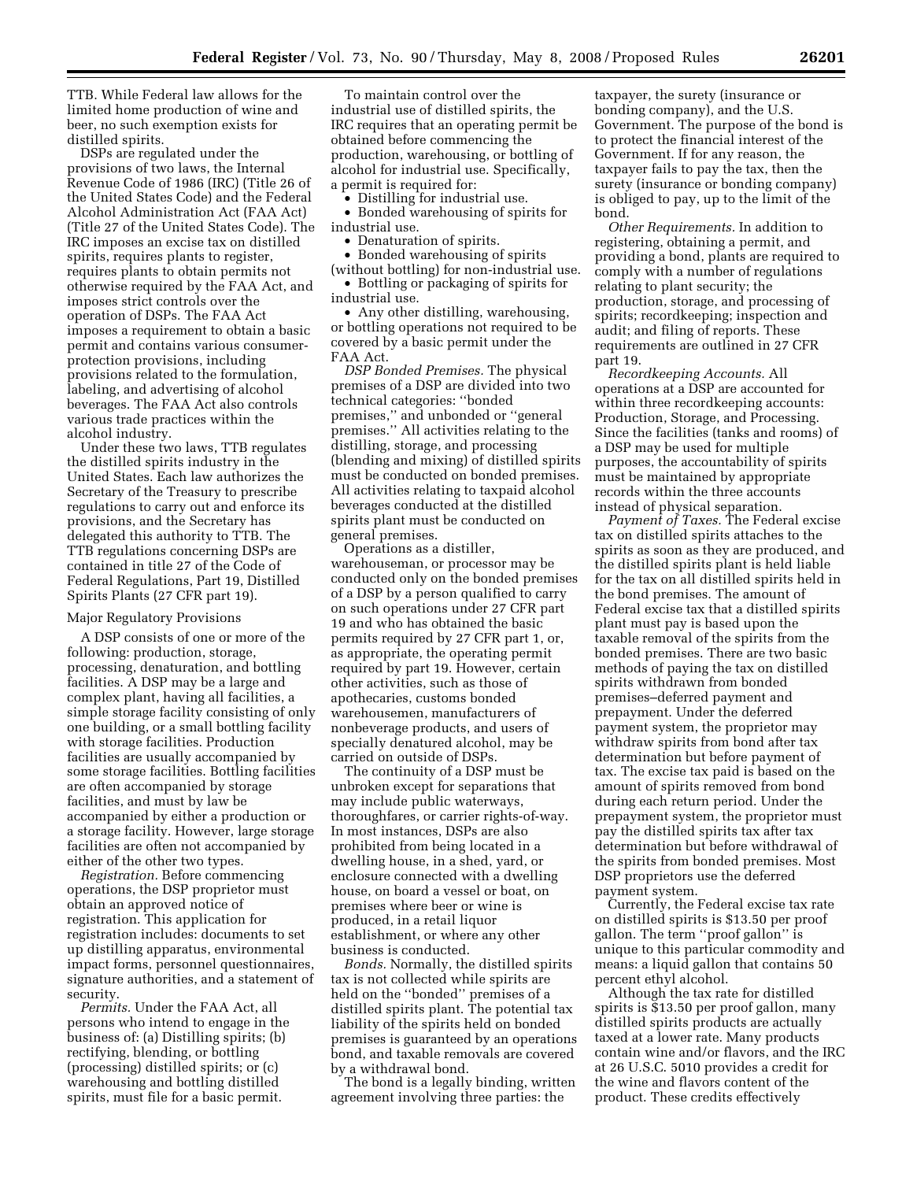TTB. While Federal law allows for the limited home production of wine and beer, no such exemption exists for distilled spirits.

DSPs are regulated under the provisions of two laws, the Internal Revenue Code of 1986 (IRC) (Title 26 of the United States Code) and the Federal Alcohol Administration Act (FAA Act) (Title 27 of the United States Code). The IRC imposes an excise tax on distilled spirits, requires plants to register, requires plants to obtain permits not otherwise required by the FAA Act, and imposes strict controls over the operation of DSPs. The FAA Act imposes a requirement to obtain a basic permit and contains various consumer-protection provisions, including provisions related to the formulation, labeling, and advertising of alcohol beverages. The FAA Act also controls various trade practices within the alcohol industry.

Under these two laws, TTB regulates the distilled spirits industry in the United States. Each law authorizes the Secretary of the Treasury to prescribe regulations to carry out and enforce its provisions, and the Secretary has delegated this authority to TTB. The TTB regulations concerning DSPs are contained in title 27 of the Code of Federal Regulations, Part 19, Distilled Spirits Plants (27 CFR part 19).

Major Regulatory Provisions

A DSP consists of one or more of the following: production, storage, processing, denaturation, and bottling facilities. A DSP may be a large and complex plant, having all facilities, a simple storage facility consisting of only one building, or a small bottling facility with storage facilities. Production facilities are usually accompanied by some storage facilities. Bottling facilities are often accompanied by storage facilities, and must by law be accompanied by either a production or a storage facility. However, large storage facilities are often not accompanied by either of the other two types.

*Registration.* Before commencing operations, the DSP proprietor must obtain an approved notice of registration. This application for registration includes: documents to set up distilling apparatus, environmental impact forms, personnel questionnaires, signature authorities, and a statement of security.

*Permits.* Under the FAA Act, all persons who intend to engage in the business of: (a) Distilling spirits; (b) rectifying, blending, or bottling (processing) distilled spirits; or (c) warehousing and bottling distilled spirits, must file for a basic permit.

To maintain control over the industrial use of distilled spirits, the IRC requires that an operating permit be obtained before commencing the production, warehousing, or bottling of alcohol for industrial use. Specifically, a permit is required for:

- Distilling for industrial use.
- Bonded warehousing of spirits for industrial use.
- Denaturation of spirits.
- Bonded warehousing of spirits (without bottling) for non-industrial use.
- Bottling or packaging of spirits for industrial use.
- Any other distilling, warehousing, or bottling operations not required to be covered by a basic permit under the FAA Act.

*DSP Bonded Premises.* The physical premises of a DSP are divided into two technical categories: ''bonded premises,'' and unbonded or ''general premises.'' All activities relating to the distilling, storage, and processing (blending and mixing) of distilled spirits must be conducted on bonded premises. All activities relating to taxpaid alcohol beverages conducted at the distilled spirits plant must be conducted on general premises.

Operations as a distiller, warehouseman, or processor may be conducted only on the bonded premises of a DSP by a person qualified to carry on such operations under 27 CFR part 19 and who has obtained the basic permits required by 27 CFR part 1, or, as appropriate, the operating permit required by part 19. However, certain other activities, such as those of apothecaries, customs bonded warehousemen, manufacturers of nonbeverage products, and users of specially denatured alcohol, may be carried on outside of DSPs.

The continuity of a DSP must be unbroken except for separations that may include public waterways, thoroughfares, or carrier rights-of-way. In most instances, DSPs are also prohibited from being located in a dwelling house, in a shed, yard, or enclosure connected with a dwelling house, on board a vessel or boat, on premises where beer or wine is produced, in a retail liquor establishment, or where any other business is conducted.

*Bonds.* Normally, the distilled spirits tax is not collected while spirits are held on the ''bonded'' premises of a distilled spirits plant. The potential tax liability of the spirits held on bonded premises is guaranteed by an operations bond, and taxable removals are covered by a withdrawal bond.

The bond is a legally binding, written agreement involving three parties: the taxpayer, the surety (insurance or bonding company), and the U.S. Government. The purpose of the bond is to protect the financial interest of the Government. If for any reason, the taxpayer fails to pay the tax, then the surety (insurance or bonding company) is obliged to pay, up to the limit of the bond.

*Other Requirements.* In addition to registering, obtaining a permit, and providing a bond, plants are required to comply with a number of regulations relating to plant security; the production, storage, and processing of spirits; recordkeeping; inspection and audit; and filing of reports. These requirements are outlined in 27 CFR part 19.

*Recordkeeping Accounts.* All operations at a DSP are accounted for within three recordkeeping accounts: Production, Storage, and Processing. Since the facilities (tanks and rooms) of a DSP may be used for multiple purposes, the accountability of spirits must be maintained by appropriate records within the three accounts instead of physical separation.

*Payment of Taxes.* The Federal excise tax on distilled spirits attaches to the spirits as soon as they are produced, and the distilled spirits plant is held liable for the tax on all distilled spirits held in the bond premises. The amount of Federal excise tax that a distilled spirits plant must pay is based upon the taxable removal of the spirits from the bonded premises. There are two basic methods of paying the tax on distilled spirits withdrawn from bonded premises–deferred payment and prepayment. Under the deferred payment system, the proprietor may withdraw spirits from bond after tax determination but before payment of tax. The excise tax paid is based on the amount of spirits removed from bond during each return period. Under the prepayment system, the proprietor must pay the distilled spirits tax after tax determination but before withdrawal of the spirits from bonded premises. Most DSP proprietors use the deferred payment system.

Currently, the Federal excise tax rate on distilled spirits is $13.50 per proof gallon. The term ''proof gallon'' is unique to this particular commodity and means: a liquid gallon that contains 50 percent ethyl alcohol.

Although the tax rate for distilled spirits is $13.50 per proof gallon, many distilled spirits products are actually taxed at a lower rate. Many products contain wine and/or flavors, and the IRC at 26 U.S.C. 5010 provides a credit for the wine and flavors content of the product. These credits effectively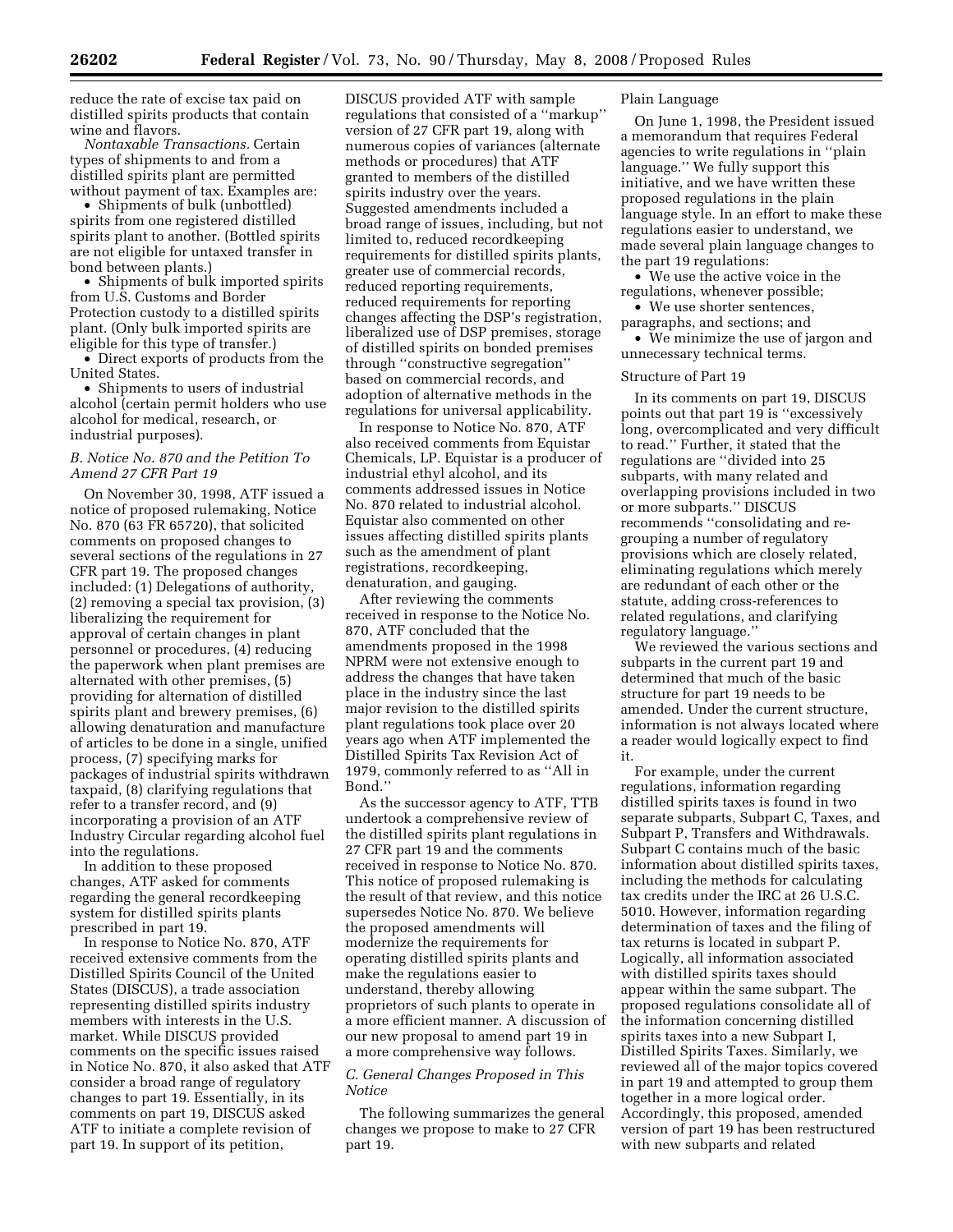reduce the rate of excise tax paid on distilled spirits products that contain wine and flavors.

*Nontaxable Transactions.* Certain types of shipments to and from a distilled spirits plant are permitted without payment of tax. Examples are:

- Shipments of bulk (unbottled) spirits from one registered distilled spirits plant to another. (Bottled spirits are not eligible for untaxed transfer in bond between plants.)
- Shipments of bulk imported spirits from U.S. Customs and Border Protection custody to a distilled spirits plant. (Only bulk imported spirits are eligible for this type of transfer.)
- Direct exports of products from the United States.
- Shipments to users of industrial alcohol (certain permit holders who use alcohol for medical, research, or industrial purposes).

### *B. Notice No. 870 and the Petition To Amend 27 CFR Part 19*

On November 30, 1998, ATF issued a notice of proposed rulemaking, Notice No. 870 (63 FR 65720), that solicited comments on proposed changes to several sections of the regulations in 27 CFR part 19. The proposed changes included: (1) Delegations of authority, (2) removing a special tax provision, (3) liberalizing the requirement for approval of certain changes in plant personnel or procedures, (4) reducing the paperwork when plant premises are alternated with other premises, (5) providing for alternation of distilled spirits plant and brewery premises, (6) allowing denaturation and manufacture of articles to be done in a single, unified process, (7) specifying marks for packages of industrial spirits withdrawn taxpaid, (8) clarifying regulations that refer to a transfer record, and (9) incorporating a provision of an ATF Industry Circular regarding alcohol fuel into the regulations.

In addition to these proposed changes, ATF asked for comments regarding the general recordkeeping system for distilled spirits plants prescribed in part 19.

In response to Notice No. 870, ATF received extensive comments from the Distilled Spirits Council of the United States (DISCUS), a trade association representing distilled spirits industry members with interests in the U.S. market. While DISCUS provided comments on the specific issues raised in Notice No. 870, it also asked that ATF consider a broad range of regulatory changes to part 19. Essentially, in its comments on part 19, DISCUS asked ATF to initiate a complete revision of part 19. In support of its petition, DISCUS provided ATF with sample regulations that consisted of a "markup" version of 27 CFR part 19, along with numerous copies of variances (alternate methods or procedures) that ATF granted to members of the distilled spirits industry over the years. Suggested amendments included a broad range of issues, including, but not limited to, reduced recordkeeping requirements for distilled spirits plants, greater use of commercial records, reduced reporting requirements, reduced requirements for reporting changes affecting the DSP's registration, liberalized use of DSP premises, storage of distilled spirits on bonded premises through "constructive segregation" based on commercial records, and adoption of alternative methods in the regulations for universal applicability.

In response to Notice No. 870, ATF also received comments from Equistar Chemicals, LP. Equistar is a producer of industrial ethyl alcohol, and its comments addressed issues in Notice No. 870 related to industrial alcohol. Equistar also commented on other issues affecting distilled spirits plants such as the amendment of plant registrations, recordkeeping, denaturation, and gauging.

After reviewing the comments received in response to the Notice No. 870, ATF concluded that the amendments proposed in the 1998 NPRM were not extensive enough to address the changes that have taken place in the industry since the last major revision to the distilled spirits plant regulations took place over 20 years ago when ATF implemented the Distilled Spirits Tax Revision Act of 1979, commonly referred to as "All in Bond."

As the successor agency to ATF, TTB undertook a comprehensive review of the distilled spirits plant regulations in 27 CFR part 19 and the comments received in response to Notice No. 870. This notice of proposed rulemaking is the result of that review, and this notice supersedes Notice No. 870. We believe the proposed amendments will modernize the requirements for operating distilled spirits plants and make the regulations easier to understand, thereby allowing proprietors of such plants to operate in a more efficient manner. A discussion of our new proposal to amend part 19 in a more comprehensive way follows.

### *C. General Changes Proposed in This Notice*

The following summarizes the general changes we propose to make to 27 CFR part 19.

#### Plain Language

On June 1, 1998, the President issued a memorandum that requires Federal agencies to write regulations in "plain language." We fully support this initiative, and we have written these proposed regulations in the plain language style. In an effort to make these regulations easier to understand, we made several plain language changes to the part 19 regulations:

- We use the active voice in the regulations, whenever possible;
- We use shorter sentences, paragraphs, and sections; and
- We minimize the use of jargon and unnecessary technical terms.

#### Structure of Part 19

In its comments on part 19, DISCUS points out that part 19 is "excessively long, overcomplicated and very difficult to read." Further, it stated that the regulations are "divided into 25 subparts, with many related and overlapping provisions included in two or more subparts." DISCUS recommends "consolidating and re-grouping a number of regulatory provisions which are closely related, eliminating regulations which merely are redundant of each other or the statute, adding cross-references to related regulations, and clarifying regulatory language."

We reviewed the various sections and subparts in the current part 19 and determined that much of the basic structure for part 19 needs to be amended. Under the current structure, information is not always located where a reader would logically expect to find it.

For example, under the current regulations, information regarding distilled spirits taxes is found in two separate subparts, Subpart C, Taxes, and Subpart P, Transfers and Withdrawals. Subpart C contains much of the basic information about distilled spirits taxes, including the methods for calculating tax credits under the IRC at 26 U.S.C. 5010. However, information regarding determination of taxes and the filing of tax returns is located in subpart P. Logically, all information associated with distilled spirits taxes should appear within the same subpart. The proposed regulations consolidate all of the information concerning distilled spirits taxes into a new Subpart I, Distilled Spirits Taxes. Similarly, we reviewed all of the major topics covered in part 19 and attempted to group them together in a more logical order. Accordingly, this proposed, amended version of part 19 has been restructured with new subparts and related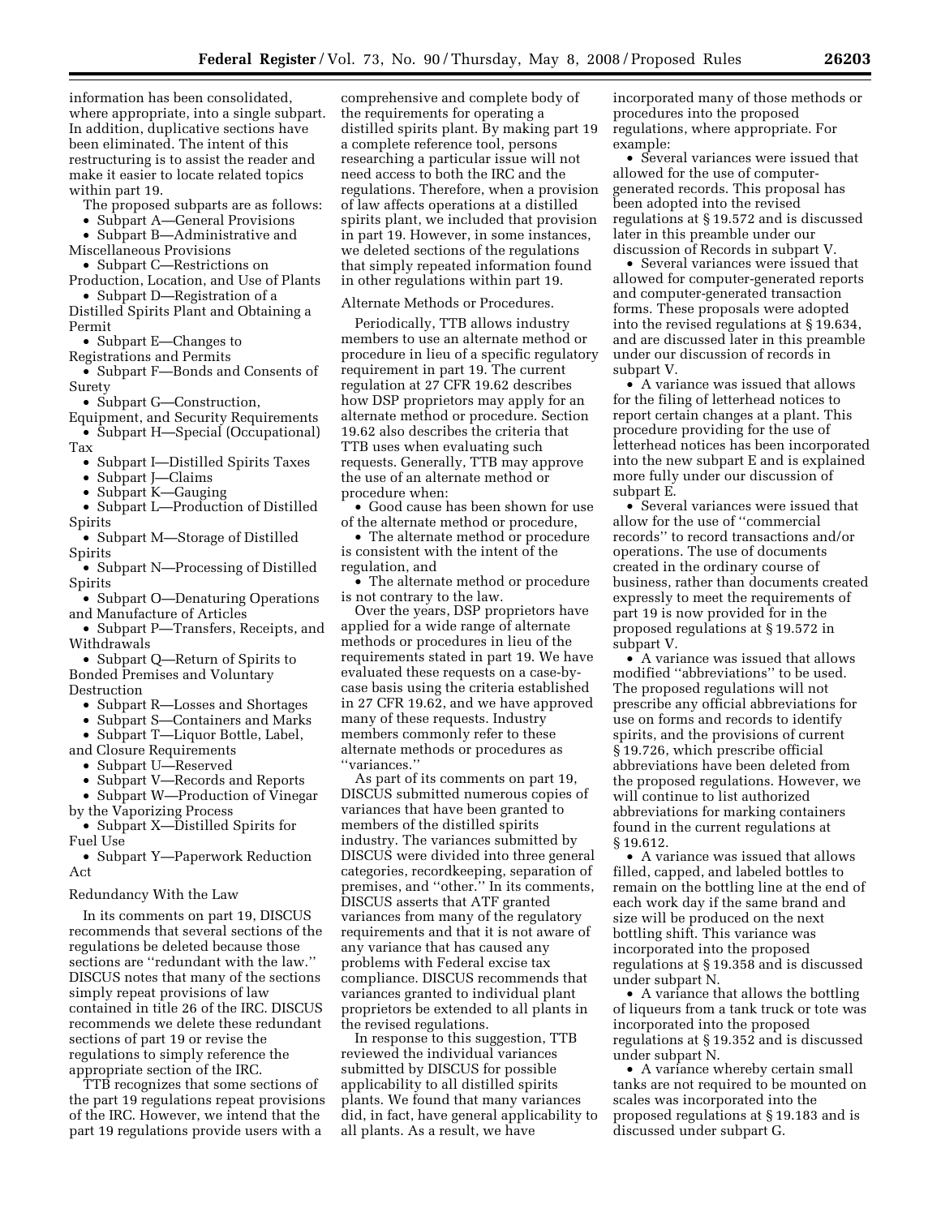information has been consolidated, where appropriate, into a single subpart. In addition, duplicative sections have been eliminated. The intent of this restructuring is to assist the reader and make it easier to locate related topics within part 19.

The proposed subparts are as follows:

- Subpart A—General Provisions
- Subpart B—Administrative and Miscellaneous Provisions
- Subpart C—Restrictions on Production, Location, and Use of Plants
- Subpart D—Registration of a Distilled Spirits Plant and Obtaining a Permit
- Subpart E—Changes to Registrations and Permits
- Subpart F—Bonds and Consents of Surety
- Subpart G—Construction, Equipment, and Security Requirements
- Subpart H—Special (Occupational) Tax
- Subpart I—Distilled Spirits Taxes
- Subpart J—Claims
- Subpart K—Gauging
- Subpart L—Production of Distilled Spirits
- Subpart M—Storage of Distilled Spirits
- Subpart N—Processing of Distilled Spirits
- Subpart O—Denaturing Operations and Manufacture of Articles
- Subpart P—Transfers, Receipts, and Withdrawals
- Subpart Q—Return of Spirits to Bonded Premises and Voluntary Destruction
- Subpart R—Losses and Shortages
- Subpart S—Containers and Marks
- Subpart T—Liquor Bottle, Label, and Closure Requirements
- Subpart U—Reserved
- Subpart V—Records and Reports
- Subpart W—Production of Vinegar by the Vaporizing Process
- Subpart X—Distilled Spirits for Fuel Use
- Subpart Y—Paperwork Reduction Act

Redundancy With the Law

In its comments on part 19, DISCUS recommends that several sections of the regulations be deleted because those sections are ''redundant with the law.'' DISCUS notes that many of the sections simply repeat provisions of law contained in title 26 of the IRC. DISCUS recommends we delete these redundant sections of part 19 or revise the regulations to simply reference the appropriate section of the IRC.

TTB recognizes that some sections of the part 19 regulations repeat provisions of the IRC. However, we intend that the part 19 regulations provide users with a comprehensive and complete body of the requirements for operating a distilled spirits plant. By making part 19 a complete reference tool, persons researching a particular issue will not need access to both the IRC and the regulations. Therefore, when a provision of law affects operations at a distilled spirits plant, we included that provision in part 19. However, in some instances, we deleted sections of the regulations that simply repeated information found in other regulations within part 19.

Alternate Methods or Procedures.

Periodically, TTB allows industry members to use an alternate method or procedure in lieu of a specific regulatory requirement in part 19. The current regulation at 27 CFR 19.62 describes how DSP proprietors may apply for an alternate method or procedure. Section 19.62 also describes the criteria that TTB uses when evaluating such requests. Generally, TTB may approve the use of an alternate method or procedure when:

- Good cause has been shown for use of the alternate method or procedure,
- The alternate method or procedure is consistent with the intent of the regulation, and
- The alternate method or procedure is not contrary to the law.

Over the years, DSP proprietors have applied for a wide range of alternate methods or procedures in lieu of the requirements stated in part 19. We have evaluated these requests on a case-by-case basis using the criteria established in 27 CFR 19.62, and we have approved many of these requests. Industry members commonly refer to these alternate methods or procedures as ''variances.''

As part of its comments on part 19, DISCUS submitted numerous copies of variances that have been granted to members of the distilled spirits industry. The variances submitted by DISCUS were divided into three general categories, recordkeeping, separation of premises, and ''other.'' In its comments, DISCUS asserts that ATF granted variances from many of the regulatory requirements and that it is not aware of any variance that has caused any problems with Federal excise tax compliance. DISCUS recommends that variances granted to individual plant proprietors be extended to all plants in the revised regulations.

In response to this suggestion, TTB reviewed the individual variances submitted by DISCUS for possible applicability to all distilled spirits plants. We found that many variances did, in fact, have general applicability to all plants. As a result, we have incorporated many of those methods or procedures into the proposed regulations, where appropriate. For example:

- Several variances were issued that allowed for the use of computer-generated records. This proposal has been adopted into the revised regulations at § 19.572 and is discussed later in this preamble under our discussion of Records in subpart V.
- Several variances were issued that allowed for computer-generated reports and computer-generated transaction forms. These proposals were adopted into the revised regulations at § 19.634, and are discussed later in this preamble under our discussion of records in subpart V.
- A variance was issued that allows for the filing of letterhead notices to report certain changes at a plant. This procedure providing for the use of letterhead notices has been incorporated into the new subpart E and is explained more fully under our discussion of subpart E.
- Several variances were issued that allow for the use of ''commercial records'' to record transactions and/or operations. The use of documents created in the ordinary course of business, rather than documents created expressly to meet the requirements of part 19 is now provided for in the proposed regulations at § 19.572 in subpart V.
- A variance was issued that allows modified ''abbreviations'' to be used. The proposed regulations will not prescribe any official abbreviations for use on forms and records to identify spirits, and the provisions of current § 19.726, which prescribe official abbreviations have been deleted from the proposed regulations. However, we will continue to list authorized abbreviations for marking containers found in the current regulations at § 19.612.
- A variance was issued that allows filled, capped, and labeled bottles to remain on the bottling line at the end of each work day if the same brand and size will be produced on the next bottling shift. This variance was incorporated into the proposed regulations at § 19.358 and is discussed under subpart N.
- A variance that allows the bottling of liqueurs from a tank truck or tote was incorporated into the proposed regulations at § 19.352 and is discussed under subpart N.
- A variance whereby certain small tanks are not required to be mounted on scales was incorporated into the proposed regulations at § 19.183 and is discussed under subpart G.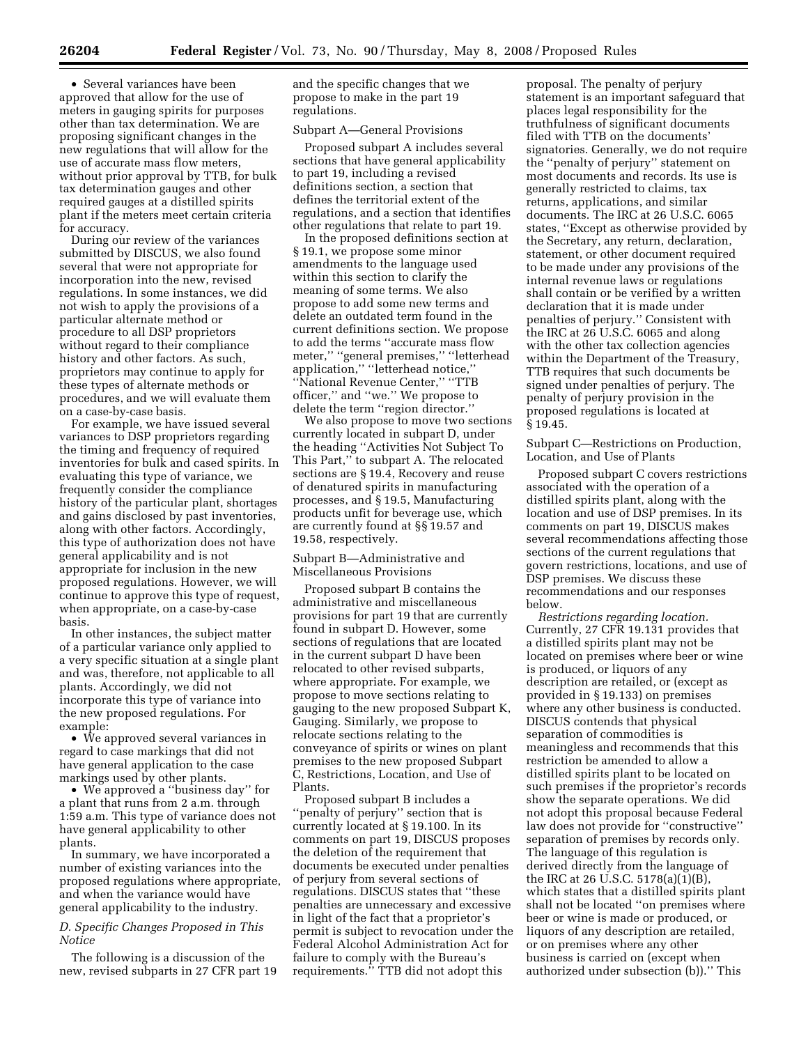• Several variances have been approved that allow for the use of meters in gauging spirits for purposes other than tax determination. We are proposing significant changes in the new regulations that will allow for the use of accurate mass flow meters, without prior approval by TTB, for bulk tax determination gauges and other required gauges at a distilled spirits plant if the meters meet certain criteria for accuracy.

During our review of the variances submitted by DISCUS, we also found several that were not appropriate for incorporation into the new, revised regulations. In some instances, we did not wish to apply the provisions of a particular alternate method or procedure to all DSP proprietors without regard to their compliance history and other factors. As such, proprietors may continue to apply for these types of alternate methods or procedures, and we will evaluate them on a case-by-case basis.

For example, we have issued several variances to DSP proprietors regarding the timing and frequency of required inventories for bulk and cased spirits. In evaluating this type of variance, we frequently consider the compliance history of the particular plant, shortages and gains disclosed by past inventories, along with other factors. Accordingly, this type of authorization does not have general applicability and is not appropriate for inclusion in the new proposed regulations. However, we will continue to approve this type of request, when appropriate, on a case-by-case basis.

In other instances, the subject matter of a particular variance only applied to a very specific situation at a single plant and was, therefore, not applicable to all plants. Accordingly, we did not incorporate this type of variance into the new proposed regulations. For example:

• We approved several variances in regard to case markings that did not have general application to the case markings used by other plants.

• We approved a ''business day'' for a plant that runs from 2 a.m. through 1:59 a.m. This type of variance does not have general applicability to other plants.

In summary, we have incorporated a number of existing variances into the proposed regulations where appropriate, and when the variance would have general applicability to the industry.

### *D. Specific Changes Proposed in This Notice*

The following is a discussion of the new, revised subparts in 27 CFR part 19 and the specific changes that we propose to make in the part 19 regulations.

#### Subpart A—General Provisions

Proposed subpart A includes several sections that have general applicability to part 19, including a revised definitions section, a section that defines the territorial extent of the regulations, and a section that identifies other regulations that relate to part 19.

In the proposed definitions section at § 19.1, we propose some minor amendments to the language used within this section to clarify the meaning of some terms. We also propose to add some new terms and delete an outdated term found in the current definitions section. We propose to add the terms ''accurate mass flow meter,'' ''general premises,'' ''letterhead application,'' ''letterhead notice,'' ''National Revenue Center,'' ''TTB officer,'' and ''we.'' We propose to delete the term ''region director.''

We also propose to move two sections currently located in subpart D, under the heading ''Activities Not Subject To This Part,'' to subpart A. The relocated sections are § 19.4, Recovery and reuse of denatured spirits in manufacturing processes, and § 19.5, Manufacturing products unfit for beverage use, which are currently found at §§ 19.57 and 19.58, respectively.

#### Subpart B—Administrative and Miscellaneous Provisions

Proposed subpart B contains the administrative and miscellaneous provisions for part 19 that are currently found in subpart D. However, some sections of regulations that are located in the current subpart D have been relocated to other revised subparts, where appropriate. For example, we propose to move sections relating to gauging to the new proposed Subpart K, Gauging. Similarly, we propose to relocate sections relating to the conveyance of spirits or wines on plant premises to the new proposed Subpart C, Restrictions, Location, and Use of Plants.

Proposed subpart B includes a ''penalty of perjury'' section that is currently located at § 19.100. In its comments on part 19, DISCUS proposes the deletion of the requirement that documents be executed under penalties of perjury from several sections of regulations. DISCUS states that ''these penalties are unnecessary and excessive in light of the fact that a proprietor's permit is subject to revocation under the Federal Alcohol Administration Act for failure to comply with the Bureau's requirements.'' TTB did not adopt this proposal. The penalty of perjury statement is an important safeguard that places legal responsibility for the truthfulness of significant documents filed with TTB on the documents' signatories. Generally, we do not require the ''penalty of perjury'' statement on most documents and records. Its use is generally restricted to claims, tax returns, applications, and similar documents. The IRC at 26 U.S.C. 6065 states, ''Except as otherwise provided by the Secretary, any return, declaration, statement, or other document required to be made under any provisions of the internal revenue laws or regulations shall contain or be verified by a written declaration that it is made under penalties of perjury.'' Consistent with the IRC at 26 U.S.C. 6065 and along with the other tax collection agencies within the Department of the Treasury, TTB requires that such documents be signed under penalties of perjury. The penalty of perjury provision in the proposed regulations is located at § 19.45.

#### Subpart C—Restrictions on Production, Location, and Use of Plants

Proposed subpart C covers restrictions associated with the operation of a distilled spirits plant, along with the location and use of DSP premises. In its comments on part 19, DISCUS makes several recommendations affecting those sections of the current regulations that govern restrictions, locations, and use of DSP premises. We discuss these recommendations and our responses below.

*Restrictions regarding location.* Currently, 27 CFR 19.131 provides that a distilled spirits plant may not be located on premises where beer or wine is produced, or liquors of any description are retailed, or (except as provided in § 19.133) on premises where any other business is conducted. DISCUS contends that physical separation of commodities is meaningless and recommends that this restriction be amended to allow a distilled spirits plant to be located on such premises if the proprietor's records show the separate operations. We did not adopt this proposal because Federal law does not provide for ''constructive'' separation of premises by records only. The language of this regulation is derived directly from the language of the IRC at 26 U.S.C. 5178(a)(1)(B), which states that a distilled spirits plant shall not be located ''on premises where beer or wine is made or produced, or liquors of any description are retailed, or on premises where any other business is carried on (except when authorized under subsection (b)).'' This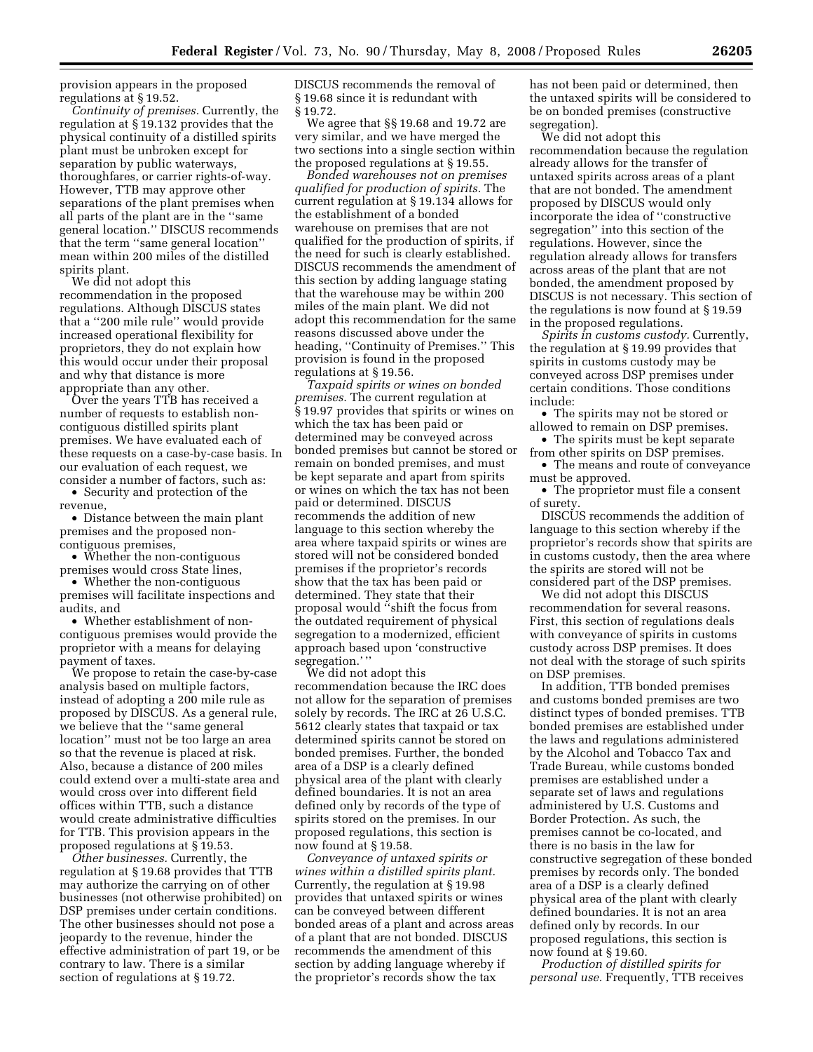provision appears in the proposed regulations at § 19.52.

*Continuity of premises.* Currently, the regulation at § 19.132 provides that the physical continuity of a distilled spirits plant must be unbroken except for separation by public waterways, thoroughfares, or carrier rights-of-way. However, TTB may approve other separations of the plant premises when all parts of the plant are in the ''same general location.'' DISCUS recommends that the term ''same general location'' mean within 200 miles of the distilled spirits plant.

We did not adopt this recommendation in the proposed regulations. Although DISCUS states that a ''200 mile rule'' would provide increased operational flexibility for proprietors, they do not explain how this would occur under their proposal and why that distance is more appropriate than any other.

Over the years TTB has received a number of requests to establish non-contiguous distilled spirits plant premises. We have evaluated each of these requests on a case-by-case basis. In our evaluation of each request, we consider a number of factors, such as:

- Security and protection of the revenue,
- Distance between the main plant premises and the proposed non-contiguous premises,
- Whether the non-contiguous premises would cross State lines,
- Whether the non-contiguous premises will facilitate inspections and audits, and
- Whether establishment of non-contiguous premises would provide the proprietor with a means for delaying payment of taxes.

We propose to retain the case-by-case analysis based on multiple factors, instead of adopting a 200 mile rule as proposed by DISCUS. As a general rule, we believe that the ''same general location'' must not be too large an area so that the revenue is placed at risk. Also, because a distance of 200 miles could extend over a multi-state area and would cross over into different field offices within TTB, such a distance would create administrative difficulties for TTB. This provision appears in the proposed regulations at § 19.53.

*Other businesses.* Currently, the regulation at § 19.68 provides that TTB may authorize the carrying on of other businesses (not otherwise prohibited) on DSP premises under certain conditions. The other businesses should not pose a jeopardy to the revenue, hinder the effective administration of part 19, or be contrary to law. There is a similar section of regulations at § 19.72. DISCUS recommends the removal of § 19.68 since it is redundant with § 19.72.

We agree that §§ 19.68 and 19.72 are very similar, and we have merged the two sections into a single section within the proposed regulations at § 19.55.

*Bonded warehouses not on premises qualified for production of spirits.* The current regulation at § 19.134 allows for the establishment of a bonded warehouse on premises that are not qualified for the production of spirits, if the need for such is clearly established. DISCUS recommends the amendment of this section by adding language stating that the warehouse may be within 200 miles of the main plant. We did not adopt this recommendation for the same reasons discussed above under the heading, ''Continuity of Premises.'' This provision is found in the proposed regulations at § 19.56.

*Taxpaid spirits or wines on bonded premises.* The current regulation at § 19.97 provides that spirits or wines on which the tax has been paid or determined may be conveyed across bonded premises but cannot be stored or remain on bonded premises, and must be kept separate and apart from spirits or wines on which the tax has not been paid or determined. DISCUS recommends the addition of new language to this section whereby the area where taxpaid spirits or wines are stored will not be considered bonded premises if the proprietor's records show that the tax has been paid or determined. They state that their proposal would ''shift the focus from the outdated requirement of physical segregation to a modernized, efficient approach based upon 'constructive segregation.' ''

We did not adopt this recommendation because the IRC does not allow for the separation of premises solely by records. The IRC at 26 U.S.C. 5612 clearly states that taxpaid or tax determined spirits cannot be stored on bonded premises. Further, the bonded area of a DSP is a clearly defined physical area of the plant with clearly defined boundaries. It is not an area defined only by records of the type of spirits stored on the premises. In our proposed regulations, this section is now found at § 19.58.

*Conveyance of untaxed spirits or wines within a distilled spirits plant.* Currently, the regulation at § 19.98 provides that untaxed spirits or wines can be conveyed between different bonded areas of a plant and across areas of a plant that are not bonded. DISCUS recommends the amendment of this section by adding language whereby if the proprietor's records show the tax has not been paid or determined, then the untaxed spirits will be considered to be on bonded premises (constructive segregation).

We did not adopt this recommendation because the regulation already allows for the transfer of untaxed spirits across areas of a plant that are not bonded. The amendment proposed by DISCUS would only incorporate the idea of ''constructive segregation'' into this section of the regulations. However, since the regulation already allows for transfers across areas of the plant that are not bonded, the amendment proposed by DISCUS is not necessary. This section of the regulations is now found at § 19.59 in the proposed regulations.

*Spirits in customs custody.* Currently, the regulation at § 19.99 provides that spirits in customs custody may be conveyed across DSP premises under certain conditions. Those conditions include:

- The spirits may not be stored or allowed to remain on DSP premises.
- The spirits must be kept separate from other spirits on DSP premises.
- The means and route of conveyance must be approved.
- The proprietor must file a consent of surety.

DISCUS recommends the addition of language to this section whereby if the proprietor's records show that spirits are in customs custody, then the area where the spirits are stored will not be considered part of the DSP premises.

We did not adopt this DISCUS recommendation for several reasons. First, this section of regulations deals with conveyance of spirits in customs custody across DSP premises. It does not deal with the storage of such spirits on DSP premises.

In addition, TTB bonded premises and customs bonded premises are two distinct types of bonded premises. TTB bonded premises are established under the laws and regulations administered by the Alcohol and Tobacco Tax and Trade Bureau, while customs bonded premises are established under a separate set of laws and regulations administered by U.S. Customs and Border Protection. As such, the premises cannot be co-located, and there is no basis in the law for constructive segregation of these bonded premises by records only. The bonded area of a DSP is a clearly defined physical area of the plant with clearly defined boundaries. It is not an area defined only by records. In our proposed regulations, this section is now found at § 19.60.

*Production of distilled spirits for personal use.* Frequently, TTB receives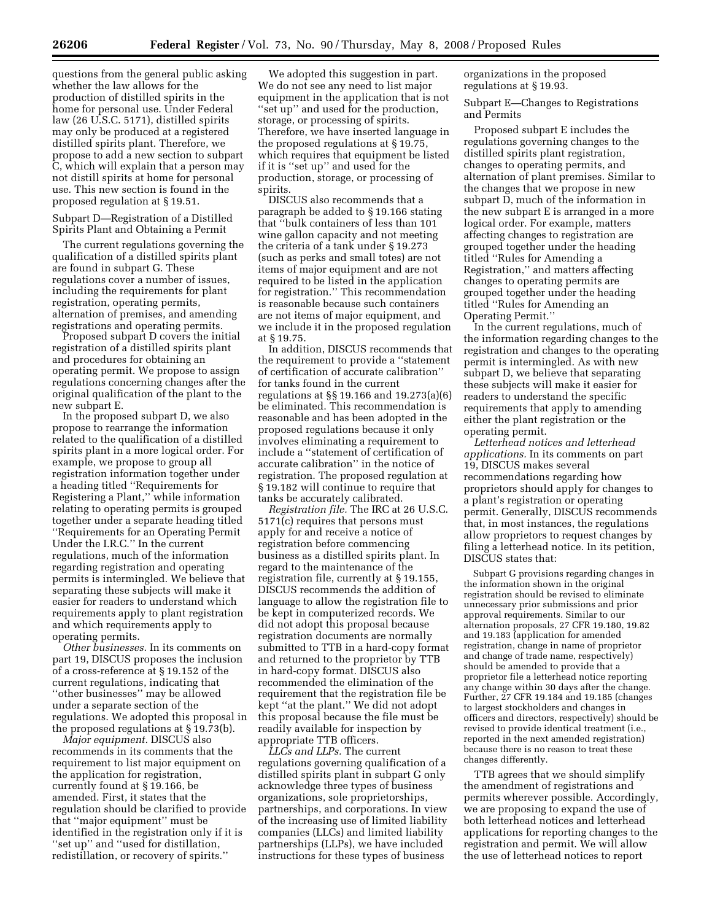questions from the general public asking whether the law allows for the production of distilled spirits in the home for personal use. Under Federal law (26 U.S.C. 5171), distilled spirits may only be produced at a registered distilled spirits plant. Therefore, we propose to add a new section to subpart C, which will explain that a person may not distill spirits at home for personal use. This new section is found in the proposed regulation at § 19.51.

Subpart D—Registration of a Distilled Spirits Plant and Obtaining a Permit

The current regulations governing the qualification of a distilled spirits plant are found in subpart G. These regulations cover a number of issues, including the requirements for plant registration, operating permits, alternation of premises, and amending registrations and operating permits.

Proposed subpart D covers the initial registration of a distilled spirits plant and procedures for obtaining an operating permit. We propose to assign regulations concerning changes after the original qualification of the plant to the new subpart E.

In the proposed subpart D, we also propose to rearrange the information related to the qualification of a distilled spirits plant in a more logical order. For example, we propose to group all registration information together under a heading titled ''Requirements for Registering a Plant,'' while information relating to operating permits is grouped together under a separate heading titled ''Requirements for an Operating Permit Under the I.R.C.'' In the current regulations, much of the information regarding registration and operating permits is intermingled. We believe that separating these subjects will make it easier for readers to understand which requirements apply to plant registration and which requirements apply to operating permits.

*Other businesses.* In its comments on part 19, DISCUS proposes the inclusion of a cross-reference at § 19.152 of the current regulations, indicating that ''other businesses'' may be allowed under a separate section of the regulations. We adopted this proposal in the proposed regulations at § 19.73(b).

*Major equipment.* DISCUS also recommends in its comments that the requirement to list major equipment on the application for registration, currently found at § 19.166, be amended. First, it states that the regulation should be clarified to provide that ''major equipment'' must be identified in the registration only if it is ''set up'' and ''used for distillation, redistillation, or recovery of spirits.''

We adopted this suggestion in part. We do not see any need to list major equipment in the application that is not ''set up'' and used for the production, storage, or processing of spirits. Therefore, we have inserted language in the proposed regulations at § 19.75, which requires that equipment be listed if it is ''set up'' and used for the production, storage, or processing of spirits.

DISCUS also recommends that a paragraph be added to § 19.166 stating that ''bulk containers of less than 101 wine gallon capacity and not meeting the criteria of a tank under § 19.273 (such as perks and small totes) are not items of major equipment and are not required to be listed in the application for registration.'' This recommendation is reasonable because such containers are not items of major equipment, and we include it in the proposed regulation at § 19.75.

In addition, DISCUS recommends that the requirement to provide a ''statement of certification of accurate calibration'' for tanks found in the current regulations at §§ 19.166 and 19.273(a)(6) be eliminated. This recommendation is reasonable and has been adopted in the proposed regulations because it only involves eliminating a requirement to include a ''statement of certification of accurate calibration'' in the notice of registration. The proposed regulation at § 19.182 will continue to require that tanks be accurately calibrated.

*Registration file.* The IRC at 26 U.S.C. 5171(c) requires that persons must apply for and receive a notice of registration before commencing business as a distilled spirits plant. In regard to the maintenance of the registration file, currently at § 19.155, DISCUS recommends the addition of language to allow the registration file to be kept in computerized records. We did not adopt this proposal because registration documents are normally submitted to TTB in a hard-copy format and returned to the proprietor by TTB in hard-copy format. DISCUS also recommended the elimination of the requirement that the registration file be kept ''at the plant.'' We did not adopt this proposal because the file must be readily available for inspection by appropriate TTB officers.

*LLCs and LLPs.* The current regulations governing qualification of a distilled spirits plant in subpart G only acknowledge three types of business organizations, sole proprietorships, partnerships, and corporations. In view of the increasing use of limited liability companies (LLCs) and limited liability partnerships (LLPs), we have included instructions for these types of business organizations in the proposed regulations at § 19.93.

Subpart E—Changes to Registrations and Permits

Proposed subpart E includes the regulations governing changes to the distilled spirits plant registration, changes to operating permits, and alternation of plant premises. Similar to the changes that we propose in new subpart D, much of the information in the new subpart E is arranged in a more logical order. For example, matters affecting changes to registration are grouped together under the heading titled ''Rules for Amending a Registration,'' and matters affecting changes to operating permits are grouped together under the heading titled ''Rules for Amending an Operating Permit.''

In the current regulations, much of the information regarding changes to the registration and changes to the operating permit is intermingled. As with new subpart D, we believe that separating these subjects will make it easier for readers to understand the specific requirements that apply to amending either the plant registration or the operating permit.

*Letterhead notices and letterhead applications.* In its comments on part 19, DISCUS makes several recommendations regarding how proprietors should apply for changes to a plant's registration or operating permit. Generally, DISCUS recommends that, in most instances, the regulations allow proprietors to request changes by filing a letterhead notice. In its petition, DISCUS states that:

> Subpart G provisions regarding changes in the information shown in the original registration should be revised to eliminate unnecessary prior submissions and prior approval requirements. Similar to our alternation proposals, 27 CFR 19.180, 19.82 and 19.183 (application for amended registration, change in name of proprietor and change of trade name, respectively) should be amended to provide that a proprietor file a letterhead notice reporting any change within 30 days after the change. Further, 27 CFR 19.184 and 19.185 (changes to largest stockholders and changes in officers and directors, respectively) should be revised to provide identical treatment (i.e., reported in the next amended registration) because there is no reason to treat these changes differently.

TTB agrees that we should simplify the amendment of registrations and permits wherever possible. Accordingly, we are proposing to expand the use of both letterhead notices and letterhead applications for reporting changes to the registration and permit. We will allow the use of letterhead notices to report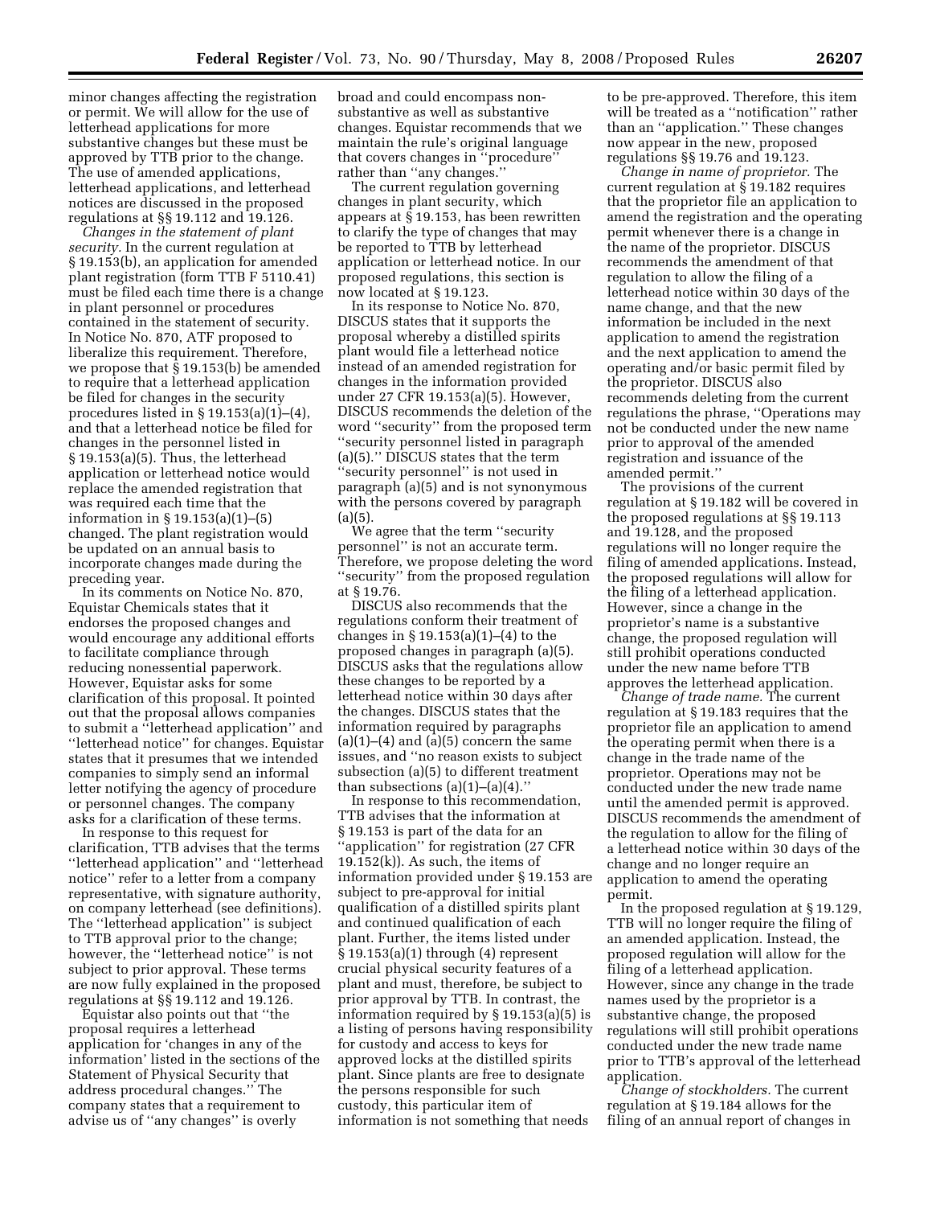minor changes affecting the registration or permit. We will allow for the use of letterhead applications for more substantive changes but these must be approved by TTB prior to the change. The use of amended applications, letterhead applications, and letterhead notices are discussed in the proposed regulations at §§ 19.112 and 19.126.

*Changes in the statement of plant security.* In the current regulation at § 19.153(b), an application for amended plant registration (form TTB F 5110.41) must be filed each time there is a change in plant personnel or procedures contained in the statement of security. In Notice No. 870, ATF proposed to liberalize this requirement. Therefore, we propose that § 19.153(b) be amended to require that a letterhead application be filed for changes in the security procedures listed in § 19.153(a)(1)–(4), and that a letterhead notice be filed for changes in the personnel listed in § 19.153(a)(5). Thus, the letterhead application or letterhead notice would replace the amended registration that was required each time that the information in § 19.153(a)(1)–(5) changed. The plant registration would be updated on an annual basis to incorporate changes made during the preceding year.

In its comments on Notice No. 870, Equistar Chemicals states that it endorses the proposed changes and would encourage any additional efforts to facilitate compliance through reducing nonessential paperwork. However, Equistar asks for some clarification of this proposal. It pointed out that the proposal allows companies to submit a ''letterhead application'' and ''letterhead notice'' for changes. Equistar states that it presumes that we intended companies to simply send an informal letter notifying the agency of procedure or personnel changes. The company asks for a clarification of these terms.

In response to this request for clarification, TTB advises that the terms ''letterhead application'' and ''letterhead notice'' refer to a letter from a company representative, with signature authority, on company letterhead (see definitions). The ''letterhead application'' is subject to TTB approval prior to the change; however, the ''letterhead notice'' is not subject to prior approval. These terms are now fully explained in the proposed regulations at §§ 19.112 and 19.126.

Equistar also points out that ''the proposal requires a letterhead application for 'changes in any of the information' listed in the sections of the Statement of Physical Security that address procedural changes.'' The company states that a requirement to advise us of ''any changes'' is overly broad and could encompass non-substantive as well as substantive changes. Equistar recommends that we maintain the rule's original language that covers changes in ''procedure'' rather than ''any changes.''

The current regulation governing changes in plant security, which appears at § 19.153, has been rewritten to clarify the type of changes that may be reported to TTB by letterhead application or letterhead notice. In our proposed regulations, this section is now located at § 19.123.

In its response to Notice No. 870, DISCUS states that it supports the proposal whereby a distilled spirits plant would file a letterhead notice instead of an amended registration for changes in the information provided under 27 CFR 19.153(a)(5). However, DISCUS recommends the deletion of the word ''security'' from the proposed term ''security personnel listed in paragraph (a)(5).'' DISCUS states that the term ''security personnel'' is not used in paragraph (a)(5) and is not synonymous with the persons covered by paragraph (a)(5).

We agree that the term ''security personnel'' is not an accurate term. Therefore, we propose deleting the word ''security'' from the proposed regulation at § 19.76.

DISCUS also recommends that the regulations conform their treatment of changes in § 19.153(a)(1)–(4) to the proposed changes in paragraph (a)(5). DISCUS asks that the regulations allow these changes to be reported by a letterhead notice within 30 days after the changes. DISCUS states that the information required by paragraphs (a)(1)–(4) and (a)(5) concern the same issues, and ''no reason exists to subject subsection (a)(5) to different treatment than subsections (a)(1)–(a)(4).''

In response to this recommendation, TTB advises that the information at § 19.153 is part of the data for an ''application'' for registration (27 CFR 19.152(k)). As such, the items of information provided under § 19.153 are subject to pre-approval for initial qualification of a distilled spirits plant and continued qualification of each plant. Further, the items listed under § 19.153(a)(1) through (4) represent crucial physical security features of a plant and must, therefore, be subject to prior approval by TTB. In contrast, the information required by § 19.153(a)(5) is a listing of persons having responsibility for custody and access to keys for approved locks at the distilled spirits plant. Since plants are free to designate the persons responsible for such custody, this particular item of information is not something that needs to be pre-approved. Therefore, this item will be treated as a ''notification'' rather than an ''application.'' These changes now appear in the new, proposed regulations §§ 19.76 and 19.123.

*Change in name of proprietor.* The current regulation at § 19.182 requires that the proprietor file an application to amend the registration and the operating permit whenever there is a change in the name of the proprietor. DISCUS recommends the amendment of that regulation to allow the filing of a letterhead notice within 30 days of the name change, and that the new information be included in the next application to amend the registration and the next application to amend the operating and/or basic permit filed by the proprietor. DISCUS also recommends deleting from the current regulations the phrase, ''Operations may not be conducted under the new name prior to approval of the amended registration and issuance of the amended permit.''

The provisions of the current regulation at § 19.182 will be covered in the proposed regulations at §§ 19.113 and 19.128, and the proposed regulations will no longer require the filing of amended applications. Instead, the proposed regulations will allow for the filing of a letterhead application. However, since a change in the proprietor's name is a substantive change, the proposed regulation will still prohibit operations conducted under the new name before TTB approves the letterhead application.

*Change of trade name.* The current regulation at § 19.183 requires that the proprietor file an application to amend the operating permit when there is a change in the trade name of the proprietor. Operations may not be conducted under the new trade name until the amended permit is approved. DISCUS recommends the amendment of the regulation to allow for the filing of a letterhead notice within 30 days of the change and no longer require an application to amend the operating permit.

In the proposed regulation at § 19.129, TTB will no longer require the filing of an amended application. Instead, the proposed regulation will allow for the filing of a letterhead application. However, since any change in the trade names used by the proprietor is a substantive change, the proposed regulations will still prohibit operations conducted under the new trade name prior to TTB's approval of the letterhead application.

*Change of stockholders.* The current regulation at § 19.184 allows for the filing of an annual report of changes in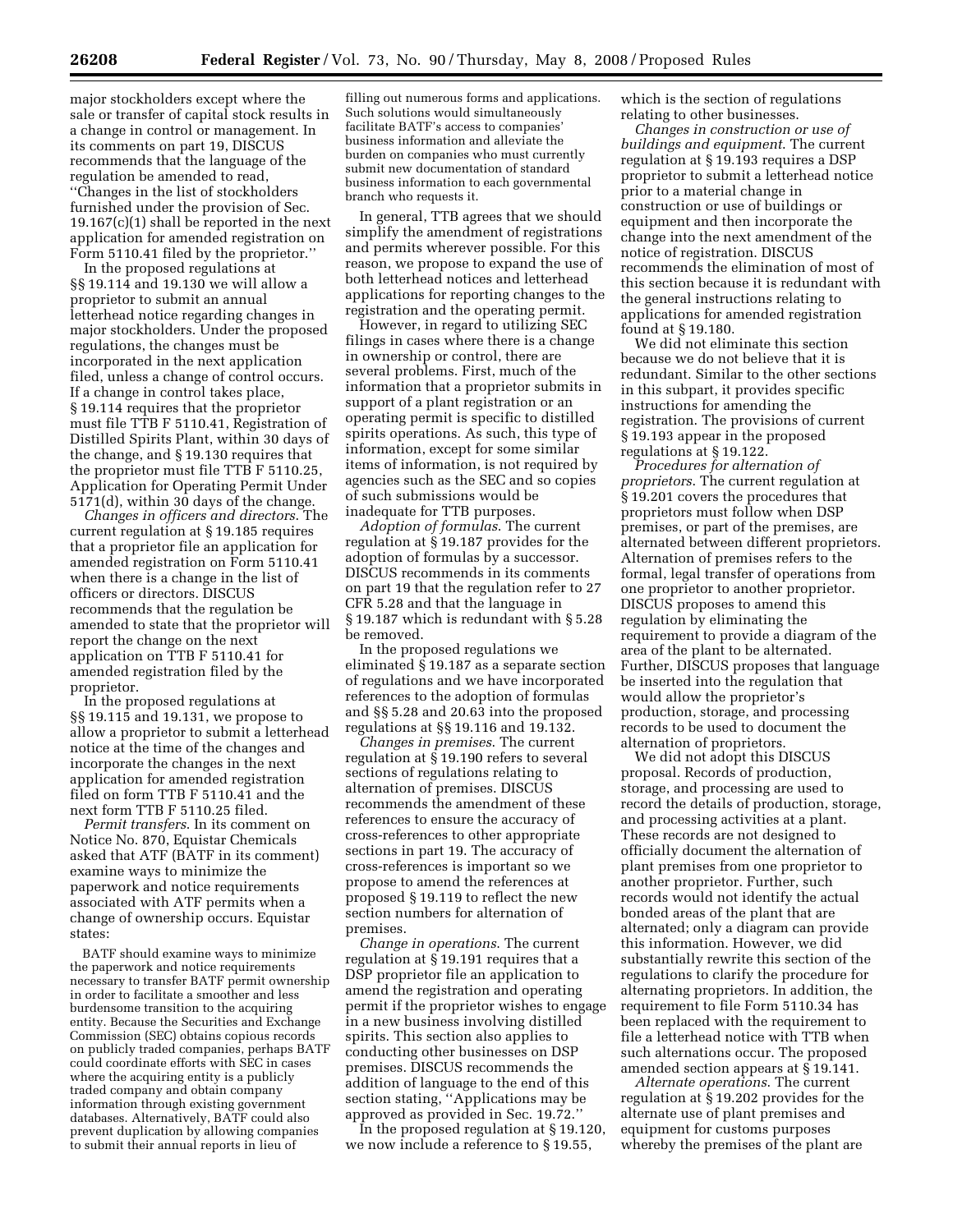major stockholders except where the sale or transfer of capital stock results in a change in control or management. In its comments on part 19, DISCUS recommends that the language of the regulation be amended to read, ''Changes in the list of stockholders furnished under the provision of Sec. 19.167(c)(1) shall be reported in the next application for amended registration on Form 5110.41 filed by the proprietor.''

In the proposed regulations at §§ 19.114 and 19.130 we will allow a proprietor to submit an annual letterhead notice regarding changes in major stockholders. Under the proposed regulations, the changes must be incorporated in the next application filed, unless a change of control occurs. If a change in control takes place, § 19.114 requires that the proprietor must file TTB F 5110.41, Registration of Distilled Spirits Plant, within 30 days of the change, and § 19.130 requires that the proprietor must file TTB F 5110.25, Application for Operating Permit Under 5171(d), within 30 days of the change.

*Changes in officers and directors.* The current regulation at § 19.185 requires that a proprietor file an application for amended registration on Form 5110.41 when there is a change in the list of officers or directors. DISCUS recommends that the regulation be amended to state that the proprietor will report the change on the next application on TTB F 5110.41 for amended registration filed by the proprietor.

In the proposed regulations at §§ 19.115 and 19.131, we propose to allow a proprietor to submit a letterhead notice at the time of the changes and incorporate the changes in the next application for amended registration filed on form TTB F 5110.41 and the next form TTB F 5110.25 filed.

*Permit transfers.* In its comment on Notice No. 870, Equistar Chemicals asked that ATF (BATF in its comment) examine ways to minimize the paperwork and notice requirements associated with ATF permits when a change of ownership occurs. Equistar states:

> BATF should examine ways to minimize the paperwork and notice requirements necessary to transfer BATF permit ownership in order to facilitate a smoother and less burdensome transition to the acquiring entity. Because the Securities and Exchange Commission (SEC) obtains copious records on publicly traded companies, perhaps BATF could coordinate efforts with SEC in cases where the acquiring entity is a publicly traded company and obtain company information through existing government databases. Alternatively, BATF could also prevent duplication by allowing companies to submit their annual reports in lieu of filling out numerous forms and applications. Such solutions would simultaneously facilitate BATF's access to companies' business information and alleviate the burden on companies who must currently submit new documentation of standard business information to each governmental branch who requests it.

In general, TTB agrees that we should simplify the amendment of registrations and permits wherever possible. For this reason, we propose to expand the use of both letterhead notices and letterhead applications for reporting changes to the registration and the operating permit.

However, in regard to utilizing SEC filings in cases where there is a change in ownership or control, there are several problems. First, much of the information that a proprietor submits in support of a plant registration or an operating permit is specific to distilled spirits operations. As such, this type of information, except for some similar items of information, is not required by agencies such as the SEC and so copies of such submissions would be inadequate for TTB purposes.

*Adoption of formulas.* The current regulation at § 19.187 provides for the adoption of formulas by a successor. DISCUS recommends in its comments on part 19 that the regulation refer to 27 CFR 5.28 and that the language in § 19.187 which is redundant with § 5.28 be removed.

In the proposed regulations we eliminated § 19.187 as a separate section of regulations and we have incorporated references to the adoption of formulas and §§ 5.28 and 20.63 into the proposed regulations at §§ 19.116 and 19.132.

*Changes in premises.* The current regulation at § 19.190 refers to several sections of regulations relating to alternation of premises. DISCUS recommends the amendment of these references to ensure the accuracy of cross-references to other appropriate sections in part 19. The accuracy of cross-references is important so we propose to amend the references at proposed § 19.119 to reflect the new section numbers for alternation of premises.

*Change in operations.* The current regulation at § 19.191 requires that a DSP proprietor file an application to amend the registration and operating permit if the proprietor wishes to engage in a new business involving distilled spirits. This section also applies to conducting other businesses on DSP premises. DISCUS recommends the addition of language to the end of this section stating, ''Applications may be approved as provided in Sec. 19.72.''

In the proposed regulation at § 19.120, we now include a reference to § 19.55, which is the section of regulations relating to other businesses.

*Changes in construction or use of buildings and equipment.* The current regulation at § 19.193 requires a DSP proprietor to submit a letterhead notice prior to a material change in construction or use of buildings or equipment and then incorporate the change into the next amendment of the notice of registration. DISCUS recommends the elimination of most of this section because it is redundant with the general instructions relating to applications for amended registration found at § 19.180.

We did not eliminate this section because we do not believe that it is redundant. Similar to the other sections in this subpart, it provides specific instructions for amending the registration. The provisions of current § 19.193 appear in the proposed regulations at § 19.122.

*Procedures for alternation of proprietors.* The current regulation at § 19.201 covers the procedures that proprietors must follow when DSP premises, or part of the premises, are alternated between different proprietors. Alternation of premises refers to the formal, legal transfer of operations from one proprietor to another proprietor. DISCUS proposes to amend this regulation by eliminating the requirement to provide a diagram of the area of the plant to be alternated. Further, DISCUS proposes that language be inserted into the regulation that would allow the proprietor's production, storage, and processing records to be used to document the alternation of proprietors.

We did not adopt this DISCUS proposal. Records of production, storage, and processing are used to record the details of production, storage, and processing activities at a plant. These records are not designed to officially document the alternation of plant premises from one proprietor to another proprietor. Further, such records would not identify the actual bonded areas of the plant that are alternated; only a diagram can provide this information. However, we did substantially rewrite this section of the regulations to clarify the procedure for alternating proprietors. In addition, the requirement to file Form 5110.34 has been replaced with the requirement to file a letterhead notice with TTB when such alternations occur. The proposed amended section appears at § 19.141.

*Alternate operations.* The current regulation at § 19.202 provides for the alternate use of plant premises and equipment for customs purposes whereby the premises of the plant are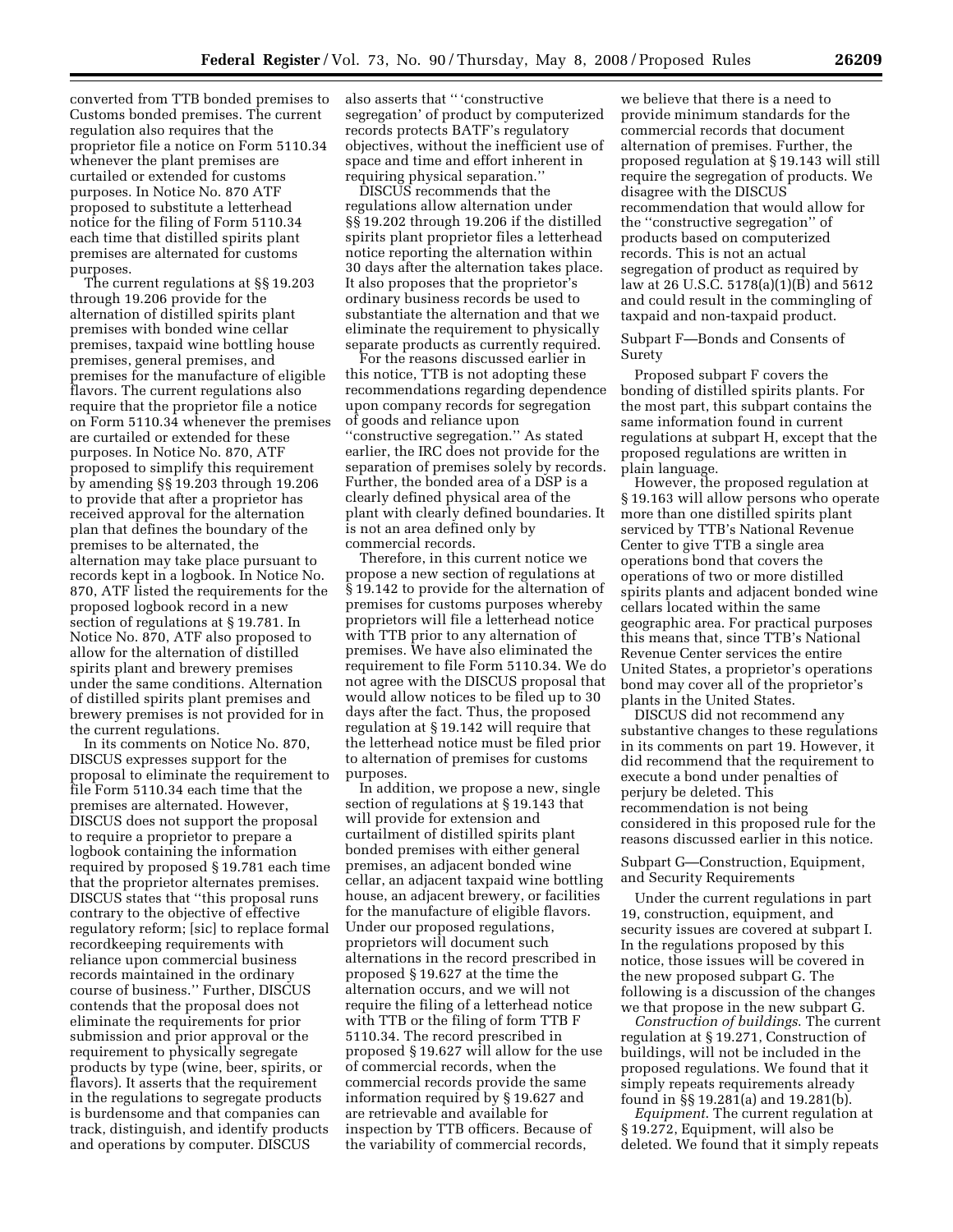converted from TTB bonded premises to Customs bonded premises. The current regulation also requires that the proprietor file a notice on Form 5110.34 whenever the plant premises are curtailed or extended for customs purposes. In Notice No. 870 ATF proposed to substitute a letterhead notice for the filing of Form 5110.34 each time that distilled spirits plant premises are alternated for customs purposes.

The current regulations at §§ 19.203 through 19.206 provide for the alternation of distilled spirits plant premises with bonded wine cellar premises, taxpaid wine bottling house premises, general premises, and premises for the manufacture of eligible flavors. The current regulations also require that the proprietor file a notice on Form 5110.34 whenever the premises are curtailed or extended for these purposes. In Notice No. 870, ATF proposed to simplify this requirement by amending §§ 19.203 through 19.206 to provide that after a proprietor has received approval for the alternation plan that defines the boundary of the premises to be alternated, the alternation may take place pursuant to records kept in a logbook. In Notice No. 870, ATF listed the requirements for the proposed logbook record in a new section of regulations at § 19.781. In Notice No. 870, ATF also proposed to allow for the alternation of distilled spirits plant and brewery premises under the same conditions. Alternation of distilled spirits plant premises and brewery premises is not provided for in the current regulations.

In its comments on Notice No. 870, DISCUS expresses support for the proposal to eliminate the requirement to file Form 5110.34 each time that the premises are alternated. However, DISCUS does not support the proposal to require a proprietor to prepare a logbook containing the information required by proposed § 19.781 each time that the proprietor alternates premises. DISCUS states that "this proposal runs contrary to the objective of effective regulatory reform; [sic] to replace formal recordkeeping requirements with reliance upon commercial business records maintained in the ordinary course of business." Further, DISCUS contends that the proposal does not eliminate the requirements for prior submission and prior approval or the requirement to physically segregate products by type (wine, beer, spirits, or flavors). It asserts that the requirement in the regulations to segregate products is burdensome and that companies can track, distinguish, and identify products and operations by computer. DISCUS also asserts that " 'constructive segregation' of product by computerized records protects BATF's regulatory objectives, without the inefficient use of space and time and effort inherent in requiring physical separation."

DISCUS recommends that the regulations allow alternation under §§ 19.202 through 19.206 if the distilled spirits plant proprietor files a letterhead notice reporting the alternation within 30 days after the alternation takes place. It also proposes that the proprietor's ordinary business records be used to substantiate the alternation and that we eliminate the requirement to physically separate products as currently required.

For the reasons discussed earlier in this notice, TTB is not adopting these recommendations regarding dependence upon company records for segregation of goods and reliance upon "constructive segregation." As stated earlier, the IRC does not provide for the separation of premises solely by records. Further, the bonded area of a DSP is a clearly defined physical area of the plant with clearly defined boundaries. It is not an area defined only by commercial records.

Therefore, in this current notice we propose a new section of regulations at § 19.142 to provide for the alternation of premises for customs purposes whereby proprietors will file a letterhead notice with TTB prior to any alternation of premises. We have also eliminated the requirement to file Form 5110.34. We do not agree with the DISCUS proposal that would allow notices to be filed up to 30 days after the fact. Thus, the proposed regulation at § 19.142 will require that the letterhead notice must be filed prior to alternation of premises for customs purposes.

In addition, we propose a new, single section of regulations at § 19.143 that will provide for extension and curtailment of distilled spirits plant bonded premises with either general premises, an adjacent bonded wine cellar, an adjacent taxpaid wine bottling house, an adjacent brewery, or facilities for the manufacture of eligible flavors. Under our proposed regulations, proprietors will document such alternations in the record prescribed in proposed § 19.627 at the time the alternation occurs, and we will not require the filing of a letterhead notice with TTB or the filing of form TTB F 5110.34. The record prescribed in proposed § 19.627 will allow for the use of commercial records, when the commercial records provide the same information required by § 19.627 and are retrievable and available for inspection by TTB officers. Because of the variability of commercial records, we believe that there is a need to provide minimum standards for the commercial records that document alternation of premises. Further, the proposed regulation at § 19.143 will still require the segregation of products. We disagree with the DISCUS recommendation that would allow for the "constructive segregation" of products based on computerized records. This is not an actual segregation of product as required by law at 26 U.S.C. 5178(a)(1)(B) and 5612 and could result in the commingling of taxpaid and non-taxpaid product.

Subpart F—Bonds and Consents of Surety

Proposed subpart F covers the bonding of distilled spirits plants. For the most part, this subpart contains the same information found in current regulations at subpart H, except that the proposed regulations are written in plain language.

However, the proposed regulation at § 19.163 will allow persons who operate more than one distilled spirits plant serviced by TTB's National Revenue Center to give TTB a single area operations bond that covers the operations of two or more distilled spirits plants and adjacent bonded wine cellars located within the same geographic area. For practical purposes this means that, since TTB's National Revenue Center services the entire United States, a proprietor's operations bond may cover all of the proprietor's plants in the United States.

DISCUS did not recommend any substantive changes to these regulations in its comments on part 19. However, it did recommend that the requirement to execute a bond under penalties of perjury be deleted. This recommendation is not being considered in this proposed rule for the reasons discussed earlier in this notice.

Subpart G—Construction, Equipment, and Security Requirements

Under the current regulations in part 19, construction, equipment, and security issues are covered at subpart I. In the regulations proposed by this notice, those issues will be covered in the new proposed subpart G. The following is a discussion of the changes we that propose in the new subpart G.

*Construction of buildings*. The current regulation at § 19.271, Construction of buildings, will not be included in the proposed regulations. We found that it simply repeats requirements already found in §§ 19.281(a) and 19.281(b).

*Equipment*. The current regulation at § 19.272, Equipment, will also be deleted. We found that it simply repeats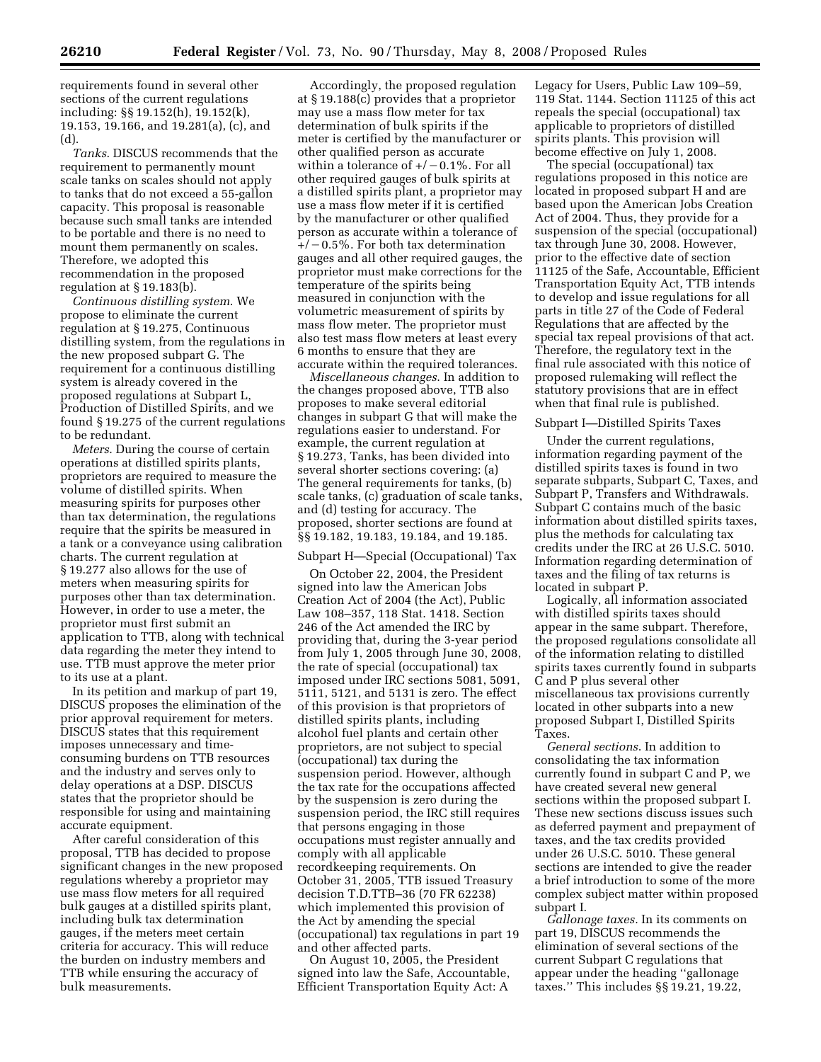requirements found in several other sections of the current regulations including: §§ 19.152(h), 19.152(k), 19.153, 19.166, and 19.281(a), (c), and (d).

*Tanks*. DISCUS recommends that the requirement to permanently mount scale tanks on scales should not apply to tanks that do not exceed a 55-gallon capacity. This proposal is reasonable because such small tanks are intended to be portable and there is no need to mount them permanently on scales. Therefore, we adopted this recommendation in the proposed regulation at § 19.183(b).

*Continuous distilling system*. We propose to eliminate the current regulation at § 19.275, Continuous distilling system, from the regulations in the new proposed subpart G. The requirement for a continuous distilling system is already covered in the proposed regulations at Subpart L, Production of Distilled Spirits, and we found § 19.275 of the current regulations to be redundant.

*Meters*. During the course of certain operations at distilled spirits plants, proprietors are required to measure the volume of distilled spirits. When measuring spirits for purposes other than tax determination, the regulations require that the spirits be measured in a tank or a conveyance using calibration charts. The current regulation at § 19.277 also allows for the use of meters when measuring spirits for purposes other than tax determination. However, in order to use a meter, the proprietor must first submit an application to TTB, along with technical data regarding the meter they intend to use. TTB must approve the meter prior to its use at a plant.

In its petition and markup of part 19, DISCUS proposes the elimination of the prior approval requirement for meters. DISCUS states that this requirement imposes unnecessary and time-consuming burdens on TTB resources and the industry and serves only to delay operations at a DSP. DISCUS states that the proprietor should be responsible for using and maintaining accurate equipment.

After careful consideration of this proposal, TTB has decided to propose significant changes in the new proposed regulations whereby a proprietor may use mass flow meters for all required bulk gauges at a distilled spirits plant, including bulk tax determination gauges, if the meters meet certain criteria for accuracy. This will reduce the burden on industry members and TTB while ensuring the accuracy of bulk measurements.

Accordingly, the proposed regulation at § 19.188(c) provides that a proprietor may use a mass flow meter for tax determination of bulk spirits if the meter is certified by the manufacturer or other qualified person as accurate within a tolerance of +/−0.1%. For all other required gauges of bulk spirits at a distilled spirits plant, a proprietor may use a mass flow meter if it is certified by the manufacturer or other qualified person as accurate within a tolerance of +/−0.5%. For both tax determination gauges and all other required gauges, the proprietor must make corrections for the temperature of the spirits being measured in conjunction with the volumetric measurement of spirits by mass flow meter. The proprietor must also test mass flow meters at least every 6 months to ensure that they are accurate within the required tolerances.

*Miscellaneous changes*. In addition to the changes proposed above, TTB also proposes to make several editorial changes in subpart G that will make the regulations easier to understand. For example, the current regulation at § 19.273, Tanks, has been divided into several shorter sections covering: (a) The general requirements for tanks, (b) scale tanks, (c) graduation of scale tanks, and (d) testing for accuracy. The proposed, shorter sections are found at §§ 19.182, 19.183, 19.184, and 19.185.

Subpart H—Special (Occupational) Tax

On October 22, 2004, the President signed into law the American Jobs Creation Act of 2004 (the Act), Public Law 108–357, 118 Stat. 1418. Section 246 of the Act amended the IRC by providing that, during the 3-year period from July 1, 2005 through June 30, 2008, the rate of special (occupational) tax imposed under IRC sections 5081, 5091, 5111, 5121, and 5131 is zero. The effect of this provision is that proprietors of distilled spirits plants, including alcohol fuel plants and certain other proprietors, are not subject to special (occupational) tax during the suspension period. However, although the tax rate for the occupations affected by the suspension is zero during the suspension period, the IRC still requires that persons engaging in those occupations must register annually and comply with all applicable recordkeeping requirements. On October 31, 2005, TTB issued Treasury decision T.D.TTB–36 (70 FR 62238) which implemented this provision of the Act by amending the special (occupational) tax regulations in part 19 and other affected parts.

On August 10, 2005, the President signed into law the Safe, Accountable, Efficient Transportation Equity Act: A Legacy for Users, Public Law 109–59, 119 Stat. 1144. Section 11125 of this act repeals the special (occupational) tax applicable to proprietors of distilled spirits plants. This provision will become effective on July 1, 2008.

The special (occupational) tax regulations proposed in this notice are located in proposed subpart H and are based upon the American Jobs Creation Act of 2004. Thus, they provide for a suspension of the special (occupational) tax through June 30, 2008. However, prior to the effective date of section 11125 of the Safe, Accountable, Efficient Transportation Equity Act, TTB intends to develop and issue regulations for all parts in title 27 of the Code of Federal Regulations that are affected by the special tax repeal provisions of that act. Therefore, the regulatory text in the final rule associated with this notice of proposed rulemaking will reflect the statutory provisions that are in effect when that final rule is published.

Subpart I—Distilled Spirits Taxes

Under the current regulations, information regarding payment of the distilled spirits taxes is found in two separate subparts, Subpart C, Taxes, and Subpart P, Transfers and Withdrawals. Subpart C contains much of the basic information about distilled spirits taxes, plus the methods for calculating tax credits under the IRC at 26 U.S.C. 5010. Information regarding determination of taxes and the filing of tax returns is located in subpart P.

Logically, all information associated with distilled spirits taxes should appear in the same subpart. Therefore, the proposed regulations consolidate all of the information relating to distilled spirits taxes currently found in subparts C and P plus several other miscellaneous tax provisions currently located in other subparts into a new proposed Subpart I, Distilled Spirits Taxes.

*General sections*. In addition to consolidating the tax information currently found in subpart C and P, we have created several new general sections within the proposed subpart I. These new sections discuss issues such as deferred payment and prepayment of taxes, and the tax credits provided under 26 U.S.C. 5010. These general sections are intended to give the reader a brief introduction to some of the more complex subject matter within proposed subpart I.

*Gallonage taxes.* In its comments on part 19, DISCUS recommends the elimination of several sections of the current Subpart C regulations that appear under the heading ''gallonage taxes.'' This includes §§ 19.21, 19.22,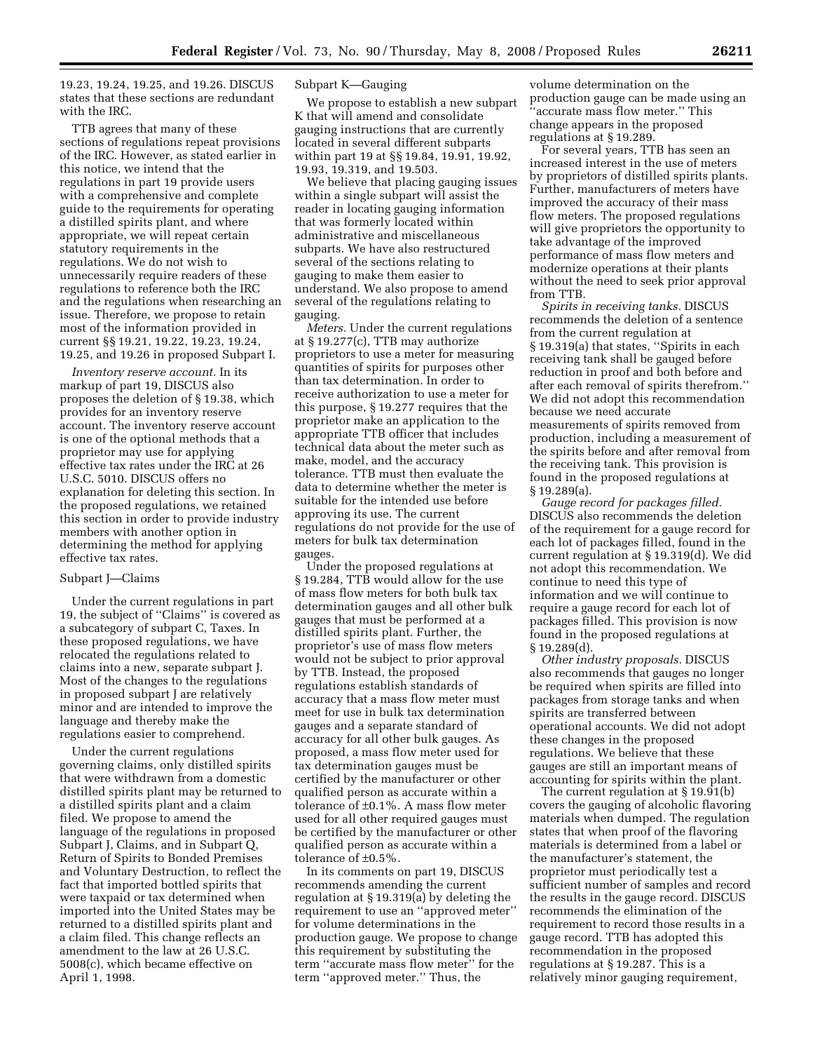19.23, 19.24, 19.25, and 19.26. DISCUS states that these sections are redundant with the IRC.

TTB agrees that many of these sections of regulations repeat provisions of the IRC. However, as stated earlier in this notice, we intend that the regulations in part 19 provide users with a comprehensive and complete guide to the requirements for operating a distilled spirits plant, and where appropriate, we will repeat certain statutory requirements in the regulations. We do not wish to unnecessarily require readers of these regulations to reference both the IRC and the regulations when researching an issue. Therefore, we propose to retain most of the information provided in current §§ 19.21, 19.22, 19.23, 19.24, 19.25, and 19.26 in proposed Subpart I.

*Inventory reserve account.* In its markup of part 19, DISCUS also proposes the deletion of § 19.38, which provides for an inventory reserve account. The inventory reserve account is one of the optional methods that a proprietor may use for applying effective tax rates under the IRC at 26 U.S.C. 5010. DISCUS offers no explanation for deleting this section. In the proposed regulations, we retained this section in order to provide industry members with another option in determining the method for applying effective tax rates.

Subpart J—Claims

Under the current regulations in part 19, the subject of ''Claims'' is covered as a subcategory of subpart C, Taxes. In these proposed regulations, we have relocated the regulations related to claims into a new, separate subpart J. Most of the changes to the regulations in proposed subpart J are relatively minor and are intended to improve the language and thereby make the regulations easier to comprehend.

Under the current regulations governing claims, only distilled spirits that were withdrawn from a domestic distilled spirits plant may be returned to a distilled spirits plant and a claim filed. We propose to amend the language of the regulations in proposed Subpart J, Claims, and in Subpart Q, Return of Spirits to Bonded Premises and Voluntary Destruction, to reflect the fact that imported bottled spirits that were taxpaid or tax determined when imported into the United States may be returned to a distilled spirits plant and a claim filed. This change reflects an amendment to the law at 26 U.S.C. 5008(c), which became effective on April 1, 1998.

Subpart K—Gauging

We propose to establish a new subpart K that will amend and consolidate gauging instructions that are currently located in several different subparts within part 19 at §§ 19.84, 19.91, 19.92, 19.93, 19.319, and 19.503.

We believe that placing gauging issues within a single subpart will assist the reader in locating gauging information that was formerly located within administrative and miscellaneous subparts. We have also restructured several of the sections relating to gauging to make them easier to understand. We also propose to amend several of the regulations relating to gauging.

*Meters.* Under the current regulations at § 19.277(c), TTB may authorize proprietors to use a meter for measuring quantities of spirits for purposes other than tax determination. In order to receive authorization to use a meter for this purpose, § 19.277 requires that the proprietor make an application to the appropriate TTB officer that includes technical data about the meter such as make, model, and the accuracy tolerance. TTB must then evaluate the data to determine whether the meter is suitable for the intended use before approving its use. The current regulations do not provide for the use of meters for bulk tax determination gauges.

Under the proposed regulations at § 19.284, TTB would allow for the use of mass flow meters for both bulk tax determination gauges and all other bulk gauges that must be performed at a distilled spirits plant. Further, the proprietor's use of mass flow meters would not be subject to prior approval by TTB. Instead, the proposed regulations establish standards of accuracy that a mass flow meter must meet for use in bulk tax determination gauges and a separate standard of accuracy for all other bulk gauges. As proposed, a mass flow meter used for tax determination gauges must be certified by the manufacturer or other qualified person as accurate within a tolerance of ±0.1%. A mass flow meter used for all other required gauges must be certified by the manufacturer or other qualified person as accurate within a tolerance of ±0.5%.

In its comments on part 19, DISCUS recommends amending the current regulation at § 19.319(a) by deleting the requirement to use an ''approved meter'' for volume determinations in the production gauge. We propose to change this requirement by substituting the term ''accurate mass flow meter'' for the term ''approved meter.'' Thus, the volume determination on the production gauge can be made using an ''accurate mass flow meter.'' This change appears in the proposed regulations at § 19.289.

For several years, TTB has seen an increased interest in the use of meters by proprietors of distilled spirits plants. Further, manufacturers of meters have improved the accuracy of their mass flow meters. The proposed regulations will give proprietors the opportunity to take advantage of the improved performance of mass flow meters and modernize operations at their plants without the need to seek prior approval from TTB.

*Spirits in receiving tanks.* DISCUS recommends the deletion of a sentence from the current regulation at § 19.319(a) that states, ''Spirits in each receiving tank shall be gauged before reduction in proof and both before and after each removal of spirits therefrom.'' We did not adopt this recommendation because we need accurate measurements of spirits removed from production, including a measurement of the spirits before and after removal from the receiving tank. This provision is found in the proposed regulations at § 19.289(a).

*Gauge record for packages filled.* DISCUS also recommends the deletion of the requirement for a gauge record for each lot of packages filled, found in the current regulation at § 19.319(d). We did not adopt this recommendation. We continue to need this type of information and we will continue to require a gauge record for each lot of packages filled. This provision is now found in the proposed regulations at § 19.289(d).

*Other industry proposals.* DISCUS also recommends that gauges no longer be required when spirits are filled into packages from storage tanks and when spirits are transferred between operational accounts. We did not adopt these changes in the proposed regulations. We believe that these gauges are still an important means of accounting for spirits within the plant.

The current regulation at § 19.91(b) covers the gauging of alcoholic flavoring materials when dumped. The regulation states that when proof of the flavoring materials is determined from a label or the manufacturer's statement, the proprietor must periodically test a sufficient number of samples and record the results in the gauge record. DISCUS recommends the elimination of the requirement to record those results in a gauge record. TTB has adopted this recommendation in the proposed regulations at § 19.287. This is a relatively minor gauging requirement,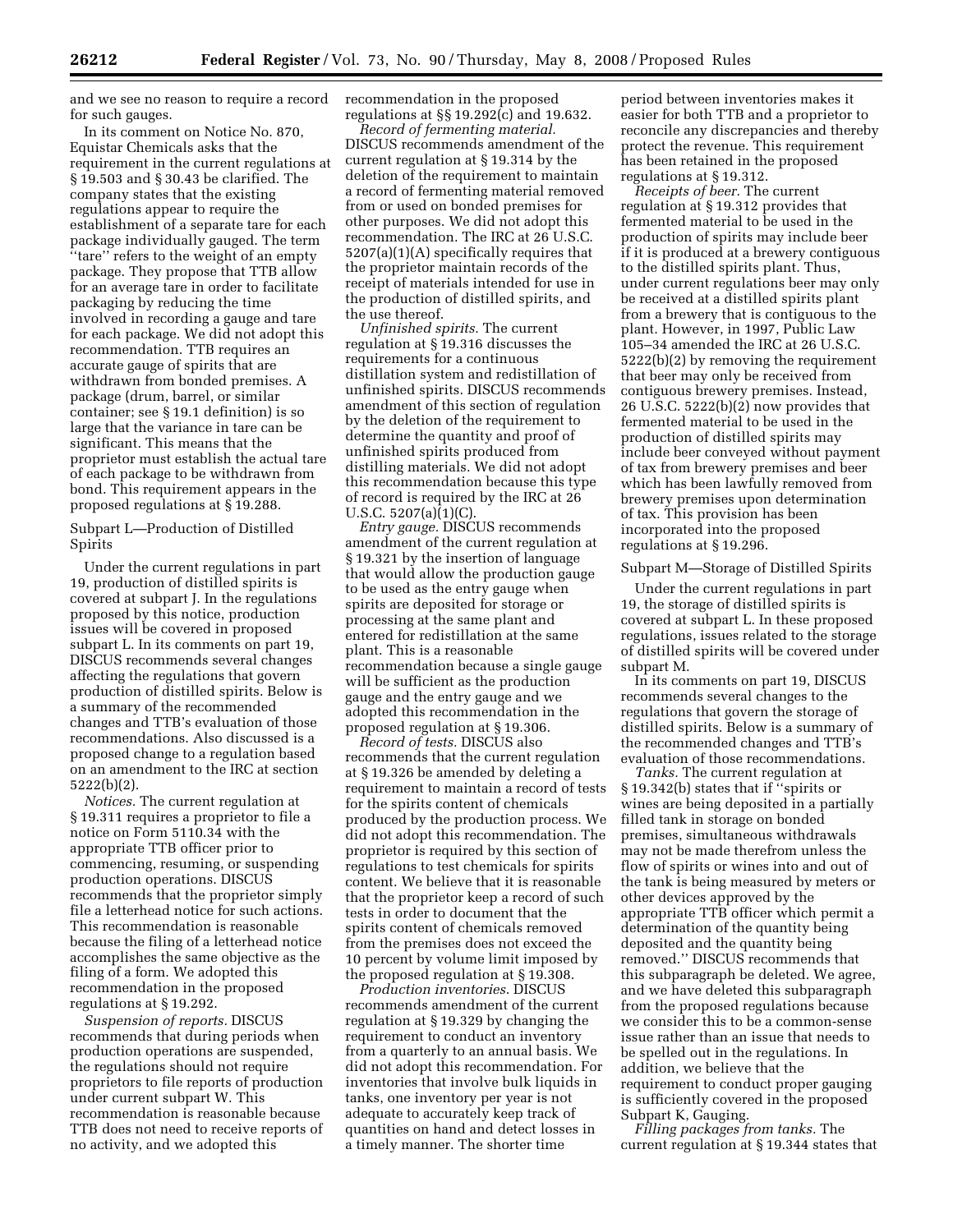and we see no reason to require a record for such gauges.

In its comment on Notice No. 870, Equistar Chemicals asks that the requirement in the current regulations at § 19.503 and § 30.43 be clarified. The company states that the existing regulations appear to require the establishment of a separate tare for each package individually gauged. The term ''tare'' refers to the weight of an empty package. They propose that TTB allow for an average tare in order to facilitate packaging by reducing the time involved in recording a gauge and tare for each package. We did not adopt this recommendation. TTB requires an accurate gauge of spirits that are withdrawn from bonded premises. A package (drum, barrel, or similar container; see § 19.1 definition) is so large that the variance in tare can be significant. This means that the proprietor must establish the actual tare of each package to be withdrawn from bond. This requirement appears in the proposed regulations at § 19.288.

## Subpart L—Production of Distilled Spirits

Under the current regulations in part 19, production of distilled spirits is covered at subpart J. In the regulations proposed by this notice, production issues will be covered in proposed subpart L. In its comments on part 19, DISCUS recommends several changes affecting the regulations that govern production of distilled spirits. Below is a summary of the recommended changes and TTB's evaluation of those recommendations. Also discussed is a proposed change to a regulation based on an amendment to the IRC at section 5222(b)(2).

*Notices.* The current regulation at § 19.311 requires a proprietor to file a notice on Form 5110.34 with the appropriate TTB officer prior to commencing, resuming, or suspending production operations. DISCUS recommends that the proprietor simply file a letterhead notice for such actions. This recommendation is reasonable because the filing of a letterhead notice accomplishes the same objective as the filing of a form. We adopted this recommendation in the proposed regulations at § 19.292.

*Suspension of reports.* DISCUS recommends that during periods when production operations are suspended, the regulations should not require proprietors to file reports of production under current subpart W. This recommendation is reasonable because TTB does not need to receive reports of no activity, and we adopted this recommendation in the proposed regulations at §§ 19.292(c) and 19.632.

*Record of fermenting material.* DISCUS recommends amendment of the current regulation at § 19.314 by the deletion of the requirement to maintain a record of fermenting material removed from or used on bonded premises for other purposes. We did not adopt this recommendation. The IRC at 26 U.S.C. 5207(a)(1)(A) specifically requires that the proprietor maintain records of the receipt of materials intended for use in the production of distilled spirits, and the use thereof.

*Unfinished spirits.* The current regulation at § 19.316 discusses the requirements for a continuous distillation system and redistillation of unfinished spirits. DISCUS recommends amendment of this section of regulation by the deletion of the requirement to determine the quantity and proof of unfinished spirits produced from distilling materials. We did not adopt this recommendation because this type of record is required by the IRC at 26 U.S.C. 5207(a)(1)(C).

*Entry gauge.* DISCUS recommends amendment of the current regulation at § 19.321 by the insertion of language that would allow the production gauge to be used as the entry gauge when spirits are deposited for storage or processing at the same plant and entered for redistillation at the same plant. This is a reasonable recommendation because a single gauge will be sufficient as the production gauge and the entry gauge and we adopted this recommendation in the proposed regulation at § 19.306.

*Record of tests.* DISCUS also recommends that the current regulation at § 19.326 be amended by deleting a requirement to maintain a record of tests for the spirits content of chemicals produced by the production process. We did not adopt this recommendation. The proprietor is required by this section of regulations to test chemicals for spirits content. We believe that it is reasonable that the proprietor keep a record of such tests in order to document that the spirits content of chemicals removed from the premises does not exceed the 10 percent by volume limit imposed by the proposed regulation at § 19.308.

*Production inventories.* DISCUS recommends amendment of the current regulation at § 19.329 by changing the requirement to conduct an inventory from a quarterly to an annual basis. We did not adopt this recommendation. For inventories that involve bulk liquids in tanks, one inventory per year is not adequate to accurately keep track of quantities on hand and detect losses in a timely manner. The shorter time period between inventories makes it easier for both TTB and a proprietor to reconcile any discrepancies and thereby protect the revenue. This requirement has been retained in the proposed regulations at § 19.312.

*Receipts of beer.* The current regulation at § 19.312 provides that fermented material to be used in the production of spirits may include beer if it is produced at a brewery contiguous to the distilled spirits plant. Thus, under current regulations beer may only be received at a distilled spirits plant from a brewery that is contiguous to the plant. However, in 1997, Public Law 105–34 amended the IRC at 26 U.S.C. 5222(b)(2) by removing the requirement that beer may only be received from contiguous brewery premises. Instead, 26 U.S.C. 5222(b)(2) now provides that fermented material to be used in the production of distilled spirits may include beer conveyed without payment of tax from brewery premises and beer which has been lawfully removed from brewery premises upon determination of tax. This provision has been incorporated into the proposed regulations at § 19.296.

## Subpart M—Storage of Distilled Spirits

Under the current regulations in part 19, the storage of distilled spirits is covered at subpart L. In these proposed regulations, issues related to the storage of distilled spirits will be covered under subpart M.

In its comments on part 19, DISCUS recommends several changes to the regulations that govern the storage of distilled spirits. Below is a summary of the recommended changes and TTB's evaluation of those recommendations.

*Tanks.* The current regulation at § 19.342(b) states that if ''spirits or wines are being deposited in a partially filled tank in storage on bonded premises, simultaneous withdrawals may not be made therefrom unless the flow of spirits or wines into and out of the tank is being measured by meters or other devices approved by the appropriate TTB officer which permit a determination of the quantity being deposited and the quantity being removed.'' DISCUS recommends that this subparagraph be deleted. We agree, and we have deleted this subparagraph from the proposed regulations because we consider this to be a common-sense issue rather than an issue that needs to be spelled out in the regulations. In addition, we believe that the requirement to conduct proper gauging is sufficiently covered in the proposed Subpart K, Gauging.

*Filling packages from tanks.* The current regulation at § 19.344 states that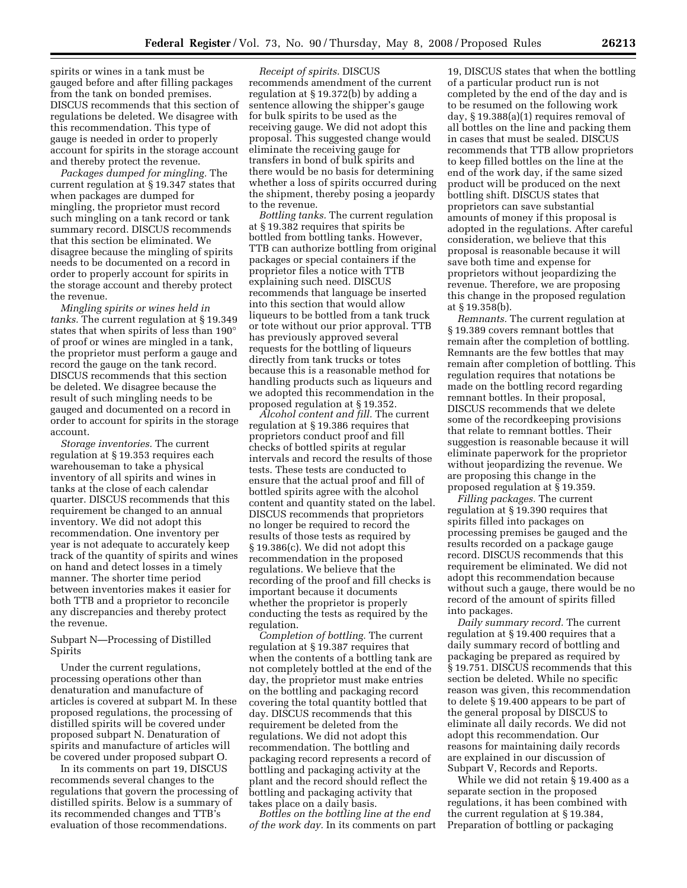spirits or wines in a tank must be gauged before and after filling packages from the tank on bonded premises. DISCUS recommends that this section of regulations be deleted. We disagree with this recommendation. This type of gauge is needed in order to properly account for spirits in the storage account and thereby protect the revenue.

*Packages dumped for mingling.* The current regulation at § 19.347 states that when packages are dumped for mingling, the proprietor must record such mingling on a tank record or tank summary record. DISCUS recommends that this section be eliminated. We disagree because the mingling of spirits needs to be documented on a record in order to properly account for spirits in the storage account and thereby protect the revenue.

*Mingling spirits or wines held in tanks.* The current regulation at § 19.349 states that when spirits of less than 190° of proof or wines are mingled in a tank, the proprietor must perform a gauge and record the gauge on the tank record. DISCUS recommends that this section be deleted. We disagree because the result of such mingling needs to be gauged and documented on a record in order to account for spirits in the storage account.

*Storage inventories.* The current regulation at § 19.353 requires each warehouseman to take a physical inventory of all spirits and wines in tanks at the close of each calendar quarter. DISCUS recommends that this requirement be changed to an annual inventory. We did not adopt this recommendation. One inventory per year is not adequate to accurately keep track of the quantity of spirits and wines on hand and detect losses in a timely manner. The shorter time period between inventories makes it easier for both TTB and a proprietor to reconcile any discrepancies and thereby protect the revenue.

Subpart N—Processing of Distilled Spirits

Under the current regulations, processing operations other than denaturation and manufacture of articles is covered at subpart M. In these proposed regulations, the processing of distilled spirits will be covered under proposed subpart N. Denaturation of spirits and manufacture of articles will be covered under proposed subpart O.

In its comments on part 19, DISCUS recommends several changes to the regulations that govern the processing of distilled spirits. Below is a summary of its recommended changes and TTB's evaluation of those recommendations.

*Receipt of spirits.* DISCUS recommends amendment of the current regulation at § 19.372(b) by adding a sentence allowing the shipper's gauge for bulk spirits to be used as the receiving gauge. We did not adopt this proposal. This suggested change would eliminate the receiving gauge for transfers in bond of bulk spirits and there would be no basis for determining whether a loss of spirits occurred during the shipment, thereby posing a jeopardy to the revenue.

*Bottling tanks.* The current regulation at § 19.382 requires that spirits be bottled from bottling tanks. However, TTB can authorize bottling from original packages or special containers if the proprietor files a notice with TTB explaining such need. DISCUS recommends that language be inserted into this section that would allow liqueurs to be bottled from a tank truck or tote without our prior approval. TTB has previously approved several requests for the bottling of liqueurs directly from tank trucks or totes because this is a reasonable method for handling products such as liqueurs and we adopted this recommendation in the proposed regulation at § 19.352.

*Alcohol content and fill.* The current regulation at § 19.386 requires that proprietors conduct proof and fill checks of bottled spirits at regular intervals and record the results of those tests. These tests are conducted to ensure that the actual proof and fill of bottled spirits agree with the alcohol content and quantity stated on the label. DISCUS recommends that proprietors no longer be required to record the results of those tests as required by § 19.386(c). We did not adopt this recommendation in the proposed regulations. We believe that the recording of the proof and fill checks is important because it documents whether the proprietor is properly conducting the tests as required by the regulation.

*Completion of bottling.* The current regulation at § 19.387 requires that when the contents of a bottling tank are not completely bottled at the end of the day, the proprietor must make entries on the bottling and packaging record covering the total quantity bottled that day. DISCUS recommends that this requirement be deleted from the regulations. We did not adopt this recommendation. The bottling and packaging record represents a record of bottling and packaging activity at the plant and the record should reflect the bottling and packaging activity that takes place on a daily basis.

*Bottles on the bottling line at the end of the work day.* In its comments on part 19, DISCUS states that when the bottling of a particular product run is not completed by the end of the day and is to be resumed on the following work day, § 19.388(a)(1) requires removal of all bottles on the line and packing them in cases that must be sealed. DISCUS recommends that TTB allow proprietors to keep filled bottles on the line at the end of the work day, if the same sized product will be produced on the next bottling shift. DISCUS states that proprietors can save substantial amounts of money if this proposal is adopted in the regulations. After careful consideration, we believe that this proposal is reasonable because it will save both time and expense for proprietors without jeopardizing the revenue. Therefore, we are proposing this change in the proposed regulation at § 19.358(b).

*Remnants.* The current regulation at § 19.389 covers remnant bottles that remain after the completion of bottling. Remnants are the few bottles that may remain after completion of bottling. This regulation requires that notations be made on the bottling record regarding remnant bottles. In their proposal, DISCUS recommends that we delete some of the recordkeeping provisions that relate to remnant bottles. Their suggestion is reasonable because it will eliminate paperwork for the proprietor without jeopardizing the revenue. We are proposing this change in the proposed regulation at § 19.359.

*Filling packages.* The current regulation at § 19.390 requires that spirits filled into packages on processing premises be gauged and the results recorded on a package gauge record. DISCUS recommends that this requirement be eliminated. We did not adopt this recommendation because without such a gauge, there would be no record of the amount of spirits filled into packages.

*Daily summary record.* The current regulation at § 19.400 requires that a daily summary record of bottling and packaging be prepared as required by § 19.751. DISCUS recommends that this section be deleted. While no specific reason was given, this recommendation to delete § 19.400 appears to be part of the general proposal by DISCUS to eliminate all daily records. We did not adopt this recommendation. Our reasons for maintaining daily records are explained in our discussion of Subpart V, Records and Reports.

While we did not retain § 19.400 as a separate section in the proposed regulations, it has been combined with the current regulation at § 19.384, Preparation of bottling or packaging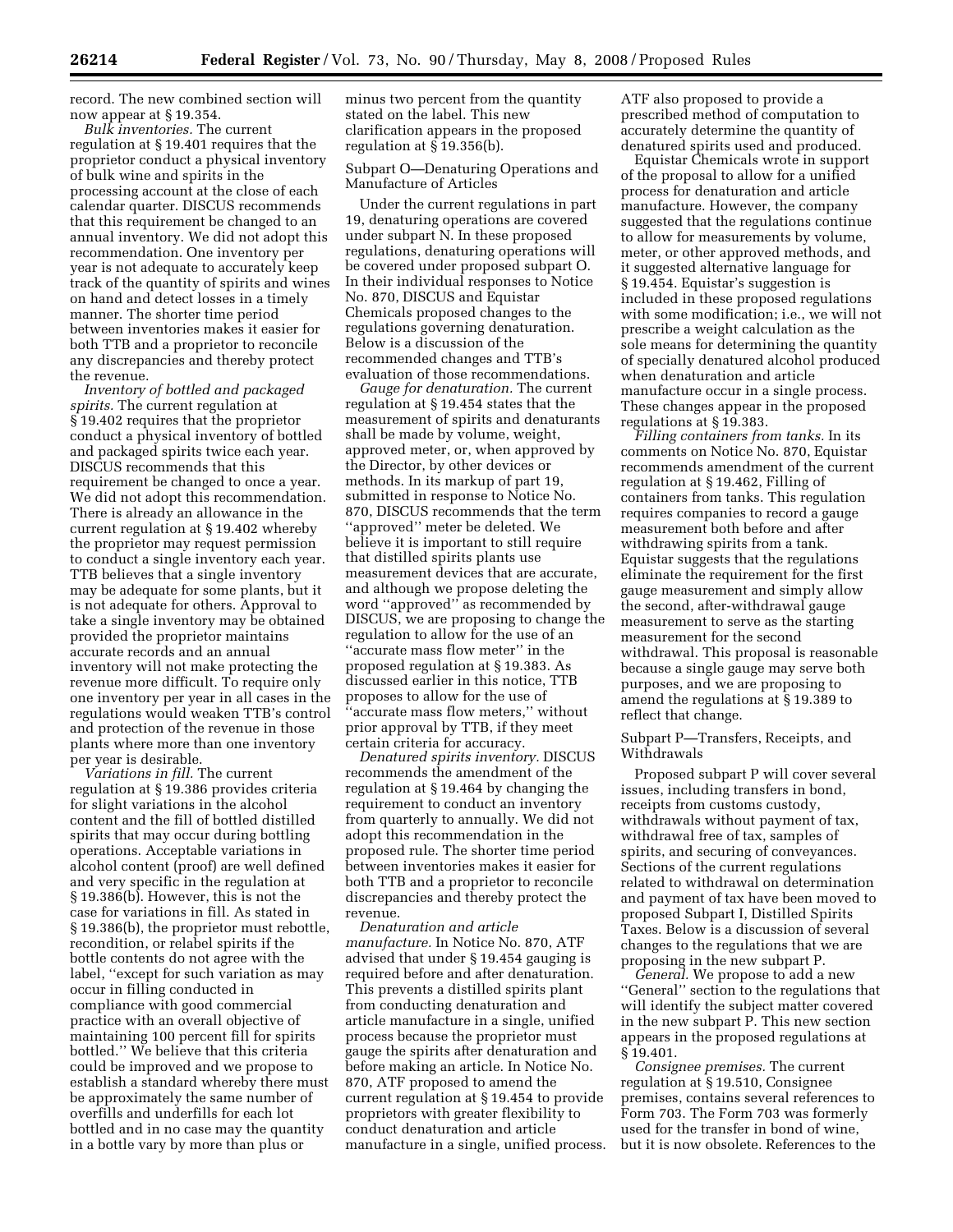record. The new combined section will now appear at § 19.354.

*Bulk inventories.* The current regulation at § 19.401 requires that the proprietor conduct a physical inventory of bulk wine and spirits in the processing account at the close of each calendar quarter. DISCUS recommends that this requirement be changed to an annual inventory. We did not adopt this recommendation. One inventory per year is not adequate to accurately keep track of the quantity of spirits and wines on hand and detect losses in a timely manner. The shorter time period between inventories makes it easier for both TTB and a proprietor to reconcile any discrepancies and thereby protect the revenue.

*Inventory of bottled and packaged spirits.* The current regulation at § 19.402 requires that the proprietor conduct a physical inventory of bottled and packaged spirits twice each year. DISCUS recommends that this requirement be changed to once a year. We did not adopt this recommendation. There is already an allowance in the current regulation at § 19.402 whereby the proprietor may request permission to conduct a single inventory each year. TTB believes that a single inventory may be adequate for some plants, but it is not adequate for others. Approval to take a single inventory may be obtained provided the proprietor maintains accurate records and an annual inventory will not make protecting the revenue more difficult. To require only one inventory per year in all cases in the regulations would weaken TTB's control and protection of the revenue in those plants where more than one inventory per year is desirable.

*Variations in fill.* The current regulation at § 19.386 provides criteria for slight variations in the alcohol content and the fill of bottled distilled spirits that may occur during bottling operations. Acceptable variations in alcohol content (proof) are well defined and very specific in the regulation at § 19.386(b). However, this is not the case for variations in fill. As stated in § 19.386(b), the proprietor must rebottle, recondition, or relabel spirits if the bottle contents do not agree with the label, "except for such variation as may occur in filling conducted in compliance with good commercial practice with an overall objective of maintaining 100 percent fill for spirits bottled." We believe that this criteria could be improved and we propose to establish a standard whereby there must be approximately the same number of overfills and underfills for each lot bottled and in no case may the quantity in a bottle vary by more than plus or minus two percent from the quantity stated on the label. This new clarification appears in the proposed regulation at § 19.356(b).

Subpart O—Denaturing Operations and Manufacture of Articles

Under the current regulations in part 19, denaturing operations are covered under subpart N. In these proposed regulations, denaturing operations will be covered under proposed subpart O. In their individual responses to Notice No. 870, DISCUS and Equistar Chemicals proposed changes to the regulations governing denaturation. Below is a discussion of the recommended changes and TTB's evaluation of those recommendations.

*Gauge for denaturation.* The current regulation at § 19.454 states that the measurement of spirits and denaturants shall be made by volume, weight, approved meter, or, when approved by the Director, by other devices or methods. In its markup of part 19, submitted in response to Notice No. 870, DISCUS recommends that the term "approved" meter be deleted. We believe it is important to still require that distilled spirits plants use measurement devices that are accurate, and although we propose deleting the word "approved" as recommended by DISCUS, we are proposing to change the regulation to allow for the use of an "accurate mass flow meter" in the proposed regulation at § 19.383. As discussed earlier in this notice, TTB proposes to allow for the use of "accurate mass flow meters," without prior approval by TTB, if they meet certain criteria for accuracy.

*Denatured spirits inventory.* DISCUS recommends the amendment of the regulation at § 19.464 by changing the requirement to conduct an inventory from quarterly to annually. We did not adopt this recommendation in the proposed rule. The shorter time period between inventories makes it easier for both TTB and a proprietor to reconcile discrepancies and thereby protect the revenue.

*Denaturation and article manufacture.* In Notice No. 870, ATF advised that under § 19.454 gauging is required before and after denaturation. This prevents a distilled spirits plant from conducting denaturation and article manufacture in a single, unified process because the proprietor must gauge the spirits after denaturation and before making an article. In Notice No. 870, ATF proposed to amend the current regulation at § 19.454 to provide proprietors with greater flexibility to conduct denaturation and article manufacture in a single, unified process. ATF also proposed to provide a prescribed method of computation to accurately determine the quantity of denatured spirits used and produced.

Equistar Chemicals wrote in support of the proposal to allow for a unified process for denaturation and article manufacture. However, the company suggested that the regulations continue to allow for measurements by volume, meter, or other approved methods, and it suggested alternative language for § 19.454. Equistar's suggestion is included in these proposed regulations with some modification; i.e., we will not prescribe a weight calculation as the sole means for determining the quantity of specially denatured alcohol produced when denaturation and article manufacture occur in a single process. These changes appear in the proposed regulations at § 19.383.

*Filling containers from tanks.* In its comments on Notice No. 870, Equistar recommends amendment of the current regulation at § 19.462, Filling of containers from tanks. This regulation requires companies to record a gauge measurement both before and after withdrawing spirits from a tank. Equistar suggests that the regulations eliminate the requirement for the first gauge measurement and simply allow the second, after-withdrawal gauge measurement to serve as the starting measurement for the second withdrawal. This proposal is reasonable because a single gauge may serve both purposes, and we are proposing to amend the regulations at § 19.389 to reflect that change.

Subpart P—Transfers, Receipts, and Withdrawals

Proposed subpart P will cover several issues, including transfers in bond, receipts from customs custody, withdrawals without payment of tax, withdrawal free of tax, samples of spirits, and securing of conveyances. Sections of the current regulations related to withdrawal on determination and payment of tax have been moved to proposed Subpart I, Distilled Spirits Taxes. Below is a discussion of several changes to the regulations that we are proposing in the new subpart P.

*General.* We propose to add a new "General" section to the regulations that will identify the subject matter covered in the new subpart P. This new section appears in the proposed regulations at § 19.401.

*Consignee premises.* The current regulation at § 19.510, Consignee premises, contains several references to Form 703. The Form 703 was formerly used for the transfer in bond of wine, but it is now obsolete. References to the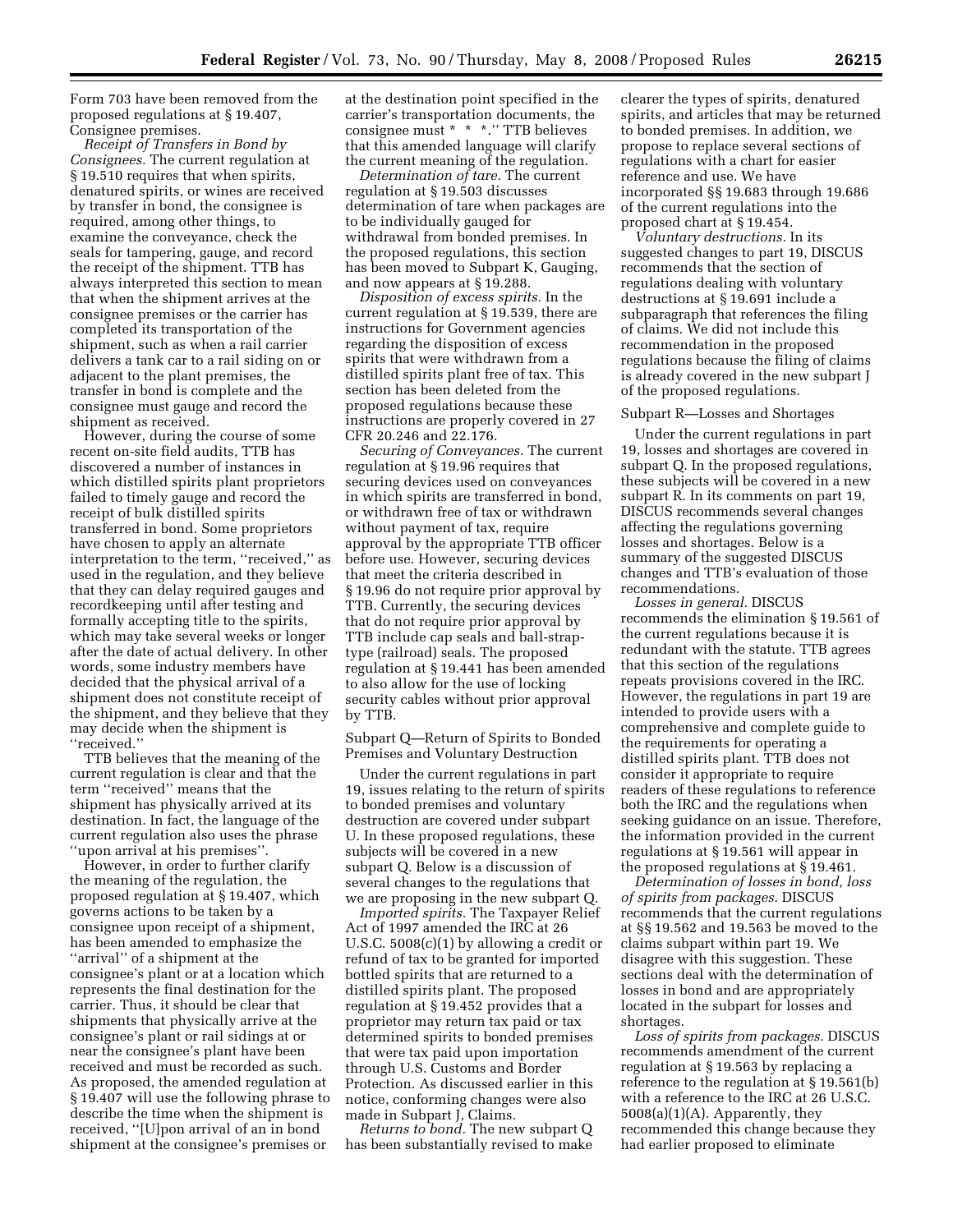Form 703 have been removed from the proposed regulations at § 19.407, Consignee premises.

*Receipt of Transfers in Bond by Consignees.* The current regulation at § 19.510 requires that when spirits, denatured spirits, or wines are received by transfer in bond, the consignee is required, among other things, to examine the conveyance, check the seals for tampering, gauge, and record the receipt of the shipment. TTB has always interpreted this section to mean that when the shipment arrives at the consignee premises or the carrier has completed its transportation of the shipment, such as when a rail carrier delivers a tank car to a rail siding on or adjacent to the plant premises, the transfer in bond is complete and the consignee must gauge and record the shipment as received.

However, during the course of some recent on-site field audits, TTB has discovered a number of instances in which distilled spirits plant proprietors failed to timely gauge and record the receipt of bulk distilled spirits transferred in bond. Some proprietors have chosen to apply an alternate interpretation to the term, ''received,'' as used in the regulation, and they believe that they can delay required gauges and recordkeeping until after testing and formally accepting title to the spirits, which may take several weeks or longer after the date of actual delivery. In other words, some industry members have decided that the physical arrival of a shipment does not constitute receipt of the shipment, and they believe that they may decide when the shipment is ''received.''

TTB believes that the meaning of the current regulation is clear and that the term ''received'' means that the shipment has physically arrived at its destination. In fact, the language of the current regulation also uses the phrase ''upon arrival at his premises''.

However, in order to further clarify the meaning of the regulation, the proposed regulation at § 19.407, which governs actions to be taken by a consignee upon receipt of a shipment, has been amended to emphasize the ''arrival'' of a shipment at the consignee's plant or at a location which represents the final destination for the carrier. Thus, it should be clear that shipments that physically arrive at the consignee's plant or rail sidings at or near the consignee's plant have been received and must be recorded as such. As proposed, the amended regulation at § 19.407 will use the following phrase to describe the time when the shipment is received, ''[U]pon arrival of an in bond shipment at the consignee's premises or at the destination point specified in the carrier's transportation documents, the consignee must * * *.'' TTB believes that this amended language will clarify the current meaning of the regulation.

*Determination of tare.* The current regulation at § 19.503 discusses determination of tare when packages are to be individually gauged for withdrawal from bonded premises. In the proposed regulations, this section has been moved to Subpart K, Gauging, and now appears at § 19.288.

*Disposition of excess spirits.* In the current regulation at § 19.539, there are instructions for Government agencies regarding the disposition of excess spirits that were withdrawn from a distilled spirits plant free of tax. This section has been deleted from the proposed regulations because these instructions are properly covered in 27 CFR 20.246 and 22.176.

*Securing of Conveyances.* The current regulation at § 19.96 requires that securing devices used on conveyances in which spirits are transferred in bond, or withdrawn free of tax or withdrawn without payment of tax, require approval by the appropriate TTB officer before use. However, securing devices that meet the criteria described in § 19.96 do not require prior approval by TTB. Currently, the securing devices that do not require prior approval by TTB include cap seals and ball-strap-type (railroad) seals. The proposed regulation at § 19.441 has been amended to also allow for the use of locking security cables without prior approval by TTB.

Subpart Q—Return of Spirits to Bonded Premises and Voluntary Destruction

Under the current regulations in part 19, issues relating to the return of spirits to bonded premises and voluntary destruction are covered under subpart U. In these proposed regulations, these subjects will be covered in a new subpart Q. Below is a discussion of several changes to the regulations that we are proposing in the new subpart Q.

*Imported spirits.* The Taxpayer Relief Act of 1997 amended the IRC at 26 U.S.C. 5008(c)(1) by allowing a credit or refund of tax to be granted for imported bottled spirits that are returned to a distilled spirits plant. The proposed regulation at § 19.452 provides that a proprietor may return tax paid or tax determined spirits to bonded premises that were tax paid upon importation through U.S. Customs and Border Protection. As discussed earlier in this notice, conforming changes were also made in Subpart J, Claims.

*Returns to bond.* The new subpart Q has been substantially revised to make clearer the types of spirits, denatured spirits, and articles that may be returned to bonded premises. In addition, we propose to replace several sections of regulations with a chart for easier reference and use. We have incorporated §§ 19.683 through 19.686 of the current regulations into the proposed chart at § 19.454.

*Voluntary destructions.* In its suggested changes to part 19, DISCUS recommends that the section of regulations dealing with voluntary destructions at § 19.691 include a subparagraph that references the filing of claims. We did not include this recommendation in the proposed regulations because the filing of claims is already covered in the new subpart J of the proposed regulations.

Subpart R—Losses and Shortages

Under the current regulations in part 19, losses and shortages are covered in subpart Q. In the proposed regulations, these subjects will be covered in a new subpart R. In its comments on part 19, DISCUS recommends several changes affecting the regulations governing losses and shortages. Below is a summary of the suggested DISCUS changes and TTB's evaluation of those recommendations.

*Losses in general.* DISCUS recommends the elimination § 19.561 of the current regulations because it is redundant with the statute. TTB agrees that this section of the regulations repeats provisions covered in the IRC. However, the regulations in part 19 are intended to provide users with a comprehensive and complete guide to the requirements for operating a distilled spirits plant. TTB does not consider it appropriate to require readers of these regulations to reference both the IRC and the regulations when seeking guidance on an issue. Therefore, the information provided in the current regulations at § 19.561 will appear in the proposed regulations at § 19.461.

*Determination of losses in bond, loss of spirits from packages.* DISCUS recommends that the current regulations at §§ 19.562 and 19.563 be moved to the claims subpart within part 19. We disagree with this suggestion. These sections deal with the determination of losses in bond and are appropriately located in the subpart for losses and shortages.

*Loss of spirits from packages.* DISCUS recommends amendment of the current regulation at § 19.563 by replacing a reference to the regulation at § 19.561(b) with a reference to the IRC at 26 U.S.C. 5008(a)(1)(A). Apparently, they recommended this change because they had earlier proposed to eliminate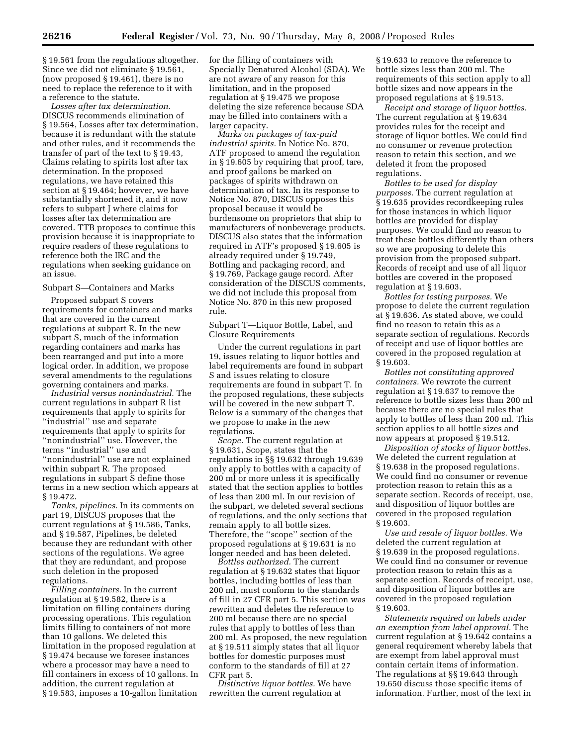§ 19.561 from the regulations altogether. Since we did not eliminate § 19.561, (now proposed § 19.461), there is no need to replace the reference to it with a reference to the statute.

*Losses after tax determination.* DISCUS recommends elimination of § 19.564, Losses after tax determination, because it is redundant with the statute and other rules, and it recommends the transfer of part of the text to § 19.43, Claims relating to spirits lost after tax determination. In the proposed regulations, we have retained this section at § 19.464; however, we have substantially shortened it, and it now refers to subpart J where claims for losses after tax determination are covered. TTB proposes to continue this provision because it is inappropriate to require readers of these regulations to reference both the IRC and the regulations when seeking guidance on an issue.

Subpart S—Containers and Marks

Proposed subpart S covers requirements for containers and marks that are covered in the current regulations at subpart R. In the new subpart S, much of the information regarding containers and marks has been rearranged and put into a more logical order. In addition, we propose several amendments to the regulations governing containers and marks.

*Industrial versus nonindustrial.* The current regulations in subpart R list requirements that apply to spirits for "industrial" use and separate requirements that apply to spirits for "nonindustrial" use. However, the terms "industrial" use and "nonindustrial" use are not explained within subpart R. The proposed regulations in subpart S define those terms in a new section which appears at § 19.472.

*Tanks, pipelines.* In its comments on part 19, DISCUS proposes that the current regulations at § 19.586, Tanks, and § 19.587, Pipelines, be deleted because they are redundant with other sections of the regulations. We agree that they are redundant, and propose such deletion in the proposed regulations.

*Filling containers.* In the current regulation at § 19.582, there is a limitation on filling containers during processing operations. This regulation limits filling to containers of not more than 10 gallons. We deleted this limitation in the proposed regulation at § 19.474 because we foresee instances where a processor may have a need to fill containers in excess of 10 gallons. In addition, the current regulation at § 19.583, imposes a 10-gallon limitation for the filling of containers with Specially Denatured Alcohol (SDA). We are not aware of any reason for this limitation, and in the proposed regulation at § 19.475 we propose deleting the size reference because SDA may be filled into containers with a larger capacity.

*Marks on packages of tax-paid industrial spirits.* In Notice No. 870, ATF proposed to amend the regulation in § 19.605 by requiring that proof, tare, and proof gallons be marked on packages of spirits withdrawn on determination of tax. In its response to Notice No. 870, DISCUS opposes this proposal because it would be burdensome on proprietors that ship to manufacturers of nonbeverage products. DISCUS also states that the information required in ATF's proposed § 19.605 is already required under § 19.749, Bottling and packaging record, and § 19.769, Package gauge record. After consideration of the DISCUS comments, we did not include this proposal from Notice No. 870 in this new proposed rule.

Subpart T—Liquor Bottle, Label, and Closure Requirements

Under the current regulations in part 19, issues relating to liquor bottles and label requirements are found in subpart S and issues relating to closure requirements are found in subpart T. In the proposed regulations, these subjects will be covered in the new subpart T. Below is a summary of the changes that we propose to make in the new regulations.

*Scope.* The current regulation at § 19.631, Scope, states that the regulations in §§ 19.632 through 19.639 only apply to bottles with a capacity of 200 ml or more unless it is specifically stated that the section applies to bottles of less than 200 ml. In our revision of the subpart, we deleted several sections of regulations, and the only sections that remain apply to all bottle sizes. Therefore, the "scope" section of the proposed regulations at § 19.631 is no longer needed and has been deleted.

*Bottles authorized.* The current regulation at § 19.632 states that liquor bottles, including bottles of less than 200 ml, must conform to the standards of fill in 27 CFR part 5. This section was rewritten and deletes the reference to 200 ml because there are no special rules that apply to bottles of less than 200 ml. As proposed, the new regulation at § 19.511 simply states that all liquor bottles for domestic purposes must conform to the standards of fill at 27 CFR part 5.

*Distinctive liquor bottles.* We have rewritten the current regulation at § 19.633 to remove the reference to bottle sizes less than 200 ml. The requirements of this section apply to all bottle sizes and now appears in the proposed regulations at § 19.513.

*Receipt and storage of liquor bottles.* The current regulation at § 19.634 provides rules for the receipt and storage of liquor bottles. We could find no consumer or revenue protection reason to retain this section, and we deleted it from the proposed regulations.

*Bottles to be used for display purposes.* The current regulation at § 19.635 provides recordkeeping rules for those instances in which liquor bottles are provided for display purposes. We could find no reason to treat these bottles differently than others so we are proposing to delete this provision from the proposed subpart. Records of receipt and use of all liquor bottles are covered in the proposed regulation at § 19.603.

*Bottles for testing purposes.* We propose to delete the current regulation at § 19.636. As stated above, we could find no reason to retain this as a separate section of regulations. Records of receipt and use of liquor bottles are covered in the proposed regulation at § 19.603.

*Bottles not constituting approved containers.* We rewrote the current regulation at § 19.637 to remove the reference to bottle sizes less than 200 ml because there are no special rules that apply to bottles of less than 200 ml. This section applies to all bottle sizes and now appears at proposed § 19.512.

*Disposition of stocks of liquor bottles.* We deleted the current regulation at § 19.638 in the proposed regulations. We could find no consumer or revenue protection reason to retain this as a separate section. Records of receipt, use, and disposition of liquor bottles are covered in the proposed regulation § 19.603.

*Use and resale of liquor bottles.* We deleted the current regulation at § 19.639 in the proposed regulations. We could find no consumer or revenue protection reason to retain this as a separate section. Records of receipt, use, and disposition of liquor bottles are covered in the proposed regulation § 19.603.

*Statements required on labels under an exemption from label approval.* The current regulation at § 19.642 contains a general requirement whereby labels that are exempt from label approval must contain certain items of information. The regulations at §§ 19.643 through 19.650 discuss those specific items of information. Further, most of the text in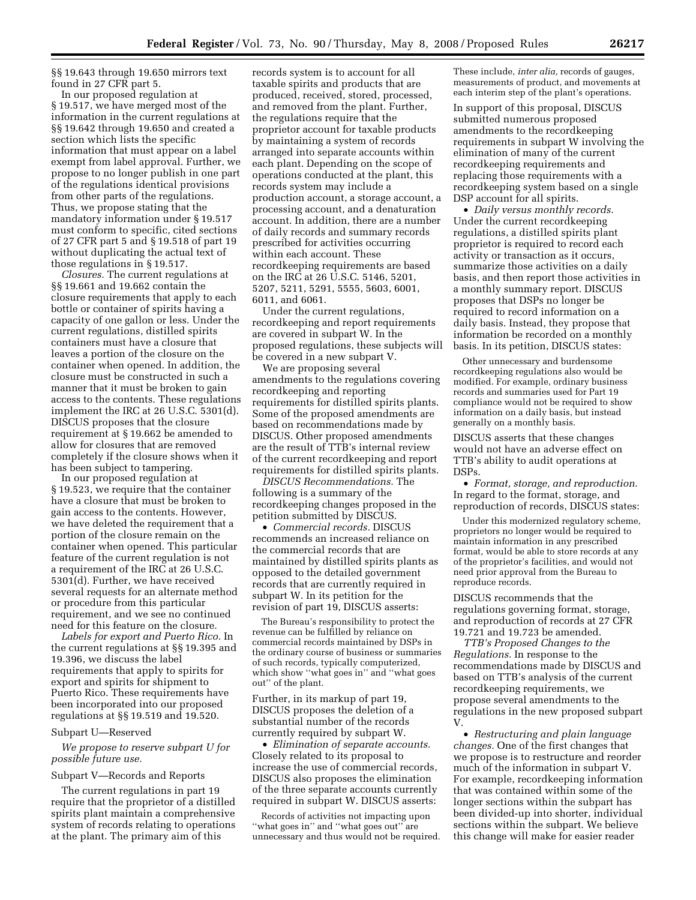§§ 19.643 through 19.650 mirrors text found in 27 CFR part 5.

In our proposed regulation at § 19.517, we have merged most of the information in the current regulations at §§ 19.642 through 19.650 and created a section which lists the specific information that must appear on a label exempt from label approval. Further, we propose to no longer publish in one part of the regulations identical provisions from other parts of the regulations. Thus, we propose stating that the mandatory information under § 19.517 must conform to specific, cited sections of 27 CFR part 5 and § 19.518 of part 19 without duplicating the actual text of those regulations in § 19.517.

*Closures.* The current regulations at §§ 19.661 and 19.662 contain the closure requirements that apply to each bottle or container of spirits having a capacity of one gallon or less. Under the current regulations, distilled spirits containers must have a closure that leaves a portion of the closure on the container when opened. In addition, the closure must be constructed in such a manner that it must be broken to gain access to the contents. These regulations implement the IRC at 26 U.S.C. 5301(d). DISCUS proposes that the closure requirement at § 19.662 be amended to allow for closures that are removed completely if the closure shows when it has been subject to tampering.

In our proposed regulation at § 19.523, we require that the container have a closure that must be broken to gain access to the contents. However, we have deleted the requirement that a portion of the closure remain on the container when opened. This particular feature of the current regulation is not a requirement of the IRC at 26 U.S.C. 5301(d). Further, we have received several requests for an alternate method or procedure from this particular requirement, and we see no continued need for this feature on the closure.

*Labels for export and Puerto Rico.* In the current regulations at §§ 19.395 and 19.396, we discuss the label requirements that apply to spirits for export and spirits for shipment to Puerto Rico. These requirements have been incorporated into our proposed regulations at §§ 19.519 and 19.520.

Subpart U—Reserved

*We propose to reserve subpart U for possible future use.*

Subpart V—Records and Reports

The current regulations in part 19 require that the proprietor of a distilled spirits plant maintain a comprehensive system of records relating to operations at the plant. The primary aim of this records system is to account for all taxable spirits and products that are produced, received, stored, processed, and removed from the plant. Further, the regulations require that the proprietor account for taxable products by maintaining a system of records arranged into separate accounts within each plant. Depending on the scope of operations conducted at the plant, this records system may include a production account, a storage account, a processing account, and a denaturation account. In addition, there are a number of daily records and summary records prescribed for activities occurring within each account. These recordkeeping requirements are based on the IRC at 26 U.S.C. 5146, 5201, 5207, 5211, 5291, 5555, 5603, 6001, 6011, and 6061.

Under the current regulations, recordkeeping and report requirements are covered in subpart W. In the proposed regulations, these subjects will be covered in a new subpart V.

We are proposing several amendments to the regulations covering recordkeeping and reporting requirements for distilled spirits plants. Some of the proposed amendments are based on recommendations made by DISCUS. Other proposed amendments are the result of TTB's internal review of the current recordkeeping and report requirements for distilled spirits plants.

*DISCUS Recommendations.* The following is a summary of the recordkeeping changes proposed in the petition submitted by DISCUS.

• *Commercial records.* DISCUS recommends an increased reliance on the commercial records that are maintained by distilled spirits plants as opposed to the detailed government records that are currently required in subpart W. In its petition for the revision of part 19, DISCUS asserts:

> The Bureau's responsibility to protect the revenue can be fulfilled by reliance on commercial records maintained by DSPs in the ordinary course of business or summaries of such records, typically computerized, which show "what goes in" and "what goes out" of the plant.

Further, in its markup of part 19, DISCUS proposes the deletion of a substantial number of the records currently required by subpart W.

• *Elimination of separate accounts.* Closely related to its proposal to increase the use of commercial records, DISCUS also proposes the elimination of the three separate accounts currently required in subpart W. DISCUS asserts:

> Records of activities not impacting upon "what goes in" and "what goes out" are unnecessary and thus would not be required. These include, *inter alia,* records of gauges, measurements of product, and movements at each interim step of the plant's operations.

In support of this proposal, DISCUS submitted numerous proposed amendments to the recordkeeping requirements in subpart W involving the elimination of many of the current recordkeeping requirements and replacing those requirements with a recordkeeping system based on a single DSP account for all spirits.

• *Daily versus monthly records.* Under the current recordkeeping regulations, a distilled spirits plant proprietor is required to record each activity or transaction as it occurs, summarize those activities on a daily basis, and then report those activities in a monthly summary report. DISCUS proposes that DSPs no longer be required to record information on a daily basis. Instead, they propose that information be recorded on a monthly basis. In its petition, DISCUS states:

> Other unnecessary and burdensome recordkeeping regulations also would be modified. For example, ordinary business records and summaries used for Part 19 compliance would not be required to show information on a daily basis, but instead generally on a monthly basis.

DISCUS asserts that these changes would not have an adverse effect on TTB's ability to audit operations at DSPs.

• *Format, storage, and reproduction.* In regard to the format, storage, and reproduction of records, DISCUS states:

> Under this modernized regulatory scheme, proprietors no longer would be required to maintain information in any prescribed format, would be able to store records at any of the proprietor's facilities, and would not need prior approval from the Bureau to reproduce records.

DISCUS recommends that the regulations governing format, storage, and reproduction of records at 27 CFR 19.721 and 19.723 be amended.

*TTB's Proposed Changes to the Regulations.* In response to the recommendations made by DISCUS and based on TTB's analysis of the current recordkeeping requirements, we propose several amendments to the regulations in the new proposed subpart V.

• *Restructuring and plain language changes.* One of the first changes that we propose is to restructure and reorder much of the information in subpart V. For example, recordkeeping information that was contained within some of the longer sections within the subpart has been divided-up into shorter, individual sections within the subpart. We believe this change will make for easier reader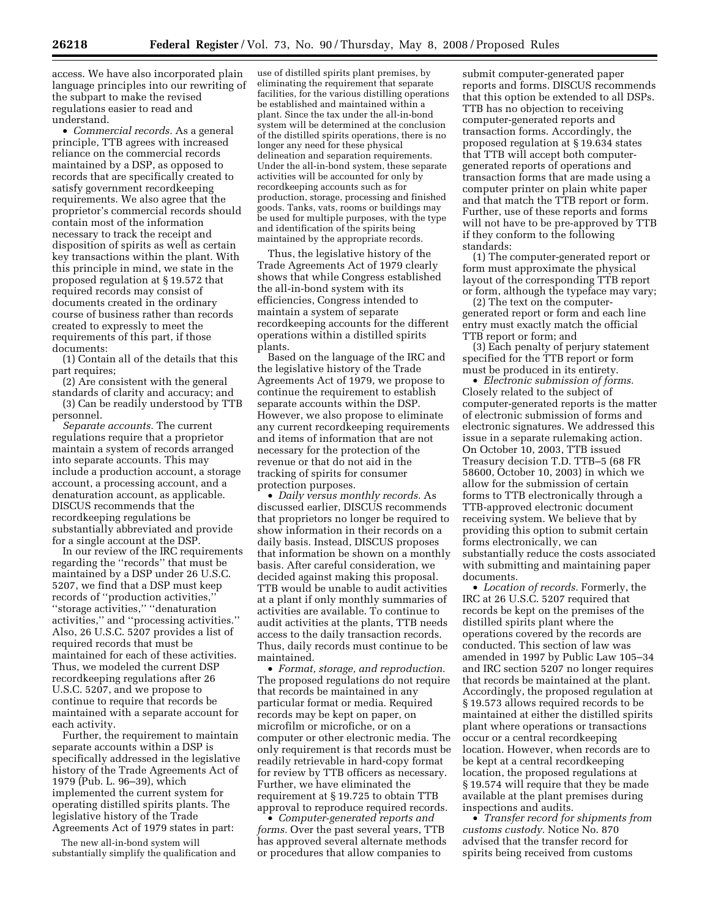access. We have also incorporated plain language principles into our rewriting of the subpart to make the revised regulations easier to read and understand.

- *Commercial records.* As a general principle, TTB agrees with increased reliance on the commercial records maintained by a DSP, as opposed to records that are specifically created to satisfy government recordkeeping requirements. We also agree that the proprietor's commercial records should contain most of the information necessary to track the receipt and disposition of spirits as well as certain key transactions within the plant. With this principle in mind, we state in the proposed regulation at § 19.572 that required records may consist of documents created in the ordinary course of business rather than records created to expressly to meet the requirements of this part, if those documents:

(1) Contain all of the details that this part requires;

(2) Are consistent with the general standards of clarity and accuracy; and

(3) Can be readily understood by TTB personnel.

*Separate accounts.* The current regulations require that a proprietor maintain a system of records arranged into separate accounts. This may include a production account, a storage account, a processing account, and a denaturation account, as applicable. DISCUS recommends that the recordkeeping regulations be substantially abbreviated and provide for a single account at the DSP.

In our review of the IRC requirements regarding the ''records'' that must be maintained by a DSP under 26 U.S.C. 5207, we find that a DSP must keep records of ''production activities,'' ''storage activities,'' ''denaturation activities,'' and ''processing activities.'' Also, 26 U.S.C. 5207 provides a list of required records that must be maintained for each of these activities. Thus, we modeled the current DSP recordkeeping regulations after 26 U.S.C. 5207, and we propose to continue to require that records be maintained with a separate account for each activity.

Further, the requirement to maintain separate accounts within a DSP is specifically addressed in the legislative history of the Trade Agreements Act of 1979 (Pub. L. 96–39), which implemented the current system for operating distilled spirits plants. The legislative history of the Trade Agreements Act of 1979 states in part:

> The new all-in-bond system will substantially simplify the qualification and use of distilled spirits plant premises, by eliminating the requirement that separate facilities, for the various distilling operations be established and maintained within a plant. Since the tax under the all-in-bond system will be determined at the conclusion of the distilled spirits operations, there is no longer any need for these physical delineation and separation requirements. Under the all-in-bond system, these separate activities will be accounted for only by recordkeeping accounts such as for production, storage, processing and finished goods. Tanks, vats, rooms or buildings may be used for multiple purposes, with the type and identification of the spirits being maintained by the appropriate records.

Thus, the legislative history of the Trade Agreements Act of 1979 clearly shows that while Congress established the all-in-bond system with its efficiencies, Congress intended to maintain a system of separate recordkeeping accounts for the different operations within a distilled spirits plants.

Based on the language of the IRC and the legislative history of the Trade Agreements Act of 1979, we propose to continue the requirement to establish separate accounts within the DSP. However, we also propose to eliminate any current recordkeeping requirements and items of information that are not necessary for the protection of the revenue or that do not aid in the tracking of spirits for consumer protection purposes.

- *Daily versus monthly records.* As discussed earlier, DISCUS recommends that proprietors no longer be required to show information in their records on a daily basis. Instead, DISCUS proposes that information be shown on a monthly basis. After careful consideration, we decided against making this proposal. TTB would be unable to audit activities at a plant if only monthly summaries of activities are available. To continue to audit activities at the plants, TTB needs access to the daily transaction records. Thus, daily records must continue to be maintained.

- *Format, storage, and reproduction.* The proposed regulations do not require that records be maintained in any particular format or media. Required records may be kept on paper, on microfilm or microfiche, or on a computer or other electronic media. The only requirement is that records must be readily retrievable in hard-copy format for review by TTB officers as necessary. Further, we have eliminated the requirement at § 19.725 to obtain TTB approval to reproduce required records.

- *Computer-generated reports and forms.* Over the past several years, TTB has approved several alternate methods or procedures that allow companies to submit computer-generated paper reports and forms. DISCUS recommends that this option be extended to all DSPs. TTB has no objection to receiving computer-generated reports and transaction forms. Accordingly, the proposed regulation at § 19.634 states that TTB will accept both computer-generated reports of operations and transaction forms that are made using a computer printer on plain white paper and that match the TTB report or form. Further, use of these reports and forms will not have to be pre-approved by TTB if they conform to the following standards:

(1) The computer-generated report or form must approximate the physical layout of the corresponding TTB report or form, although the typeface may vary;

(2) The text on the computer-generated report or form and each line entry must exactly match the official TTB report or form; and

(3) Each penalty of perjury statement specified for the TTB report or form must be produced in its entirety.

- *Electronic submission of forms.* Closely related to the subject of computer-generated reports is the matter of electronic submission of forms and electronic signatures. We addressed this issue in a separate rulemaking action. On October 10, 2003, TTB issued Treasury decision T.D. TTB–5 (68 FR 58600, October 10, 2003) in which we allow for the submission of certain forms to TTB electronically through a TTB-approved electronic document receiving system. We believe that by providing this option to submit certain forms electronically, we can substantially reduce the costs associated with submitting and maintaining paper documents.

- *Location of records.* Formerly, the IRC at 26 U.S.C. 5207 required that records be kept on the premises of the distilled spirits plant where the operations covered by the records are conducted. This section of law was amended in 1997 by Public Law 105–34 and IRC section 5207 no longer requires that records be maintained at the plant. Accordingly, the proposed regulation at § 19.573 allows required records to be maintained at either the distilled spirits plant where operations or transactions occur or a central recordkeeping location. However, when records are to be kept at a central recordkeeping location, the proposed regulations at § 19.574 will require that they be made available at the plant premises during inspections and audits.

- *Transfer record for shipments from customs custody.* Notice No. 870 advised that the transfer record for spirits being received from customs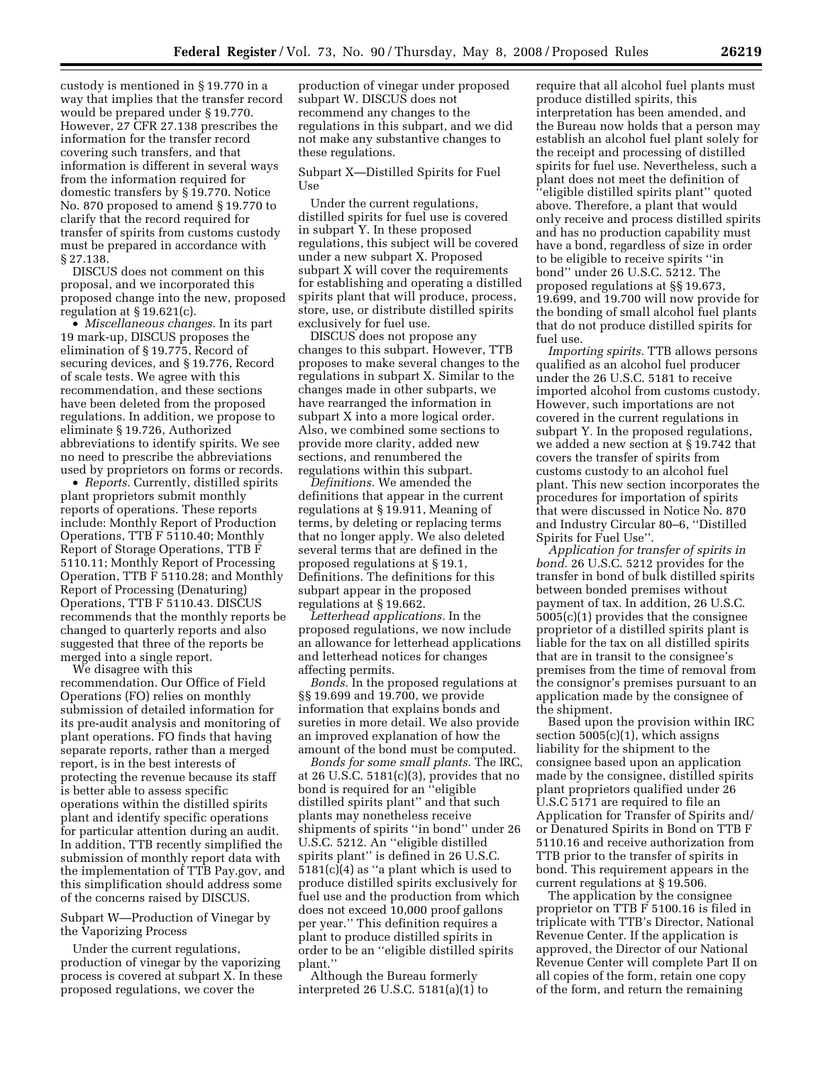custody is mentioned in § 19.770 in a way that implies that the transfer record would be prepared under § 19.770. However, 27 CFR 27.138 prescribes the information for the transfer record covering such transfers, and that information is different in several ways from the information required for domestic transfers by § 19.770. Notice No. 870 proposed to amend § 19.770 to clarify that the record required for transfer of spirits from customs custody must be prepared in accordance with § 27.138.

DISCUS does not comment on this proposal, and we incorporated this proposed change into the new, proposed regulation at § 19.621(c).

- *Miscellaneous changes.* In its part 19 mark-up, DISCUS proposes the elimination of § 19.775, Record of securing devices, and § 19.776, Record of scale tests. We agree with this recommendation, and these sections have been deleted from the proposed regulations. In addition, we propose to eliminate § 19.726, Authorized abbreviations to identify spirits. We see no need to prescribe the abbreviations used by proprietors on forms or records.
- *Reports.* Currently, distilled spirits plant proprietors submit monthly reports of operations. These reports include: Monthly Report of Production Operations, TTB F 5110.40; Monthly Report of Storage Operations, TTB F 5110.11; Monthly Report of Processing Operation, TTB F 5110.28; and Monthly Report of Processing (Denaturing) Operations, TTB F 5110.43. DISCUS recommends that the monthly reports be changed to quarterly reports and also suggested that three of the reports be merged into a single report.

We disagree with this recommendation. Our Office of Field Operations (FO) relies on monthly submission of detailed information for its pre-audit analysis and monitoring of plant operations. FO finds that having separate reports, rather than a merged report, is in the best interests of protecting the revenue because its staff is better able to assess specific operations within the distilled spirits plant and identify specific operations for particular attention during an audit. In addition, TTB recently simplified the submission of monthly report data with the implementation of TTB Pay.gov, and this simplification should address some of the concerns raised by DISCUS.

Subpart W—Production of Vinegar by the Vaporizing Process

Under the current regulations, production of vinegar by the vaporizing process is covered at subpart X. In these proposed regulations, we cover the production of vinegar under proposed subpart W. DISCUS does not recommend any changes to the regulations in this subpart, and we did not make any substantive changes to these regulations.

Subpart X—Distilled Spirits for Fuel Use

Under the current regulations, distilled spirits for fuel use is covered in subpart Y. In these proposed regulations, this subject will be covered under a new subpart X. Proposed subpart X will cover the requirements for establishing and operating a distilled spirits plant that will produce, process, store, use, or distribute distilled spirits exclusively for fuel use.

DISCUS does not propose any changes to this subpart. However, TTB proposes to make several changes to the regulations in subpart X. Similar to the changes made in other subparts, we have rearranged the information in subpart X into a more logical order. Also, we combined some sections to provide more clarity, added new sections, and renumbered the regulations within this subpart.

*Definitions.* We amended the definitions that appear in the current regulations at § 19.911, Meaning of terms, by deleting or replacing terms that no longer apply. We also deleted several terms that are defined in the proposed regulations at § 19.1, Definitions. The definitions for this subpart appear in the proposed regulations at § 19.662.

*Letterhead applications.* In the proposed regulations, we now include an allowance for letterhead applications and letterhead notices for changes affecting permits.

*Bonds.* In the proposed regulations at §§ 19.699 and 19.700, we provide information that explains bonds and sureties in more detail. We also provide an improved explanation of how the amount of the bond must be computed.

*Bonds for some small plants.* The IRC, at 26 U.S.C. 5181(c)(3), provides that no bond is required for an "eligible distilled spirits plant" and that such plants may nonetheless receive shipments of spirits "in bond" under 26 U.S.C. 5212. An "eligible distilled spirits plant" is defined in 26 U.S.C. 5181(c)(4) as "a plant which is used to produce distilled spirits exclusively for fuel use and the production from which does not exceed 10,000 proof gallons per year." This definition requires a plant to produce distilled spirits in order to be an "eligible distilled spirits plant."

Although the Bureau formerly interpreted 26 U.S.C. 5181(a)(1) to require that all alcohol fuel plants must produce distilled spirits, this interpretation has been amended, and the Bureau now holds that a person may establish an alcohol fuel plant solely for the receipt and processing of distilled spirits for fuel use. Nevertheless, such a plant does not meet the definition of "eligible distilled spirits plant" quoted above. Therefore, a plant that would only receive and process distilled spirits and has no production capability must have a bond, regardless of size in order to be eligible to receive spirits "in bond" under 26 U.S.C. 5212. The proposed regulations at §§ 19.673, 19.699, and 19.700 will now provide for the bonding of small alcohol fuel plants that do not produce distilled spirits for fuel use.

*Importing spirits.* TTB allows persons qualified as an alcohol fuel producer under the 26 U.S.C. 5181 to receive imported alcohol from customs custody. However, such importations are not covered in the current regulations in subpart Y. In the proposed regulations, we added a new section at § 19.742 that covers the transfer of spirits from customs custody to an alcohol fuel plant. This new section incorporates the procedures for importation of spirits that were discussed in Notice No. 870 and Industry Circular 80–6, "Distilled Spirits for Fuel Use".

*Application for transfer of spirits in bond.* 26 U.S.C. 5212 provides for the transfer in bond of bulk distilled spirits between bonded premises without payment of tax. In addition, 26 U.S.C. 5005(c)(1) provides that the consignee proprietor of a distilled spirits plant is liable for the tax on all distilled spirits that are in transit to the consignee's premises from the time of removal from the consignor's premises pursuant to an application made by the consignee of the shipment.

Based upon the provision within IRC section 5005(c)(1), which assigns liability for the shipment to the consignee based upon an application made by the consignee, distilled spirits plant proprietors qualified under 26 U.S.C 5171 are required to file an Application for Transfer of Spirits and/or Denatured Spirits in Bond on TTB F 5110.16 and receive authorization from TTB prior to the transfer of spirits in bond. This requirement appears in the current regulations at § 19.506.

The application by the consignee proprietor on TTB F 5100.16 is filed in triplicate with TTB's Director, National Revenue Center. If the application is approved, the Director of our National Revenue Center will complete Part II on all copies of the form, retain one copy of the form, and return the remaining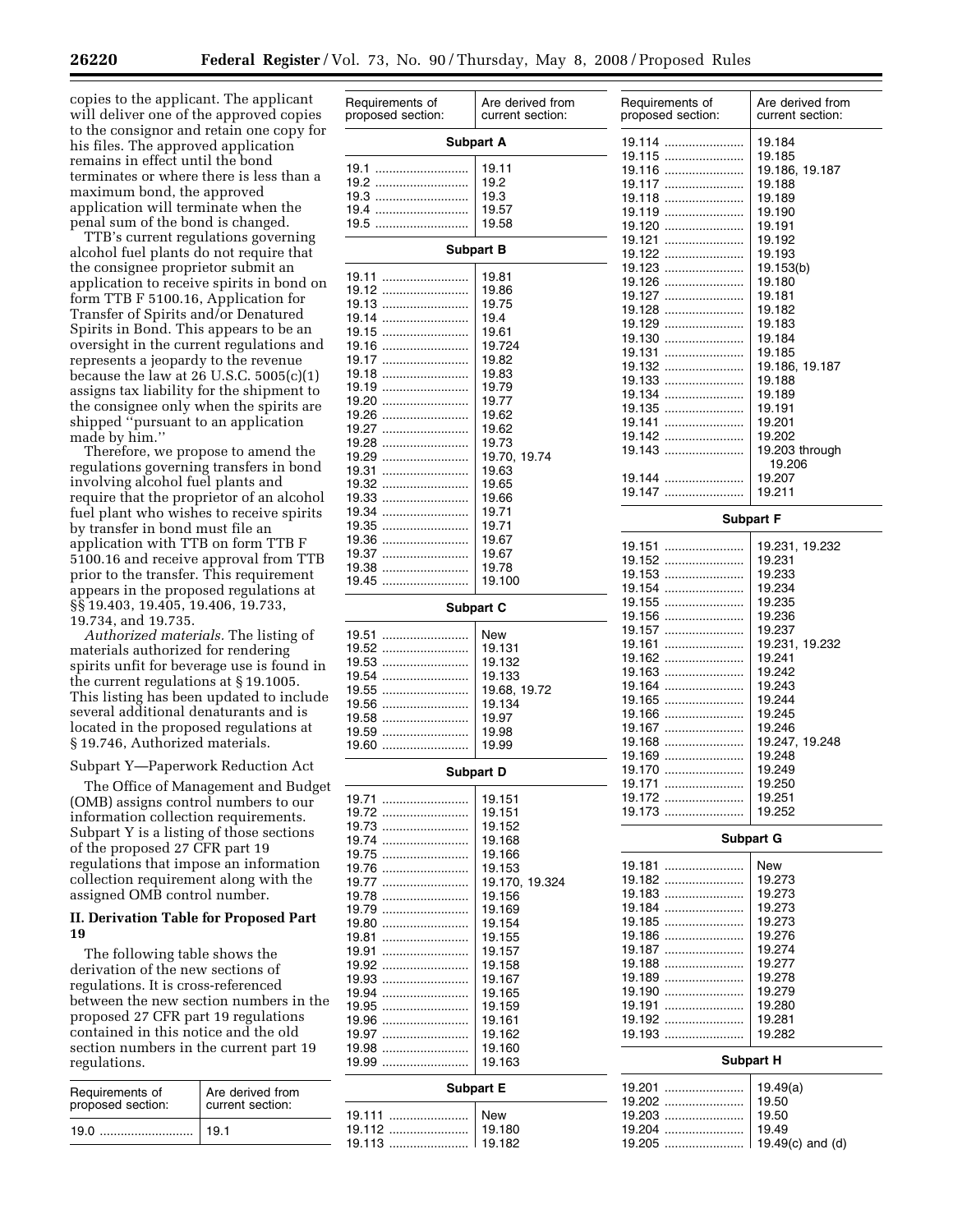copies to the applicant. The applicant will deliver one of the approved copies to the consignor and retain one copy for his files. The approved application remains in effect until the bond terminates or where there is less than a maximum bond, the approved application will terminate when the penal sum of the bond is changed.

TTB's current regulations governing alcohol fuel plants do not require that the consignee proprietor submit an application to receive spirits in bond on form TTB F 5100.16, Application for Transfer of Spirits and/or Denatured Spirits in Bond. This appears to be an oversight in the current regulations and represents a jeopardy to the revenue because the law at 26 U.S.C. 5005(c)(1) assigns tax liability for the shipment to the consignee only when the spirits are shipped "pursuant to an application made by him."

Therefore, we propose to amend the regulations governing transfers in bond involving alcohol fuel plants and require that the proprietor of an alcohol fuel plant who wishes to receive spirits by transfer in bond must file an application with TTB on form TTB F 5100.16 and receive approval from TTB prior to the transfer. This requirement appears in the proposed regulations at §§ 19.403, 19.405, 19.406, 19.733, 19.734, and 19.735.

*Authorized materials.* The listing of materials authorized for rendering spirits unfit for beverage use is found in the current regulations at § 19.1005. This listing has been updated to include several additional denaturants and is located in the proposed regulations at § 19.746, Authorized materials.

Subpart Y—Paperwork Reduction Act

The Office of Management and Budget (OMB) assigns control numbers to our information collection requirements. Subpart Y is a listing of those sections of the proposed 27 CFR part 19 regulations that impose an information collection requirement along with the assigned OMB control number.

## II. Derivation Table for Proposed Part 19

The following table shows the derivation of the new sections of regulations. It is cross-referenced between the new section numbers in the proposed 27 CFR part 19 regulations contained in this notice and the old section numbers in the current part 19 regulations.

| Requirements of proposed section: | Are derived from current section: |
|---|---|
| 19.0 | 19.1 |
| **Subpart A** | |
| 19.1 | 19.11 |
| 19.2 | 19.2 |
| 19.3 | 19.3 |
| 19.4 | 19.57 |
| 19.5 | 19.58 |
| **Subpart B** | |
| 19.11 | 19.81 |
| 19.12 | 19.86 |
| 19.13 | 19.75 |
| 19.14 | 19.4 |
| 19.15 | 19.61 |
| 19.16 | 19.724 |
| 19.17 | 19.82 |
| 19.18 | 19.83 |
| 19.19 | 19.79 |
| 19.20 | 19.77 |
| 19.26 | 19.62 |
| 19.27 | 19.62 |
| 19.28 | 19.73 |
| 19.29 | 19.70, 19.74 |
| 19.31 | 19.63 |
| 19.32 | 19.65 |
| 19.33 | 19.66 |
| 19.34 | 19.71 |
| 19.35 | 19.71 |
| 19.36 | 19.67 |
| 19.37 | 19.67 |
| 19.38 | 19.78 |
| 19.45 | 19.100 |
| **Subpart C** | |
| 19.51 | New |
| 19.52 | 19.131 |
| 19.53 | 19.132 |
| 19.54 | 19.133 |
| 19.55 | 19.68, 19.72 |
| 19.56 | 19.134 |
| 19.58 | 19.97 |
| 19.59 | 19.98 |
| 19.60 | 19.99 |
| **Subpart D** | |
| 19.71 | 19.151 |
| 19.72 | 19.151 |
| 19.73 | 19.152 |
| 19.74 | 19.168 |
| 19.75 | 19.166 |
| 19.76 | 19.153 |
| 19.77 | 19.170, 19.324 |
| 19.78 | 19.156 |
| 19.79 | 19.169 |
| 19.80 | 19.154 |
| 19.81 | 19.155 |
| 19.91 | 19.157 |
| 19.92 | 19.158 |
| 19.93 | 19.167 |
| 19.94 | 19.165 |
| 19.95 | 19.159 |
| 19.96 | 19.161 |
| 19.97 | 19.162 |
| 19.98 | 19.160 |
| 19.99 | 19.163 |
| **Subpart E** | |
| 19.111 | New |
| 19.112 | 19.180 |
| 19.113 | 19.182 |
| 19.114 | 19.184 |
| 19.115 | 19.185 |
| 19.116 | 19.186, 19.187 |
| 19.117 | 19.188 |
| 19.118 | 19.189 |
| 19.119 | 19.190 |
| 19.120 | 19.191 |
| 19.121 | 19.192 |
| 19.122 | 19.193 |
| 19.123 | 19.153(b) |
| 19.126 | 19.180 |
| 19.127 | 19.181 |
| 19.128 | 19.182 |
| 19.129 | 19.183 |
| 19.130 | 19.184 |
| 19.131 | 19.185 |
| 19.132 | 19.186, 19.187 |
| 19.133 | 19.188 |
| 19.134 | 19.189 |
| 19.135 | 19.191 |
| 19.141 | 19.201 |
| 19.142 | 19.202 |
| 19.143 | 19.203 through 19.206 |
| 19.144 | 19.207 |
| 19.147 | 19.211 |
| **Subpart F** | |
| 19.151 | 19.231, 19.232 |
| 19.152 | 19.231 |
| 19.153 | 19.233 |
| 19.154 | 19.234 |
| 19.155 | 19.235 |
| 19.156 | 19.236 |
| 19.157 | 19.237 |
| 19.161 | 19.231, 19.232 |
| 19.162 | 19.241 |
| 19.163 | 19.242 |
| 19.164 | 19.243 |
| 19.165 | 19.244 |
| 19.166 | 19.245 |
| 19.167 | 19.246 |
| 19.168 | 19.247, 19.248 |
| 19.169 | 19.248 |
| 19.170 | 19.249 |
| 19.171 | 19.250 |
| 19.172 | 19.251 |
| 19.173 | 19.252 |
| **Subpart G** | |
| 19.181 | New |
| 19.182 | 19.273 |
| 19.183 | 19.273 |
| 19.184 | 19.273 |
| 19.185 | 19.273 |
| 19.186 | 19.276 |
| 19.187 | 19.274 |
| 19.188 | 19.277 |
| 19.189 | 19.278 |
| 19.190 | 19.279 |
| 19.191 | 19.280 |
| 19.192 | 19.281 |
| 19.193 | 19.282 |
| **Subpart H** | |
| 19.201 | 19.49(a) |
| 19.202 | 19.50 |
| 19.203 | 19.50 |
| 19.204 | 19.49 |
| 19.205 | 19.49(c) and (d) |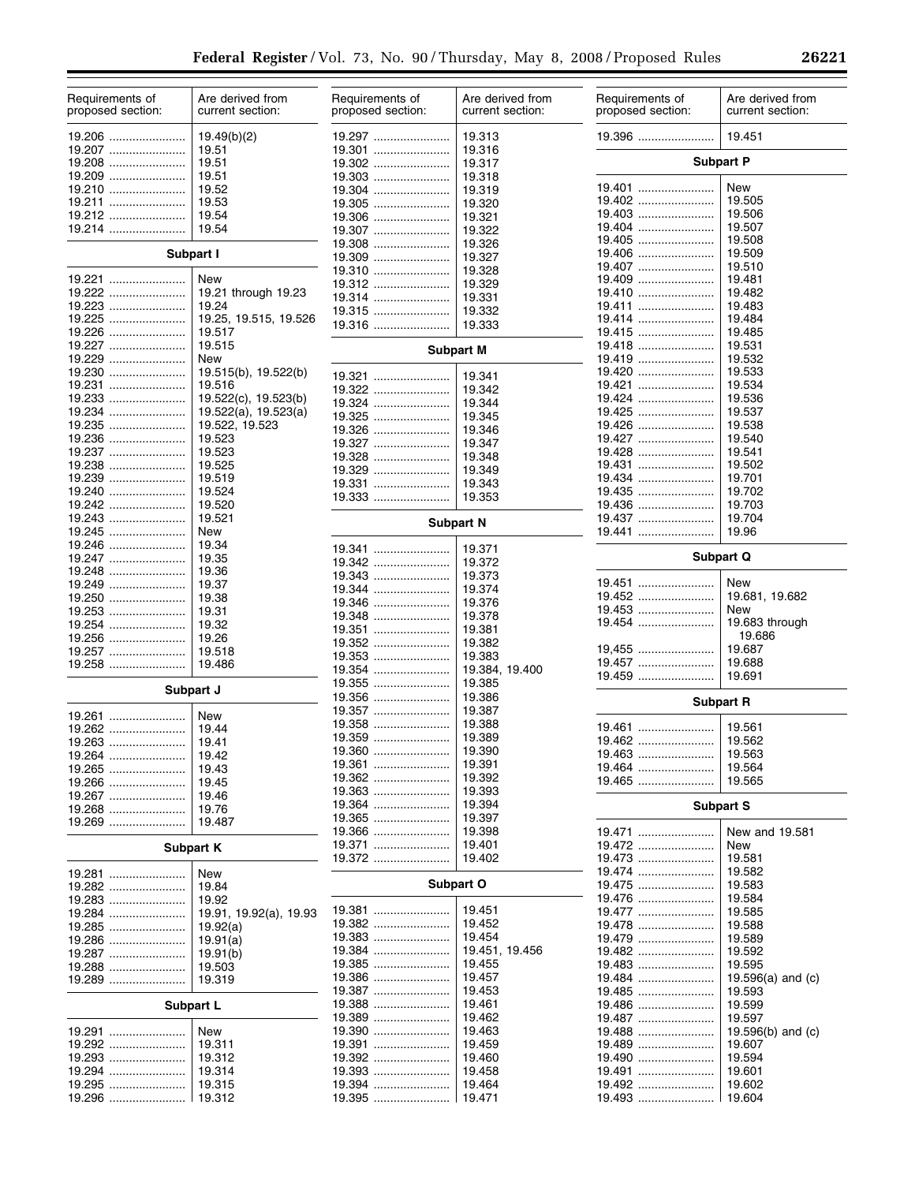| Requirements of proposed section: | Are derived from current section: |
|---|---|
| 19.206 | 19.49(b)(2) |
| 19.207 | 19.51 |
| 19.208 | 19.51 |
| 19.209 | 19.51 |
| 19.210 | 19.52 |
| 19.211 | 19.53 |
| 19.212 | 19.54 |
| 19.214 | 19.54 |
| **Subpart I** | |
| 19.221 | New |
| 19.222 | 19.21 through 19.23 |
| 19.223 | 19.24 |
| 19.225 | 19.25, 19.515, 19.526 |
| 19.226 | 19.517 |
| 19.227 | 19.515 |
| 19.229 | New |
| 19.230 | 19.515(b), 19.522(b) |
| 19.231 | 19.516 |
| 19.233 | 19.522(c), 19.523(b) |
| 19.234 | 19.522(a), 19.523(a) |
| 19.235 | 19.522, 19.523 |
| 19.236 | 19.523 |
| 19.237 | 19.523 |
| 19.238 | 19.525 |
| 19.239 | 19.519 |
| 19.240 | 19.524 |
| 19.242 | 19.520 |
| 19.243 | 19.521 |
| 19.245 | New |
| 19.246 | 19.34 |
| 19.247 | 19.35 |
| 19.248 | 19.36 |
| 19.249 | 19.37 |
| 19.250 | 19.38 |
| 19.253 | 19.31 |
| 19.254 | 19.32 |
| 19.256 | 19.26 |
| 19.257 | 19.518 |
| 19.258 | 19.486 |
| **Subpart J** | |
| 19.261 | New |
| 19.262 | 19.44 |
| 19.263 | 19.41 |
| 19.264 | 19.42 |
| 19.265 | 19.43 |
| 19.266 | 19.45 |
| 19.267 | 19.46 |
| 19.268 | 19.76 |
| 19.269 | 19.487 |
| **Subpart K** | |
| 19.281 | New |
| 19.282 | 19.84 |
| 19.283 | 19.92 |
| 19.284 | 19.91, 19.92(a), 19.93 |
| 19.285 | 19.92(a) |
| 19.286 | 19.91(a) |
| 19.287 | 19.91(b) |
| 19.288 | 19.503 |
| 19.289 | 19.319 |
| **Subpart L** | |
| 19.291 | New |
| 19.292 | 19.311 |
| 19.293 | 19.312 |
| 19.294 | 19.314 |
| 19.295 | 19.315 |
| 19.296 | 19.312 |
| 19.297 | 19.313 |
| 19.301 | 19.316 |
| 19.302 | 19.317 |
| 19.303 | 19.318 |
| 19.304 | 19.319 |
| 19.305 | 19.320 |
| 19.306 | 19.321 |
| 19.307 | 19.322 |
| 19.308 | 19.326 |
| 19.309 | 19.327 |
| 19.310 | 19.328 |
| 19.312 | 19.329 |
| 19.314 | 19.331 |
| 19.315 | 19.332 |
| 19.316 | 19.333 |
| **Subpart M** | |
| 19.321 | 19.341 |
| 19.322 | 19.342 |
| 19.324 | 19.344 |
| 19.325 | 19.345 |
| 19.326 | 19.346 |
| 19.327 | 19.347 |
| 19.328 | 19.348 |
| 19.329 | 19.349 |
| 19.331 | 19.343 |
| 19.333 | 19.353 |
| **Subpart N** | |
| 19.341 | 19.371 |
| 19.342 | 19.372 |
| 19.343 | 19.373 |
| 19.344 | 19.374 |
| 19.346 | 19.376 |
| 19.348 | 19.378 |
| 19.351 | 19.381 |
| 19.352 | 19.382 |
| 19.353 | 19.383 |
| 19.354 | 19.384, 19.400 |
| 19.355 | 19.385 |
| 19.356 | 19.386 |
| 19.357 | 19.387 |
| 19.358 | 19.388 |
| 19.359 | 19.389 |
| 19.360 | 19.390 |
| 19.361 | 19.391 |
| 19.362 | 19.392 |
| 19.363 | 19.393 |
| 19.364 | 19.394 |
| 19.365 | 19.397 |
| 19.366 | 19.398 |
| 19.371 | 19.401 |
| 19.372 | 19.402 |
| **Subpart O** | |
| 19.381 | 19.451 |
| 19.382 | 19.452 |
| 19.383 | 19.454 |
| 19.384 | 19.451, 19.456 |
| 19.385 | 19.455 |
| 19.386 | 19.457 |
| 19.387 | 19.453 |
| 19.388 | 19.461 |
| 19.389 | 19.462 |
| 19.390 | 19.463 |
| 19.391 | 19.459 |
| 19.392 | 19.460 |
| 19.393 | 19.458 |
| 19.394 | 19.464 |
| 19.395 | 19.471 |
| 19.396 | 19.451 |
| **Subpart P** | |
| 19.401 | New |
| 19.402 | 19.505 |
| 19.403 | 19.506 |
| 19.404 | 19.507 |
| 19.405 | 19.508 |
| 19.406 | 19.509 |
| 19.407 | 19.510 |
| 19.409 | 19.481 |
| 19.410 | 19.482 |
| 19.411 | 19.483 |
| 19.414 | 19.484 |
| 19.415 | 19.485 |
| 19.418 | 19.531 |
| 19.419 | 19.532 |
| 19.420 | 19.533 |
| 19.421 | 19.534 |
| 19.424 | 19.536 |
| 19.425 | 19.537 |
| 19.426 | 19.538 |
| 19.427 | 19.540 |
| 19.428 | 19.541 |
| 19.431 | 19.502 |
| 19.434 | 19.701 |
| 19.435 | 19.702 |
| 19.436 | 19.703 |
| 19.437 | 19.704 |
| 19.441 | 19.96 |
| **Subpart Q** | |
| 19.451 | New |
| 19.452 | 19.681, 19.682 |
| 19.453 | New |
| 19.454 | 19.683 through 19.686 |
| 19,455 | 19.687 |
| 19.457 | 19.688 |
| 19.459 | 19.691 |
| **Subpart R** | |
| 19.461 | 19.561 |
| 19.462 | 19.562 |
| 19.463 | 19.563 |
| 19.464 | 19.564 |
| 19.465 | 19.565 |
| **Subpart S** | |
| 19.471 | New and 19.581 |
| 19.472 | New |
| 19.473 | 19.581 |
| 19.474 | 19.582 |
| 19.475 | 19.583 |
| 19.476 | 19.584 |
| 19.477 | 19.585 |
| 19.478 | 19.588 |
| 19.479 | 19.589 |
| 19.482 | 19.592 |
| 19.483 | 19.595 |
| 19.484 | 19.596(a) and (c) |
| 19.485 | 19.593 |
| 19.486 | 19.599 |
| 19.487 | 19.597 |
| 19.488 | 19.596(b) and (c) |
| 19.489 | 19.607 |
| 19.490 | 19.594 |
| 19.491 | 19.601 |
| 19.492 | 19.602 |
| 19.493 | 19.604 |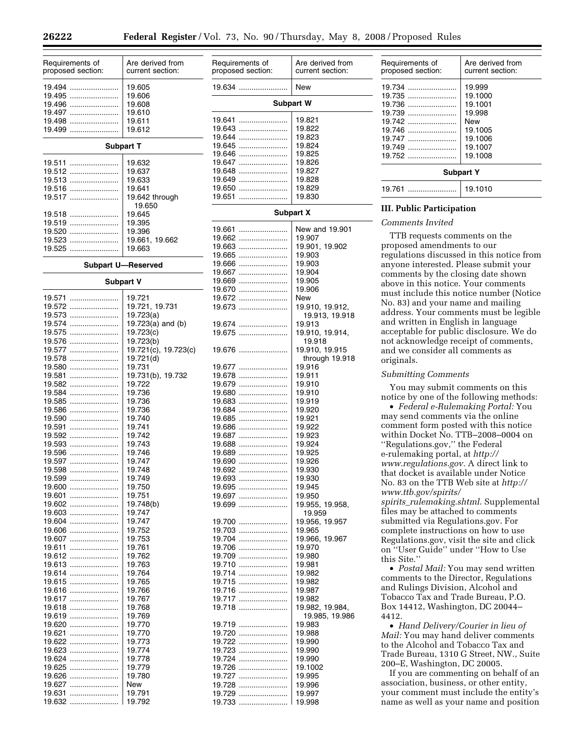| Requirements of proposed section: | Are derived from current section: |
|---|---|
| 19.494 | 19.605 |
| 19.495 | 19.606 |
| 19.496 | 19.608 |
| 19.497 | 19.610 |
| 19.498 | 19.611 |
| 19.499 | 19.612 |
| **Subpart T** | |
| 19.511 | 19.632 |
| 19.512 | 19.637 |
| 19.513 | 19.633 |
| 19.516 | 19.641 |
| 19.517 | 19.642 through 19.650 |
| 19.518 | 19.645 |
| 19.519 | 19.395 |
| 19.520 | 19.396 |
| 19.523 | 19.661, 19.662 |
| 19.525 | 19.663 |
| **Subpart U—Reserved** | |
| **Subpart V** | |
| 19.571 | 19.721 |
| 19.572 | 19.721, 19.731 |
| 19.573 | 19.723(a) |
| 19.574 | 19.723(a) and (b) |
| 19.575 | 19.723(c) |
| 19.576 | 19.723(b) |
| 19.577 | 19.721(c), 19.723(c) |
| 19.578 | 19.721(d) |
| 19.580 | 19.731 |
| 19.581 | 19.731(b), 19.732 |
| 19.582 | 19.722 |
| 19.584 | 19.736 |
| 19.585 | 19.736 |
| 19.586 | 19.736 |
| 19.590 | 19.740 |
| 19.591 | 19.741 |
| 19.592 | 19.742 |
| 19.593 | 19.743 |
| 19.596 | 19.746 |
| 19.597 | 19.747 |
| 19.598 | 19.748 |
| 19.599 | 19.749 |
| 19.600 | 19.750 |
| 19.601 | 19.751 |
| 19.602 | 19.748(b) |
| 19.603 | 19.747 |
| 19.604 | 19.747 |
| 19.606 | 19.752 |
| 19.607 | 19.753 |
| 19.611 | 19.761 |
| 19.612 | 19.762 |
| 19.613 | 19.763 |
| 19.614 | 19.764 |
| 19.615 | 19.765 |
| 19.616 | 19.766 |
| 19.617 | 19.767 |
| 19.618 | 19.768 |
| 19.619 | 19.769 |
| 19.620 | 19.770 |
| 19.621 | 19.770 |
| 19.622 | 19.773 |
| 19.623 | 19.774 |
| 19.624 | 19.778 |
| 19.625 | 19.779 |
| 19.626 | 19.780 |
| 19.627 | New |
| 19.631 | 19.791 |
| 19.632 | 19.792 |
| 19.634 | New |
| **Subpart W** | |
| 19.641 | 19.821 |
| 19.643 | 19.822 |
| 19.644 | 19.823 |
| 19.645 | 19.824 |
| 19.646 | 19.825 |
| 19.647 | 19.826 |
| 19.648 | 19.827 |
| 19.649 | 19.828 |
| 19.650 | 19.829 |
| 19.651 | 19.830 |
| **Subpart X** | |
| 19.661 | New and 19.901 |
| 19.662 | 19.907 |
| 19.663 | 19.901, 19.902 |
| 19.665 | 19.903 |
| 19.666 | 19.903 |
| 19.667 | 19.904 |
| 19.669 | 19.905 |
| 19.670 | 19.906 |
| 19.672 | New |
| 19.673 | 19.910, 19.912, 19.913, 19.918 |
| 19.674 | 19.913 |
| 19.675 | 19.910, 19.914, 19.918 |
| 19.676 | 19.910, 19.915 through 19.918 |
| 19.677 | 19.916 |
| 19.678 | 19.911 |
| 19.679 | 19.910 |
| 19.680 | 19.910 |
| 19.683 | 19.919 |
| 19.684 | 19.920 |
| 19.685 | 19.921 |
| 19.686 | 19.922 |
| 19.687 | 19.923 |
| 19.688 | 19.924 |
| 19.689 | 19.925 |
| 19.690 | 19.926 |
| 19.692 | 19.930 |
| 19.693 | 19.930 |
| 19.695 | 19.945 |
| 19.697 | 19.950 |
| 19.699 | 19.955, 19.958, 19.959 |
| 19.700 | 19.956, 19.957 |
| 19.703 | 19.965 |
| 19.704 | 19.966, 19.967 |
| 19.706 | 19.970 |
| 19.709 | 19.980 |
| 19.710 | 19.981 |
| 19.714 | 19.982 |
| 19.715 | 19.982 |
| 19.716 | 19.987 |
| 19.717 | 19.982 |
| 19.718 | 19.982, 19.984, 19.985, 19.986 |
| 19.719 | 19.983 |
| 19.720 | 19.988 |
| 19.722 | 19.990 |
| 19.723 | 19.990 |
| 19.724 | 19.990 |
| 19.726 | 19.1002 |
| 19.727 | 19.995 |
| 19.728 | 19.996 |
| 19.729 | 19.997 |
| 19.733 | 19.998 |
| 19.734 | 19.999 |
| 19.735 | 19.1000 |
| 19.736 | 19.1001 |
| 19.739 | 19.998 |
| 19.742 | New |
| 19.746 | 19.1005 |
| 19.747 | 19.1006 |
| 19.749 | 19.1007 |
| 19.752 | 19.1008 |
| **Subpart Y** | |
| 19.761 | 19.1010 |

## III. Public Participation

*Comments Invited*

TTB requests comments on the proposed amendments to our regulations discussed in this notice from anyone interested. Please submit your comments by the closing date shown above in this notice. Your comments must include this notice number (Notice No. 83) and your name and mailing address. Your comments must be legible and written in English in language acceptable for public disclosure. We do not acknowledge receipt of comments, and we consider all comments as originals.

*Submitting Comments*

You may submit comments on this notice by one of the following methods:

- *Federal e-Rulemaking Portal:* You may send comments via the online comment form posted with this notice within Docket No. TTB–2008–0004 on ''Regulations.gov,'' the Federal e-rulemaking portal, at *http://www.regulations.gov*. A direct link to that docket is available under Notice No. 83 on the TTB Web site at *http://www.ttb.gov/spirits/spirits_rulemaking.shtml*. Supplemental files may be attached to comments submitted via Regulations.gov. For complete instructions on how to use Regulations.gov, visit the site and click on ''User Guide'' under ''How to Use this Site.''
- *Postal Mail:* You may send written comments to the Director, Regulations and Rulings Division, Alcohol and Tobacco Tax and Trade Bureau, P.O. Box 14412, Washington, DC 20044–4412.
- *Hand Delivery/Courier in lieu of Mail:* You may hand deliver comments to the Alcohol and Tobacco Tax and Trade Bureau, 1310 G Street, NW., Suite 200–E, Washington, DC 20005.

If you are commenting on behalf of an association, business, or other entity, your comment must include the entity's name as well as your name and position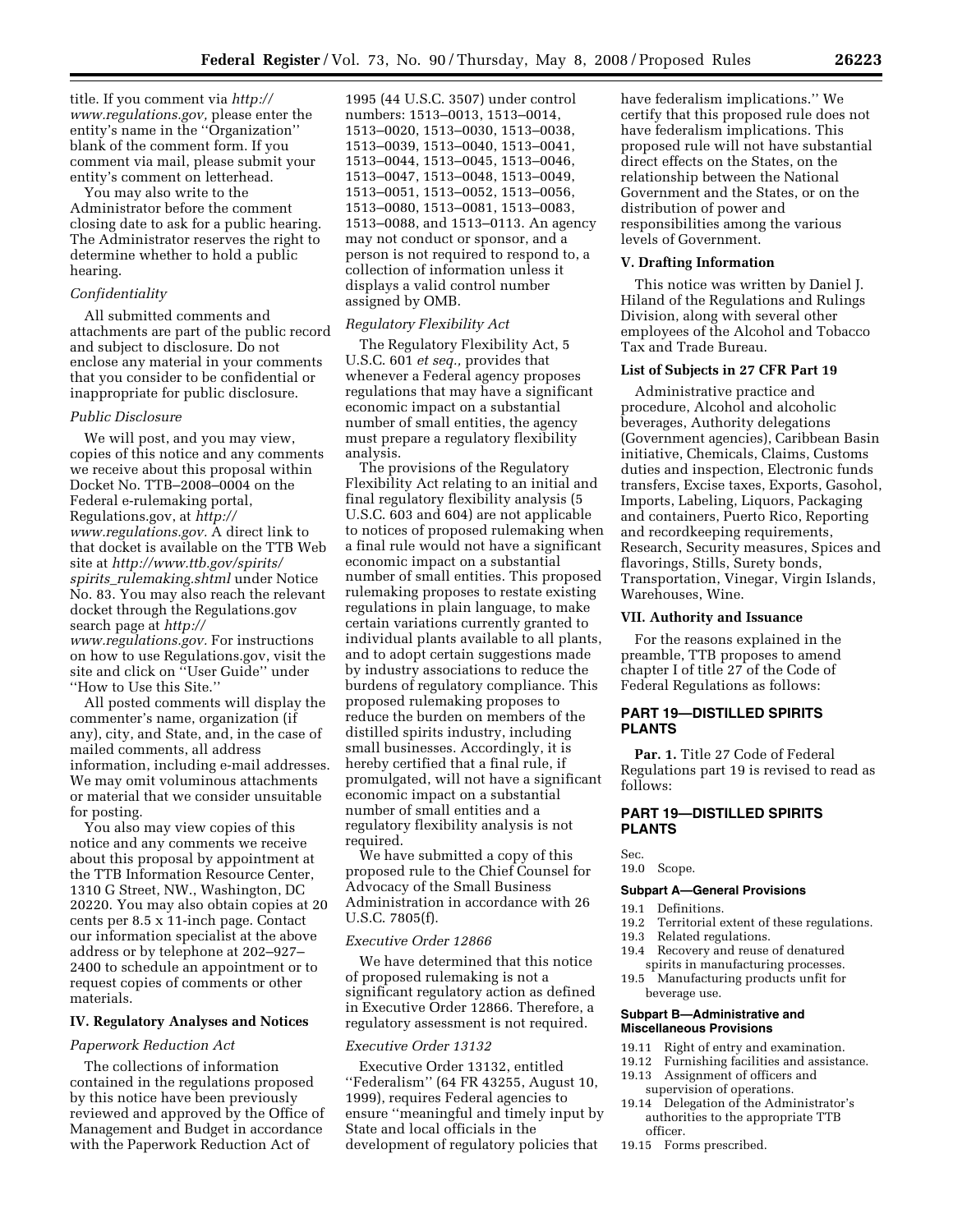title. If you comment via *http://www.regulations.gov,* please enter the entity's name in the ''Organization'' blank of the comment form. If you comment via mail, please submit your entity's comment on letterhead.

You may also write to the Administrator before the comment closing date to ask for a public hearing. The Administrator reserves the right to determine whether to hold a public hearing.

*Confidentiality*

All submitted comments and attachments are part of the public record and subject to disclosure. Do not enclose any material in your comments that you consider to be confidential or inappropriate for public disclosure.

*Public Disclosure*

We will post, and you may view, copies of this notice and any comments we receive about this proposal within Docket No. TTB–2008–0004 on the Federal e-rulemaking portal, Regulations.gov, at *http://www.regulations.gov.* A direct link to that docket is available on the TTB Web site at *http://www.ttb.gov/spirits/spirits_rulemaking.shtml* under Notice No. 83. You may also reach the relevant docket through the Regulations.gov search page at *http://www.regulations.gov.* For instructions on how to use Regulations.gov, visit the site and click on ''User Guide'' under ''How to Use this Site.''

All posted comments will display the commenter's name, organization (if any), city, and State, and, in the case of mailed comments, all address information, including e-mail addresses. We may omit voluminous attachments or material that we consider unsuitable for posting.

You also may view copies of this notice and any comments we receive about this proposal by appointment at the TTB Information Resource Center, 1310 G Street, NW., Washington, DC 20220. You may also obtain copies at 20 cents per 8.5 x 11-inch page. Contact our information specialist at the above address or by telephone at 202–927–2400 to schedule an appointment or to request copies of comments or other materials.

## IV. Regulatory Analyses and Notices

*Paperwork Reduction Act*

The collections of information contained in the regulations proposed by this notice have been previously reviewed and approved by the Office of Management and Budget in accordance with the Paperwork Reduction Act of 1995 (44 U.S.C. 3507) under control numbers: 1513–0013, 1513–0014, 1513–0020, 1513–0030, 1513–0038, 1513–0039, 1513–0040, 1513–0041, 1513–0044, 1513–0045, 1513–0046, 1513–0047, 1513–0048, 1513–0049, 1513–0051, 1513–0052, 1513–0056, 1513–0080, 1513–0081, 1513–0083, 1513–0088, and 1513–0113. An agency may not conduct or sponsor, and a person is not required to respond to, a collection of information unless it displays a valid control number assigned by OMB.

*Regulatory Flexibility Act*

The Regulatory Flexibility Act, 5 U.S.C. 601 *et seq.,* provides that whenever a Federal agency proposes regulations that may have a significant economic impact on a substantial number of small entities, the agency must prepare a regulatory flexibility analysis.

The provisions of the Regulatory Flexibility Act relating to an initial and final regulatory flexibility analysis (5 U.S.C. 603 and 604) are not applicable to notices of proposed rulemaking when a final rule would not have a significant economic impact on a substantial number of small entities. This proposed rulemaking proposes to restate existing regulations in plain language, to make certain variations currently granted to individual plants available to all plants, and to adopt certain suggestions made by industry associations to reduce the burdens of regulatory compliance. This proposed rulemaking proposes to reduce the burden on members of the distilled spirits industry, including small businesses. Accordingly, it is hereby certified that a final rule, if promulgated, will not have a significant economic impact on a substantial number of small entities and a regulatory flexibility analysis is not required.

We have submitted a copy of this proposed rule to the Chief Counsel for Advocacy of the Small Business Administration in accordance with 26 U.S.C. 7805(f).

*Executive Order 12866*

We have determined that this notice of proposed rulemaking is not a significant regulatory action as defined in Executive Order 12866. Therefore, a regulatory assessment is not required.

*Executive Order 13132*

Executive Order 13132, entitled ''Federalism'' (64 FR 43255, August 10, 1999), requires Federal agencies to ensure ''meaningful and timely input by State and local officials in the development of regulatory policies that have federalism implications.'' We certify that this proposed rule does not have federalism implications. This proposed rule will not have substantial direct effects on the States, on the relationship between the National Government and the States, or on the distribution of power and responsibilities among the various levels of Government.

## V. Drafting Information

This notice was written by Daniel J. Hiland of the Regulations and Rulings Division, along with several other employees of the Alcohol and Tobacco Tax and Trade Bureau.

## List of Subjects in 27 CFR Part 19

Administrative practice and procedure, Alcohol and alcoholic beverages, Authority delegations (Government agencies), Caribbean Basin initiative, Chemicals, Claims, Customs duties and inspection, Electronic funds transfers, Excise taxes, Exports, Gasohol, Imports, Labeling, Liquors, Packaging and containers, Puerto Rico, Reporting and recordkeeping requirements, Research, Security measures, Spices and flavorings, Stills, Surety bonds, Transportation, Vinegar, Virgin Islands, Warehouses, Wine.

## VII. Authority and Issuance

For the reasons explained in the preamble, TTB proposes to amend chapter I of title 27 of the Code of Federal Regulations as follows:

## PART 19—DISTILLED SPIRITS PLANTS

**Par. 1.** Title 27 Code of Federal Regulations part 19 is revised to read as follows:

## PART 19—DISTILLED SPIRITS PLANTS

Sec.
19.0 Scope.

### Subpart A—General Provisions

19.1 Definitions.
19.2 Territorial extent of these regulations.
19.3 Related regulations.
19.4 Recovery and reuse of denatured spirits in manufacturing processes.
19.5 Manufacturing products unfit for beverage use.

### Subpart B—Administrative and Miscellaneous Provisions

19.11 Right of entry and examination.
19.12 Furnishing facilities and assistance.
19.13 Assignment of officers and supervision of operations.
19.14 Delegation of the Administrator's authorities to the appropriate TTB officer.
19.15 Forms prescribed.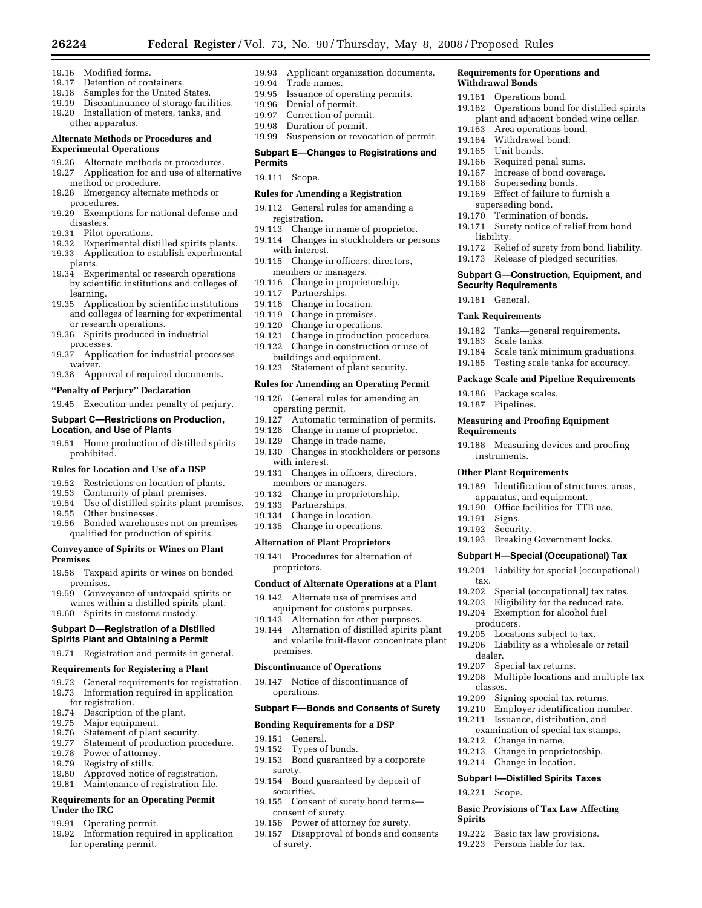19.16 Modified forms.
19.17 Detention of containers.
19.18 Samples for the United States.
19.19 Discontinuance of storage facilities.
19.20 Installation of meters, tanks, and other apparatus.

**Alternate Methods or Procedures and Experimental Operations**

19.26 Alternate methods or procedures.
19.27 Application for and use of alternative method or procedure.
19.28 Emergency alternate methods or procedures.
19.29 Exemptions for national defense and disasters.
19.31 Pilot operations.
19.32 Experimental distilled spirits plants.
19.33 Application to establish experimental plants.
19.34 Experimental or research operations by scientific institutions and colleges of learning.
19.35 Application by scientific institutions and colleges of learning for experimental or research operations.
19.36 Spirits produced in industrial processes.
19.37 Application for industrial processes waiver.
19.38 Approval of required documents.

**"Penalty of Perjury" Declaration**

19.45 Execution under penalty of perjury.

**Subpart C—Restrictions on Production, Location, and Use of Plants**

19.51 Home production of distilled spirits prohibited.

**Rules for Location and Use of a DSP**

19.52 Restrictions on location of plants.
19.53 Continuity of plant premises.
19.54 Use of distilled spirits plant premises.
19.55 Other businesses.
19.56 Bonded warehouses not on premises qualified for production of spirits.

**Conveyance of Spirits or Wines on Plant Premises**

19.58 Taxpaid spirits or wines on bonded premises.
19.59 Conveyance of untaxpaid spirits or wines within a distilled spirits plant.
19.60 Spirits in customs custody.

**Subpart D—Registration of a Distilled Spirits Plant and Obtaining a Permit**

19.71 Registration and permits in general.

**Requirements for Registering a Plant**

19.72 General requirements for registration.
19.73 Information required in application for registration.
19.74 Description of the plant.
19.75 Major equipment.
19.76 Statement of plant security.
19.77 Statement of production procedure.
19.78 Power of attorney.
19.79 Registry of stills.
19.80 Approved notice of registration.
19.81 Maintenance of registration file.

**Requirements for an Operating Permit Under the IRC**

19.91 Operating permit.
19.92 Information required in application for operating permit.
19.93 Applicant organization documents.
19.94 Trade names.
19.95 Issuance of operating permits.
19.96 Denial of permit.
19.97 Correction of permit.
19.98 Duration of permit.
19.99 Suspension or revocation of permit.

**Subpart E—Changes to Registrations and Permits**

19.111 Scope.

**Rules for Amending a Registration**

19.112 General rules for amending a registration.
19.113 Change in name of proprietor.
19.114 Changes in stockholders or persons with interest.
19.115 Change in officers, directors, members or managers.
19.116 Change in proprietorship.
19.117 Partnerships.
19.118 Change in location.
19.119 Change in premises.
19.120 Change in operations.
19.121 Change in production procedure.
19.122 Change in construction or use of buildings and equipment.
19.123 Statement of plant security.

**Rules for Amending an Operating Permit**

19.126 General rules for amending an operating permit.
19.127 Automatic termination of permits.
19.128 Change in name of proprietor.
19.129 Change in trade name.
19.130 Changes in stockholders or persons with interest.
19.131 Changes in officers, directors, members or managers.
19.132 Change in proprietorship.
19.133 Partnerships.
19.134 Change in location.
19.135 Change in operations.

**Alternation of Plant Proprietors**

19.141 Procedures for alternation of proprietors.

**Conduct of Alternate Operations at a Plant**

19.142 Alternate use of premises and equipment for customs purposes.
19.143 Alternation for other purposes.
19.144 Alternation of distilled spirits plant and volatile fruit-flavor concentrate plant premises.

**Discontinuance of Operations**

19.147 Notice of discontinuance of operations.

**Subpart F—Bonds and Consents of Surety**

**Bonding Requirements for a DSP**

19.151 General.
19.152 Types of bonds.
19.153 Bond guaranteed by a corporate surety.
19.154 Bond guaranteed by deposit of securities.
19.155 Consent of surety bond terms—consent of surety.
19.156 Power of attorney for surety.
19.157 Disapproval of bonds and consents of surety.

**Requirements for Operations and Withdrawal Bonds**

19.161 Operations bond.
19.162 Operations bond for distilled spirits plant and adjacent bonded wine cellar.
19.163 Area operations bond.
19.164 Withdrawal bond.
19.165 Unit bonds.
19.166 Required penal sums.
19.167 Increase of bond coverage.
19.168 Superseding bonds.
19.169 Effect of failure to furnish a superseding bond.
19.170 Termination of bonds.
19.171 Surety notice of relief from bond liability.
19.172 Relief of surety from bond liability.
19.173 Release of pledged securities.

**Subpart G—Construction, Equipment, and Security Requirements**

19.181 General.

**Tank Requirements**

19.182 Tanks—general requirements.
19.183 Scale tanks.
19.184 Scale tank minimum graduations.
19.185 Testing scale tanks for accuracy.

**Package Scale and Pipeline Requirements**

19.186 Package scales.
19.187 Pipelines.

**Measuring and Proofing Equipment Requirements**

19.188 Measuring devices and proofing instruments.

**Other Plant Requirements**

19.189 Identification of structures, areas, apparatus, and equipment.
19.190 Office facilities for TTB use.
19.191 Signs.
19.192 Security.
19.193 Breaking Government locks.

**Subpart H—Special (Occupational) Tax**

19.201 Liability for special (occupational) tax.
19.202 Special (occupational) tax rates.
19.203 Eligibility for the reduced rate.
19.204 Exemption for alcohol fuel producers.
19.205 Locations subject to tax.
19.206 Liability as a wholesale or retail dealer.
19.207 Special tax returns.
19.208 Multiple locations and multiple tax classes.
19.209 Signing special tax returns.
19.210 Employer identification number.
19.211 Issuance, distribution, and examination of special tax stamps.
19.212 Change in name.
19.213 Change in proprietorship.
19.214 Change in location.

**Subpart I—Distilled Spirits Taxes**

19.221 Scope.

**Basic Provisions of Tax Law Affecting Spirits**

19.222 Basic tax law provisions.
19.223 Persons liable for tax.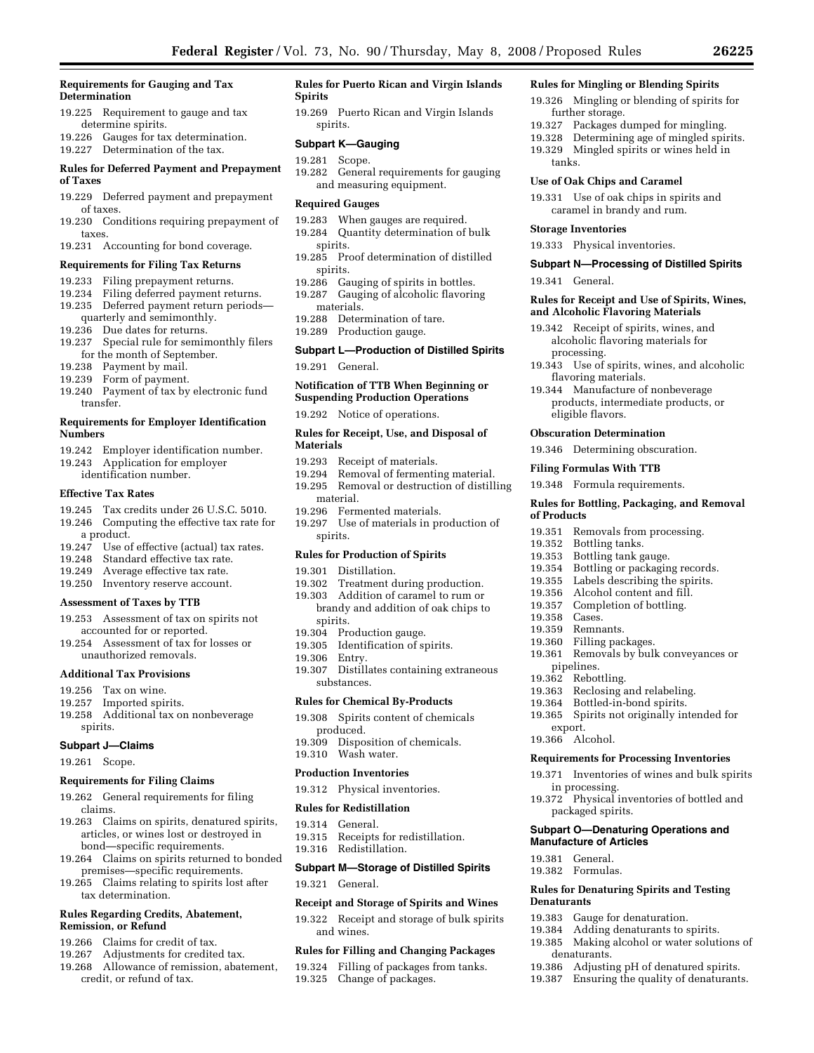**Requirements for Gauging and Tax Determination**

19.225 Requirement to gauge and tax determine spirits.
19.226 Gauges for tax determination.
19.227 Determination of the tax.

**Rules for Deferred Payment and Prepayment of Taxes**

19.229 Deferred payment and prepayment of taxes.
19.230 Conditions requiring prepayment of taxes.
19.231 Accounting for bond coverage.

**Requirements for Filing Tax Returns**

19.233 Filing prepayment returns.
19.234 Filing deferred payment returns.
19.235 Deferred payment return periods—quarterly and semimonthly.
19.236 Due dates for returns.
19.237 Special rule for semimonthly filers for the month of September.
19.238 Payment by mail.
19.239 Form of payment.
19.240 Payment of tax by electronic fund transfer.

**Requirements for Employer Identification Numbers**

19.242 Employer identification number.
19.243 Application for employer identification number.

**Effective Tax Rates**

19.245 Tax credits under 26 U.S.C. 5010.
19.246 Computing the effective tax rate for a product.
19.247 Use of effective (actual) tax rates.
19.248 Standard effective tax rate.
19.249 Average effective tax rate.
19.250 Inventory reserve account.

**Assessment of Taxes by TTB**

19.253 Assessment of tax on spirits not accounted for or reported.
19.254 Assessment of tax for losses or unauthorized removals.

**Additional Tax Provisions**

19.256 Tax on wine.
19.257 Imported spirits.
19.258 Additional tax on nonbeverage spirits.

## Subpart J—Claims

19.261 Scope.

**Requirements for Filing Claims**

19.262 General requirements for filing claims.
19.263 Claims on spirits, denatured spirits, articles, or wines lost or destroyed in bond—specific requirements.
19.264 Claims on spirits returned to bonded premises—specific requirements.
19.265 Claims relating to spirits lost after tax determination.

**Rules Regarding Credits, Abatement, Remission, or Refund**

19.266 Claims for credit of tax.
19.267 Adjustments for credited tax.
19.268 Allowance of remission, abatement, credit, or refund of tax.

**Rules for Puerto Rican and Virgin Islands Spirits**

19.269 Puerto Rican and Virgin Islands spirits.

## Subpart K—Gauging

19.281 Scope.
19.282 General requirements for gauging and measuring equipment.

**Required Gauges**

19.283 When gauges are required.
19.284 Quantity determination of bulk spirits.
19.285 Proof determination of distilled spirits.
19.286 Gauging of spirits in bottles.
19.287 Gauging of alcoholic flavoring materials.
19.288 Determination of tare.
19.289 Production gauge.

## Subpart L—Production of Distilled Spirits

19.291 General.

**Notification of TTB When Beginning or Suspending Production Operations**

19.292 Notice of operations.

**Rules for Receipt, Use, and Disposal of Materials**

19.293 Receipt of materials.
19.294 Removal of fermenting material.
19.295 Removal or destruction of distilling material.
19.296 Fermented materials.
19.297 Use of materials in production of spirits.

**Rules for Production of Spirits**

19.301 Distillation.
19.302 Treatment during production.
19.303 Addition of caramel to rum or brandy and addition of oak chips to spirits.
19.304 Production gauge.
19.305 Identification of spirits.
19.306 Entry.
19.307 Distillates containing extraneous substances.

**Rules for Chemical By-Products**

19.308 Spirits content of chemicals produced.
19.309 Disposition of chemicals.
19.310 Wash water.

**Production Inventories**

19.312 Physical inventories.

**Rules for Redistillation**

19.314 General.
19.315 Receipts for redistillation.
19.316 Redistillation.

## Subpart M—Storage of Distilled Spirits

19.321 General.

**Receipt and Storage of Spirits and Wines**

19.322 Receipt and storage of bulk spirits and wines.

**Rules for Filling and Changing Packages**

19.324 Filling of packages from tanks.
19.325 Change of packages.

**Rules for Mingling or Blending Spirits**

19.326 Mingling or blending of spirits for further storage.
19.327 Packages dumped for mingling.
19.328 Determining age of mingled spirits.
19.329 Mingled spirits or wines held in tanks.

**Use of Oak Chips and Caramel**

19.331 Use of oak chips in spirits and caramel in brandy and rum.

**Storage Inventories**

19.333 Physical inventories.

## Subpart N—Processing of Distilled Spirits

19.341 General.

**Rules for Receipt and Use of Spirits, Wines, and Alcoholic Flavoring Materials**

19.342 Receipt of spirits, wines, and alcoholic flavoring materials for processing.
19.343 Use of spirits, wines, and alcoholic flavoring materials.
19.344 Manufacture of nonbeverage products, intermediate products, or eligible flavors.

**Obscuration Determination**

19.346 Determining obscuration.

**Filing Formulas With TTB**

19.348 Formula requirements.

**Rules for Bottling, Packaging, and Removal of Products**

19.351 Removals from processing.
19.352 Bottling tanks.
19.353 Bottling tank gauge.
19.354 Bottling or packaging records.
19.355 Labels describing the spirits.
19.356 Alcohol content and fill.
19.357 Completion of bottling.
19.358 Cases.
19.359 Remnants.
19.360 Filling packages.
19.361 Removals by bulk conveyances or pipelines.
19.362 Rebottling.
19.363 Reclosing and relabeling.
19.364 Bottled-in-bond spirits.
19.365 Spirits not originally intended for export.
19.366 Alcohol.

**Requirements for Processing Inventories**

19.371 Inventories of wines and bulk spirits in processing.
19.372 Physical inventories of bottled and packaged spirits.

## Subpart O—Denaturing Operations and Manufacture of Articles

19.381 General.
19.382 Formulas.

**Rules for Denaturing Spirits and Testing Denaturants**

19.383 Gauge for denaturation.
19.384 Adding denaturants to spirits.
19.385 Making alcohol or water solutions of denaturants.
19.386 Adjusting pH of denatured spirits.
19.387 Ensuring the quality of denaturants.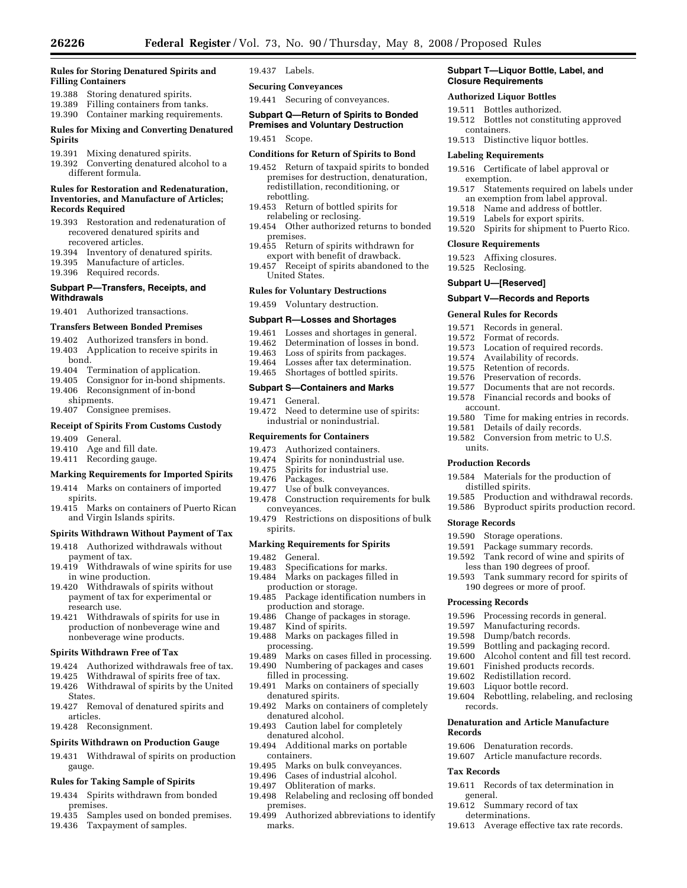**Rules for Storing Denatured Spirits and Filling Containers**

19.388 Storing denatured spirits.
19.389 Filling containers from tanks.
19.390 Container marking requirements.

**Rules for Mixing and Converting Denatured Spirits**

19.391 Mixing denatured spirits.
19.392 Converting denatured alcohol to a different formula.

**Rules for Restoration and Redenaturation, Inventories, and Manufacture of Articles; Records Required**

19.393 Restoration and redenaturation of recovered denatured spirits and recovered articles.
19.394 Inventory of denatured spirits.
19.395 Manufacture of articles.
19.396 Required records.

**Subpart P—Transfers, Receipts, and Withdrawals**

19.401 Authorized transactions.

**Transfers Between Bonded Premises**

19.402 Authorized transfers in bond.
19.403 Application to receive spirits in bond.
19.404 Termination of application.
19.405 Consignor for in-bond shipments.
19.406 Reconsignment of in-bond shipments.
19.407 Consignee premises.

**Receipt of Spirits From Customs Custody**

19.409 General.
19.410 Age and fill date.
19.411 Recording gauge.

**Marking Requirements for Imported Spirits**

19.414 Marks on containers of imported spirits.
19.415 Marks on containers of Puerto Rican and Virgin Islands spirits.

**Spirits Withdrawn Without Payment of Tax**

19.418 Authorized withdrawals without payment of tax.
19.419 Withdrawals of wine spirits for use in wine production.
19.420 Withdrawals of spirits without payment of tax for experimental or research use.
19.421 Withdrawals of spirits for use in production of nonbeverage wine and nonbeverage wine products.

**Spirits Withdrawn Free of Tax**

19.424 Authorized withdrawals free of tax.
19.425 Withdrawal of spirits free of tax.
19.426 Withdrawal of spirits by the United States.
19.427 Removal of denatured spirits and articles.
19.428 Reconsignment.

**Spirits Withdrawn on Production Gauge**

19.431 Withdrawal of spirits on production gauge.

**Rules for Taking Sample of Spirits**

19.434 Spirits withdrawn from bonded premises.
19.435 Samples used on bonded premises.
19.436 Taxpayment of samples.
19.437 Labels.

**Securing Conveyances**

19.441 Securing of conveyances.

**Subpart Q—Return of Spirits to Bonded Premises and Voluntary Destruction**

19.451 Scope.

**Conditions for Return of Spirits to Bond**

19.452 Return of taxpaid spirits to bonded premises for destruction, denaturation, redistillation, reconditioning, or rebottling.
19.453 Return of bottled spirits for relabeling or reclosing.
19.454 Other authorized returns to bonded premises.
19.455 Return of spirits withdrawn for export with benefit of drawback.
19.457 Receipt of spirits abandoned to the United States.

**Rules for Voluntary Destructions**

19.459 Voluntary destruction.

**Subpart R—Losses and Shortages**

19.461 Losses and shortages in general.
19.462 Determination of losses in bond.
19.463 Loss of spirits from packages.
19.464 Losses after tax determination.
19.465 Shortages of bottled spirits.

**Subpart S—Containers and Marks**

19.471 General.
19.472 Need to determine use of spirits: industrial or nonindustrial.

**Requirements for Containers**

19.473 Authorized containers.
19.474 Spirits for nonindustrial use.
19.475 Spirits for industrial use.
19.476 Packages.
19.477 Use of bulk conveyances.
19.478 Construction requirements for bulk conveyances.
19.479 Restrictions on dispositions of bulk spirits.

**Marking Requirements for Spirits**

19.482 General.
19.483 Specifications for marks.
19.484 Marks on packages filled in production or storage.
19.485 Package identification numbers in production and storage.
19.486 Change of packages in storage.
19.487 Kind of spirits.
19.488 Marks on packages filled in processing.
19.489 Marks on cases filled in processing.
19.490 Numbering of packages and cases filled in processing.
19.491 Marks on containers of specially denatured spirits.
19.492 Marks on containers of completely denatured alcohol.
19.493 Caution label for completely denatured alcohol.
19.494 Additional marks on portable containers.
19.495 Marks on bulk conveyances.
19.496 Cases of industrial alcohol.
19.497 Obliteration of marks.
19.498 Relabeling and reclosing off bonded premises.
19.499 Authorized abbreviations to identify marks.

**Subpart T—Liquor Bottle, Label, and Closure Requirements**

**Authorized Liquor Bottles**

19.511 Bottles authorized.
19.512 Bottles not constituting approved containers.
19.513 Distinctive liquor bottles.

**Labeling Requirements**

19.516 Certificate of label approval or exemption.
19.517 Statements required on labels under an exemption from label approval.
19.518 Name and address of bottler.
19.519 Labels for export spirits.
19.520 Spirits for shipment to Puerto Rico.

**Closure Requirements**

19.523 Affixing closures.
19.525 Reclosing.

**Subpart U—[Reserved]**

**Subpart V—Records and Reports**

**General Rules for Records**

19.571 Records in general.
19.572 Format of records.
19.573 Location of required records.
19.574 Availability of records.
19.575 Retention of records.
19.576 Preservation of records.
19.577 Documents that are not records.
19.578 Financial records and books of account.
19.580 Time for making entries in records.
19.581 Details of daily records.
19.582 Conversion from metric to U.S. units.

**Production Records**

19.584 Materials for the production of distilled spirits.
19.585 Production and withdrawal records.
19.586 Byproduct spirits production record.

**Storage Records**

19.590 Storage operations.
19.591 Package summary records.
19.592 Tank record of wine and spirits of less than 190 degrees of proof.
19.593 Tank summary record for spirits of 190 degrees or more of proof.

**Processing Records**

19.596 Processing records in general.
19.597 Manufacturing records.
19.598 Dump/batch records.
19.599 Bottling and packaging record.
19.600 Alcohol content and fill test record.
19.601 Finished products records.
19.602 Redistillation record.
19.603 Liquor bottle record.
19.604 Rebottling, relabeling, and reclosing records.

**Denaturation and Article Manufacture Records**

19.606 Denaturation records.
19.607 Article manufacture records.

**Tax Records**

19.611 Records of tax determination in general.
19.612 Summary record of tax determinations.
19.613 Average effective tax rate records.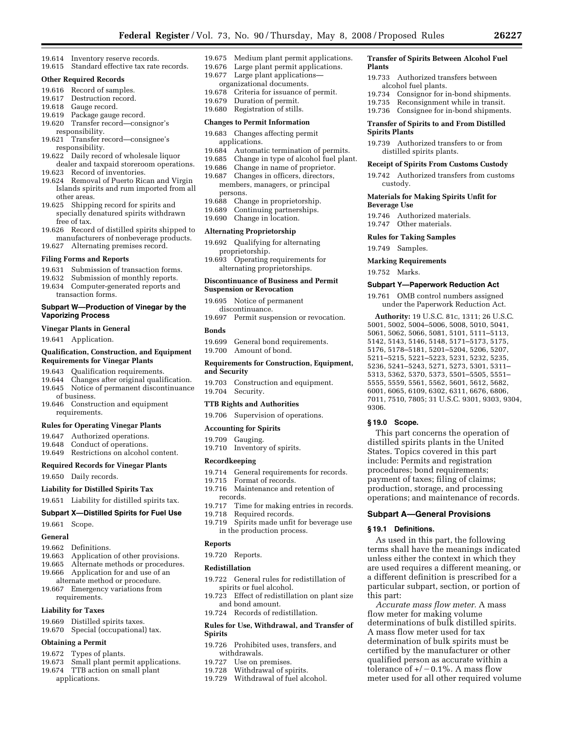19.614 Inventory reserve records.
19.615 Standard effective tax rate records.

**Other Required Records**

19.616 Record of samples.
19.617 Destruction record.
19.618 Gauge record.
19.619 Package gauge record.
19.620 Transfer record—consignor's responsibility.
19.621 Transfer record—consignee's responsibility.
19.622 Daily record of wholesale liquor dealer and taxpaid storeroom operations.
19.623 Record of inventories.
19.624 Removal of Puerto Rican and Virgin Islands spirits and rum imported from all other areas.
19.625 Shipping record for spirits and specially denatured spirits withdrawn free of tax.
19.626 Record of distilled spirits shipped to manufacturers of nonbeverage products.
19.627 Alternating premises record.

**Filing Forms and Reports**

19.631 Submission of transaction forms.
19.632 Submission of monthly reports.
19.634 Computer-generated reports and transaction forms.

### Subpart W—Production of Vinegar by the Vaporizing Process

**Vinegar Plants in General**

19.641 Application.

**Qualification, Construction, and Equipment Requirements for Vinegar Plants**

19.643 Qualification requirements.
19.644 Changes after original qualification.
19.645 Notice of permanent discontinuance of business.
19.646 Construction and equipment requirements.

**Rules for Operating Vinegar Plants**

19.647 Authorized operations.
19.648 Conduct of operations.
19.649 Restrictions on alcohol content.

**Required Records for Vinegar Plants**

19.650 Daily records.

**Liability for Distilled Spirits Tax**

19.651 Liability for distilled spirits tax.

### Subpart X—Distilled Spirits for Fuel Use

19.661 Scope.

**General**

19.662 Definitions.
19.663 Application of other provisions.
19.665 Alternate methods or procedures.
19.666 Application for and use of an alternate method or procedure.
19.667 Emergency variations from requirements.

**Liability for Taxes**

19.669 Distilled spirits taxes.
19.670 Special (occupational) tax.

**Obtaining a Permit**

19.672 Types of plants.
19.673 Small plant permit applications.
19.674 TTB action on small plant applications.
19.675 Medium plant permit applications.
19.676 Large plant permit applications.
19.677 Large plant applications—organizational documents.
19.678 Criteria for issuance of permit.
19.679 Duration of permit.
19.680 Registration of stills.

**Changes to Permit Information**

19.683 Changes affecting permit applications.
19.684 Automatic termination of permits.
19.685 Change in type of alcohol fuel plant.
19.686 Change in name of proprietor.
19.687 Changes in officers, directors, members, managers, or principal persons.
19.688 Change in proprietorship.
19.689 Continuing partnerships.
19.690 Change in location.

**Alternating Proprietorship**

19.692 Qualifying for alternating proprietorship.
19.693 Operating requirements for alternating proprietorships.

**Discontinuance of Business and Permit Suspension or Revocation**

19.695 Notice of permanent discontinuance.
19.697 Permit suspension or revocation.

**Bonds**

19.699 General bond requirements.
19.700 Amount of bond.

**Requirements for Construction, Equipment, and Security**

19.703 Construction and equipment.
19.704 Security.

**TTB Rights and Authorities**

19.706 Supervision of operations.

**Accounting for Spirits**

19.709 Gauging.
19.710 Inventory of spirits.

**Recordkeeping**

19.714 General requirements for records.
19.715 Format of records.
19.716 Maintenance and retention of records.
19.717 Time for making entries in records.
19.718 Required records.
19.719 Spirits made unfit for beverage use in the production process.

**Reports**

19.720 Reports.

**Redistillation**

19.722 General rules for redistillation of spirits or fuel alcohol.
19.723 Effect of redistillation on plant size and bond amount.
19.724 Records of redistillation.

**Rules for Use, Withdrawal, and Transfer of Spirits**

19.726 Prohibited uses, transfers, and withdrawals.
19.727 Use on premises.
19.728 Withdrawal of spirits.
19.729 Withdrawal of fuel alcohol.

**Transfer of Spirits Between Alcohol Fuel Plants**

19.733 Authorized transfers between alcohol fuel plants.
19.734 Consignor for in-bond shipments.
19.735 Reconsignment while in transit.
19.736 Consignee for in-bond shipments.

**Transfer of Spirits to and From Distilled Spirits Plants**

19.739 Authorized transfers to or from distilled spirits plants.

**Receipt of Spirits From Customs Custody**

19.742 Authorized transfers from customs custody.

**Materials for Making Spirits Unfit for Beverage Use**

19.746 Authorized materials.
19.747 Other materials.

**Rules for Taking Samples**

19.749 Samples.

**Marking Requirements**

19.752 Marks.

### Subpart Y—Paperwork Reduction Act

19.761 OMB control numbers assigned under the Paperwork Reduction Act.

**Authority:** 19 U.S.C. 81c, 1311; 26 U.S.C. 5001, 5002, 5004–5006, 5008, 5010, 5041, 5061, 5062, 5066, 5081, 5101, 5111–5113, 5142, 5143, 5146, 5148, 5171–5173, 5175, 5176, 5178–5181, 5201–5204, 5206, 5207, 5211–5215, 5221–5223, 5231, 5232, 5235, 5236, 5241–5243, 5271, 5273, 5301, 5311–5313, 5362, 5370, 5373, 5501–5505, 5551–5555, 5559, 5561, 5562, 5601, 5612, 5682, 6001, 6065, 6109, 6302, 6311, 6676, 6806, 7011, 7510, 7805; 31 U.S.C. 9301, 9303, 9304, 9306.

#### § 19.0 Scope.

This part concerns the operation of distilled spirits plants in the United States. Topics covered in this part include: Permits and registration procedures; bond requirements; payment of taxes; filing of claims; production, storage, and processing operations; and maintenance of records.

### Subpart A—General Provisions

#### § 19.1 Definitions.

As used in this part, the following terms shall have the meanings indicated unless either the context in which they are used requires a different meaning, or a different definition is prescribed for a particular subpart, section, or portion of this part:

*Accurate mass flow meter.* A mass flow meter for making volume determinations of bulk distilled spirits. A mass flow meter used for tax determination of bulk spirits must be certified by the manufacturer or other qualified person as accurate within a tolerance of +/−0.1%. A mass flow meter used for all other required volume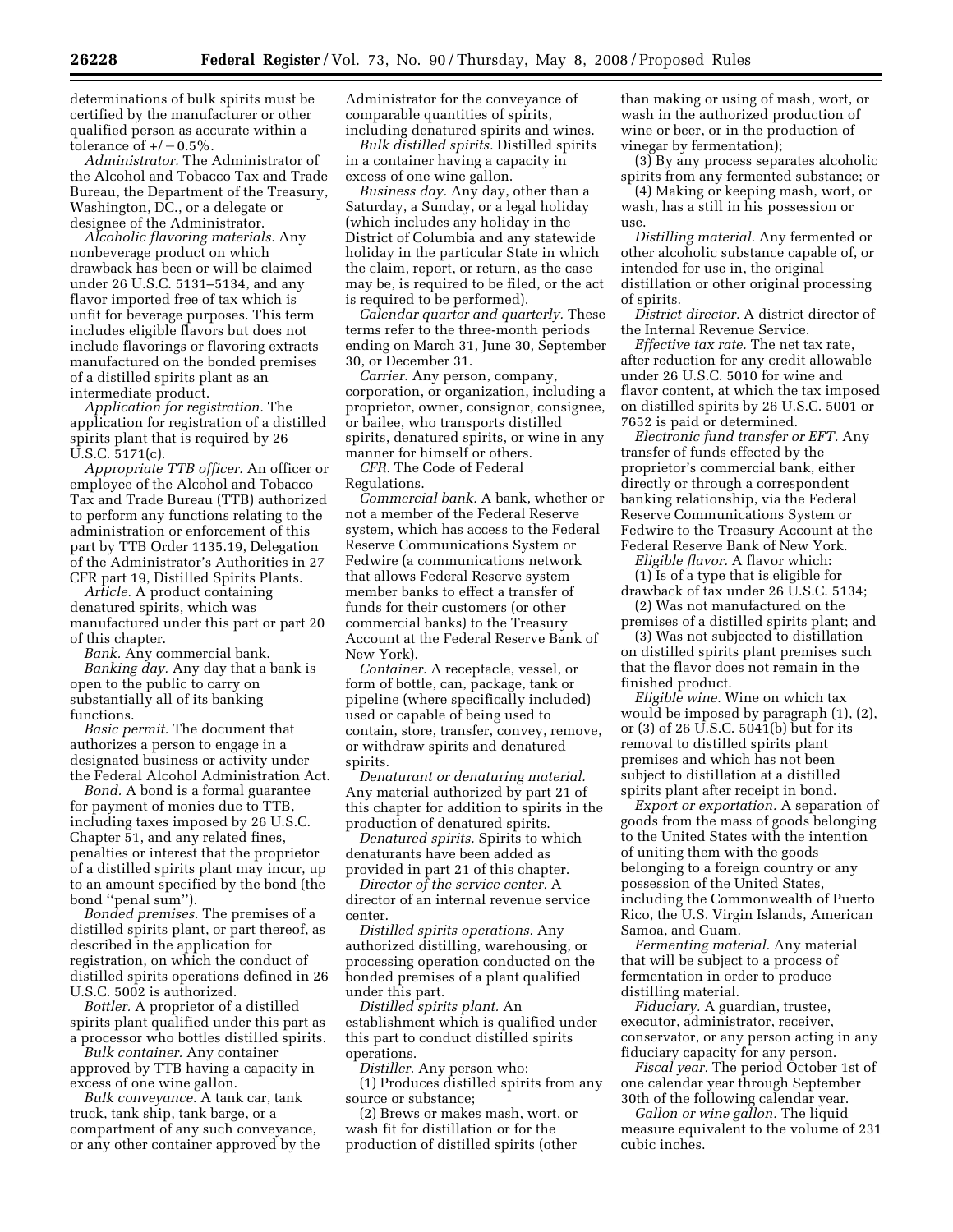determinations of bulk spirits must be certified by the manufacturer or other qualified person as accurate within a tolerance of +/−0.5%.

*Administrator.* The Administrator of the Alcohol and Tobacco Tax and Trade Bureau, the Department of the Treasury, Washington, DC., or a delegate or designee of the Administrator.

*Alcoholic flavoring materials.* Any nonbeverage product on which drawback has been or will be claimed under 26 U.S.C. 5131–5134, and any flavor imported free of tax which is unfit for beverage purposes. This term includes eligible flavors but does not include flavorings or flavoring extracts manufactured on the bonded premises of a distilled spirits plant as an intermediate product.

*Application for registration.* The application for registration of a distilled spirits plant that is required by 26 U.S.C. 5171(c).

*Appropriate TTB officer.* An officer or employee of the Alcohol and Tobacco Tax and Trade Bureau (TTB) authorized to perform any functions relating to the administration or enforcement of this part by TTB Order 1135.19, Delegation of the Administrator's Authorities in 27 CFR part 19, Distilled Spirits Plants.

*Article.* A product containing denatured spirits, which was manufactured under this part or part 20 of this chapter.

*Bank.* Any commercial bank.

*Banking day.* Any day that a bank is open to the public to carry on substantially all of its banking functions.

*Basic permit.* The document that authorizes a person to engage in a designated business or activity under the Federal Alcohol Administration Act.

*Bond.* A bond is a formal guarantee for payment of monies due to TTB, including taxes imposed by 26 U.S.C. Chapter 51, and any related fines, penalties or interest that the proprietor of a distilled spirits plant may incur, up to an amount specified by the bond (the bond "penal sum").

*Bonded premises.* The premises of a distilled spirits plant, or part thereof, as described in the application for registration, on which the conduct of distilled spirits operations defined in 26 U.S.C. 5002 is authorized.

*Bottler.* A proprietor of a distilled spirits plant qualified under this part as a processor who bottles distilled spirits.

*Bulk container.* Any container approved by TTB having a capacity in excess of one wine gallon.

*Bulk conveyance.* A tank car, tank truck, tank ship, tank barge, or a compartment of any such conveyance, or any other container approved by the Administrator for the conveyance of comparable quantities of spirits, including denatured spirits and wines.

*Bulk distilled spirits.* Distilled spirits in a container having a capacity in excess of one wine gallon.

*Business day.* Any day, other than a Saturday, a Sunday, or a legal holiday (which includes any holiday in the District of Columbia and any statewide holiday in the particular State in which the claim, report, or return, as the case may be, is required to be filed, or the act is required to be performed).

*Calendar quarter and quarterly.* These terms refer to the three-month periods ending on March 31, June 30, September 30, or December 31.

*Carrier.* Any person, company, corporation, or organization, including a proprietor, owner, consignor, consignee, or bailee, who transports distilled spirits, denatured spirits, or wine in any manner for himself or others.

*CFR.* The Code of Federal Regulations.

*Commercial bank.* A bank, whether or not a member of the Federal Reserve system, which has access to the Federal Reserve Communications System or Fedwire (a communications network that allows Federal Reserve system member banks to effect a transfer of funds for their customers (or other commercial banks) to the Treasury Account at the Federal Reserve Bank of New York).

*Container.* A receptacle, vessel, or form of bottle, can, package, tank or pipeline (where specifically included) used or capable of being used to contain, store, transfer, convey, remove, or withdraw spirits and denatured spirits.

*Denaturant or denaturing material.* Any material authorized by part 21 of this chapter for addition to spirits in the production of denatured spirits.

*Denatured spirits.* Spirits to which denaturants have been added as provided in part 21 of this chapter.

*Director of the service center.* A director of an internal revenue service center.

*Distilled spirits operations.* Any authorized distilling, warehousing, or processing operation conducted on the bonded premises of a plant qualified under this part.

*Distilled spirits plant.* An establishment which is qualified under this part to conduct distilled spirits operations.

*Distiller.* Any person who:

(1) Produces distilled spirits from any source or substance;

(2) Brews or makes mash, wort, or wash fit for distillation or for the production of distilled spirits (other than making or using of mash, wort, or wash in the authorized production of wine or beer, or in the production of vinegar by fermentation);

(3) By any process separates alcoholic spirits from any fermented substance; or

(4) Making or keeping mash, wort, or wash, has a still in his possession or use.

*Distilling material.* Any fermented or other alcoholic substance capable of, or intended for use in, the original distillation or other original processing of spirits.

*District director.* A district director of the Internal Revenue Service.

*Effective tax rate.* The net tax rate, after reduction for any credit allowable under 26 U.S.C. 5010 for wine and flavor content, at which the tax imposed on distilled spirits by 26 U.S.C. 5001 or 7652 is paid or determined.

*Electronic fund transfer or EFT.* Any transfer of funds effected by the proprietor's commercial bank, either directly or through a correspondent banking relationship, via the Federal Reserve Communications System or Fedwire to the Treasury Account at the Federal Reserve Bank of New York.

*Eligible flavor.* A flavor which:

(1) Is of a type that is eligible for drawback of tax under 26 U.S.C. 5134;

(2) Was not manufactured on the premises of a distilled spirits plant; and

(3) Was not subjected to distillation on distilled spirits plant premises such that the flavor does not remain in the finished product.

*Eligible wine.* Wine on which tax would be imposed by paragraph (1), (2), or (3) of 26 U.S.C. 5041(b) but for its removal to distilled spirits plant premises and which has not been subject to distillation at a distilled spirits plant after receipt in bond.

*Export or exportation.* A separation of goods from the mass of goods belonging to the United States with the intention of uniting them with the goods belonging to a foreign country or any possession of the United States, including the Commonwealth of Puerto Rico, the U.S. Virgin Islands, American Samoa, and Guam.

*Fermenting material.* Any material that will be subject to a process of fermentation in order to produce distilling material.

*Fiduciary.* A guardian, trustee, executor, administrator, receiver, conservator, or any person acting in any fiduciary capacity for any person.

*Fiscal year.* The period October 1st of one calendar year through September 30th of the following calendar year.

*Gallon or wine gallon.* The liquid measure equivalent to the volume of 231 cubic inches.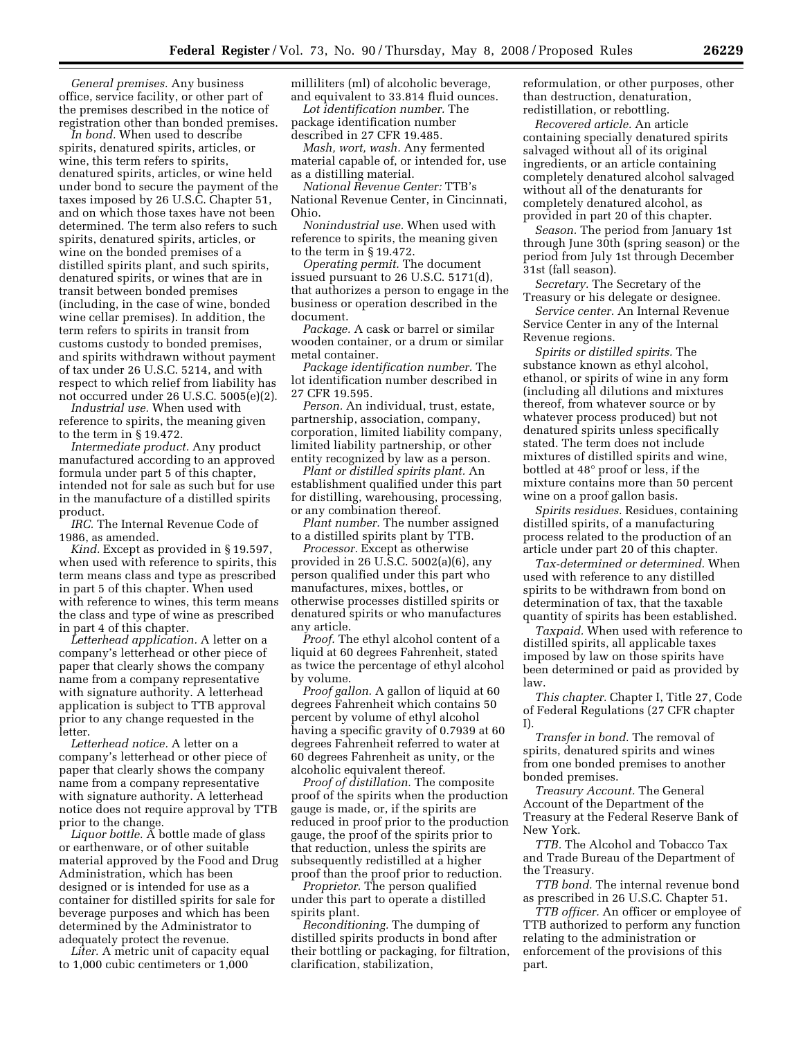*General premises.* Any business office, service facility, or other part of the premises described in the notice of registration other than bonded premises.

*In bond.* When used to describe spirits, denatured spirits, articles, or wine, this term refers to spirits, denatured spirits, articles, or wine held under bond to secure the payment of the taxes imposed by 26 U.S.C. Chapter 51, and on which those taxes have not been determined. The term also refers to such spirits, denatured spirits, articles, or wine on the bonded premises of a distilled spirits plant, and such spirits, denatured spirits, or wines that are in transit between bonded premises (including, in the case of wine, bonded wine cellar premises). In addition, the term refers to spirits in transit from customs custody to bonded premises, and spirits withdrawn without payment of tax under 26 U.S.C. 5214, and with respect to which relief from liability has not occurred under 26 U.S.C. 5005(e)(2).

*Industrial use.* When used with reference to spirits, the meaning given to the term in § 19.472.

*Intermediate product.* Any product manufactured according to an approved formula under part 5 of this chapter, intended not for sale as such but for use in the manufacture of a distilled spirits product.

*IRC.* The Internal Revenue Code of 1986, as amended.

*Kind.* Except as provided in § 19.597, when used with reference to spirits, this term means class and type as prescribed in part 5 of this chapter. When used with reference to wines, this term means the class and type of wine as prescribed in part 4 of this chapter.

*Letterhead application.* A letter on a company's letterhead or other piece of paper that clearly shows the company name from a company representative with signature authority. A letterhead application is subject to TTB approval prior to any change requested in the letter.

*Letterhead notice.* A letter on a company's letterhead or other piece of paper that clearly shows the company name from a company representative with signature authority. A letterhead notice does not require approval by TTB prior to the change.

*Liquor bottle.* A bottle made of glass or earthenware, or of other suitable material approved by the Food and Drug Administration, which has been designed or is intended for use as a container for distilled spirits for sale for beverage purposes and which has been determined by the Administrator to adequately protect the revenue.

*Liter.* A metric unit of capacity equal to 1,000 cubic centimeters or 1,000 milliliters (ml) of alcoholic beverage, and equivalent to 33.814 fluid ounces.

*Lot identification number.* The package identification number described in 27 CFR 19.485.

*Mash, wort, wash.* Any fermented material capable of, or intended for, use as a distilling material.

*National Revenue Center:* TTB's National Revenue Center, in Cincinnati, Ohio.

*Nonindustrial use.* When used with reference to spirits, the meaning given to the term in § 19.472.

*Operating permit.* The document issued pursuant to 26 U.S.C. 5171(d), that authorizes a person to engage in the business or operation described in the document.

*Package.* A cask or barrel or similar wooden container, or a drum or similar metal container.

*Package identification number.* The lot identification number described in 27 CFR 19.595.

*Person.* An individual, trust, estate, partnership, association, company, corporation, limited liability company, limited liability partnership, or other entity recognized by law as a person.

*Plant or distilled spirits plant.* An establishment qualified under this part for distilling, warehousing, processing, or any combination thereof.

*Plant number.* The number assigned to a distilled spirits plant by TTB.

*Processor.* Except as otherwise provided in 26 U.S.C. 5002(a)(6), any person qualified under this part who manufactures, mixes, bottles, or otherwise processes distilled spirits or denatured spirits or who manufactures any article.

*Proof.* The ethyl alcohol content of a liquid at 60 degrees Fahrenheit, stated as twice the percentage of ethyl alcohol by volume.

*Proof gallon.* A gallon of liquid at 60 degrees Fahrenheit which contains 50 percent by volume of ethyl alcohol having a specific gravity of 0.7939 at 60 degrees Fahrenheit referred to water at 60 degrees Fahrenheit as unity, or the alcoholic equivalent thereof.

*Proof of distillation.* The composite proof of the spirits when the production gauge is made, or, if the spirits are reduced in proof prior to the production gauge, the proof of the spirits prior to that reduction, unless the spirits are subsequently redistilled at a higher proof than the proof prior to reduction.

*Proprietor.* The person qualified under this part to operate a distilled spirits plant.

*Reconditioning.* The dumping of distilled spirits products in bond after their bottling or packaging, for filtration, clarification, stabilization, reformulation, or other purposes, other than destruction, denaturation, redistillation, or rebottling.

*Recovered article.* An article containing specially denatured spirits salvaged without all of its original ingredients, or an article containing completely denatured alcohol salvaged without all of the denaturants for completely denatured alcohol, as provided in part 20 of this chapter.

*Season.* The period from January 1st through June 30th (spring season) or the period from July 1st through December 31st (fall season).

*Secretary.* The Secretary of the Treasury or his delegate or designee.

*Service center.* An Internal Revenue Service Center in any of the Internal Revenue regions.

*Spirits or distilled spirits.* The substance known as ethyl alcohol, ethanol, or spirits of wine in any form (including all dilutions and mixtures thereof, from whatever source or by whatever process produced) but not denatured spirits unless specifically stated. The term does not include mixtures of distilled spirits and wine, bottled at 48° proof or less, if the mixture contains more than 50 percent wine on a proof gallon basis.

*Spirits residues.* Residues, containing distilled spirits, of a manufacturing process related to the production of an article under part 20 of this chapter.

*Tax-determined or determined.* When used with reference to any distilled spirits to be withdrawn from bond on determination of tax, that the taxable quantity of spirits has been established.

*Taxpaid.* When used with reference to distilled spirits, all applicable taxes imposed by law on those spirits have been determined or paid as provided by law.

*This chapter.* Chapter I, Title 27, Code of Federal Regulations (27 CFR chapter I).

*Transfer in bond.* The removal of spirits, denatured spirits and wines from one bonded premises to another bonded premises.

*Treasury Account.* The General Account of the Department of the Treasury at the Federal Reserve Bank of New York.

*TTB.* The Alcohol and Tobacco Tax and Trade Bureau of the Department of the Treasury.

*TTB bond.* The internal revenue bond as prescribed in 26 U.S.C. Chapter 51.

*TTB officer.* An officer or employee of TTB authorized to perform any function relating to the administration or enforcement of the provisions of this part.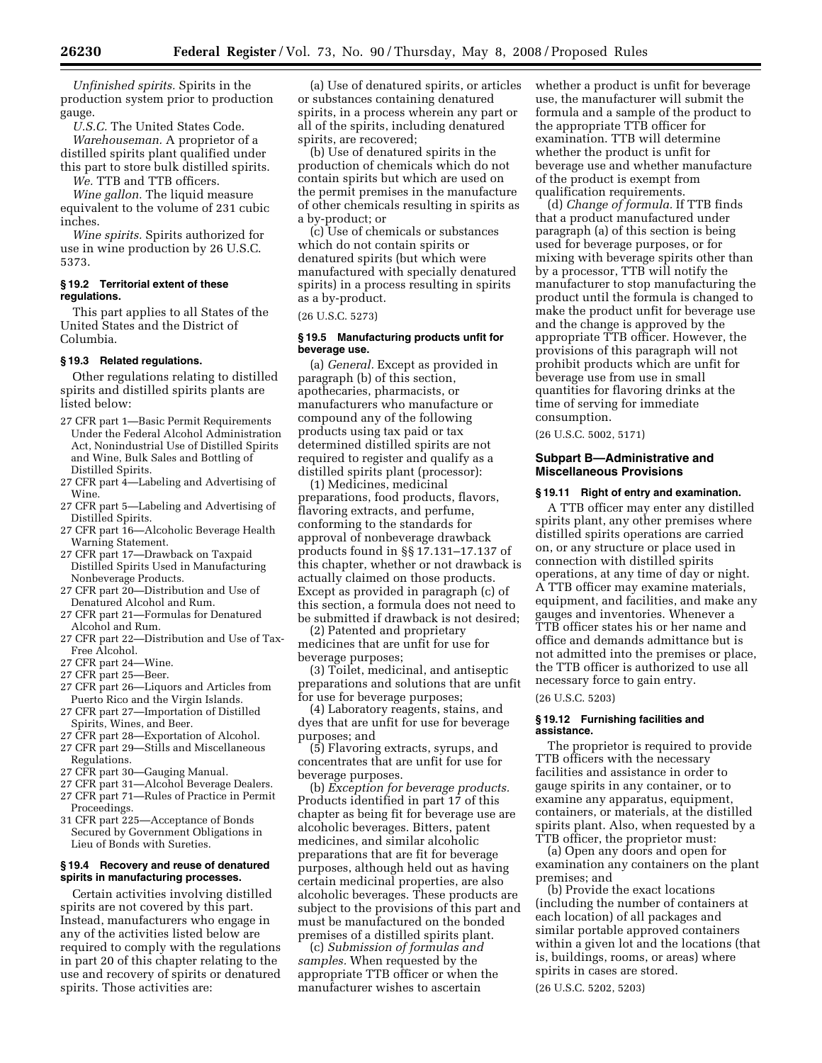*Unfinished spirits.* Spirits in the production system prior to production gauge.

*U.S.C.* The United States Code.

*Warehouseman.* A proprietor of a distilled spirits plant qualified under this part to store bulk distilled spirits.

*We.* TTB and TTB officers.

*Wine gallon.* The liquid measure equivalent to the volume of 231 cubic inches.

*Wine spirits.* Spirits authorized for use in wine production by 26 U.S.C. 5373.

#### § 19.2 Territorial extent of these regulations.

This part applies to all States of the United States and the District of Columbia.

#### § 19.3 Related regulations.

Other regulations relating to distilled spirits and distilled spirits plants are listed below:

- 27 CFR part 1—Basic Permit Requirements Under the Federal Alcohol Administration Act, Nonindustrial Use of Distilled Spirits and Wine, Bulk Sales and Bottling of Distilled Spirits.
- 27 CFR part 4—Labeling and Advertising of Wine.
- 27 CFR part 5—Labeling and Advertising of Distilled Spirits.
- 27 CFR part 16—Alcoholic Beverage Health Warning Statement.
- 27 CFR part 17—Drawback on Taxpaid Distilled Spirits Used in Manufacturing Nonbeverage Products.
- 27 CFR part 20—Distribution and Use of Denatured Alcohol and Rum.
- 27 CFR part 21—Formulas for Denatured Alcohol and Rum.
- 27 CFR part 22—Distribution and Use of Tax-Free Alcohol.
- 27 CFR part 24—Wine.
- 27 CFR part 25—Beer.
- 27 CFR part 26—Liquors and Articles from Puerto Rico and the Virgin Islands.
- 27 CFR part 27—Importation of Distilled Spirits, Wines, and Beer.
- 27 CFR part 28—Exportation of Alcohol.
- 27 CFR part 29—Stills and Miscellaneous Regulations.
- 27 CFR part 30—Gauging Manual.
- 27 CFR part 31—Alcohol Beverage Dealers.
- 27 CFR part 71—Rules of Practice in Permit Proceedings.
- 31 CFR part 225—Acceptance of Bonds Secured by Government Obligations in Lieu of Bonds with Sureties.

#### § 19.4 Recovery and reuse of denatured spirits in manufacturing processes.

Certain activities involving distilled spirits are not covered by this part. Instead, manufacturers who engage in any of the activities listed below are required to comply with the regulations in part 20 of this chapter relating to the use and recovery of spirits or denatured spirits. Those activities are:

(a) Use of denatured spirits, or articles or substances containing denatured spirits, in a process wherein any part or all of the spirits, including denatured spirits, are recovered;

(b) Use of denatured spirits in the production of chemicals which do not contain spirits but which are used on the permit premises in the manufacture of other chemicals resulting in spirits as a by-product; or

(c) Use of chemicals or substances which do not contain spirits or denatured spirits (but which were manufactured with specially denatured spirits) in a process resulting in spirits as a by-product.

(26 U.S.C. 5273)

#### § 19.5 Manufacturing products unfit for beverage use.

(a) *General.* Except as provided in paragraph (b) of this section, apothecaries, pharmacists, or manufacturers who manufacture or compound any of the following products using tax paid or tax determined distilled spirits are not required to register and qualify as a distilled spirits plant (processor):

(1) Medicines, medicinal preparations, food products, flavors, flavoring extracts, and perfume, conforming to the standards for approval of nonbeverage drawback products found in §§ 17.131–17.137 of this chapter, whether or not drawback is actually claimed on those products. Except as provided in paragraph (c) of this section, a formula does not need to be submitted if drawback is not desired;

(2) Patented and proprietary medicines that are unfit for use for beverage purposes;

(3) Toilet, medicinal, and antiseptic preparations and solutions that are unfit for use for beverage purposes;

(4) Laboratory reagents, stains, and dyes that are unfit for use for beverage purposes; and

(5) Flavoring extracts, syrups, and concentrates that are unfit for use for beverage purposes.

(b) *Exception for beverage products.* Products identified in part 17 of this chapter as being fit for beverage use are alcoholic beverages. Bitters, patent medicines, and similar alcoholic preparations that are fit for beverage purposes, although held out as having certain medicinal properties, are also alcoholic beverages. These products are subject to the provisions of this part and must be manufactured on the bonded premises of a distilled spirits plant.

(c) *Submission of formulas and samples.* When requested by the appropriate TTB officer or when the manufacturer wishes to ascertain whether a product is unfit for beverage use, the manufacturer will submit the formula and a sample of the product to the appropriate TTB officer for examination. TTB will determine whether the product is unfit for beverage use and whether manufacture of the product is exempt from qualification requirements.

(d) *Change of formula.* If TTB finds that a product manufactured under paragraph (a) of this section is being used for beverage purposes, or for mixing with beverage spirits other than by a processor, TTB will notify the manufacturer to stop manufacturing the product until the formula is changed to make the product unfit for beverage use and the change is approved by the appropriate TTB officer. However, the provisions of this paragraph will not prohibit products which are unfit for beverage use from use in small quantities for flavoring drinks at the time of serving for immediate consumption.

(26 U.S.C. 5002, 5171)

### Subpart B—Administrative and Miscellaneous Provisions

#### § 19.11 Right of entry and examination.

A TTB officer may enter any distilled spirits plant, any other premises where distilled spirits operations are carried on, or any structure or place used in connection with distilled spirits operations, at any time of day or night. A TTB officer may examine materials, equipment, and facilities, and make any gauges and inventories. Whenever a TTB officer states his or her name and office and demands admittance but is not admitted into the premises or place, the TTB officer is authorized to use all necessary force to gain entry.

(26 U.S.C. 5203)

#### § 19.12 Furnishing facilities and assistance.

The proprietor is required to provide TTB officers with the necessary facilities and assistance in order to gauge spirits in any container, or to examine any apparatus, equipment, containers, or materials, at the distilled spirits plant. Also, when requested by a TTB officer, the proprietor must:

(a) Open any doors and open for examination any containers on the plant premises; and

(b) Provide the exact locations (including the number of containers at each location) of all packages and similar portable approved containers within a given lot and the locations (that is, buildings, rooms, or areas) where spirits in cases are stored.

(26 U.S.C. 5202, 5203)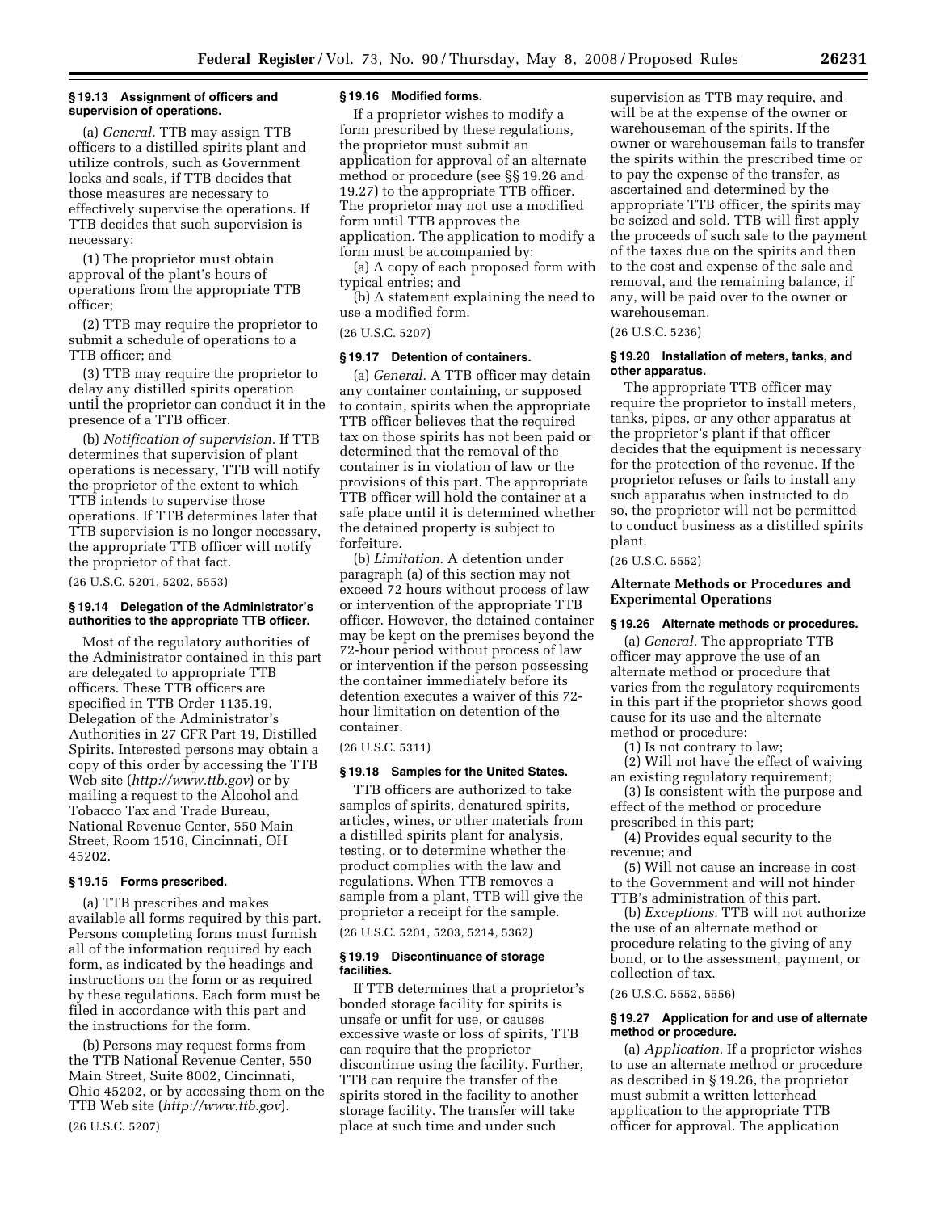### § 19.13 Assignment of officers and supervision of operations.

(a) *General.* TTB may assign TTB officers to a distilled spirits plant and utilize controls, such as Government locks and seals, if TTB decides that those measures are necessary to effectively supervise the operations. If TTB decides that such supervision is necessary:

(1) The proprietor must obtain approval of the plant's hours of operations from the appropriate TTB officer;

(2) TTB may require the proprietor to submit a schedule of operations to a TTB officer; and

(3) TTB may require the proprietor to delay any distilled spirits operation until the proprietor can conduct it in the presence of a TTB officer.

(b) *Notification of supervision.* If TTB determines that supervision of plant operations is necessary, TTB will notify the proprietor of the extent to which TTB intends to supervise those operations. If TTB determines later that TTB supervision is no longer necessary, the appropriate TTB officer will notify the proprietor of that fact.

(26 U.S.C. 5201, 5202, 5553)

### § 19.14 Delegation of the Administrator's authorities to the appropriate TTB officer.

Most of the regulatory authorities of the Administrator contained in this part are delegated to appropriate TTB officers. These TTB officers are specified in TTB Order 1135.19, Delegation of the Administrator's Authorities in 27 CFR Part 19, Distilled Spirits. Interested persons may obtain a copy of this order by accessing the TTB Web site (*http://www.ttb.gov*) or by mailing a request to the Alcohol and Tobacco Tax and Trade Bureau, National Revenue Center, 550 Main Street, Room 1516, Cincinnati, OH 45202.

### § 19.15 Forms prescribed.

(a) TTB prescribes and makes available all forms required by this part. Persons completing forms must furnish all of the information required by each form, as indicated by the headings and instructions on the form or as required by these regulations. Each form must be filed in accordance with this part and the instructions for the form.

(b) Persons may request forms from the TTB National Revenue Center, 550 Main Street, Suite 8002, Cincinnati, Ohio 45202, or by accessing them on the TTB Web site (*http://www.ttb.gov*).

(26 U.S.C. 5207)

### § 19.16 Modified forms.

If a proprietor wishes to modify a form prescribed by these regulations, the proprietor must submit an application for approval of an alternate method or procedure (see §§ 19.26 and 19.27) to the appropriate TTB officer. The proprietor may not use a modified form until TTB approves the application. The application to modify a form must be accompanied by:

(a) A copy of each proposed form with typical entries; and

(b) A statement explaining the need to use a modified form.

(26 U.S.C. 5207)

### § 19.17 Detention of containers.

(a) *General.* A TTB officer may detain any container containing, or supposed to contain, spirits when the appropriate TTB officer believes that the required tax on those spirits has not been paid or determined that the removal of the container is in violation of law or the provisions of this part. The appropriate TTB officer will hold the container at a safe place until it is determined whether the detained property is subject to forfeiture.

(b) *Limitation.* A detention under paragraph (a) of this section may not exceed 72 hours without process of law or intervention of the appropriate TTB officer. However, the detained container may be kept on the premises beyond the 72-hour period without process of law or intervention if the person possessing the container immediately before its detention executes a waiver of this 72-hour limitation on detention of the container.

(26 U.S.C. 5311)

### § 19.18 Samples for the United States.

TTB officers are authorized to take samples of spirits, denatured spirits, articles, wines, or other materials from a distilled spirits plant for analysis, testing, or to determine whether the product complies with the law and regulations. When TTB removes a sample from a plant, TTB will give the proprietor a receipt for the sample.

(26 U.S.C. 5201, 5203, 5214, 5362)

### § 19.19 Discontinuance of storage facilities.

If TTB determines that a proprietor's bonded storage facility for spirits is unsafe or unfit for use, or causes excessive waste or loss of spirits, TTB can require that the proprietor discontinue using the facility. Further, TTB can require the transfer of the spirits stored in the facility to another storage facility. The transfer will take place at such time and under such supervision as TTB may require, and will be at the expense of the owner or warehouseman of the spirits. If the owner or warehouseman fails to transfer the spirits within the prescribed time or to pay the expense of the transfer, as ascertained and determined by the appropriate TTB officer, the spirits may be seized and sold. TTB will first apply the proceeds of such sale to the payment of the taxes due on the spirits and then to the cost and expense of the sale and removal, and the remaining balance, if any, will be paid over to the owner or warehouseman.

(26 U.S.C. 5236)

### § 19.20 Installation of meters, tanks, and other apparatus.

The appropriate TTB officer may require the proprietor to install meters, tanks, pipes, or any other apparatus at the proprietor's plant if that officer decides that the equipment is necessary for the protection of the revenue. If the proprietor refuses or fails to install any such apparatus when instructed to do so, the proprietor will not be permitted to conduct business as a distilled spirits plant.

(26 U.S.C. 5552)

## Alternate Methods or Procedures and Experimental Operations

### § 19.26 Alternate methods or procedures.

(a) *General.* The appropriate TTB officer may approve the use of an alternate method or procedure that varies from the regulatory requirements in this part if the proprietor shows good cause for its use and the alternate method or procedure:

(1) Is not contrary to law;

(2) Will not have the effect of waiving an existing regulatory requirement;

(3) Is consistent with the purpose and effect of the method or procedure prescribed in this part;

(4) Provides equal security to the revenue; and

(5) Will not cause an increase in cost to the Government and will not hinder TTB's administration of this part.

(b) *Exceptions.* TTB will not authorize the use of an alternate method or procedure relating to the giving of any bond, or to the assessment, payment, or collection of tax.

(26 U.S.C. 5552, 5556)

### § 19.27 Application for and use of alternate method or procedure.

(a) *Application.* If a proprietor wishes to use an alternate method or procedure as described in § 19.26, the proprietor must submit a written letterhead application to the appropriate TTB officer for approval. The application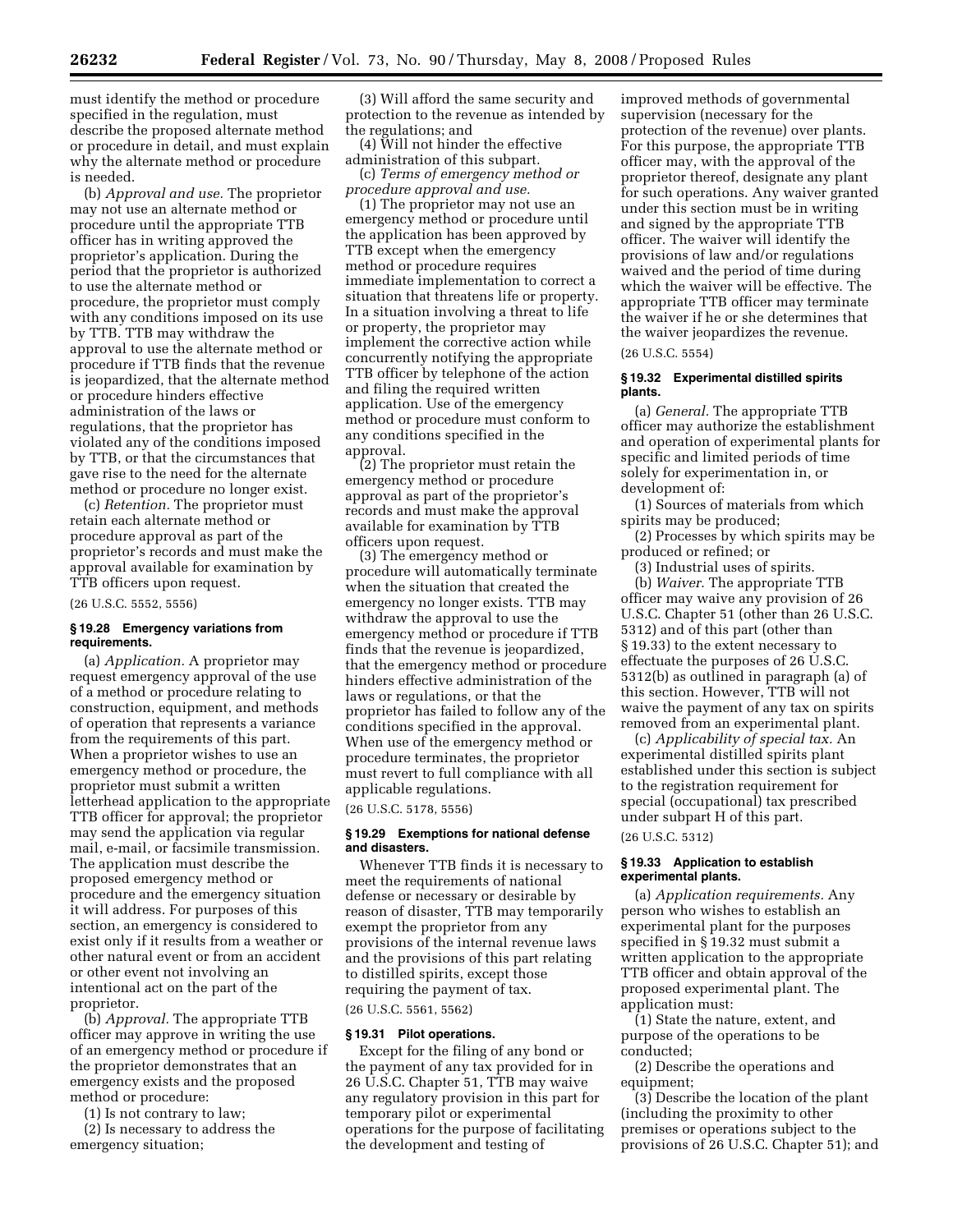must identify the method or procedure specified in the regulation, must describe the proposed alternate method or procedure in detail, and must explain why the alternate method or procedure is needed.

(b) *Approval and use.* The proprietor may not use an alternate method or procedure until the appropriate TTB officer has in writing approved the proprietor's application. During the period that the proprietor is authorized to use the alternate method or procedure, the proprietor must comply with any conditions imposed on its use by TTB. TTB may withdraw the approval to use the alternate method or procedure if TTB finds that the revenue is jeopardized, that the alternate method or procedure hinders effective administration of the laws or regulations, that the proprietor has violated any of the conditions imposed by TTB, or that the circumstances that gave rise to the need for the alternate method or procedure no longer exist.

(c) *Retention.* The proprietor must retain each alternate method or procedure approval as part of the proprietor's records and must make the approval available for examination by TTB officers upon request.

(26 U.S.C. 5552, 5556)

**§ 19.28 Emergency variations from requirements.**

(a) *Application.* A proprietor may request emergency approval of the use of a method or procedure relating to construction, equipment, and methods of operation that represents a variance from the requirements of this part. When a proprietor wishes to use an emergency method or procedure, the proprietor must submit a written letterhead application to the appropriate TTB officer for approval; the proprietor may send the application via regular mail, e-mail, or facsimile transmission. The application must describe the proposed emergency method or procedure and the emergency situation it will address. For purposes of this section, an emergency is considered to exist only if it results from a weather or other natural event or from an accident or other event not involving an intentional act on the part of the proprietor.

(b) *Approval.* The appropriate TTB officer may approve in writing the use of an emergency method or procedure if the proprietor demonstrates that an emergency exists and the proposed method or procedure:

(1) Is not contrary to law;

(2) Is necessary to address the emergency situation;

(3) Will afford the same security and protection to the revenue as intended by the regulations; and

(4) Will not hinder the effective administration of this subpart.

(c) *Terms of emergency method or procedure approval and use.*

(1) The proprietor may not use an emergency method or procedure until the application has been approved by TTB except when the emergency method or procedure requires immediate implementation to correct a situation that threatens life or property. In a situation involving a threat to life or property, the proprietor may implement the corrective action while concurrently notifying the appropriate TTB officer by telephone of the action and filing the required written application. Use of the emergency method or procedure must conform to any conditions specified in the approval.

(2) The proprietor must retain the emergency method or procedure approval as part of the proprietor's records and must make the approval available for examination by TTB officers upon request.

(3) The emergency method or procedure will automatically terminate when the situation that created the emergency no longer exists. TTB may withdraw the approval to use the emergency method or procedure if TTB finds that the revenue is jeopardized, that the emergency method or procedure hinders effective administration of the laws or regulations, or that the proprietor has failed to follow any of the conditions specified in the approval. When use of the emergency method or procedure terminates, the proprietor must revert to full compliance with all applicable regulations.

(26 U.S.C. 5178, 5556)

**§ 19.29 Exemptions for national defense and disasters.**

Whenever TTB finds it is necessary to meet the requirements of national defense or necessary or desirable by reason of disaster, TTB may temporarily exempt the proprietor from any provisions of the internal revenue laws and the provisions of this part relating to distilled spirits, except those requiring the payment of tax.

(26 U.S.C. 5561, 5562)

**§ 19.31 Pilot operations.**

Except for the filing of any bond or the payment of any tax provided for in 26 U.S.C. Chapter 51, TTB may waive any regulatory provision in this part for temporary pilot or experimental operations for the purpose of facilitating the development and testing of improved methods of governmental supervision (necessary for the protection of the revenue) over plants. For this purpose, the appropriate TTB officer may, with the approval of the proprietor thereof, designate any plant for such operations. Any waiver granted under this section must be in writing and signed by the appropriate TTB officer. The waiver will identify the provisions of law and/or regulations waived and the period of time during which the waiver will be effective. The appropriate TTB officer may terminate the waiver if he or she determines that the waiver jeopardizes the revenue.

(26 U.S.C. 5554)

**§ 19.32 Experimental distilled spirits plants.**

(a) *General.* The appropriate TTB officer may authorize the establishment and operation of experimental plants for specific and limited periods of time solely for experimentation in, or development of:

(1) Sources of materials from which spirits may be produced;

(2) Processes by which spirits may be produced or refined; or

(3) Industrial uses of spirits.

(b) *Waiver.* The appropriate TTB officer may waive any provision of 26 U.S.C. Chapter 51 (other than 26 U.S.C. 5312) and of this part (other than § 19.33) to the extent necessary to effectuate the purposes of 26 U.S.C. 5312(b) as outlined in paragraph (a) of this section. However, TTB will not waive the payment of any tax on spirits removed from an experimental plant.

(c) *Applicability of special tax.* An experimental distilled spirits plant established under this section is subject to the registration requirement for special (occupational) tax prescribed under subpart H of this part.

(26 U.S.C. 5312)

**§ 19.33 Application to establish experimental plants.**

(a) *Application requirements.* Any person who wishes to establish an experimental plant for the purposes specified in § 19.32 must submit a written application to the appropriate TTB officer and obtain approval of the proposed experimental plant. The application must:

(1) State the nature, extent, and purpose of the operations to be conducted;

(2) Describe the operations and equipment;

(3) Describe the location of the plant (including the proximity to other premises or operations subject to the provisions of 26 U.S.C. Chapter 51); and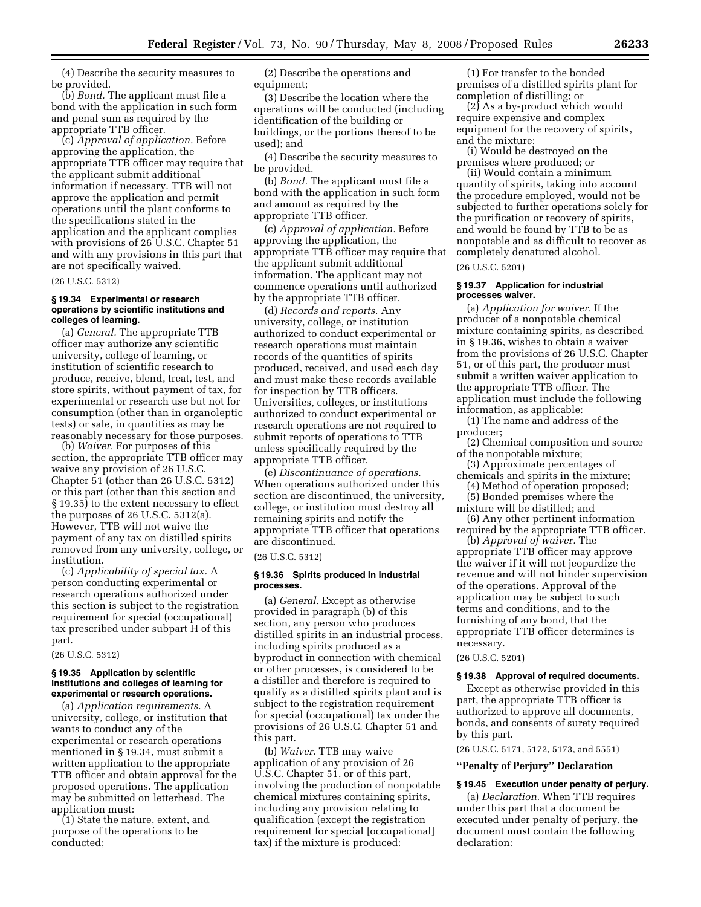(4) Describe the security measures to be provided.

(b) *Bond.* The applicant must file a bond with the application in such form and penal sum as required by the appropriate TTB officer.

(c) *Approval of application.* Before approving the application, the appropriate TTB officer may require that the applicant submit additional information if necessary. TTB will not approve the application and permit operations until the plant conforms to the specifications stated in the application and the applicant complies with provisions of 26 U.S.C. Chapter 51 and with any provisions in this part that are not specifically waived.

(26 U.S.C. 5312)

#### § 19.34 Experimental or research operations by scientific institutions and colleges of learning.

(a) *General.* The appropriate TTB officer may authorize any scientific university, college of learning, or institution of scientific research to produce, receive, blend, treat, test, and store spirits, without payment of tax, for experimental or research use but not for consumption (other than in organoleptic tests) or sale, in quantities as may be reasonably necessary for those purposes.

(b) *Waiver.* For purposes of this section, the appropriate TTB officer may waive any provision of 26 U.S.C. Chapter 51 (other than 26 U.S.C. 5312) or this part (other than this section and § 19.35) to the extent necessary to effect the purposes of 26 U.S.C. 5312(a). However, TTB will not waive the payment of any tax on distilled spirits removed from any university, college, or institution.

(c) *Applicability of special tax.* A person conducting experimental or research operations authorized under this section is subject to the registration requirement for special (occupational) tax prescribed under subpart H of this part.

(26 U.S.C. 5312)

#### § 19.35 Application by scientific institutions and colleges of learning for experimental or research operations.

(a) *Application requirements.* A university, college, or institution that wants to conduct any of the experimental or research operations mentioned in § 19.34, must submit a written application to the appropriate TTB officer and obtain approval for the proposed operations. The application may be submitted on letterhead. The application must:

(1) State the nature, extent, and purpose of the operations to be conducted;

(2) Describe the operations and equipment;

(3) Describe the location where the operations will be conducted (including identification of the building or buildings, or the portions thereof to be used); and

(4) Describe the security measures to be provided.

(b) *Bond.* The applicant must file a bond with the application in such form and amount as required by the appropriate TTB officer.

(c) *Approval of application.* Before approving the application, the appropriate TTB officer may require that the applicant submit additional information. The applicant may not commence operations until authorized by the appropriate TTB officer.

(d) *Records and reports.* Any university, college, or institution authorized to conduct experimental or research operations must maintain records of the quantities of spirits produced, received, and used each day and must make these records available for inspection by TTB officers. Universities, colleges, or institutions authorized to conduct experimental or research operations are not required to submit reports of operations to TTB unless specifically required by the appropriate TTB officer.

(e) *Discontinuance of operations.* When operations authorized under this section are discontinued, the university, college, or institution must destroy all remaining spirits and notify the appropriate TTB officer that operations are discontinued.

(26 U.S.C. 5312)

#### § 19.36 Spirits produced in industrial processes.

(a) *General.* Except as otherwise provided in paragraph (b) of this section, any person who produces distilled spirits in an industrial process, including spirits produced as a byproduct in connection with chemical or other processes, is considered to be a distiller and therefore is required to qualify as a distilled spirits plant and is subject to the registration requirement for special (occupational) tax under the provisions of 26 U.S.C. Chapter 51 and this part.

(b) *Waiver.* TTB may waive application of any provision of 26 U.S.C. Chapter 51, or of this part, involving the production of nonpotable chemical mixtures containing spirits, including any provision relating to qualification (except the registration requirement for special [occupational] tax) if the mixture is produced:

(1) For transfer to the bonded premises of a distilled spirits plant for completion of distilling; or

(2) As a by-product which would require expensive and complex equipment for the recovery of spirits, and the mixture:

(i) Would be destroyed on the premises where produced; or

(ii) Would contain a minimum quantity of spirits, taking into account the procedure employed, would not be subjected to further operations solely for the purification or recovery of spirits, and would be found by TTB to be as nonpotable and as difficult to recover as completely denatured alcohol.

(26 U.S.C. 5201)

#### § 19.37 Application for industrial processes waiver.

(a) *Application for waiver.* If the producer of a nonpotable chemical mixture containing spirits, as described in § 19.36, wishes to obtain a waiver from the provisions of 26 U.S.C. Chapter 51, or of this part, the producer must submit a written waiver application to the appropriate TTB officer. The application must include the following information, as applicable:

(1) The name and address of the producer;

(2) Chemical composition and source of the nonpotable mixture;

(3) Approximate percentages of chemicals and spirits in the mixture;

(4) Method of operation proposed;

(5) Bonded premises where the mixture will be distilled; and

(6) Any other pertinent information required by the appropriate TTB officer.

(b) *Approval of waiver.* The appropriate TTB officer may approve the waiver if it will not jeopardize the revenue and will not hinder supervision of the operations. Approval of the application may be subject to such terms and conditions, and to the furnishing of any bond, that the appropriate TTB officer determines is necessary.

(26 U.S.C. 5201)

#### § 19.38 Approval of required documents.

Except as otherwise provided in this part, the appropriate TTB officer is authorized to approve all documents, bonds, and consents of surety required by this part.

(26 U.S.C. 5171, 5172, 5173, and 5551)

### "Penalty of Perjury" Declaration

#### § 19.45 Execution under penalty of perjury.

(a) *Declaration.* When TTB requires under this part that a document be executed under penalty of perjury, the document must contain the following declaration: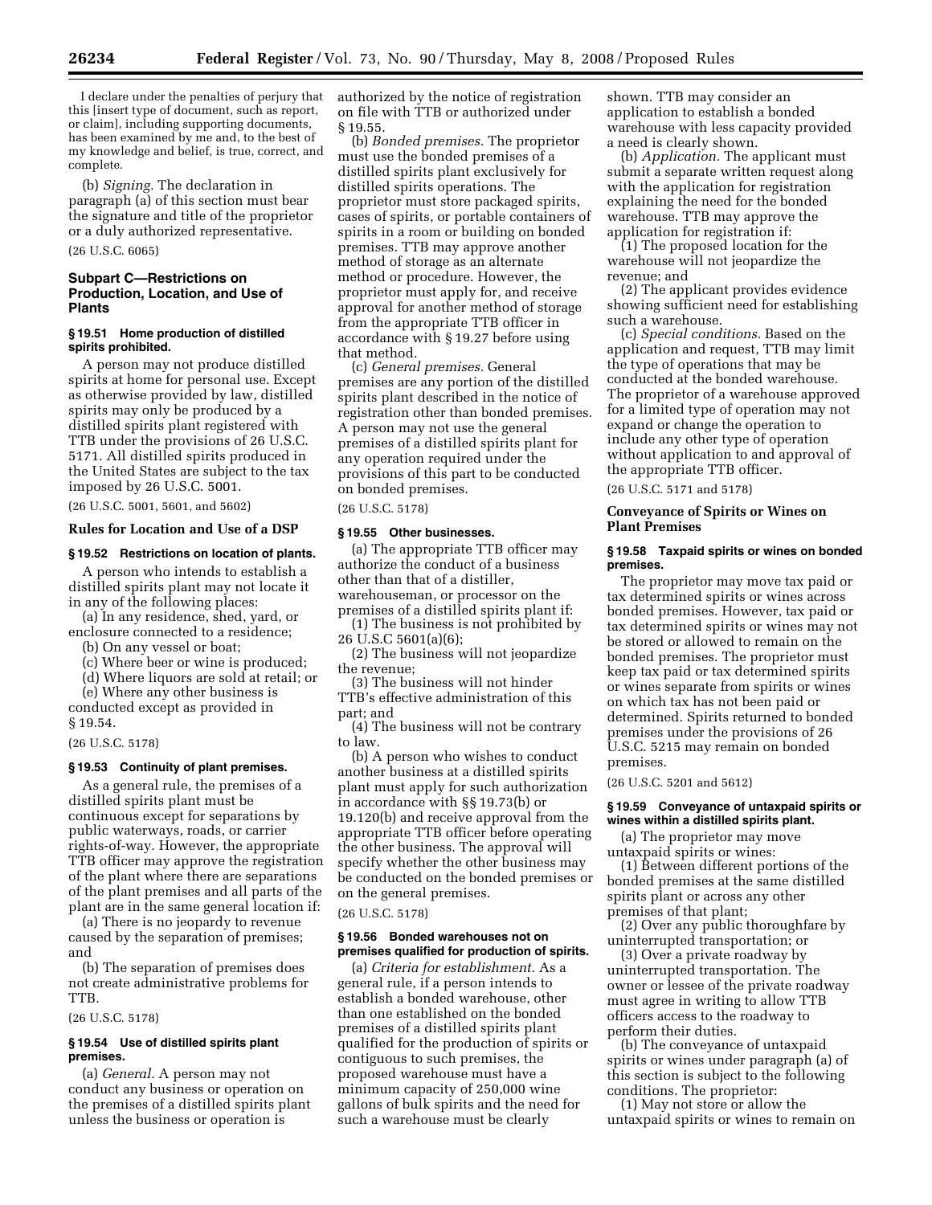I declare under the penalties of perjury that this [insert type of document, such as report, or claim], including supporting documents, has been examined by me and, to the best of my knowledge and belief, is true, correct, and complete.

(b) *Signing.* The declaration in paragraph (a) of this section must bear the signature and title of the proprietor or a duly authorized representative.

(26 U.S.C. 6065)

## Subpart C—Restrictions on Production, Location, and Use of Plants

### § 19.51 Home production of distilled spirits prohibited.

A person may not produce distilled spirits at home for personal use. Except as otherwise provided by law, distilled spirits may only be produced by a distilled spirits plant registered with TTB under the provisions of 26 U.S.C. 5171. All distilled spirits produced in the United States are subject to the tax imposed by 26 U.S.C. 5001.

(26 U.S.C. 5001, 5601, and 5602)

### Rules for Location and Use of a DSP

### § 19.52 Restrictions on location of plants.

A person who intends to establish a distilled spirits plant may not locate it in any of the following places:

(a) In any residence, shed, yard, or enclosure connected to a residence;

(b) On any vessel or boat;

(c) Where beer or wine is produced;

(d) Where liquors are sold at retail; or

(e) Where any other business is conducted except as provided in § 19.54.

(26 U.S.C. 5178)

### § 19.53 Continuity of plant premises.

As a general rule, the premises of a distilled spirits plant must be continuous except for separations by public waterways, roads, or carrier rights-of-way. However, the appropriate TTB officer may approve the registration of the plant where there are separations of the plant premises and all parts of the plant are in the same general location if:

(a) There is no jeopardy to revenue caused by the separation of premises; and

(b) The separation of premises does not create administrative problems for TTB.

(26 U.S.C. 5178)

### § 19.54 Use of distilled spirits plant premises.

(a) *General.* A person may not conduct any business or operation on the premises of a distilled spirits plant unless the business or operation is authorized by the notice of registration on file with TTB or authorized under § 19.55.

(b) *Bonded premises.* The proprietor must use the bonded premises of a distilled spirits plant exclusively for distilled spirits operations. The proprietor must store packaged spirits, cases of spirits, or portable containers of spirits in a room or building on bonded premises. TTB may approve another method of storage as an alternate method or procedure. However, the proprietor must apply for, and receive approval for another method of storage from the appropriate TTB officer in accordance with § 19.27 before using that method.

(c) *General premises.* General premises are any portion of the distilled spirits plant described in the notice of registration other than bonded premises. A person may not use the general premises of a distilled spirits plant for any operation required under the provisions of this part to be conducted on bonded premises.

(26 U.S.C. 5178)

### § 19.55 Other businesses.

(a) The appropriate TTB officer may authorize the conduct of a business other than that of a distiller, warehouseman, or processor on the premises of a distilled spirits plant if:

(1) The business is not prohibited by 26 U.S.C 5601(a)(6);

(2) The business will not jeopardize the revenue;

(3) The business will not hinder TTB's effective administration of this part; and

(4) The business will not be contrary to law.

(b) A person who wishes to conduct another business at a distilled spirits plant must apply for such authorization in accordance with §§ 19.73(b) or 19.120(b) and receive approval from the appropriate TTB officer before operating the other business. The approval will specify whether the other business may be conducted on the bonded premises or on the general premises.

(26 U.S.C. 5178)

### § 19.56 Bonded warehouses not on premises qualified for production of spirits.

(a) *Criteria for establishment.* As a general rule, if a person intends to establish a bonded warehouse, other than one established on the bonded premises of a distilled spirits plant qualified for the production of spirits or contiguous to such premises, the proposed warehouse must have a minimum capacity of 250,000 wine gallons of bulk spirits and the need for such a warehouse must be clearly shown. TTB may consider an application to establish a bonded warehouse with less capacity provided a need is clearly shown.

(b) *Application.* The applicant must submit a separate written request along with the application for registration explaining the need for the bonded warehouse. TTB may approve the application for registration if:

(1) The proposed location for the warehouse will not jeopardize the revenue; and

(2) The applicant provides evidence showing sufficient need for establishing such a warehouse.

(c) *Special conditions.* Based on the application and request, TTB may limit the type of operations that may be conducted at the bonded warehouse. The proprietor of a warehouse approved for a limited type of operation may not expand or change the operation to include any other type of operation without application to and approval of the appropriate TTB officer.

(26 U.S.C. 5171 and 5178)

### Conveyance of Spirits or Wines on Plant Premises

### § 19.58 Taxpaid spirits or wines on bonded premises.

The proprietor may move tax paid or tax determined spirits or wines across bonded premises. However, tax paid or tax determined spirits or wines may not be stored or allowed to remain on the bonded premises. The proprietor must keep tax paid or tax determined spirits or wines separate from spirits or wines on which tax has not been paid or determined. Spirits returned to bonded premises under the provisions of 26 U.S.C. 5215 may remain on bonded premises.

(26 U.S.C. 5201 and 5612)

### § 19.59 Conveyance of untaxpaid spirits or wines within a distilled spirits plant.

(a) The proprietor may move untaxpaid spirits or wines:

(1) Between different portions of the bonded premises at the same distilled spirits plant or across any other premises of that plant;

(2) Over any public thoroughfare by uninterrupted transportation; or

(3) Over a private roadway by uninterrupted transportation. The owner or lessee of the private roadway must agree in writing to allow TTB officers access to the roadway to perform their duties.

(b) The conveyance of untaxpaid spirits or wines under paragraph (a) of this section is subject to the following conditions. The proprietor:

(1) May not store or allow the untaxpaid spirits or wines to remain on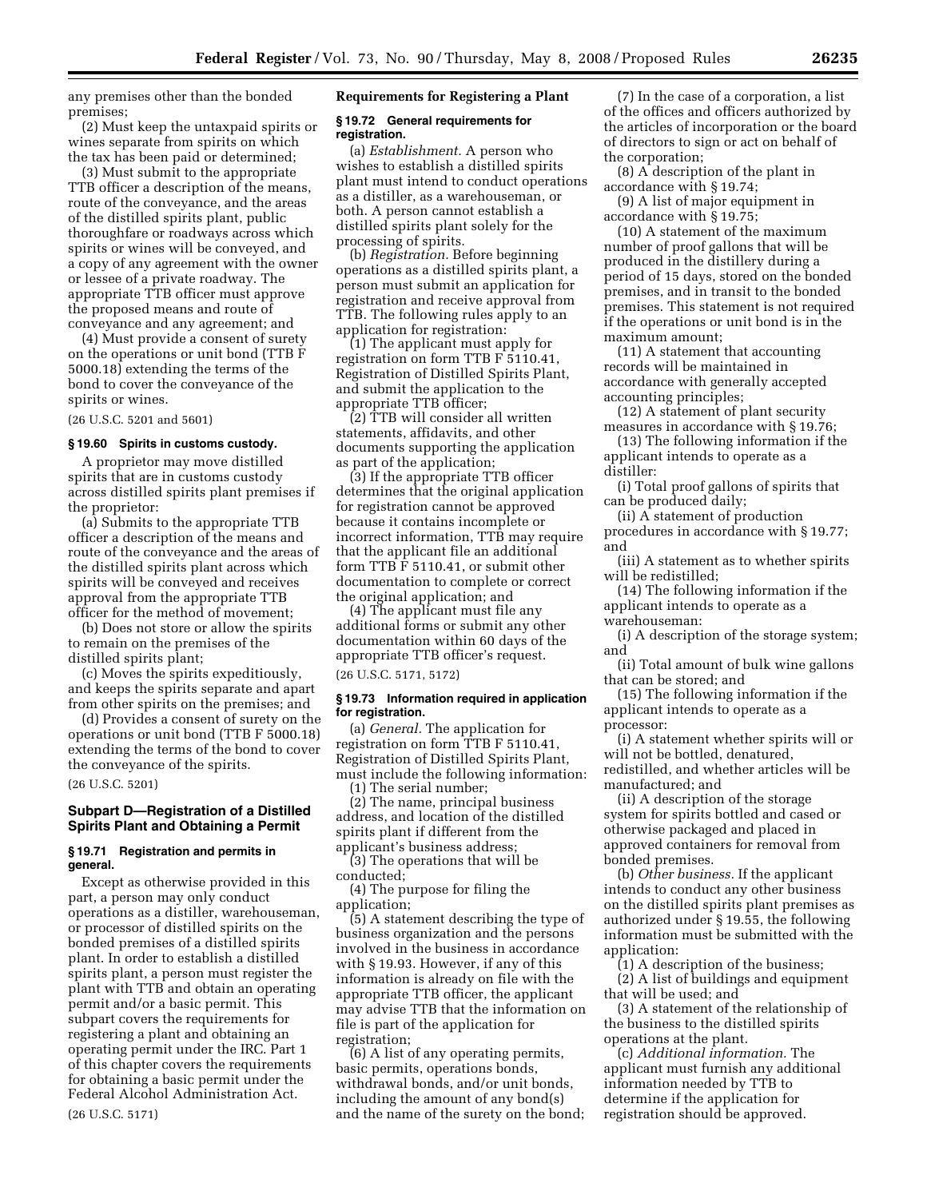any premises other than the bonded premises;

(2) Must keep the untaxpaid spirits or wines separate from spirits on which the tax has been paid or determined;

(3) Must submit to the appropriate TTB officer a description of the means, route of the conveyance, and the areas of the distilled spirits plant, public thoroughfare or roadways across which spirits or wines will be conveyed, and a copy of any agreement with the owner or lessee of a private roadway. The appropriate TTB officer must approve the proposed means and route of conveyance and any agreement; and

(4) Must provide a consent of surety on the operations or unit bond (TTB F 5000.18) extending the terms of the bond to cover the conveyance of the spirits or wines.

(26 U.S.C. 5201 and 5601)

### § 19.60 Spirits in customs custody.

A proprietor may move distilled spirits that are in customs custody across distilled spirits plant premises if the proprietor:

(a) Submits to the appropriate TTB officer a description of the means and route of the conveyance and the areas of the distilled spirits plant across which spirits will be conveyed and receives approval from the appropriate TTB officer for the method of movement;

(b) Does not store or allow the spirits to remain on the premises of the distilled spirits plant;

(c) Moves the spirits expeditiously, and keeps the spirits separate and apart from other spirits on the premises; and

(d) Provides a consent of surety on the operations or unit bond (TTB F 5000.18) extending the terms of the bond to cover the conveyance of the spirits.

(26 U.S.C. 5201)

## Subpart D—Registration of a Distilled Spirits Plant and Obtaining a Permit

### § 19.71 Registration and permits in general.

Except as otherwise provided in this part, a person may only conduct operations as a distiller, warehouseman, or processor of distilled spirits on the bonded premises of a distilled spirits plant. In order to establish a distilled spirits plant, a person must register the plant with TTB and obtain an operating permit and/or a basic permit. This subpart covers the requirements for registering a plant and obtaining an operating permit under the IRC. Part 1 of this chapter covers the requirements for obtaining a basic permit under the Federal Alcohol Administration Act.

(26 U.S.C. 5171)

## Requirements for Registering a Plant

### § 19.72 General requirements for registration.

(a) *Establishment.* A person who wishes to establish a distilled spirits plant must intend to conduct operations as a distiller, as a warehouseman, or both. A person cannot establish a distilled spirits plant solely for the processing of spirits.

(b) *Registration.* Before beginning operations as a distilled spirits plant, a person must submit an application for registration and receive approval from TTB. The following rules apply to an application for registration:

(1) The applicant must apply for registration on form TTB F 5110.41, Registration of Distilled Spirits Plant, and submit the application to the appropriate TTB officer;

(2) TTB will consider all written statements, affidavits, and other documents supporting the application as part of the application;

(3) If the appropriate TTB officer determines that the original application for registration cannot be approved because it contains incomplete or incorrect information, TTB may require that the applicant file an additional form TTB F 5110.41, or submit other documentation to complete or correct the original application; and

(4) The applicant must file any additional forms or submit any other documentation within 60 days of the appropriate TTB officer's request.

(26 U.S.C. 5171, 5172)

### § 19.73 Information required in application for registration.

(a) *General.* The application for registration on form TTB F 5110.41, Registration of Distilled Spirits Plant, must include the following information:

(1) The serial number;

(2) The name, principal business address, and location of the distilled spirits plant if different from the applicant's business address;

(3) The operations that will be conducted;

(4) The purpose for filing the application;

(5) A statement describing the type of business organization and the persons involved in the business in accordance with § 19.93. However, if any of this information is already on file with the appropriate TTB officer, the applicant may advise TTB that the information on file is part of the application for registration;

(6) A list of any operating permits, basic permits, operations bonds, withdrawal bonds, and/or unit bonds, including the amount of any bond(s) and the name of the surety on the bond;

(7) In the case of a corporation, a list of the offices and officers authorized by the articles of incorporation or the board of directors to sign or act on behalf of the corporation;

(8) A description of the plant in accordance with § 19.74;

(9) A list of major equipment in accordance with § 19.75;

(10) A statement of the maximum number of proof gallons that will be produced in the distillery during a period of 15 days, stored on the bonded premises, and in transit to the bonded premises. This statement is not required if the operations or unit bond is in the maximum amount;

(11) A statement that accounting records will be maintained in accordance with generally accepted accounting principles;

(12) A statement of plant security measures in accordance with § 19.76;

(13) The following information if the applicant intends to operate as a distiller:

(i) Total proof gallons of spirits that can be produced daily;

(ii) A statement of production procedures in accordance with § 19.77; and

(iii) A statement as to whether spirits will be redistilled;

(14) The following information if the applicant intends to operate as a warehouseman:

(i) A description of the storage system; and

(ii) Total amount of bulk wine gallons that can be stored; and

(15) The following information if the applicant intends to operate as a processor:

(i) A statement whether spirits will or will not be bottled, denatured, redistilled, and whether articles will be manufactured; and

(ii) A description of the storage system for spirits bottled and cased or otherwise packaged and placed in approved containers for removal from bonded premises.

(b) *Other business.* If the applicant intends to conduct any other business on the distilled spirits plant premises as authorized under § 19.55, the following information must be submitted with the application:

(1) A description of the business;

(2) A list of buildings and equipment that will be used; and

(3) A statement of the relationship of the business to the distilled spirits operations at the plant.

(c) *Additional information.* The applicant must furnish any additional information needed by TTB to determine if the application for registration should be approved.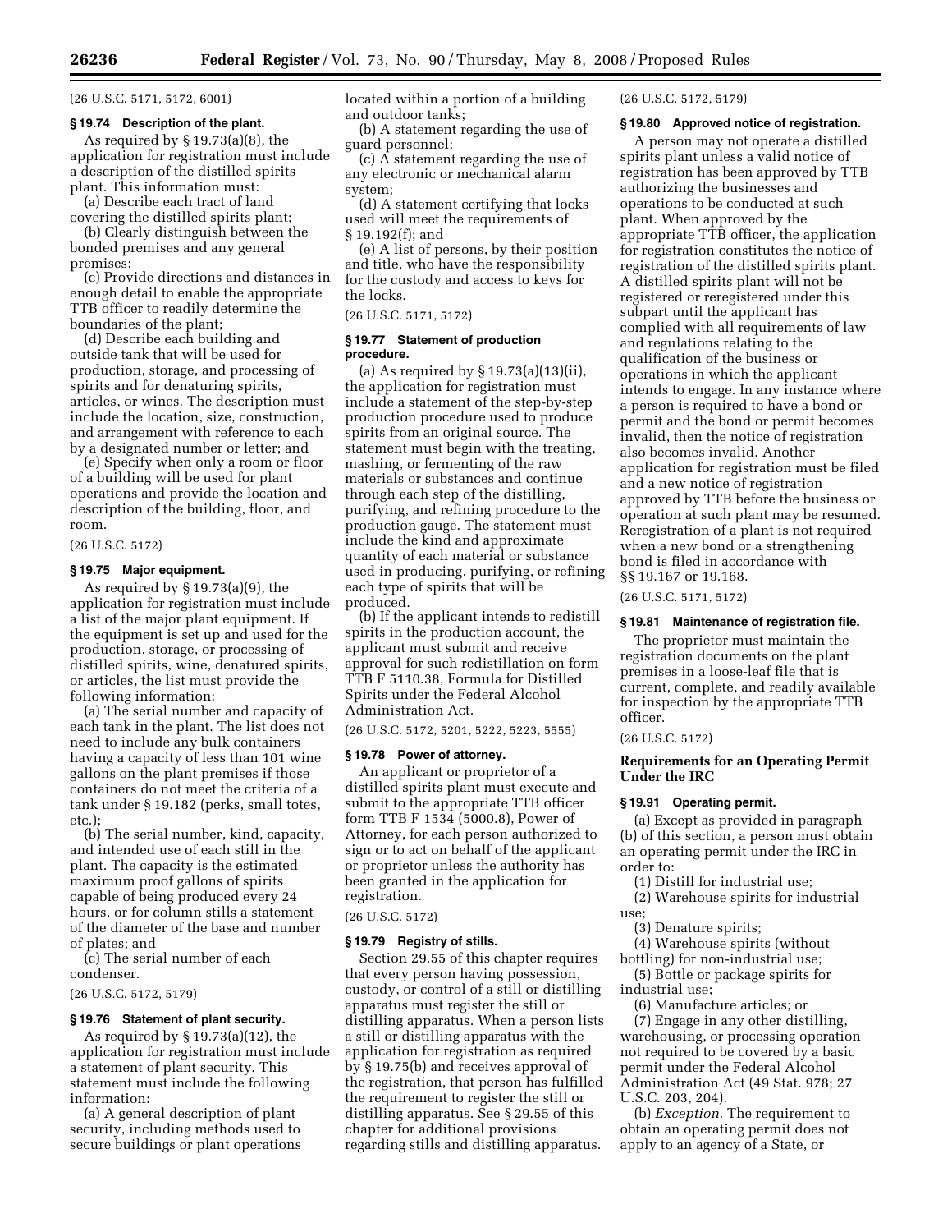(26 U.S.C. 5171, 5172, 6001)

### § 19.74 Description of the plant.

As required by § 19.73(a)(8), the application for registration must include a description of the distilled spirits plant. This information must:

(a) Describe each tract of land covering the distilled spirits plant;

(b) Clearly distinguish between the bonded premises and any general premises;

(c) Provide directions and distances in enough detail to enable the appropriate TTB officer to readily determine the boundaries of the plant;

(d) Describe each building and outside tank that will be used for production, storage, and processing of spirits and for denaturing spirits, articles, or wines. The description must include the location, size, construction, and arrangement with reference to each by a designated number or letter; and

(e) Specify when only a room or floor of a building will be used for plant operations and provide the location and description of the building, floor, and room.

(26 U.S.C. 5172)

### § 19.75 Major equipment.

As required by § 19.73(a)(9), the application for registration must include a list of the major plant equipment. If the equipment is set up and used for the production, storage, or processing of distilled spirits, wine, denatured spirits, or articles, the list must provide the following information:

(a) The serial number and capacity of each tank in the plant. The list does not need to include any bulk containers having a capacity of less than 101 wine gallons on the plant premises if those containers do not meet the criteria of a tank under § 19.182 (perks, small totes, etc.);

(b) The serial number, kind, capacity, and intended use of each still in the plant. The capacity is the estimated maximum proof gallons of spirits capable of being produced every 24 hours, or for column stills a statement of the diameter of the base and number of plates; and

(c) The serial number of each condenser.

(26 U.S.C. 5172, 5179)

### § 19.76 Statement of plant security.

As required by § 19.73(a)(12), the application for registration must include a statement of plant security. This statement must include the following information:

(a) A general description of plant security, including methods used to secure buildings or plant operations located within a portion of a building and outdoor tanks;

(b) A statement regarding the use of guard personnel;

(c) A statement regarding the use of any electronic or mechanical alarm system;

(d) A statement certifying that locks used will meet the requirements of § 19.192(f); and

(e) A list of persons, by their position and title, who have the responsibility for the custody and access to keys for the locks.

(26 U.S.C. 5171, 5172)

### § 19.77 Statement of production procedure.

(a) As required by § 19.73(a)(13)(ii), the application for registration must include a statement of the step-by-step production procedure used to produce spirits from an original source. The statement must begin with the treating, mashing, or fermenting of the raw materials or substances and continue through each step of the distilling, purifying, and refining procedure to the production gauge. The statement must include the kind and approximate quantity of each material or substance used in producing, purifying, or refining each type of spirits that will be produced.

(b) If the applicant intends to redistill spirits in the production account, the applicant must submit and receive approval for such redistillation on form TTB F 5110.38, Formula for Distilled Spirits under the Federal Alcohol Administration Act.

(26 U.S.C. 5172, 5201, 5222, 5223, 5555)

### § 19.78 Power of attorney.

An applicant or proprietor of a distilled spirits plant must execute and submit to the appropriate TTB officer form TTB F 1534 (5000.8), Power of Attorney, for each person authorized to sign or to act on behalf of the applicant or proprietor unless the authority has been granted in the application for registration.

(26 U.S.C. 5172)

### § 19.79 Registry of stills.

Section 29.55 of this chapter requires that every person having possession, custody, or control of a still or distilling apparatus must register the still or distilling apparatus. When a person lists a still or distilling apparatus with the application for registration as required by § 19.75(b) and receives approval of the registration, that person has fulfilled the requirement to register the still or distilling apparatus. See § 29.55 of this chapter for additional provisions regarding stills and distilling apparatus.

(26 U.S.C. 5172, 5179)

### § 19.80 Approved notice of registration.

A person may not operate a distilled spirits plant unless a valid notice of registration has been approved by TTB authorizing the businesses and operations to be conducted at such plant. When approved by the appropriate TTB officer, the application for registration constitutes the notice of registration of the distilled spirits plant. A distilled spirits plant will not be registered or reregistered under this subpart until the applicant has complied with all requirements of law and regulations relating to the qualification of the business or operations in which the applicant intends to engage. In any instance where a person is required to have a bond or permit and the bond or permit becomes invalid, then the notice of registration also becomes invalid. Another application for registration must be filed and a new notice of registration approved by TTB before the business or operation at such plant may be resumed. Reregistration of a plant is not required when a new bond or a strengthening bond is filed in accordance with §§ 19.167 or 19.168.

(26 U.S.C. 5171, 5172)

### § 19.81 Maintenance of registration file.

The proprietor must maintain the registration documents on the plant premises in a loose-leaf file that is current, complete, and readily available for inspection by the appropriate TTB officer.

(26 U.S.C. 5172)

## Requirements for an Operating Permit Under the IRC

### § 19.91 Operating permit.

(a) Except as provided in paragraph (b) of this section, a person must obtain an operating permit under the IRC in order to:

(1) Distill for industrial use;

(2) Warehouse spirits for industrial use;

(3) Denature spirits;

(4) Warehouse spirits (without bottling) for non-industrial use;

(5) Bottle or package spirits for industrial use;

(6) Manufacture articles; or

(7) Engage in any other distilling, warehousing, or processing operation not required to be covered by a basic permit under the Federal Alcohol Administration Act (49 Stat. 978; 27 U.S.C. 203, 204).

(b) *Exception.* The requirement to obtain an operating permit does not apply to an agency of a State, or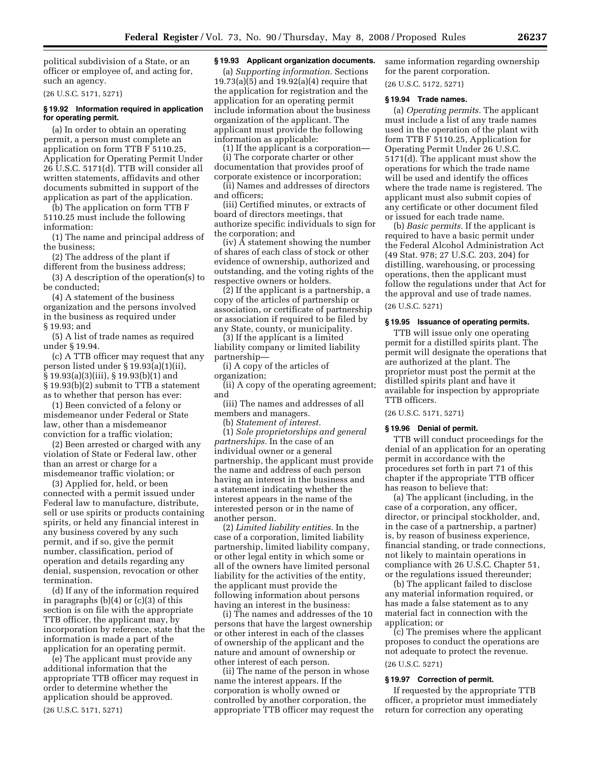political subdivision of a State, or an officer or employee of, and acting for, such an agency.

(26 U.S.C. 5171, 5271)

**§ 19.92 Information required in application for operating permit.**

(a) In order to obtain an operating permit, a person must complete an application on form TTB F 5110.25, Application for Operating Permit Under 26 U.S.C. 5171(d). TTB will consider all written statements, affidavits and other documents submitted in support of the application as part of the application.

(b) The application on form TTB F 5110.25 must include the following information:

(1) The name and principal address of the business;

(2) The address of the plant if different from the business address;

(3) A description of the operation(s) to be conducted;

(4) A statement of the business organization and the persons involved in the business as required under § 19.93; and

(5) A list of trade names as required under § 19.94.

(c) A TTB officer may request that any person listed under § 19.93(a)(1)(ii), § 19.93(a)(3)(iii), § 19.93(b)(1) and § 19.93(b)(2) submit to TTB a statement as to whether that person has ever:

(1) Been convicted of a felony or misdemeanor under Federal or State law, other than a misdemeanor conviction for a traffic violation;

(2) Been arrested or charged with any violation of State or Federal law, other than an arrest or charge for a misdemeanor traffic violation; or

(3) Applied for, held, or been connected with a permit issued under Federal law to manufacture, distribute, sell or use spirits or products containing spirits, or held any financial interest in any business covered by any such permit, and if so, give the permit number, classification, period of operation and details regarding any denial, suspension, revocation or other termination.

(d) If any of the information required in paragraphs (b)(4) or (c)(3) of this section is on file with the appropriate TTB officer, the applicant may, by incorporation by reference, state that the information is made a part of the application for an operating permit.

(e) The applicant must provide any additional information that the appropriate TTB officer may request in order to determine whether the application should be approved.

(26 U.S.C. 5171, 5271)

**§ 19.93 Applicant organization documents.**

(a) *Supporting information.* Sections 19.73(a)(5) and 19.92(a)(4) require that the application for registration and the application for an operating permit include information about the business organization of the applicant. The applicant must provide the following information as applicable:

(1) If the applicant is a corporation—

(i) The corporate charter or other documentation that provides proof of corporate existence or incorporation;

(ii) Names and addresses of directors and officers;

(iii) Certified minutes, or extracts of board of directors meetings, that authorize specific individuals to sign for the corporation; and

(iv) A statement showing the number of shares of each class of stock or other evidence of ownership, authorized and outstanding, and the voting rights of the respective owners or holders.

(2) If the applicant is a partnership, a copy of the articles of partnership or association, or certificate of partnership or association if required to be filed by any State, county, or municipality.

(3) If the applicant is a limited liability company or limited liability partnership—

(i) A copy of the articles of organization;

(ii) A copy of the operating agreement; and

(iii) The names and addresses of all members and managers.

(b) *Statement of interest.*

(1) *Sole proprietorships and general partnerships.* In the case of an individual owner or a general partnership, the applicant must provide the name and address of each person having an interest in the business and a statement indicating whether the interest appears in the name of the interested person or in the name of another person.

(2) *Limited liability entities.* In the case of a corporation, limited liability partnership, limited liability company, or other legal entity in which some or all of the owners have limited personal liability for the activities of the entity, the applicant must provide the following information about persons having an interest in the business:

(i) The names and addresses of the 10 persons that have the largest ownership or other interest in each of the classes of ownership of the applicant and the nature and amount of ownership or other interest of each person.

(ii) The name of the person in whose name the interest appears. If the corporation is wholly owned or controlled by another corporation, the appropriate TTB officer may request the same information regarding ownership for the parent corporation.

(26 U.S.C. 5172, 5271)

**§ 19.94 Trade names.**

(a) *Operating permits.* The applicant must include a list of any trade names used in the operation of the plant with form TTB F 5110.25, Application for Operating Permit Under 26 U.S.C. 5171(d). The applicant must show the operations for which the trade name will be used and identify the offices where the trade name is registered. The applicant must also submit copies of any certificate or other document filed or issued for each trade name.

(b) *Basic permits.* If the applicant is required to have a basic permit under the Federal Alcohol Administration Act (49 Stat. 978; 27 U.S.C. 203, 204) for distilling, warehousing, or processing operations, then the applicant must follow the regulations under that Act for the approval and use of trade names.

(26 U.S.C. 5271)

**§ 19.95 Issuance of operating permits.**

TTB will issue only one operating permit for a distilled spirits plant. The permit will designate the operations that are authorized at the plant. The proprietor must post the permit at the distilled spirits plant and have it available for inspection by appropriate TTB officers.

(26 U.S.C. 5171, 5271)

**§ 19.96 Denial of permit.**

TTB will conduct proceedings for the denial of an application for an operating permit in accordance with the procedures set forth in part 71 of this chapter if the appropriate TTB officer has reason to believe that:

(a) The applicant (including, in the case of a corporation, any officer, director, or principal stockholder, and, in the case of a partnership, a partner) is, by reason of business experience, financial standing, or trade connections, not likely to maintain operations in compliance with 26 U.S.C. Chapter 51, or the regulations issued thereunder;

(b) The applicant failed to disclose any material information required, or has made a false statement as to any material fact in connection with the application; or

(c) The premises where the applicant proposes to conduct the operations are not adequate to protect the revenue.

(26 U.S.C. 5271)

**§ 19.97 Correction of permit.**

If requested by the appropriate TTB officer, a proprietor must immediately return for correction any operating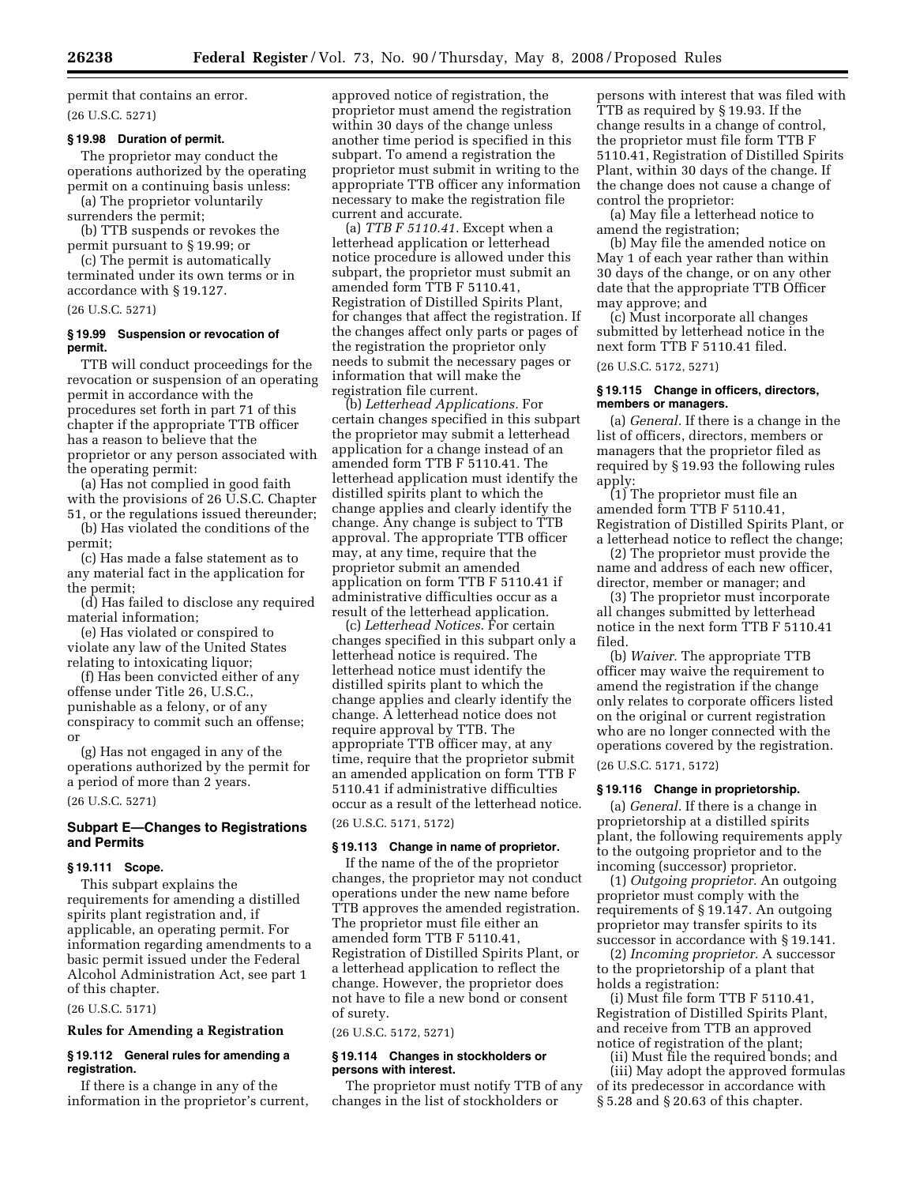permit that contains an error.

(26 U.S.C. 5271)

**§ 19.98 Duration of permit.**

The proprietor may conduct the operations authorized by the operating permit on a continuing basis unless:

(a) The proprietor voluntarily surrenders the permit;

(b) TTB suspends or revokes the permit pursuant to § 19.99; or

(c) The permit is automatically terminated under its own terms or in accordance with § 19.127.

(26 U.S.C. 5271)

**§ 19.99 Suspension or revocation of permit.**

TTB will conduct proceedings for the revocation or suspension of an operating permit in accordance with the procedures set forth in part 71 of this chapter if the appropriate TTB officer has a reason to believe that the proprietor or any person associated with the operating permit:

(a) Has not complied in good faith with the provisions of 26 U.S.C. Chapter 51, or the regulations issued thereunder;

(b) Has violated the conditions of the permit;

(c) Has made a false statement as to any material fact in the application for the permit;

(d) Has failed to disclose any required material information;

(e) Has violated or conspired to violate any law of the United States relating to intoxicating liquor;

(f) Has been convicted either of any offense under Title 26, U.S.C., punishable as a felony, or of any conspiracy to commit such an offense; or

(g) Has not engaged in any of the operations authorized by the permit for a period of more than 2 years.

(26 U.S.C. 5271)

## Subpart E—Changes to Registrations and Permits

**§ 19.111 Scope.**

This subpart explains the requirements for amending a distilled spirits plant registration and, if applicable, an operating permit. For information regarding amendments to a basic permit issued under the Federal Alcohol Administration Act, see part 1 of this chapter.

(26 U.S.C. 5171)

### Rules for Amending a Registration

**§ 19.112 General rules for amending a registration.**

If there is a change in any of the information in the proprietor's current, approved notice of registration, the proprietor must amend the registration within 30 days of the change unless another time period is specified in this subpart. To amend a registration the proprietor must submit in writing to the appropriate TTB officer any information necessary to make the registration file current and accurate.

(a) *TTB F 5110.41.* Except when a letterhead application or letterhead notice procedure is allowed under this subpart, the proprietor must submit an amended form TTB F 5110.41, Registration of Distilled Spirits Plant, for changes that affect the registration. If the changes affect only parts or pages of the registration the proprietor only needs to submit the necessary pages or information that will make the registration file current.

(b) *Letterhead Applications.* For certain changes specified in this subpart the proprietor may submit a letterhead application for a change instead of an amended form TTB F 5110.41. The letterhead application must identify the distilled spirits plant to which the change applies and clearly identify the change. Any change is subject to TTB approval. The appropriate TTB officer may, at any time, require that the proprietor submit an amended application on form TTB F 5110.41 if administrative difficulties occur as a result of the letterhead application.

(c) *Letterhead Notices.* For certain changes specified in this subpart only a letterhead notice is required. The letterhead notice must identify the distilled spirits plant to which the change applies and clearly identify the change. A letterhead notice does not require approval by TTB. The appropriate TTB officer may, at any time, require that the proprietor submit an amended application on form TTB F 5110.41 if administrative difficulties occur as a result of the letterhead notice.

(26 U.S.C. 5171, 5172)

**§ 19.113 Change in name of proprietor.**

If the name of the of the proprietor changes, the proprietor may not conduct operations under the new name before TTB approves the amended registration. The proprietor must file either an amended form TTB F 5110.41, Registration of Distilled Spirits Plant, or a letterhead application to reflect the change. However, the proprietor does not have to file a new bond or consent of surety.

(26 U.S.C. 5172, 5271)

**§ 19.114 Changes in stockholders or persons with interest.**

The proprietor must notify TTB of any changes in the list of stockholders or persons with interest that was filed with TTB as required by § 19.93. If the change results in a change of control, the proprietor must file form TTB F 5110.41, Registration of Distilled Spirits Plant, within 30 days of the change. If the change does not cause a change of control the proprietor:

(a) May file a letterhead notice to amend the registration;

(b) May file the amended notice on May 1 of each year rather than within 30 days of the change, or on any other date that the appropriate TTB Officer may approve; and

(c) Must incorporate all changes submitted by letterhead notice in the next form TTB F 5110.41 filed.

(26 U.S.C. 5172, 5271)

**§ 19.115 Change in officers, directors, members or managers.**

(a) *General.* If there is a change in the list of officers, directors, members or managers that the proprietor filed as required by § 19.93 the following rules apply:

(1) The proprietor must file an amended form TTB F 5110.41, Registration of Distilled Spirits Plant, or a letterhead notice to reflect the change;

(2) The proprietor must provide the name and address of each new officer, director, member or manager; and

(3) The proprietor must incorporate all changes submitted by letterhead notice in the next form TTB F 5110.41 filed.

(b) *Waiver.* The appropriate TTB officer may waive the requirement to amend the registration if the change only relates to corporate officers listed on the original or current registration who are no longer connected with the operations covered by the registration.

(26 U.S.C. 5171, 5172)

**§ 19.116 Change in proprietorship.**

(a) *General.* If there is a change in proprietorship at a distilled spirits plant, the following requirements apply to the outgoing proprietor and to the incoming (successor) proprietor.

(1) *Outgoing proprietor.* An outgoing proprietor must comply with the requirements of § 19.147. An outgoing proprietor may transfer spirits to its successor in accordance with § 19.141.

(2) *Incoming proprietor.* A successor to the proprietorship of a plant that holds a registration:

(i) Must file form TTB F 5110.41, Registration of Distilled Spirits Plant, and receive from TTB an approved notice of registration of the plant;

(ii) Must file the required bonds; and

(iii) May adopt the approved formulas of its predecessor in accordance with § 5.28 and § 20.63 of this chapter.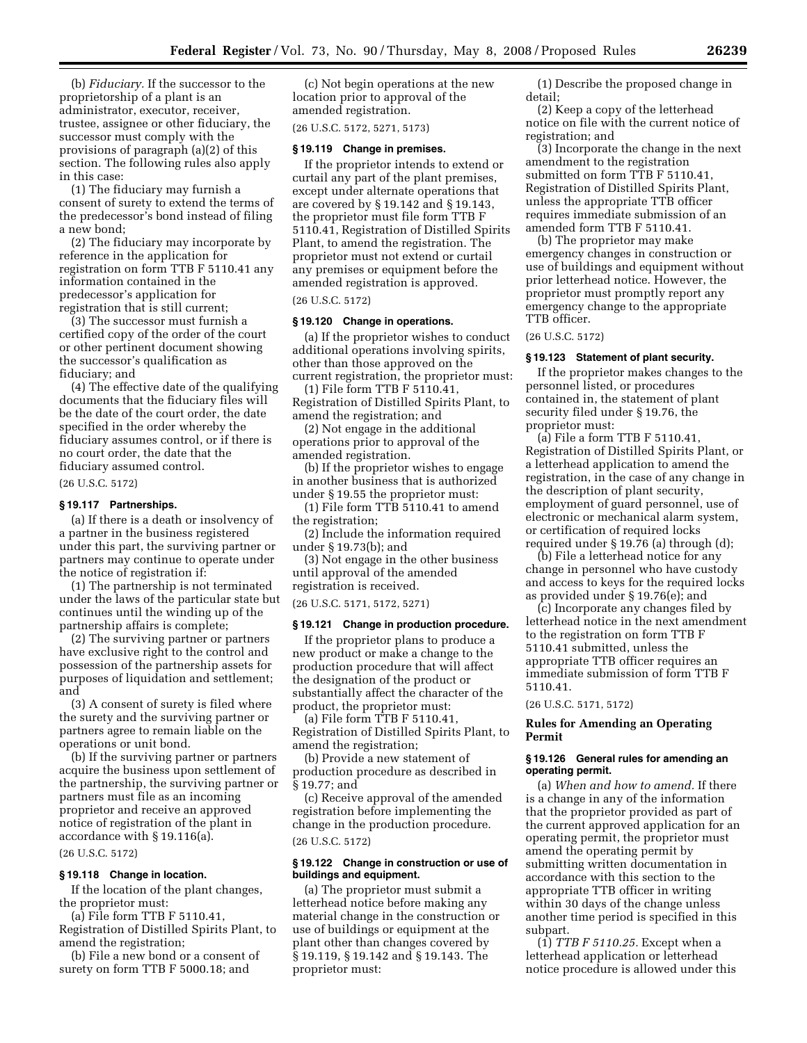(b) *Fiduciary.* If the successor to the proprietorship of a plant is an administrator, executor, receiver, trustee, assignee or other fiduciary, the successor must comply with the provisions of paragraph (a)(2) of this section. The following rules also apply in this case:

(1) The fiduciary may furnish a consent of surety to extend the terms of the predecessor's bond instead of filing a new bond;

(2) The fiduciary may incorporate by reference in the application for registration on form TTB F 5110.41 any information contained in the predecessor's application for registration that is still current;

(3) The successor must furnish a certified copy of the order of the court or other pertinent document showing the successor's qualification as fiduciary; and

(4) The effective date of the qualifying documents that the fiduciary files will be the date of the court order, the date specified in the order whereby the fiduciary assumes control, or if there is no court order, the date that the fiduciary assumed control.

(26 U.S.C. 5172)

**§ 19.117 Partnerships.**

(a) If there is a death or insolvency of a partner in the business registered under this part, the surviving partner or partners may continue to operate under the notice of registration if:

(1) The partnership is not terminated under the laws of the particular state but continues until the winding up of the partnership affairs is complete;

(2) The surviving partner or partners have exclusive right to the control and possession of the partnership assets for purposes of liquidation and settlement; and

(3) A consent of surety is filed where the surety and the surviving partner or partners agree to remain liable on the operations or unit bond.

(b) If the surviving partner or partners acquire the business upon settlement of the partnership, the surviving partner or partners must file as an incoming proprietor and receive an approved notice of registration of the plant in accordance with § 19.116(a).

(26 U.S.C. 5172)

**§ 19.118 Change in location.**

If the location of the plant changes, the proprietor must:

(a) File form TTB F 5110.41, Registration of Distilled Spirits Plant, to amend the registration;

(b) File a new bond or a consent of surety on form TTB F 5000.18; and

(c) Not begin operations at the new location prior to approval of the amended registration.

(26 U.S.C. 5172, 5271, 5173)

**§ 19.119 Change in premises.**

If the proprietor intends to extend or curtail any part of the plant premises, except under alternate operations that are covered by § 19.142 and § 19.143, the proprietor must file form TTB F 5110.41, Registration of Distilled Spirits Plant, to amend the registration. The proprietor must not extend or curtail any premises or equipment before the amended registration is approved.

(26 U.S.C. 5172)

**§ 19.120 Change in operations.**

(a) If the proprietor wishes to conduct additional operations involving spirits, other than those approved on the current registration, the proprietor must:

(1) File form TTB F 5110.41, Registration of Distilled Spirits Plant, to amend the registration; and

(2) Not engage in the additional operations prior to approval of the amended registration.

(b) If the proprietor wishes to engage in another business that is authorized under § 19.55 the proprietor must:

(1) File form TTB 5110.41 to amend the registration;

(2) Include the information required under § 19.73(b); and

(3) Not engage in the other business until approval of the amended registration is received.

(26 U.S.C. 5171, 5172, 5271)

**§ 19.121 Change in production procedure.**

If the proprietor plans to produce a new product or make a change to the production procedure that will affect the designation of the product or substantially affect the character of the product, the proprietor must:

(a) File form TTB F 5110.41, Registration of Distilled Spirits Plant, to amend the registration;

(b) Provide a new statement of production procedure as described in § 19.77; and

(c) Receive approval of the amended registration before implementing the change in the production procedure.

(26 U.S.C. 5172)

**§ 19.122 Change in construction or use of buildings and equipment.**

(a) The proprietor must submit a letterhead notice before making any material change in the construction or use of buildings or equipment at the plant other than changes covered by § 19.119, § 19.142 and § 19.143. The proprietor must:

(1) Describe the proposed change in detail;

(2) Keep a copy of the letterhead notice on file with the current notice of registration; and

(3) Incorporate the change in the next amendment to the registration submitted on form TTB F 5110.41, Registration of Distilled Spirits Plant, unless the appropriate TTB officer requires immediate submission of an amended form TTB F 5110.41.

(b) The proprietor may make emergency changes in construction or use of buildings and equipment without prior letterhead notice. However, the proprietor must promptly report any emergency change to the appropriate TTB officer.

(26 U.S.C. 5172)

**§ 19.123 Statement of plant security.**

If the proprietor makes changes to the personnel listed, or procedures contained in, the statement of plant security filed under § 19.76, the proprietor must:

(a) File a form TTB F 5110.41, Registration of Distilled Spirits Plant, or a letterhead application to amend the registration, in the case of any change in the description of plant security, employment of guard personnel, use of electronic or mechanical alarm system, or certification of required locks required under § 19.76 (a) through (d);

(b) File a letterhead notice for any change in personnel who have custody and access to keys for the required locks as provided under § 19.76(e); and

(c) Incorporate any changes filed by letterhead notice in the next amendment to the registration on form TTB F 5110.41 submitted, unless the appropriate TTB officer requires an immediate submission of form TTB F 5110.41.

(26 U.S.C. 5171, 5172)

## Rules for Amending an Operating Permit

**§ 19.126 General rules for amending an operating permit.**

(a) *When and how to amend.* If there is a change in any of the information that the proprietor provided as part of the current approved application for an operating permit, the proprietor must amend the operating permit by submitting written documentation in accordance with this section to the appropriate TTB officer in writing within 30 days of the change unless another time period is specified in this subpart.

(1) *TTB F 5110.25.* Except when a letterhead application or letterhead notice procedure is allowed under this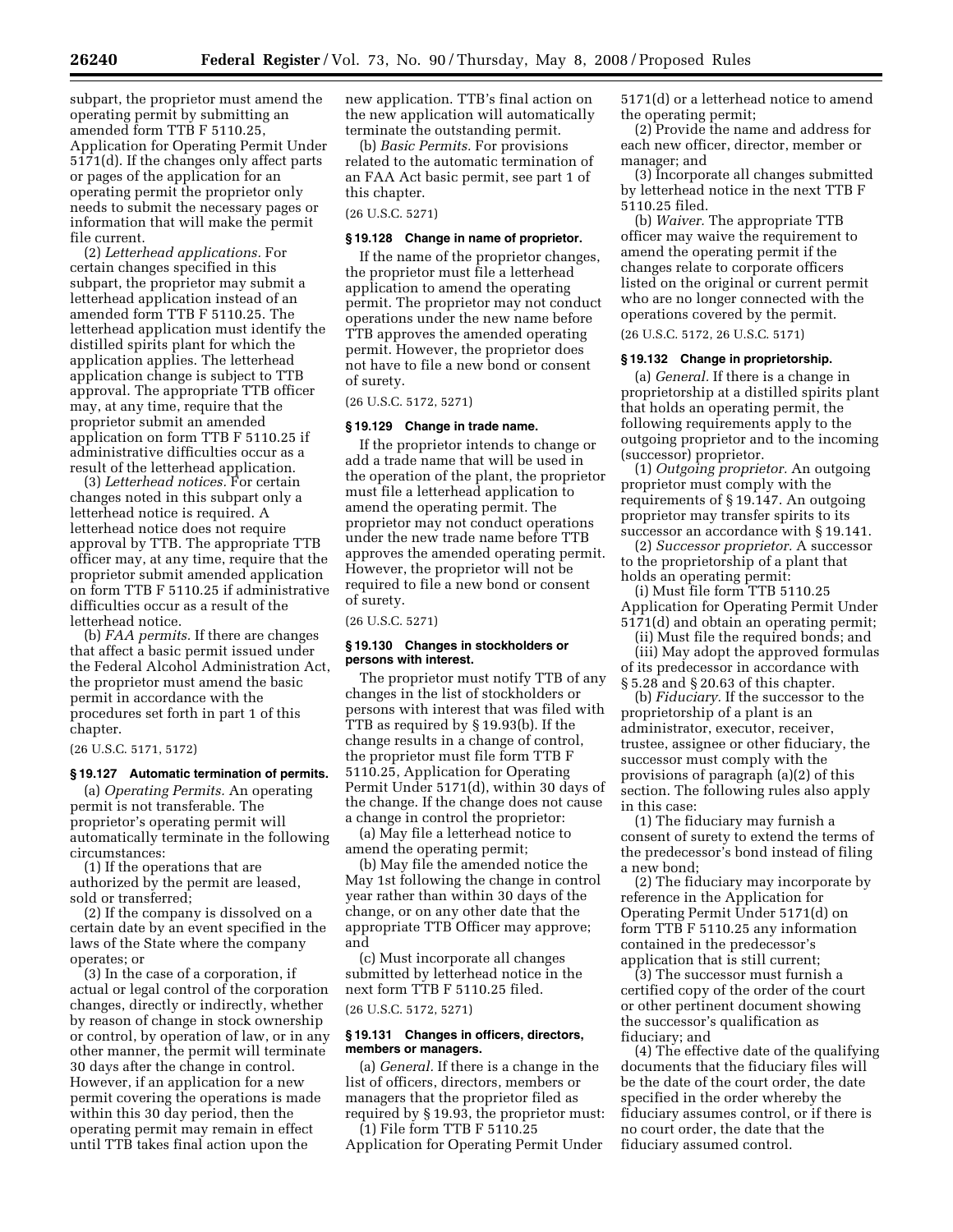subpart, the proprietor must amend the operating permit by submitting an amended form TTB F 5110.25, Application for Operating Permit Under 5171(d). If the changes only affect parts or pages of the application for an operating permit the proprietor only needs to submit the necessary pages or information that will make the permit file current.

(2) *Letterhead applications.* For certain changes specified in this subpart, the proprietor may submit a letterhead application instead of an amended form TTB F 5110.25. The letterhead application must identify the distilled spirits plant for which the application applies. The letterhead application change is subject to TTB approval. The appropriate TTB officer may, at any time, require that the proprietor submit an amended application on form TTB F 5110.25 if administrative difficulties occur as a result of the letterhead application.

(3) *Letterhead notices.* For certain changes noted in this subpart only a letterhead notice is required. A letterhead notice does not require approval by TTB. The appropriate TTB officer may, at any time, require that the proprietor submit amended application on form TTB F 5110.25 if administrative difficulties occur as a result of the letterhead notice.

(b) *FAA permits.* If there are changes that affect a basic permit issued under the Federal Alcohol Administration Act, the proprietor must amend the basic permit in accordance with the procedures set forth in part 1 of this chapter.

(26 U.S.C. 5171, 5172)

### § 19.127 Automatic termination of permits.

(a) *Operating Permits.* An operating permit is not transferable. The proprietor's operating permit will automatically terminate in the following circumstances:

(1) If the operations that are authorized by the permit are leased, sold or transferred;

(2) If the company is dissolved on a certain date by an event specified in the laws of the State where the company operates; or

(3) In the case of a corporation, if actual or legal control of the corporation changes, directly or indirectly, whether by reason of change in stock ownership or control, by operation of law, or in any other manner, the permit will terminate 30 days after the change in control. However, if an application for a new permit covering the operations is made within this 30 day period, then the operating permit may remain in effect until TTB takes final action upon the new application. TTB's final action on the new application will automatically terminate the outstanding permit.

(b) *Basic Permits.* For provisions related to the automatic termination of an FAA Act basic permit, see part 1 of this chapter.

(26 U.S.C. 5271)

### § 19.128 Change in name of proprietor.

If the name of the proprietor changes, the proprietor must file a letterhead application to amend the operating permit. The proprietor may not conduct operations under the new name before TTB approves the amended operating permit. However, the proprietor does not have to file a new bond or consent of surety.

(26 U.S.C. 5172, 5271)

### § 19.129 Change in trade name.

If the proprietor intends to change or add a trade name that will be used in the operation of the plant, the proprietor must file a letterhead application to amend the operating permit. The proprietor may not conduct operations under the new trade name before TTB approves the amended operating permit. However, the proprietor will not be required to file a new bond or consent of surety.

(26 U.S.C. 5271)

### § 19.130 Changes in stockholders or persons with interest.

The proprietor must notify TTB of any changes in the list of stockholders or persons with interest that was filed with TTB as required by § 19.93(b). If the change results in a change of control, the proprietor must file form TTB F 5110.25, Application for Operating Permit Under 5171(d), within 30 days of the change. If the change does not cause a change in control the proprietor:

(a) May file a letterhead notice to amend the operating permit;

(b) May file the amended notice the May 1st following the change in control year rather than within 30 days of the change, or on any other date that the appropriate TTB Officer may approve; and

(c) Must incorporate all changes submitted by letterhead notice in the next form TTB F 5110.25 filed.

(26 U.S.C. 5172, 5271)

### § 19.131 Changes in officers, directors, members or managers.

(a) *General.* If there is a change in the list of officers, directors, members or managers that the proprietor filed as required by § 19.93, the proprietor must:

(1) File form TTB F 5110.25 Application for Operating Permit Under 5171(d) or a letterhead notice to amend the operating permit;

(2) Provide the name and address for each new officer, director, member or manager; and

(3) Incorporate all changes submitted by letterhead notice in the next TTB F 5110.25 filed.

(b) *Waiver.* The appropriate TTB officer may waive the requirement to amend the operating permit if the changes relate to corporate officers listed on the original or current permit who are no longer connected with the operations covered by the permit.

(26 U.S.C. 5172, 26 U.S.C. 5171)

### § 19.132 Change in proprietorship.

(a) *General.* If there is a change in proprietorship at a distilled spirits plant that holds an operating permit, the following requirements apply to the outgoing proprietor and to the incoming (successor) proprietor.

(1) *Outgoing proprietor.* An outgoing proprietor must comply with the requirements of § 19.147. An outgoing proprietor may transfer spirits to its successor an accordance with § 19.141.

(2) *Successor proprietor.* A successor to the proprietorship of a plant that holds an operating permit:

(i) Must file form TTB 5110.25 Application for Operating Permit Under 5171(d) and obtain an operating permit;

(ii) Must file the required bonds; and

(iii) May adopt the approved formulas of its predecessor in accordance with § 5.28 and § 20.63 of this chapter.

(b) *Fiduciary.* If the successor to the proprietorship of a plant is an administrator, executor, receiver, trustee, assignee or other fiduciary, the successor must comply with the provisions of paragraph (a)(2) of this section. The following rules also apply in this case:

(1) The fiduciary may furnish a consent of surety to extend the terms of the predecessor's bond instead of filing a new bond;

(2) The fiduciary may incorporate by reference in the Application for Operating Permit Under 5171(d) on form TTB F 5110.25 any information contained in the predecessor's application that is still current;

(3) The successor must furnish a certified copy of the order of the court or other pertinent document showing the successor's qualification as fiduciary; and

(4) The effective date of the qualifying documents that the fiduciary files will be the date of the court order, the date specified in the order whereby the fiduciary assumes control, or if there is no court order, the date that the fiduciary assumed control.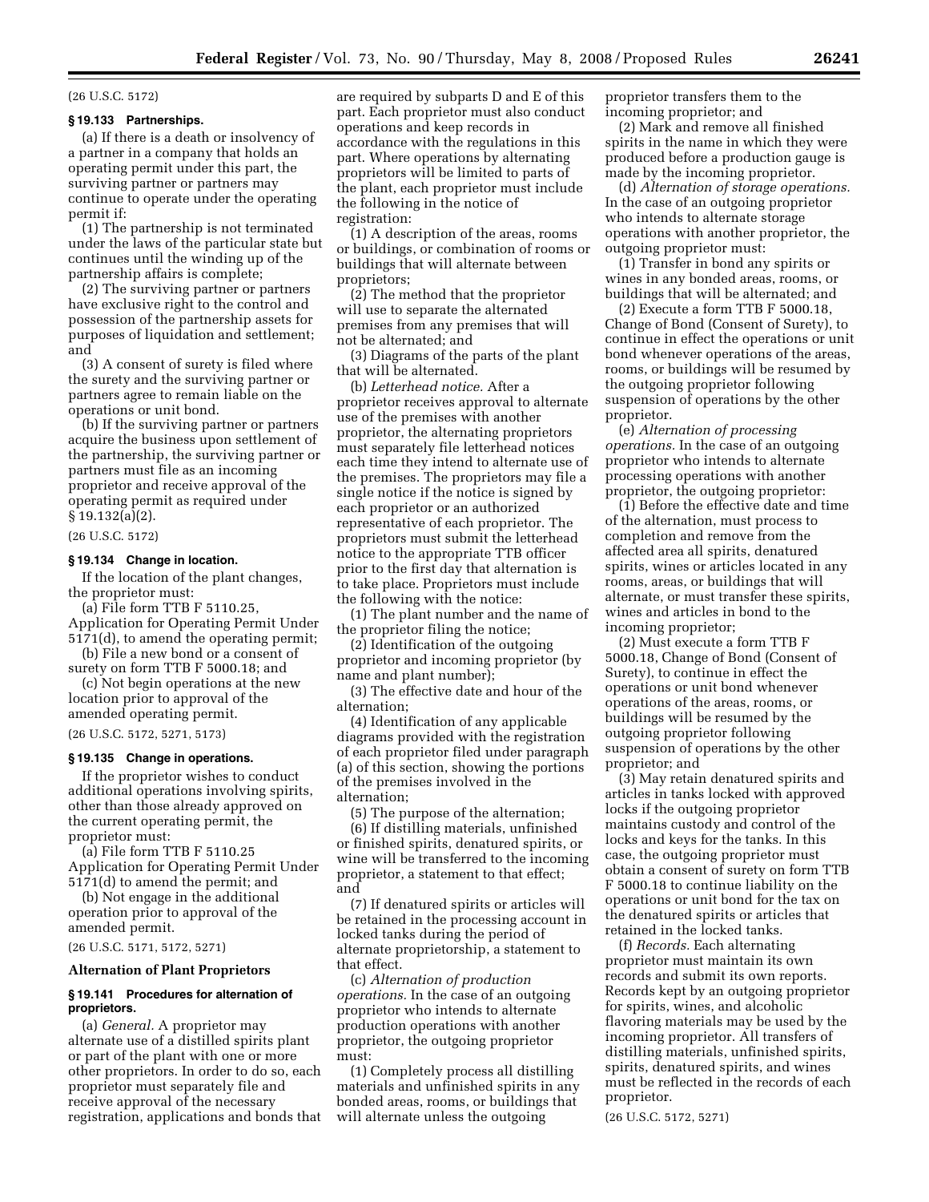(26 U.S.C. 5172)

### § 19.133 Partnerships.

(a) If there is a death or insolvency of a partner in a company that holds an operating permit under this part, the surviving partner or partners may continue to operate under the operating permit if:

(1) The partnership is not terminated under the laws of the particular state but continues until the winding up of the partnership affairs is complete;

(2) The surviving partner or partners have exclusive right to the control and possession of the partnership assets for purposes of liquidation and settlement; and

(3) A consent of surety is filed where the surety and the surviving partner or partners agree to remain liable on the operations or unit bond.

(b) If the surviving partner or partners acquire the business upon settlement of the partnership, the surviving partner or partners must file as an incoming proprietor and receive approval of the operating permit as required under § 19.132(a)(2).

(26 U.S.C. 5172)

### § 19.134 Change in location.

If the location of the plant changes, the proprietor must:

(a) File form TTB F 5110.25, Application for Operating Permit Under 5171(d), to amend the operating permit;

(b) File a new bond or a consent of surety on form TTB F 5000.18; and

(c) Not begin operations at the new location prior to approval of the amended operating permit.

(26 U.S.C. 5172, 5271, 5173)

### § 19.135 Change in operations.

If the proprietor wishes to conduct additional operations involving spirits, other than those already approved on the current operating permit, the proprietor must:

(a) File form TTB F 5110.25 Application for Operating Permit Under 5171(d) to amend the permit; and

(b) Not engage in the additional operation prior to approval of the amended permit.

(26 U.S.C. 5171, 5172, 5271)

## Alternation of Plant Proprietors

### § 19.141 Procedures for alternation of proprietors.

(a) *General.* A proprietor may alternate use of a distilled spirits plant or part of the plant with one or more other proprietors. In order to do so, each proprietor must separately file and receive approval of the necessary registration, applications and bonds that are required by subparts D and E of this part. Each proprietor must also conduct operations and keep records in accordance with the regulations in this part. Where operations by alternating proprietors will be limited to parts of the plant, each proprietor must include the following in the notice of registration:

(1) A description of the areas, rooms or buildings, or combination of rooms or buildings that will alternate between proprietors;

(2) The method that the proprietor will use to separate the alternated premises from any premises that will not be alternated; and

(3) Diagrams of the parts of the plant that will be alternated.

(b) *Letterhead notice.* After a proprietor receives approval to alternate use of the premises with another proprietor, the alternating proprietors must separately file letterhead notices each time they intend to alternate use of the premises. The proprietors may file a single notice if the notice is signed by each proprietor or an authorized representative of each proprietor. The proprietors must submit the letterhead notice to the appropriate TTB officer prior to the first day that alternation is to take place. Proprietors must include the following with the notice:

(1) The plant number and the name of the proprietor filing the notice;

(2) Identification of the outgoing proprietor and incoming proprietor (by name and plant number);

(3) The effective date and hour of the alternation;

(4) Identification of any applicable diagrams provided with the registration of each proprietor filed under paragraph (a) of this section, showing the portions of the premises involved in the alternation;

(5) The purpose of the alternation;

(6) If distilling materials, unfinished or finished spirits, denatured spirits, or wine will be transferred to the incoming proprietor, a statement to that effect; and

(7) If denatured spirits or articles will be retained in the processing account in locked tanks during the period of alternate proprietorship, a statement to that effect.

(c) *Alternation of production operations.* In the case of an outgoing proprietor who intends to alternate production operations with another proprietor, the outgoing proprietor must:

(1) Completely process all distilling materials and unfinished spirits in any bonded areas, rooms, or buildings that will alternate unless the outgoing proprietor transfers them to the incoming proprietor; and

(2) Mark and remove all finished spirits in the name in which they were produced before a production gauge is made by the incoming proprietor.

(d) *Alternation of storage operations.* In the case of an outgoing proprietor who intends to alternate storage operations with another proprietor, the outgoing proprietor must:

(1) Transfer in bond any spirits or wines in any bonded areas, rooms, or buildings that will be alternated; and

(2) Execute a form TTB F 5000.18, Change of Bond (Consent of Surety), to continue in effect the operations or unit bond whenever operations of the areas, rooms, or buildings will be resumed by the outgoing proprietor following suspension of operations by the other proprietor.

(e) *Alternation of processing operations.* In the case of an outgoing proprietor who intends to alternate processing operations with another proprietor, the outgoing proprietor:

(1) Before the effective date and time of the alternation, must process to completion and remove from the affected area all spirits, denatured spirits, wines or articles located in any rooms, areas, or buildings that will alternate, or must transfer these spirits, wines and articles in bond to the incoming proprietor;

(2) Must execute a form TTB F 5000.18, Change of Bond (Consent of Surety), to continue in effect the operations or unit bond whenever operations of the areas, rooms, or buildings will be resumed by the outgoing proprietor following suspension of operations by the other proprietor; and

(3) May retain denatured spirits and articles in tanks locked with approved locks if the outgoing proprietor maintains custody and control of the locks and keys for the tanks. In this case, the outgoing proprietor must obtain a consent of surety on form TTB F 5000.18 to continue liability on the operations or unit bond for the tax on the denatured spirits or articles that retained in the locked tanks.

(f) *Records.* Each alternating proprietor must maintain its own records and submit its own reports. Records kept by an outgoing proprietor for spirits, wines, and alcoholic flavoring materials may be used by the incoming proprietor. All transfers of distilling materials, unfinished spirits, spirits, denatured spirits, and wines must be reflected in the records of each proprietor.

(26 U.S.C. 5172, 5271)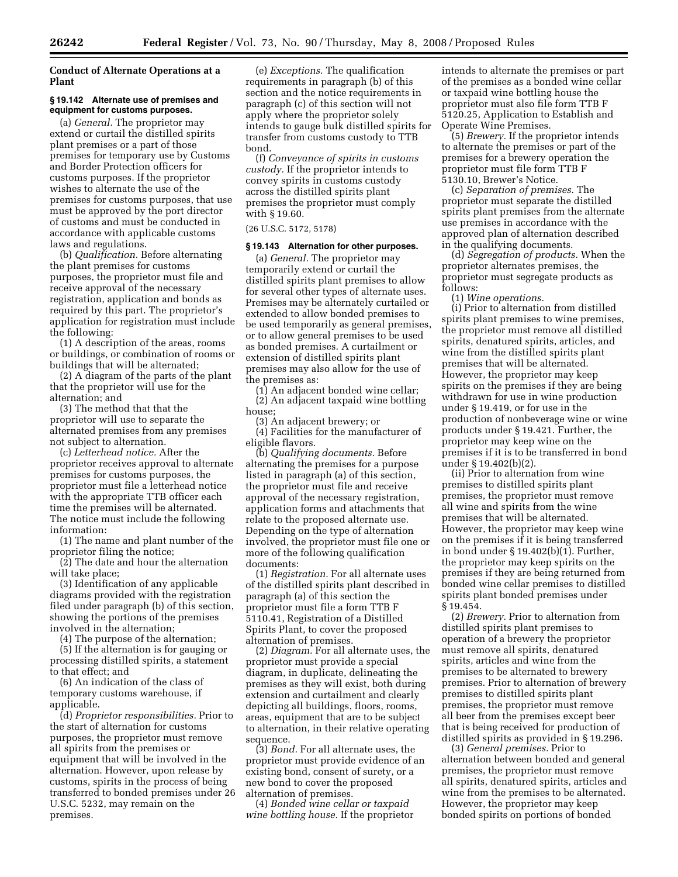### Conduct of Alternate Operations at a Plant

#### § 19.142 Alternate use of premises and equipment for customs purposes.

(a) *General.* The proprietor may extend or curtail the distilled spirits plant premises or a part of those premises for temporary use by Customs and Border Protection officers for customs purposes. If the proprietor wishes to alternate the use of the premises for customs purposes, that use must be approved by the port director of customs and must be conducted in accordance with applicable customs laws and regulations.

(b) *Qualification.* Before alternating the plant premises for customs purposes, the proprietor must file and receive approval of the necessary registration, application and bonds as required by this part. The proprietor's application for registration must include the following:

(1) A description of the areas, rooms or buildings, or combination of rooms or buildings that will be alternated;

(2) A diagram of the parts of the plant that the proprietor will use for the alternation; and

(3) The method that that the proprietor will use to separate the alternated premises from any premises not subject to alternation.

(c) *Letterhead notice.* After the proprietor receives approval to alternate premises for customs purposes, the proprietor must file a letterhead notice with the appropriate TTB officer each time the premises will be alternated. The notice must include the following information:

(1) The name and plant number of the proprietor filing the notice;

(2) The date and hour the alternation will take place;

(3) Identification of any applicable diagrams provided with the registration filed under paragraph (b) of this section, showing the portions of the premises involved in the alternation;

(4) The purpose of the alternation;

(5) If the alternation is for gauging or processing distilled spirits, a statement to that effect; and

(6) An indication of the class of temporary customs warehouse, if applicable.

(d) *Proprietor responsibilities.* Prior to the start of alternation for customs purposes, the proprietor must remove all spirits from the premises or equipment that will be involved in the alternation. However, upon release by customs, spirits in the process of being transferred to bonded premises under 26 U.S.C. 5232, may remain on the premises.

(e) *Exceptions.* The qualification requirements in paragraph (b) of this section and the notice requirements in paragraph (c) of this section will not apply where the proprietor solely intends to gauge bulk distilled spirits for transfer from customs custody to TTB bond.

(f) *Conveyance of spirits in customs custody.* If the proprietor intends to convey spirits in customs custody across the distilled spirits plant premises the proprietor must comply with § 19.60.

(26 U.S.C. 5172, 5178)

#### § 19.143 Alternation for other purposes.

(a) *General.* The proprietor may temporarily extend or curtail the distilled spirits plant premises to allow for several other types of alternate uses. Premises may be alternately curtailed or extended to allow bonded premises to be used temporarily as general premises, or to allow general premises to be used as bonded premises. A curtailment or extension of distilled spirits plant premises may also allow for the use of the premises as:

(1) An adjacent bonded wine cellar;

(2) An adjacent taxpaid wine bottling house;

(3) An adjacent brewery; or

(4) Facilities for the manufacturer of eligible flavors.

(b) *Qualifying documents.* Before alternating the premises for a purpose listed in paragraph (a) of this section, the proprietor must file and receive approval of the necessary registration, application forms and attachments that relate to the proposed alternate use. Depending on the type of alternation involved, the proprietor must file one or more of the following qualification documents:

(1) *Registration.* For all alternate uses of the distilled spirits plant described in paragraph (a) of this section the proprietor must file a form TTB F 5110.41, Registration of a Distilled Spirits Plant, to cover the proposed alternation of premises.

(2) *Diagram.* For all alternate uses, the proprietor must provide a special diagram, in duplicate, delineating the premises as they will exist, both during extension and curtailment and clearly depicting all buildings, floors, rooms, areas, equipment that are to be subject to alternation, in their relative operating sequence.

(3) *Bond.* For all alternate uses, the proprietor must provide evidence of an existing bond, consent of surety, or a new bond to cover the proposed alternation of premises.

(4) *Bonded wine cellar or taxpaid wine bottling house.* If the proprietor intends to alternate the premises or part of the premises as a bonded wine cellar or taxpaid wine bottling house the proprietor must also file form TTB F 5120.25, Application to Establish and Operate Wine Premises.

(5) *Brewery.* If the proprietor intends to alternate the premises or part of the premises for a brewery operation the proprietor must file form TTB F 5130.10, Brewer's Notice.

(c) *Separation of premises.* The proprietor must separate the distilled spirits plant premises from the alternate use premises in accordance with the approved plan of alternation described in the qualifying documents.

(d) *Segregation of products.* When the proprietor alternates premises, the proprietor must segregate products as follows:

(1) *Wine operations.*

(i) Prior to alternation from distilled spirits plant premises to wine premises, the proprietor must remove all distilled spirits, denatured spirits, articles, and wine from the distilled spirits plant premises that will be alternated. However, the proprietor may keep spirits on the premises if they are being withdrawn for use in wine production under § 19.419, or for use in the production of nonbeverage wine or wine products under § 19.421. Further, the proprietor may keep wine on the premises if it is to be transferred in bond under § 19.402(b)(2).

(ii) Prior to alternation from wine premises to distilled spirits plant premises, the proprietor must remove all wine and spirits from the wine premises that will be alternated. However, the proprietor may keep wine on the premises if it is being transferred in bond under § 19.402(b)(1). Further, the proprietor may keep spirits on the premises if they are being returned from bonded wine cellar premises to distilled spirits plant bonded premises under § 19.454.

(2) *Brewery.* Prior to alternation from distilled spirits plant premises to operation of a brewery the proprietor must remove all spirits, denatured spirits, articles and wine from the premises to be alternated to brewery premises. Prior to alternation of brewery premises to distilled spirits plant premises, the proprietor must remove all beer from the premises except beer that is being received for production of distilled spirits as provided in § 19.296.

(3) *General premises.* Prior to alternation between bonded and general premises, the proprietor must remove all spirits, denatured spirits, articles and wine from the premises to be alternated. However, the proprietor may keep bonded spirits on portions of bonded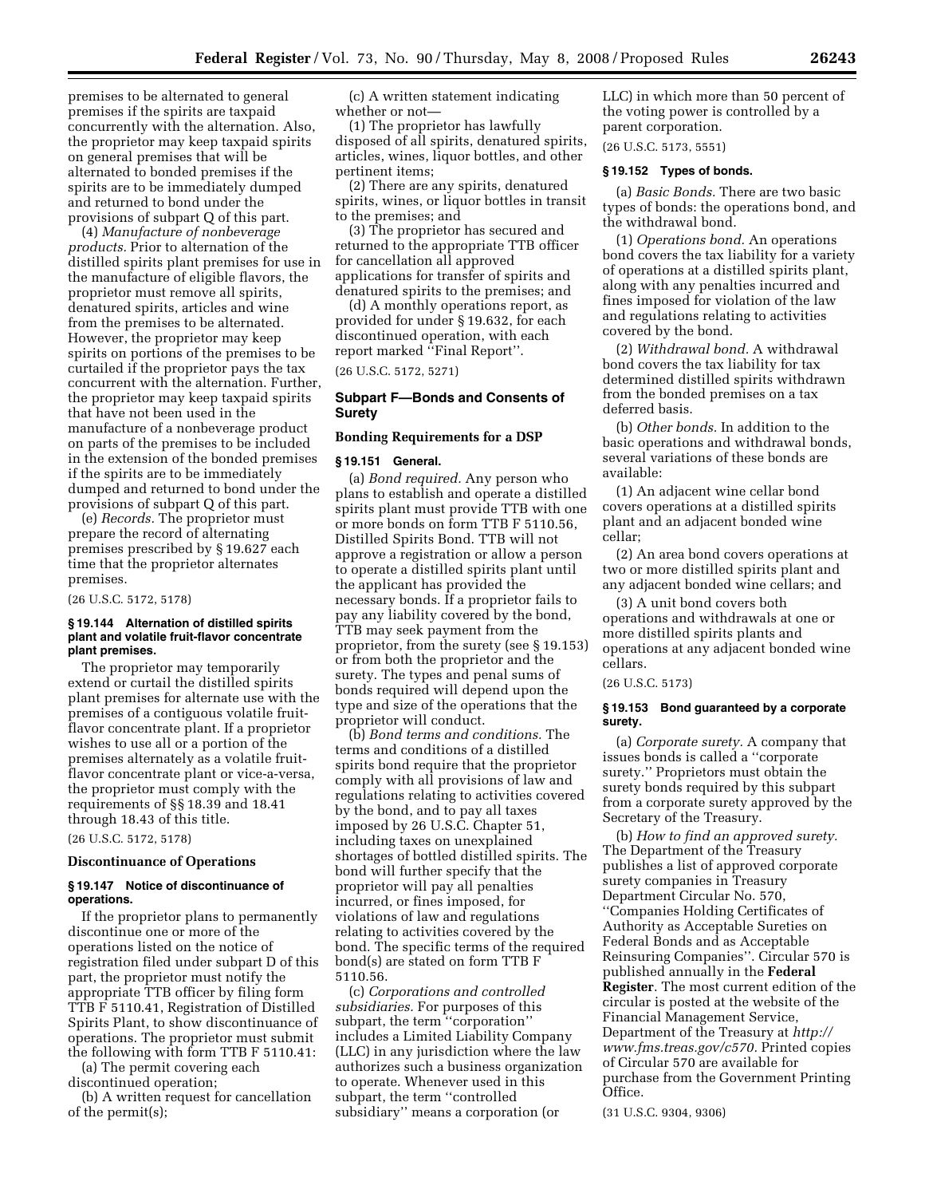premises to be alternated to general premises if the spirits are taxpaid concurrently with the alternation. Also, the proprietor may keep taxpaid spirits on general premises that will be alternated to bonded premises if the spirits are to be immediately dumped and returned to bond under the provisions of subpart Q of this part.

(4) *Manufacture of nonbeverage products.* Prior to alternation of the distilled spirits plant premises for use in the manufacture of eligible flavors, the proprietor must remove all spirits, denatured spirits, articles and wine from the premises to be alternated. However, the proprietor may keep spirits on portions of the premises to be curtailed if the proprietor pays the tax concurrent with the alternation. Further, the proprietor may keep taxpaid spirits that have not been used in the manufacture of a nonbeverage product on parts of the premises to be included in the extension of the bonded premises if the spirits are to be immediately dumped and returned to bond under the provisions of subpart Q of this part.

(e) *Records.* The proprietor must prepare the record of alternating premises prescribed by § 19.627 each time that the proprietor alternates premises.

(26 U.S.C. 5172, 5178)

#### § 19.144 Alternation of distilled spirits plant and volatile fruit-flavor concentrate plant premises.

The proprietor may temporarily extend or curtail the distilled spirits plant premises for alternate use with the premises of a contiguous volatile fruit-flavor concentrate plant. If a proprietor wishes to use all or a portion of the premises alternately as a volatile fruit-flavor concentrate plant or vice-a-versa, the proprietor must comply with the requirements of §§ 18.39 and 18.41 through 18.43 of this title.

(26 U.S.C. 5172, 5178)

### Discontinuance of Operations

#### § 19.147 Notice of discontinuance of operations.

If the proprietor plans to permanently discontinue one or more of the operations listed on the notice of registration filed under subpart D of this part, the proprietor must notify the appropriate TTB officer by filing form TTB F 5110.41, Registration of Distilled Spirits Plant, to show discontinuance of operations. The proprietor must submit the following with form TTB F 5110.41:

(a) The permit covering each discontinued operation;

(b) A written request for cancellation of the permit(s);

(c) A written statement indicating whether or not—

(1) The proprietor has lawfully disposed of all spirits, denatured spirits, articles, wines, liquor bottles, and other pertinent items;

(2) There are any spirits, denatured spirits, wines, or liquor bottles in transit to the premises; and

(3) The proprietor has secured and returned to the appropriate TTB officer for cancellation all approved applications for transfer of spirits and denatured spirits to the premises; and

(d) A monthly operations report, as provided for under § 19.632, for each discontinued operation, with each report marked ''Final Report''.

(26 U.S.C. 5172, 5271)

## Subpart F—Bonds and Consents of Surety

### Bonding Requirements for a DSP

#### § 19.151 General.

(a) *Bond required.* Any person who plans to establish and operate a distilled spirits plant must provide TTB with one or more bonds on form TTB F 5110.56, Distilled Spirits Bond. TTB will not approve a registration or allow a person to operate a distilled spirits plant until the applicant has provided the necessary bonds. If a proprietor fails to pay any liability covered by the bond, TTB may seek payment from the proprietor, from the surety (see § 19.153) or from both the proprietor and the surety. The types and penal sums of bonds required will depend upon the type and size of the operations that the proprietor will conduct.

(b) *Bond terms and conditions.* The terms and conditions of a distilled spirits bond require that the proprietor comply with all provisions of law and regulations relating to activities covered by the bond, and to pay all taxes imposed by 26 U.S.C. Chapter 51, including taxes on unexplained shortages of bottled distilled spirits. The bond will further specify that the proprietor will pay all penalties incurred, or fines imposed, for violations of law and regulations relating to activities covered by the bond. The specific terms of the required bond(s) are stated on form TTB F 5110.56.

(c) *Corporations and controlled subsidiaries.* For purposes of this subpart, the term ''corporation'' includes a Limited Liability Company (LLC) in any jurisdiction where the law authorizes such a business organization to operate. Whenever used in this subpart, the term ''controlled subsidiary'' means a corporation (or LLC) in which more than 50 percent of the voting power is controlled by a parent corporation.

(26 U.S.C. 5173, 5551)

#### § 19.152 Types of bonds.

(a) *Basic Bonds.* There are two basic types of bonds: the operations bond, and the withdrawal bond.

(1) *Operations bond.* An operations bond covers the tax liability for a variety of operations at a distilled spirits plant, along with any penalties incurred and fines imposed for violation of the law and regulations relating to activities covered by the bond.

(2) *Withdrawal bond.* A withdrawal bond covers the tax liability for tax determined distilled spirits withdrawn from the bonded premises on a tax deferred basis.

(b) *Other bonds.* In addition to the basic operations and withdrawal bonds, several variations of these bonds are available:

(1) An adjacent wine cellar bond covers operations at a distilled spirits plant and an adjacent bonded wine cellar;

(2) An area bond covers operations at two or more distilled spirits plant and any adjacent bonded wine cellars; and

(3) A unit bond covers both operations and withdrawals at one or more distilled spirits plants and operations at any adjacent bonded wine cellars.

(26 U.S.C. 5173)

#### § 19.153 Bond guaranteed by a corporate surety.

(a) *Corporate surety.* A company that issues bonds is called a ''corporate surety.'' Proprietors must obtain the surety bonds required by this subpart from a corporate surety approved by the Secretary of the Treasury.

(b) *How to find an approved surety.* The Department of the Treasury publishes a list of approved corporate surety companies in Treasury Department Circular No. 570, ''Companies Holding Certificates of Authority as Acceptable Sureties on Federal Bonds and as Acceptable Reinsuring Companies''. Circular 570 is published annually in the **Federal Register**. The most current edition of the circular is posted at the website of the Financial Management Service, Department of the Treasury at *http://www.fms.treas.gov/c570.* Printed copies of Circular 570 are available for purchase from the Government Printing Office.

(31 U.S.C. 9304, 9306)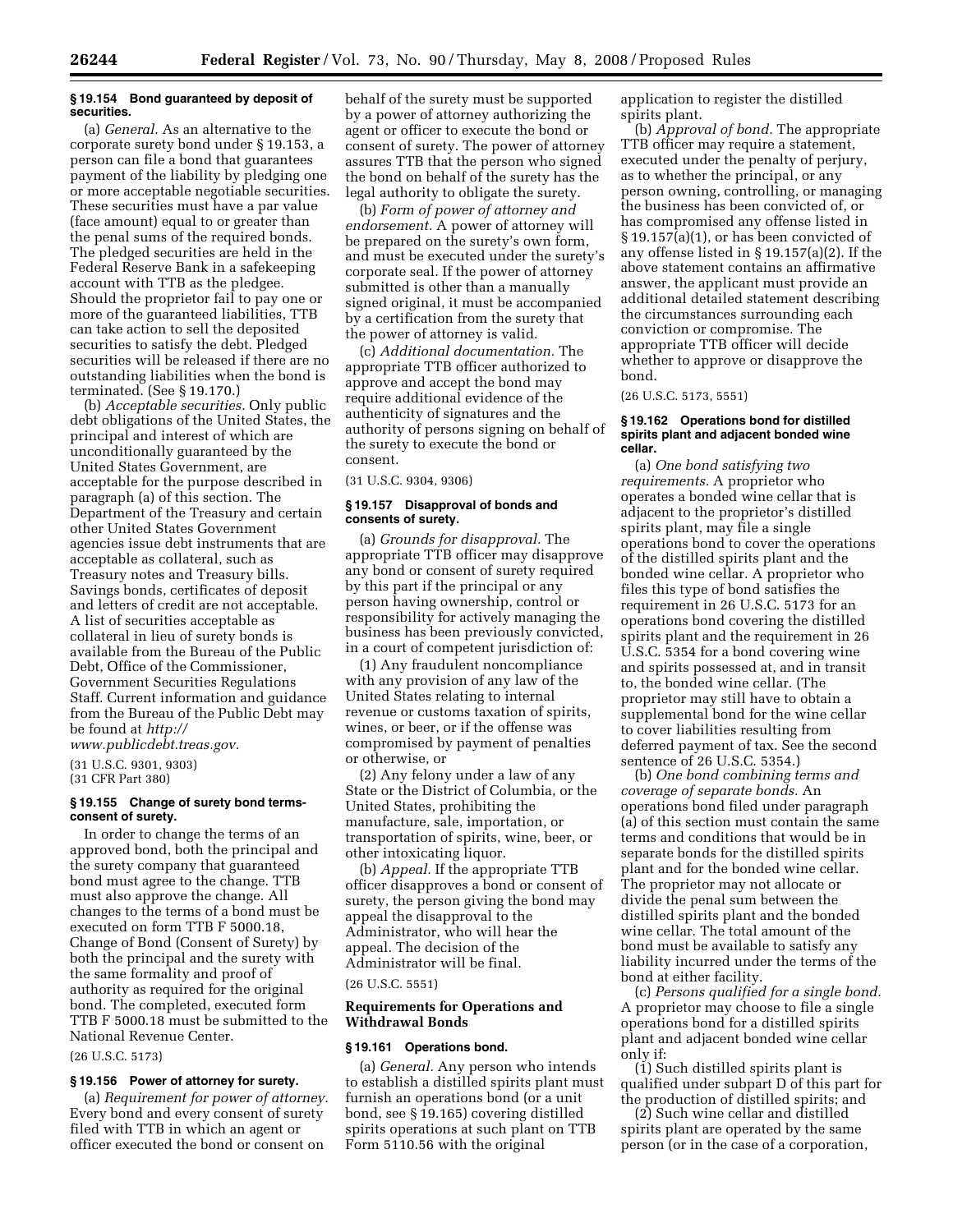**§ 19.154 Bond guaranteed by deposit of securities.**

(a) *General.* As an alternative to the corporate surety bond under § 19.153, a person can file a bond that guarantees payment of the liability by pledging one or more acceptable negotiable securities. These securities must have a par value (face amount) equal to or greater than the penal sums of the required bonds. The pledged securities are held in the Federal Reserve Bank in a safekeeping account with TTB as the pledgee. Should the proprietor fail to pay one or more of the guaranteed liabilities, TTB can take action to sell the deposited securities to satisfy the debt. Pledged securities will be released if there are no outstanding liabilities when the bond is terminated. (See § 19.170.)

(b) *Acceptable securities.* Only public debt obligations of the United States, the principal and interest of which are unconditionally guaranteed by the United States Government, are acceptable for the purpose described in paragraph (a) of this section. The Department of the Treasury and certain other United States Government agencies issue debt instruments that are acceptable as collateral, such as Treasury notes and Treasury bills. Savings bonds, certificates of deposit and letters of credit are not acceptable. A list of securities acceptable as collateral in lieu of surety bonds is available from the Bureau of the Public Debt, Office of the Commissioner, Government Securities Regulations Staff. Current information and guidance from the Bureau of the Public Debt may be found at *http://www.publicdebt.treas.gov.*

(31 U.S.C. 9301, 9303)
(31 CFR Part 380)

**§ 19.155 Change of surety bond terms-consent of surety.**

In order to change the terms of an approved bond, both the principal and the surety company that guaranteed bond must agree to the change. TTB must also approve the change. All changes to the terms of a bond must be executed on form TTB F 5000.18, Change of Bond (Consent of Surety) by both the principal and the surety with the same formality and proof of authority as required for the original bond. The completed, executed form TTB F 5000.18 must be submitted to the National Revenue Center.

(26 U.S.C. 5173)

**§ 19.156 Power of attorney for surety.**

(a) *Requirement for power of attorney.* Every bond and every consent of surety filed with TTB in which an agent or officer executed the bond or consent on behalf of the surety must be supported by a power of attorney authorizing the agent or officer to execute the bond or consent of surety. The power of attorney assures TTB that the person who signed the bond on behalf of the surety has the legal authority to obligate the surety.

(b) *Form of power of attorney and endorsement.* A power of attorney will be prepared on the surety's own form, and must be executed under the surety's corporate seal. If the power of attorney submitted is other than a manually signed original, it must be accompanied by a certification from the surety that the power of attorney is valid.

(c) *Additional documentation.* The appropriate TTB officer authorized to approve and accept the bond may require additional evidence of the authenticity of signatures and the authority of persons signing on behalf of the surety to execute the bond or consent.

(31 U.S.C. 9304, 9306)

**§ 19.157 Disapproval of bonds and consents of surety.**

(a) *Grounds for disapproval.* The appropriate TTB officer may disapprove any bond or consent of surety required by this part if the principal or any person having ownership, control or responsibility for actively managing the business has been previously convicted, in a court of competent jurisdiction of:

(1) Any fraudulent noncompliance with any provision of any law of the United States relating to internal revenue or customs taxation of spirits, wines, or beer, or if the offense was compromised by payment of penalties or otherwise, or

(2) Any felony under a law of any State or the District of Columbia, or the United States, prohibiting the manufacture, sale, importation, or transportation of spirits, wine, beer, or other intoxicating liquor.

(b) *Appeal.* If the appropriate TTB officer disapproves a bond or consent of surety, the person giving the bond may appeal the disapproval to the Administrator, who will hear the appeal. The decision of the Administrator will be final.

(26 U.S.C. 5551)

**Requirements for Operations and Withdrawal Bonds**

**§ 19.161 Operations bond.**

(a) *General.* Any person who intends to establish a distilled spirits plant must furnish an operations bond (or a unit bond, see § 19.165) covering distilled spirits operations at such plant on TTB Form 5110.56 with the original application to register the distilled spirits plant.

(b) *Approval of bond.* The appropriate TTB officer may require a statement, executed under the penalty of perjury, as to whether the principal, or any person owning, controlling, or managing the business has been convicted of, or has compromised any offense listed in § 19.157(a)(1), or has been convicted of any offense listed in § 19.157(a)(2). If the above statement contains an affirmative answer, the applicant must provide an additional detailed statement describing the circumstances surrounding each conviction or compromise. The appropriate TTB officer will decide whether to approve or disapprove the bond.

(26 U.S.C. 5173, 5551)

**§ 19.162 Operations bond for distilled spirits plant and adjacent bonded wine cellar.**

(a) *One bond satisfying two requirements.* A proprietor who operates a bonded wine cellar that is adjacent to the proprietor's distilled spirits plant, may file a single operations bond to cover the operations of the distilled spirits plant and the bonded wine cellar. A proprietor who files this type of bond satisfies the requirement in 26 U.S.C. 5173 for an operations bond covering the distilled spirits plant and the requirement in 26 U.S.C. 5354 for a bond covering wine and spirits possessed at, and in transit to, the bonded wine cellar. (The proprietor may still have to obtain a supplemental bond for the wine cellar to cover liabilities resulting from deferred payment of tax. See the second sentence of 26 U.S.C. 5354.)

(b) *One bond combining terms and coverage of separate bonds.* An operations bond filed under paragraph (a) of this section must contain the same terms and conditions that would be in separate bonds for the distilled spirits plant and for the bonded wine cellar. The proprietor may not allocate or divide the penal sum between the distilled spirits plant and the bonded wine cellar. The total amount of the bond must be available to satisfy any liability incurred under the terms of the bond at either facility.

(c) *Persons qualified for a single bond.* A proprietor may choose to file a single operations bond for a distilled spirits plant and adjacent bonded wine cellar only if:

(1) Such distilled spirits plant is qualified under subpart D of this part for the production of distilled spirits; and

(2) Such wine cellar and distilled spirits plant are operated by the same person (or in the case of a corporation,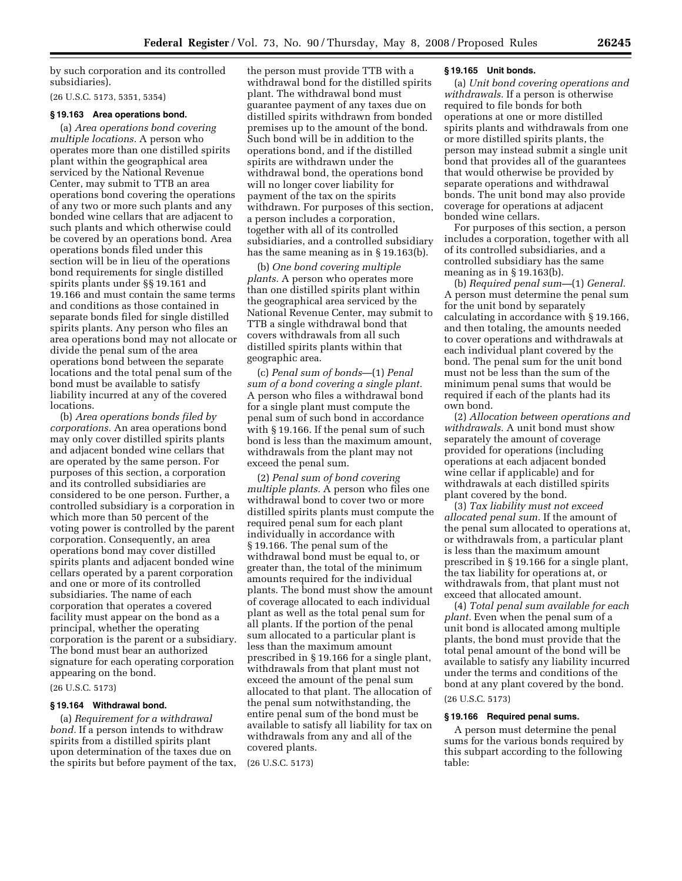by such corporation and its controlled subsidiaries).

(26 U.S.C. 5173, 5351, 5354)

**§ 19.163 Area operations bond.**

(a) *Area operations bond covering multiple locations.* A person who operates more than one distilled spirits plant within the geographical area serviced by the National Revenue Center, may submit to TTB an area operations bond covering the operations of any two or more such plants and any bonded wine cellars that are adjacent to such plants and which otherwise could be covered by an operations bond. Area operations bonds filed under this section will be in lieu of the operations bond requirements for single distilled spirits plants under §§ 19.161 and 19.166 and must contain the same terms and conditions as those contained in separate bonds filed for single distilled spirits plants. Any person who files an area operations bond may not allocate or divide the penal sum of the area operations bond between the separate locations and the total penal sum of the bond must be available to satisfy liability incurred at any of the covered locations.

(b) *Area operations bonds filed by corporations.* An area operations bond may only cover distilled spirits plants and adjacent bonded wine cellars that are operated by the same person. For purposes of this section, a corporation and its controlled subsidiaries are considered to be one person. Further, a controlled subsidiary is a corporation in which more than 50 percent of the voting power is controlled by the parent corporation. Consequently, an area operations bond may cover distilled spirits plants and adjacent bonded wine cellars operated by a parent corporation and one or more of its controlled subsidiaries. The name of each corporation that operates a covered facility must appear on the bond as a principal, whether the operating corporation is the parent or a subsidiary. The bond must bear an authorized signature for each operating corporation appearing on the bond.

(26 U.S.C. 5173)

**§ 19.164 Withdrawal bond.**

(a) *Requirement for a withdrawal bond.* If a person intends to withdraw spirits from a distilled spirits plant upon determination of the taxes due on the spirits but before payment of the tax, the person must provide TTB with a withdrawal bond for the distilled spirits plant. The withdrawal bond must guarantee payment of any taxes due on distilled spirits withdrawn from bonded premises up to the amount of the bond. Such bond will be in addition to the operations bond, and if the distilled spirits are withdrawn under the withdrawal bond, the operations bond will no longer cover liability for payment of the tax on the spirits withdrawn. For purposes of this section, a person includes a corporation, together with all of its controlled subsidiaries, and a controlled subsidiary has the same meaning as in § 19.163(b).

(b) *One bond covering multiple plants.* A person who operates more than one distilled spirits plant within the geographical area serviced by the National Revenue Center, may submit to TTB a single withdrawal bond that covers withdrawals from all such distilled spirits plants within that geographic area.

(c) *Penal sum of bonds*—(1) *Penal sum of a bond covering a single plant.* A person who files a withdrawal bond for a single plant must compute the penal sum of such bond in accordance with § 19.166. If the penal sum of such bond is less than the maximum amount, withdrawals from the plant may not exceed the penal sum.

(2) *Penal sum of bond covering multiple plants.* A person who files one withdrawal bond to cover two or more distilled spirits plants must compute the required penal sum for each plant individually in accordance with § 19.166. The penal sum of the withdrawal bond must be equal to, or greater than, the total of the minimum amounts required for the individual plants. The bond must show the amount of coverage allocated to each individual plant as well as the total penal sum for all plants. If the portion of the penal sum allocated to a particular plant is less than the maximum amount prescribed in § 19.166 for a single plant, withdrawals from that plant must not exceed the amount of the penal sum allocated to that plant. The allocation of the penal sum notwithstanding, the entire penal sum of the bond must be available to satisfy all liability for tax on withdrawals from any and all of the covered plants.

(26 U.S.C. 5173)

**§ 19.165 Unit bonds.**

(a) *Unit bond covering operations and withdrawals.* If a person is otherwise required to file bonds for both operations at one or more distilled spirits plants and withdrawals from one or more distilled spirits plants, the person may instead submit a single unit bond that provides all of the guarantees that would otherwise be provided by separate operations and withdrawal bonds. The unit bond may also provide coverage for operations at adjacent bonded wine cellars.

For purposes of this section, a person includes a corporation, together with all of its controlled subsidiaries, and a controlled subsidiary has the same meaning as in § 19.163(b).

(b) *Required penal sum*—(1) *General.* A person must determine the penal sum for the unit bond by separately calculating in accordance with § 19.166, and then totaling, the amounts needed to cover operations and withdrawals at each individual plant covered by the bond. The penal sum for the unit bond must not be less than the sum of the minimum penal sums that would be required if each of the plants had its own bond.

(2) *Allocation between operations and withdrawals.* A unit bond must show separately the amount of coverage provided for operations (including operations at each adjacent bonded wine cellar if applicable) and for withdrawals at each distilled spirits plant covered by the bond.

(3) *Tax liability must not exceed allocated penal sum.* If the amount of the penal sum allocated to operations at, or withdrawals from, a particular plant is less than the maximum amount prescribed in § 19.166 for a single plant, the tax liability for operations at, or withdrawals from, that plant must not exceed that allocated amount.

(4) *Total penal sum available for each plant.* Even when the penal sum of a unit bond is allocated among multiple plants, the bond must provide that the total penal amount of the bond will be available to satisfy any liability incurred under the terms and conditions of the bond at any plant covered by the bond.

(26 U.S.C. 5173)

**§ 19.166 Required penal sums.**

A person must determine the penal sums for the various bonds required by this subpart according to the following table: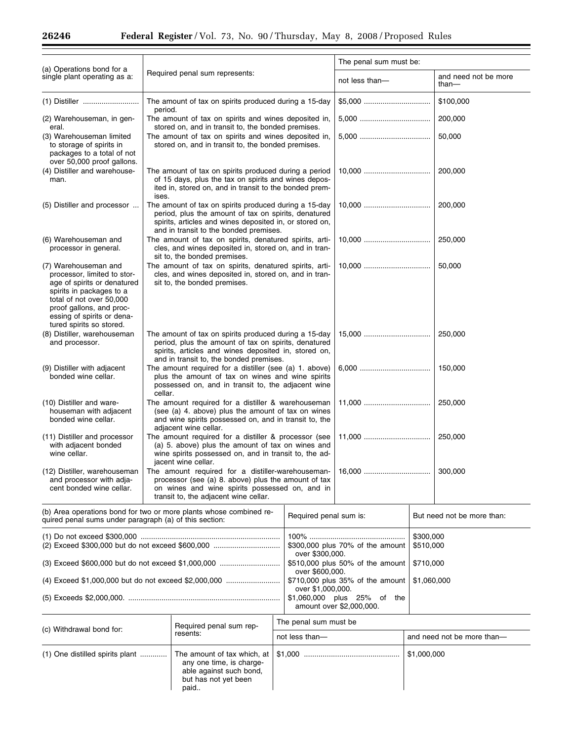| (a) Operations bond for a single plant operating as a: | Required penal sum represents: | The penal sum must be: | |
|---|---|---|---|
| | | not less than— | and need not be more than— |
| (1) Distiller | The amount of tax on spirits produced during a 15-day period. | $5,000 | $100,000 |
| (2) Warehouseman, in general. | The amount of tax on spirits and wines deposited in, stored on, and in transit to, the bonded premises. | 5,000 | 200,000 |
| (3) Warehouseman limited to storage of spirits in packages to a total of not over 50,000 proof gallons. | The amount of tax on spirits and wines deposited in, stored on, and in transit to, the bonded premises. | 5,000 | 50,000 |
| (4) Distiller and warehouseman. | The amount of tax on spirits produced during a period of 15 days, plus the tax on spirits and wines deposited in, stored on, and in transit to the bonded premises. | 10,000 | 200,000 |
| (5) Distiller and processor | The amount of tax on spirits produced during a 15-day period, plus the amount of tax on spirits, denatured spirits, articles and wines deposited in, or stored on, and in transit to the bonded premises. | 10,000 | 200,000 |
| (6) Warehouseman and processor in general. | The amount of tax on spirits, denatured spirits, articles, and wines deposited in, stored on, and in transit to, the bonded premises. | 10,000 | 250,000 |
| (7) Warehouseman and processor, limited to storage of spirits or denatured spirits in packages to a total of not over 50,000 proof gallons, and processing of spirits or denatured spirits so stored. | The amount of tax on spirits, denatured spirits, articles, and wines deposited in, stored on, and in transit to, the bonded premises. | 10,000 | 50,000 |
| (8) Distiller, warehouseman and processor. | The amount of tax on spirits produced during a 15-day period, plus the amount of tax on spirits, denatured spirits, articles and wines deposited in, stored on, and in transit to, the bonded premises. | 15,000 | 250,000 |
| (9) Distiller with adjacent bonded wine cellar. | The amount required for a distiller (see (a) 1. above) plus the amount of tax on wines and wine spirits possessed on, and in transit to, the adjacent wine cellar. | 6,000 | 150,000 |
| (10) Distiller and warehouseman with adjacent bonded wine cellar. | The amount required for a distiller & warehouseman (see (a) 4. above) plus the amount of tax on wines and wine spirits possessed on, and in transit to, the adjacent wine cellar. | 11,000 | 250,000 |
| (11) Distiller and processor with adjacent bonded wine cellar. | The amount required for a distiller & processor (see (a) 5. above) plus the amount of tax on wines and wine spirits possessed on, and in transit to, the adjacent wine cellar. | 11,000 | 250,000 |
| (12) Distiller, warehouseman and processor with adjacent bonded wine cellar. | The amount required for a distiller-warehouseman-processor (see (a) 8. above) plus the amount of tax on wines and wine spirits possessed on, and in transit to, the adjacent wine cellar. | 16,000 | 300,000 |

| (b) Area operations bond for two or more plants whose combined required penal sums under paragraph (a) of this section: | Required penal sum is: | But need not be more than: |
|---|---|---|
| (1) Do not exceed $300,000 | 100% | $300,000 |
| (2) Exceed $300,000 but do not exceed $600,000 | $300,000 plus 70% of the amount over $300,000. | $510,000 |
| (3) Exceed $600,000 but do not exceed $1,000,000 | $510,000 plus 50% of the amount over $600,000. | $710,000 |
| (4) Exceed $1,000,000 but do not exceed $2,000,000 | $710,000 plus 35% of the amount over $1,000,000. | $1,060,000 |
| (5) Exceeds $2,000,000. | $1,060,000 plus 25% of the amount over $2,000,000. | |

| (c) Withdrawal bond for: | Required penal sum represents: | The penal sum must be | |
|---|---|---|---|
| | | not less than— | and need not be more than— |
| (1) One distilled spirits plant | The amount of tax which, at any one time, is chargeable against such bond, but has not yet been paid.. | $1,000 | $1,000,000 |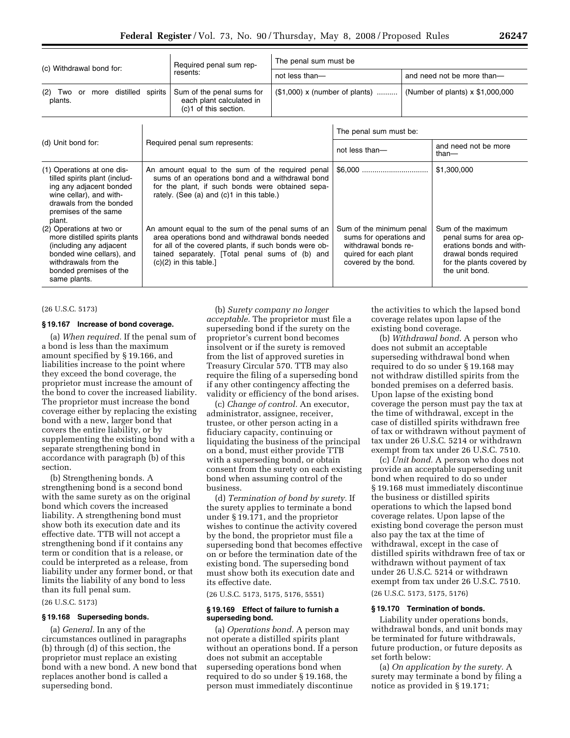| (c) Withdrawal bond for: | Required penal sum represents: | The penal sum must be | |
|---|---|---|---|
| | | not less than— | and need not be more than— |
| (2) Two or more distilled spirits plants. | Sum of the penal sums for each plant calculated in (c)1 of this section. | ($1,000) x (number of plants) .......... | (Number of plants) x $1,000,000 |

| (d) Unit bond for: | Required penal sum represents: | The penal sum must be: | |
|---|---|---|---|
| | | not less than— | and need not be more than— |
| (1) Operations at one distilled spirits plant (including any adjacent bonded wine cellar), and withdrawals from the bonded premises of the same plant. | An amount equal to the sum of the required penal sums of an operations bond and a withdrawal bond for the plant, if such bonds were obtained separately. (See (a) and (c)1 in this table.) | $6,000 ................................ | $1,300,000 |
| (2) Operations at two or more distilled spirits plants (including any adjacent bonded wine cellars), and withdrawals from the bonded premises of the same plants. | An amount equal to the sum of the penal sums of an area operations bond and withdrawal bonds needed for all of the covered plants, if such bonds were obtained separately. [Total penal sums of (b) and (c)(2) in this table.] | Sum of the minimum penal sums for operations and withdrawal bonds required for each plant covered by the bond. | Sum of the maximum penal sums for area operations bonds and withdrawal bonds required for the plants covered by the unit bond. |

(26 U.S.C. 5173)

**§ 19.167 Increase of bond coverage.**

(a) *When required.* If the penal sum of a bond is less than the maximum amount specified by § 19.166, and liabilities increase to the point where they exceed the bond coverage, the proprietor must increase the amount of the bond to cover the increased liability. The proprietor must increase the bond coverage either by replacing the existing bond with a new, larger bond that covers the entire liability, or by supplementing the existing bond with a separate strengthening bond in accordance with paragraph (b) of this section.

(b) Strengthening bonds. A strengthening bond is a second bond with the same surety as on the original bond which covers the increased liability. A strengthening bond must show both its execution date and its effective date. TTB will not accept a strengthening bond if it contains any term or condition that is a release, or could be interpreted as a release, from liability under any former bond, or that limits the liability of any bond to less than its full penal sum.

(26 U.S.C. 5173)

**§ 19.168 Superseding bonds.**

(a) *General.* In any of the circumstances outlined in paragraphs (b) through (d) of this section, the proprietor must replace an existing bond with a new bond. A new bond that replaces another bond is called a superseding bond.

(b) *Surety company no longer acceptable.* The proprietor must file a superseding bond if the surety on the proprietor's current bond becomes insolvent or if the surety is removed from the list of approved sureties in Treasury Circular 570. TTB may also require the filing of a superseding bond if any other contingency affecting the validity or efficiency of the bond arises.

(c) *Change of control.* An executor, administrator, assignee, receiver, trustee, or other person acting in a fiduciary capacity, continuing or liquidating the business of the principal on a bond, must either provide TTB with a superseding bond, or obtain consent from the surety on each existing bond when assuming control of the business.

(d) *Termination of bond by surety.* If the surety applies to terminate a bond under § 19.171, and the proprietor wishes to continue the activity covered by the bond, the proprietor must file a superseding bond that becomes effective on or before the termination date of the existing bond. The superseding bond must show both its execution date and its effective date.

(26 U.S.C. 5173, 5175, 5176, 5551)

**§ 19.169 Effect of failure to furnish a superseding bond.**

(a) *Operations bond.* A person may not operate a distilled spirits plant without an operations bond. If a person does not submit an acceptable superseding operations bond when required to do so under § 19.168, the person must immediately discontinue the activities to which the lapsed bond coverage relates upon lapse of the existing bond coverage.

(b) *Withdrawal bond.* A person who does not submit an acceptable superseding withdrawal bond when required to do so under § 19.168 may not withdraw distilled spirits from the bonded premises on a deferred basis. Upon lapse of the existing bond coverage the person must pay the tax at the time of withdrawal, except in the case of distilled spirits withdrawn free of tax or withdrawn without payment of tax under 26 U.S.C. 5214 or withdrawn exempt from tax under 26 U.S.C. 7510.

(c) *Unit bond.* A person who does not provide an acceptable superseding unit bond when required to do so under § 19.168 must immediately discontinue the business or distilled spirits operations to which the lapsed bond coverage relates. Upon lapse of the existing bond coverage the person must also pay the tax at the time of withdrawal, except in the case of distilled spirits withdrawn free of tax or withdrawn without payment of tax under 26 U.S.C. 5214 or withdrawn exempt from tax under 26 U.S.C. 7510.

(26 U.S.C. 5173, 5175, 5176)

**§ 19.170 Termination of bonds.**

Liability under operations bonds, withdrawal bonds, and unit bonds may be terminated for future withdrawals, future production, or future deposits as set forth below:

(a) *On application by the surety.* A surety may terminate a bond by filing a notice as provided in § 19.171;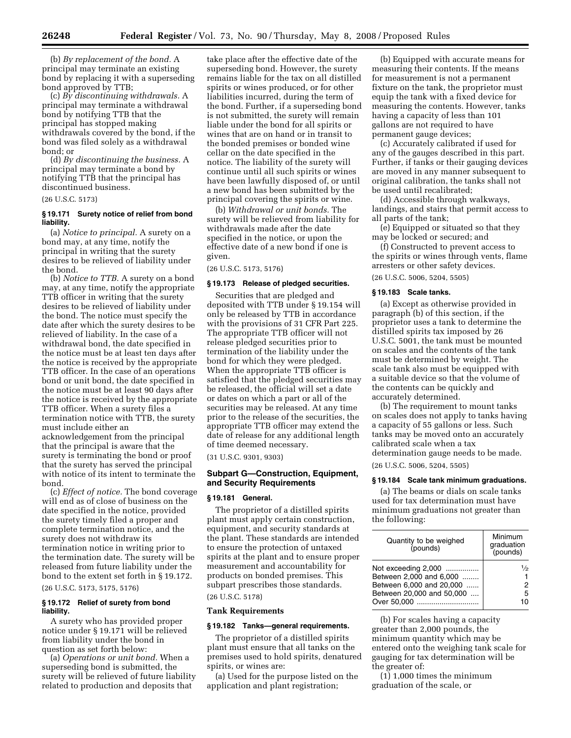(b) *By replacement of the bond.* A principal may terminate an existing bond by replacing it with a superseding bond approved by TTB;

(c) *By discontinuing withdrawals.* A principal may terminate a withdrawal bond by notifying TTB that the principal has stopped making withdrawals covered by the bond, if the bond was filed solely as a withdrawal bond; or

(d) *By discontinuing the business.* A principal may terminate a bond by notifying TTB that the principal has discontinued business.

(26 U.S.C. 5173)

**§ 19.171 Surety notice of relief from bond liability.**

(a) *Notice to principal.* A surety on a bond may, at any time, notify the principal in writing that the surety desires to be relieved of liability under the bond.

(b) *Notice to TTB.* A surety on a bond may, at any time, notify the appropriate TTB officer in writing that the surety desires to be relieved of liability under the bond. The notice must specify the date after which the surety desires to be relieved of liability. In the case of a withdrawal bond, the date specified in the notice must be at least ten days after the notice is received by the appropriate TTB officer. In the case of an operations bond or unit bond, the date specified in the notice must be at least 90 days after the notice is received by the appropriate TTB officer. When a surety files a termination notice with TTB, the surety must include either an acknowledgement from the principal that the principal is aware that the surety is terminating the bond or proof that the surety has served the principal with notice of its intent to terminate the bond.

(c) *Effect of notice.* The bond coverage will end as of close of business on the date specified in the notice, provided the surety timely filed a proper and complete termination notice, and the surety does not withdraw its termination notice in writing prior to the termination date. The surety will be released from future liability under the bond to the extent set forth in § 19.172.

(26 U.S.C. 5173, 5175, 5176)

**§ 19.172 Relief of surety from bond liability.**

A surety who has provided proper notice under § 19.171 will be relieved from liability under the bond in question as set forth below:

(a) *Operations or unit bond.* When a superseding bond is submitted, the surety will be relieved of future liability related to production and deposits that take place after the effective date of the superseding bond. However, the surety remains liable for the tax on all distilled spirits or wines produced, or for other liabilities incurred, during the term of the bond. Further, if a superseding bond is not submitted, the surety will remain liable under the bond for all spirits or wines that are on hand or in transit to the bonded premises or bonded wine cellar on the date specified in the notice. The liability of the surety will continue until all such spirits or wines have been lawfully disposed of, or until a new bond has been submitted by the principal covering the spirits or wine.

(b) *Withdrawal or unit bonds.* The surety will be relieved from liability for withdrawals made after the date specified in the notice, or upon the effective date of a new bond if one is given.

(26 U.S.C. 5173, 5176)

**§ 19.173 Release of pledged securities.**

Securities that are pledged and deposited with TTB under § 19.154 will only be released by TTB in accordance with the provisions of 31 CFR Part 225. The appropriate TTB officer will not release pledged securities prior to termination of the liability under the bond for which they were pledged. When the appropriate TTB officer is satisfied that the pledged securities may be released, the official will set a date or dates on which a part or all of the securities may be released. At any time prior to the release of the securities, the appropriate TTB officer may extend the date of release for any additional length of time deemed necessary.

(31 U.S.C. 9301, 9303)

## Subpart G—Construction, Equipment, and Security Requirements

**§ 19.181 General.**

The proprietor of a distilled spirits plant must apply certain construction, equipment, and security standards at the plant. These standards are intended to ensure the protection of untaxed spirits at the plant and to ensure proper measurement and accountability for products on bonded premises. This subpart prescribes those standards.

(26 U.S.C. 5178)

### Tank Requirements

**§ 19.182 Tanks—general requirements.**

The proprietor of a distilled spirits plant must ensure that all tanks on the premises used to hold spirits, denatured spirits, or wines are:

(a) Used for the purpose listed on the application and plant registration;

(b) Equipped with accurate means for measuring their contents. If the means for measurement is not a permanent fixture on the tank, the proprietor must equip the tank with a fixed device for measuring the contents. However, tanks having a capacity of less than 101 gallons are not required to have permanent gauge devices;

(c) Accurately calibrated if used for any of the gauges described in this part. Further, if tanks or their gauging devices are moved in any manner subsequent to original calibration, the tanks shall not be used until recalibrated;

(d) Accessible through walkways, landings, and stairs that permit access to all parts of the tank;

(e) Equipped or situated so that they may be locked or secured; and

(f) Constructed to prevent access to the spirits or wines through vents, flame arresters or other safety devices.

(26 U.S.C. 5006, 5204, 5505)

**§ 19.183 Scale tanks.**

(a) Except as otherwise provided in paragraph (b) of this section, if the proprietor uses a tank to determine the distilled spirits tax imposed by 26 U.S.C. 5001, the tank must be mounted on scales and the contents of the tank must be determined by weight. The scale tank also must be equipped with a suitable device so that the volume of the contents can be quickly and accurately determined.

(b) The requirement to mount tanks on scales does not apply to tanks having a capacity of 55 gallons or less. Such tanks may be moved onto an accurately calibrated scale when a tax determination gauge needs to be made.

(26 U.S.C. 5006, 5204, 5505)

**§ 19.184 Scale tank minimum graduations.**

(a) The beams or dials on scale tanks used for tax determination must have minimum graduations not greater than the following:

| Quantity to be weighed (pounds) | Minimum graduation (pounds) |
|---|---|
| Not exceeding 2,000 | ½ |
| Between 2,000 and 6,000 | 1 |
| Between 6,000 and 20,000 | 2 |
| Between 20,000 and 50,000 | 5 |
| Over 50,000 | 10 |

(b) For scales having a capacity greater than 2,000 pounds, the minimum quantity which may be entered onto the weighing tank scale for gauging for tax determination will be the greater of:

(1) 1,000 times the minimum graduation of the scale, or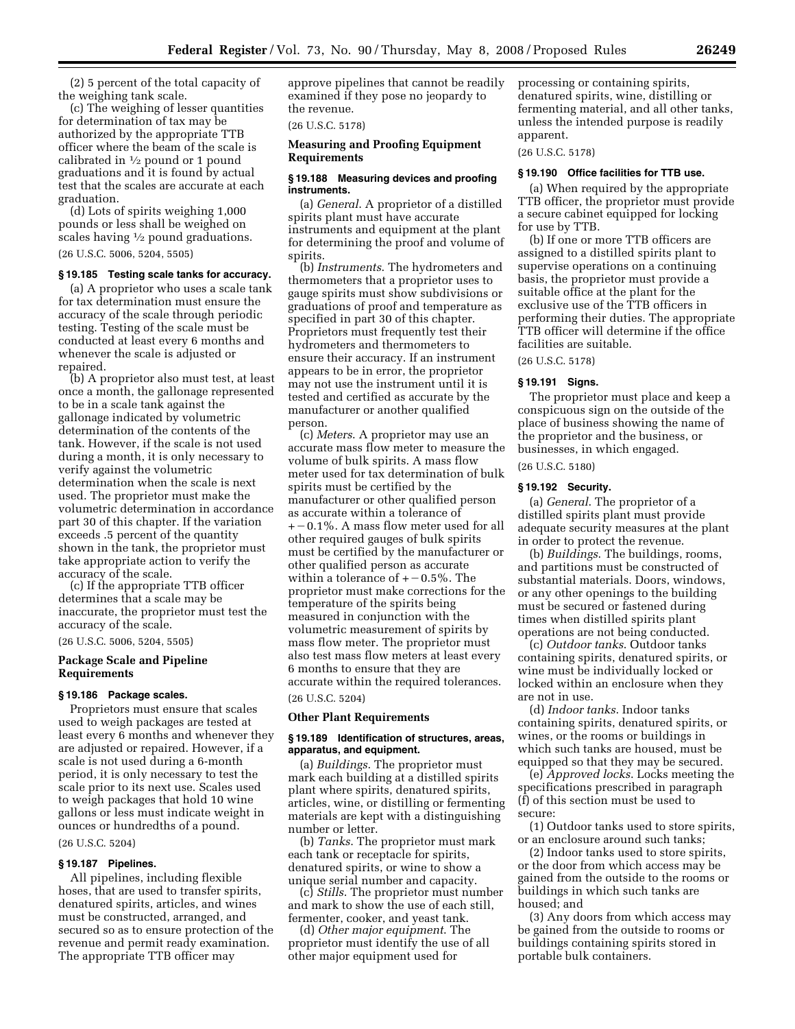(2) 5 percent of the total capacity of the weighing tank scale.

(c) The weighing of lesser quantities for determination of tax may be authorized by the appropriate TTB officer where the beam of the scale is calibrated in ½ pound or 1 pound graduations and it is found by actual test that the scales are accurate at each graduation.

(d) Lots of spirits weighing 1,000 pounds or less shall be weighed on scales having ½ pound graduations.

(26 U.S.C. 5006, 5204, 5505)

### § 19.185 Testing scale tanks for accuracy.

(a) A proprietor who uses a scale tank for tax determination must ensure the accuracy of the scale through periodic testing. Testing of the scale must be conducted at least every 6 months and whenever the scale is adjusted or repaired.

(b) A proprietor also must test, at least once a month, the gallonage represented to be in a scale tank against the gallonage indicated by volumetric determination of the contents of the tank. However, if the scale is not used during a month, it is only necessary to verify against the volumetric determination when the scale is next used. The proprietor must make the volumetric determination in accordance part 30 of this chapter. If the variation exceeds .5 percent of the quantity shown in the tank, the proprietor must take appropriate action to verify the accuracy of the scale.

(c) If the appropriate TTB officer determines that a scale may be inaccurate, the proprietor must test the accuracy of the scale.

(26 U.S.C. 5006, 5204, 5505)

## Package Scale and Pipeline Requirements

### § 19.186 Package scales.

Proprietors must ensure that scales used to weigh packages are tested at least every 6 months and whenever they are adjusted or repaired. However, if a scale is not used during a 6-month period, it is only necessary to test the scale prior to its next use. Scales used to weigh packages that hold 10 wine gallons or less must indicate weight in ounces or hundredths of a pound.

(26 U.S.C. 5204)

### § 19.187 Pipelines.

All pipelines, including flexible hoses, that are used to transfer spirits, denatured spirits, articles, and wines must be constructed, arranged, and secured so as to ensure protection of the revenue and permit ready examination. The appropriate TTB officer may approve pipelines that cannot be readily examined if they pose no jeopardy to the revenue.

(26 U.S.C. 5178)

## Measuring and Proofing Equipment Requirements

### § 19.188 Measuring devices and proofing instruments.

(a) *General*. A proprietor of a distilled spirits plant must have accurate instruments and equipment at the plant for determining the proof and volume of spirits.

(b) *Instruments*. The hydrometers and thermometers that a proprietor uses to gauge spirits must show subdivisions or graduations of proof and temperature as specified in part 30 of this chapter. Proprietors must frequently test their hydrometers and thermometers to ensure their accuracy. If an instrument appears to be in error, the proprietor may not use the instrument until it is tested and certified as accurate by the manufacturer or another qualified person.

(c) *Meters*. A proprietor may use an accurate mass flow meter to measure the volume of bulk spirits. A mass flow meter used for tax determination of bulk spirits must be certified by the manufacturer or other qualified person as accurate within a tolerance of $+-0.1\%$. A mass flow meter used for all other required gauges of bulk spirits must be certified by the manufacturer or other qualified person as accurate within a tolerance of $+-0.5\%$. The proprietor must make corrections for the temperature of the spirits being measured in conjunction with the volumetric measurement of spirits by mass flow meter. The proprietor must also test mass flow meters at least every 6 months to ensure that they are accurate within the required tolerances.

(26 U.S.C. 5204)

## Other Plant Requirements

### § 19.189 Identification of structures, areas, apparatus, and equipment.

(a) *Buildings*. The proprietor must mark each building at a distilled spirits plant where spirits, denatured spirits, articles, wine, or distilling or fermenting materials are kept with a distinguishing number or letter.

(b) *Tanks*. The proprietor must mark each tank or receptacle for spirits, denatured spirits, or wine to show a unique serial number and capacity.

(c) *Stills*. The proprietor must number and mark to show the use of each still, fermenter, cooker, and yeast tank.

(d) *Other major equipment*. The proprietor must identify the use of all other major equipment used for processing or containing spirits, denatured spirits, wine, distilling or fermenting material, and all other tanks, unless the intended purpose is readily apparent.

(26 U.S.C. 5178)

### § 19.190 Office facilities for TTB use.

(a) When required by the appropriate TTB officer, the proprietor must provide a secure cabinet equipped for locking for use by TTB.

(b) If one or more TTB officers are assigned to a distilled spirits plant to supervise operations on a continuing basis, the proprietor must provide a suitable office at the plant for the exclusive use of the TTB officers in performing their duties. The appropriate TTB officer will determine if the office facilities are suitable.

(26 U.S.C. 5178)

### § 19.191 Signs.

The proprietor must place and keep a conspicuous sign on the outside of the place of business showing the name of the proprietor and the business, or businesses, in which engaged.

(26 U.S.C. 5180)

### § 19.192 Security.

(a) *General*. The proprietor of a distilled spirits plant must provide adequate security measures at the plant in order to protect the revenue.

(b) *Buildings*. The buildings, rooms, and partitions must be constructed of substantial materials. Doors, windows, or any other openings to the building must be secured or fastened during times when distilled spirits plant operations are not being conducted.

(c) *Outdoor tanks*. Outdoor tanks containing spirits, denatured spirits, or wine must be individually locked or locked within an enclosure when they are not in use.

(d) *Indoor tanks*. Indoor tanks containing spirits, denatured spirits, or wines, or the rooms or buildings in which such tanks are housed, must be equipped so that they may be secured.

(e) *Approved locks*. Locks meeting the specifications prescribed in paragraph (f) of this section must be used to secure:

(1) Outdoor tanks used to store spirits, or an enclosure around such tanks;

(2) Indoor tanks used to store spirits, or the door from which access may be gained from the outside to the rooms or buildings in which such tanks are housed; and

(3) Any doors from which access may be gained from the outside to rooms or buildings containing spirits stored in portable bulk containers.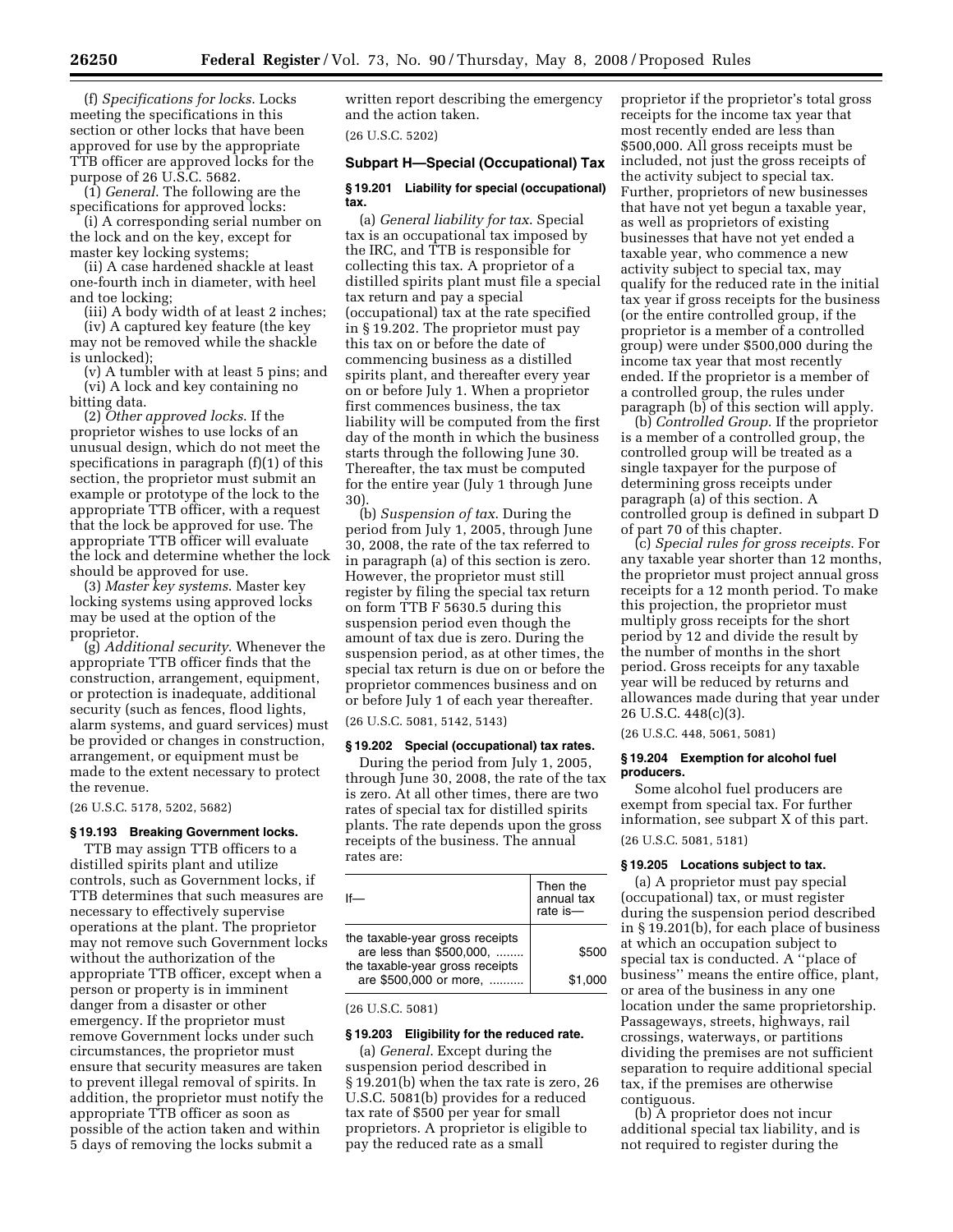(f) *Specifications for locks.* Locks meeting the specifications in this section or other locks that have been approved for use by the appropriate TTB officer are approved locks for the purpose of 26 U.S.C. 5682.

(1) *General.* The following are the specifications for approved locks:

(i) A corresponding serial number on the lock and on the key, except for master key locking systems;

(ii) A case hardened shackle at least one-fourth inch in diameter, with heel and toe locking;

(iii) A body width of at least 2 inches;

(iv) A captured key feature (the key may not be removed while the shackle is unlocked);

(v) A tumbler with at least 5 pins; and

(vi) A lock and key containing no bitting data.

(2) *Other approved locks.* If the proprietor wishes to use locks of an unusual design, which do not meet the specifications in paragraph (f)(1) of this section, the proprietor must submit an example or prototype of the lock to the appropriate TTB officer, with a request that the lock be approved for use. The appropriate TTB officer will evaluate the lock and determine whether the lock should be approved for use.

(3) *Master key systems.* Master key locking systems using approved locks may be used at the option of the proprietor.

(g) *Additional security.* Whenever the appropriate TTB officer finds that the construction, arrangement, equipment, or protection is inadequate, additional security (such as fences, flood lights, alarm systems, and guard services) must be provided or changes in construction, arrangement, or equipment must be made to the extent necessary to protect the revenue.

(26 U.S.C. 5178, 5202, 5682)

**§ 19.193 Breaking Government locks.**

TTB may assign TTB officers to a distilled spirits plant and utilize controls, such as Government locks, if TTB determines that such measures are necessary to effectively supervise operations at the plant. The proprietor may not remove such Government locks without the authorization of the appropriate TTB officer, except when a person or property is in imminent danger from a disaster or other emergency. If the proprietor must remove Government locks under such circumstances, the proprietor must ensure that security measures are taken to prevent illegal removal of spirits. In addition, the proprietor must notify the appropriate TTB officer as soon as possible of the action taken and within 5 days of removing the locks submit a written report describing the emergency and the action taken.

(26 U.S.C. 5202)

## Subpart H—Special (Occupational) Tax

**§ 19.201 Liability for special (occupational) tax.**

(a) *General liability for tax.* Special tax is an occupational tax imposed by the IRC, and TTB is responsible for collecting this tax. A proprietor of a distilled spirits plant must file a special tax return and pay a special (occupational) tax at the rate specified in § 19.202. The proprietor must pay this tax on or before the date of commencing business as a distilled spirits plant, and thereafter every year on or before July 1. When a proprietor first commences business, the tax liability will be computed from the first day of the month in which the business starts through the following June 30. Thereafter, the tax must be computed for the entire year (July 1 through June 30).

(b) *Suspension of tax.* During the period from July 1, 2005, through June 30, 2008, the rate of the tax referred to in paragraph (a) of this section is zero. However, the proprietor must still register by filing the special tax return on form TTB F 5630.5 during this suspension period even though the amount of tax due is zero. During the suspension period, as at other times, the special tax return is due on or before the proprietor commences business and on or before July 1 of each year thereafter.

(26 U.S.C. 5081, 5142, 5143)

**§ 19.202 Special (occupational) tax rates.**

During the period from July 1, 2005, through June 30, 2008, the rate of the tax is zero. At all other times, there are two rates of special tax for distilled spirits plants. The rate depends upon the gross receipts of the business. The annual rates are:

| If— | Then the annual tax rate is— |
|---|---|
| the taxable-year gross receipts are less than $500,000, ........ | $500 |
| the taxable-year gross receipts are $500,000 or more, .......... | $1,000 |

(26 U.S.C. 5081)

**§ 19.203 Eligibility for the reduced rate.**

(a) *General.* Except during the suspension period described in § 19.201(b) when the tax rate is zero, 26 U.S.C. 5081(b) provides for a reduced tax rate of $500 per year for small proprietors. A proprietor is eligible to pay the reduced rate as a small proprietor if the proprietor's total gross receipts for the income tax year that most recently ended are less than $500,000. All gross receipts must be included, not just the gross receipts of the activity subject to special tax. Further, proprietors of new businesses that have not yet begun a taxable year, as well as proprietors of existing businesses that have not yet ended a taxable year, who commence a new activity subject to special tax, may qualify for the reduced rate in the initial tax year if gross receipts for the business (or the entire controlled group, if the proprietor is a member of a controlled group) were under $500,000 during the income tax year that most recently ended. If the proprietor is a member of a controlled group, the rules under paragraph (b) of this section will apply.

(b) *Controlled Group.* If the proprietor is a member of a controlled group, the controlled group will be treated as a single taxpayer for the purpose of determining gross receipts under paragraph (a) of this section. A controlled group is defined in subpart D of part 70 of this chapter.

(c) *Special rules for gross receipts.* For any taxable year shorter than 12 months, the proprietor must project annual gross receipts for a 12 month period. To make this projection, the proprietor must multiply gross receipts for the short period by 12 and divide the result by the number of months in the short period. Gross receipts for any taxable year will be reduced by returns and allowances made during that year under 26 U.S.C. 448(c)(3).

(26 U.S.C. 448, 5061, 5081)

**§ 19.204 Exemption for alcohol fuel producers.**

Some alcohol fuel producers are exempt from special tax. For further information, see subpart X of this part.

(26 U.S.C. 5081, 5181)

**§ 19.205 Locations subject to tax.**

(a) A proprietor must pay special (occupational) tax, or must register during the suspension period described in § 19.201(b), for each place of business at which an occupation subject to special tax is conducted. A "place of business" means the entire office, plant, or area of the business in any one location under the same proprietorship. Passageways, streets, highways, rail crossings, waterways, or partitions dividing the premises are not sufficient separation to require additional special tax, if the premises are otherwise contiguous.

(b) A proprietor does not incur additional special tax liability, and is not required to register during the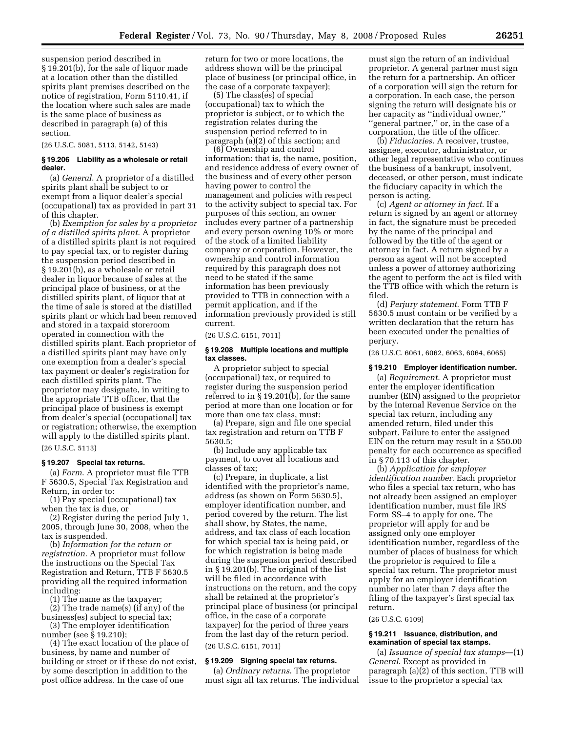suspension period described in § 19.201(b), for the sale of liquor made at a location other than the distilled spirits plant premises described on the notice of registration, Form 5110.41, if the location where such sales are made is the same place of business as described in paragraph (a) of this section.

(26 U.S.C. 5081, 5113, 5142, 5143)

### § 19.206 Liability as a wholesale or retail dealer.

(a) *General.* A proprietor of a distilled spirits plant shall be subject to or exempt from a liquor dealer's special (occupational) tax as provided in part 31 of this chapter.

(b) *Exemption for sales by a proprietor of a distilled spirits plant.* A proprietor of a distilled spirits plant is not required to pay special tax, or to register during the suspension period described in § 19.201(b), as a wholesale or retail dealer in liquor because of sales at the principal place of business, or at the distilled spirits plant, of liquor that at the time of sale is stored at the distilled spirits plant or which had been removed and stored in a taxpaid storeroom operated in connection with the distilled spirits plant. Each proprietor of a distilled spirits plant may have only one exemption from a dealer's special tax payment or dealer's registration for each distilled spirits plant. The proprietor may designate, in writing to the appropriate TTB officer, that the principal place of business is exempt from dealer's special (occupational) tax or registration; otherwise, the exemption will apply to the distilled spirits plant.

(26 U.S.C. 5113)

### § 19.207 Special tax returns.

(a) *Form.* A proprietor must file TTB F 5630.5, Special Tax Registration and Return, in order to:

(1) Pay special (occupational) tax when the tax is due, or

(2) Register during the period July 1, 2005, through June 30, 2008, when the tax is suspended.

(b) *Information for the return or registration.* A proprietor must follow the instructions on the Special Tax Registration and Return, TTB F 5630.5 providing all the required information including:

(1) The name as the taxpayer;

(2) The trade name(s) (if any) of the business(es) subject to special tax;

(3) The employer identification number (see § 19.210);

(4) The exact location of the place of business, by name and number of building or street or if these do not exist, by some description in addition to the post office address. In the case of one return for two or more locations, the address shown will be the principal place of business (or principal office, in the case of a corporate taxpayer);

(5) The class(es) of special (occupational) tax to which the proprietor is subject, or to which the registration relates during the suspension period referred to in paragraph (a)(2) of this section; and

(6) Ownership and control information: that is, the name, position, and residence address of every owner of the business and of every other person having power to control the management and policies with respect to the activity subject to special tax. For purposes of this section, an owner includes every partner of a partnership and every person owning 10% or more of the stock of a limited liability company or corporation. However, the ownership and control information required by this paragraph does not need to be stated if the same information has been previously provided to TTB in connection with a permit application, and if the information previously provided is still current.

(26 U.S.C. 6151, 7011)

### § 19.208 Multiple locations and multiple tax classes.

A proprietor subject to special (occupational) tax, or required to register during the suspension period referred to in § 19.201(b), for the same period at more than one location or for more than one tax class, must:

(a) Prepare, sign and file one special tax registration and return on TTB F 5630.5;

(b) Include any applicable tax payment, to cover all locations and classes of tax;

(c) Prepare, in duplicate, a list identified with the proprietor's name, address (as shown on Form 5630.5), employer identification number, and period covered by the return. The list shall show, by States, the name, address, and tax class of each location for which special tax is being paid, or for which registration is being made during the suspension period described in § 19.201(b). The original of the list will be filed in accordance with instructions on the return, and the copy shall be retained at the proprietor's principal place of business (or principal office, in the case of a corporate taxpayer) for the period of three years from the last day of the return period.

(26 U.S.C. 6151, 7011)

### § 19.209 Signing special tax returns.

(a) *Ordinary returns.* The proprietor must sign all tax returns. The individual must sign the return of an individual proprietor. A general partner must sign the return for a partnership. An officer of a corporation will sign the return for a corporation. In each case, the person signing the return will designate his or her capacity as "individual owner," "general partner," or, in the case of a corporation, the title of the officer.

(b) *Fiduciaries.* A receiver, trustee, assignee, executor, administrator, or other legal representative who continues the business of a bankrupt, insolvent, deceased, or other person, must indicate the fiduciary capacity in which the person is acting.

(c) *Agent or attorney in fact.* If a return is signed by an agent or attorney in fact, the signature must be preceded by the name of the principal and followed by the title of the agent or attorney in fact. A return signed by a person as agent will not be accepted unless a power of attorney authorizing the agent to perform the act is filed with the TTB office with which the return is filed.

(d) *Perjury statement.* Form TTB F 5630.5 must contain or be verified by a written declaration that the return has been executed under the penalties of perjury.

(26 U.S.C. 6061, 6062, 6063, 6064, 6065)

### § 19.210 Employer identification number.

(a) *Requirement.* A proprietor must enter the employer identification number (EIN) assigned to the proprietor by the Internal Revenue Service on the special tax return, including any amended return, filed under this subpart. Failure to enter the assigned EIN on the return may result in a $50.00 penalty for each occurrence as specified in § 70.113 of this chapter.

(b) *Application for employer identification number.* Each proprietor who files a special tax return, who has not already been assigned an employer identification number, must file IRS Form SS–4 to apply for one. The proprietor will apply for and be assigned only one employer identification number, regardless of the number of places of business for which the proprietor is required to file a special tax return. The proprietor must apply for an employer identification number no later than 7 days after the filing of the taxpayer's first special tax return.

(26 U.S.C. 6109)

### § 19.211 Issuance, distribution, and examination of special tax stamps.

(a) *Issuance of special tax stamps*—(1) *General.* Except as provided in paragraph (a)(2) of this section, TTB will issue to the proprietor a special tax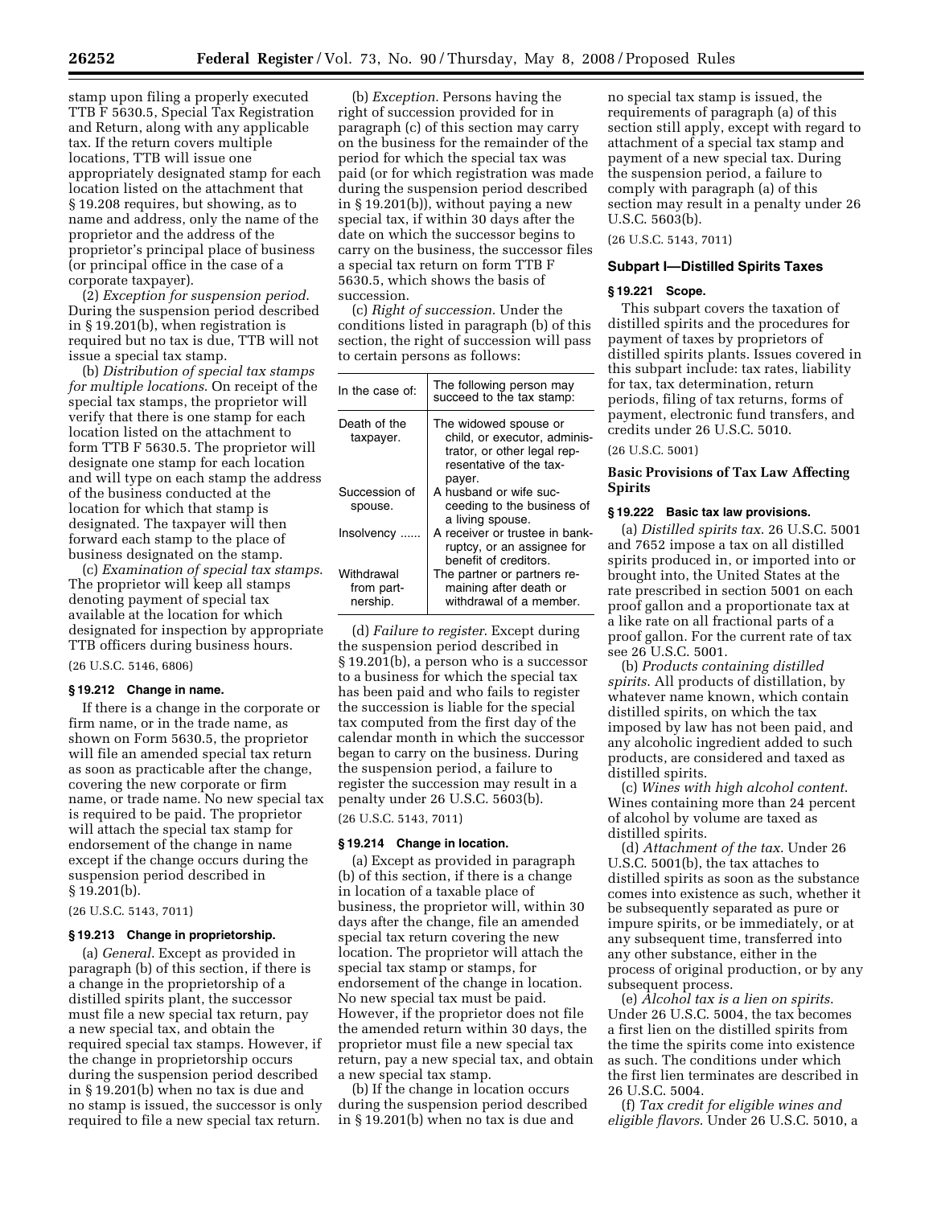stamp upon filing a properly executed TTB F 5630.5, Special Tax Registration and Return, along with any applicable tax. If the return covers multiple locations, TTB will issue one appropriately designated stamp for each location listed on the attachment that § 19.208 requires, but showing, as to name and address, only the name of the proprietor and the address of the proprietor's principal place of business (or principal office in the case of a corporate taxpayer).

(2) *Exception for suspension period.* During the suspension period described in § 19.201(b), when registration is required but no tax is due, TTB will not issue a special tax stamp.

(b) *Distribution of special tax stamps for multiple locations.* On receipt of the special tax stamps, the proprietor will verify that there is one stamp for each location listed on the attachment to form TTB F 5630.5. The proprietor will designate one stamp for each location and will type on each stamp the address of the business conducted at the location for which that stamp is designated. The taxpayer will then forward each stamp to the place of business designated on the stamp.

(c) *Examination of special tax stamps.* The proprietor will keep all stamps denoting payment of special tax available at the location for which designated for inspection by appropriate TTB officers during business hours.

(26 U.S.C. 5146, 6806)

### § 19.212 Change in name.

If there is a change in the corporate or firm name, or in the trade name, as shown on Form 5630.5, the proprietor will file an amended special tax return as soon as practicable after the change, covering the new corporate or firm name, or trade name. No new special tax is required to be paid. The proprietor will attach the special tax stamp for endorsement of the change in name except if the change occurs during the suspension period described in § 19.201(b).

(26 U.S.C. 5143, 7011)

### § 19.213 Change in proprietorship.

(a) *General.* Except as provided in paragraph (b) of this section, if there is a change in the proprietorship of a distilled spirits plant, the successor must file a new special tax return, pay a new special tax, and obtain the required special tax stamps. However, if the change in proprietorship occurs during the suspension period described in § 19.201(b) when no tax is due and no stamp is issued, the successor is only required to file a new special tax return.

(b) *Exception.* Persons having the right of succession provided for in paragraph (c) of this section may carry on the business for the remainder of the period for which the special tax was paid (or for which registration was made during the suspension period described in § 19.201(b)), without paying a new special tax, if within 30 days after the date on which the successor begins to carry on the business, the successor files a special tax return on form TTB F 5630.5, which shows the basis of succession.

(c) *Right of succession.* Under the conditions listed in paragraph (b) of this section, the right of succession will pass to certain persons as follows:

| In the case of: | The following person may succeed to the tax stamp: |
|---|---|
| Death of the taxpayer. | The widowed spouse or child, or executor, administrator, or other legal representative of the taxpayer. |
| Succession of spouse. | A husband or wife succeeding to the business of a living spouse. |
| Insolvency ...... | A receiver or trustee in bankruptcy, or an assignee for benefit of creditors. |
| Withdrawal from partnership. | The partner or partners remaining after death or withdrawal of a member. |

(d) *Failure to register.* Except during the suspension period described in § 19.201(b), a person who is a successor to a business for which the special tax has been paid and who fails to register the succession is liable for the special tax computed from the first day of the calendar month in which the successor began to carry on the business. During the suspension period, a failure to register the succession may result in a penalty under 26 U.S.C. 5603(b).

(26 U.S.C. 5143, 7011)

### § 19.214 Change in location.

(a) Except as provided in paragraph (b) of this section, if there is a change in location of a taxable place of business, the proprietor will, within 30 days after the change, file an amended special tax return covering the new location. The proprietor will attach the special tax stamp or stamps, for endorsement of the change in location. No new special tax must be paid. However, if the proprietor does not file the amended return within 30 days, the proprietor must file a new special tax return, pay a new special tax, and obtain a new special tax stamp.

(b) If the change in location occurs during the suspension period described in § 19.201(b) when no tax is due and no special tax stamp is issued, the requirements of paragraph (a) of this section still apply, except with regard to attachment of a special tax stamp and payment of a new special tax. During the suspension period, a failure to comply with paragraph (a) of this section may result in a penalty under 26 U.S.C. 5603(b).

(26 U.S.C. 5143, 7011)

## Subpart I—Distilled Spirits Taxes

### § 19.221 Scope.

This subpart covers the taxation of distilled spirits and the procedures for payment of taxes by proprietors of distilled spirits plants. Issues covered in this subpart include: tax rates, liability for tax, tax determination, return periods, filing of tax returns, forms of payment, electronic fund transfers, and credits under 26 U.S.C. 5010.

(26 U.S.C. 5001)

### Basic Provisions of Tax Law Affecting Spirits

### § 19.222 Basic tax law provisions.

(a) *Distilled spirits tax.* 26 U.S.C. 5001 and 7652 impose a tax on all distilled spirits produced in, or imported into or brought into, the United States at the rate prescribed in section 5001 on each proof gallon and a proportionate tax at a like rate on all fractional parts of a proof gallon. For the current rate of tax see 26 U.S.C. 5001.

(b) *Products containing distilled spirits.* All products of distillation, by whatever name known, which contain distilled spirits, on which the tax imposed by law has not been paid, and any alcoholic ingredient added to such products, are considered and taxed as distilled spirits.

(c) *Wines with high alcohol content.* Wines containing more than 24 percent of alcohol by volume are taxed as distilled spirits.

(d) *Attachment of the tax.* Under 26 U.S.C. 5001(b), the tax attaches to distilled spirits as soon as the substance comes into existence as such, whether it be subsequently separated as pure or impure spirits, or be immediately, or at any subsequent time, transferred into any other substance, either in the process of original production, or by any subsequent process.

(e) *Alcohol tax is a lien on spirits.* Under 26 U.S.C. 5004, the tax becomes a first lien on the distilled spirits from the time the spirits come into existence as such. The conditions under which the first lien terminates are described in 26 U.S.C. 5004.

(f) *Tax credit for eligible wines and eligible flavors.* Under 26 U.S.C. 5010, a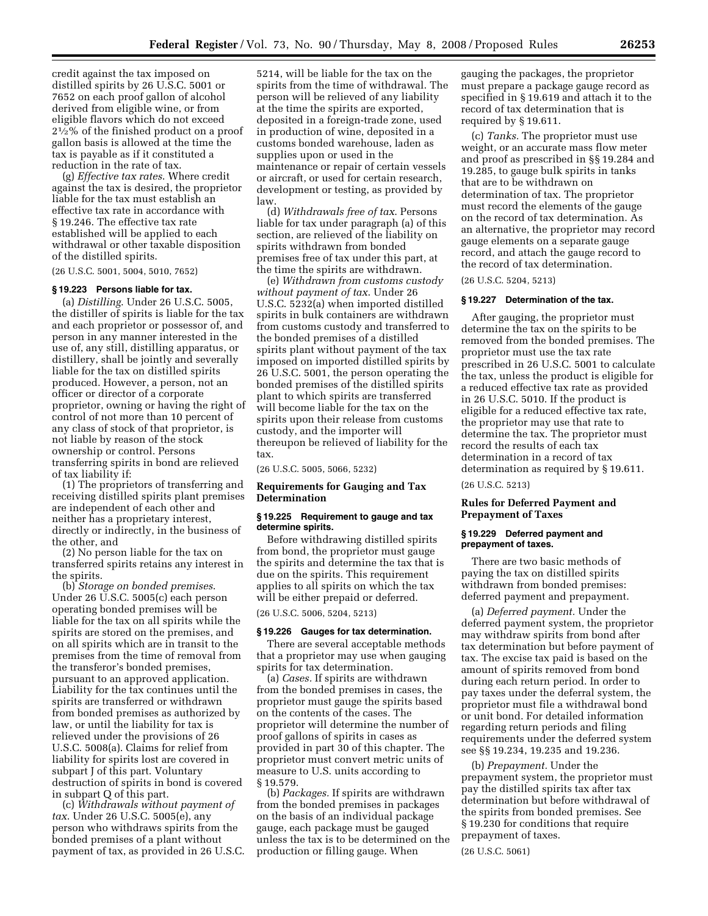credit against the tax imposed on distilled spirits by 26 U.S.C. 5001 or 7652 on each proof gallon of alcohol derived from eligible wine, or from eligible flavors which do not exceed 2½% of the finished product on a proof gallon basis is allowed at the time the tax is payable as if it constituted a reduction in the rate of tax.

(g) *Effective tax rates.* Where credit against the tax is desired, the proprietor liable for the tax must establish an effective tax rate in accordance with § 19.246. The effective tax rate established will be applied to each withdrawal or other taxable disposition of the distilled spirits.

(26 U.S.C. 5001, 5004, 5010, 7652)

### § 19.223 Persons liable for tax.

(a) *Distilling.* Under 26 U.S.C. 5005, the distiller of spirits is liable for the tax and each proprietor or possessor of, and person in any manner interested in the use of, any still, distilling apparatus, or distillery, shall be jointly and severally liable for the tax on distilled spirits produced. However, a person, not an officer or director of a corporate proprietor, owning or having the right of control of not more than 10 percent of any class of stock of that proprietor, is not liable by reason of the stock ownership or control. Persons transferring spirits in bond are relieved of tax liability if:

(1) The proprietors of transferring and receiving distilled spirits plant premises are independent of each other and neither has a proprietary interest, directly or indirectly, in the business of the other, and

(2) No person liable for the tax on transferred spirits retains any interest in the spirits.

(b) *Storage on bonded premises.* Under 26 U.S.C. 5005(c) each person operating bonded premises will be liable for the tax on all spirits while the spirits are stored on the premises, and on all spirits which are in transit to the premises from the time of removal from the transferor's bonded premises, pursuant to an approved application. Liability for the tax continues until the spirits are transferred or withdrawn from bonded premises as authorized by law, or until the liability for tax is relieved under the provisions of 26 U.S.C. 5008(a). Claims for relief from liability for spirits lost are covered in subpart J of this part. Voluntary destruction of spirits in bond is covered in subpart Q of this part.

(c) *Withdrawals without payment of tax.* Under 26 U.S.C. 5005(e), any person who withdraws spirits from the bonded premises of a plant without payment of tax, as provided in 26 U.S.C. 5214, will be liable for the tax on the spirits from the time of withdrawal. The person will be relieved of any liability at the time the spirits are exported, deposited in a foreign-trade zone, used in production of wine, deposited in a customs bonded warehouse, laden as supplies upon or used in the maintenance or repair of certain vessels or aircraft, or used for certain research, development or testing, as provided by law.

(d) *Withdrawals free of tax.* Persons liable for tax under paragraph (a) of this section, are relieved of the liability on spirits withdrawn from bonded premises free of tax under this part, at the time the spirits are withdrawn.

(e) *Withdrawn from customs custody without payment of tax.* Under 26 U.S.C. 5232(a) when imported distilled spirits in bulk containers are withdrawn from customs custody and transferred to the bonded premises of a distilled spirits plant without payment of the tax imposed on imported distilled spirits by 26 U.S.C. 5001, the person operating the bonded premises of the distilled spirits plant to which spirits are transferred will become liable for the tax on the spirits upon their release from customs custody, and the importer will thereupon be relieved of liability for the tax.

(26 U.S.C. 5005, 5066, 5232)

## Requirements for Gauging and Tax Determination

### § 19.225 Requirement to gauge and tax determine spirits.

Before withdrawing distilled spirits from bond, the proprietor must gauge the spirits and determine the tax that is due on the spirits. This requirement applies to all spirits on which the tax will be either prepaid or deferred.

(26 U.S.C. 5006, 5204, 5213)

### § 19.226 Gauges for tax determination.

There are several acceptable methods that a proprietor may use when gauging spirits for tax determination.

(a) *Cases.* If spirits are withdrawn from the bonded premises in cases, the proprietor must gauge the spirits based on the contents of the cases. The proprietor will determine the number of proof gallons of spirits in cases as provided in part 30 of this chapter. The proprietor must convert metric units of measure to U.S. units according to § 19.579.

(b) *Packages.* If spirits are withdrawn from the bonded premises in packages on the basis of an individual package gauge, each package must be gauged unless the tax is to be determined on the production or filling gauge. When gauging the packages, the proprietor must prepare a package gauge record as specified in § 19.619 and attach it to the record of tax determination that is required by § 19.611.

(c) *Tanks.* The proprietor must use weight, or an accurate mass flow meter and proof as prescribed in §§ 19.284 and 19.285, to gauge bulk spirits in tanks that are to be withdrawn on determination of tax. The proprietor must record the elements of the gauge on the record of tax determination. As an alternative, the proprietor may record gauge elements on a separate gauge record, and attach the gauge record to the record of tax determination.

(26 U.S.C. 5204, 5213)

### § 19.227 Determination of the tax.

After gauging, the proprietor must determine the tax on the spirits to be removed from the bonded premises. The proprietor must use the tax rate prescribed in 26 U.S.C. 5001 to calculate the tax, unless the product is eligible for a reduced effective tax rate as provided in 26 U.S.C. 5010. If the product is eligible for a reduced effective tax rate, the proprietor may use that rate to determine the tax. The proprietor must record the results of each tax determination in a record of tax determination as required by § 19.611.

(26 U.S.C. 5213)

## Rules for Deferred Payment and Prepayment of Taxes

### § 19.229 Deferred payment and prepayment of taxes.

There are two basic methods of paying the tax on distilled spirits withdrawn from bonded premises: deferred payment and prepayment.

(a) *Deferred payment.* Under the deferred payment system, the proprietor may withdraw spirits from bond after tax determination but before payment of tax. The excise tax paid is based on the amount of spirits removed from bond during each return period. In order to pay taxes under the deferral system, the proprietor must file a withdrawal bond or unit bond. For detailed information regarding return periods and filing requirements under the deferred system see §§ 19.234, 19.235 and 19.236.

(b) *Prepayment.* Under the prepayment system, the proprietor must pay the distilled spirits tax after tax determination but before withdrawal of the spirits from bonded premises. See § 19.230 for conditions that require prepayment of taxes.

(26 U.S.C. 5061)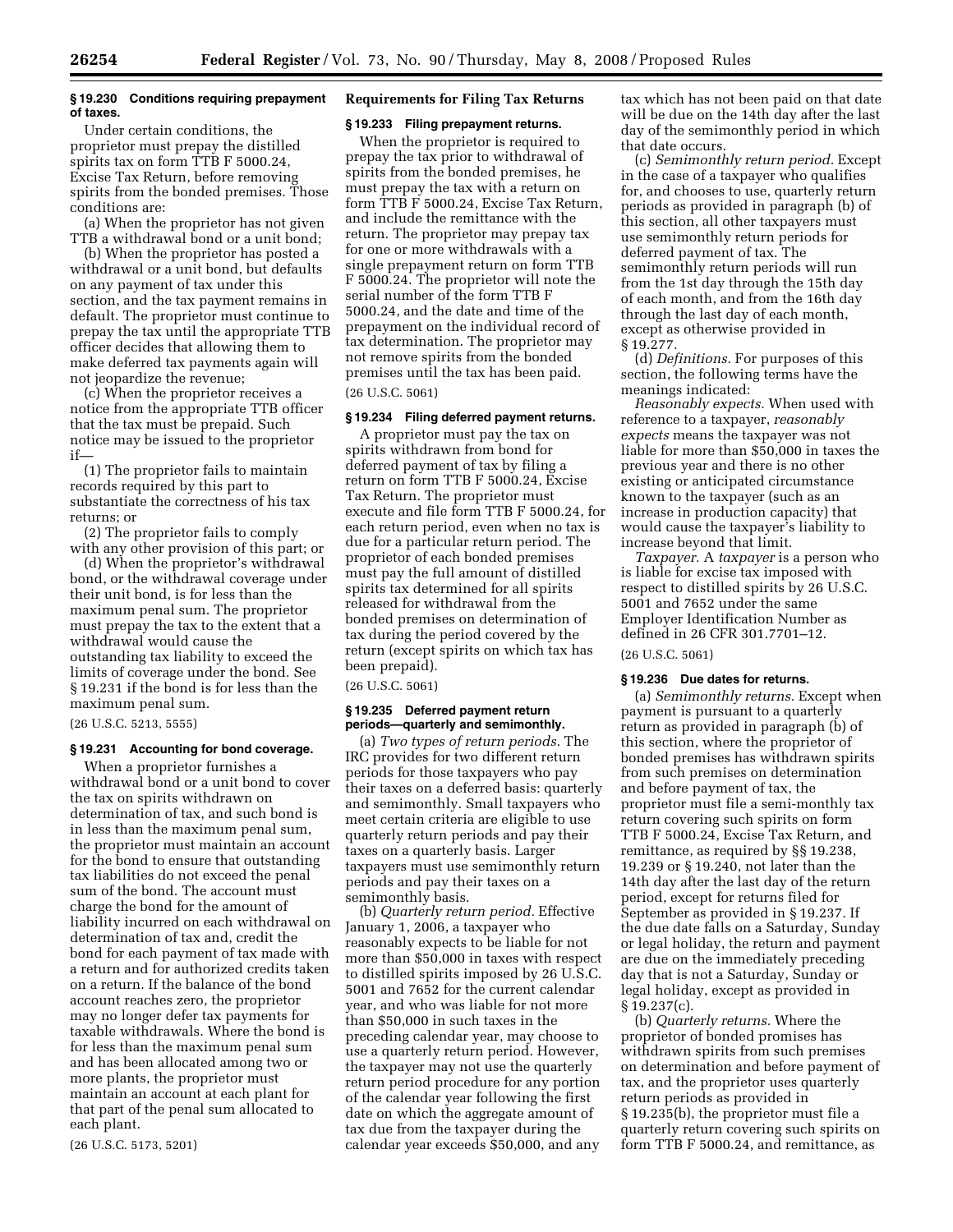**§ 19.230 Conditions requiring prepayment of taxes.**

Under certain conditions, the proprietor must prepay the distilled spirits tax on form TTB F 5000.24, Excise Tax Return, before removing spirits from the bonded premises. Those conditions are:

(a) When the proprietor has not given TTB a withdrawal bond or a unit bond;

(b) When the proprietor has posted a withdrawal or a unit bond, but defaults on any payment of tax under this section, and the tax payment remains in default. The proprietor must continue to prepay the tax until the appropriate TTB officer decides that allowing them to make deferred tax payments again will not jeopardize the revenue;

(c) When the proprietor receives a notice from the appropriate TTB officer that the tax must be prepaid. Such notice may be issued to the proprietor if—

(1) The proprietor fails to maintain records required by this part to substantiate the correctness of his tax returns; or

(2) The proprietor fails to comply with any other provision of this part; or

(d) When the proprietor's withdrawal bond, or the withdrawal coverage under their unit bond, is for less than the maximum penal sum. The proprietor must prepay the tax to the extent that a withdrawal would cause the outstanding tax liability to exceed the limits of coverage under the bond. See § 19.231 if the bond is for less than the maximum penal sum.

(26 U.S.C. 5213, 5555)

**§ 19.231 Accounting for bond coverage.**

When a proprietor furnishes a withdrawal bond or a unit bond to cover the tax on spirits withdrawn on determination of tax, and such bond is in less than the maximum penal sum, the proprietor must maintain an account for the bond to ensure that outstanding tax liabilities do not exceed the penal sum of the bond. The account must charge the bond for the amount of liability incurred on each withdrawal on determination of tax and, credit the bond for each payment of tax made with a return and for authorized credits taken on a return. If the balance of the bond account reaches zero, the proprietor may no longer defer tax payments for taxable withdrawals. Where the bond is for less than the maximum penal sum and has been allocated among two or more plants, the proprietor must maintain an account at each plant for that part of the penal sum allocated to each plant.

(26 U.S.C. 5173, 5201)

**Requirements for Filing Tax Returns**

**§ 19.233 Filing prepayment returns.**

When the proprietor is required to prepay the tax prior to withdrawal of spirits from the bonded premises, he must prepay the tax with a return on form TTB F 5000.24, Excise Tax Return, and include the remittance with the return. The proprietor may prepay tax for one or more withdrawals with a single prepayment return on form TTB F 5000.24. The proprietor will note the serial number of the form TTB F 5000.24, and the date and time of the prepayment on the individual record of tax determination. The proprietor may not remove spirits from the bonded premises until the tax has been paid.

(26 U.S.C. 5061)

**§ 19.234 Filing deferred payment returns.**

A proprietor must pay the tax on spirits withdrawn from bond for deferred payment of tax by filing a return on form TTB F 5000.24, Excise Tax Return. The proprietor must execute and file form TTB F 5000.24, for each return period, even when no tax is due for a particular return period. The proprietor of each bonded premises must pay the full amount of distilled spirits tax determined for all spirits released for withdrawal from the bonded premises on determination of tax during the period covered by the return (except spirits on which tax has been prepaid).

(26 U.S.C. 5061)

**§ 19.235 Deferred payment return periods—quarterly and semimonthly.**

(a) *Two types of return periods.* The IRC provides for two different return periods for those taxpayers who pay their taxes on a deferred basis: quarterly and semimonthly. Small taxpayers who meet certain criteria are eligible to use quarterly return periods and pay their taxes on a quarterly basis. Larger taxpayers must use semimonthly return periods and pay their taxes on a semimonthly basis.

(b) *Quarterly return period.* Effective January 1, 2006, a taxpayer who reasonably expects to be liable for not more than $50,000 in taxes with respect to distilled spirits imposed by 26 U.S.C. 5001 and 7652 for the current calendar year, and who was liable for not more than $50,000 in such taxes in the preceding calendar year, may choose to use a quarterly return period. However, the taxpayer may not use the quarterly return period procedure for any portion of the calendar year following the first date on which the aggregate amount of tax due from the taxpayer during the calendar year exceeds $50,000, and any tax which has not been paid on that date will be due on the 14th day after the last day of the semimonthly period in which that date occurs.

(c) *Semimonthly return period.* Except in the case of a taxpayer who qualifies for, and chooses to use, quarterly return periods as provided in paragraph (b) of this section, all other taxpayers must use semimonthly return periods for deferred payment of tax. The semimonthly return periods will run from the 1st day through the 15th day of each month, and from the 16th day through the last day of each month, except as otherwise provided in § 19.277.

(d) *Definitions.* For purposes of this section, the following terms have the meanings indicated:

*Reasonably expects.* When used with reference to a taxpayer, *reasonably expects* means the taxpayer was not liable for more than $50,000 in taxes the previous year and there is no other existing or anticipated circumstance known to the taxpayer (such as an increase in production capacity) that would cause the taxpayer's liability to increase beyond that limit.

*Taxpayer.* A *taxpayer* is a person who is liable for excise tax imposed with respect to distilled spirits by 26 U.S.C. 5001 and 7652 under the same Employer Identification Number as defined in 26 CFR 301.7701–12.

(26 U.S.C. 5061)

**§ 19.236 Due dates for returns.**

(a) *Semimonthly returns.* Except when payment is pursuant to a quarterly return as provided in paragraph (b) of this section, where the proprietor of bonded premises has withdrawn spirits from such premises on determination and before payment of tax, the proprietor must file a semi-monthly tax return covering such spirits on form TTB F 5000.24, Excise Tax Return, and remittance, as required by §§ 19.238, 19.239 or § 19.240, not later than the 14th day after the last day of the return period, except for returns filed for September as provided in § 19.237. If the due date falls on a Saturday, Sunday or legal holiday, the return and payment are due on the immediately preceding day that is not a Saturday, Sunday or legal holiday, except as provided in § 19.237(c).

(b) *Quarterly returns.* Where the proprietor of bonded promises has withdrawn spirits from such premises on determination and before payment of tax, and the proprietor uses quarterly return periods as provided in § 19.235(b), the proprietor must file a quarterly return covering such spirits on form TTB F 5000.24, and remittance, as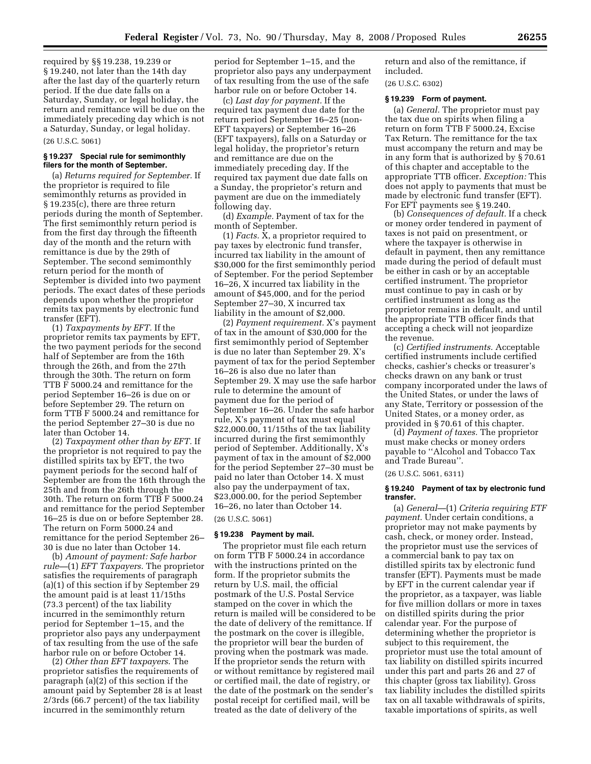required by §§ 19.238, 19.239 or § 19.240, not later than the 14th day after the last day of the quarterly return period. If the due date falls on a Saturday, Sunday, or legal holiday, the return and remittance will be due on the immediately preceding day which is not a Saturday, Sunday, or legal holiday.

(26 U.S.C. 5061)

### § 19.237 Special rule for semimonthly filers for the month of September.

(a) *Returns required for September.* If the proprietor is required to file semimonthly returns as provided in § 19.235(c), there are three return periods during the month of September. The first semimonthly return period is from the first day through the fifteenth day of the month and the return with remittance is due by the 29th of September. The second semimonthly return period for the month of September is divided into two payment periods. The exact dates of these periods depends upon whether the proprietor remits tax payments by electronic fund transfer (EFT).

(1) *Taxpayments by EFT.* If the proprietor remits tax payments by EFT, the two payment periods for the second half of September are from the 16th through the 26th, and from the 27th through the 30th. The return on form TTB F 5000.24 and remittance for the period September 16–26 is due on or before September 29. The return on form TTB F 5000.24 and remittance for the period September 27–30 is due no later than October 14.

(2) *Taxpayment other than by EFT.* If the proprietor is not required to pay the distilled spirits tax by EFT, the two payment periods for the second half of September are from the 16th through the 25th and from the 26th through the 30th. The return on form TTB F 5000.24 and remittance for the period September 16–25 is due on or before September 28. The return on Form 5000.24 and remittance for the period September 26–30 is due no later than October 14.

(b) *Amount of payment: Safe harbor rule*—(1) *EFT Taxpayers.* The proprietor satisfies the requirements of paragraph (a)(1) of this section if by September 29 the amount paid is at least 11/15ths (73.3 percent) of the tax liability incurred in the semimonthly return period for September 1–15, and the proprietor also pays any underpayment of tax resulting from the use of the safe harbor rule on or before October 14.

(2) *Other than EFT taxpayers.* The proprietor satisfies the requirements of paragraph (a)(2) of this section if the amount paid by September 28 is at least 2/3rds (66.7 percent) of the tax liability incurred in the semimonthly return period for September 1–15, and the proprietor also pays any underpayment of tax resulting from the use of the safe harbor rule on or before October 14.

(c) *Last day for payment.* If the required tax payment due date for the return period September 16–25 (non-EFT taxpayers) or September 16–26 (EFT taxpayers), falls on a Saturday or legal holiday, the proprietor's return and remittance are due on the immediately preceding day. If the required tax payment due date falls on a Sunday, the proprietor's return and payment are due on the immediately following day.

(d) *Example.* Payment of tax for the month of September.

(1) *Facts.* X, a proprietor required to pay taxes by electronic fund transfer, incurred tax liability in the amount of $30,000 for the first semimonthly period of September. For the period September 16–26, X incurred tax liability in the amount of $45,000, and for the period September 27–30, X incurred tax liability in the amount of $2,000.

(2) *Payment requirement.* X's payment of tax in the amount of $30,000 for the first semimonthly period of September is due no later than September 29. X's payment of tax for the period September 16–26 is also due no later than September 29. X may use the safe harbor rule to determine the amount of payment due for the period of September 16–26. Under the safe harbor rule, X's payment of tax must equal $22,000.00, 11/15ths of the tax liability incurred during the first semimonthly period of September. Additionally, X's payment of tax in the amount of $2,000 for the period September 27–30 must be paid no later than October 14. X must also pay the underpayment of tax, $23,000.00, for the period September 16–26, no later than October 14.

(26 U.S.C. 5061)

### § 19.238 Payment by mail.

The proprietor must file each return on form TTB F 5000.24 in accordance with the instructions printed on the form. If the proprietor submits the return by U.S. mail, the official postmark of the U.S. Postal Service stamped on the cover in which the return is mailed will be considered to be the date of delivery of the remittance. If the postmark on the cover is illegible, the proprietor will bear the burden of proving when the postmark was made. If the proprietor sends the return with or without remittance by registered mail or certified mail, the date of registry, or the date of the postmark on the sender's postal receipt for certified mail, will be treated as the date of delivery of the return and also of the remittance, if included.

(26 U.S.C. 6302)

### § 19.239 Form of payment.

(a) *General.* The proprietor must pay the tax due on spirits when filing a return on form TTB F 5000.24, Excise Tax Return. The remittance for the tax must accompany the return and may be in any form that is authorized by § 70.61 of this chapter and acceptable to the appropriate TTB officer. *Exception:* This does not apply to payments that must be made by electronic fund transfer (EFT). For EFT payments see § 19.240.

(b) *Consequences of default.* If a check or money order tendered in payment of taxes is not paid on presentment, or where the taxpayer is otherwise in default in payment, then any remittance made during the period of default must be either in cash or by an acceptable certified instrument. The proprietor must continue to pay in cash or by certified instrument as long as the proprietor remains in default, and until the appropriate TTB officer finds that accepting a check will not jeopardize the revenue.

(c) *Certified instruments.* Acceptable certified instruments include certified checks, cashier's checks or treasurer's checks drawn on any bank or trust company incorporated under the laws of the United States, or under the laws of any State, Territory or possession of the United States, or a money order, as provided in § 70.61 of this chapter.

(d) *Payment of taxes.* The proprietor must make checks or money orders payable to ''Alcohol and Tobacco Tax and Trade Bureau''.

(26 U.S.C. 5061, 6311)

### § 19.240 Payment of tax by electronic fund transfer.

(a) *General*—(1) *Criteria requiring ETF payment.* Under certain conditions, a proprietor may not make payments by cash, check, or money order. Instead, the proprietor must use the services of a commercial bank to pay tax on distilled spirits tax by electronic fund transfer (EFT). Payments must be made by EFT in the current calendar year if the proprietor, as a taxpayer, was liable for five million dollars or more in taxes on distilled spirits during the prior calendar year. For the purpose of determining whether the proprietor is subject to this requirement, the proprietor must use the total amount of tax liability on distilled spirits incurred under this part and parts 26 and 27 of this chapter (gross tax liability). Gross tax liability includes the distilled spirits tax on all taxable withdrawals of spirits, taxable importations of spirits, as well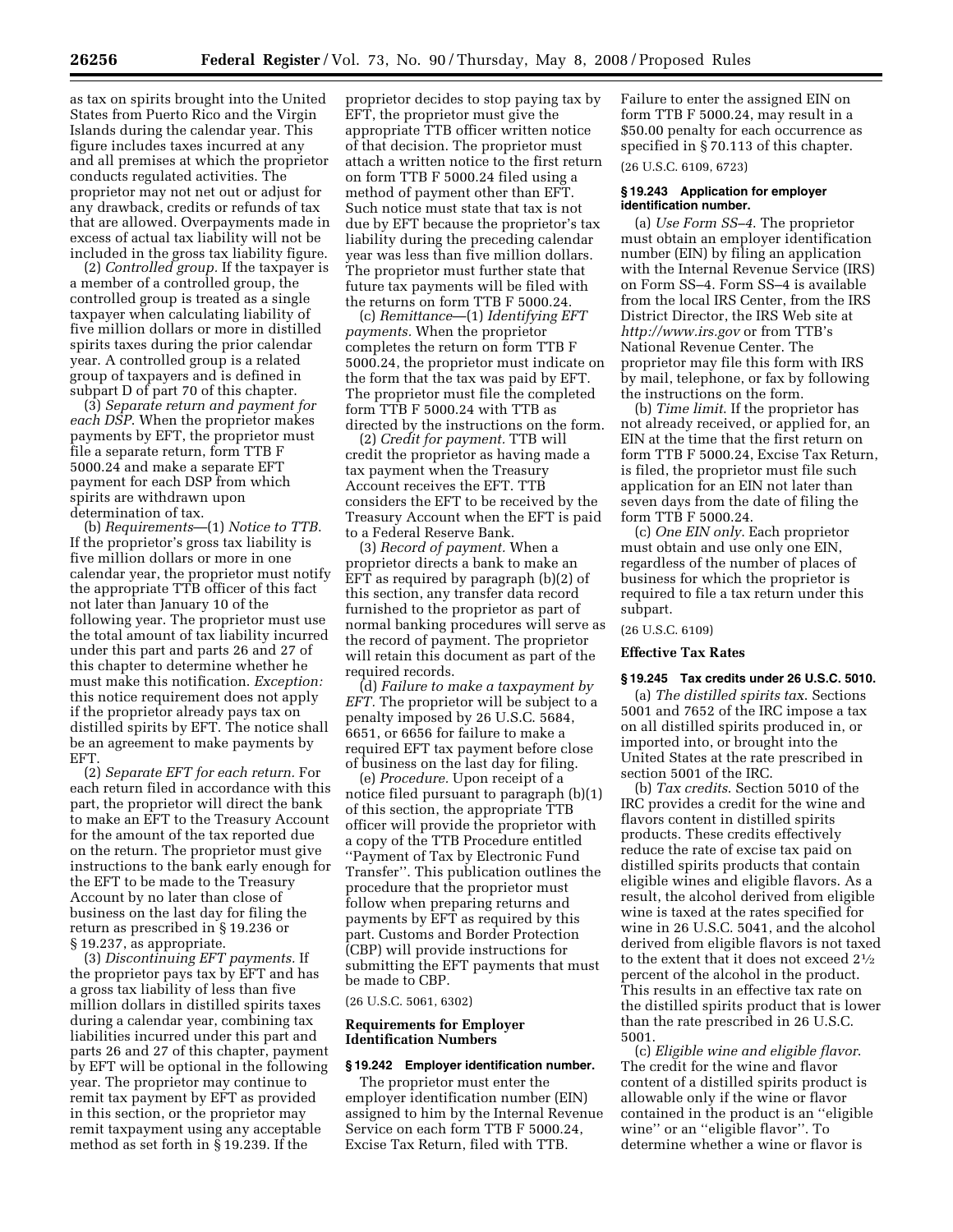as tax on spirits brought into the United States from Puerto Rico and the Virgin Islands during the calendar year. This figure includes taxes incurred at any and all premises at which the proprietor conducts regulated activities. The proprietor may not net out or adjust for any drawback, credits or refunds of tax that are allowed. Overpayments made in excess of actual tax liability will not be included in the gross tax liability figure.

(2) *Controlled group.* If the taxpayer is a member of a controlled group, the controlled group is treated as a single taxpayer when calculating liability of five million dollars or more in distilled spirits taxes during the prior calendar year. A controlled group is a related group of taxpayers and is defined in subpart D of part 70 of this chapter.

(3) *Separate return and payment for each DSP.* When the proprietor makes payments by EFT, the proprietor must file a separate return, form TTB F 5000.24 and make a separate EFT payment for each DSP from which spirits are withdrawn upon determination of tax.

(b) *Requirements*—(1) *Notice to TTB.* If the proprietor's gross tax liability is five million dollars or more in one calendar year, the proprietor must notify the appropriate TTB officer of this fact not later than January 10 of the following year. The proprietor must use the total amount of tax liability incurred under this part and parts 26 and 27 of this chapter to determine whether he must make this notification. *Exception:* this notice requirement does not apply if the proprietor already pays tax on distilled spirits by EFT. The notice shall be an agreement to make payments by EFT.

(2) *Separate EFT for each return.* For each return filed in accordance with this part, the proprietor will direct the bank to make an EFT to the Treasury Account for the amount of the tax reported due on the return. The proprietor must give instructions to the bank early enough for the EFT to be made to the Treasury Account by no later than close of business on the last day for filing the return as prescribed in § 19.236 or § 19.237, as appropriate.

(3) *Discontinuing EFT payments.* If the proprietor pays tax by EFT and has a gross tax liability of less than five million dollars in distilled spirits taxes during a calendar year, combining tax liabilities incurred under this part and parts 26 and 27 of this chapter, payment by EFT will be optional in the following year. The proprietor may continue to remit tax payment by EFT as provided in this section, or the proprietor may remit taxpayment using any acceptable method as set forth in § 19.239. If the proprietor decides to stop paying tax by EFT, the proprietor must give the appropriate TTB officer written notice of that decision. The proprietor must attach a written notice to the first return on form TTB F 5000.24 filed using a method of payment other than EFT. Such notice must state that tax is not due by EFT because the proprietor's tax liability during the preceding calendar year was less than five million dollars. The proprietor must further state that future tax payments will be filed with the returns on form TTB F 5000.24.

(c) *Remittance*—(1) *Identifying EFT payments.* When the proprietor completes the return on form TTB F 5000.24, the proprietor must indicate on the form that the tax was paid by EFT. The proprietor must file the completed form TTB F 5000.24 with TTB as directed by the instructions on the form.

(2) *Credit for payment.* TTB will credit the proprietor as having made a tax payment when the Treasury Account receives the EFT. TTB considers the EFT to be received by the Treasury Account when the EFT is paid to a Federal Reserve Bank.

(3) *Record of payment.* When a proprietor directs a bank to make an EFT as required by paragraph (b)(2) of this section, any transfer data record furnished to the proprietor as part of normal banking procedures will serve as the record of payment. The proprietor will retain this document as part of the required records.

(d) *Failure to make a taxpayment by EFT.* The proprietor will be subject to a penalty imposed by 26 U.S.C. 5684, 6651, or 6656 for failure to make a required EFT tax payment before close of business on the last day for filing.

(e) *Procedure.* Upon receipt of a notice filed pursuant to paragraph (b)(1) of this section, the appropriate TTB officer will provide the proprietor with a copy of the TTB Procedure entitled "Payment of Tax by Electronic Fund Transfer". This publication outlines the procedure that the proprietor must follow when preparing returns and payments by EFT as required by this part. Customs and Border Protection (CBP) will provide instructions for submitting the EFT payments that must be made to CBP.

(26 U.S.C. 5061, 6302)

**Requirements for Employer Identification Numbers**

**§ 19.242 Employer identification number.**

The proprietor must enter the employer identification number (EIN) assigned to him by the Internal Revenue Service on each form TTB F 5000.24, Excise Tax Return, filed with TTB. Failure to enter the assigned EIN on form TTB F 5000.24, may result in a $50.00 penalty for each occurrence as specified in § 70.113 of this chapter.

(26 U.S.C. 6109, 6723)

**§ 19.243 Application for employer identification number.**

(a) *Use Form SS–4.* The proprietor must obtain an employer identification number (EIN) by filing an application with the Internal Revenue Service (IRS) on Form SS–4. Form SS–4 is available from the local IRS Center, from the IRS District Director, the IRS Web site at *http://www.irs.gov* or from TTB's National Revenue Center. The proprietor may file this form with IRS by mail, telephone, or fax by following the instructions on the form.

(b) *Time limit.* If the proprietor has not already received, or applied for, an EIN at the time that the first return on form TTB F 5000.24, Excise Tax Return, is filed, the proprietor must file such application for an EIN not later than seven days from the date of filing the form TTB F 5000.24.

(c) *One EIN only.* Each proprietor must obtain and use only one EIN, regardless of the number of places of business for which the proprietor is required to file a tax return under this subpart.

(26 U.S.C. 6109)

**Effective Tax Rates**

**§ 19.245 Tax credits under 26 U.S.C. 5010.**

(a) *The distilled spirits tax.* Sections 5001 and 7652 of the IRC impose a tax on all distilled spirits produced in, or imported into, or brought into the United States at the rate prescribed in section 5001 of the IRC.

(b) *Tax credits.* Section 5010 of the IRC provides a credit for the wine and flavors content in distilled spirits products. These credits effectively reduce the rate of excise tax paid on distilled spirits products that contain eligible wines and eligible flavors. As a result, the alcohol derived from eligible wine is taxed at the rates specified for wine in 26 U.S.C. 5041, and the alcohol derived from eligible flavors is not taxed to the extent that it does not exceed $2\frac{1}{2}$ percent of the alcohol in the product. This results in an effective tax rate on the distilled spirits product that is lower than the rate prescribed in 26 U.S.C. 5001.

(c) *Eligible wine and eligible flavor.* The credit for the wine and flavor content of a distilled spirits product is allowable only if the wine or flavor contained in the product is an "eligible wine" or an "eligible flavor". To determine whether a wine or flavor is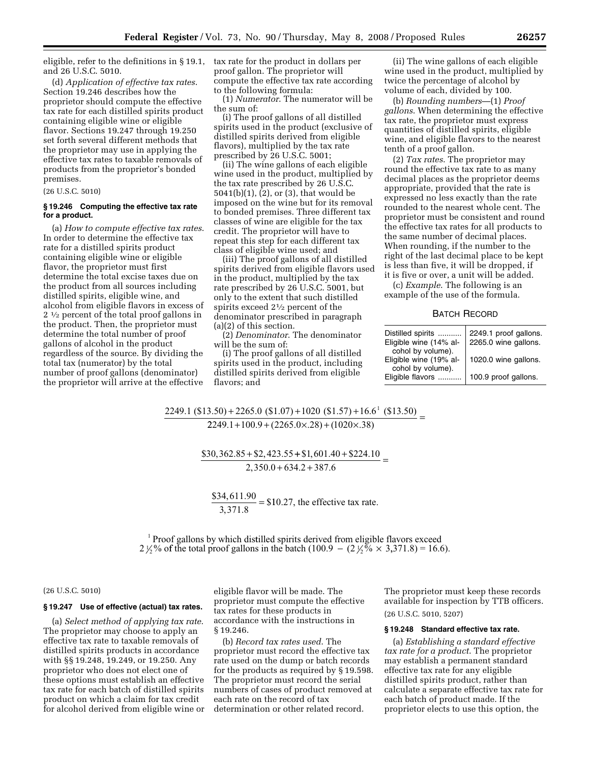eligible, refer to the definitions in § 19.1, and 26 U.S.C. 5010.

(d) *Application of effective tax rates.* Section 19.246 describes how the proprietor should compute the effective tax rate for each distilled spirits product containing eligible wine or eligible flavor. Sections 19.247 through 19.250 set forth several different methods that the proprietor may use in applying the effective tax rates to taxable removals of products from the proprietor's bonded premises.

(26 U.S.C. 5010)

### § 19.246 Computing the effective tax rate for a product.

(a) *How to compute effective tax rates.* In order to determine the effective tax rate for a distilled spirits product containing eligible wine or eligible flavor, the proprietor must first determine the total excise taxes due on the product from all sources including distilled spirits, eligible wine, and alcohol from eligible flavors in excess of 2 ½ percent of the total proof gallons in the product. Then, the proprietor must determine the total number of proof gallons of alcohol in the product regardless of the source. By dividing the total tax (numerator) by the total number of proof gallons (denominator) the proprietor will arrive at the effective tax rate for the product in dollars per proof gallon. The proprietor will compute the effective tax rate according to the following formula:

(1) *Numerator.* The numerator will be the sum of:

(i) The proof gallons of all distilled spirits used in the product (exclusive of distilled spirits derived from eligible flavors), multiplied by the tax rate prescribed by 26 U.S.C. 5001;

(ii) The wine gallons of each eligible wine used in the product, multiplied by the tax rate prescribed by 26 U.S.C. 5041(b)(1), (2), or (3), that would be imposed on the wine but for its removal to bonded premises. Three different tax classes of wine are eligible for the tax credit. The proprietor will have to repeat this step for each different tax class of eligible wine used; and

(iii) The proof gallons of all distilled spirits derived from eligible flavors used in the product, multiplied by the tax rate prescribed by 26 U.S.C. 5001, but only to the extent that such distilled spirits exceed 2½ percent of the denominator prescribed in paragraph (a)(2) of this section.

(2) *Denominator.* The denominator will be the sum of:

(i) The proof gallons of all distilled spirits used in the product, including distilled spirits derived from eligible flavors; and

(ii) The wine gallons of each eligible wine used in the product, multiplied by twice the percentage of alcohol by volume of each, divided by 100.

(b) *Rounding numbers*—(1) *Proof gallons.* When determining the effective tax rate, the proprietor must express quantities of distilled spirits, eligible wine, and eligible flavors to the nearest tenth of a proof gallon.

(2) *Tax rates.* The proprietor may round the effective tax rate to as many decimal places as the proprietor deems appropriate, provided that the rate is expressed no less exactly than the rate rounded to the nearest whole cent. The proprietor must be consistent and round the effective tax rates for all products to the same number of decimal places. When rounding, if the number to the right of the last decimal place to be kept is less than five, it will be dropped, if it is five or over, a unit will be added.

(c) *Example.* The following is an example of the use of the formula.

BATCH RECORD

| | |
|---|---|
| Distilled spirits ........... | 2249.1 proof gallons. |
| Eligible wine (14% alcohol by volume). | 2265.0 wine gallons. |
| Eligible wine (19% alcohol by volume). | 1020.0 wine gallons. |
| Eligible flavors ........... | 100.9 proof gallons. |

$$\frac{2249.1\ (\$13.50) + 2265.0\ (\$1.07) + 1020\ (\$1.57) + 16.6^{1}\ (\$13.50)}{2249.1 + 100.9 + (2265.0 \times .28) + (1020 \times .38)} =$$

$$\frac{\$30,362.85 + \$2,423.55 + \$1,601.40 + \$224.10}{2,350.0 + 634.2 + 387.6} =$$

$$\frac{\$34,611.90}{3,371.8} = \$10.27, \text{ the effective tax rate.}$$

[1] Proof gallons by which distilled spirits derived from eligible flavors exceed 2 ½% of the total proof gallons in the batch (100.9 − (2 ½% × 3,371.8) = 16.6).

(26 U.S.C. 5010)

### § 19.247 Use of effective (actual) tax rates.

(a) *Select method of applying tax rate.* The proprietor may choose to apply an effective tax rate to taxable removals of distilled spirits products in accordance with §§ 19.248, 19.249, or 19.250. Any proprietor who does not elect one of these options must establish an effective tax rate for each batch of distilled spirits product on which a claim for tax credit for alcohol derived from eligible wine or eligible flavor will be made. The proprietor must compute the effective tax rates for these products in accordance with the instructions in § 19.246.

(b) *Record tax rates used.* The proprietor must record the effective tax rate used on the dump or batch records for the products as required by § 19.598. The proprietor must record the serial numbers of cases of product removed at each rate on the record of tax determination or other related record. The proprietor must keep these records available for inspection by TTB officers.

(26 U.S.C. 5010, 5207)

### § 19.248 Standard effective tax rate.

(a) *Establishing a standard effective tax rate for a product.* The proprietor may establish a permanent standard effective tax rate for any eligible distilled spirits product, rather than calculate a separate effective tax rate for each batch of product made. If the proprietor elects to use this option, the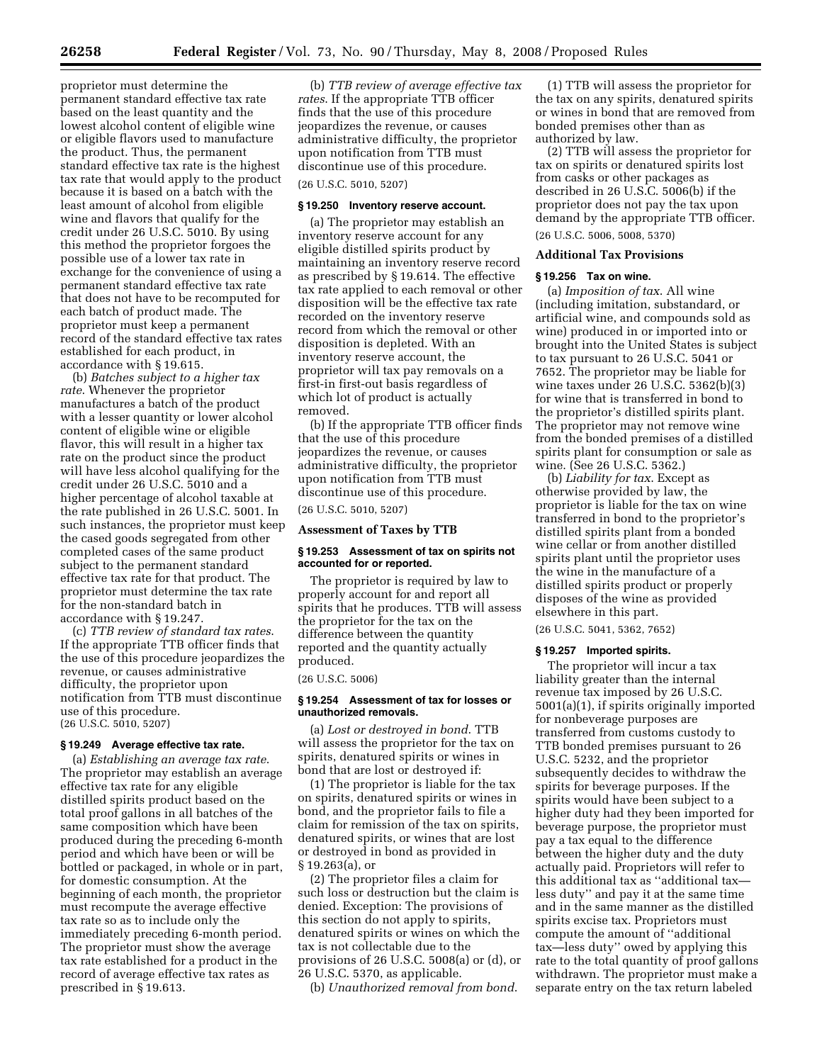proprietor must determine the permanent standard effective tax rate based on the least quantity and the lowest alcohol content of eligible wine or eligible flavors used to manufacture the product. Thus, the permanent standard effective tax rate is the highest tax rate that would apply to the product because it is based on a batch with the least amount of alcohol from eligible wine and flavors that qualify for the credit under 26 U.S.C. 5010. By using this method the proprietor forgoes the possible use of a lower tax rate in exchange for the convenience of using a permanent standard effective tax rate that does not have to be recomputed for each batch of product made. The proprietor must keep a permanent record of the standard effective tax rates established for each product, in accordance with § 19.615.

(b) *Batches subject to a higher tax rate.* Whenever the proprietor manufactures a batch of the product with a lesser quantity or lower alcohol content of eligible wine or eligible flavor, this will result in a higher tax rate on the product since the product will have less alcohol qualifying for the credit under 26 U.S.C. 5010 and a higher percentage of alcohol taxable at the rate published in 26 U.S.C. 5001. In such instances, the proprietor must keep the cased goods segregated from other completed cases of the same product subject to the permanent standard effective tax rate for that product. The proprietor must determine the tax rate for the non-standard batch in accordance with § 19.247.

(c) *TTB review of standard tax rates.* If the appropriate TTB officer finds that the use of this procedure jeopardizes the revenue, or causes administrative difficulty, the proprietor upon notification from TTB must discontinue use of this procedure.

(26 U.S.C. 5010, 5207)

#### § 19.249 Average effective tax rate.

(a) *Establishing an average tax rate.* The proprietor may establish an average effective tax rate for any eligible distilled spirits product based on the total proof gallons in all batches of the same composition which have been produced during the preceding 6-month period and which have been or will be bottled or packaged, in whole or in part, for domestic consumption. At the beginning of each month, the proprietor must recompute the average effective tax rate so as to include only the immediately preceding 6-month period. The proprietor must show the average tax rate established for a product in the record of average effective tax rates as prescribed in § 19.613.

(b) *TTB review of average effective tax rates.* If the appropriate TTB officer finds that the use of this procedure jeopardizes the revenue, or causes administrative difficulty, the proprietor upon notification from TTB must discontinue use of this procedure.

(26 U.S.C. 5010, 5207)

#### § 19.250 Inventory reserve account.

(a) The proprietor may establish an inventory reserve account for any eligible distilled spirits product by maintaining an inventory reserve record as prescribed by § 19.614. The effective tax rate applied to each removal or other disposition will be the effective tax rate recorded on the inventory reserve record from which the removal or other disposition is depleted. With an inventory reserve account, the proprietor will tax pay removals on a first-in first-out basis regardless of which lot of product is actually removed.

(b) If the appropriate TTB officer finds that the use of this procedure jeopardizes the revenue, or causes administrative difficulty, the proprietor upon notification from TTB must discontinue use of this procedure.

(26 U.S.C. 5010, 5207)

### Assessment of Taxes by TTB

#### § 19.253 Assessment of tax on spirits not accounted for or reported.

The proprietor is required by law to properly account for and report all spirits that he produces. TTB will assess the proprietor for the tax on the difference between the quantity reported and the quantity actually produced.

(26 U.S.C. 5006)

#### § 19.254 Assessment of tax for losses or unauthorized removals.

(a) *Lost or destroyed in bond.* TTB will assess the proprietor for the tax on spirits, denatured spirits or wines in bond that are lost or destroyed if:

(1) The proprietor is liable for the tax on spirits, denatured spirits or wines in bond, and the proprietor fails to file a claim for remission of the tax on spirits, denatured spirits, or wines that are lost or destroyed in bond as provided in § 19.263(a), or

(2) The proprietor files a claim for such loss or destruction but the claim is denied. Exception: The provisions of this section do not apply to spirits, denatured spirits or wines on which the tax is not collectable due to the provisions of 26 U.S.C. 5008(a) or (d), or 26 U.S.C. 5370, as applicable.

(b) *Unauthorized removal from bond.*

(1) TTB will assess the proprietor for the tax on any spirits, denatured spirits or wines in bond that are removed from bonded premises other than as authorized by law.

(2) TTB will assess the proprietor for tax on spirits or denatured spirits lost from casks or other packages as described in 26 U.S.C. 5006(b) if the proprietor does not pay the tax upon demand by the appropriate TTB officer.

(26 U.S.C. 5006, 5008, 5370)

### Additional Tax Provisions

#### § 19.256 Tax on wine.

(a) *Imposition of tax.* All wine (including imitation, substandard, or artificial wine, and compounds sold as wine) produced in or imported into or brought into the United States is subject to tax pursuant to 26 U.S.C. 5041 or 7652. The proprietor may be liable for wine taxes under 26 U.S.C. 5362(b)(3) for wine that is transferred in bond to the proprietor's distilled spirits plant. The proprietor may not remove wine from the bonded premises of a distilled spirits plant for consumption or sale as wine. (See 26 U.S.C. 5362.)

(b) *Liability for tax.* Except as otherwise provided by law, the proprietor is liable for the tax on wine transferred in bond to the proprietor's distilled spirits plant from a bonded wine cellar or from another distilled spirits plant until the proprietor uses the wine in the manufacture of a distilled spirits product or properly disposes of the wine as provided elsewhere in this part.

(26 U.S.C. 5041, 5362, 7652)

#### § 19.257 Imported spirits.

The proprietor will incur a tax liability greater than the internal revenue tax imposed by 26 U.S.C. 5001(a)(1), if spirits originally imported for nonbeverage purposes are transferred from customs custody to TTB bonded premises pursuant to 26 U.S.C. 5232, and the proprietor subsequently decides to withdraw the spirits for beverage purposes. If the spirits would have been subject to a higher duty had they been imported for beverage purpose, the proprietor must pay a tax equal to the difference between the higher duty and the duty actually paid. Proprietors will refer to this additional tax as "additional tax—less duty" and pay it at the same time and in the same manner as the distilled spirits excise tax. Proprietors must compute the amount of "additional tax—less duty" owed by applying this rate to the total quantity of proof gallons withdrawn. The proprietor must make a separate entry on the tax return labeled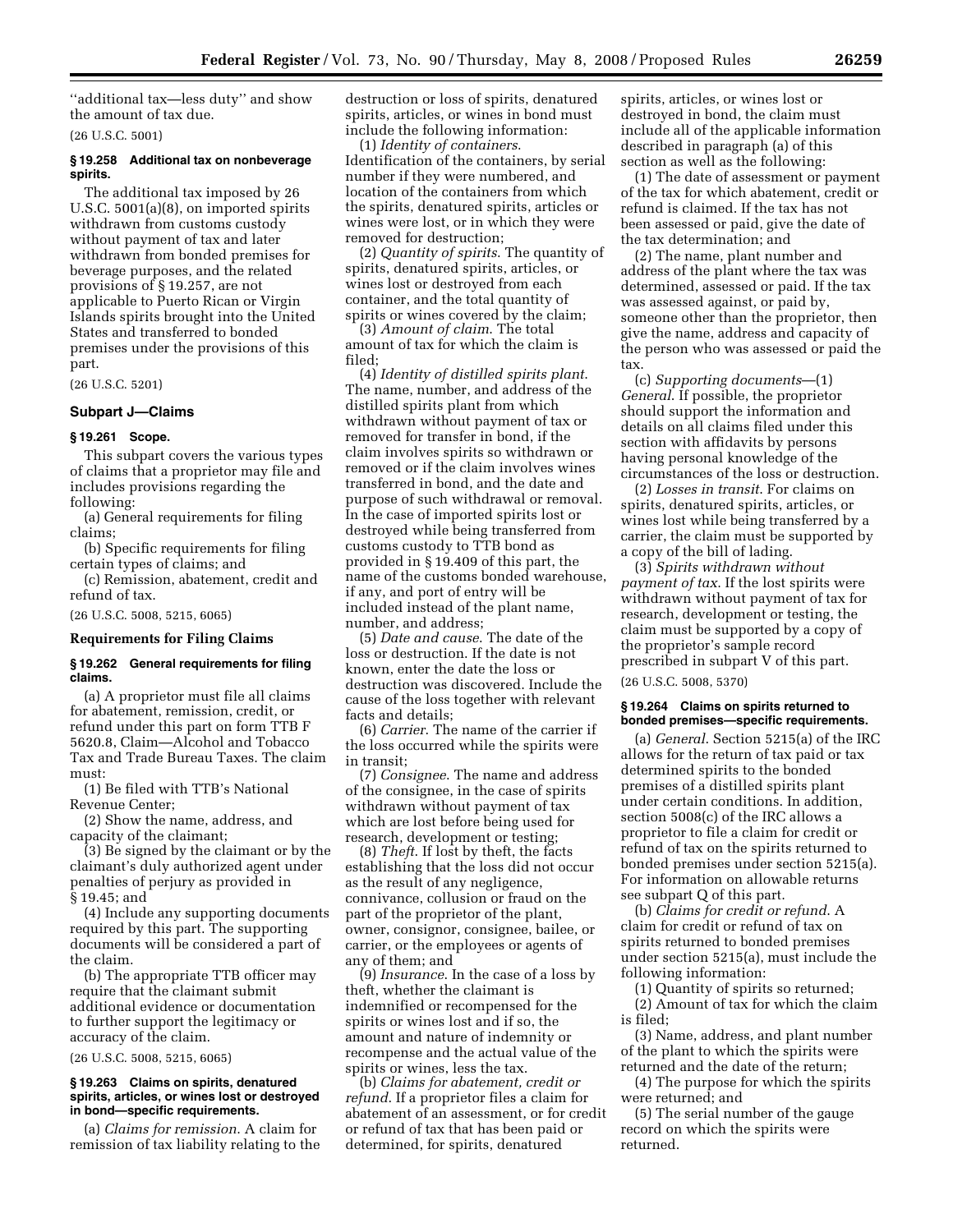''additional tax—less duty'' and show the amount of tax due.

(26 U.S.C. 5001)

### § 19.258 Additional tax on nonbeverage spirits.

The additional tax imposed by 26 U.S.C. 5001(a)(8), on imported spirits withdrawn from customs custody without payment of tax and later withdrawn from bonded premises for beverage purposes, and the related provisions of § 19.257, are not applicable to Puerto Rican or Virgin Islands spirits brought into the United States and transferred to bonded premises under the provisions of this part.

(26 U.S.C. 5201)

## Subpart J—Claims

### § 19.261 Scope.

This subpart covers the various types of claims that a proprietor may file and includes provisions regarding the following:

(a) General requirements for filing claims;

(b) Specific requirements for filing certain types of claims; and

(c) Remission, abatement, credit and refund of tax.

(26 U.S.C. 5008, 5215, 6065)

## Requirements for Filing Claims

### § 19.262 General requirements for filing claims.

(a) A proprietor must file all claims for abatement, remission, credit, or refund under this part on form TTB F 5620.8, Claim—Alcohol and Tobacco Tax and Trade Bureau Taxes. The claim must:

(1) Be filed with TTB's National Revenue Center;

(2) Show the name, address, and capacity of the claimant;

(3) Be signed by the claimant or by the claimant's duly authorized agent under penalties of perjury as provided in § 19.45; and

(4) Include any supporting documents required by this part. The supporting documents will be considered a part of the claim.

(b) The appropriate TTB officer may require that the claimant submit additional evidence or documentation to further support the legitimacy or accuracy of the claim.

(26 U.S.C. 5008, 5215, 6065)

### § 19.263 Claims on spirits, denatured spirits, articles, or wines lost or destroyed in bond—specific requirements.

(a) *Claims for remission.* A claim for remission of tax liability relating to the destruction or loss of spirits, denatured spirits, articles, or wines in bond must include the following information:

(1) *Identity of containers.* Identification of the containers, by serial number if they were numbered, and location of the containers from which the spirits, denatured spirits, articles or wines were lost, or in which they were removed for destruction;

(2) *Quantity of spirits.* The quantity of spirits, denatured spirits, articles, or wines lost or destroyed from each container, and the total quantity of spirits or wines covered by the claim;

(3) *Amount of claim.* The total amount of tax for which the claim is filed;

(4) *Identity of distilled spirits plant.* The name, number, and address of the distilled spirits plant from which withdrawn without payment of tax or removed for transfer in bond, if the claim involves spirits so withdrawn or removed or if the claim involves wines transferred in bond, and the date and purpose of such withdrawal or removal. In the case of imported spirits lost or destroyed while being transferred from customs custody to TTB bond as provided in § 19.409 of this part, the name of the customs bonded warehouse, if any, and port of entry will be included instead of the plant name, number, and address;

(5) *Date and cause.* The date of the loss or destruction. If the date is not known, enter the date the loss or destruction was discovered. Include the cause of the loss together with relevant facts and details;

(6) *Carrier.* The name of the carrier if the loss occurred while the spirits were in transit;

(7) *Consignee.* The name and address of the consignee, in the case of spirits withdrawn without payment of tax which are lost before being used for research, development or testing;

(8) *Theft.* If lost by theft, the facts establishing that the loss did not occur as the result of any negligence, connivance, collusion or fraud on the part of the proprietor of the plant, owner, consignor, consignee, bailee, or carrier, or the employees or agents of any of them; and

(9) *Insurance.* In the case of a loss by theft, whether the claimant is indemnified or recompensed for the spirits or wines lost and if so, the amount and nature of indemnity or recompense and the actual value of the spirits or wines, less the tax.

(b) *Claims for abatement, credit or refund.* If a proprietor files a claim for abatement of an assessment, or for credit or refund of tax that has been paid or determined, for spirits, denatured spirits, articles, or wines lost or destroyed in bond, the claim must include all of the applicable information described in paragraph (a) of this section as well as the following:

(1) The date of assessment or payment of the tax for which abatement, credit or refund is claimed. If the tax has not been assessed or paid, give the date of the tax determination; and

(2) The name, plant number and address of the plant where the tax was determined, assessed or paid. If the tax was assessed against, or paid by, someone other than the proprietor, then give the name, address and capacity of the person who was assessed or paid the tax.

(c) *Supporting documents*—(1) *General.* If possible, the proprietor should support the information and details on all claims filed under this section with affidavits by persons having personal knowledge of the circumstances of the loss or destruction.

(2) *Losses in transit.* For claims on spirits, denatured spirits, articles, or wines lost while being transferred by a carrier, the claim must be supported by a copy of the bill of lading.

(3) *Spirits withdrawn without payment of tax.* If the lost spirits were withdrawn without payment of tax for research, development or testing, the claim must be supported by a copy of the proprietor's sample record prescribed in subpart V of this part.

(26 U.S.C. 5008, 5370)

### § 19.264 Claims on spirits returned to bonded premises—specific requirements.

(a) *General.* Section 5215(a) of the IRC allows for the return of tax paid or tax determined spirits to the bonded premises of a distilled spirits plant under certain conditions. In addition, section 5008(c) of the IRC allows a proprietor to file a claim for credit or refund of tax on the spirits returned to bonded premises under section 5215(a). For information on allowable returns see subpart Q of this part.

(b) *Claims for credit or refund.* A claim for credit or refund of tax on spirits returned to bonded premises under section 5215(a), must include the following information:

(1) Quantity of spirits so returned;

(2) Amount of tax for which the claim is filed;

(3) Name, address, and plant number of the plant to which the spirits were returned and the date of the return;

(4) The purpose for which the spirits were returned; and

(5) The serial number of the gauge record on which the spirits were returned.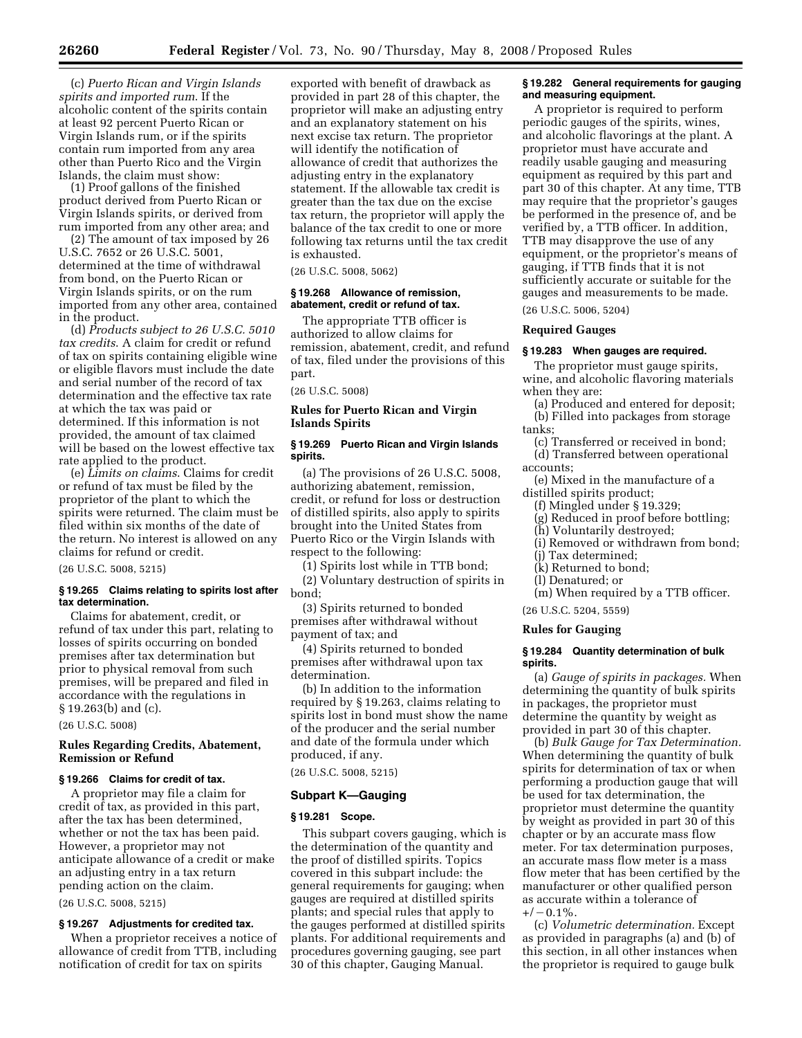(c) *Puerto Rican and Virgin Islands spirits and imported rum.* If the alcoholic content of the spirits contain at least 92 percent Puerto Rican or Virgin Islands rum, or if the spirits contain rum imported from any area other than Puerto Rico and the Virgin Islands, the claim must show:

(1) Proof gallons of the finished product derived from Puerto Rican or Virgin Islands spirits, or derived from rum imported from any other area; and

(2) The amount of tax imposed by 26 U.S.C. 7652 or 26 U.S.C. 5001, determined at the time of withdrawal from bond, on the Puerto Rican or Virgin Islands spirits, or on the rum imported from any other area, contained in the product.

(d) *Products subject to 26 U.S.C. 5010 tax credits.* A claim for credit or refund of tax on spirits containing eligible wine or eligible flavors must include the date and serial number of the record of tax determination and the effective tax rate at which the tax was paid or determined. If this information is not provided, the amount of tax claimed will be based on the lowest effective tax rate applied to the product.

(e) *Limits on claims.* Claims for credit or refund of tax must be filed by the proprietor of the plant to which the spirits were returned. The claim must be filed within six months of the date of the return. No interest is allowed on any claims for refund or credit.

(26 U.S.C. 5008, 5215)

### § 19.265 Claims relating to spirits lost after tax determination.

Claims for abatement, credit, or refund of tax under this part, relating to losses of spirits occurring on bonded premises after tax determination but prior to physical removal from such premises, will be prepared and filed in accordance with the regulations in § 19.263(b) and (c).

(26 U.S.C. 5008)

## Rules Regarding Credits, Abatement, Remission or Refund

### § 19.266 Claims for credit of tax.

A proprietor may file a claim for credit of tax, as provided in this part, after the tax has been determined, whether or not the tax has been paid. However, a proprietor may not anticipate allowance of a credit or make an adjusting entry in a tax return pending action on the claim.

(26 U.S.C. 5008, 5215)

### § 19.267 Adjustments for credited tax.

When a proprietor receives a notice of allowance of credit from TTB, including notification of credit for tax on spirits exported with benefit of drawback as provided in part 28 of this chapter, the proprietor will make an adjusting entry and an explanatory statement on his next excise tax return. The proprietor will identify the notification of allowance of credit that authorizes the adjusting entry in the explanatory statement. If the allowable tax credit is greater than the tax due on the excise tax return, the proprietor will apply the balance of the tax credit to one or more following tax returns until the tax credit is exhausted.

(26 U.S.C. 5008, 5062)

### § 19.268 Allowance of remission, abatement, credit or refund of tax.

The appropriate TTB officer is authorized to allow claims for remission, abatement, credit, and refund of tax, filed under the provisions of this part.

(26 U.S.C. 5008)

## Rules for Puerto Rican and Virgin Islands Spirits

### § 19.269 Puerto Rican and Virgin Islands spirits.

(a) The provisions of 26 U.S.C. 5008, authorizing abatement, remission, credit, or refund for loss or destruction of distilled spirits, also apply to spirits brought into the United States from Puerto Rico or the Virgin Islands with respect to the following:

(1) Spirits lost while in TTB bond;

(2) Voluntary destruction of spirits in bond;

(3) Spirits returned to bonded premises after withdrawal without payment of tax; and

(4) Spirits returned to bonded premises after withdrawal upon tax determination.

(b) In addition to the information required by § 19.263, claims relating to spirits lost in bond must show the name of the producer and the serial number and date of the formula under which produced, if any.

(26 U.S.C. 5008, 5215)

## Subpart K—Gauging

### § 19.281 Scope.

This subpart covers gauging, which is the determination of the quantity and the proof of distilled spirits. Topics covered in this subpart include: the general requirements for gauging; when gauges are required at distilled spirits plants; and special rules that apply to the gauges performed at distilled spirits plants. For additional requirements and procedures governing gauging, see part 30 of this chapter, Gauging Manual.

### § 19.282 General requirements for gauging and measuring equipment.

A proprietor is required to perform periodic gauges of the spirits, wines, and alcoholic flavorings at the plant. A proprietor must have accurate and readily usable gauging and measuring equipment as required by this part and part 30 of this chapter. At any time, TTB may require that the proprietor's gauges be performed in the presence of, and be verified by, a TTB officer. In addition, TTB may disapprove the use of any equipment, or the proprietor's means of gauging, if TTB finds that it is not sufficiently accurate or suitable for the gauges and measurements to be made.

(26 U.S.C. 5006, 5204)

## Required Gauges

### § 19.283 When gauges are required.

The proprietor must gauge spirits, wine, and alcoholic flavoring materials when they are:

(a) Produced and entered for deposit;

(b) Filled into packages from storage tanks;

(c) Transferred or received in bond;

(d) Transferred between operational accounts;

(e) Mixed in the manufacture of a distilled spirits product;

(f) Mingled under § 19.329;

(g) Reduced in proof before bottling;

(h) Voluntarily destroyed;

(i) Removed or withdrawn from bond;

(j) Tax determined;

(k) Returned to bond;

(l) Denatured; or

(m) When required by a TTB officer.

(26 U.S.C. 5204, 5559)

## Rules for Gauging

### § 19.284 Quantity determination of bulk spirits.

(a) *Gauge of spirits in packages.* When determining the quantity of bulk spirits in packages, the proprietor must determine the quantity by weight as provided in part 30 of this chapter.

(b) *Bulk Gauge for Tax Determination.* When determining the quantity of bulk spirits for determination of tax or when performing a production gauge that will be used for tax determination, the proprietor must determine the quantity by weight as provided in part 30 of this chapter or by an accurate mass flow meter. For tax determination purposes, an accurate mass flow meter is a mass flow meter that has been certified by the manufacturer or other qualified person as accurate within a tolerance of $+/-0.1\%$.

(c) *Volumetric determination.* Except as provided in paragraphs (a) and (b) of this section, in all other instances when the proprietor is required to gauge bulk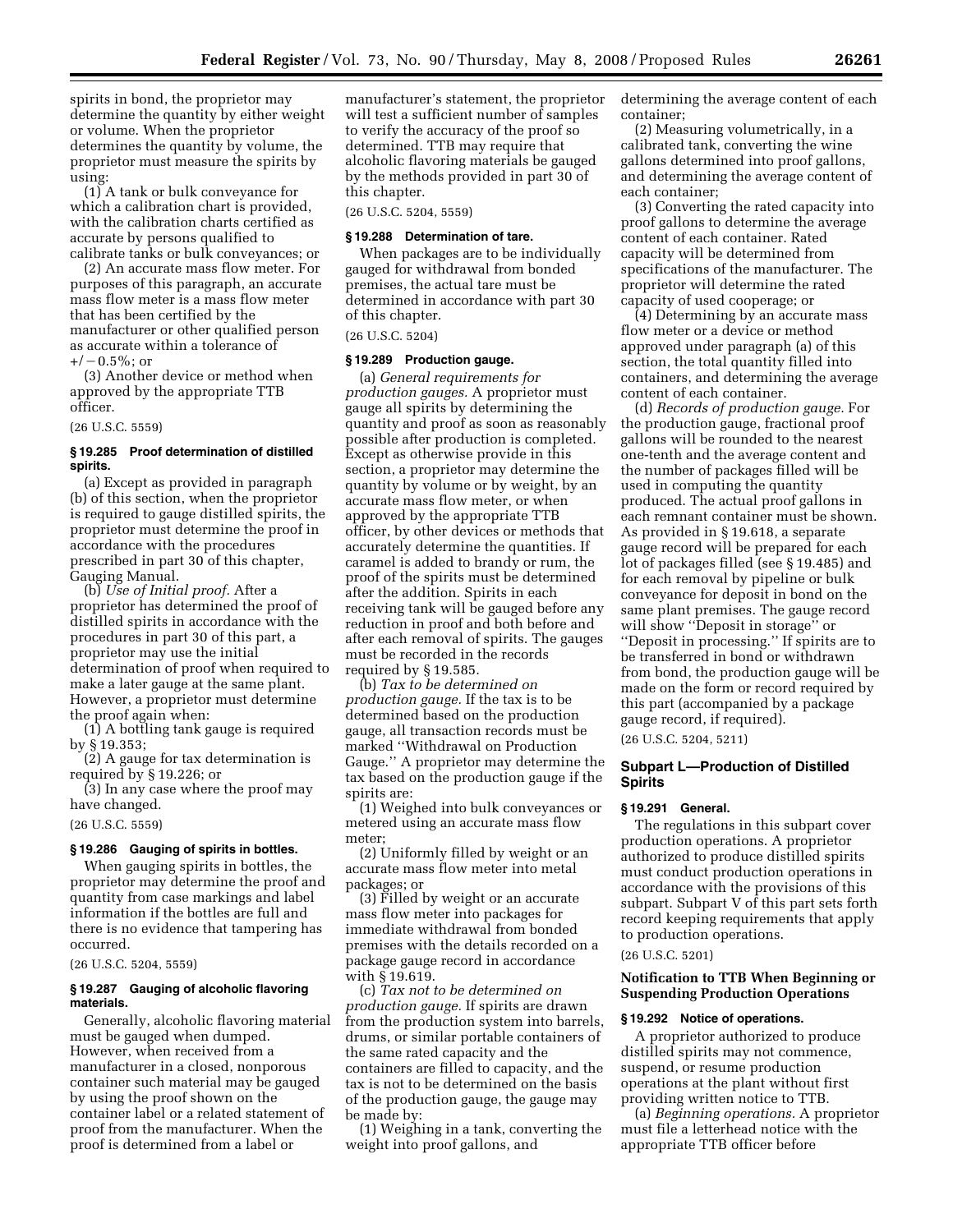spirits in bond, the proprietor may determine the quantity by either weight or volume. When the proprietor determines the quantity by volume, the proprietor must measure the spirits by using:

(1) A tank or bulk conveyance for which a calibration chart is provided, with the calibration charts certified as accurate by persons qualified to calibrate tanks or bulk conveyances; or

(2) An accurate mass flow meter. For purposes of this paragraph, an accurate mass flow meter is a mass flow meter that has been certified by the manufacturer or other qualified person as accurate within a tolerance of +/−0.5%; or

(3) Another device or method when approved by the appropriate TTB officer.

(26 U.S.C. 5559)

### § 19.285 Proof determination of distilled spirits.

(a) Except as provided in paragraph (b) of this section, when the proprietor is required to gauge distilled spirits, the proprietor must determine the proof in accordance with the procedures prescribed in part 30 of this chapter, Gauging Manual.

(b) *Use of Initial proof.* After a proprietor has determined the proof of distilled spirits in accordance with the procedures in part 30 of this part, a proprietor may use the initial determination of proof when required to make a later gauge at the same plant. However, a proprietor must determine the proof again when:

(1) A bottling tank gauge is required by § 19.353;

(2) A gauge for tax determination is required by § 19.226; or

(3) In any case where the proof may have changed.

(26 U.S.C. 5559)

### § 19.286 Gauging of spirits in bottles.

When gauging spirits in bottles, the proprietor may determine the proof and quantity from case markings and label information if the bottles are full and there is no evidence that tampering has occurred.

(26 U.S.C. 5204, 5559)

### § 19.287 Gauging of alcoholic flavoring materials.

Generally, alcoholic flavoring material must be gauged when dumped. However, when received from a manufacturer in a closed, nonporous container such material may be gauged by using the proof shown on the container label or a related statement of proof from the manufacturer. When the proof is determined from a label or manufacturer's statement, the proprietor will test a sufficient number of samples to verify the accuracy of the proof so determined. TTB may require that alcoholic flavoring materials be gauged by the methods provided in part 30 of this chapter.

(26 U.S.C. 5204, 5559)

### § 19.288 Determination of tare.

When packages are to be individually gauged for withdrawal from bonded premises, the actual tare must be determined in accordance with part 30 of this chapter.

(26 U.S.C. 5204)

### § 19.289 Production gauge.

(a) *General requirements for production gauges.* A proprietor must gauge all spirits by determining the quantity and proof as soon as reasonably possible after production is completed. Except as otherwise provide in this section, a proprietor may determine the quantity by volume or by weight, by an accurate mass flow meter, or when approved by the appropriate TTB officer, by other devices or methods that accurately determine the quantities. If caramel is added to brandy or rum, the proof of the spirits must be determined after the addition. Spirits in each receiving tank will be gauged before any reduction in proof and both before and after each removal of spirits. The gauges must be recorded in the records required by § 19.585.

(b) *Tax to be determined on production gauge.* If the tax is to be determined based on the production gauge, all transaction records must be marked "Withdrawal on Production Gauge." A proprietor may determine the tax based on the production gauge if the spirits are:

(1) Weighed into bulk conveyances or metered using an accurate mass flow meter;

(2) Uniformly filled by weight or an accurate mass flow meter into metal packages; or

(3) Filled by weight or an accurate mass flow meter into packages for immediate withdrawal from bonded premises with the details recorded on a package gauge record in accordance with § 19.619.

(c) *Tax not to be determined on production gauge.* If spirits are drawn from the production system into barrels, drums, or similar portable containers of the same rated capacity and the containers are filled to capacity, and the tax is not to be determined on the basis of the production gauge, the gauge may be made by:

(1) Weighing in a tank, converting the weight into proof gallons, and determining the average content of each container;

(2) Measuring volumetrically, in a calibrated tank, converting the wine gallons determined into proof gallons, and determining the average content of each container;

(3) Converting the rated capacity into proof gallons to determine the average content of each container. Rated capacity will be determined from specifications of the manufacturer. The proprietor will determine the rated capacity of used cooperage; or

(4) Determining by an accurate mass flow meter or a device or method approved under paragraph (a) of this section, the total quantity filled into containers, and determining the average content of each container.

(d) *Records of production gauge.* For the production gauge, fractional proof gallons will be rounded to the nearest one-tenth and the average content and the number of packages filled will be used in computing the quantity produced. The actual proof gallons in each remnant container must be shown. As provided in § 19.618, a separate gauge record will be prepared for each lot of packages filled (see § 19.485) and for each removal by pipeline or bulk conveyance for deposit in bond on the same plant premises. The gauge record will show "Deposit in storage" or "Deposit in processing." If spirits are to be transferred in bond or withdrawn from bond, the production gauge will be made on the form or record required by this part (accompanied by a package gauge record, if required).

(26 U.S.C. 5204, 5211)

## Subpart L—Production of Distilled Spirits

### § 19.291 General.

The regulations in this subpart cover production operations. A proprietor authorized to produce distilled spirits must conduct production operations in accordance with the provisions of this subpart. Subpart V of this part sets forth record keeping requirements that apply to production operations.

(26 U.S.C. 5201)

### Notification to TTB When Beginning or Suspending Production Operations

### § 19.292 Notice of operations.

A proprietor authorized to produce distilled spirits may not commence, suspend, or resume production operations at the plant without first providing written notice to TTB.

(a) *Beginning operations.* A proprietor must file a letterhead notice with the appropriate TTB officer before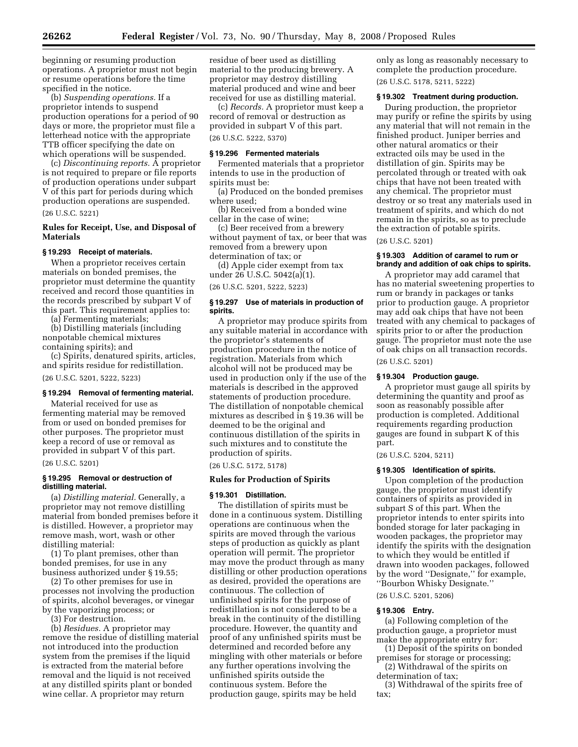beginning or resuming production operations. A proprietor must not begin or resume operations before the time specified in the notice.

(b) *Suspending operations.* If a proprietor intends to suspend production operations for a period of 90 days or more, the proprietor must file a letterhead notice with the appropriate TTB officer specifying the date on which operations will be suspended.

(c) *Discontinuing reports.* A proprietor is not required to prepare or file reports of production operations under subpart V of this part for periods during which production operations are suspended.

(26 U.S.C. 5221)

### Rules for Receipt, Use, and Disposal of Materials

#### § 19.293 Receipt of materials.

When a proprietor receives certain materials on bonded premises, the proprietor must determine the quantity received and record those quantities in the records prescribed by subpart V of this part. This requirement applies to:

(a) Fermenting materials;

(b) Distilling materials (including nonpotable chemical mixtures containing spirits); and

(c) Spirits, denatured spirits, articles, and spirits residue for redistillation.

(26 U.S.C. 5201, 5222, 5223)

#### § 19.294 Removal of fermenting material.

Material received for use as fermenting material may be removed from or used on bonded premises for other purposes. The proprietor must keep a record of use or removal as provided in subpart V of this part.

(26 U.S.C. 5201)

#### § 19.295 Removal or destruction of distilling material.

(a) *Distilling material.* Generally, a proprietor may not remove distilling material from bonded premises before it is distilled. However, a proprietor may remove mash, wort, wash or other distilling material:

(1) To plant premises, other than bonded premises, for use in any business authorized under § 19.55;

(2) To other premises for use in processes not involving the production of spirits, alcohol beverages, or vinegar by the vaporizing process; or

(3) For destruction.

(b) *Residues.* A proprietor may remove the residue of distilling material not introduced into the production system from the premises if the liquid is extracted from the material before removal and the liquid is not received at any distilled spirits plant or bonded wine cellar. A proprietor may return residue of beer used as distilling material to the producing brewery. A proprietor may destroy distilling material produced and wine and beer received for use as distilling material.

(c) *Records.* A proprietor must keep a record of removal or destruction as provided in subpart V of this part.

(26 U.S.C. 5222, 5370)

#### § 19.296 Fermented materials

Fermented materials that a proprietor intends to use in the production of spirits must be:

(a) Produced on the bonded premises where used;

(b) Received from a bonded wine cellar in the case of wine;

(c) Beer received from a brewery without payment of tax, or beer that was removed from a brewery upon determination of tax; or

(d) Apple cider exempt from tax under 26 U.S.C. 5042(a)(1).

(26 U.S.C. 5201, 5222, 5223)

#### § 19.297 Use of materials in production of spirits.

A proprietor may produce spirits from any suitable material in accordance with the proprietor's statements of production procedure in the notice of registration. Materials from which alcohol will not be produced may be used in production only if the use of the materials is described in the approved statements of production procedure. The distillation of nonpotable chemical mixtures as described in § 19.36 will be deemed to be the original and continuous distillation of the spirits in such mixtures and to constitute the production of spirits.

(26 U.S.C. 5172, 5178)

### Rules for Production of Spirits

#### § 19.301 Distillation.

The distillation of spirits must be done in a continuous system. Distilling operations are continuous when the spirits are moved through the various steps of production as quickly as plant operation will permit. The proprietor may move the product through as many distilling or other production operations as desired, provided the operations are continuous. The collection of unfinished spirits for the purpose of redistillation is not considered to be a break in the continuity of the distilling procedure. However, the quantity and proof of any unfinished spirits must be determined and recorded before any mingling with other materials or before any further operations involving the unfinished spirits outside the continuous system. Before the production gauge, spirits may be held only as long as reasonably necessary to complete the production procedure.

(26 U.S.C. 5178, 5211, 5222)

#### § 19.302 Treatment during production.

During production, the proprietor may purify or refine the spirits by using any material that will not remain in the finished product. Juniper berries and other natural aromatics or their extracted oils may be used in the distillation of gin. Spirits may be percolated through or treated with oak chips that have not been treated with any chemical. The proprietor must destroy or so treat any materials used in treatment of spirits, and which do not remain in the spirits, so as to preclude the extraction of potable spirits.

(26 U.S.C. 5201)

#### § 19.303 Addition of caramel to rum or brandy and addition of oak chips to spirits.

A proprietor may add caramel that has no material sweetening properties to rum or brandy in packages or tanks prior to production gauge. A proprietor may add oak chips that have not been treated with any chemical to packages of spirits prior to or after the production gauge. The proprietor must note the use of oak chips on all transaction records.

(26 U.S.C. 5201)

#### § 19.304 Production gauge.

A proprietor must gauge all spirits by determining the quantity and proof as soon as reasonably possible after production is completed. Additional requirements regarding production gauges are found in subpart K of this part.

(26 U.S.C. 5204, 5211)

#### § 19.305 Identification of spirits.

Upon completion of the production gauge, the proprietor must identify containers of spirits as provided in subpart S of this part. When the proprietor intends to enter spirits into bonded storage for later packaging in wooden packages, the proprietor may identify the spirits with the designation to which they would be entitled if drawn into wooden packages, followed by the word "Designate," for example, "Bourbon Whisky Designate."

(26 U.S.C. 5201, 5206)

#### § 19.306 Entry.

(a) Following completion of the production gauge, a proprietor must make the appropriate entry for:

(1) Deposit of the spirits on bonded premises for storage or processing;

(2) Withdrawal of the spirits on determination of tax;

(3) Withdrawal of the spirits free of tax;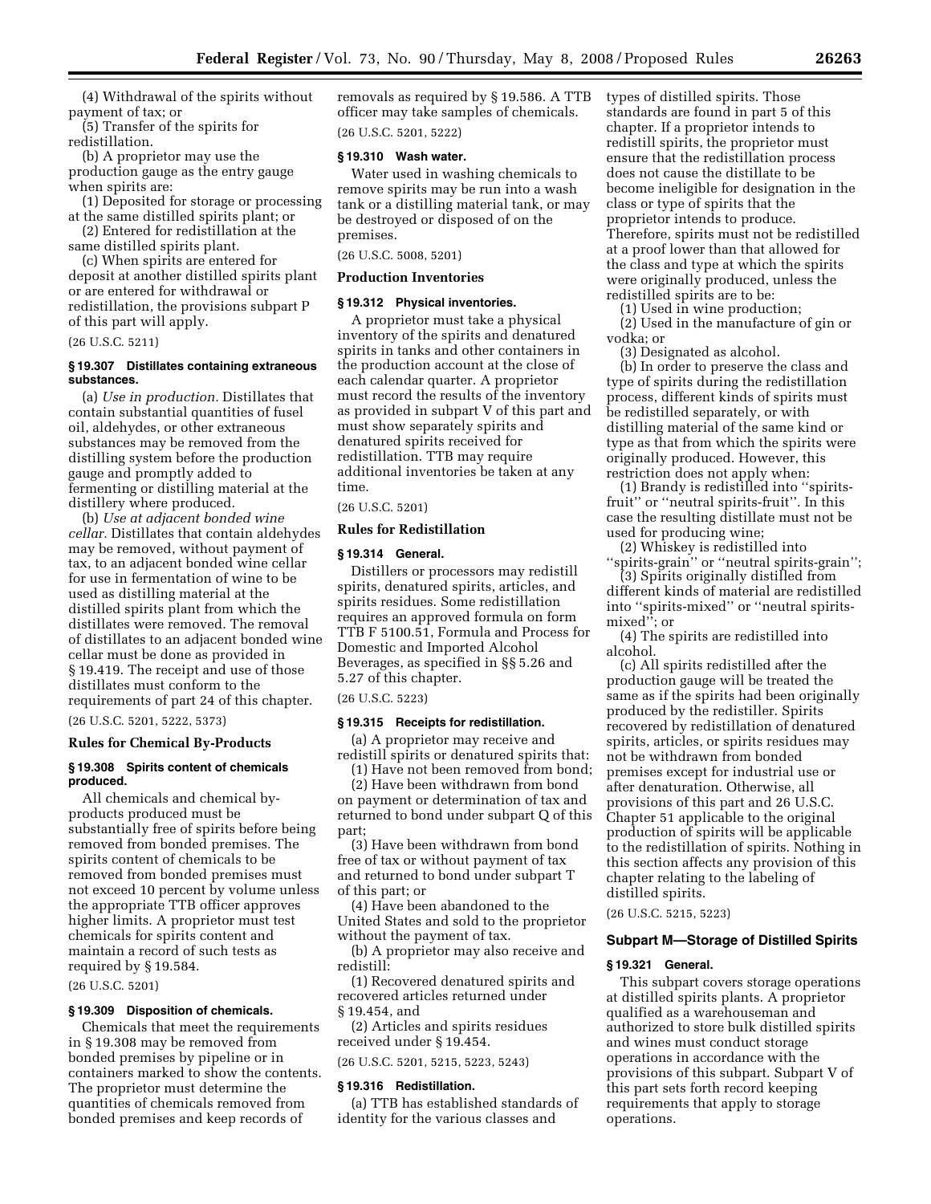(4) Withdrawal of the spirits without payment of tax; or

(5) Transfer of the spirits for redistillation.

(b) A proprietor may use the production gauge as the entry gauge when spirits are:

(1) Deposited for storage or processing at the same distilled spirits plant; or

(2) Entered for redistillation at the same distilled spirits plant.

(c) When spirits are entered for deposit at another distilled spirits plant or are entered for withdrawal or redistillation, the provisions subpart P of this part will apply.

(26 U.S.C. 5211)

**§ 19.307 Distillates containing extraneous substances.**

(a) *Use in production.* Distillates that contain substantial quantities of fusel oil, aldehydes, or other extraneous substances may be removed from the distilling system before the production gauge and promptly added to fermenting or distilling material at the distillery where produced.

(b) *Use at adjacent bonded wine cellar.* Distillates that contain aldehydes may be removed, without payment of tax, to an adjacent bonded wine cellar for use in fermentation of wine to be used as distilling material at the distilled spirits plant from which the distillates were removed. The removal of distillates to an adjacent bonded wine cellar must be done as provided in § 19.419. The receipt and use of those distillates must conform to the requirements of part 24 of this chapter.

(26 U.S.C. 5201, 5222, 5373)

**Rules for Chemical By-Products**

**§ 19.308 Spirits content of chemicals produced.**

All chemicals and chemical by-products produced must be substantially free of spirits before being removed from bonded premises. The spirits content of chemicals to be removed from bonded premises must not exceed 10 percent by volume unless the appropriate TTB officer approves higher limits. A proprietor must test chemicals for spirits content and maintain a record of such tests as required by § 19.584.

(26 U.S.C. 5201)

**§ 19.309 Disposition of chemicals.**

Chemicals that meet the requirements in § 19.308 may be removed from bonded premises by pipeline or in containers marked to show the contents. The proprietor must determine the quantities of chemicals removed from bonded premises and keep records of removals as required by § 19.586. A TTB officer may take samples of chemicals.

(26 U.S.C. 5201, 5222)

**§ 19.310 Wash water.**

Water used in washing chemicals to remove spirits may be run into a wash tank or a distilling material tank, or may be destroyed or disposed of on the premises.

(26 U.S.C. 5008, 5201)

**Production Inventories**

**§ 19.312 Physical inventories.**

A proprietor must take a physical inventory of the spirits and denatured spirits in tanks and other containers in the production account at the close of each calendar quarter. A proprietor must record the results of the inventory as provided in subpart V of this part and must show separately spirits and denatured spirits received for redistillation. TTB may require additional inventories be taken at any time.

(26 U.S.C. 5201)

**Rules for Redistillation**

**§ 19.314 General.**

Distillers or processors may redistill spirits, denatured spirits, articles, and spirits residues. Some redistillation requires an approved formula on form TTB F 5100.51, Formula and Process for Domestic and Imported Alcohol Beverages, as specified in §§ 5.26 and 5.27 of this chapter.

(26 U.S.C. 5223)

**§ 19.315 Receipts for redistillation.**

(a) A proprietor may receive and redistill spirits or denatured spirits that:

(1) Have not been removed from bond;

(2) Have been withdrawn from bond on payment or determination of tax and returned to bond under subpart Q of this part;

(3) Have been withdrawn from bond free of tax or without payment of tax and returned to bond under subpart T of this part; or

(4) Have been abandoned to the United States and sold to the proprietor without the payment of tax.

(b) A proprietor may also receive and redistill:

(1) Recovered denatured spirits and recovered articles returned under § 19.454, and

(2) Articles and spirits residues received under § 19.454.

(26 U.S.C. 5201, 5215, 5223, 5243)

**§ 19.316 Redistillation.**

(a) TTB has established standards of identity for the various classes and types of distilled spirits. Those standards are found in part 5 of this chapter. If a proprietor intends to redistill spirits, the proprietor must ensure that the redistillation process does not cause the distillate to be become ineligible for designation in the class or type of spirits that the proprietor intends to produce. Therefore, spirits must not be redistilled at a proof lower than that allowed for the class and type at which the spirits were originally produced, unless the redistilled spirits are to be:

(1) Used in wine production;

(2) Used in the manufacture of gin or vodka; or

(3) Designated as alcohol.

(b) In order to preserve the class and type of spirits during the redistillation process, different kinds of spirits must be redistilled separately, or with distilling material of the same kind or type as that from which the spirits were originally produced. However, this restriction does not apply when:

(1) Brandy is redistilled into "spirits-fruit" or "neutral spirits-fruit". In this case the resulting distillate must not be used for producing wine;

(2) Whiskey is redistilled into "spirits-grain" or "neutral spirits-grain";

(3) Spirits originally distilled from different kinds of material are redistilled into "spirits-mixed" or "neutral spirits-mixed"; or

(4) The spirits are redistilled into alcohol.

(c) All spirits redistilled after the production gauge will be treated the same as if the spirits had been originally produced by the redistiller. Spirits recovered by redistillation of denatured spirits, articles, or spirits residues may not be withdrawn from bonded premises except for industrial use or after denaturation. Otherwise, all provisions of this part and 26 U.S.C. Chapter 51 applicable to the original production of spirits will be applicable to the redistillation of spirits. Nothing in this section affects any provision of this chapter relating to the labeling of distilled spirits.

(26 U.S.C. 5215, 5223)

## Subpart M—Storage of Distilled Spirits

**§ 19.321 General.**

This subpart covers storage operations at distilled spirits plants. A proprietor qualified as a warehouseman and authorized to store bulk distilled spirits and wines must conduct storage operations in accordance with the provisions of this subpart. Subpart V of this part sets forth record keeping requirements that apply to storage operations.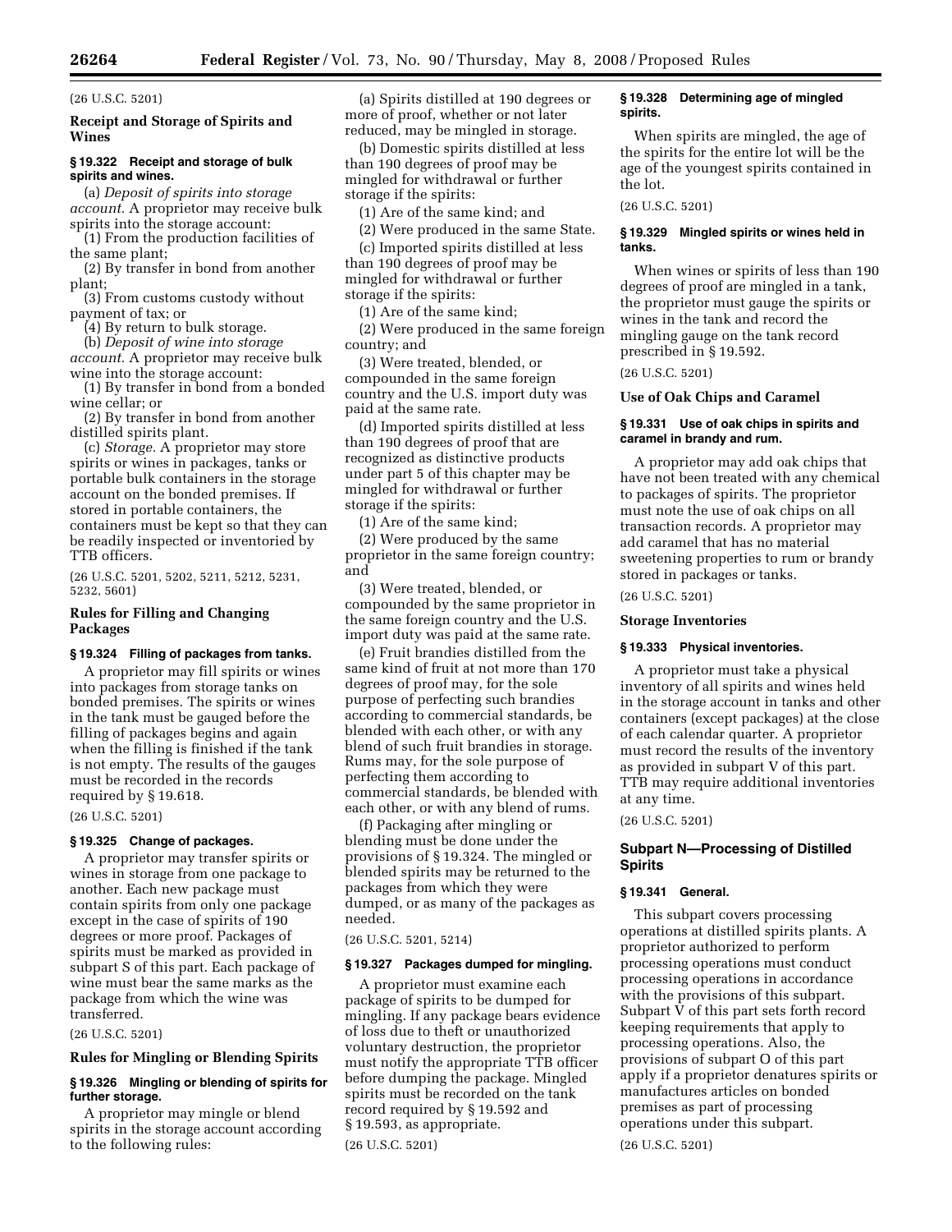(26 U.S.C. 5201)

### Receipt and Storage of Spirits and Wines

#### § 19.322 Receipt and storage of bulk spirits and wines.

(a) *Deposit of spirits into storage account.* A proprietor may receive bulk spirits into the storage account:

(1) From the production facilities of the same plant;

(2) By transfer in bond from another plant;

(3) From customs custody without payment of tax; or

(4) By return to bulk storage.

(b) *Deposit of wine into storage account.* A proprietor may receive bulk wine into the storage account:

(1) By transfer in bond from a bonded wine cellar; or

(2) By transfer in bond from another distilled spirits plant.

(c) *Storage.* A proprietor may store spirits or wines in packages, tanks or portable bulk containers in the storage account on the bonded premises. If stored in portable containers, the containers must be kept so that they can be readily inspected or inventoried by TTB officers.

(26 U.S.C. 5201, 5202, 5211, 5212, 5231, 5232, 5601)

### Rules for Filling and Changing Packages

#### § 19.324 Filling of packages from tanks.

A proprietor may fill spirits or wines into packages from storage tanks on bonded premises. The spirits or wines in the tank must be gauged before the filling of packages begins and again when the filling is finished if the tank is not empty. The results of the gauges must be recorded in the records required by § 19.618.

(26 U.S.C. 5201)

#### § 19.325 Change of packages.

A proprietor may transfer spirits or wines in storage from one package to another. Each new package must contain spirits from only one package except in the case of spirits of 190 degrees or more proof. Packages of spirits must be marked as provided in subpart S of this part. Each package of wine must bear the same marks as the package from which the wine was transferred.

(26 U.S.C. 5201)

### Rules for Mingling or Blending Spirits

#### § 19.326 Mingling or blending of spirits for further storage.

A proprietor may mingle or blend spirits in the storage account according to the following rules:

(a) Spirits distilled at 190 degrees or more of proof, whether or not later reduced, may be mingled in storage.

(b) Domestic spirits distilled at less than 190 degrees of proof may be mingled for withdrawal or further storage if the spirits:

(1) Are of the same kind; and

(2) Were produced in the same State.

(c) Imported spirits distilled at less than 190 degrees of proof may be mingled for withdrawal or further storage if the spirits:

(1) Are of the same kind;

(2) Were produced in the same foreign country; and

(3) Were treated, blended, or compounded in the same foreign country and the U.S. import duty was paid at the same rate.

(d) Imported spirits distilled at less than 190 degrees of proof that are recognized as distinctive products under part 5 of this chapter may be mingled for withdrawal or further storage if the spirits:

(1) Are of the same kind;

(2) Were produced by the same proprietor in the same foreign country; and

(3) Were treated, blended, or compounded by the same proprietor in the same foreign country and the U.S. import duty was paid at the same rate.

(e) Fruit brandies distilled from the same kind of fruit at not more than 170 degrees of proof may, for the sole purpose of perfecting such brandies according to commercial standards, be blended with each other, or with any blend of such fruit brandies in storage. Rums may, for the sole purpose of perfecting them according to commercial standards, be blended with each other, or with any blend of rums.

(f) Packaging after mingling or blending must be done under the provisions of § 19.324. The mingled or blended spirits may be returned to the packages from which they were dumped, or as many of the packages as needed.

(26 U.S.C. 5201, 5214)

#### § 19.327 Packages dumped for mingling.

A proprietor must examine each package of spirits to be dumped for mingling. If any package bears evidence of loss due to theft or unauthorized voluntary destruction, the proprietor must notify the appropriate TTB officer before dumping the package. Mingled spirits must be recorded on the tank record required by § 19.592 and § 19.593, as appropriate.

(26 U.S.C. 5201)

#### § 19.328 Determining age of mingled spirits.

When spirits are mingled, the age of the spirits for the entire lot will be the age of the youngest spirits contained in the lot.

(26 U.S.C. 5201)

#### § 19.329 Mingled spirits or wines held in tanks.

When wines or spirits of less than 190 degrees of proof are mingled in a tank, the proprietor must gauge the spirits or wines in the tank and record the mingling gauge on the tank record prescribed in § 19.592.

(26 U.S.C. 5201)

### Use of Oak Chips and Caramel

#### § 19.331 Use of oak chips in spirits and caramel in brandy and rum.

A proprietor may add oak chips that have not been treated with any chemical to packages of spirits. The proprietor must note the use of oak chips on all transaction records. A proprietor may add caramel that has no material sweetening properties to rum or brandy stored in packages or tanks.

(26 U.S.C. 5201)

### Storage Inventories

#### § 19.333 Physical inventories.

A proprietor must take a physical inventory of all spirits and wines held in the storage account in tanks and other containers (except packages) at the close of each calendar quarter. A proprietor must record the results of the inventory as provided in subpart V of this part. TTB may require additional inventories at any time.

(26 U.S.C. 5201)

## Subpart N—Processing of Distilled Spirits

#### § 19.341 General.

This subpart covers processing operations at distilled spirits plants. A proprietor authorized to perform processing operations must conduct processing operations in accordance with the provisions of this subpart. Subpart V of this part sets forth record keeping requirements that apply to processing operations. Also, the provisions of subpart O of this part apply if a proprietor denatures spirits or manufactures articles on bonded premises as part of processing operations under this subpart.

(26 U.S.C. 5201)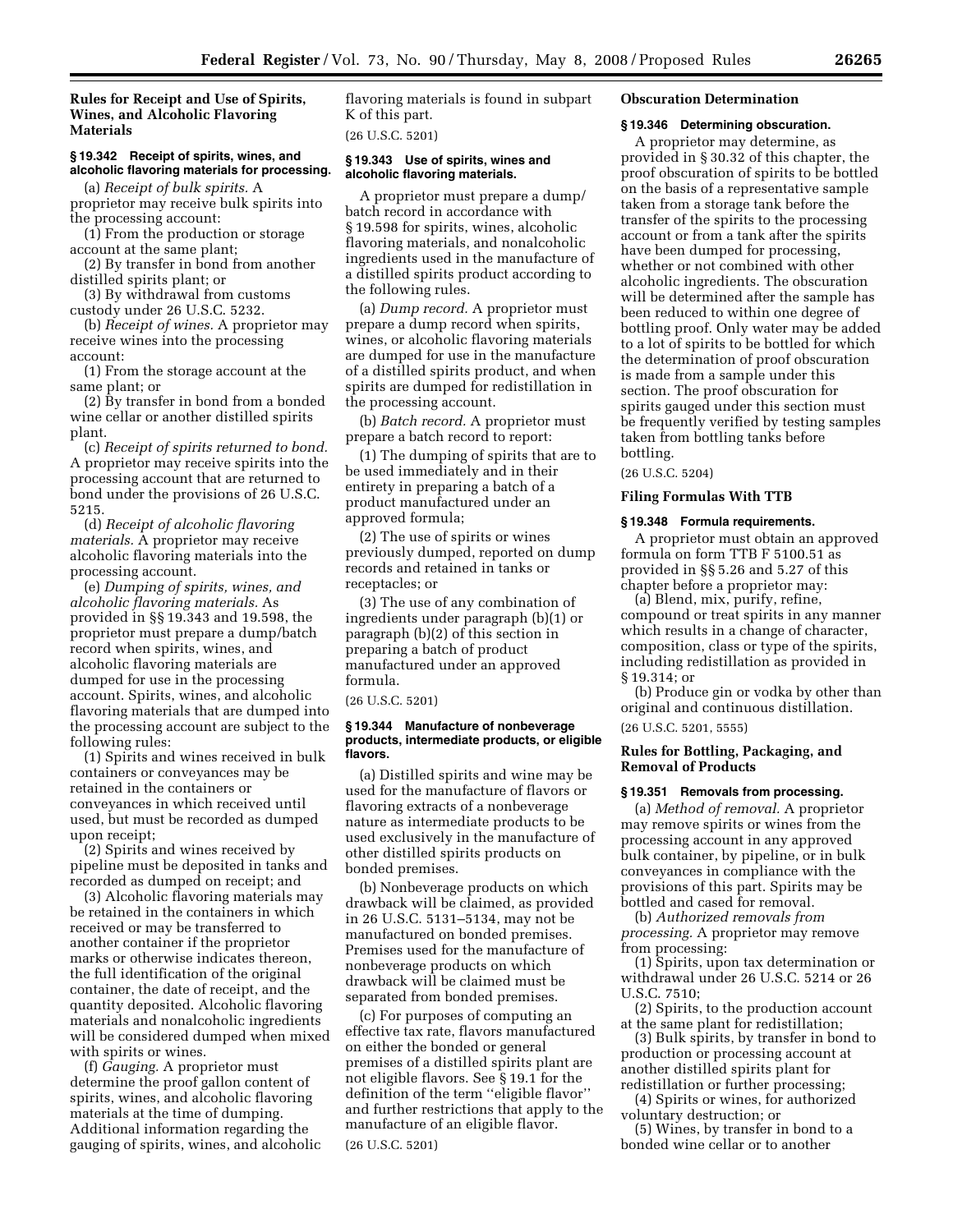**Rules for Receipt and Use of Spirits, Wines, and Alcoholic Flavoring Materials**

**§ 19.342 Receipt of spirits, wines, and alcoholic flavoring materials for processing.**

(a) *Receipt of bulk spirits.* A proprietor may receive bulk spirits into the processing account:

(1) From the production or storage account at the same plant;

(2) By transfer in bond from another distilled spirits plant; or

(3) By withdrawal from customs custody under 26 U.S.C. 5232.

(b) *Receipt of wines.* A proprietor may receive wines into the processing account:

(1) From the storage account at the same plant; or

(2) By transfer in bond from a bonded wine cellar or another distilled spirits plant.

(c) *Receipt of spirits returned to bond.* A proprietor may receive spirits into the processing account that are returned to bond under the provisions of 26 U.S.C. 5215.

(d) *Receipt of alcoholic flavoring materials.* A proprietor may receive alcoholic flavoring materials into the processing account.

(e) *Dumping of spirits, wines, and alcoholic flavoring materials.* As provided in §§ 19.343 and 19.598, the proprietor must prepare a dump/batch record when spirits, wines, and alcoholic flavoring materials are dumped for use in the processing account. Spirits, wines, and alcoholic flavoring materials that are dumped into the processing account are subject to the following rules:

(1) Spirits and wines received in bulk containers or conveyances may be retained in the containers or conveyances in which received until used, but must be recorded as dumped upon receipt;

(2) Spirits and wines received by pipeline must be deposited in tanks and recorded as dumped on receipt; and

(3) Alcoholic flavoring materials may be retained in the containers in which received or may be transferred to another container if the proprietor marks or otherwise indicates thereon, the full identification of the original container, the date of receipt, and the quantity deposited. Alcoholic flavoring materials and nonalcoholic ingredients will be considered dumped when mixed with spirits or wines.

(f) *Gauging.* A proprietor must determine the proof gallon content of spirits, wines, and alcoholic flavoring materials at the time of dumping. Additional information regarding the gauging of spirits, wines, and alcoholic flavoring materials is found in subpart K of this part.

(26 U.S.C. 5201)

**§ 19.343 Use of spirits, wines and alcoholic flavoring materials.**

A proprietor must prepare a dump/batch record in accordance with § 19.598 for spirits, wines, alcoholic flavoring materials, and nonalcoholic ingredients used in the manufacture of a distilled spirits product according to the following rules.

(a) *Dump record.* A proprietor must prepare a dump record when spirits, wines, or alcoholic flavoring materials are dumped for use in the manufacture of a distilled spirits product, and when spirits are dumped for redistillation in the processing account.

(b) *Batch record.* A proprietor must prepare a batch record to report:

(1) The dumping of spirits that are to be used immediately and in their entirety in preparing a batch of a product manufactured under an approved formula;

(2) The use of spirits or wines previously dumped, reported on dump records and retained in tanks or receptacles; or

(3) The use of any combination of ingredients under paragraph (b)(1) or paragraph (b)(2) of this section in preparing a batch of product manufactured under an approved formula.

(26 U.S.C. 5201)

**§ 19.344 Manufacture of nonbeverage products, intermediate products, or eligible flavors.**

(a) Distilled spirits and wine may be used for the manufacture of flavors or flavoring extracts of a nonbeverage nature as intermediate products to be used exclusively in the manufacture of other distilled spirits products on bonded premises.

(b) Nonbeverage products on which drawback will be claimed, as provided in 26 U.S.C. 5131–5134, may not be manufactured on bonded premises. Premises used for the manufacture of nonbeverage products on which drawback will be claimed must be separated from bonded premises.

(c) For purposes of computing an effective tax rate, flavors manufactured on either the bonded or general premises of a distilled spirits plant are not eligible flavors. See § 19.1 for the definition of the term ''eligible flavor'' and further restrictions that apply to the manufacture of an eligible flavor.

(26 U.S.C. 5201)

**Obscuration Determination**

**§ 19.346 Determining obscuration.**

A proprietor may determine, as provided in § 30.32 of this chapter, the proof obscuration of spirits to be bottled on the basis of a representative sample taken from a storage tank before the transfer of the spirits to the processing account or from a tank after the spirits have been dumped for processing, whether or not combined with other alcoholic ingredients. The obscuration will be determined after the sample has been reduced to within one degree of bottling proof. Only water may be added to a lot of spirits to be bottled for which the determination of proof obscuration is made from a sample under this section. The proof obscuration for spirits gauged under this section must be frequently verified by testing samples taken from bottling tanks before bottling.

(26 U.S.C. 5204)

**Filing Formulas With TTB**

**§ 19.348 Formula requirements.**

A proprietor must obtain an approved formula on form TTB F 5100.51 as provided in §§ 5.26 and 5.27 of this chapter before a proprietor may:

(a) Blend, mix, purify, refine, compound or treat spirits in any manner which results in a change of character, composition, class or type of the spirits, including redistillation as provided in § 19.314; or

(b) Produce gin or vodka by other than original and continuous distillation.

(26 U.S.C. 5201, 5555)

**Rules for Bottling, Packaging, and Removal of Products**

**§ 19.351 Removals from processing.**

(a) *Method of removal.* A proprietor may remove spirits or wines from the processing account in any approved bulk container, by pipeline, or in bulk conveyances in compliance with the provisions of this part. Spirits may be bottled and cased for removal.

(b) *Authorized removals from processing.* A proprietor may remove from processing:

(1) Spirits, upon tax determination or withdrawal under 26 U.S.C. 5214 or 26 U.S.C. 7510;

(2) Spirits, to the production account at the same plant for redistillation;

(3) Bulk spirits, by transfer in bond to production or processing account at another distilled spirits plant for redistillation or further processing;

(4) Spirits or wines, for authorized voluntary destruction; or

(5) Wines, by transfer in bond to a bonded wine cellar or to another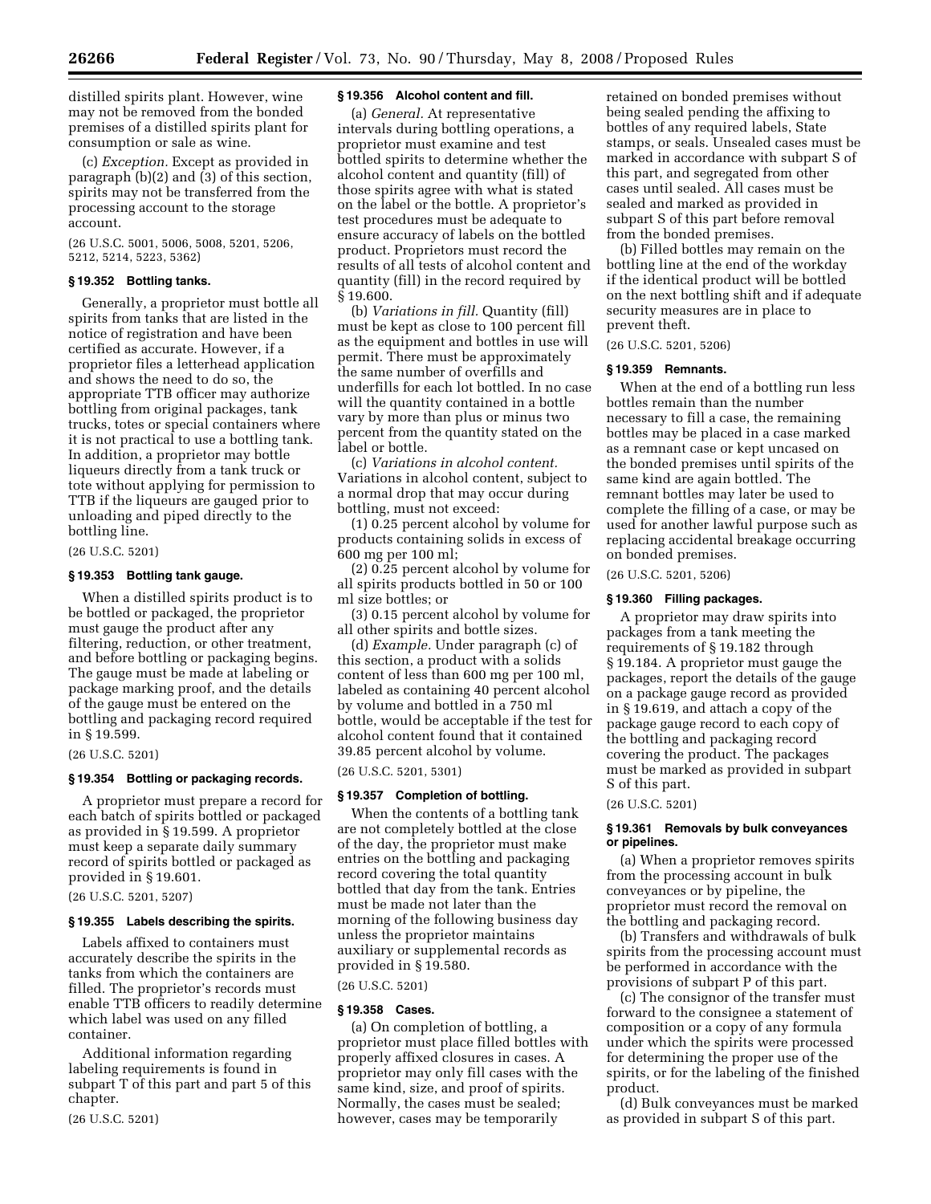distilled spirits plant. However, wine may not be removed from the bonded premises of a distilled spirits plant for consumption or sale as wine.

(c) *Exception.* Except as provided in paragraph (b)(2) and (3) of this section, spirits may not be transferred from the processing account to the storage account.

(26 U.S.C. 5001, 5006, 5008, 5201, 5206, 5212, 5214, 5223, 5362)

### § 19.352 Bottling tanks.

Generally, a proprietor must bottle all spirits from tanks that are listed in the notice of registration and have been certified as accurate. However, if a proprietor files a letterhead application and shows the need to do so, the appropriate TTB officer may authorize bottling from original packages, tank trucks, totes or special containers where it is not practical to use a bottling tank. In addition, a proprietor may bottle liqueurs directly from a tank truck or tote without applying for permission to TTB if the liqueurs are gauged prior to unloading and piped directly to the bottling line.

(26 U.S.C. 5201)

### § 19.353 Bottling tank gauge.

When a distilled spirits product is to be bottled or packaged, the proprietor must gauge the product after any filtering, reduction, or other treatment, and before bottling or packaging begins. The gauge must be made at labeling or package marking proof, and the details of the gauge must be entered on the bottling and packaging record required in § 19.599.

(26 U.S.C. 5201)

### § 19.354 Bottling or packaging records.

A proprietor must prepare a record for each batch of spirits bottled or packaged as provided in § 19.599. A proprietor must keep a separate daily summary record of spirits bottled or packaged as provided in § 19.601.

(26 U.S.C. 5201, 5207)

### § 19.355 Labels describing the spirits.

Labels affixed to containers must accurately describe the spirits in the tanks from which the containers are filled. The proprietor's records must enable TTB officers to readily determine which label was used on any filled container.

Additional information regarding labeling requirements is found in subpart T of this part and part 5 of this chapter.

(26 U.S.C. 5201)

### § 19.356 Alcohol content and fill.

(a) *General.* At representative intervals during bottling operations, a proprietor must examine and test bottled spirits to determine whether the alcohol content and quantity (fill) of those spirits agree with what is stated on the label or the bottle. A proprietor's test procedures must be adequate to ensure accuracy of labels on the bottled product. Proprietors must record the results of all tests of alcohol content and quantity (fill) in the record required by § 19.600.

(b) *Variations in fill.* Quantity (fill) must be kept as close to 100 percent fill as the equipment and bottles in use will permit. There must be approximately the same number of overfills and underfills for each lot bottled. In no case will the quantity contained in a bottle vary by more than plus or minus two percent from the quantity stated on the label or bottle.

(c) *Variations in alcohol content.* Variations in alcohol content, subject to a normal drop that may occur during bottling, must not exceed:

(1) 0.25 percent alcohol by volume for products containing solids in excess of 600 mg per 100 ml;

(2) 0.25 percent alcohol by volume for all spirits products bottled in 50 or 100 ml size bottles; or

(3) 0.15 percent alcohol by volume for all other spirits and bottle sizes.

(d) *Example.* Under paragraph (c) of this section, a product with a solids content of less than 600 mg per 100 ml, labeled as containing 40 percent alcohol by volume and bottled in a 750 ml bottle, would be acceptable if the test for alcohol content found that it contained 39.85 percent alcohol by volume.

(26 U.S.C. 5201, 5301)

### § 19.357 Completion of bottling.

When the contents of a bottling tank are not completely bottled at the close of the day, the proprietor must make entries on the bottling and packaging record covering the total quantity bottled that day from the tank. Entries must be made not later than the morning of the following business day unless the proprietor maintains auxiliary or supplemental records as provided in § 19.580.

(26 U.S.C. 5201)

### § 19.358 Cases.

(a) On completion of bottling, a proprietor must place filled bottles with properly affixed closures in cases. A proprietor may only fill cases with the same kind, size, and proof of spirits. Normally, the cases must be sealed; however, cases may be temporarily retained on bonded premises without being sealed pending the affixing to bottles of any required labels, State stamps, or seals. Unsealed cases must be marked in accordance with subpart S of this part, and segregated from other cases until sealed. All cases must be sealed and marked as provided in subpart S of this part before removal from the bonded premises.

(b) Filled bottles may remain on the bottling line at the end of the workday if the identical product will be bottled on the next bottling shift and if adequate security measures are in place to prevent theft.

(26 U.S.C. 5201, 5206)

### § 19.359 Remnants.

When at the end of a bottling run less bottles remain than the number necessary to fill a case, the remaining bottles may be placed in a case marked as a remnant case or kept uncased on the bonded premises until spirits of the same kind are again bottled. The remnant bottles may later be used to complete the filling of a case, or may be used for another lawful purpose such as replacing accidental breakage occurring on bonded premises.

(26 U.S.C. 5201, 5206)

### § 19.360 Filling packages.

A proprietor may draw spirits into packages from a tank meeting the requirements of § 19.182 through § 19.184. A proprietor must gauge the packages, report the details of the gauge on a package gauge record as provided in § 19.619, and attach a copy of the package gauge record to each copy of the bottling and packaging record covering the product. The packages must be marked as provided in subpart S of this part.

(26 U.S.C. 5201)

### § 19.361 Removals by bulk conveyances or pipelines.

(a) When a proprietor removes spirits from the processing account in bulk conveyances or by pipeline, the proprietor must record the removal on the bottling and packaging record.

(b) Transfers and withdrawals of bulk spirits from the processing account must be performed in accordance with the provisions of subpart P of this part.

(c) The consignor of the transfer must forward to the consignee a statement of composition or a copy of any formula under which the spirits were processed for determining the proper use of the spirits, or for the labeling of the finished product.

(d) Bulk conveyances must be marked as provided in subpart S of this part.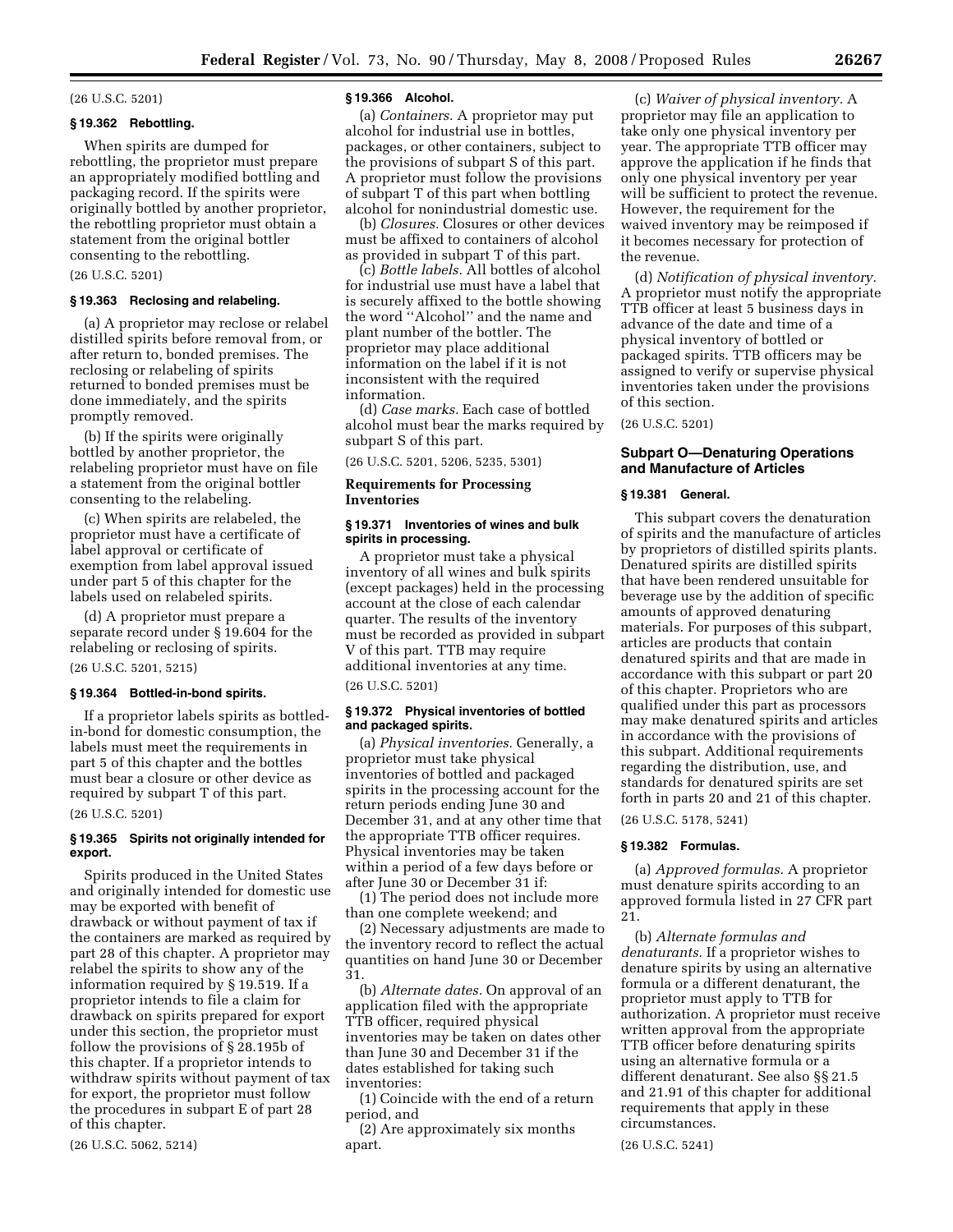(26 U.S.C. 5201)

### § 19.362 Rebottling.

When spirits are dumped for rebottling, the proprietor must prepare an appropriately modified bottling and packaging record. If the spirits were originally bottled by another proprietor, the rebottling proprietor must obtain a statement from the original bottler consenting to the rebottling.

(26 U.S.C. 5201)

### § 19.363 Reclosing and relabeling.

(a) A proprietor may reclose or relabel distilled spirits before removal from, or after return to, bonded premises. The reclosing or relabeling of spirits returned to bonded premises must be done immediately, and the spirits promptly removed.

(b) If the spirits were originally bottled by another proprietor, the relabeling proprietor must have on file a statement from the original bottler consenting to the relabeling.

(c) When spirits are relabeled, the proprietor must have a certificate of label approval or certificate of exemption from label approval issued under part 5 of this chapter for the labels used on relabeled spirits.

(d) A proprietor must prepare a separate record under § 19.604 for the relabeling or reclosing of spirits.

(26 U.S.C. 5201, 5215)

### § 19.364 Bottled-in-bond spirits.

If a proprietor labels spirits as bottled-in-bond for domestic consumption, the labels must meet the requirements in part 5 of this chapter and the bottles must bear a closure or other device as required by subpart T of this part.

(26 U.S.C. 5201)

### § 19.365 Spirits not originally intended for export.

Spirits produced in the United States and originally intended for domestic use may be exported with benefit of drawback or without payment of tax if the containers are marked as required by part 28 of this chapter. A proprietor may relabel the spirits to show any of the information required by § 19.519. If a proprietor intends to file a claim for drawback on spirits prepared for export under this section, the proprietor must follow the provisions of § 28.195b of this chapter. If a proprietor intends to withdraw spirits without payment of tax for export, the proprietor must follow the procedures in subpart E of part 28 of this chapter.

(26 U.S.C. 5062, 5214)

### § 19.366 Alcohol.

(a) *Containers.* A proprietor may put alcohol for industrial use in bottles, packages, or other containers, subject to the provisions of subpart S of this part. A proprietor must follow the provisions of subpart T of this part when bottling alcohol for nonindustrial domestic use.

(b) *Closures.* Closures or other devices must be affixed to containers of alcohol as provided in subpart T of this part.

(c) *Bottle labels.* All bottles of alcohol for industrial use must have a label that is securely affixed to the bottle showing the word ''Alcohol'' and the name and plant number of the bottler. The proprietor may place additional information on the label if it is not inconsistent with the required information.

(d) *Case marks.* Each case of bottled alcohol must bear the marks required by subpart S of this part.

(26 U.S.C. 5201, 5206, 5235, 5301)

### Requirements for Processing Inventories

### § 19.371 Inventories of wines and bulk spirits in processing.

A proprietor must take a physical inventory of all wines and bulk spirits (except packages) held in the processing account at the close of each calendar quarter. The results of the inventory must be recorded as provided in subpart V of this part. TTB may require additional inventories at any time.

(26 U.S.C. 5201)

### § 19.372 Physical inventories of bottled and packaged spirits.

(a) *Physical inventories.* Generally, a proprietor must take physical inventories of bottled and packaged spirits in the processing account for the return periods ending June 30 and December 31, and at any other time that the appropriate TTB officer requires. Physical inventories may be taken within a period of a few days before or after June 30 or December 31 if:

(1) The period does not include more than one complete weekend; and

(2) Necessary adjustments are made to the inventory record to reflect the actual quantities on hand June 30 or December 31.

(b) *Alternate dates.* On approval of an application filed with the appropriate TTB officer, required physical inventories may be taken on dates other than June 30 and December 31 if the dates established for taking such inventories:

(1) Coincide with the end of a return period, and

(2) Are approximately six months apart.

(c) *Waiver of physical inventory.* A proprietor may file an application to take only one physical inventory per year. The appropriate TTB officer may approve the application if he finds that only one physical inventory per year will be sufficient to protect the revenue. However, the requirement for the waived inventory may be reimposed if it becomes necessary for protection of the revenue.

(d) *Notification of physical inventory.* A proprietor must notify the appropriate TTB officer at least 5 business days in advance of the date and time of a physical inventory of bottled or packaged spirits. TTB officers may be assigned to verify or supervise physical inventories taken under the provisions of this section.

(26 U.S.C. 5201)

## Subpart O—Denaturing Operations and Manufacture of Articles

### § 19.381 General.

This subpart covers the denaturation of spirits and the manufacture of articles by proprietors of distilled spirits plants. Denatured spirits are distilled spirits that have been rendered unsuitable for beverage use by the addition of specific amounts of approved denaturing materials. For purposes of this subpart, articles are products that contain denatured spirits and that are made in accordance with this subpart or part 20 of this chapter. Proprietors who are qualified under this part as processors may make denatured spirits and articles in accordance with the provisions of this subpart. Additional requirements regarding the distribution, use, and standards for denatured spirits are set forth in parts 20 and 21 of this chapter.

(26 U.S.C. 5178, 5241)

### § 19.382 Formulas.

(a) *Approved formulas.* A proprietor must denature spirits according to an approved formula listed in 27 CFR part 21.

(b) *Alternate formulas and denaturants.* If a proprietor wishes to denature spirits by using an alternative formula or a different denaturant, the proprietor must apply to TTB for authorization. A proprietor must receive written approval from the appropriate TTB officer before denaturing spirits using an alternative formula or a different denaturant. See also §§ 21.5 and 21.91 of this chapter for additional requirements that apply in these circumstances.

(26 U.S.C. 5241)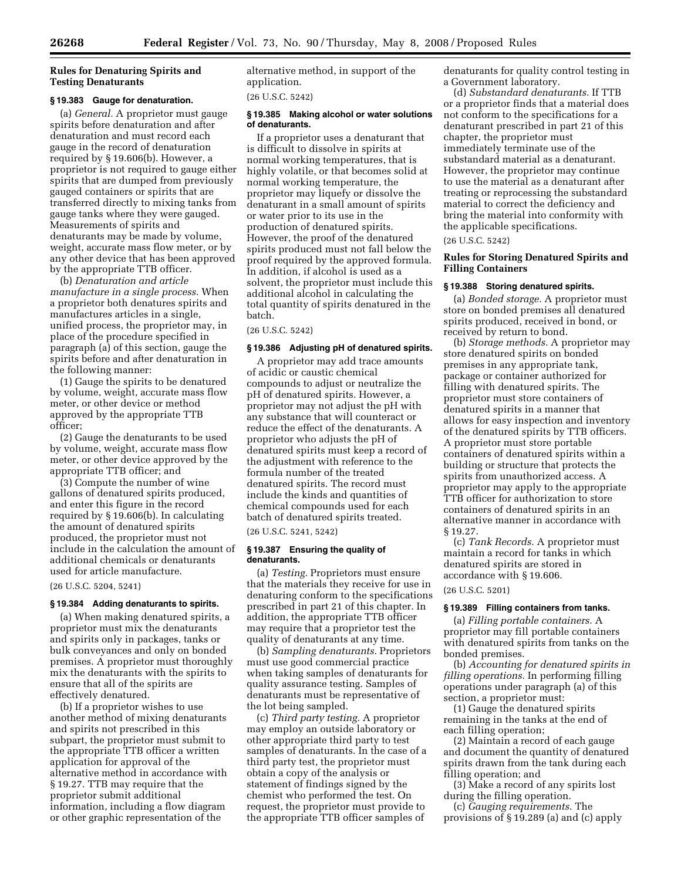### Rules for Denaturing Spirits and Testing Denaturants

#### § 19.383 Gauge for denaturation.

(a) *General.* A proprietor must gauge spirits before denaturation and after denaturation and must record each gauge in the record of denaturation required by § 19.606(b). However, a proprietor is not required to gauge either spirits that are dumped from previously gauged containers or spirits that are transferred directly to mixing tanks from gauge tanks where they were gauged. Measurements of spirits and denaturants may be made by volume, weight, accurate mass flow meter, or by any other device that has been approved by the appropriate TTB officer.

(b) *Denaturation and article manufacture in a single process.* When a proprietor both denatures spirits and manufactures articles in a single, unified process, the proprietor may, in place of the procedure specified in paragraph (a) of this section, gauge the spirits before and after denaturation in the following manner:

(1) Gauge the spirits to be denatured by volume, weight, accurate mass flow meter, or other device or method approved by the appropriate TTB officer;

(2) Gauge the denaturants to be used by volume, weight, accurate mass flow meter, or other device approved by the appropriate TTB officer; and

(3) Compute the number of wine gallons of denatured spirits produced, and enter this figure in the record required by § 19.606(b). In calculating the amount of denatured spirits produced, the proprietor must not include in the calculation the amount of additional chemicals or denaturants used for article manufacture.

(26 U.S.C. 5204, 5241)

#### § 19.384 Adding denaturants to spirits.

(a) When making denatured spirits, a proprietor must mix the denaturants and spirits only in packages, tanks or bulk conveyances and only on bonded premises. A proprietor must thoroughly mix the denaturants with the spirits to ensure that all of the spirits are effectively denatured.

(b) If a proprietor wishes to use another method of mixing denaturants and spirits not prescribed in this subpart, the proprietor must submit to the appropriate TTB officer a written application for approval of the alternative method in accordance with § 19.27. TTB may require that the proprietor submit additional information, including a flow diagram or other graphic representation of the alternative method, in support of the application.

(26 U.S.C. 5242)

#### § 19.385 Making alcohol or water solutions of denaturants.

If a proprietor uses a denaturant that is difficult to dissolve in spirits at normal working temperatures, that is highly volatile, or that becomes solid at normal working temperature, the proprietor may liquefy or dissolve the denaturant in a small amount of spirits or water prior to its use in the production of denatured spirits. However, the proof of the denatured spirits produced must not fall below the proof required by the approved formula. In addition, if alcohol is used as a solvent, the proprietor must include this additional alcohol in calculating the total quantity of spirits denatured in the batch.

(26 U.S.C. 5242)

#### § 19.386 Adjusting pH of denatured spirits.

A proprietor may add trace amounts of acidic or caustic chemical compounds to adjust or neutralize the pH of denatured spirits. However, a proprietor may not adjust the pH with any substance that will counteract or reduce the effect of the denaturants. A proprietor who adjusts the pH of denatured spirits must keep a record of the adjustment with reference to the formula number of the treated denatured spirits. The record must include the kinds and quantities of chemical compounds used for each batch of denatured spirits treated.

(26 U.S.C. 5241, 5242)

#### § 19.387 Ensuring the quality of denaturants.

(a) *Testing.* Proprietors must ensure that the materials they receive for use in denaturing conform to the specifications prescribed in part 21 of this chapter. In addition, the appropriate TTB officer may require that a proprietor test the quality of denaturants at any time.

(b) *Sampling denaturants.* Proprietors must use good commercial practice when taking samples of denaturants for quality assurance testing. Samples of denaturants must be representative of the lot being sampled.

(c) *Third party testing.* A proprietor may employ an outside laboratory or other appropriate third party to test samples of denaturants. In the case of a third party test, the proprietor must obtain a copy of the analysis or statement of findings signed by the chemist who performed the test. On request, the proprietor must provide to the appropriate TTB officer samples of denaturants for quality control testing in a Government laboratory.

(d) *Substandard denaturants.* If TTB or a proprietor finds that a material does not conform to the specifications for a denaturant prescribed in part 21 of this chapter, the proprietor must immediately terminate use of the substandard material as a denaturant. However, the proprietor may continue to use the material as a denaturant after treating or reprocessing the substandard material to correct the deficiency and bring the material into conformity with the applicable specifications.

(26 U.S.C. 5242)

### Rules for Storing Denatured Spirits and Filling Containers

#### § 19.388 Storing denatured spirits.

(a) *Bonded storage.* A proprietor must store on bonded premises all denatured spirits produced, received in bond, or received by return to bond.

(b) *Storage methods.* A proprietor may store denatured spirits on bonded premises in any appropriate tank, package or container authorized for filling with denatured spirits. The proprietor must store containers of denatured spirits in a manner that allows for easy inspection and inventory of the denatured spirits by TTB officers. A proprietor must store portable containers of denatured spirits within a building or structure that protects the spirits from unauthorized access. A proprietor may apply to the appropriate TTB officer for authorization to store containers of denatured spirits in an alternative manner in accordance with § 19.27.

(c) *Tank Records.* A proprietor must maintain a record for tanks in which denatured spirits are stored in accordance with § 19.606.

(26 U.S.C. 5201)

#### § 19.389 Filling containers from tanks.

(a) *Filling portable containers.* A proprietor may fill portable containers with denatured spirits from tanks on the bonded premises.

(b) *Accounting for denatured spirits in filling operations.* In performing filling operations under paragraph (a) of this section, a proprietor must:

(1) Gauge the denatured spirits remaining in the tanks at the end of each filling operation;

(2) Maintain a record of each gauge and document the quantity of denatured spirits drawn from the tank during each filling operation; and

(3) Make a record of any spirits lost during the filling operation.

(c) *Gauging requirements.* The provisions of § 19.289 (a) and (c) apply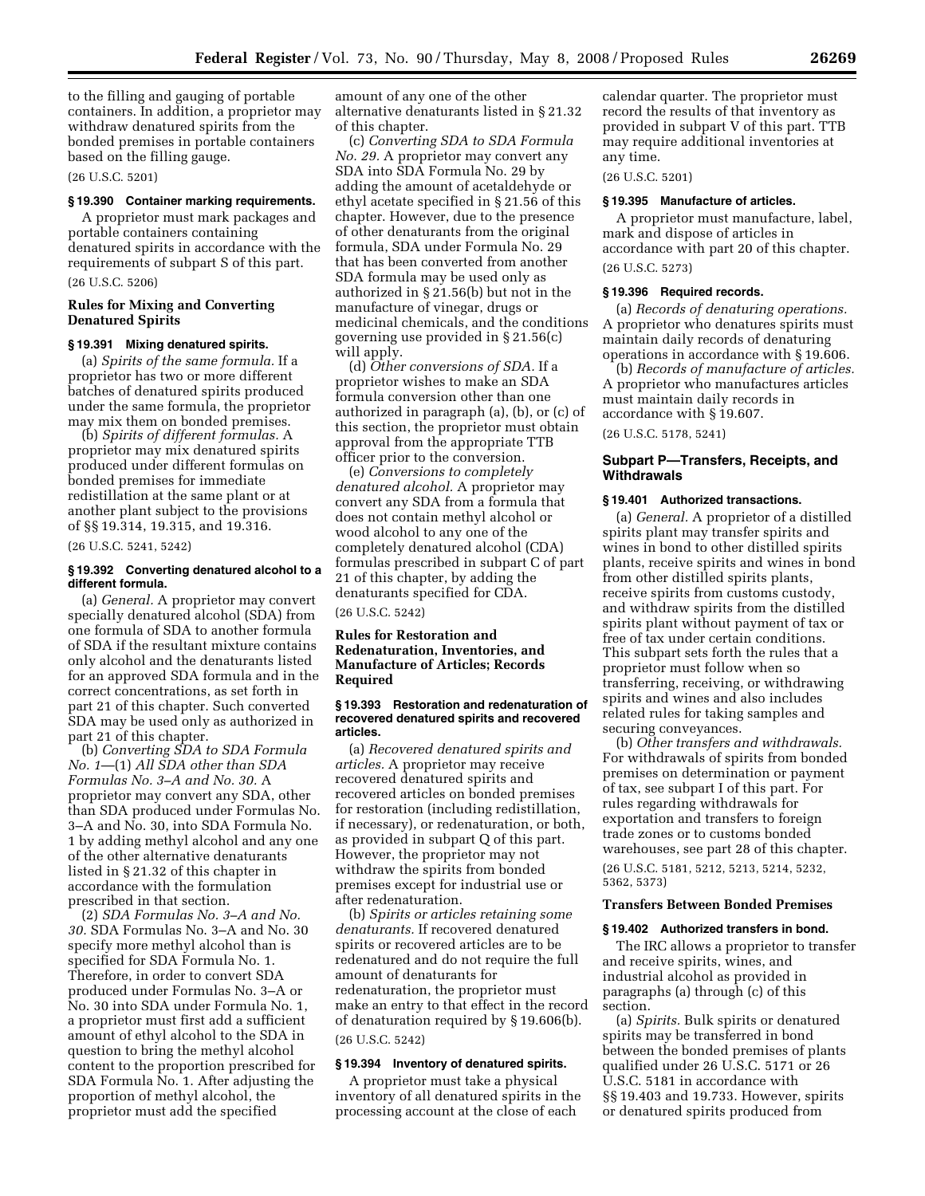to the filling and gauging of portable containers. In addition, a proprietor may withdraw denatured spirits from the bonded premises in portable containers based on the filling gauge.

(26 U.S.C. 5201)

**§ 19.390 Container marking requirements.**

A proprietor must mark packages and portable containers containing denatured spirits in accordance with the requirements of subpart S of this part.

(26 U.S.C. 5206)

**Rules for Mixing and Converting Denatured Spirits**

**§ 19.391 Mixing denatured spirits.**

(a) *Spirits of the same formula.* If a proprietor has two or more different batches of denatured spirits produced under the same formula, the proprietor may mix them on bonded premises.

(b) *Spirits of different formulas.* A proprietor may mix denatured spirits produced under different formulas on bonded premises for immediate redistillation at the same plant or at another plant subject to the provisions of §§ 19.314, 19.315, and 19.316.

(26 U.S.C. 5241, 5242)

**§ 19.392 Converting denatured alcohol to a different formula.**

(a) *General.* A proprietor may convert specially denatured alcohol (SDA) from one formula of SDA to another formula of SDA if the resultant mixture contains only alcohol and the denaturants listed for an approved SDA formula and in the correct concentrations, as set forth in part 21 of this chapter. Such converted SDA may be used only as authorized in part 21 of this chapter.

(b) *Converting SDA to SDA Formula No. 1*—(1) *All SDA other than SDA Formulas No. 3–A and No. 30.* A proprietor may convert any SDA, other than SDA produced under Formulas No. 3–A and No. 30, into SDA Formula No. 1 by adding methyl alcohol and any one of the other alternative denaturants listed in § 21.32 of this chapter in accordance with the formulation prescribed in that section.

(2) *SDA Formulas No. 3–A and No. 30.* SDA Formulas No. 3–A and No 30 specify more methyl alcohol than is specified for SDA Formula No. 1. Therefore, in order to convert SDA produced under Formulas No. 3–A or No. 30 into SDA under Formula No. 1, a proprietor must first add a sufficient amount of ethyl alcohol to the SDA in question to bring the methyl alcohol content to the proportion prescribed for SDA Formula No. 1. After adjusting the proportion of methyl alcohol, the proprietor must add the specified amount of any one of the other alternative denaturants listed in § 21.32 of this chapter.

(c) *Converting SDA to SDA Formula No. 29.* A proprietor may convert any SDA into SDA Formula No. 29 by adding the amount of acetaldehyde or ethyl acetate specified in § 21.56 of this chapter. However, due to the presence of other denaturants from the original formula, SDA under Formula No. 29 that has been converted from another SDA formula may be used only as authorized in § 21.56(b) but not in the manufacture of vinegar, drugs or medicinal chemicals, and the conditions governing use provided in § 21.56(c) will apply.

(d) *Other conversions of SDA.* If a proprietor wishes to make an SDA formula conversion other than one authorized in paragraph (a), (b), or (c) of this section, the proprietor must obtain approval from the appropriate TTB officer prior to the conversion.

(e) *Conversions to completely denatured alcohol.* A proprietor may convert any SDA from a formula that does not contain methyl alcohol or wood alcohol to any one of the completely denatured alcohol (CDA) formulas prescribed in subpart C of part 21 of this chapter, by adding the denaturants specified for CDA.

(26 U.S.C. 5242)

**Rules for Restoration and Redenaturation, Inventories, and Manufacture of Articles; Records Required**

**§ 19.393 Restoration and redenaturation of recovered denatured spirits and recovered articles.**

(a) *Recovered denatured spirits and articles.* A proprietor may receive recovered denatured spirits and recovered articles on bonded premises for restoration (including redistillation, if necessary), or redenaturation, or both, as provided in subpart Q of this part. However, the proprietor may not withdraw the spirits from bonded premises except for industrial use or after redenaturation.

(b) *Spirits or articles retaining some denaturants.* If recovered denatured spirits or recovered articles are to be redenatured and do not require the full amount of denaturants for redenaturation, the proprietor must make an entry to that effect in the record of denaturation required by § 19.606(b).

(26 U.S.C. 5242)

**§ 19.394 Inventory of denatured spirits.**

A proprietor must take a physical inventory of all denatured spirits in the processing account at the close of each calendar quarter. The proprietor must record the results of that inventory as provided in subpart V of this part. TTB may require additional inventories at any time.

(26 U.S.C. 5201)

**§ 19.395 Manufacture of articles.**

A proprietor must manufacture, label, mark and dispose of articles in accordance with part 20 of this chapter.

(26 U.S.C. 5273)

**§ 19.396 Required records.**

(a) *Records of denaturing operations.* A proprietor who denatures spirits must maintain daily records of denaturing operations in accordance with § 19.606.

(b) *Records of manufacture of articles.* A proprietor who manufactures articles must maintain daily records in accordance with § 19.607.

(26 U.S.C. 5178, 5241)

## Subpart P—Transfers, Receipts, and Withdrawals

**§ 19.401 Authorized transactions.**

(a) *General.* A proprietor of a distilled spirits plant may transfer spirits and wines in bond to other distilled spirits plants, receive spirits and wines in bond from other distilled spirits plants, receive spirits from customs custody, and withdraw spirits from the distilled spirits plant without payment of tax or free of tax under certain conditions. This subpart sets forth the rules that a proprietor must follow when so transferring, receiving, or withdrawing spirits and wines and also includes related rules for taking samples and securing conveyances.

(b) *Other transfers and withdrawals.* For withdrawals of spirits from bonded premises on determination or payment of tax, see subpart I of this part. For rules regarding withdrawals for exportation and transfers to foreign trade zones or to customs bonded warehouses, see part 28 of this chapter.

(26 U.S.C. 5181, 5212, 5213, 5214, 5232, 5362, 5373)

**Transfers Between Bonded Premises**

**§ 19.402 Authorized transfers in bond.**

The IRC allows a proprietor to transfer and receive spirits, wines, and industrial alcohol as provided in paragraphs (a) through (c) of this section.

(a) *Spirits.* Bulk spirits or denatured spirits may be transferred in bond between the bonded premises of plants qualified under 26 U.S.C. 5171 or 26 U.S.C. 5181 in accordance with §§ 19.403 and 19.733. However, spirits or denatured spirits produced from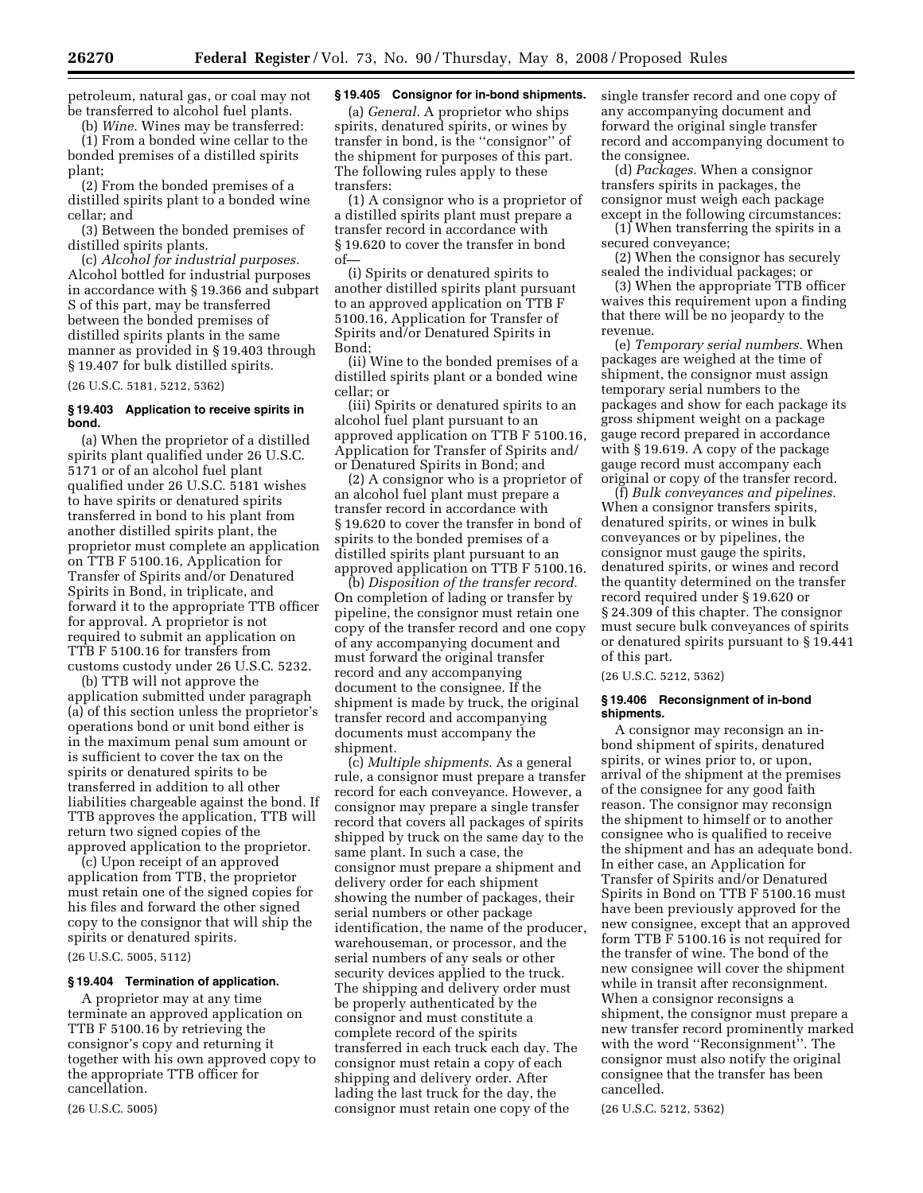petroleum, natural gas, or coal may not be transferred to alcohol fuel plants.

(b) *Wine.* Wines may be transferred:

(1) From a bonded wine cellar to the bonded premises of a distilled spirits plant;

(2) From the bonded premises of a distilled spirits plant to a bonded wine cellar; and

(3) Between the bonded premises of distilled spirits plants.

(c) *Alcohol for industrial purposes.* Alcohol bottled for industrial purposes in accordance with § 19.366 and subpart S of this part, may be transferred between the bonded premises of distilled spirits plants in the same manner as provided in § 19.403 through § 19.407 for bulk distilled spirits.

(26 U.S.C. 5181, 5212, 5362)

### § 19.403 Application to receive spirits in bond.

(a) When the proprietor of a distilled spirits plant qualified under 26 U.S.C. 5171 or of an alcohol fuel plant qualified under 26 U.S.C. 5181 wishes to have spirits or denatured spirits transferred in bond to his plant from another distilled spirits plant, the proprietor must complete an application on TTB F 5100.16, Application for Transfer of Spirits and/or Denatured Spirits in Bond, in triplicate, and forward it to the appropriate TTB officer for approval. A proprietor is not required to submit an application on TTB F 5100.16 for transfers from customs custody under 26 U.S.C. 5232.

(b) TTB will not approve the application submitted under paragraph (a) of this section unless the proprietor's operations bond or unit bond either is in the maximum penal sum amount or is sufficient to cover the tax on the spirits or denatured spirits to be transferred in addition to all other liabilities chargeable against the bond. If TTB approves the application, TTB will return two signed copies of the approved application to the proprietor.

(c) Upon receipt of an approved application from TTB, the proprietor must retain one of the signed copies for his files and forward the other signed copy to the consignor that will ship the spirits or denatured spirits.

(26 U.S.C. 5005, 5112)

### § 19.404 Termination of application.

A proprietor may at any time terminate an approved application on TTB F 5100.16 by retrieving the consignor's copy and returning it together with his own approved copy to the appropriate TTB officer for cancellation.

(26 U.S.C. 5005)

### § 19.405 Consignor for in-bond shipments.

(a) *General.* A proprietor who ships spirits, denatured spirits, or wines by transfer in bond, is the ''consignor'' of the shipment for purposes of this part. The following rules apply to these transfers:

(1) A consignor who is a proprietor of a distilled spirits plant must prepare a transfer record in accordance with § 19.620 to cover the transfer in bond of—

(i) Spirits or denatured spirits to another distilled spirits plant pursuant to an approved application on TTB F 5100.16, Application for Transfer of Spirits and/or Denatured Spirits in Bond;

(ii) Wine to the bonded premises of a distilled spirits plant or a bonded wine cellar; or

(iii) Spirits or denatured spirits to an alcohol fuel plant pursuant to an approved application on TTB F 5100.16, Application for Transfer of Spirits and/or Denatured Spirits in Bond; and

(2) A consignor who is a proprietor of an alcohol fuel plant must prepare a transfer record in accordance with § 19.620 to cover the transfer in bond of spirits to the bonded premises of a distilled spirits plant pursuant to an approved application on TTB F 5100.16.

(b) *Disposition of the transfer record.* On completion of lading or transfer by pipeline, the consignor must retain one copy of the transfer record and one copy of any accompanying document and must forward the original transfer record and any accompanying document to the consignee. If the shipment is made by truck, the original transfer record and accompanying documents must accompany the shipment.

(c) *Multiple shipments.* As a general rule, a consignor must prepare a transfer record for each conveyance. However, a consignor may prepare a single transfer record that covers all packages of spirits shipped by truck on the same day to the same plant. In such a case, the consignor must prepare a shipment and delivery order for each shipment showing the number of packages, their serial numbers or other package identification, the name of the producer, warehouseman, or processor, and the serial numbers of any seals or other security devices applied to the truck. The shipping and delivery order must be properly authenticated by the consignor and must constitute a complete record of the spirits transferred in each truck each day. The consignor must retain a copy of each shipping and delivery order. After lading the last truck for the day, the consignor must retain one copy of the single transfer record and one copy of any accompanying document and forward the original single transfer record and accompanying document to the consignee.

(d) *Packages.* When a consignor transfers spirits in packages, the consignor must weigh each package except in the following circumstances:

(1) When transferring the spirits in a secured conveyance;

(2) When the consignor has securely sealed the individual packages; or

(3) When the appropriate TTB officer waives this requirement upon a finding that there will be no jeopardy to the revenue.

(e) *Temporary serial numbers.* When packages are weighed at the time of shipment, the consignor must assign temporary serial numbers to the packages and show for each package its gross shipment weight on a package gauge record prepared in accordance with § 19.619. A copy of the package gauge record must accompany each original or copy of the transfer record.

(f) *Bulk conveyances and pipelines.* When a consignor transfers spirits, denatured spirits, or wines in bulk conveyances or by pipelines, the consignor must gauge the spirits, denatured spirits, or wines and record the quantity determined on the transfer record required under § 19.620 or § 24.309 of this chapter. The consignor must secure bulk conveyances of spirits or denatured spirits pursuant to § 19.441 of this part.

(26 U.S.C. 5212, 5362)

### § 19.406 Reconsignment of in-bond shipments.

A consignor may reconsign an in-bond shipment of spirits, denatured spirits, or wines prior to, or upon, arrival of the shipment at the premises of the consignee for any good faith reason. The consignor may reconsign the shipment to himself or to another consignee who is qualified to receive the shipment and has an adequate bond. In either case, an Application for Transfer of Spirits and/or Denatured Spirits in Bond on TTB F 5100.16 must have been previously approved for the new consignee, except that an approved form TTB F 5100.16 is not required for the transfer of wine. The bond of the new consignee will cover the shipment while in transit after reconsignment. When a consignor reconsigns a shipment, the consignor must prepare a new transfer record prominently marked with the word ''Reconsignment''. The consignor must also notify the original consignee that the transfer has been cancelled.

(26 U.S.C. 5212, 5362)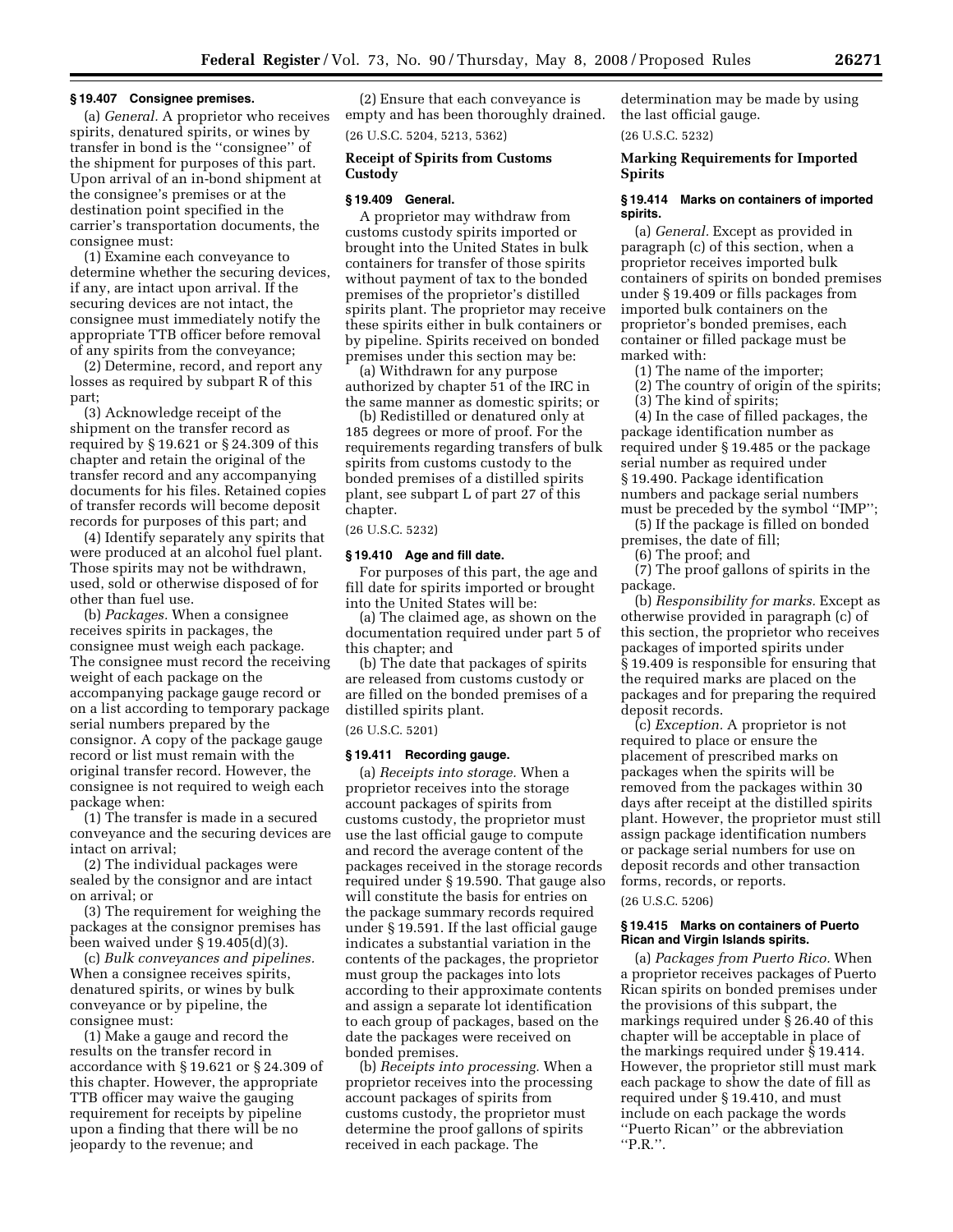### § 19.407 Consignee premises.

(a) *General.* A proprietor who receives spirits, denatured spirits, or wines by transfer in bond is the "consignee" of the shipment for purposes of this part. Upon arrival of an in-bond shipment at the consignee's premises or at the destination point specified in the carrier's transportation documents, the consignee must:

(1) Examine each conveyance to determine whether the securing devices, if any, are intact upon arrival. If the securing devices are not intact, the consignee must immediately notify the appropriate TTB officer before removal of any spirits from the conveyance;

(2) Determine, record, and report any losses as required by subpart R of this part;

(3) Acknowledge receipt of the shipment on the transfer record as required by § 19.621 or § 24.309 of this chapter and retain the original of the transfer record and any accompanying documents for his files. Retained copies of transfer records will become deposit records for purposes of this part; and

(4) Identify separately any spirits that were produced at an alcohol fuel plant. Those spirits may not be withdrawn, used, sold or otherwise disposed of for other than fuel use.

(b) *Packages.* When a consignee receives spirits in packages, the consignee must weigh each package. The consignee must record the receiving weight of each package on the accompanying package gauge record or on a list according to temporary package serial numbers prepared by the consignor. A copy of the package gauge record or list must remain with the original transfer record. However, the consignee is not required to weigh each package when:

(1) The transfer is made in a secured conveyance and the securing devices are intact on arrival;

(2) The individual packages were sealed by the consignor and are intact on arrival; or

(3) The requirement for weighing the packages at the consignor premises has been waived under § 19.405(d)(3).

(c) *Bulk conveyances and pipelines.* When a consignee receives spirits, denatured spirits, or wines by bulk conveyance or by pipeline, the consignee must:

(1) Make a gauge and record the results on the transfer record in accordance with § 19.621 or § 24.309 of this chapter. However, the appropriate TTB officer may waive the gauging requirement for receipts by pipeline upon a finding that there will be no jeopardy to the revenue; and

(2) Ensure that each conveyance is empty and has been thoroughly drained.

(26 U.S.C. 5204, 5213, 5362)

## Receipt of Spirits from Customs Custody

### § 19.409 General.

A proprietor may withdraw from customs custody spirits imported or brought into the United States in bulk containers for transfer of those spirits without payment of tax to the bonded premises of the proprietor's distilled spirits plant. The proprietor may receive these spirits either in bulk containers or by pipeline. Spirits received on bonded premises under this section may be:

(a) Withdrawn for any purpose authorized by chapter 51 of the IRC in the same manner as domestic spirits; or

(b) Redistilled or denatured only at 185 degrees or more of proof. For the requirements regarding transfers of bulk spirits from customs custody to the bonded premises of a distilled spirits plant, see subpart L of part 27 of this chapter.

(26 U.S.C. 5232)

### § 19.410 Age and fill date.

For purposes of this part, the age and fill date for spirits imported or brought into the United States will be:

(a) The claimed age, as shown on the documentation required under part 5 of this chapter; and

(b) The date that packages of spirits are released from customs custody or are filled on the bonded premises of a distilled spirits plant.

(26 U.S.C. 5201)

### § 19.411 Recording gauge.

(a) *Receipts into storage.* When a proprietor receives into the storage account packages of spirits from customs custody, the proprietor must use the last official gauge to compute and record the average content of the packages received in the storage records required under § 19.590. That gauge also will constitute the basis for entries on the package summary records required under § 19.591. If the last official gauge indicates a substantial variation in the contents of the packages, the proprietor must group the packages into lots according to their approximate contents and assign a separate lot identification to each group of packages, based on the date the packages were received on bonded premises.

(b) *Receipts into processing.* When a proprietor receives into the processing account packages of spirits from customs custody, the proprietor must determine the proof gallons of spirits received in each package. The determination may be made by using the last official gauge.

(26 U.S.C. 5232)

## Marking Requirements for Imported Spirits

### § 19.414 Marks on containers of imported spirits.

(a) *General.* Except as provided in paragraph (c) of this section, when a proprietor receives imported bulk containers of spirits on bonded premises under § 19.409 or fills packages from imported bulk containers on the proprietor's bonded premises, each container or filled package must be marked with:

(1) The name of the importer;

(2) The country of origin of the spirits;

(3) The kind of spirits;

(4) In the case of filled packages, the package identification number as required under § 19.485 or the package serial number as required under § 19.490. Package identification numbers and package serial numbers must be preceded by the symbol "IMP";

(5) If the package is filled on bonded premises, the date of fill;

(6) The proof; and

(7) The proof gallons of spirits in the package.

(b) *Responsibility for marks.* Except as otherwise provided in paragraph (c) of this section, the proprietor who receives packages of imported spirits under § 19.409 is responsible for ensuring that the required marks are placed on the packages and for preparing the required deposit records.

(c) *Exception.* A proprietor is not required to place or ensure the placement of prescribed marks on packages when the spirits will be removed from the packages within 30 days after receipt at the distilled spirits plant. However, the proprietor must still assign package identification numbers or package serial numbers for use on deposit records and other transaction forms, records, or reports.

(26 U.S.C. 5206)

### § 19.415 Marks on containers of Puerto Rican and Virgin Islands spirits.

(a) *Packages from Puerto Rico.* When a proprietor receives packages of Puerto Rican spirits on bonded premises under the provisions of this subpart, the markings required under § 26.40 of this chapter will be acceptable in place of the markings required under § 19.414. However, the proprietor still must mark each package to show the date of fill as required under § 19.410, and must include on each package the words "Puerto Rican" or the abbreviation "P.R.".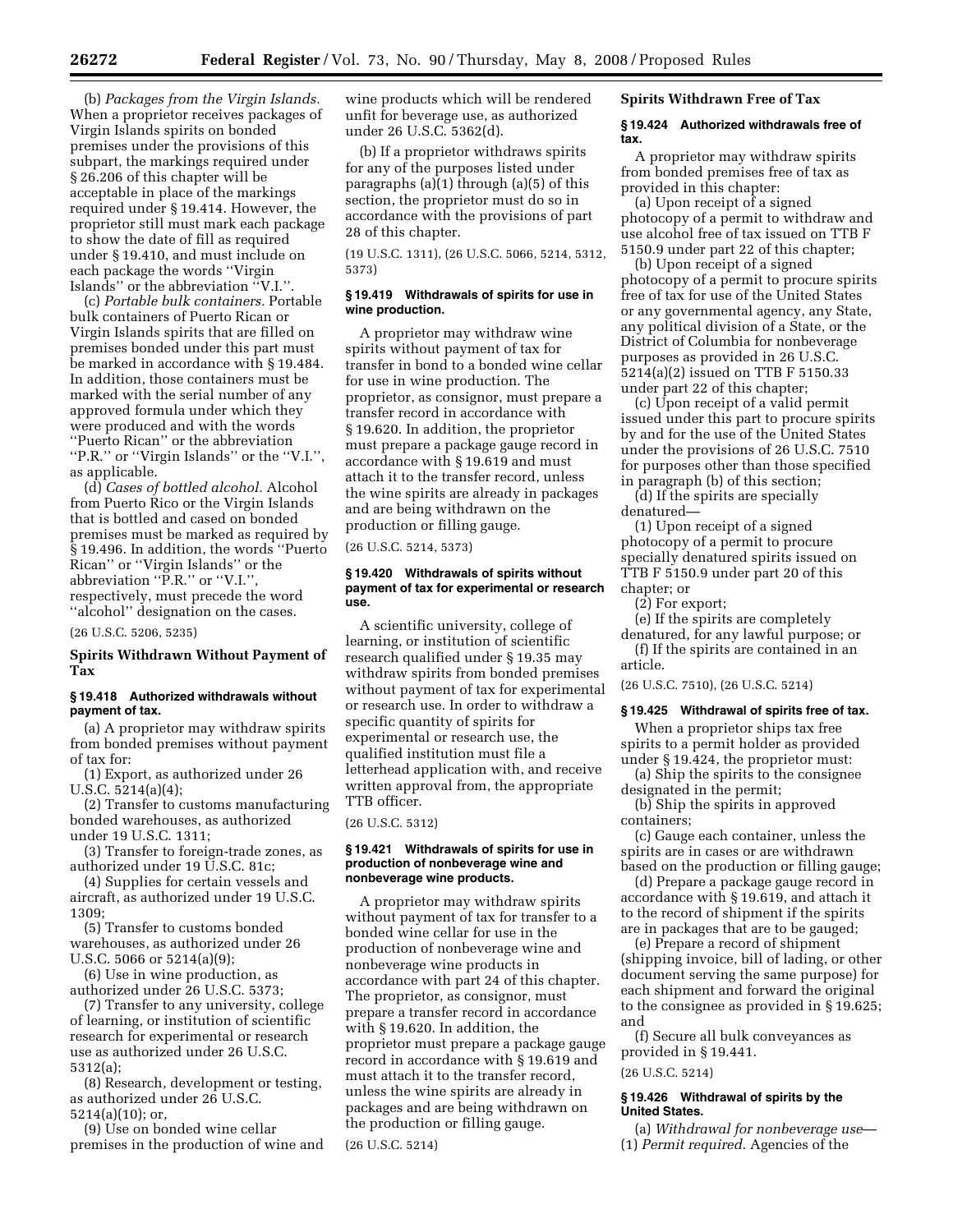(b) *Packages from the Virgin Islands.* When a proprietor receives packages of Virgin Islands spirits on bonded premises under the provisions of this subpart, the markings required under § 26.206 of this chapter will be acceptable in place of the markings required under § 19.414. However, the proprietor still must mark each package to show the date of fill as required under § 19.410, and must include on each package the words ''Virgin Islands'' or the abbreviation ''V.I.''.

(c) *Portable bulk containers.* Portable bulk containers of Puerto Rican or Virgin Islands spirits that are filled on premises bonded under this part must be marked in accordance with § 19.484. In addition, those containers must be marked with the serial number of any approved formula under which they were produced and with the words ''Puerto Rican'' or the abbreviation ''P.R.'' or ''Virgin Islands'' or the ''V.I.'', as applicable.

(d) *Cases of bottled alcohol.* Alcohol from Puerto Rico or the Virgin Islands that is bottled and cased on bonded premises must be marked as required by § 19.496. In addition, the words ''Puerto Rican'' or ''Virgin Islands'' or the abbreviation ''P.R.'' or ''V.I.'', respectively, must precede the word ''alcohol'' designation on the cases.

(26 U.S.C. 5206, 5235)

## Spirits Withdrawn Without Payment of Tax

### § 19.418 Authorized withdrawals without payment of tax.

(a) A proprietor may withdraw spirits from bonded premises without payment of tax for:

(1) Export, as authorized under 26 U.S.C. 5214(a)(4);

(2) Transfer to customs manufacturing bonded warehouses, as authorized under 19 U.S.C. 1311;

(3) Transfer to foreign-trade zones, as authorized under 19 U.S.C. 81c;

(4) Supplies for certain vessels and aircraft, as authorized under 19 U.S.C. 1309;

(5) Transfer to customs bonded warehouses, as authorized under 26 U.S.C. 5066 or 5214(a)(9);

(6) Use in wine production, as authorized under 26 U.S.C. 5373;

(7) Transfer to any university, college of learning, or institution of scientific research for experimental or research use as authorized under 26 U.S.C. 5312(a);

(8) Research, development or testing, as authorized under 26 U.S.C. 5214(a)(10); or,

(9) Use on bonded wine cellar premises in the production of wine and wine products which will be rendered unfit for beverage use, as authorized under 26 U.S.C. 5362(d).

(b) If a proprietor withdraws spirits for any of the purposes listed under paragraphs (a)(1) through (a)(5) of this section, the proprietor must do so in accordance with the provisions of part 28 of this chapter.

(19 U.S.C. 1311), (26 U.S.C. 5066, 5214, 5312, 5373)

### § 19.419 Withdrawals of spirits for use in wine production.

A proprietor may withdraw wine spirits without payment of tax for transfer in bond to a bonded wine cellar for use in wine production. The proprietor, as consignor, must prepare a transfer record in accordance with § 19.620. In addition, the proprietor must prepare a package gauge record in accordance with § 19.619 and must attach it to the transfer record, unless the wine spirits are already in packages and are being withdrawn on the production or filling gauge.

(26 U.S.C. 5214, 5373)

### § 19.420 Withdrawals of spirits without payment of tax for experimental or research use.

A scientific university, college of learning, or institution of scientific research qualified under § 19.35 may withdraw spirits from bonded premises without payment of tax for experimental or research use. In order to withdraw a specific quantity of spirits for experimental or research use, the qualified institution must file a letterhead application with, and receive written approval from, the appropriate TTB officer.

(26 U.S.C. 5312)

### § 19.421 Withdrawals of spirits for use in production of nonbeverage wine and nonbeverage wine products.

A proprietor may withdraw spirits without payment of tax for transfer to a bonded wine cellar for use in the production of nonbeverage wine and nonbeverage wine products in accordance with part 24 of this chapter. The proprietor, as consignor, must prepare a transfer record in accordance with § 19.620. In addition, the proprietor must prepare a package gauge record in accordance with § 19.619 and must attach it to the transfer record, unless the wine spirits are already in packages and are being withdrawn on the production or filling gauge.

(26 U.S.C. 5214)

## Spirits Withdrawn Free of Tax

### § 19.424 Authorized withdrawals free of tax.

A proprietor may withdraw spirits from bonded premises free of tax as provided in this chapter:

(a) Upon receipt of a signed photocopy of a permit to withdraw and use alcohol free of tax issued on TTB F 5150.9 under part 22 of this chapter;

(b) Upon receipt of a signed photocopy of a permit to procure spirits free of tax for use of the United States or any governmental agency, any State, any political division of a State, or the District of Columbia for nonbeverage purposes as provided in 26 U.S.C. 5214(a)(2) issued on TTB F 5150.33 under part 22 of this chapter;

(c) Upon receipt of a valid permit issued under this part to procure spirits by and for the use of the United States under the provisions of 26 U.S.C. 7510 for purposes other than those specified in paragraph (b) of this section;

(d) If the spirits are specially denatured—

(1) Upon receipt of a signed photocopy of a permit to procure specially denatured spirits issued on TTB F 5150.9 under part 20 of this chapter; or

(2) For export;

(e) If the spirits are completely denatured, for any lawful purpose; or

(f) If the spirits are contained in an article.

(26 U.S.C. 7510), (26 U.S.C. 5214)

### § 19.425 Withdrawal of spirits free of tax.

When a proprietor ships tax free spirits to a permit holder as provided under § 19.424, the proprietor must:

(a) Ship the spirits to the consignee designated in the permit;

(b) Ship the spirits in approved containers;

(c) Gauge each container, unless the spirits are in cases or are withdrawn based on the production or filling gauge;

(d) Prepare a package gauge record in accordance with § 19.619, and attach it to the record of shipment if the spirits are in packages that are to be gauged;

(e) Prepare a record of shipment (shipping invoice, bill of lading, or other document serving the same purpose) for each shipment and forward the original to the consignee as provided in § 19.625; and

(f) Secure all bulk conveyances as provided in § 19.441.

(26 U.S.C. 5214)

### § 19.426 Withdrawal of spirits by the United States.

(a) *Withdrawal for nonbeverage use*—(1) *Permit required.* Agencies of the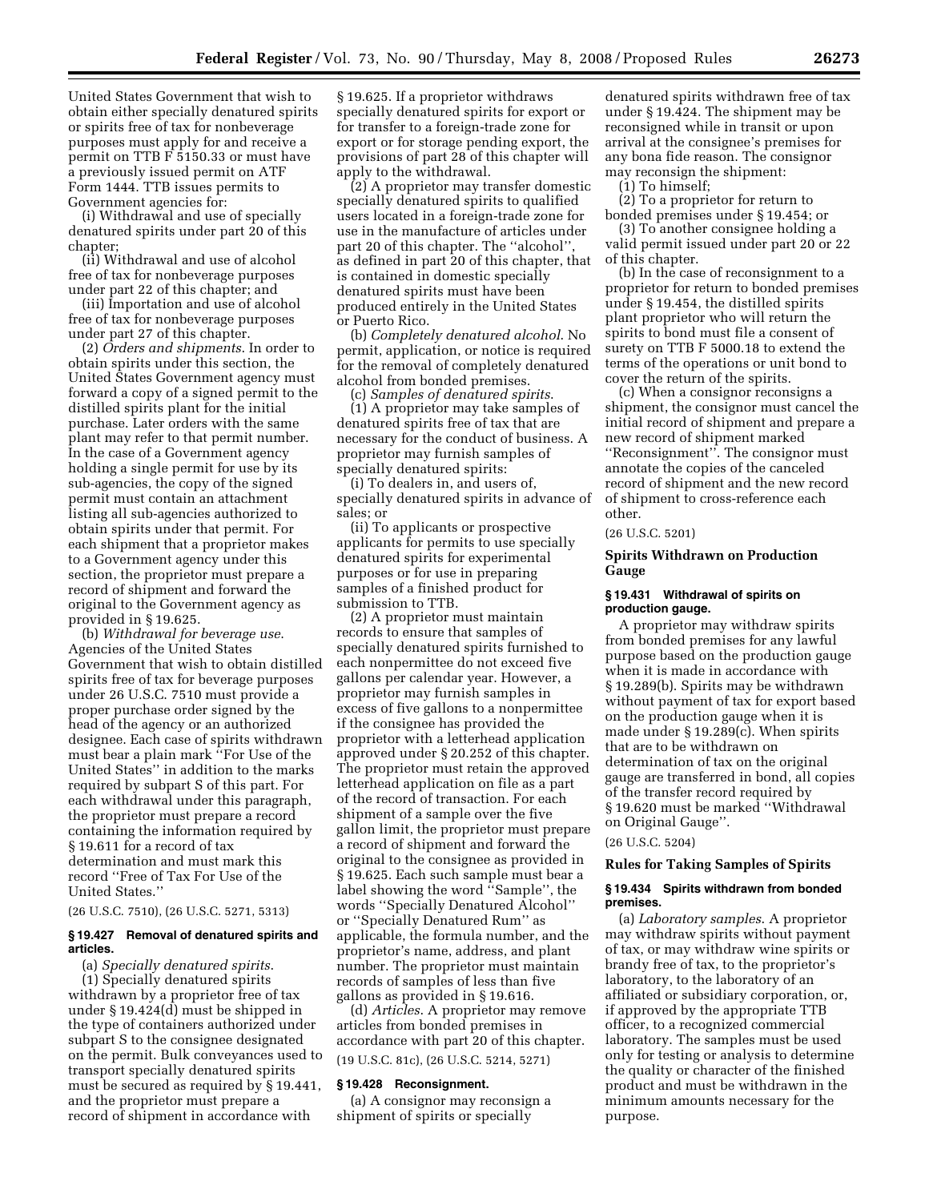United States Government that wish to obtain either specially denatured spirits or spirits free of tax for nonbeverage purposes must apply for and receive a permit on TTB F 5150.33 or must have a previously issued permit on ATF Form 1444. TTB issues permits to Government agencies for:

(i) Withdrawal and use of specially denatured spirits under part 20 of this chapter;

(ii) Withdrawal and use of alcohol free of tax for nonbeverage purposes under part 22 of this chapter; and

(iii) Importation and use of alcohol free of tax for nonbeverage purposes under part 27 of this chapter.

(2) *Orders and shipments.* In order to obtain spirits under this section, the United States Government agency must forward a copy of a signed permit to the distilled spirits plant for the initial purchase. Later orders with the same plant may refer to that permit number. In the case of a Government agency holding a single permit for use by its sub-agencies, the copy of the signed permit must contain an attachment listing all sub-agencies authorized to obtain spirits under that permit. For each shipment that a proprietor makes to a Government agency under this section, the proprietor must prepare a record of shipment and forward the original to the Government agency as provided in § 19.625.

(b) *Withdrawal for beverage use.* Agencies of the United States Government that wish to obtain distilled spirits free of tax for beverage purposes under 26 U.S.C. 7510 must provide a proper purchase order signed by the head of the agency or an authorized designee. Each case of spirits withdrawn must bear a plain mark ''For Use of the United States'' in addition to the marks required by subpart S of this part. For each withdrawal under this paragraph, the proprietor must prepare a record containing the information required by § 19.611 for a record of tax determination and must mark this record ''Free of Tax For Use of the United States.''

(26 U.S.C. 7510), (26 U.S.C. 5271, 5313)

#### § 19.427 Removal of denatured spirits and articles.

(a) *Specially denatured spirits.*

(1) Specially denatured spirits withdrawn by a proprietor free of tax under § 19.424(d) must be shipped in the type of containers authorized under subpart S to the consignee designated on the permit. Bulk conveyances used to transport specially denatured spirits must be secured as required by § 19.441, and the proprietor must prepare a record of shipment in accordance with § 19.625. If a proprietor withdraws specially denatured spirits for export or for transfer to a foreign-trade zone for export or for storage pending export, the provisions of part 28 of this chapter will apply to the withdrawal.

(2) A proprietor may transfer domestic specially denatured spirits to qualified users located in a foreign-trade zone for use in the manufacture of articles under part 20 of this chapter. The ''alcohol'', as defined in part 20 of this chapter, that is contained in domestic specially denatured spirits must have been produced entirely in the United States or Puerto Rico.

(b) *Completely denatured alcohol.* No permit, application, or notice is required for the removal of completely denatured alcohol from bonded premises.

(c) *Samples of denatured spirits.*

(1) A proprietor may take samples of denatured spirits free of tax that are necessary for the conduct of business. A proprietor may furnish samples of specially denatured spirits:

(i) To dealers in, and users of, specially denatured spirits in advance of sales; or

(ii) To applicants or prospective applicants for permits to use specially denatured spirits for experimental purposes or for use in preparing samples of a finished product for submission to TTB.

(2) A proprietor must maintain records to ensure that samples of specially denatured spirits furnished to each nonpermittee do not exceed five gallons per calendar year. However, a proprietor may furnish samples in excess of five gallons to a nonpermittee if the consignee has provided the proprietor with a letterhead application approved under § 20.252 of this chapter. The proprietor must retain the approved letterhead application on file as a part of the record of transaction. For each shipment of a sample over the five gallon limit, the proprietor must prepare a record of shipment and forward the original to the consignee as provided in § 19.625. Each such sample must bear a label showing the word ''Sample'', the words ''Specially Denatured Alcohol'' or ''Specially Denatured Rum'' as applicable, the formula number, and the proprietor's name, address, and plant number. The proprietor must maintain records of samples of less than five gallons as provided in § 19.616.

(d) *Articles.* A proprietor may remove articles from bonded premises in accordance with part 20 of this chapter.

(19 U.S.C. 81c), (26 U.S.C. 5214, 5271)

#### § 19.428 Reconsignment.

(a) A consignor may reconsign a shipment of spirits or specially denatured spirits withdrawn free of tax under § 19.424. The shipment may be reconsigned while in transit or upon arrival at the consignee's premises for any bona fide reason. The consignor may reconsign the shipment:

(1) To himself;

(2) To a proprietor for return to bonded premises under § 19.454; or

(3) To another consignee holding a valid permit issued under part 20 or 22 of this chapter.

(b) In the case of reconsignment to a proprietor for return to bonded premises under § 19.454, the distilled spirits plant proprietor who will return the spirits to bond must file a consent of surety on TTB F 5000.18 to extend the terms of the operations or unit bond to cover the return of the spirits.

(c) When a consignor reconsigns a shipment, the consignor must cancel the initial record of shipment and prepare a new record of shipment marked ''Reconsignment''. The consignor must annotate the copies of the canceled record of shipment and the new record of shipment to cross-reference each other.

(26 U.S.C. 5201)

### Spirits Withdrawn on Production Gauge

#### § 19.431 Withdrawal of spirits on production gauge.

A proprietor may withdraw spirits from bonded premises for any lawful purpose based on the production gauge when it is made in accordance with § 19.289(b). Spirits may be withdrawn without payment of tax for export based on the production gauge when it is made under § 19.289(c). When spirits that are to be withdrawn on determination of tax on the original gauge are transferred in bond, all copies of the transfer record required by § 19.620 must be marked ''Withdrawal on Original Gauge''.

(26 U.S.C. 5204)

### Rules for Taking Samples of Spirits

#### § 19.434 Spirits withdrawn from bonded premises.

(a) *Laboratory samples.* A proprietor may withdraw spirits without payment of tax, or may withdraw wine spirits or brandy free of tax, to the proprietor's laboratory, to the laboratory of an affiliated or subsidiary corporation, or, if approved by the appropriate TTB officer, to a recognized commercial laboratory. The samples must be used only for testing or analysis to determine the quality or character of the finished product and must be withdrawn in the minimum amounts necessary for the purpose.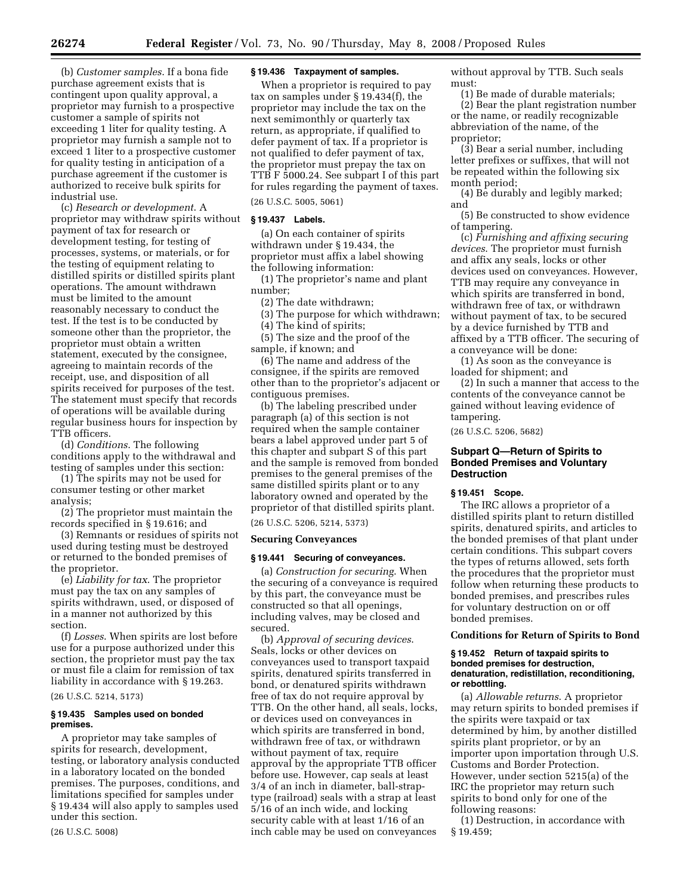(b) *Customer samples.* If a bona fide purchase agreement exists that is contingent upon quality approval, a proprietor may furnish to a prospective customer a sample of spirits not exceeding 1 liter for quality testing. A proprietor may furnish a sample not to exceed 1 liter to a prospective customer for quality testing in anticipation of a purchase agreement if the customer is authorized to receive bulk spirits for industrial use.

(c) *Research or development.* A proprietor may withdraw spirits without payment of tax for research or development testing, for testing of processes, systems, or materials, or for the testing of equipment relating to distilled spirits or distilled spirits plant operations. The amount withdrawn must be limited to the amount reasonably necessary to conduct the test. If the test is to be conducted by someone other than the proprietor, the proprietor must obtain a written statement, executed by the consignee, agreeing to maintain records of the receipt, use, and disposition of all spirits received for purposes of the test. The statement must specify that records of operations will be available during regular business hours for inspection by TTB officers.

(d) *Conditions.* The following conditions apply to the withdrawal and testing of samples under this section:

(1) The spirits may not be used for consumer testing or other market analysis;

(2) The proprietor must maintain the records specified in § 19.616; and

(3) Remnants or residues of spirits not used during testing must be destroyed or returned to the bonded premises of the proprietor.

(e) *Liability for tax.* The proprietor must pay the tax on any samples of spirits withdrawn, used, or disposed of in a manner not authorized by this section.

(f) *Losses.* When spirits are lost before use for a purpose authorized under this section, the proprietor must pay the tax or must file a claim for remission of tax liability in accordance with § 19.263.

(26 U.S.C. 5214, 5173)

### § 19.435 Samples used on bonded premises.

A proprietor may take samples of spirits for research, development, testing, or laboratory analysis conducted in a laboratory located on the bonded premises. The purposes, conditions, and limitations specified for samples under § 19.434 will also apply to samples used under this section.

(26 U.S.C. 5008)

### § 19.436 Taxpayment of samples.

When a proprietor is required to pay tax on samples under § 19.434(f), the proprietor may include the tax on the next semimonthly or quarterly tax return, as appropriate, if qualified to defer payment of tax. If a proprietor is not qualified to defer payment of tax, the proprietor must prepay the tax on TTB F 5000.24. See subpart I of this part for rules regarding the payment of taxes.

(26 U.S.C. 5005, 5061)

### § 19.437 Labels.

(a) On each container of spirits withdrawn under § 19.434, the proprietor must affix a label showing the following information:

(1) The proprietor's name and plant number;

(2) The date withdrawn;

(3) The purpose for which withdrawn;

(4) The kind of spirits;

(5) The size and the proof of the sample, if known; and

(6) The name and address of the consignee, if the spirits are removed other than to the proprietor's adjacent or contiguous premises.

(b) The labeling prescribed under paragraph (a) of this section is not required when the sample container bears a label approved under part 5 of this chapter and subpart S of this part and the sample is removed from bonded premises to the general premises of the same distilled spirits plant or to any laboratory owned and operated by the proprietor of that distilled spirits plant.

(26 U.S.C. 5206, 5214, 5373)

**Securing Conveyances**

### § 19.441 Securing of conveyances.

(a) *Construction for securing.* When the securing of a conveyance is required by this part, the conveyance must be constructed so that all openings, including valves, may be closed and secured.

(b) *Approval of securing devices.* Seals, locks or other devices on conveyances used to transport taxpaid spirits, denatured spirits transferred in bond, or denatured spirits withdrawn free of tax do not require approval by TTB. On the other hand, all seals, locks, or devices used on conveyances in which spirits are transferred in bond, withdrawn free of tax, or withdrawn without payment of tax, require approval by the appropriate TTB officer before use. However, cap seals at least 3/4 of an inch in diameter, ball-strap-type (railroad) seals with a strap at least 5/16 of an inch wide, and locking security cable with at least 1/16 of an inch cable may be used on conveyances without approval by TTB. Such seals must:

(1) Be made of durable materials;

(2) Bear the plant registration number or the name, or readily recognizable abbreviation of the name, of the proprietor;

(3) Bear a serial number, including letter prefixes or suffixes, that will not be repeated within the following six month period;

(4) Be durably and legibly marked; and

(5) Be constructed to show evidence of tampering.

(c) *Furnishing and affixing securing devices.* The proprietor must furnish and affix any seals, locks or other devices used on conveyances. However, TTB may require any conveyance in which spirits are transferred in bond, withdrawn free of tax, or withdrawn without payment of tax, to be secured by a device furnished by TTB and affixed by a TTB officer. The securing of a conveyance will be done:

(1) As soon as the conveyance is loaded for shipment; and

(2) In such a manner that access to the contents of the conveyance cannot be gained without leaving evidence of tampering.

(26 U.S.C. 5206, 5682)

## Subpart Q—Return of Spirits to Bonded Premises and Voluntary Destruction

### § 19.451 Scope.

The IRC allows a proprietor of a distilled spirits plant to return distilled spirits, denatured spirits, and articles to the bonded premises of that plant under certain conditions. This subpart covers the types of returns allowed, sets forth the procedures that the proprietor must follow when returning these products to bonded premises, and prescribes rules for voluntary destruction on or off bonded premises.

**Conditions for Return of Spirits to Bond**

### § 19.452 Return of taxpaid spirits to bonded premises for destruction, denaturation, redistillation, reconditioning, or rebottling.

(a) *Allowable returns.* A proprietor may return spirits to bonded premises if the spirits were taxpaid or tax determined by him, by another distilled spirits plant proprietor, or by an importer upon importation through U.S. Customs and Border Protection. However, under section 5215(a) of the IRC the proprietor may return such spirits to bond only for one of the following reasons:

(1) Destruction, in accordance with § 19.459;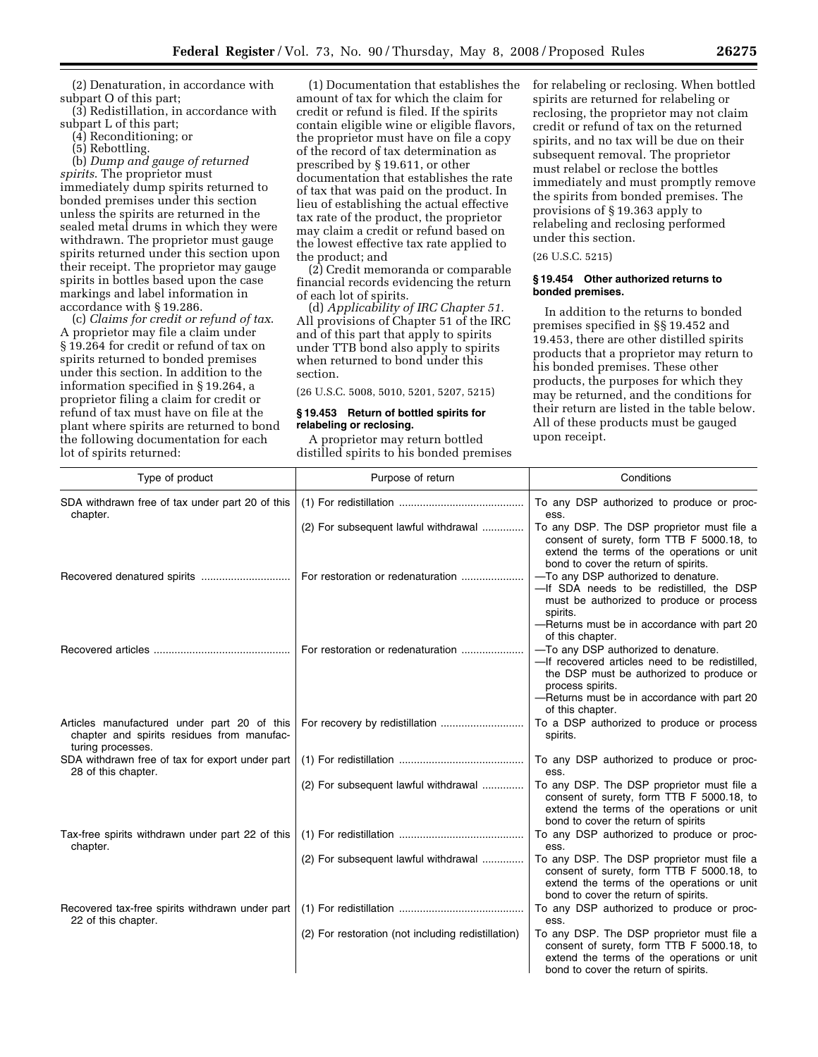(2) Denaturation, in accordance with subpart O of this part;

(3) Redistillation, in accordance with subpart L of this part;

(4) Reconditioning; or

(5) Rebottling.

(b) *Dump and gauge of returned spirits.* The proprietor must immediately dump spirits returned to bonded premises under this section unless the spirits are returned in the sealed metal drums in which they were withdrawn. The proprietor must gauge spirits returned under this section upon their receipt. The proprietor may gauge spirits in bottles based upon the case markings and label information in accordance with § 19.286.

(c) *Claims for credit or refund of tax.* A proprietor may file a claim under § 19.264 for credit or refund of tax on spirits returned to bonded premises under this section. In addition to the information specified in § 19.264, a proprietor filing a claim for credit or refund of tax must have on file at the plant where spirits are returned to bond the following documentation for each lot of spirits returned:

(1) Documentation that establishes the amount of tax for which the claim for credit or refund is filed. If the spirits contain eligible wine or eligible flavors, the proprietor must have on file a copy of the record of tax determination as prescribed by § 19.611, or other documentation that establishes the rate of tax that was paid on the product. In lieu of establishing the actual effective tax rate of the product, the proprietor may claim a credit or refund based on the lowest effective tax rate applied to the product; and

(2) Credit memoranda or comparable financial records evidencing the return of each lot of spirits.

(d) *Applicability of IRC Chapter 51.* All provisions of Chapter 51 of the IRC and of this part that apply to spirits under TTB bond also apply to spirits when returned to bond under this section.

(26 U.S.C. 5008, 5010, 5201, 5207, 5215)

**§ 19.453 Return of bottled spirits for relabeling or reclosing.**

A proprietor may return bottled distilled spirits to his bonded premises for relabeling or reclosing. When bottled spirits are returned for relabeling or reclosing, the proprietor may not claim credit or refund of tax on the returned spirits, and no tax will be due on their subsequent removal. The proprietor must relabel or reclose the bottles immediately and must promptly remove the spirits from bonded premises. The provisions of § 19.363 apply to relabeling and reclosing performed under this section.

(26 U.S.C. 5215)

**§ 19.454 Other authorized returns to bonded premises.**

In addition to the returns to bonded premises specified in §§ 19.452 and 19.453, there are other distilled spirits products that a proprietor may return to his bonded premises. These other products, the purposes for which they may be returned, and the conditions for their return are listed in the table below. All of these products must be gauged upon receipt.

| Type of product | Purpose of return | Conditions |
|---|---|---|
| SDA withdrawn free of tax under part 20 of this chapter. | (1) For redistillation | To any DSP authorized to produce or process. |
| | (2) For subsequent lawful withdrawal | To any DSP. The DSP proprietor must file a consent of surety, form TTB F 5000.18, to extend the terms of the operations or unit bond to cover the return of spirits. |
| Recovered denatured spirits | For restoration or redenaturation | —To any DSP authorized to denature.<br>—If SDA needs to be redistilled, the DSP must be authorized to produce or process spirits.<br>—Returns must be in accordance with part 20 of this chapter. |
| Recovered articles | For restoration or redenaturation | —To any DSP authorized to denature.<br>—If recovered articles need to be redistilled, the DSP must be authorized to produce or process spirits.<br>—Returns must be in accordance with part 20 of this chapter. |
| Articles manufactured under part 20 of this chapter and spirits residues from manufacturing processes. | For recovery by redistillation | To a DSP authorized to produce or process spirits. |
| SDA withdrawn free of tax for export under part 28 of this chapter. | (1) For redistillation | To any DSP authorized to produce or process. |
| | (2) For subsequent lawful withdrawal | To any DSP. The DSP proprietor must file a consent of surety, form TTB F 5000.18, to extend the terms of the operations or unit bond to cover the return of spirits |
| Tax-free spirits withdrawn under part 22 of this chapter. | (1) For redistillation | To any DSP authorized to produce or process. |
| | (2) For subsequent lawful withdrawal | To any DSP. The DSP proprietor must file a consent of surety, form TTB F 5000.18, to extend the terms of the operations or unit bond to cover the return of spirits. |
| Recovered tax-free spirits withdrawn under part 22 of this chapter. | (1) For redistillation | To any DSP authorized to produce or process. |
| | (2) For restoration (not including redistillation) | To any DSP. The DSP proprietor must file a consent of surety, form TTB F 5000.18, to extend the terms of the operations or unit bond to cover the return of spirits. |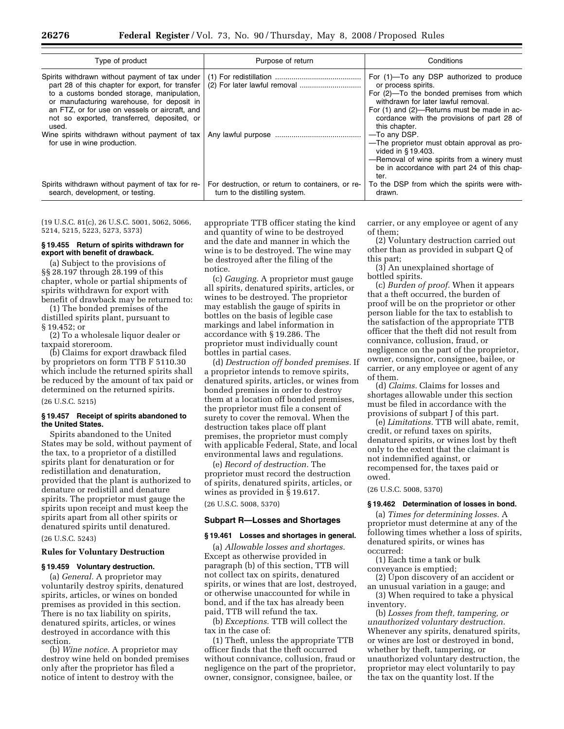| Type of product | Purpose of return | Conditions |
|---|---|---|
| Spirits withdrawn without payment of tax under part 28 of this chapter for export, for transfer to a customs bonded storage, manipulation, or manufacturing warehouse, for deposit in an FTZ, or for use on vessels or aircraft, and not so exported, transferred, deposited, or used. | (1) For redistillation<br>(2) For later lawful removal | For (1)—To any DSP authorized to produce or process spirits.<br>For (2)—To the bonded premises from which withdrawn for later lawful removal.<br>For (1) and (2)—Returns must be made in accordance with the provisions of part 28 of this chapter. |
| Wine spirits withdrawn without payment of tax for use in wine production. | Any lawful purpose | —To any DSP.<br>—The proprietor must obtain approval as provided in § 19.403.<br>—Removal of wine spirits from a winery must be in accordance with part 24 of this chapter. |
| Spirits withdrawn without payment of tax for research, development, or testing. | For destruction, or return to containers, or return to the distilling system. | To the DSP from which the spirits were withdrawn. |

(19 U.S.C. 81(c), 26 U.S.C. 5001, 5062, 5066, 5214, 5215, 5223, 5273, 5373)

**§ 19.455 Return of spirits withdrawn for export with benefit of drawback.**

(a) Subject to the provisions of §§ 28.197 through 28.199 of this chapter, whole or partial shipments of spirits withdrawn for export with benefit of drawback may be returned to:

(1) The bonded premises of the distilled spirits plant, pursuant to § 19.452; or

(2) To a wholesale liquor dealer or taxpaid storeroom.

(b) Claims for export drawback filed by proprietors on form TTB F 5110.30 which include the returned spirits shall be reduced by the amount of tax paid or determined on the returned spirits.

(26 U.S.C. 5215)

**§ 19.457 Receipt of spirits abandoned to the United States.**

Spirits abandoned to the United States may be sold, without payment of the tax, to a proprietor of a distilled spirits plant for denaturation or for redistillation and denaturation, provided that the plant is authorized to denature or redistill and denature spirits. The proprietor must gauge the spirits upon receipt and must keep the spirits apart from all other spirits or denatured spirits until denatured.

(26 U.S.C. 5243)

**Rules for Voluntary Destruction**

**§ 19.459 Voluntary destruction.**

(a) *General.* A proprietor may voluntarily destroy spirits, denatured spirits, articles, or wines on bonded premises as provided in this section. There is no tax liability on spirits, denatured spirits, articles, or wines destroyed in accordance with this section.

(b) *Wine notice.* A proprietor may destroy wine held on bonded premises only after the proprietor has filed a notice of intent to destroy with the appropriate TTB officer stating the kind and quantity of wine to be destroyed and the date and manner in which the wine is to be destroyed. The wine may be destroyed after the filing of the notice.

(c) *Gauging.* A proprietor must gauge all spirits, denatured spirits, articles, or wines to be destroyed. The proprietor may establish the gauge of spirits in bottles on the basis of legible case markings and label information in accordance with § 19.286. The proprietor must individually count bottles in partial cases.

(d) *Destruction off bonded premises.* If a proprietor intends to remove spirits, denatured spirits, articles, or wines from bonded premises in order to destroy them at a location off bonded premises, the proprietor must file a consent of surety to cover the removal. When the destruction takes place off plant premises, the proprietor must comply with applicable Federal, State, and local environmental laws and regulations.

(e) *Record of destruction.* The proprietor must record the destruction of spirits, denatured spirits, articles, or wines as provided in § 19.617.

(26 U.S.C. 5008, 5370)

## Subpart R—Losses and Shortages

**§ 19.461 Losses and shortages in general.**

(a) *Allowable losses and shortages.* Except as otherwise provided in paragraph (b) of this section, TTB will not collect tax on spirits, denatured spirits, or wines that are lost, destroyed, or otherwise unaccounted for while in bond, and if the tax has already been paid, TTB will refund the tax.

(b) *Exceptions.* TTB will collect the tax in the case of:

(1) Theft, unless the appropriate TTB officer finds that the theft occurred without connivance, collusion, fraud or negligence on the part of the proprietor, owner, consignor, consignee, bailee, or carrier, or any employee or agent of any of them;

(2) Voluntary destruction carried out other than as provided in subpart Q of this part;

(3) An unexplained shortage of bottled spirits.

(c) *Burden of proof.* When it appears that a theft occurred, the burden of proof will be on the proprietor or other person liable for the tax to establish to the satisfaction of the appropriate TTB officer that the theft did not result from connivance, collusion, fraud, or negligence on the part of the proprietor, owner, consignor, consignee, bailee, or carrier, or any employee or agent of any of them.

(d) *Claims.* Claims for losses and shortages allowable under this section must be filed in accordance with the provisions of subpart J of this part.

(e) *Limitations.* TTB will abate, remit, credit, or refund taxes on spirits, denatured spirits, or wines lost by theft only to the extent that the claimant is not indemnified against, or recompensed for, the taxes paid or owed.

(26 U.S.C. 5008, 5370)

**§ 19.462 Determination of losses in bond.**

(a) *Times for determining losses.* A proprietor must determine at any of the following times whether a loss of spirits, denatured spirits, or wines has occurred:

(1) Each time a tank or bulk conveyance is emptied;

(2) Upon discovery of an accident or an unusual variation in a gauge; and

(3) When required to take a physical inventory.

(b) *Losses from theft, tampering, or unauthorized voluntary destruction.* Whenever any spirits, denatured spirits, or wines are lost or destroyed in bond, whether by theft, tampering, or unauthorized voluntary destruction, the proprietor may elect voluntarily to pay the tax on the quantity lost. If the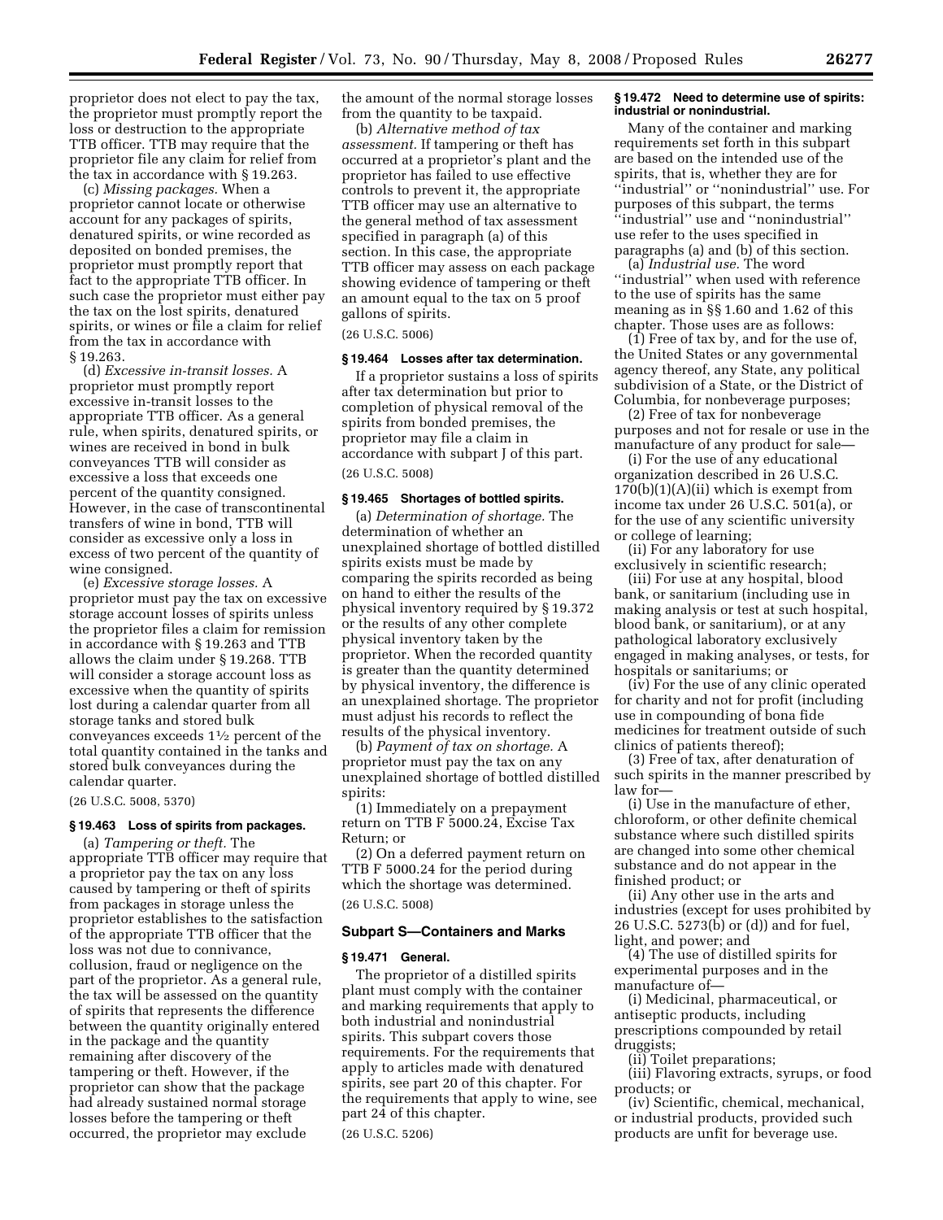proprietor does not elect to pay the tax, the proprietor must promptly report the loss or destruction to the appropriate TTB officer. TTB may require that the proprietor file any claim for relief from the tax in accordance with § 19.263.

(c) *Missing packages.* When a proprietor cannot locate or otherwise account for any packages of spirits, denatured spirits, or wine recorded as deposited on bonded premises, the proprietor must promptly report that fact to the appropriate TTB officer. In such case the proprietor must either pay the tax on the lost spirits, denatured spirits, or wines or file a claim for relief from the tax in accordance with § 19.263.

(d) *Excessive in-transit losses.* A proprietor must promptly report excessive in-transit losses to the appropriate TTB officer. As a general rule, when spirits, denatured spirits, or wines are received in bond in bulk conveyances TTB will consider as excessive a loss that exceeds one percent of the quantity consigned. However, in the case of transcontinental transfers of wine in bond, TTB will consider as excessive only a loss in excess of two percent of the quantity of wine consigned.

(e) *Excessive storage losses.* A proprietor must pay the tax on excessive storage account losses of spirits unless the proprietor files a claim for remission in accordance with § 19.263 and TTB allows the claim under § 19.268. TTB will consider a storage account loss as excessive when the quantity of spirits lost during a calendar quarter from all storage tanks and stored bulk conveyances exceeds 1½ percent of the total quantity contained in the tanks and stored bulk conveyances during the calendar quarter.

(26 U.S.C. 5008, 5370)

#### § 19.463 Loss of spirits from packages.

(a) *Tampering or theft.* The appropriate TTB officer may require that a proprietor pay the tax on any loss caused by tampering or theft of spirits from packages in storage unless the proprietor establishes to the satisfaction of the appropriate TTB officer that the loss was not due to connivance, collusion, fraud or negligence on the part of the proprietor. As a general rule, the tax will be assessed on the quantity of spirits that represents the difference between the quantity originally entered in the package and the quantity remaining after discovery of the tampering or theft. However, if the proprietor can show that the package had already sustained normal storage losses before the tampering or theft occurred, the proprietor may exclude the amount of the normal storage losses from the quantity to be taxpaid.

(b) *Alternative method of tax assessment.* If tampering or theft has occurred at a proprietor's plant and the proprietor has failed to use effective controls to prevent it, the appropriate TTB officer may use an alternative to the general method of tax assessment specified in paragraph (a) of this section. In this case, the appropriate TTB officer may assess on each package showing evidence of tampering or theft an amount equal to the tax on 5 proof gallons of spirits.

(26 U.S.C. 5006)

#### § 19.464 Losses after tax determination.

If a proprietor sustains a loss of spirits after tax determination but prior to completion of physical removal of the spirits from bonded premises, the proprietor may file a claim in accordance with subpart J of this part.

(26 U.S.C. 5008)

#### § 19.465 Shortages of bottled spirits.

(a) *Determination of shortage.* The determination of whether an unexplained shortage of bottled distilled spirits exists must be made by comparing the spirits recorded as being on hand to either the results of the physical inventory required by § 19.372 or the results of any other complete physical inventory taken by the proprietor. When the recorded quantity is greater than the quantity determined by physical inventory, the difference is an unexplained shortage. The proprietor must adjust his records to reflect the results of the physical inventory.

(b) *Payment of tax on shortage.* A proprietor must pay the tax on any unexplained shortage of bottled distilled spirits:

(1) Immediately on a prepayment return on TTB F 5000.24, Excise Tax Return; or

(2) On a deferred payment return on TTB F 5000.24 for the period during which the shortage was determined.

(26 U.S.C. 5008)

### Subpart S—Containers and Marks

#### § 19.471 General.

The proprietor of a distilled spirits plant must comply with the container and marking requirements that apply to both industrial and nonindustrial spirits. This subpart covers those requirements. For the requirements that apply to articles made with denatured spirits, see part 20 of this chapter. For the requirements that apply to wine, see part 24 of this chapter.

(26 U.S.C. 5206)

#### § 19.472 Need to determine use of spirits: industrial or nonindustrial.

Many of the container and marking requirements set forth in this subpart are based on the intended use of the spirits, that is, whether they are for ''industrial'' or ''nonindustrial'' use. For purposes of this subpart, the terms ''industrial'' use and ''nonindustrial'' use refer to the uses specified in paragraphs (a) and (b) of this section.

(a) *Industrial use.* The word ''industrial'' when used with reference to the use of spirits has the same meaning as in §§ 1.60 and 1.62 of this chapter. Those uses are as follows:

(1) Free of tax by, and for the use of, the United States or any governmental agency thereof, any State, any political subdivision of a State, or the District of Columbia, for nonbeverage purposes;

(2) Free of tax for nonbeverage purposes and not for resale or use in the manufacture of any product for sale—

(i) For the use of any educational organization described in 26 U.S.C. 170(b)(1)(A)(ii) which is exempt from income tax under 26 U.S.C. 501(a), or for the use of any scientific university or college of learning;

(ii) For any laboratory for use exclusively in scientific research;

(iii) For use at any hospital, blood bank, or sanitarium (including use in making analysis or test at such hospital, blood bank, or sanitarium), or at any pathological laboratory exclusively engaged in making analyses, or tests, for hospitals or sanitariums; or

(iv) For the use of any clinic operated for charity and not for profit (including use in compounding of bona fide medicines for treatment outside of such clinics of patients thereof);

(3) Free of tax, after denaturation of such spirits in the manner prescribed by law for—

(i) Use in the manufacture of ether, chloroform, or other definite chemical substance where such distilled spirits are changed into some other chemical substance and do not appear in the finished product; or

(ii) Any other use in the arts and industries (except for uses prohibited by 26 U.S.C. 5273(b) or (d)) and for fuel, light, and power; and

(4) The use of distilled spirits for experimental purposes and in the manufacture of—

(i) Medicinal, pharmaceutical, or antiseptic products, including prescriptions compounded by retail druggists;

(ii) Toilet preparations;

(iii) Flavoring extracts, syrups, or food products; or

(iv) Scientific, chemical, mechanical, or industrial products, provided such products are unfit for beverage use.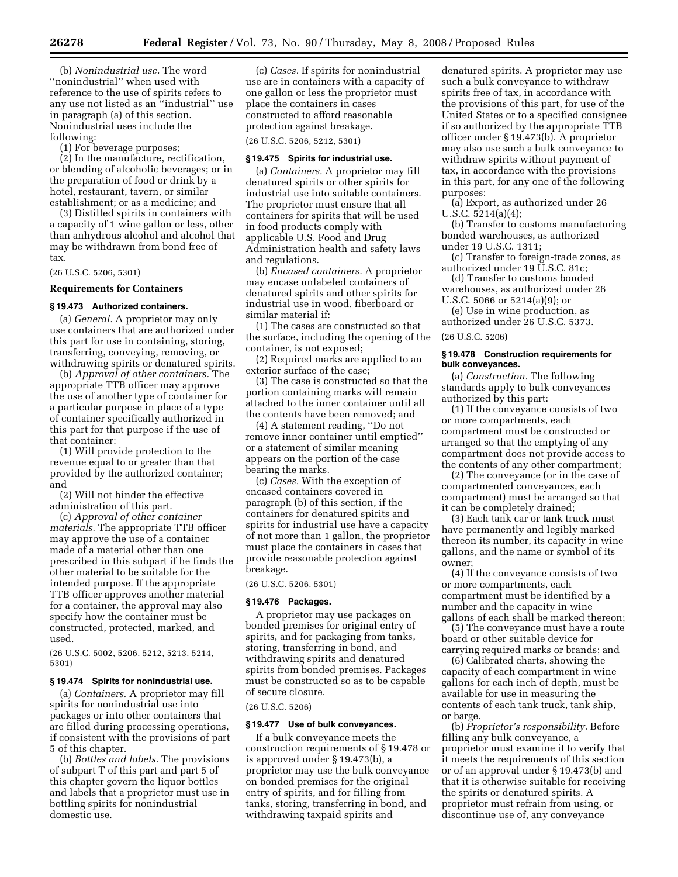(b) *Nonindustrial use.* The word ''nonindustrial'' when used with reference to the use of spirits refers to any use not listed as an ''industrial'' use in paragraph (a) of this section. Nonindustrial uses include the following:

(1) For beverage purposes;

(2) In the manufacture, rectification, or blending of alcoholic beverages; or in the preparation of food or drink by a hotel, restaurant, tavern, or similar establishment; or as a medicine; and

(3) Distilled spirits in containers with a capacity of 1 wine gallon or less, other than anhydrous alcohol and alcohol that may be withdrawn from bond free of tax.

(26 U.S.C. 5206, 5301)

**Requirements for Containers**

**§ 19.473 Authorized containers.**

(a) *General.* A proprietor may only use containers that are authorized under this part for use in containing, storing, transferring, conveying, removing, or withdrawing spirits or denatured spirits.

(b) *Approval of other containers.* The appropriate TTB officer may approve the use of another type of container for a particular purpose in place of a type of container specifically authorized in this part for that purpose if the use of that container:

(1) Will provide protection to the revenue equal to or greater than that provided by the authorized container; and

(2) Will not hinder the effective administration of this part.

(c) *Approval of other container materials.* The appropriate TTB officer may approve the use of a container made of a material other than one prescribed in this subpart if he finds the other material to be suitable for the intended purpose. If the appropriate TTB officer approves another material for a container, the approval may also specify how the container must be constructed, protected, marked, and used.

(26 U.S.C. 5002, 5206, 5212, 5213, 5214, 5301)

**§ 19.474 Spirits for nonindustrial use.**

(a) *Containers.* A proprietor may fill spirits for nonindustrial use into packages or into other containers that are filled during processing operations, if consistent with the provisions of part 5 of this chapter.

(b) *Bottles and labels.* The provisions of subpart T of this part and part 5 of this chapter govern the liquor bottles and labels that a proprietor must use in bottling spirits for nonindustrial domestic use.

(c) *Cases.* If spirits for nonindustrial use are in containers with a capacity of one gallon or less the proprietor must place the containers in cases constructed to afford reasonable protection against breakage.

(26 U.S.C. 5206, 5212, 5301)

**§ 19.475 Spirits for industrial use.**

(a) *Containers.* A proprietor may fill denatured spirits or other spirits for industrial use into suitable containers. The proprietor must ensure that all containers for spirits that will be used in food products comply with applicable U.S. Food and Drug Administration health and safety laws and regulations.

(b) *Encased containers.* A proprietor may encase unlabeled containers of denatured spirits and other spirits for industrial use in wood, fiberboard or similar material if:

(1) The cases are constructed so that the surface, including the opening of the container, is not exposed;

(2) Required marks are applied to an exterior surface of the case;

(3) The case is constructed so that the portion containing marks will remain attached to the inner container until all the contents have been removed; and

(4) A statement reading, ''Do not remove inner container until emptied'' or a statement of similar meaning appears on the portion of the case bearing the marks.

(c) *Cases.* With the exception of encased containers covered in paragraph (b) of this section, if the containers for denatured spirits and spirits for industrial use have a capacity of not more than 1 gallon, the proprietor must place the containers in cases that provide reasonable protection against breakage.

(26 U.S.C. 5206, 5301)

**§ 19.476 Packages.**

A proprietor may use packages on bonded premises for original entry of spirits, and for packaging from tanks, storing, transferring in bond, and withdrawing spirits and denatured spirits from bonded premises. Packages must be constructed so as to be capable of secure closure.

(26 U.S.C. 5206)

**§ 19.477 Use of bulk conveyances.**

If a bulk conveyance meets the construction requirements of § 19.478 or is approved under § 19.473(b), a proprietor may use the bulk conveyance on bonded premises for the original entry of spirits, and for filling from tanks, storing, transferring in bond, and withdrawing taxpaid spirits and denatured spirits. A proprietor may use such a bulk conveyance to withdraw spirits free of tax, in accordance with the provisions of this part, for use of the United States or to a specified consignee if so authorized by the appropriate TTB officer under § 19.473(b). A proprietor may also use such a bulk conveyance to withdraw spirits without payment of tax, in accordance with the provisions in this part, for any one of the following purposes:

(a) Export, as authorized under 26 U.S.C. 5214(a)(4);

(b) Transfer to customs manufacturing bonded warehouses, as authorized under 19 U.S.C. 1311;

(c) Transfer to foreign-trade zones, as authorized under 19 U.S.C. 81c;

(d) Transfer to customs bonded warehouses, as authorized under 26 U.S.C. 5066 or 5214(a)(9); or

(e) Use in wine production, as authorized under 26 U.S.C. 5373.

(26 U.S.C. 5206)

**§ 19.478 Construction requirements for bulk conveyances.**

(a) *Construction.* The following standards apply to bulk conveyances authorized by this part:

(1) If the conveyance consists of two or more compartments, each compartment must be constructed or arranged so that the emptying of any compartment does not provide access to the contents of any other compartment;

(2) The conveyance (or in the case of compartmented conveyances, each compartment) must be arranged so that it can be completely drained;

(3) Each tank car or tank truck must have permanently and legibly marked thereon its number, its capacity in wine gallons, and the name or symbol of its owner;

(4) If the conveyance consists of two or more compartments, each compartment must be identified by a number and the capacity in wine gallons of each shall be marked thereon;

(5) The conveyance must have a route board or other suitable device for carrying required marks or brands; and

(6) Calibrated charts, showing the capacity of each compartment in wine gallons for each inch of depth, must be available for use in measuring the contents of each tank truck, tank ship, or barge.

(b) *Proprietor's responsibility.* Before filling any bulk conveyance, a proprietor must examine it to verify that it meets the requirements of this section or of an approval under § 19.473(b) and that it is otherwise suitable for receiving the spirits or denatured spirits. A proprietor must refrain from using, or discontinue use of, any conveyance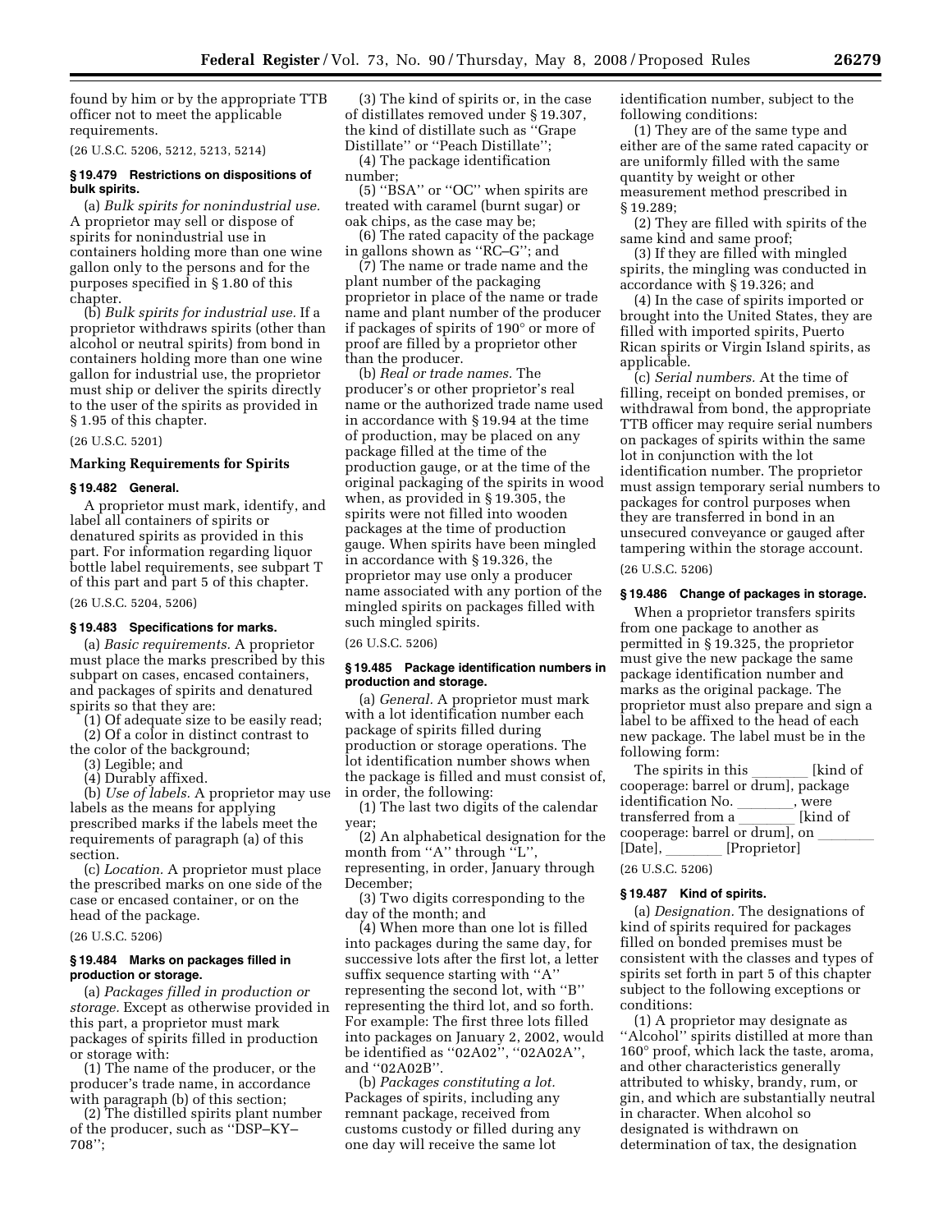found by him or by the appropriate TTB officer not to meet the applicable requirements.

(26 U.S.C. 5206, 5212, 5213, 5214)

**§ 19.479 Restrictions on dispositions of bulk spirits.**

(a) *Bulk spirits for nonindustrial use.* A proprietor may sell or dispose of spirits for nonindustrial use in containers holding more than one wine gallon only to the persons and for the purposes specified in § 1.80 of this chapter.

(b) *Bulk spirits for industrial use.* If a proprietor withdraws spirits (other than alcohol or neutral spirits) from bond in containers holding more than one wine gallon for industrial use, the proprietor must ship or deliver the spirits directly to the user of the spirits as provided in § 1.95 of this chapter.

(26 U.S.C. 5201)

**Marking Requirements for Spirits**

**§ 19.482 General.**

A proprietor must mark, identify, and label all containers of spirits or denatured spirits as provided in this part. For information regarding liquor bottle label requirements, see subpart T of this part and part 5 of this chapter.

(26 U.S.C. 5204, 5206)

**§ 19.483 Specifications for marks.**

(a) *Basic requirements.* A proprietor must place the marks prescribed by this subpart on cases, encased containers, and packages of spirits and denatured spirits so that they are:

(1) Of adequate size to be easily read;

(2) Of a color in distinct contrast to the color of the background;

(3) Legible; and

(4) Durably affixed.

(b) *Use of labels.* A proprietor may use labels as the means for applying prescribed marks if the labels meet the requirements of paragraph (a) of this section.

(c) *Location.* A proprietor must place the prescribed marks on one side of the case or encased container, or on the head of the package.

(26 U.S.C. 5206)

**§ 19.484 Marks on packages filled in production or storage.**

(a) *Packages filled in production or storage.* Except as otherwise provided in this part, a proprietor must mark packages of spirits filled in production or storage with:

(1) The name of the producer, or the producer's trade name, in accordance with paragraph (b) of this section;

(2) The distilled spirits plant number of the producer, such as ''DSP–KY–708'';

(3) The kind of spirits or, in the case of distillates removed under § 19.307, the kind of distillate such as ''Grape Distillate'' or ''Peach Distillate'';

(4) The package identification number;

(5) ''BSA'' or ''OC'' when spirits are treated with caramel (burnt sugar) or oak chips, as the case may be;

(6) The rated capacity of the package in gallons shown as ''RC–G''; and

(7) The name or trade name and the plant number of the packaging proprietor in place of the name or trade name and plant number of the producer if packages of spirits of 190° or more of proof are filled by a proprietor other than the producer.

(b) *Real or trade names.* The producer's or other proprietor's real name or the authorized trade name used in accordance with § 19.94 at the time of production, may be placed on any package filled at the time of the production gauge, or at the time of the original packaging of the spirits in wood when, as provided in § 19.305, the spirits were not filled into wooden packages at the time of production gauge. When spirits have been mingled in accordance with § 19.326, the proprietor may use only a producer name associated with any portion of the mingled spirits on packages filled with such mingled spirits.

(26 U.S.C. 5206)

**§ 19.485 Package identification numbers in production and storage.**

(a) *General.* A proprietor must mark with a lot identification number each package of spirits filled during production or storage operations. The lot identification number shows when the package is filled and must consist of, in order, the following:

(1) The last two digits of the calendar year;

(2) An alphabetical designation for the month from ''A'' through ''L'', representing, in order, January through December;

(3) Two digits corresponding to the day of the month; and

(4) When more than one lot is filled into packages during the same day, for successive lots after the first lot, a letter suffix sequence starting with ''A'' representing the second lot, with ''B'' representing the third lot, and so forth. For example: The first three lots filled into packages on January 2, 2002, would be identified as ''02A02'', ''02A02A'', and ''02A02B''.

(b) *Packages constituting a lot.* Packages of spirits, including any remnant package, received from customs custody or filled during any one day will receive the same lot identification number, subject to the following conditions:

(1) They are of the same type and either are of the same rated capacity or are uniformly filled with the same quantity by weight or other measurement method prescribed in § 19.289;

(2) They are filled with spirits of the same kind and same proof;

(3) If they are filled with mingled spirits, the mingling was conducted in accordance with § 19.326; and

(4) In the case of spirits imported or brought into the United States, they are filled with imported spirits, Puerto Rican spirits or Virgin Island spirits, as applicable.

(c) *Serial numbers.* At the time of filling, receipt on bonded premises, or withdrawal from bond, the appropriate TTB officer may require serial numbers on packages of spirits within the same lot in conjunction with the lot identification number. The proprietor must assign temporary serial numbers to packages for control purposes when they are transferred in bond in an unsecured conveyance or gauged after tampering within the storage account.

(26 U.S.C. 5206)

**§ 19.486 Change of packages in storage.**

When a proprietor transfers spirits from one package to another as permitted in § 19.325, the proprietor must give the new package the same package identification number and marks as the original package. The proprietor must also prepare and sign a label to be affixed to the head of each new package. The label must be in the following form:

The spirits in this ________ [kind of cooperage: barrel or drum], package identification No. ________, were transferred from a ________ [kind of cooperage: barrel or drum], on ________ [Date], ________ [Proprietor]

(26 U.S.C. 5206)

**§ 19.487 Kind of spirits.**

(a) *Designation.* The designations of kind of spirits required for packages filled on bonded premises must be consistent with the classes and types of spirits set forth in part 5 of this chapter subject to the following exceptions or conditions:

(1) A proprietor may designate as ''Alcohol'' spirits distilled at more than 160° proof, which lack the taste, aroma, and other characteristics generally attributed to whisky, brandy, rum, or gin, and which are substantially neutral in character. When alcohol so designated is withdrawn on determination of tax, the designation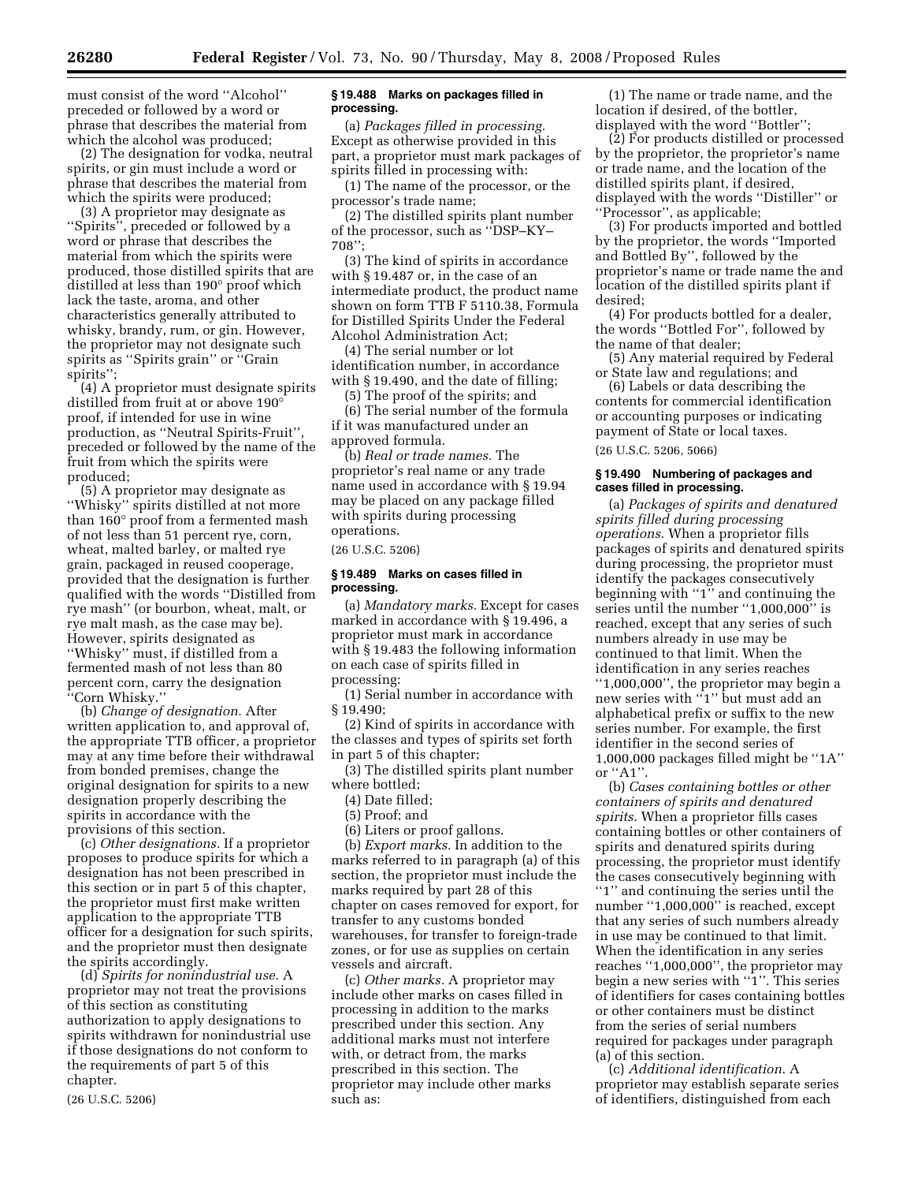must consist of the word ''Alcohol'' preceded or followed by a word or phrase that describes the material from which the alcohol was produced;

(2) The designation for vodka, neutral spirits, or gin must include a word or phrase that describes the material from which the spirits were produced;

(3) A proprietor may designate as ''Spirits'', preceded or followed by a word or phrase that describes the material from which the spirits were produced, those distilled spirits that are distilled at less than 190° proof which lack the taste, aroma, and other characteristics generally attributed to whisky, brandy, rum, or gin. However, the proprietor may not designate such spirits as ''Spirits grain'' or ''Grain spirits'';

(4) A proprietor must designate spirits distilled from fruit at or above 190° proof, if intended for use in wine production, as ''Neutral Spirits-Fruit'', preceded or followed by the name of the fruit from which the spirits were produced;

(5) A proprietor may designate as ''Whisky'' spirits distilled at not more than 160° proof from a fermented mash of not less than 51 percent rye, corn, wheat, malted barley, or malted rye grain, packaged in reused cooperage, provided that the designation is further qualified with the words ''Distilled from rye mash'' (or bourbon, wheat, malt, or rye malt mash, as the case may be). However, spirits designated as ''Whisky'' must, if distilled from a fermented mash of not less than 80 percent corn, carry the designation ''Corn Whisky.''

(b) *Change of designation.* After written application to, and approval of, the appropriate TTB officer, a proprietor may at any time before their withdrawal from bonded premises, change the original designation for spirits to a new designation properly describing the spirits in accordance with the provisions of this section.

(c) *Other designations.* If a proprietor proposes to produce spirits for which a designation has not been prescribed in this section or in part 5 of this chapter, the proprietor must first make written application to the appropriate TTB officer for a designation for such spirits, and the proprietor must then designate the spirits accordingly.

(d) *Spirits for nonindustrial use.* A proprietor may not treat the provisions of this section as constituting authorization to apply designations to spirits withdrawn for nonindustrial use if those designations do not conform to the requirements of part 5 of this chapter.

(26 U.S.C. 5206)

### § 19.488 Marks on packages filled in processing.

(a) *Packages filled in processing.* Except as otherwise provided in this part, a proprietor must mark packages of spirits filled in processing with:

(1) The name of the processor, or the processor's trade name;

(2) The distilled spirits plant number of the processor, such as ''DSP–KY–708'';

(3) The kind of spirits in accordance with § 19.487 or, in the case of an intermediate product, the product name shown on form TTB F 5110.38, Formula for Distilled Spirits Under the Federal Alcohol Administration Act;

(4) The serial number or lot identification number, in accordance with § 19.490, and the date of filling;

(5) The proof of the spirits; and

(6) The serial number of the formula if it was manufactured under an approved formula.

(b) *Real or trade names.* The proprietor's real name or any trade name used in accordance with § 19.94 may be placed on any package filled with spirits during processing operations.

(26 U.S.C. 5206)

### § 19.489 Marks on cases filled in processing.

(a) *Mandatory marks.* Except for cases marked in accordance with § 19.496, a proprietor must mark in accordance with § 19.483 the following information on each case of spirits filled in processing:

(1) Serial number in accordance with § 19.490;

(2) Kind of spirits in accordance with the classes and types of spirits set forth in part 5 of this chapter;

(3) The distilled spirits plant number where bottled;

(4) Date filled;

(5) Proof; and

(6) Liters or proof gallons.

(b) *Export marks.* In addition to the marks referred to in paragraph (a) of this section, the proprietor must include the marks required by part 28 of this chapter on cases removed for export, for transfer to any customs bonded warehouses, for transfer to foreign-trade zones, or for use as supplies on certain vessels and aircraft.

(c) *Other marks.* A proprietor may include other marks on cases filled in processing in addition to the marks prescribed under this section. Any additional marks must not interfere with, or detract from, the marks prescribed in this section. The proprietor may include other marks such as:

(1) The name or trade name, and the location if desired, of the bottler, displayed with the word ''Bottler'';

(2) For products distilled or processed by the proprietor, the proprietor's name or trade name, and the location of the distilled spirits plant, if desired, displayed with the words ''Distiller'' or ''Processor'', as applicable;

(3) For products imported and bottled by the proprietor, the words ''Imported and Bottled By'', followed by the proprietor's name or trade name the and location of the distilled spirits plant if desired;

(4) For products bottled for a dealer, the words ''Bottled For'', followed by the name of that dealer;

(5) Any material required by Federal or State law and regulations; and

(6) Labels or data describing the contents for commercial identification or accounting purposes or indicating payment of State or local taxes.

(26 U.S.C. 5206, 5066)

### § 19.490 Numbering of packages and cases filled in processing.

(a) *Packages of spirits and denatured spirits filled during processing operations.* When a proprietor fills packages of spirits and denatured spirits during processing, the proprietor must identify the packages consecutively beginning with ''1'' and continuing the series until the number ''1,000,000'' is reached, except that any series of such numbers already in use may be continued to that limit. When the identification in any series reaches ''1,000,000'', the proprietor may begin a new series with ''1'' but must add an alphabetical prefix or suffix to the new series number. For example, the first identifier in the second series of 1,000,000 packages filled might be ''1A'' or ''A1''.

(b) *Cases containing bottles or other containers of spirits and denatured spirits.* When a proprietor fills cases containing bottles or other containers of spirits and denatured spirits during processing, the proprietor must identify the cases consecutively beginning with ''1'' and continuing the series until the number ''1,000,000'' is reached, except that any series of such numbers already in use may be continued to that limit. When the identification in any series reaches ''1,000,000'', the proprietor may begin a new series with ''1''. This series of identifiers for cases containing bottles or other containers must be distinct from the series of serial numbers required for packages under paragraph (a) of this section.

(c) *Additional identification.* A proprietor may establish separate series of identifiers, distinguished from each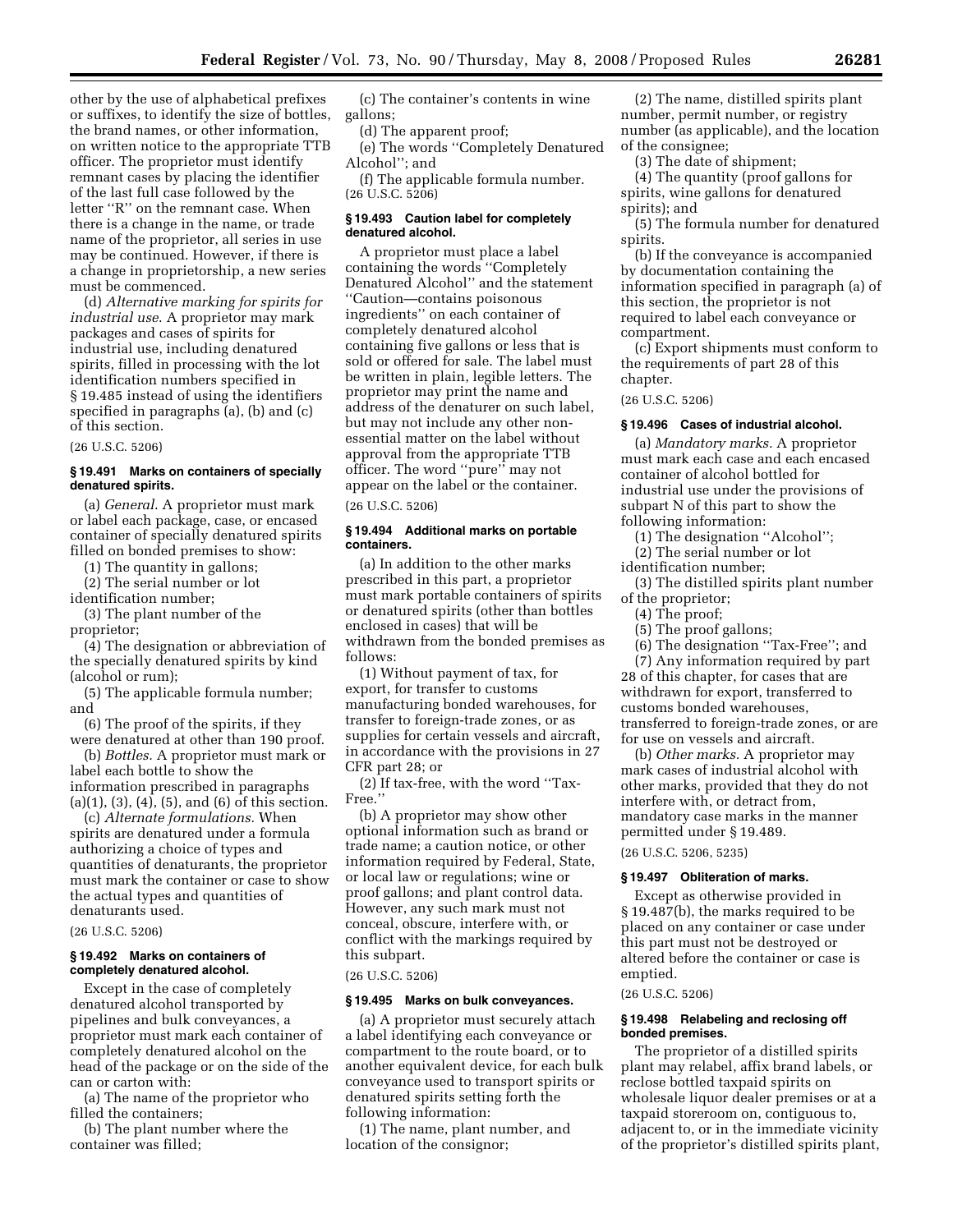other by the use of alphabetical prefixes or suffixes, to identify the size of bottles, the brand names, or other information, on written notice to the appropriate TTB officer. The proprietor must identify remnant cases by placing the identifier of the last full case followed by the letter ''R'' on the remnant case. When there is a change in the name, or trade name of the proprietor, all series in use may be continued. However, if there is a change in proprietorship, a new series must be commenced.

(d) *Alternative marking for spirits for industrial use.* A proprietor may mark packages and cases of spirits for industrial use, including denatured spirits, filled in processing with the lot identification numbers specified in § 19.485 instead of using the identifiers specified in paragraphs (a), (b) and (c) of this section.

(26 U.S.C. 5206)

### § 19.491 Marks on containers of specially denatured spirits.

(a) *General.* A proprietor must mark or label each package, case, or encased container of specially denatured spirits filled on bonded premises to show:

(1) The quantity in gallons;

(2) The serial number or lot identification number;

(3) The plant number of the proprietor;

(4) The designation or abbreviation of the specially denatured spirits by kind (alcohol or rum);

(5) The applicable formula number; and

(6) The proof of the spirits, if they were denatured at other than 190 proof.

(b) *Bottles.* A proprietor must mark or label each bottle to show the information prescribed in paragraphs (a)(1), (3), (4), (5), and (6) of this section.

(c) *Alternate formulations.* When spirits are denatured under a formula authorizing a choice of types and quantities of denaturants, the proprietor must mark the container or case to show the actual types and quantities of denaturants used.

(26 U.S.C. 5206)

### § 19.492 Marks on containers of completely denatured alcohol.

Except in the case of completely denatured alcohol transported by pipelines and bulk conveyances, a proprietor must mark each container of completely denatured alcohol on the head of the package or on the side of the can or carton with:

(a) The name of the proprietor who filled the containers;

(b) The plant number where the container was filled;

(c) The container's contents in wine gallons;

(d) The apparent proof;

(e) The words ''Completely Denatured Alcohol''; and

(f) The applicable formula number.

(26 U.S.C. 5206)

### § 19.493 Caution label for completely denatured alcohol.

A proprietor must place a label containing the words ''Completely Denatured Alcohol'' and the statement ''Caution—contains poisonous ingredients'' on each container of completely denatured alcohol containing five gallons or less that is sold or offered for sale. The label must be written in plain, legible letters. The proprietor may print the name and address of the denaturer on such label, but may not include any other non-essential matter on the label without approval from the appropriate TTB officer. The word ''pure'' may not appear on the label or the container.

(26 U.S.C. 5206)

### § 19.494 Additional marks on portable containers.

(a) In addition to the other marks prescribed in this part, a proprietor must mark portable containers of spirits or denatured spirits (other than bottles enclosed in cases) that will be withdrawn from the bonded premises as follows:

(1) Without payment of tax, for export, for transfer to customs manufacturing bonded warehouses, for transfer to foreign-trade zones, or as supplies for certain vessels and aircraft, in accordance with the provisions in 27 CFR part 28; or

(2) If tax-free, with the word ''Tax-Free.''

(b) A proprietor may show other optional information such as brand or trade name; a caution notice, or other information required by Federal, State, or local law or regulations; wine or proof gallons; and plant control data. However, any such mark must not conceal, obscure, interfere with, or conflict with the markings required by this subpart.

(26 U.S.C. 5206)

### § 19.495 Marks on bulk conveyances.

(a) A proprietor must securely attach a label identifying each conveyance or compartment to the route board, or to another equivalent device, for each bulk conveyance used to transport spirits or denatured spirits setting forth the following information:

(1) The name, plant number, and location of the consignor;

(2) The name, distilled spirits plant number, permit number, or registry number (as applicable), and the location of the consignee;

(3) The date of shipment;

(4) The quantity (proof gallons for spirits, wine gallons for denatured spirits); and

(5) The formula number for denatured spirits.

(b) If the conveyance is accompanied by documentation containing the information specified in paragraph (a) of this section, the proprietor is not required to label each conveyance or compartment.

(c) Export shipments must conform to the requirements of part 28 of this chapter.

(26 U.S.C. 5206)

### § 19.496 Cases of industrial alcohol.

(a) *Mandatory marks.* A proprietor must mark each case and each encased container of alcohol bottled for industrial use under the provisions of subpart N of this part to show the following information:

(1) The designation ''Alcohol'';

(2) The serial number or lot identification number;

(3) The distilled spirits plant number of the proprietor;

(4) The proof;

(5) The proof gallons;

(6) The designation ''Tax-Free''; and

(7) Any information required by part 28 of this chapter, for cases that are withdrawn for export, transferred to customs bonded warehouses, transferred to foreign-trade zones, or are for use on vessels and aircraft.

(b) *Other marks.* A proprietor may mark cases of industrial alcohol with other marks, provided that they do not interfere with, or detract from, mandatory case marks in the manner permitted under § 19.489.

(26 U.S.C. 5206, 5235)

### § 19.497 Obliteration of marks.

Except as otherwise provided in § 19.487(b), the marks required to be placed on any container or case under this part must not be destroyed or altered before the container or case is emptied.

(26 U.S.C. 5206)

### § 19.498 Relabeling and reclosing off bonded premises.

The proprietor of a distilled spirits plant may relabel, affix brand labels, or reclose bottled taxpaid spirits on wholesale liquor dealer premises or at a taxpaid storeroom on, contiguous to, adjacent to, or in the immediate vicinity of the proprietor's distilled spirits plant,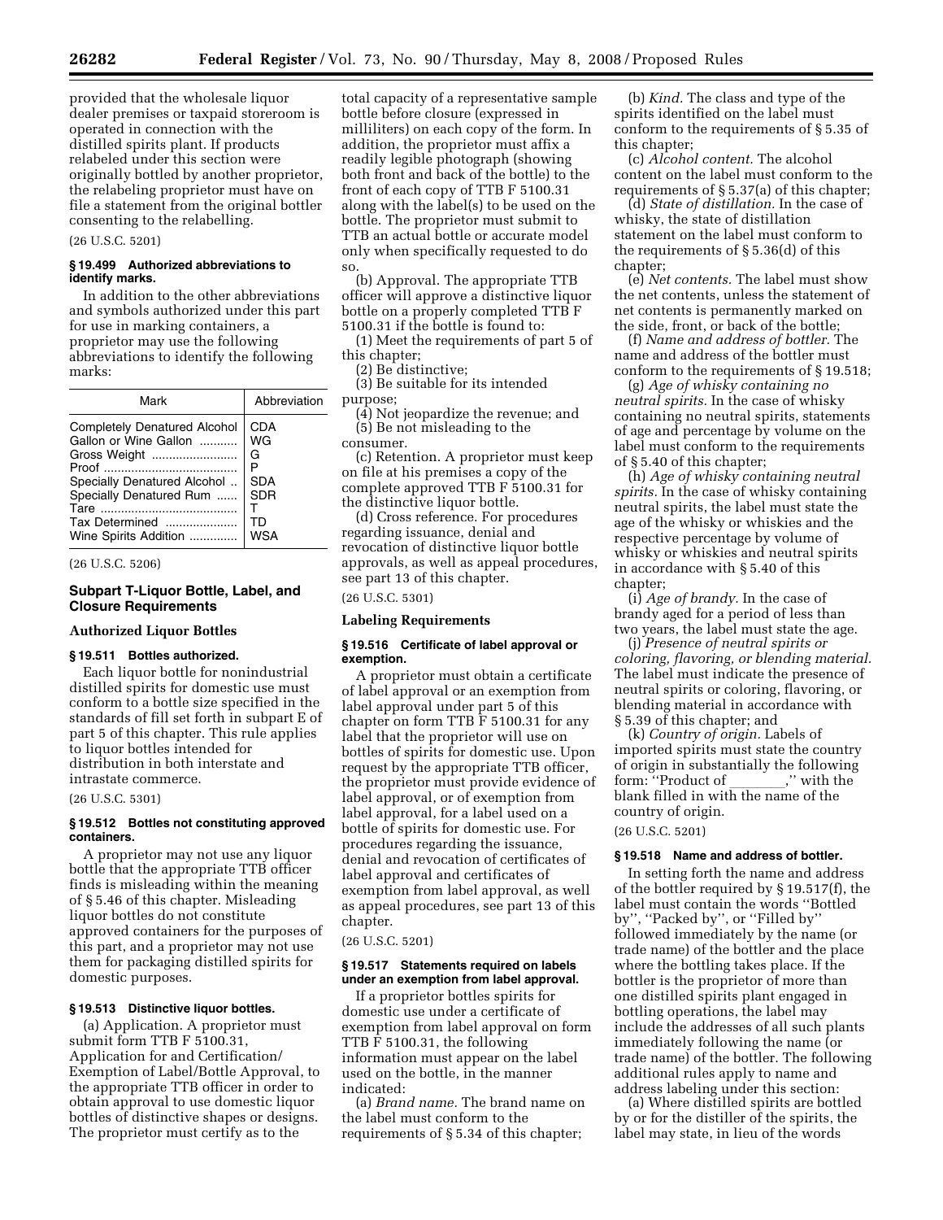provided that the wholesale liquor dealer premises or taxpaid storeroom is operated in connection with the distilled spirits plant. If products relabeled under this section were originally bottled by another proprietor, the relabeling proprietor must have on file a statement from the original bottler consenting to the relabelling.

(26 U.S.C. 5201)

**§ 19.499 Authorized abbreviations to identify marks.**

In addition to the other abbreviations and symbols authorized under this part for use in marking containers, a proprietor may use the following abbreviations to identify the following marks:

| Mark | Abbreviation |
|---|---|
| Completely Denatured Alcohol | CDA |
| Gallon or Wine Gallon | WG |
| Gross Weight | G |
| Proof | P |
| Specially Denatured Alcohol | SDA |
| Specially Denatured Rum | SDR |
| Tare | T |
| Tax Determined | TD |
| Wine Spirits Addition | WSA |

(26 U.S.C. 5206)

## Subpart T-Liquor Bottle, Label, and Closure Requirements

### Authorized Liquor Bottles

**§ 19.511 Bottles authorized.**

Each liquor bottle for nonindustrial distilled spirits for domestic use must conform to a bottle size specified in the standards of fill set forth in subpart E of part 5 of this chapter. This rule applies to liquor bottles intended for distribution in both interstate and intrastate commerce.

(26 U.S.C. 5301)

**§ 19.512 Bottles not constituting approved containers.**

A proprietor may not use any liquor bottle that the appropriate TTB officer finds is misleading within the meaning of § 5.46 of this chapter. Misleading liquor bottles do not constitute approved containers for the purposes of this part, and a proprietor may not use them for packaging distilled spirits for domestic purposes.

**§ 19.513 Distinctive liquor bottles.**

(a) Application. A proprietor must submit form TTB F 5100.31, Application for and Certification/Exemption of Label/Bottle Approval, to the appropriate TTB officer in order to obtain approval to use domestic liquor bottles of distinctive shapes or designs. The proprietor must certify as to the total capacity of a representative sample bottle before closure (expressed in milliliters) on each copy of the form. In addition, the proprietor must affix a readily legible photograph (showing both front and back of the bottle) to the front of each copy of TTB F 5100.31 along with the label(s) to be used on the bottle. The proprietor must submit to TTB an actual bottle or accurate model only when specifically requested to do so.

(b) Approval. The appropriate TTB officer will approve a distinctive liquor bottle on a properly completed TTB F 5100.31 if the bottle is found to:

(1) Meet the requirements of part 5 of this chapter;

(2) Be distinctive;

(3) Be suitable for its intended purpose;

(4) Not jeopardize the revenue; and

(5) Be not misleading to the consumer.

(c) Retention. A proprietor must keep on file at his premises a copy of the complete approved TTB F 5100.31 for the distinctive liquor bottle.

(d) Cross reference. For procedures regarding issuance, denial and revocation of distinctive liquor bottle approvals, as well as appeal procedures, see part 13 of this chapter.

(26 U.S.C. 5301)

### Labeling Requirements

**§ 19.516 Certificate of label approval or exemption.**

A proprietor must obtain a certificate of label approval or an exemption from label approval under part 5 of this chapter on form TTB F 5100.31 for any label that the proprietor will use on bottles of spirits for domestic use. Upon request by the appropriate TTB officer, the proprietor must provide evidence of label approval, or of exemption from label approval, for a label used on a bottle of spirits for domestic use. For procedures regarding the issuance, denial and revocation of certificates of label approval and certificates of exemption from label approval, as well as appeal procedures, see part 13 of this chapter.

(26 U.S.C. 5201)

**§ 19.517 Statements required on labels under an exemption from label approval.**

If a proprietor bottles spirits for domestic use under a certificate of exemption from label approval on form TTB F 5100.31, the following information must appear on the label used on the bottle, in the manner indicated:

(a) *Brand name.* The brand name on the label must conform to the requirements of § 5.34 of this chapter;

(b) *Kind.* The class and type of the spirits identified on the label must conform to the requirements of § 5.35 of this chapter;

(c) *Alcohol content.* The alcohol content on the label must conform to the requirements of § 5.37(a) of this chapter;

(d) *State of distillation.* In the case of whisky, the state of distillation statement on the label must conform to the requirements of § 5.36(d) of this chapter;

(e) *Net contents.* The label must show the net contents, unless the statement of net contents is permanently marked on the side, front, or back of the bottle;

(f) *Name and address of bottler.* The name and address of the bottler must conform to the requirements of § 19.518;

(g) *Age of whisky containing no neutral spirits.* In the case of whisky containing no neutral spirits, statements of age and percentage by volume on the label must conform to the requirements of § 5.40 of this chapter;

(h) *Age of whisky containing neutral spirits.* In the case of whisky containing neutral spirits, the label must state the age of the whisky or whiskies and the respective percentage by volume of whisky or whiskies and neutral spirits in accordance with § 5.40 of this chapter;

(i) *Age of brandy.* In the case of brandy aged for a period of less than two years, the label must state the age.

(j) *Presence of neutral spirits or coloring, flavoring, or blending material.* The label must indicate the presence of neutral spirits or coloring, flavoring, or blending material in accordance with § 5.39 of this chapter; and

(k) *Country of origin.* Labels of imported spirits must state the country of origin in substantially the following form: ''Product of ________,'' with the blank filled in with the name of the country of origin.

(26 U.S.C. 5201)

**§ 19.518 Name and address of bottler.**

In setting forth the name and address of the bottler required by § 19.517(f), the label must contain the words ''Bottled by'', ''Packed by'', or ''Filled by'' followed immediately by the name (or trade name) of the bottler and the place where the bottling takes place. If the bottler is the proprietor of more than one distilled spirits plant engaged in bottling operations, the label may include the addresses of all such plants immediately following the name (or trade name) of the bottler. The following additional rules apply to name and address labeling under this section:

(a) Where distilled spirits are bottled by or for the distiller of the spirits, the label may state, in lieu of the words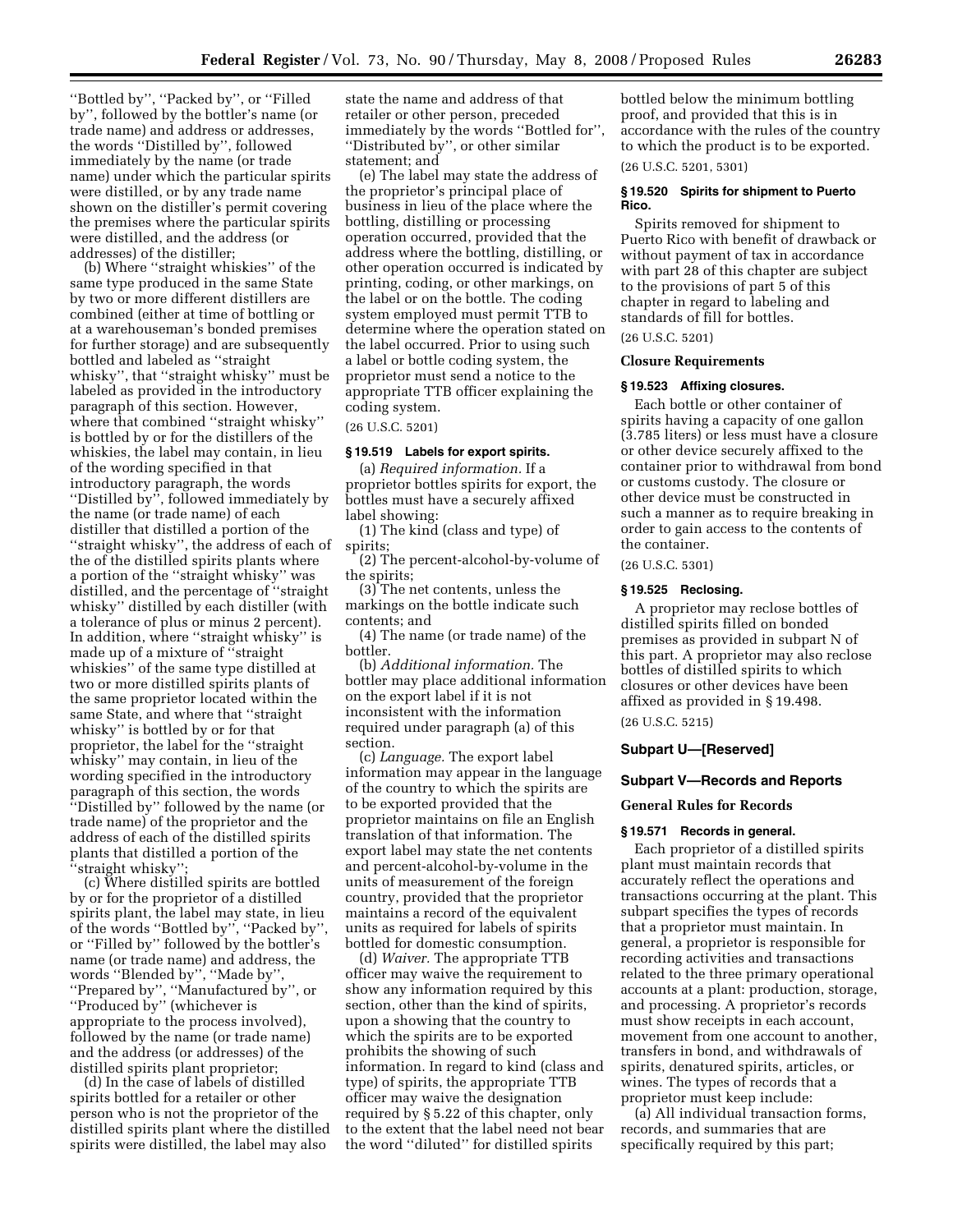''Bottled by'', ''Packed by'', or ''Filled by'', followed by the bottler's name (or trade name) and address or addresses, the words ''Distilled by'', followed immediately by the name (or trade name) under which the particular spirits were distilled, or by any trade name shown on the distiller's permit covering the premises where the particular spirits were distilled, and the address (or addresses) of the distiller;

(b) Where ''straight whiskies'' of the same type produced in the same State by two or more different distillers are combined (either at time of bottling or at a warehouseman's bonded premises for further storage) and are subsequently bottled and labeled as ''straight whisky'', that ''straight whisky'' must be labeled as provided in the introductory paragraph of this section. However, where that combined ''straight whisky'' is bottled by or for the distillers of the whiskies, the label may contain, in lieu of the wording specified in that introductory paragraph, the words ''Distilled by'', followed immediately by the name (or trade name) of each distiller that distilled a portion of the ''straight whisky'', the address of each of the of the distilled spirits plants where a portion of the ''straight whisky'' was distilled, and the percentage of ''straight whisky'' distilled by each distiller (with a tolerance of plus or minus 2 percent). In addition, where ''straight whisky'' is made up of a mixture of ''straight whiskies'' of the same type distilled at two or more distilled spirits plants of the same proprietor located within the same State, and where that ''straight whisky'' is bottled by or for that proprietor, the label for the ''straight whisky'' may contain, in lieu of the wording specified in the introductory paragraph of this section, the words ''Distilled by'' followed by the name (or trade name) of the proprietor and the address of each of the distilled spirits plants that distilled a portion of the ''straight whisky'';

(c) Where distilled spirits are bottled by or for the proprietor of a distilled spirits plant, the label may state, in lieu of the words ''Bottled by'', ''Packed by'', or ''Filled by'' followed by the bottler's name (or trade name) and address, the words ''Blended by'', ''Made by'', ''Prepared by'', ''Manufactured by'', or ''Produced by'' (whichever is appropriate to the process involved), followed by the name (or trade name) and the address (or addresses) of the distilled spirits plant proprietor;

(d) In the case of labels of distilled spirits bottled for a retailer or other person who is not the proprietor of the distilled spirits plant where the distilled spirits were distilled, the label may also state the name and address of that retailer or other person, preceded immediately by the words ''Bottled for'', ''Distributed by'', or other similar statement; and

(e) The label may state the address of the proprietor's principal place of business in lieu of the place where the bottling, distilling or processing operation occurred, provided that the address where the bottling, distilling, or other operation occurred is indicated by printing, coding, or other markings, on the label or on the bottle. The coding system employed must permit TTB to determine where the operation stated on the label occurred. Prior to using such a label or bottle coding system, the proprietor must send a notice to the appropriate TTB officer explaining the coding system.

(26 U.S.C. 5201)

#### § 19.519 Labels for export spirits.

(a) *Required information.* If a proprietor bottles spirits for export, the bottles must have a securely affixed label showing:

(1) The kind (class and type) of spirits;

(2) The percent-alcohol-by-volume of the spirits;

(3) The net contents, unless the markings on the bottle indicate such contents; and

(4) The name (or trade name) of the bottler.

(b) *Additional information.* The bottler may place additional information on the export label if it is not inconsistent with the information required under paragraph (a) of this section.

(c) *Language.* The export label information may appear in the language of the country to which the spirits are to be exported provided that the proprietor maintains on file an English translation of that information. The export label may state the net contents and percent-alcohol-by-volume in the units of measurement of the foreign country, provided that the proprietor maintains a record of the equivalent units as required for labels of spirits bottled for domestic consumption.

(d) *Waiver.* The appropriate TTB officer may waive the requirement to show any information required by this section, other than the kind of spirits, upon a showing that the country to which the spirits are to be exported prohibits the showing of such information. In regard to kind (class and type) of spirits, the appropriate TTB officer may waive the designation required by § 5.22 of this chapter, only to the extent that the label need not bear the word ''diluted'' for distilled spirits bottled below the minimum bottling proof, and provided that this is in accordance with the rules of the country to which the product is to be exported.

(26 U.S.C. 5201, 5301)

#### § 19.520 Spirits for shipment to Puerto Rico.

Spirits removed for shipment to Puerto Rico with benefit of drawback or without payment of tax in accordance with part 28 of this chapter are subject to the provisions of part 5 of this chapter in regard to labeling and standards of fill for bottles.

(26 U.S.C. 5201)

### Closure Requirements

#### § 19.523 Affixing closures.

Each bottle or other container of spirits having a capacity of one gallon (3.785 liters) or less must have a closure or other device securely affixed to the container prior to withdrawal from bond or customs custody. The closure or other device must be constructed in such a manner as to require breaking in order to gain access to the contents of the container.

(26 U.S.C. 5301)

#### § 19.525 Reclosing.

A proprietor may reclose bottles of distilled spirits filled on bonded premises as provided in subpart N of this part. A proprietor may also reclose bottles of distilled spirits to which closures or other devices have been affixed as provided in § 19.498.

(26 U.S.C. 5215)

## Subpart U—[Reserved]

## Subpart V—Records and Reports

### General Rules for Records

#### § 19.571 Records in general.

Each proprietor of a distilled spirits plant must maintain records that accurately reflect the operations and transactions occurring at the plant. This subpart specifies the types of records that a proprietor must maintain. In general, a proprietor is responsible for recording activities and transactions related to the three primary operational accounts at a plant: production, storage, and processing. A proprietor's records must show receipts in each account, movement from one account to another, transfers in bond, and withdrawals of spirits, denatured spirits, articles, or wines. The types of records that a proprietor must keep include:

(a) All individual transaction forms, records, and summaries that are specifically required by this part;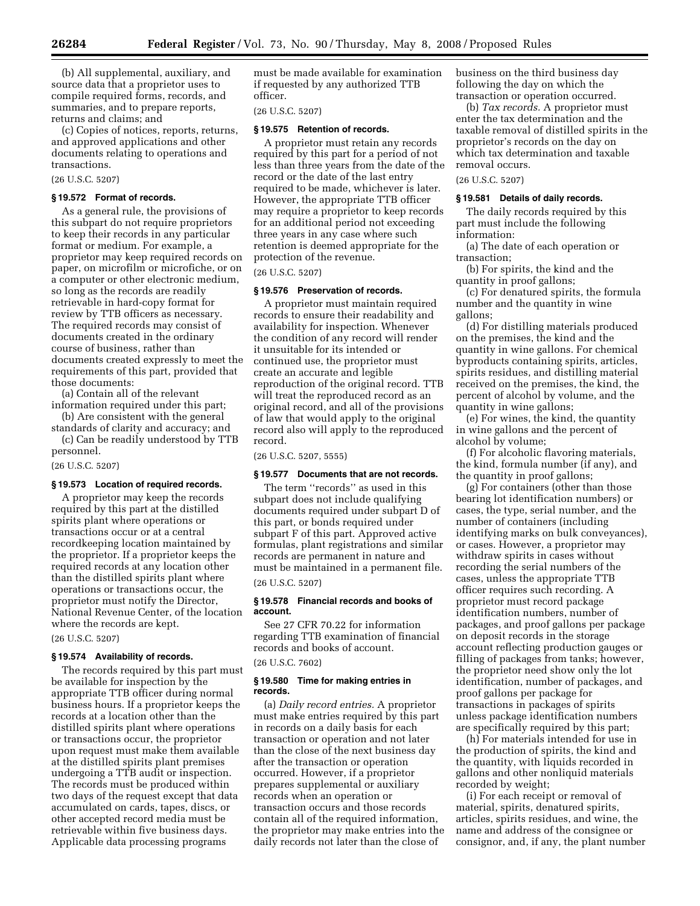(b) All supplemental, auxiliary, and source data that a proprietor uses to compile required forms, records, and summaries, and to prepare reports, returns and claims; and

(c) Copies of notices, reports, returns, and approved applications and other documents relating to operations and transactions.

(26 U.S.C. 5207)

### § 19.572 Format of records.

As a general rule, the provisions of this subpart do not require proprietors to keep their records in any particular format or medium. For example, a proprietor may keep required records on paper, on microfilm or microfiche, or on a computer or other electronic medium, so long as the records are readily retrievable in hard-copy format for review by TTB officers as necessary. The required records may consist of documents created in the ordinary course of business, rather than documents created expressly to meet the requirements of this part, provided that those documents:

(a) Contain all of the relevant information required under this part;

(b) Are consistent with the general standards of clarity and accuracy; and

(c) Can be readily understood by TTB personnel.

(26 U.S.C. 5207)

### § 19.573 Location of required records.

A proprietor may keep the records required by this part at the distilled spirits plant where operations or transactions occur or at a central recordkeeping location maintained by the proprietor. If a proprietor keeps the required records at any location other than the distilled spirits plant where operations or transactions occur, the proprietor must notify the Director, National Revenue Center, of the location where the records are kept.

(26 U.S.C. 5207)

### § 19.574 Availability of records.

The records required by this part must be available for inspection by the appropriate TTB officer during normal business hours. If a proprietor keeps the records at a location other than the distilled spirits plant where operations or transactions occur, the proprietor upon request must make them available at the distilled spirits plant premises undergoing a TTB audit or inspection. The records must be produced within two days of the request except that data accumulated on cards, tapes, discs, or other accepted record media must be retrievable within five business days. Applicable data processing programs must be made available for examination if requested by any authorized TTB officer.

(26 U.S.C. 5207)

### § 19.575 Retention of records.

A proprietor must retain any records required by this part for a period of not less than three years from the date of the record or the date of the last entry required to be made, whichever is later. However, the appropriate TTB officer may require a proprietor to keep records for an additional period not exceeding three years in any case where such retention is deemed appropriate for the protection of the revenue.

(26 U.S.C. 5207)

### § 19.576 Preservation of records.

A proprietor must maintain required records to ensure their readability and availability for inspection. Whenever the condition of any record will render it unsuitable for its intended or continued use, the proprietor must create an accurate and legible reproduction of the original record. TTB will treat the reproduced record as an original record, and all of the provisions of law that would apply to the original record also will apply to the reproduced record.

(26 U.S.C. 5207, 5555)

### § 19.577 Documents that are not records.

The term "records" as used in this subpart does not include qualifying documents required under subpart D of this part, or bonds required under subpart F of this part. Approved active formulas, plant registrations and similar records are permanent in nature and must be maintained in a permanent file.

(26 U.S.C. 5207)

### § 19.578 Financial records and books of account.

See 27 CFR 70.22 for information regarding TTB examination of financial records and books of account.

(26 U.S.C. 7602)

### § 19.580 Time for making entries in records.

(a) *Daily record entries.* A proprietor must make entries required by this part in records on a daily basis for each transaction or operation and not later than the close of the next business day after the transaction or operation occurred. However, if a proprietor prepares supplemental or auxiliary records when an operation or transaction occurs and those records contain all of the required information, the proprietor may make entries into the daily records not later than the close of business on the third business day following the day on which the transaction or operation occurred.

(b) *Tax records.* A proprietor must enter the tax determination and the taxable removal of distilled spirits in the proprietor's records on the day on which tax determination and taxable removal occurs.

(26 U.S.C. 5207)

### § 19.581 Details of daily records.

The daily records required by this part must include the following information:

(a) The date of each operation or transaction;

(b) For spirits, the kind and the quantity in proof gallons;

(c) For denatured spirits, the formula number and the quantity in wine gallons;

(d) For distilling materials produced on the premises, the kind and the quantity in wine gallons. For chemical byproducts containing spirits, articles, spirits residues, and distilling material received on the premises, the kind, the percent of alcohol by volume, and the quantity in wine gallons;

(e) For wines, the kind, the quantity in wine gallons and the percent of alcohol by volume;

(f) For alcoholic flavoring materials, the kind, formula number (if any), and the quantity in proof gallons;

(g) For containers (other than those bearing lot identification numbers) or cases, the type, serial number, and the number of containers (including identifying marks on bulk conveyances), or cases. However, a proprietor may withdraw spirits in cases without recording the serial numbers of the cases, unless the appropriate TTB officer requires such recording. A proprietor must record package identification numbers, number of packages, and proof gallons per package on deposit records in the storage account reflecting production gauges or filling of packages from tanks; however, the proprietor need show only the lot identification, number of packages, and proof gallons per package for transactions in packages of spirits unless package identification numbers are specifically required by this part;

(h) For materials intended for use in the production of spirits, the kind and the quantity, with liquids recorded in gallons and other nonliquid materials recorded by weight;

(i) For each receipt or removal of material, spirits, denatured spirits, articles, spirits residues, and wine, the name and address of the consignee or consignor, and, if any, the plant number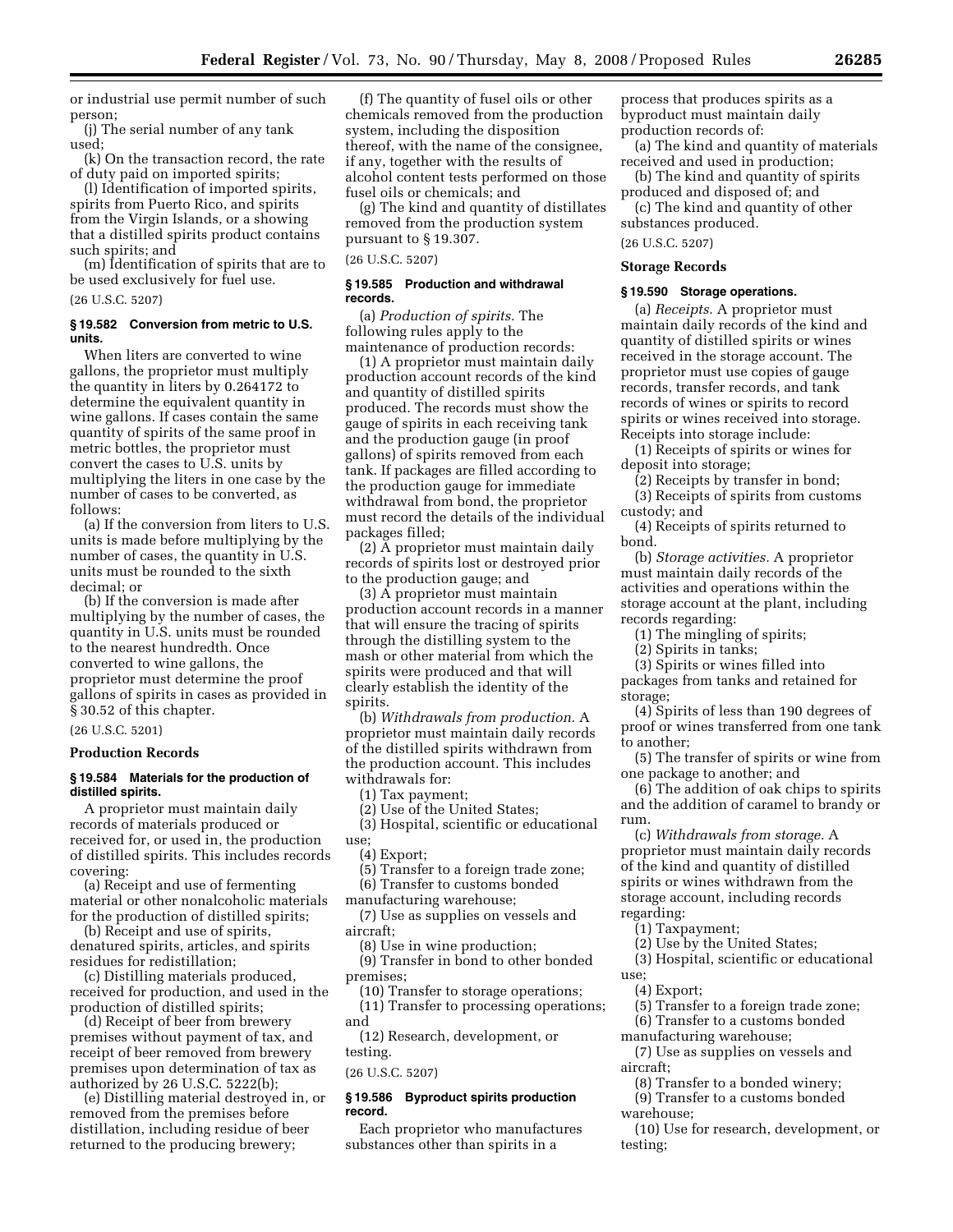or industrial use permit number of such person;

(j) The serial number of any tank used;

(k) On the transaction record, the rate of duty paid on imported spirits;

(l) Identification of imported spirits, spirits from Puerto Rico, and spirits from the Virgin Islands, or a showing that a distilled spirits product contains such spirits; and

(m) Identification of spirits that are to be used exclusively for fuel use.

(26 U.S.C. 5207)

### § 19.582 Conversion from metric to U.S. units.

When liters are converted to wine gallons, the proprietor must multiply the quantity in liters by 0.264172 to determine the equivalent quantity in wine gallons. If cases contain the same quantity of spirits of the same proof in metric bottles, the proprietor must convert the cases to U.S. units by multiplying the liters in one case by the number of cases to be converted, as follows:

(a) If the conversion from liters to U.S. units is made before multiplying by the number of cases, the quantity in U.S. units must be rounded to the sixth decimal; or

(b) If the conversion is made after multiplying by the number of cases, the quantity in U.S. units must be rounded to the nearest hundredth. Once converted to wine gallons, the proprietor must determine the proof gallons of spirits in cases as provided in § 30.52 of this chapter.

(26 U.S.C. 5201)

## Production Records

### § 19.584 Materials for the production of distilled spirits.

A proprietor must maintain daily records of materials produced or received for, or used in, the production of distilled spirits. This includes records covering:

(a) Receipt and use of fermenting material or other nonalcoholic materials for the production of distilled spirits;

(b) Receipt and use of spirits, denatured spirits, articles, and spirits residues for redistillation;

(c) Distilling materials produced, received for production, and used in the production of distilled spirits;

(d) Receipt of beer from brewery premises without payment of tax, and receipt of beer removed from brewery premises upon determination of tax as authorized by 26 U.S.C. 5222(b);

(e) Distilling material destroyed in, or removed from the premises before distillation, including residue of beer returned to the producing brewery;

(f) The quantity of fusel oils or other chemicals removed from the production system, including the disposition thereof, with the name of the consignee, if any, together with the results of alcohol content tests performed on those fusel oils or chemicals; and

(g) The kind and quantity of distillates removed from the production system pursuant to § 19.307.

(26 U.S.C. 5207)

### § 19.585 Production and withdrawal records.

(a) *Production of spirits.* The following rules apply to the maintenance of production records:

(1) A proprietor must maintain daily production account records of the kind and quantity of distilled spirits produced. The records must show the gauge of spirits in each receiving tank and the production gauge (in proof gallons) of spirits removed from each tank. If packages are filled according to the production gauge for immediate withdrawal from bond, the proprietor must record the details of the individual packages filled;

(2) A proprietor must maintain daily records of spirits lost or destroyed prior to the production gauge; and

(3) A proprietor must maintain production account records in a manner that will ensure the tracing of spirits through the distilling system to the mash or other material from which the spirits were produced and that will clearly establish the identity of the spirits.

(b) *Withdrawals from production.* A proprietor must maintain daily records of the distilled spirits withdrawn from the production account. This includes withdrawals for:

(1) Tax payment;

(2) Use of the United States;

(3) Hospital, scientific or educational use;

(4) Export;

(5) Transfer to a foreign trade zone;

(6) Transfer to customs bonded manufacturing warehouse;

(7) Use as supplies on vessels and aircraft;

(8) Use in wine production;

(9) Transfer in bond to other bonded premises;

(10) Transfer to storage operations;

(11) Transfer to processing operations; and

(12) Research, development, or testing.

(26 U.S.C. 5207)

### § 19.586 Byproduct spirits production record.

Each proprietor who manufactures substances other than spirits in a process that produces spirits as a byproduct must maintain daily production records of:

(a) The kind and quantity of materials received and used in production;

(b) The kind and quantity of spirits produced and disposed of; and

(c) The kind and quantity of other substances produced.

(26 U.S.C. 5207)

## Storage Records

### § 19.590 Storage operations.

(a) *Receipts.* A proprietor must maintain daily records of the kind and quantity of distilled spirits or wines received in the storage account. The proprietor must use copies of gauge records, transfer records, and tank records of wines or spirits to record spirits or wines received into storage. Receipts into storage include:

(1) Receipts of spirits or wines for deposit into storage;

(2) Receipts by transfer in bond;

(3) Receipts of spirits from customs custody; and

(4) Receipts of spirits returned to bond.

(b) *Storage activities.* A proprietor must maintain daily records of the activities and operations within the storage account at the plant, including records regarding:

(1) The mingling of spirits;

(2) Spirits in tanks;

(3) Spirits or wines filled into packages from tanks and retained for storage;

(4) Spirits of less than 190 degrees of proof or wines transferred from one tank to another;

(5) The transfer of spirits or wine from one package to another; and

(6) The addition of oak chips to spirits and the addition of caramel to brandy or rum.

(c) *Withdrawals from storage.* A proprietor must maintain daily records of the kind and quantity of distilled spirits or wines withdrawn from the storage account, including records regarding:

(1) Taxpayment;

(2) Use by the United States;

(3) Hospital, scientific or educational use;

(4) Export;

(5) Transfer to a foreign trade zone;

(6) Transfer to a customs bonded manufacturing warehouse;

(7) Use as supplies on vessels and aircraft;

(8) Transfer to a bonded winery;

(9) Transfer to a customs bonded warehouse;

(10) Use for research, development, or testing;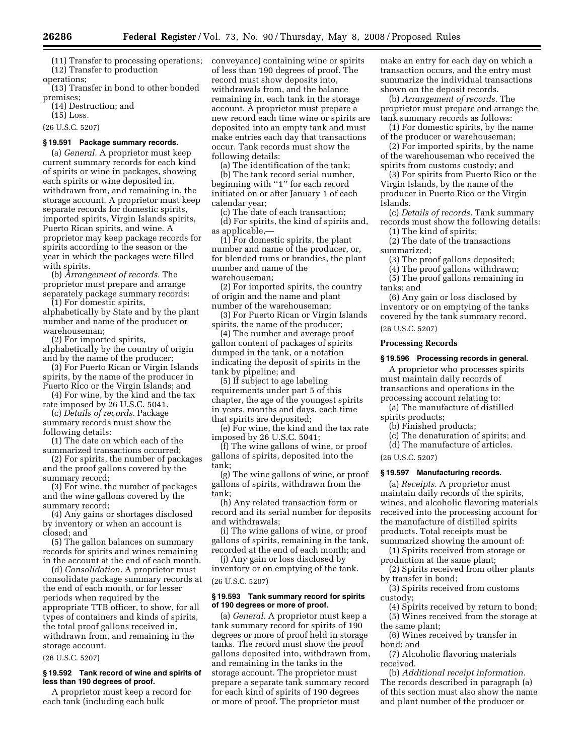(11) Transfer to processing operations;

(12) Transfer to production operations;

(13) Transfer in bond to other bonded premises;

(14) Destruction; and

(15) Loss.

(26 U.S.C. 5207)

### § 19.591 Package summary records.

(a) *General.* A proprietor must keep current summary records for each kind of spirits or wine in packages, showing each spirits or wine deposited in, withdrawn from, and remaining in, the storage account. A proprietor must keep separate records for domestic spirits, imported spirits, Virgin Islands spirits, Puerto Rican spirits, and wine. A proprietor may keep package records for spirits according to the season or the year in which the packages were filled with spirits.

(b) *Arrangement of records.* The proprietor must prepare and arrange separately package summary records:

(1) For domestic spirits, alphabetically by State and by the plant number and name of the producer or warehouseman;

(2) For imported spirits, alphabetically by the country of origin and by the name of the producer;

(3) For Puerto Rican or Virgin Islands spirits, by the name of the producer in Puerto Rico or the Virgin Islands; and

(4) For wine, by the kind and the tax rate imposed by 26 U.S.C. 5041.

(c) *Details of records.* Package summary records must show the following details:

(1) The date on which each of the summarized transactions occurred;

(2) For spirits, the number of packages and the proof gallons covered by the summary record;

(3) For wine, the number of packages and the wine gallons covered by the summary record;

(4) Any gains or shortages disclosed by inventory or when an account is closed; and

(5) The gallon balances on summary records for spirits and wines remaining in the account at the end of each month.

(d) *Consolidation.* A proprietor must consolidate package summary records at the end of each month, or for lesser periods when required by the appropriate TTB officer, to show, for all types of containers and kinds of spirits, the total proof gallons received in, withdrawn from, and remaining in the storage account.

(26 U.S.C. 5207)

### § 19.592 Tank record of wine and spirits of less than 190 degrees of proof.

A proprietor must keep a record for each tank (including each bulk conveyance) containing wine or spirits of less than 190 degrees of proof. The record must show deposits into, withdrawals from, and the balance remaining in, each tank in the storage account. A proprietor must prepare a new record each time wine or spirits are deposited into an empty tank and must make entries each day that transactions occur. Tank records must show the following details:

(a) The identification of the tank;

(b) The tank record serial number, beginning with "1" for each record initiated on or after January 1 of each calendar year;

(c) The date of each transaction;

(d) For spirits, the kind of spirits and, as applicable,—

(1) For domestic spirits, the plant number and name of the producer, or, for blended rums or brandies, the plant number and name of the warehouseman;

(2) For imported spirits, the country of origin and the name and plant number of the warehouseman;

(3) For Puerto Rican or Virgin Islands spirits, the name of the producer;

(4) The number and average proof gallon content of packages of spirits dumped in the tank, or a notation indicating the deposit of spirits in the tank by pipeline; and

(5) If subject to age labeling requirements under part 5 of this chapter, the age of the youngest spirits in years, months and days, each time that spirits are deposited;

(e) For wine, the kind and the tax rate imposed by 26 U.S.C. 5041;

(f) The wine gallons of wine, or proof gallons of spirits, deposited into the tank;

(g) The wine gallons of wine, or proof gallons of spirits, withdrawn from the tank;

(h) Any related transaction form or record and its serial number for deposits and withdrawals;

(i) The wine gallons of wine, or proof gallons of spirits, remaining in the tank, recorded at the end of each month; and

(j) Any gain or loss disclosed by inventory or on emptying of the tank.

(26 U.S.C. 5207)

### § 19.593 Tank summary record for spirits of 190 degrees or more of proof.

(a) *General.* A proprietor must keep a tank summary record for spirits of 190 degrees or more of proof held in storage tanks. The record must show the proof gallons deposited into, withdrawn from, and remaining in the tanks in the storage account. The proprietor must prepare a separate tank summary record for each kind of spirits of 190 degrees or more of proof. The proprietor must make an entry for each day on which a transaction occurs, and the entry must summarize the individual transactions shown on the deposit records.

(b) *Arrangement of records.* The proprietor must prepare and arrange the tank summary records as follows:

(1) For domestic spirits, by the name of the producer or warehouseman;

(2) For imported spirits, by the name of the warehouseman who received the spirits from customs custody; and

(3) For spirits from Puerto Rico or the Virgin Islands, by the name of the producer in Puerto Rico or the Virgin Islands.

(c) *Details of records.* Tank summary records must show the following details:

(1) The kind of spirits;

(2) The date of the transactions summarized;

(3) The proof gallons deposited;

(4) The proof gallons withdrawn;

(5) The proof gallons remaining in tanks; and

(6) Any gain or loss disclosed by inventory or on emptying of the tanks covered by the tank summary record.

(26 U.S.C. 5207)

## Processing Records

### § 19.596 Processing records in general.

A proprietor who processes spirits must maintain daily records of transactions and operations in the processing account relating to:

(a) The manufacture of distilled spirits products;

(b) Finished products;

(c) The denaturation of spirits; and

(d) The manufacture of articles.

(26 U.S.C. 5207)

### § 19.597 Manufacturing records.

(a) *Receipts.* A proprietor must maintain daily records of the spirits, wines, and alcoholic flavoring materials received into the processing account for the manufacture of distilled spirits products. Total receipts must be summarized showing the amount of:

(1) Spirits received from storage or production at the same plant;

(2) Spirits received from other plants by transfer in bond;

(3) Spirits received from customs custody;

(4) Spirits received by return to bond;

(5) Wines received from the storage at the same plant;

(6) Wines received by transfer in bond; and

(7) Alcoholic flavoring materials received.

(b) *Additional receipt information.* The records described in paragraph (a) of this section must also show the name and plant number of the producer or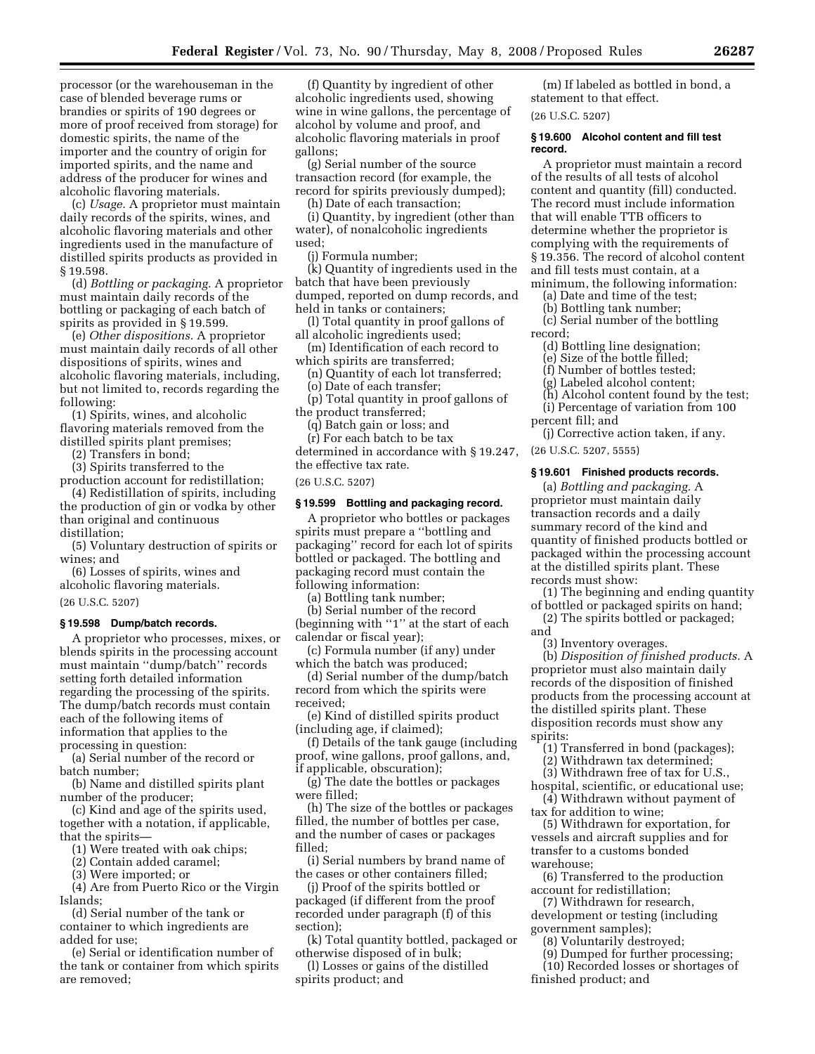processor (or the warehouseman in the case of blended beverage rums or brandies or spirits of 190 degrees or more of proof received from storage) for domestic spirits, the name of the importer and the country of origin for imported spirits, and the name and address of the producer for wines and alcoholic flavoring materials.

(c) *Usage.* A proprietor must maintain daily records of the spirits, wines, and alcoholic flavoring materials and other ingredients used in the manufacture of distilled spirits products as provided in § 19.598.

(d) *Bottling or packaging.* A proprietor must maintain daily records of the bottling or packaging of each batch of spirits as provided in § 19.599.

(e) *Other dispositions.* A proprietor must maintain daily records of all other dispositions of spirits, wines and alcoholic flavoring materials, including, but not limited to, records regarding the following:

(1) Spirits, wines, and alcoholic flavoring materials removed from the distilled spirits plant premises;

(2) Transfers in bond;

(3) Spirits transferred to the production account for redistillation;

(4) Redistillation of spirits, including the production of gin or vodka by other than original and continuous distillation;

(5) Voluntary destruction of spirits or wines; and

(6) Losses of spirits, wines and alcoholic flavoring materials.

(26 U.S.C. 5207)

### § 19.598 Dump/batch records.

A proprietor who processes, mixes, or blends spirits in the processing account must maintain ''dump/batch'' records setting forth detailed information regarding the processing of the spirits. The dump/batch records must contain each of the following items of information that applies to the processing in question:

(a) Serial number of the record or batch number;

(b) Name and distilled spirits plant number of the producer;

(c) Kind and age of the spirits used, together with a notation, if applicable, that the spirits—

(1) Were treated with oak chips;

(2) Contain added caramel;

(3) Were imported; or

(4) Are from Puerto Rico or the Virgin Islands;

(d) Serial number of the tank or container to which ingredients are added for use;

(e) Serial or identification number of the tank or container from which spirits are removed;

(f) Quantity by ingredient of other alcoholic ingredients used, showing wine in wine gallons, the percentage of alcohol by volume and proof, and alcoholic flavoring materials in proof gallons;

(g) Serial number of the source transaction record (for example, the record for spirits previously dumped);

(h) Date of each transaction;

(i) Quantity, by ingredient (other than water), of nonalcoholic ingredients used;

(j) Formula number;

(k) Quantity of ingredients used in the batch that have been previously dumped, reported on dump records, and held in tanks or containers;

(l) Total quantity in proof gallons of all alcoholic ingredients used;

(m) Identification of each record to which spirits are transferred;

(n) Quantity of each lot transferred;

(o) Date of each transfer;

(p) Total quantity in proof gallons of the product transferred;

(q) Batch gain or loss; and

(r) For each batch to be tax determined in accordance with § 19.247, the effective tax rate.

(26 U.S.C. 5207)

### § 19.599 Bottling and packaging record.

A proprietor who bottles or packages spirits must prepare a ''bottling and packaging'' record for each lot of spirits bottled or packaged. The bottling and packaging record must contain the following information:

(a) Bottling tank number;

(b) Serial number of the record (beginning with ''1'' at the start of each calendar or fiscal year);

(c) Formula number (if any) under which the batch was produced;

(d) Serial number of the dump/batch record from which the spirits were received;

(e) Kind of distilled spirits product (including age, if claimed);

(f) Details of the tank gauge (including proof, wine gallons, proof gallons, and, if applicable, obscuration);

(g) The date the bottles or packages were filled;

(h) The size of the bottles or packages filled, the number of bottles per case, and the number of cases or packages filled;

(i) Serial numbers by brand name of the cases or other containers filled;

(j) Proof of the spirits bottled or packaged (if different from the proof recorded under paragraph (f) of this section);

(k) Total quantity bottled, packaged or otherwise disposed of in bulk;

(l) Losses or gains of the distilled spirits product; and

(m) If labeled as bottled in bond, a statement to that effect.

(26 U.S.C. 5207)

### § 19.600 Alcohol content and fill test record.

A proprietor must maintain a record of the results of all tests of alcohol content and quantity (fill) conducted. The record must include information that will enable TTB officers to determine whether the proprietor is complying with the requirements of § 19.356. The record of alcohol content and fill tests must contain, at a minimum, the following information:

(a) Date and time of the test;

(b) Bottling tank number;

(c) Serial number of the bottling record;

(d) Bottling line designation;

(e) Size of the bottle filled;

(f) Number of bottles tested;

(g) Labeled alcohol content;

(h) Alcohol content found by the test;

(i) Percentage of variation from 100 percent fill; and

(j) Corrective action taken, if any.

(26 U.S.C. 5207, 5555)

### § 19.601 Finished products records.

(a) *Bottling and packaging.* A proprietor must maintain daily transaction records and a daily summary record of the kind and quantity of finished products bottled or packaged within the processing account at the distilled spirits plant. These records must show:

(1) The beginning and ending quantity of bottled or packaged spirits on hand;

(2) The spirits bottled or packaged; and

(3) Inventory overages.

(b) *Disposition of finished products.* A proprietor must also maintain daily records of the disposition of finished products from the processing account at the distilled spirits plant. These disposition records must show any spirits:

(1) Transferred in bond (packages);

(2) Withdrawn tax determined;

(3) Withdrawn free of tax for U.S., hospital, scientific, or educational use;

(4) Withdrawn without payment of tax for addition to wine;

(5) Withdrawn for exportation, for vessels and aircraft supplies and for transfer to a customs bonded warehouse;

(6) Transferred to the production account for redistillation;

(7) Withdrawn for research, development or testing (including government samples);

(8) Voluntarily destroyed;

(9) Dumped for further processing;

(10) Recorded losses or shortages of finished product; and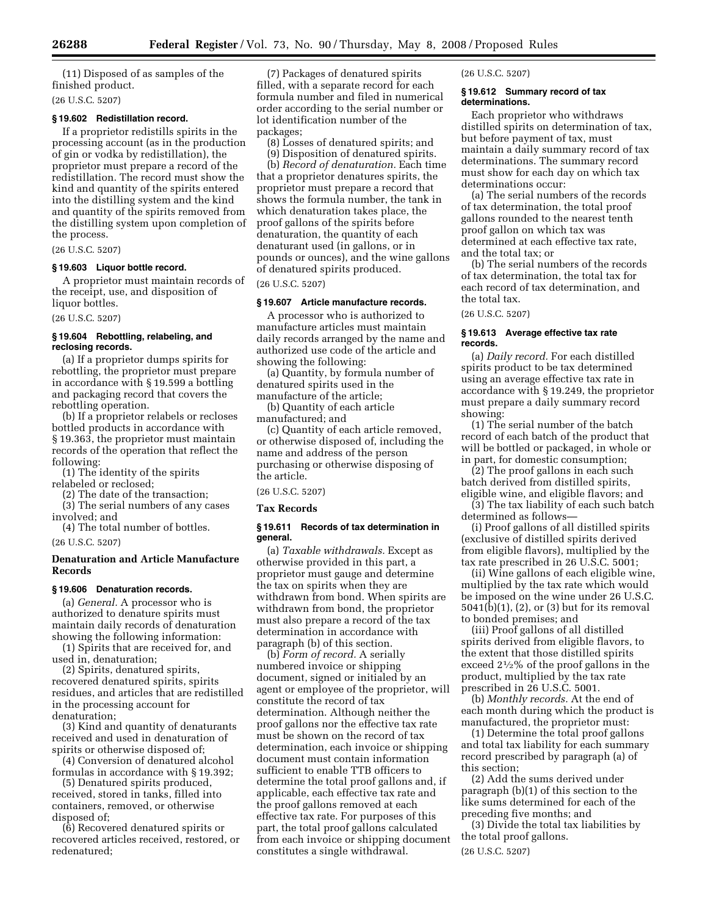(11) Disposed of as samples of the finished product.

(26 U.S.C. 5207)

### § 19.602 Redistillation record.

If a proprietor redistills spirits in the processing account (as in the production of gin or vodka by redistillation), the proprietor must prepare a record of the redistillation. The record must show the kind and quantity of the spirits entered into the distilling system and the kind and quantity of the spirits removed from the distilling system upon completion of the process.

(26 U.S.C. 5207)

### § 19.603 Liquor bottle record.

A proprietor must maintain records of the receipt, use, and disposition of liquor bottles.

(26 U.S.C. 5207)

### § 19.604 Rebottling, relabeling, and reclosing records.

(a) If a proprietor dumps spirits for rebottling, the proprietor must prepare in accordance with § 19.599 a bottling and packaging record that covers the rebottling operation.

(b) If a proprietor relabels or recloses bottled products in accordance with § 19.363, the proprietor must maintain records of the operation that reflect the following:

(1) The identity of the spirits relabeled or reclosed;

(2) The date of the transaction;

(3) The serial numbers of any cases involved; and

(4) The total number of bottles.

(26 U.S.C. 5207)

## Denaturation and Article Manufacture Records

### § 19.606 Denaturation records.

(a) *General.* A processor who is authorized to denature spirits must maintain daily records of denaturation showing the following information:

(1) Spirits that are received for, and used in, denaturation;

(2) Spirits, denatured spirits, recovered denatured spirits, spirits residues, and articles that are redistilled in the processing account for denaturation;

(3) Kind and quantity of denaturants received and used in denaturation of spirits or otherwise disposed of;

(4) Conversion of denatured alcohol formulas in accordance with § 19.392;

(5) Denatured spirits produced, received, stored in tanks, filled into containers, removed, or otherwise disposed of;

(6) Recovered denatured spirits or recovered articles received, restored, or redenatured;

(7) Packages of denatured spirits filled, with a separate record for each formula number and filed in numerical order according to the serial number or lot identification number of the packages;

(8) Losses of denatured spirits; and

(9) Disposition of denatured spirits.

(b) *Record of denaturation.* Each time that a proprietor denatures spirits, the proprietor must prepare a record that shows the formula number, the tank in which denaturation takes place, the proof gallons of the spirits before denaturation, the quantity of each denaturant used (in gallons, or in pounds or ounces), and the wine gallons of denatured spirits produced.

(26 U.S.C. 5207)

### § 19.607 Article manufacture records.

A processor who is authorized to manufacture articles must maintain daily records arranged by the name and authorized use code of the article and showing the following:

(a) Quantity, by formula number of denatured spirits used in the manufacture of the article;

(b) Quantity of each article manufactured; and

(c) Quantity of each article removed, or otherwise disposed of, including the name and address of the person purchasing or otherwise disposing of the article.

(26 U.S.C. 5207)

## Tax Records

### § 19.611 Records of tax determination in general.

(a) *Taxable withdrawals.* Except as otherwise provided in this part, a proprietor must gauge and determine the tax on spirits when they are withdrawn from bond. When spirits are withdrawn from bond, the proprietor must also prepare a record of the tax determination in accordance with paragraph (b) of this section.

(b) *Form of record.* A serially numbered invoice or shipping document, signed or initialed by an agent or employee of the proprietor, will constitute the record of tax determination. Although neither the proof gallons nor the effective tax rate must be shown on the record of tax determination, each invoice or shipping document must contain information sufficient to enable TTB officers to determine the total proof gallons and, if applicable, each effective tax rate and the proof gallons removed at each effective tax rate. For purposes of this part, the total proof gallons calculated from each invoice or shipping document constitutes a single withdrawal.

(26 U.S.C. 5207)

### § 19.612 Summary record of tax determinations.

Each proprietor who withdraws distilled spirits on determination of tax, but before payment of tax, must maintain a daily summary record of tax determinations. The summary record must show for each day on which tax determinations occur:

(a) The serial numbers of the records of tax determination, the total proof gallons rounded to the nearest tenth proof gallon on which tax was determined at each effective tax rate, and the total tax; or

(b) The serial numbers of the records of tax determination, the total tax for each record of tax determination, and the total tax.

(26 U.S.C. 5207)

### § 19.613 Average effective tax rate records.

(a) *Daily record.* For each distilled spirits product to be tax determined using an average effective tax rate in accordance with § 19.249, the proprietor must prepare a daily summary record showing:

(1) The serial number of the batch record of each batch of the product that will be bottled or packaged, in whole or in part, for domestic consumption;

(2) The proof gallons in each such batch derived from distilled spirits, eligible wine, and eligible flavors; and

(3) The tax liability of each such batch determined as follows—

(i) Proof gallons of all distilled spirits (exclusive of distilled spirits derived from eligible flavors), multiplied by the tax rate prescribed in 26 U.S.C. 5001;

(ii) Wine gallons of each eligible wine, multiplied by the tax rate which would be imposed on the wine under 26 U.S.C. 5041(b)(1), (2), or (3) but for its removal to bonded premises; and

(iii) Proof gallons of all distilled spirits derived from eligible flavors, to the extent that those distilled spirits exceed 2½% of the proof gallons in the product, multiplied by the tax rate prescribed in 26 U.S.C. 5001.

(b) *Monthly records.* At the end of each month during which the product is manufactured, the proprietor must:

(1) Determine the total proof gallons and total tax liability for each summary record prescribed by paragraph (a) of this section;

(2) Add the sums derived under paragraph (b)(1) of this section to the like sums determined for each of the preceding five months; and

(3) Divide the total tax liabilities by the total proof gallons.

(26 U.S.C. 5207)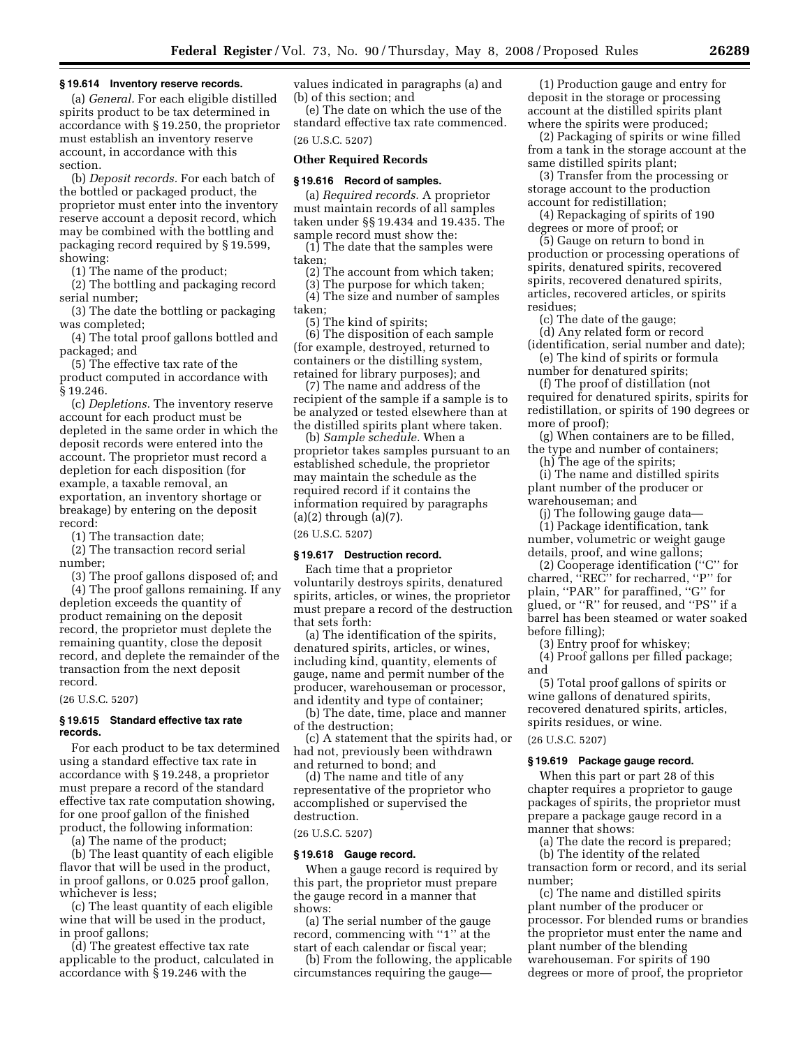### § 19.614 Inventory reserve records.

(a) *General.* For each eligible distilled spirits product to be tax determined in accordance with § 19.250, the proprietor must establish an inventory reserve account, in accordance with this section.

(b) *Deposit records.* For each batch of the bottled or packaged product, the proprietor must enter into the inventory reserve account a deposit record, which may be combined with the bottling and packaging record required by § 19.599, showing:

(1) The name of the product;

(2) The bottling and packaging record serial number;

(3) The date the bottling or packaging was completed;

(4) The total proof gallons bottled and packaged; and

(5) The effective tax rate of the product computed in accordance with § 19.246.

(c) *Depletions.* The inventory reserve account for each product must be depleted in the same order in which the deposit records were entered into the account. The proprietor must record a depletion for each disposition (for example, a taxable removal, an exportation, an inventory shortage or breakage) by entering on the deposit record:

(1) The transaction date;

(2) The transaction record serial number;

(3) The proof gallons disposed of; and

(4) The proof gallons remaining. If any depletion exceeds the quantity of product remaining on the deposit record, the proprietor must deplete the remaining quantity, close the deposit record, and deplete the remainder of the transaction from the next deposit record.

(26 U.S.C. 5207)

### § 19.615 Standard effective tax rate records.

For each product to be tax determined using a standard effective tax rate in accordance with § 19.248, a proprietor must prepare a record of the standard effective tax rate computation showing, for one proof gallon of the finished product, the following information:

(a) The name of the product;

(b) The least quantity of each eligible flavor that will be used in the product, in proof gallons, or 0.025 proof gallon, whichever is less;

(c) The least quantity of each eligible wine that will be used in the product, in proof gallons;

(d) The greatest effective tax rate applicable to the product, calculated in accordance with § 19.246 with the values indicated in paragraphs (a) and (b) of this section; and

(e) The date on which the use of the standard effective tax rate commenced.

(26 U.S.C. 5207)

**Other Required Records**

### § 19.616 Record of samples.

(a) *Required records.* A proprietor must maintain records of all samples taken under §§ 19.434 and 19.435. The sample record must show the:

(1) The date that the samples were taken;

(2) The account from which taken;

(3) The purpose for which taken;

(4) The size and number of samples taken;

(5) The kind of spirits;

(6) The disposition of each sample (for example, destroyed, returned to containers or the distilling system, retained for library purposes); and

(7) The name and address of the recipient of the sample if a sample is to be analyzed or tested elsewhere than at the distilled spirits plant where taken.

(b) *Sample schedule.* When a proprietor takes samples pursuant to an established schedule, the proprietor may maintain the schedule as the required record if it contains the information required by paragraphs (a)(2) through (a)(7).

(26 U.S.C. 5207)

### § 19.617 Destruction record.

Each time that a proprietor voluntarily destroys spirits, denatured spirits, articles, or wines, the proprietor must prepare a record of the destruction that sets forth:

(a) The identification of the spirits, denatured spirits, articles, or wines, including kind, quantity, elements of gauge, name and permit number of the producer, warehouseman or processor, and identity and type of container;

(b) The date, time, place and manner of the destruction;

(c) A statement that the spirits had, or had not, previously been withdrawn and returned to bond; and

(d) The name and title of any representative of the proprietor who accomplished or supervised the destruction.

(26 U.S.C. 5207)

### § 19.618 Gauge record.

When a gauge record is required by this part, the proprietor must prepare the gauge record in a manner that shows:

(a) The serial number of the gauge record, commencing with ''1'' at the start of each calendar or fiscal year;

(b) From the following, the applicable circumstances requiring the gauge—

(1) Production gauge and entry for deposit in the storage or processing account at the distilled spirits plant where the spirits were produced;

(2) Packaging of spirits or wine filled from a tank in the storage account at the same distilled spirits plant;

(3) Transfer from the processing or storage account to the production account for redistillation;

(4) Repackaging of spirits of 190 degrees or more of proof; or

(5) Gauge on return to bond in production or processing operations of spirits, denatured spirits, recovered spirits, recovered denatured spirits, articles, recovered articles, or spirits residues;

(c) The date of the gauge;

(d) Any related form or record (identification, serial number and date);

(e) The kind of spirits or formula number for denatured spirits;

(f) The proof of distillation (not required for denatured spirits, spirits for redistillation, or spirits of 190 degrees or more of proof);

(g) When containers are to be filled, the type and number of containers;

(h) The age of the spirits;

(i) The name and distilled spirits plant number of the producer or warehouseman; and

(j) The following gauge data—

(1) Package identification, tank number, volumetric or weight gauge details, proof, and wine gallons;

(2) Cooperage identification (''C'' for charred, ''REC'' for recharred, ''P'' for plain, ''PAR'' for paraffined, ''G'' for glued, or ''R'' for reused, and ''PS'' if a barrel has been steamed or water soaked before filling);

(3) Entry proof for whiskey;

(4) Proof gallons per filled package; and

(5) Total proof gallons of spirits or wine gallons of denatured spirits, recovered denatured spirits, articles, spirits residues, or wine.

(26 U.S.C. 5207)

### § 19.619 Package gauge record.

When this part or part 28 of this chapter requires a proprietor to gauge packages of spirits, the proprietor must prepare a package gauge record in a manner that shows:

(a) The date the record is prepared;

(b) The identity of the related transaction form or record, and its serial number;

(c) The name and distilled spirits plant number of the producer or processor. For blended rums or brandies the proprietor must enter the name and plant number of the blending warehouseman. For spirits of 190 degrees or more of proof, the proprietor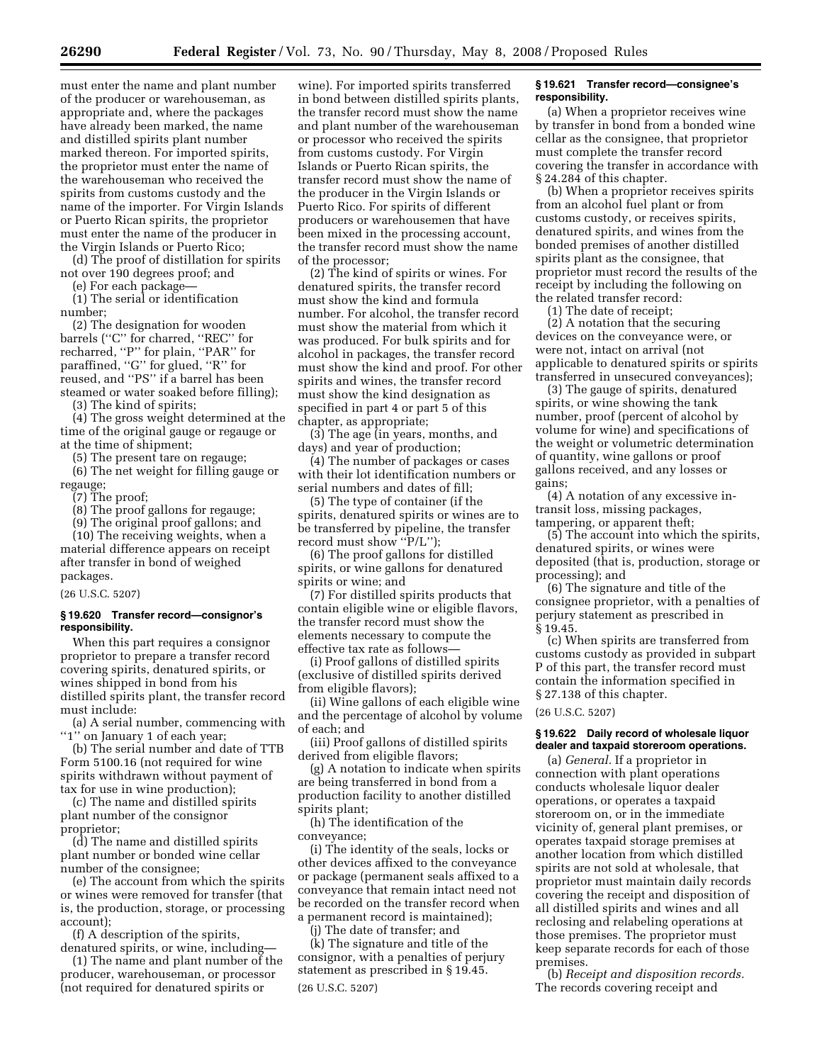must enter the name and plant number of the producer or warehouseman, as appropriate and, where the packages have already been marked, the name and distilled spirits plant number marked thereon. For imported spirits, the proprietor must enter the name of the warehouseman who received the spirits from customs custody and the name of the importer. For Virgin Islands or Puerto Rican spirits, the proprietor must enter the name of the producer in the Virgin Islands or Puerto Rico;

(d) The proof of distillation for spirits not over 190 degrees proof; and

(e) For each package—

(1) The serial or identification number;

(2) The designation for wooden barrels (''C'' for charred, ''REC'' for recharred, ''P'' for plain, ''PAR'' for paraffined, ''G'' for glued, ''R'' for reused, and ''PS'' if a barrel has been steamed or water soaked before filling);

(3) The kind of spirits;

(4) The gross weight determined at the time of the original gauge or regauge or at the time of shipment;

(5) The present tare on regauge;

(6) The net weight for filling gauge or regauge;

(7) The proof;

(8) The proof gallons for regauge;

(9) The original proof gallons; and

(10) The receiving weights, when a material difference appears on receipt after transfer in bond of weighed packages.

(26 U.S.C. 5207)

### § 19.620 Transfer record—consignor's responsibility.

When this part requires a consignor proprietor to prepare a transfer record covering spirits, denatured spirits, or wines shipped in bond from his distilled spirits plant, the transfer record must include:

(a) A serial number, commencing with ''1'' on January 1 of each year;

(b) The serial number and date of TTB Form 5100.16 (not required for wine spirits withdrawn without payment of tax for use in wine production);

(c) The name and distilled spirits plant number of the consignor proprietor;

(d) The name and distilled spirits plant number or bonded wine cellar number of the consignee;

(e) The account from which the spirits or wines were removed for transfer (that is, the production, storage, or processing account);

(f) A description of the spirits, denatured spirits, or wine, including—

(1) The name and plant number of the producer, warehouseman, or processor (not required for denatured spirits or wine). For imported spirits transferred in bond between distilled spirits plants, the transfer record must show the name and plant number of the warehouseman or processor who received the spirits from customs custody. For Virgin Islands or Puerto Rican spirits, the transfer record must show the name of the producer in the Virgin Islands or Puerto Rico. For spirits of different producers or warehousemen that have been mixed in the processing account, the transfer record must show the name of the processor;

(2) The kind of spirits or wines. For denatured spirits, the transfer record must show the kind and formula number. For alcohol, the transfer record must show the material from which it was produced. For bulk spirits and for alcohol in packages, the transfer record must show the kind and proof. For other spirits and wines, the transfer record must show the kind designation as specified in part 4 or part 5 of this chapter, as appropriate;

(3) The age (in years, months, and days) and year of production;

(4) The number of packages or cases with their lot identification numbers or serial numbers and dates of fill;

(5) The type of container (if the spirits, denatured spirits or wines are to be transferred by pipeline, the transfer record must show ''P/L'');

(6) The proof gallons for distilled spirits, or wine gallons for denatured spirits or wine; and

(7) For distilled spirits products that contain eligible wine or eligible flavors, the transfer record must show the elements necessary to compute the effective tax rate as follows—

(i) Proof gallons of distilled spirits (exclusive of distilled spirits derived from eligible flavors);

(ii) Wine gallons of each eligible wine and the percentage of alcohol by volume of each; and

(iii) Proof gallons of distilled spirits derived from eligible flavors;

(g) A notation to indicate when spirits are being transferred in bond from a production facility to another distilled spirits plant;

(h) The identification of the conveyance;

(i) The identity of the seals, locks or other devices affixed to the conveyance or package (permanent seals affixed to a conveyance that remain intact need not be recorded on the transfer record when a permanent record is maintained);

(j) The date of transfer; and

(k) The signature and title of the consignor, with a penalties of perjury statement as prescribed in § 19.45.

(26 U.S.C. 5207)

### § 19.621 Transfer record—consignee's responsibility.

(a) When a proprietor receives wine by transfer in bond from a bonded wine cellar as the consignee, that proprietor must complete the transfer record covering the transfer in accordance with § 24.284 of this chapter.

(b) When a proprietor receives spirits from an alcohol fuel plant or from customs custody, or receives spirits, denatured spirits, and wines from the bonded premises of another distilled spirits plant as the consignee, that proprietor must record the results of the receipt by including the following on the related transfer record:

(1) The date of receipt;

(2) A notation that the securing devices on the conveyance were, or were not, intact on arrival (not applicable to denatured spirits or spirits transferred in unsecured conveyances);

(3) The gauge of spirits, denatured spirits, or wine showing the tank number, proof (percent of alcohol by volume for wine) and specifications of the weight or volumetric determination of quantity, wine gallons or proof gallons received, and any losses or gains;

(4) A notation of any excessive in-transit loss, missing packages, tampering, or apparent theft;

(5) The account into which the spirits, denatured spirits, or wines were deposited (that is, production, storage or processing); and

(6) The signature and title of the consignee proprietor, with a penalties of perjury statement as prescribed in § 19.45.

(c) When spirits are transferred from customs custody as provided in subpart P of this part, the transfer record must contain the information specified in § 27.138 of this chapter.

(26 U.S.C. 5207)

### § 19.622 Daily record of wholesale liquor dealer and taxpaid storeroom operations.

(a) *General.* If a proprietor in connection with plant operations conducts wholesale liquor dealer operations, or operates a taxpaid storeroom on, or in the immediate vicinity of, general plant premises, or operates taxpaid storage premises at another location from which distilled spirits are not sold at wholesale, that proprietor must maintain daily records covering the receipt and disposition of all distilled spirits and wines and all reclosing and relabeling operations at those premises. The proprietor must keep separate records for each of those premises.

(b) *Receipt and disposition records.* The records covering receipt and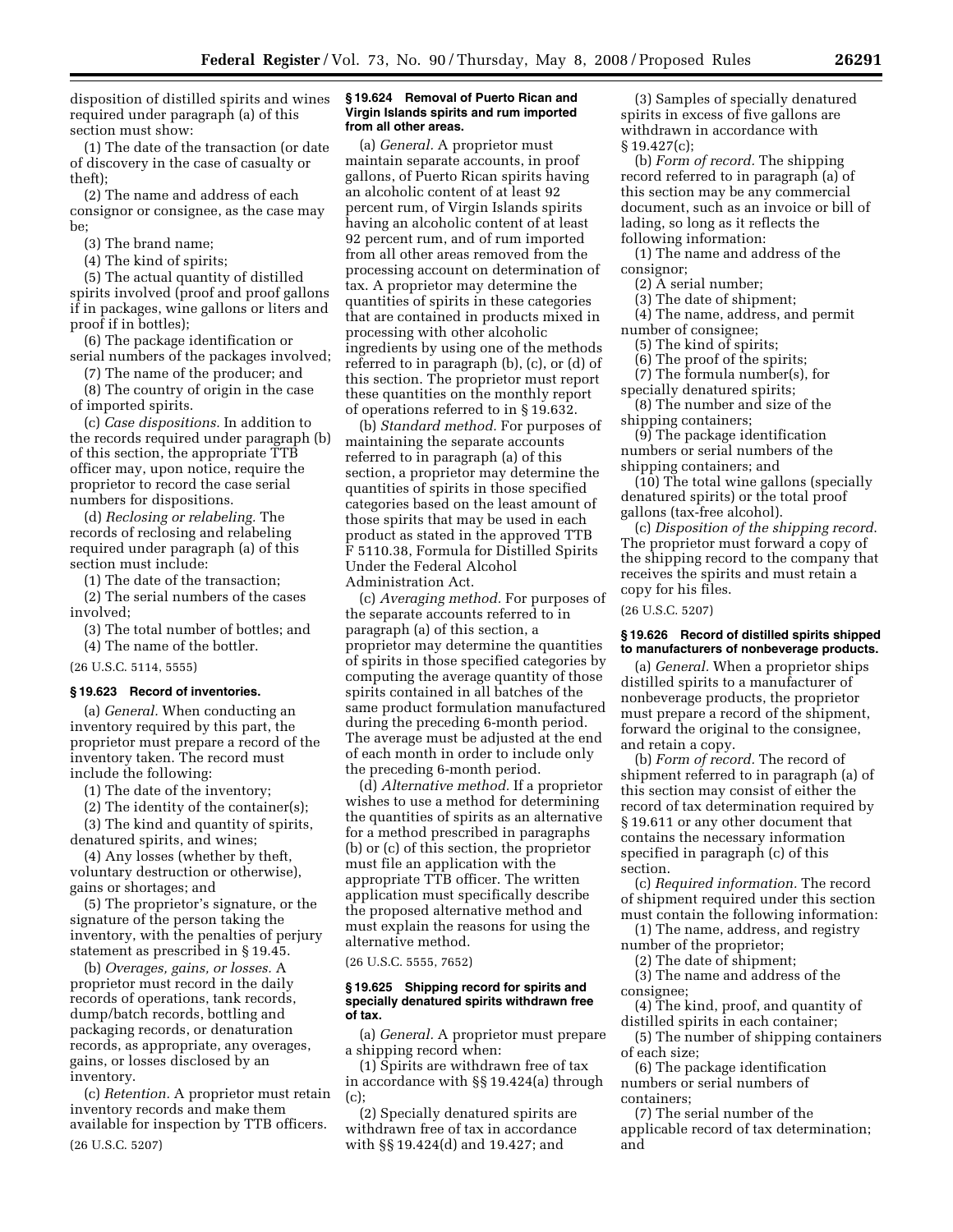disposition of distilled spirits and wines required under paragraph (a) of this section must show:

(1) The date of the transaction (or date of discovery in the case of casualty or theft);

(2) The name and address of each consignor or consignee, as the case may be;

(3) The brand name;

(4) The kind of spirits;

(5) The actual quantity of distilled spirits involved (proof and proof gallons if in packages, wine gallons or liters and proof if in bottles);

(6) The package identification or serial numbers of the packages involved;

(7) The name of the producer; and

(8) The country of origin in the case of imported spirits.

(c) *Case dispositions.* In addition to the records required under paragraph (b) of this section, the appropriate TTB officer may, upon notice, require the proprietor to record the case serial numbers for dispositions.

(d) *Reclosing or relabeling.* The records of reclosing and relabeling required under paragraph (a) of this section must include:

(1) The date of the transaction;

(2) The serial numbers of the cases involved;

(3) The total number of bottles; and

(4) The name of the bottler.

(26 U.S.C. 5114, 5555)

### § 19.623 Record of inventories.

(a) *General.* When conducting an inventory required by this part, the proprietor must prepare a record of the inventory taken. The record must include the following:

(1) The date of the inventory;

(2) The identity of the container(s);

(3) The kind and quantity of spirits, denatured spirits, and wines;

(4) Any losses (whether by theft, voluntary destruction or otherwise), gains or shortages; and

(5) The proprietor's signature, or the signature of the person taking the inventory, with the penalties of perjury statement as prescribed in § 19.45.

(b) *Overages, gains, or losses.* A proprietor must record in the daily records of operations, tank records, dump/batch records, bottling and packaging records, or denaturation records, as appropriate, any overages, gains, or losses disclosed by an inventory.

(c) *Retention.* A proprietor must retain inventory records and make them available for inspection by TTB officers.

(26 U.S.C. 5207)

### § 19.624 Removal of Puerto Rican and Virgin Islands spirits and rum imported from all other areas.

(a) *General.* A proprietor must maintain separate accounts, in proof gallons, of Puerto Rican spirits having an alcoholic content of at least 92 percent rum, of Virgin Islands spirits having an alcoholic content of at least 92 percent rum, and of rum imported from all other areas removed from the processing account on determination of tax. A proprietor may determine the quantities of spirits in these categories that are contained in products mixed in processing with other alcoholic ingredients by using one of the methods referred to in paragraph (b), (c), or (d) of this section. The proprietor must report these quantities on the monthly report of operations referred to in § 19.632.

(b) *Standard method.* For purposes of maintaining the separate accounts referred to in paragraph (a) of this section, a proprietor may determine the quantities of spirits in those specified categories based on the least amount of those spirits that may be used in each product as stated in the approved TTB F 5110.38, Formula for Distilled Spirits Under the Federal Alcohol Administration Act.

(c) *Averaging method.* For purposes of the separate accounts referred to in paragraph (a) of this section, a proprietor may determine the quantities of spirits in those specified categories by computing the average quantity of those spirits contained in all batches of the same product formulation manufactured during the preceding 6-month period. The average must be adjusted at the end of each month in order to include only the preceding 6-month period.

(d) *Alternative method.* If a proprietor wishes to use a method for determining the quantities of spirits as an alternative for a method prescribed in paragraphs (b) or (c) of this section, the proprietor must file an application with the appropriate TTB officer. The written application must specifically describe the proposed alternative method and must explain the reasons for using the alternative method.

(26 U.S.C. 5555, 7652)

### § 19.625 Shipping record for spirits and specially denatured spirits withdrawn free of tax.

(a) *General.* A proprietor must prepare a shipping record when:

(1) Spirits are withdrawn free of tax in accordance with §§ 19.424(a) through (c);

(2) Specially denatured spirits are withdrawn free of tax in accordance with §§ 19.424(d) and 19.427; and

(3) Samples of specially denatured spirits in excess of five gallons are withdrawn in accordance with § 19.427(c);

(b) *Form of record.* The shipping record referred to in paragraph (a) of this section may be any commercial document, such as an invoice or bill of lading, so long as it reflects the following information:

(1) The name and address of the consignor;

(2) A serial number;

(3) The date of shipment;

(4) The name, address, and permit number of consignee;

(5) The kind of spirits;

(6) The proof of the spirits;

(7) The formula number(s), for specially denatured spirits;

(8) The number and size of the shipping containers;

(9) The package identification numbers or serial numbers of the shipping containers; and

(10) The total wine gallons (specially denatured spirits) or the total proof gallons (tax-free alcohol).

(c) *Disposition of the shipping record.* The proprietor must forward a copy of the shipping record to the company that receives the spirits and must retain a copy for his files.

(26 U.S.C. 5207)

### § 19.626 Record of distilled spirits shipped to manufacturers of nonbeverage products.

(a) *General.* When a proprietor ships distilled spirits to a manufacturer of nonbeverage products, the proprietor must prepare a record of the shipment, forward the original to the consignee, and retain a copy.

(b) *Form of record.* The record of shipment referred to in paragraph (a) of this section may consist of either the record of tax determination required by § 19.611 or any other document that contains the necessary information specified in paragraph (c) of this section.

(c) *Required information.* The record of shipment required under this section must contain the following information:

(1) The name, address, and registry number of the proprietor;

(2) The date of shipment;

(3) The name and address of the consignee;

(4) The kind, proof, and quantity of distilled spirits in each container;

(5) The number of shipping containers of each size;

(6) The package identification numbers or serial numbers of containers;

(7) The serial number of the applicable record of tax determination; and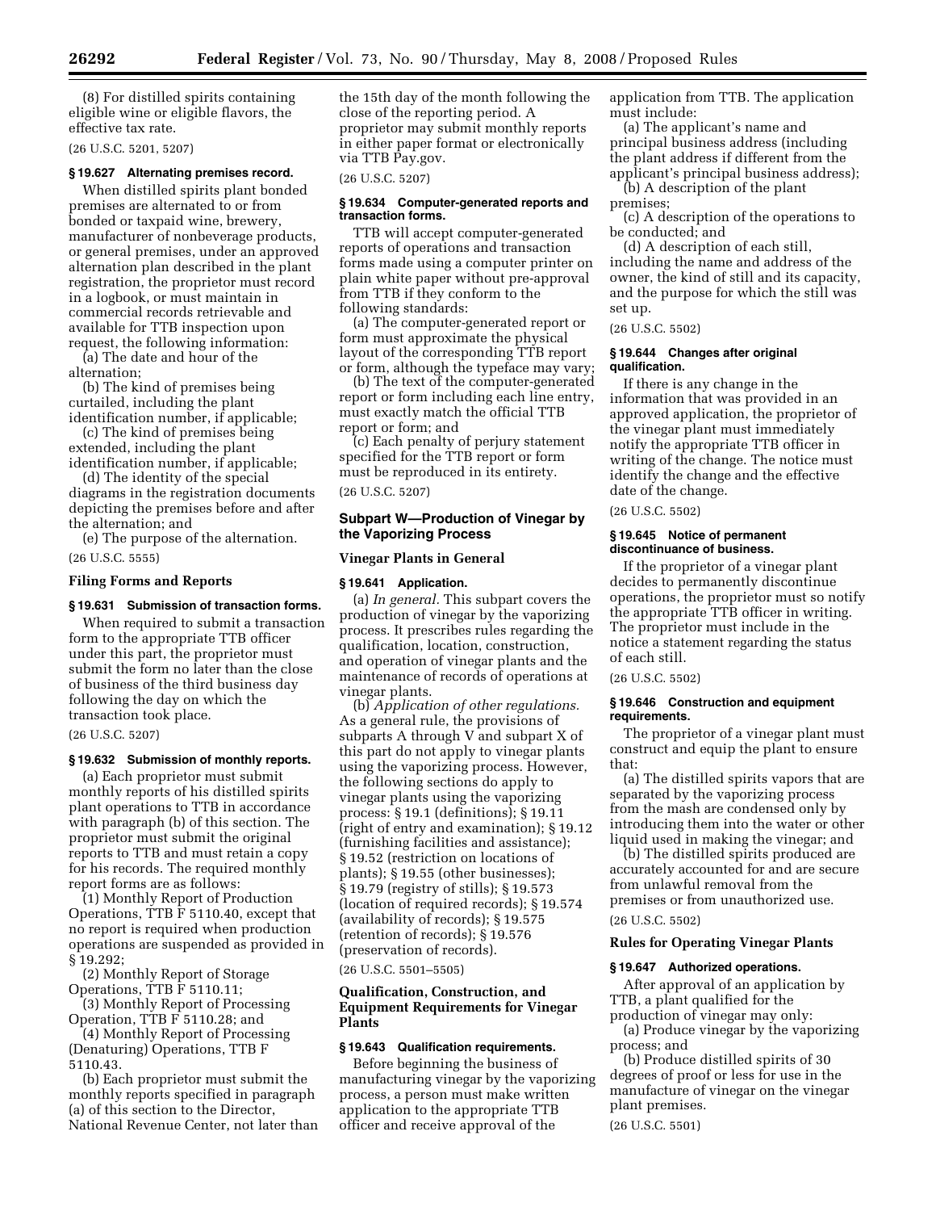(8) For distilled spirits containing eligible wine or eligible flavors, the effective tax rate.

(26 U.S.C. 5201, 5207)

**§ 19.627 Alternating premises record.**

When distilled spirits plant bonded premises are alternated to or from bonded or taxpaid wine, brewery, manufacturer of nonbeverage products, or general premises, under an approved alternation plan described in the plant registration, the proprietor must record in a logbook, or must maintain in commercial records retrievable and available for TTB inspection upon request, the following information:

(a) The date and hour of the alternation;

(b) The kind of premises being curtailed, including the plant identification number, if applicable;

(c) The kind of premises being extended, including the plant identification number, if applicable;

(d) The identity of the special diagrams in the registration documents depicting the premises before and after the alternation; and

(e) The purpose of the alternation.

(26 U.S.C. 5555)

### Filing Forms and Reports

**§ 19.631 Submission of transaction forms.**

When required to submit a transaction form to the appropriate TTB officer under this part, the proprietor must submit the form no later than the close of business of the third business day following the day on which the transaction took place.

(26 U.S.C. 5207)

**§ 19.632 Submission of monthly reports.**

(a) Each proprietor must submit monthly reports of his distilled spirits plant operations to TTB in accordance with paragraph (b) of this section. The proprietor must submit the original reports to TTB and must retain a copy for his records. The required monthly report forms are as follows:

(1) Monthly Report of Production Operations, TTB F 5110.40, except that no report is required when production operations are suspended as provided in § 19.292;

(2) Monthly Report of Storage Operations, TTB F 5110.11;

(3) Monthly Report of Processing Operation, TTB F 5110.28; and

(4) Monthly Report of Processing (Denaturing) Operations, TTB F 5110.43.

(b) Each proprietor must submit the monthly reports specified in paragraph (a) of this section to the Director, National Revenue Center, not later than the 15th day of the month following the close of the reporting period. A proprietor may submit monthly reports in either paper format or electronically via TTB Pay.gov.

(26 U.S.C. 5207)

**§ 19.634 Computer-generated reports and transaction forms.**

TTB will accept computer-generated reports of operations and transaction forms made using a computer printer on plain white paper without pre-approval from TTB if they conform to the following standards:

(a) The computer-generated report or form must approximate the physical layout of the corresponding TTB report or form, although the typeface may vary;

(b) The text of the computer-generated report or form including each line entry, must exactly match the official TTB report or form; and

(c) Each penalty of perjury statement specified for the TTB report or form must be reproduced in its entirety.

(26 U.S.C. 5207)

## Subpart W—Production of Vinegar by the Vaporizing Process

### Vinegar Plants in General

**§ 19.641 Application.**

(a) *In general.* This subpart covers the production of vinegar by the vaporizing process. It prescribes rules regarding the qualification, location, construction, and operation of vinegar plants and the maintenance of records of operations at vinegar plants.

(b) *Application of other regulations.* As a general rule, the provisions of subparts A through V and subpart X of this part do not apply to vinegar plants using the vaporizing process. However, the following sections do apply to vinegar plants using the vaporizing process: § 19.1 (definitions); § 19.11 (right of entry and examination); § 19.12 (furnishing facilities and assistance); § 19.52 (restriction on locations of plants); § 19.55 (other businesses); § 19.79 (registry of stills); § 19.573 (location of required records); § 19.574 (availability of records); § 19.575 (retention of records); § 19.576 (preservation of records).

(26 U.S.C. 5501–5505)

### Qualification, Construction, and Equipment Requirements for Vinegar Plants

**§ 19.643 Qualification requirements.**

Before beginning the business of manufacturing vinegar by the vaporizing process, a person must make written application to the appropriate TTB officer and receive approval of the application from TTB. The application must include:

(a) The applicant's name and principal business address (including the plant address if different from the applicant's principal business address);

(b) A description of the plant premises;

(c) A description of the operations to be conducted; and

(d) A description of each still, including the name and address of the owner, the kind of still and its capacity, and the purpose for which the still was set up.

(26 U.S.C. 5502)

**§ 19.644 Changes after original qualification.**

If there is any change in the information that was provided in an approved application, the proprietor of the vinegar plant must immediately notify the appropriate TTB officer in writing of the change. The notice must identify the change and the effective date of the change.

(26 U.S.C. 5502)

**§ 19.645 Notice of permanent discontinuance of business.**

If the proprietor of a vinegar plant decides to permanently discontinue operations, the proprietor must so notify the appropriate TTB officer in writing. The proprietor must include in the notice a statement regarding the status of each still.

(26 U.S.C. 5502)

**§ 19.646 Construction and equipment requirements.**

The proprietor of a vinegar plant must construct and equip the plant to ensure that:

(a) The distilled spirits vapors that are separated by the vaporizing process from the mash are condensed only by introducing them into the water or other liquid used in making the vinegar; and

(b) The distilled spirits produced are accurately accounted for and are secure from unlawful removal from the premises or from unauthorized use.

(26 U.S.C. 5502)

### Rules for Operating Vinegar Plants

**§ 19.647 Authorized operations.**

After approval of an application by TTB, a plant qualified for the production of vinegar may only:

(a) Produce vinegar by the vaporizing process; and

(b) Produce distilled spirits of 30 degrees of proof or less for use in the manufacture of vinegar on the vinegar plant premises.

(26 U.S.C. 5501)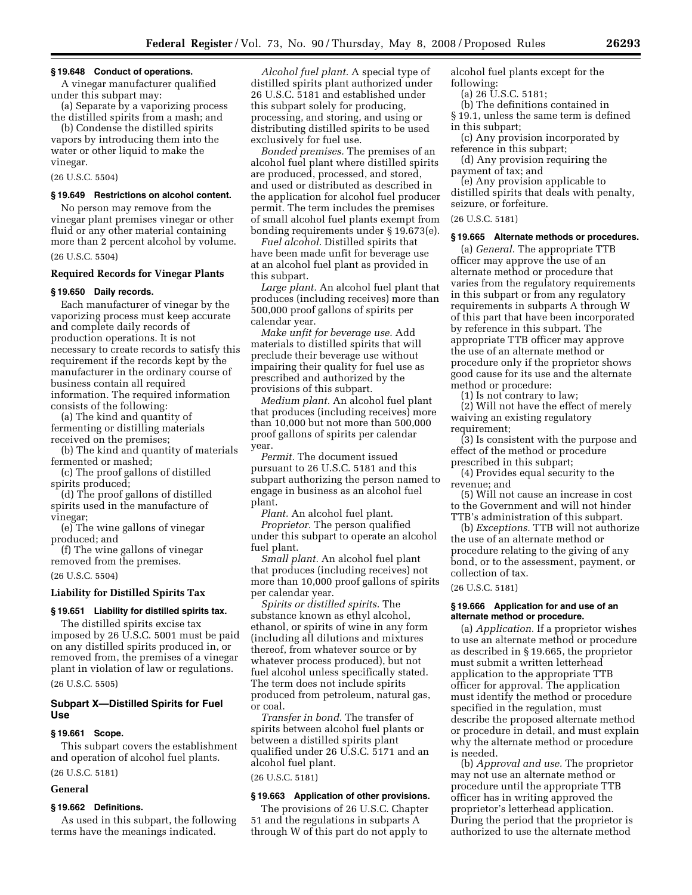### § 19.648 Conduct of operations.

A vinegar manufacturer qualified under this subpart may:

(a) Separate by a vaporizing process the distilled spirits from a mash; and

(b) Condense the distilled spirits vapors by introducing them into the water or other liquid to make the vinegar.

(26 U.S.C. 5504)

### § 19.649 Restrictions on alcohol content.

No person may remove from the vinegar plant premises vinegar or other fluid or any other material containing more than 2 percent alcohol by volume.

(26 U.S.C. 5504)

**Required Records for Vinegar Plants**

### § 19.650 Daily records.

Each manufacturer of vinegar by the vaporizing process must keep accurate and complete daily records of production operations. It is not necessary to create records to satisfy this requirement if the records kept by the manufacturer in the ordinary course of business contain all required information. The required information consists of the following:

(a) The kind and quantity of fermenting or distilling materials received on the premises;

(b) The kind and quantity of materials fermented or mashed;

(c) The proof gallons of distilled spirits produced;

(d) The proof gallons of distilled spirits used in the manufacture of vinegar;

(e) The wine gallons of vinegar produced; and

(f) The wine gallons of vinegar removed from the premises.

(26 U.S.C. 5504)

**Liability for Distilled Spirits Tax**

### § 19.651 Liability for distilled spirits tax.

The distilled spirits excise tax imposed by 26 U.S.C. 5001 must be paid on any distilled spirits produced in, or removed from, the premises of a vinegar plant in violation of law or regulations.

(26 U.S.C. 5505)

## Subpart X—Distilled Spirits for Fuel Use

### § 19.661 Scope.

This subpart covers the establishment and operation of alcohol fuel plants.

(26 U.S.C. 5181)

**General**

### § 19.662 Definitions.

As used in this subpart, the following terms have the meanings indicated.

*Alcohol fuel plant.* A special type of distilled spirits plant authorized under 26 U.S.C. 5181 and established under this subpart solely for producing, processing, and storing, and using or distributing distilled spirits to be used exclusively for fuel use.

*Bonded premises.* The premises of an alcohol fuel plant where distilled spirits are produced, processed, and stored, and used or distributed as described in the application for alcohol fuel producer permit. The term includes the premises of small alcohol fuel plants exempt from bonding requirements under § 19.673(e).

*Fuel alcohol.* Distilled spirits that have been made unfit for beverage use at an alcohol fuel plant as provided in this subpart.

*Large plant.* An alcohol fuel plant that produces (including receives) more than 500,000 proof gallons of spirits per calendar year.

*Make unfit for beverage use.* Add materials to distilled spirits that will preclude their beverage use without impairing their quality for fuel use as prescribed and authorized by the provisions of this subpart.

*Medium plant.* An alcohol fuel plant that produces (including receives) more than 10,000 but not more than 500,000 proof gallons of spirits per calendar year.

*Permit.* The document issued pursuant to 26 U.S.C. 5181 and this subpart authorizing the person named to engage in business as an alcohol fuel plant.

*Plant.* An alcohol fuel plant.

*Proprietor.* The person qualified under this subpart to operate an alcohol fuel plant.

*Small plant.* An alcohol fuel plant that produces (including receives) not more than 10,000 proof gallons of spirits per calendar year.

*Spirits or distilled spirits.* The substance known as ethyl alcohol, ethanol, or spirits of wine in any form (including all dilutions and mixtures thereof, from whatever source or by whatever process produced), but not fuel alcohol unless specifically stated. The term does not include spirits produced from petroleum, natural gas, or coal.

*Transfer in bond.* The transfer of spirits between alcohol fuel plants or between a distilled spirits plant qualified under 26 U.S.C. 5171 and an alcohol fuel plant.

(26 U.S.C. 5181)

### § 19.663 Application of other provisions.

The provisions of 26 U.S.C. Chapter 51 and the regulations in subparts A through W of this part do not apply to alcohol fuel plants except for the following:

(a) 26 U.S.C. 5181;

(b) The definitions contained in § 19.1, unless the same term is defined in this subpart;

(c) Any provision incorporated by reference in this subpart;

(d) Any provision requiring the payment of tax; and

(e) Any provision applicable to distilled spirits that deals with penalty, seizure, or forfeiture.

(26 U.S.C. 5181)

### § 19.665 Alternate methods or procedures.

(a) *General.* The appropriate TTB officer may approve the use of an alternate method or procedure that varies from the regulatory requirements in this subpart or from any regulatory requirements in subparts A through W of this part that have been incorporated by reference in this subpart. The appropriate TTB officer may approve the use of an alternate method or procedure only if the proprietor shows good cause for its use and the alternate method or procedure:

(1) Is not contrary to law;

(2) Will not have the effect of merely waiving an existing regulatory requirement;

(3) Is consistent with the purpose and effect of the method or procedure prescribed in this subpart;

(4) Provides equal security to the revenue; and

(5) Will not cause an increase in cost to the Government and will not hinder TTB's administration of this subpart.

(b) *Exceptions.* TTB will not authorize the use of an alternate method or procedure relating to the giving of any bond, or to the assessment, payment, or collection of tax.

(26 U.S.C. 5181)

### § 19.666 Application for and use of an alternate method or procedure.

(a) *Application.* If a proprietor wishes to use an alternate method or procedure as described in § 19.665, the proprietor must submit a written letterhead application to the appropriate TTB officer for approval. The application must identify the method or procedure specified in the regulation, must describe the proposed alternate method or procedure in detail, and must explain why the alternate method or procedure is needed.

(b) *Approval and use.* The proprietor may not use an alternate method or procedure until the appropriate TTB officer has in writing approved the proprietor's letterhead application. During the period that the proprietor is authorized to use the alternate method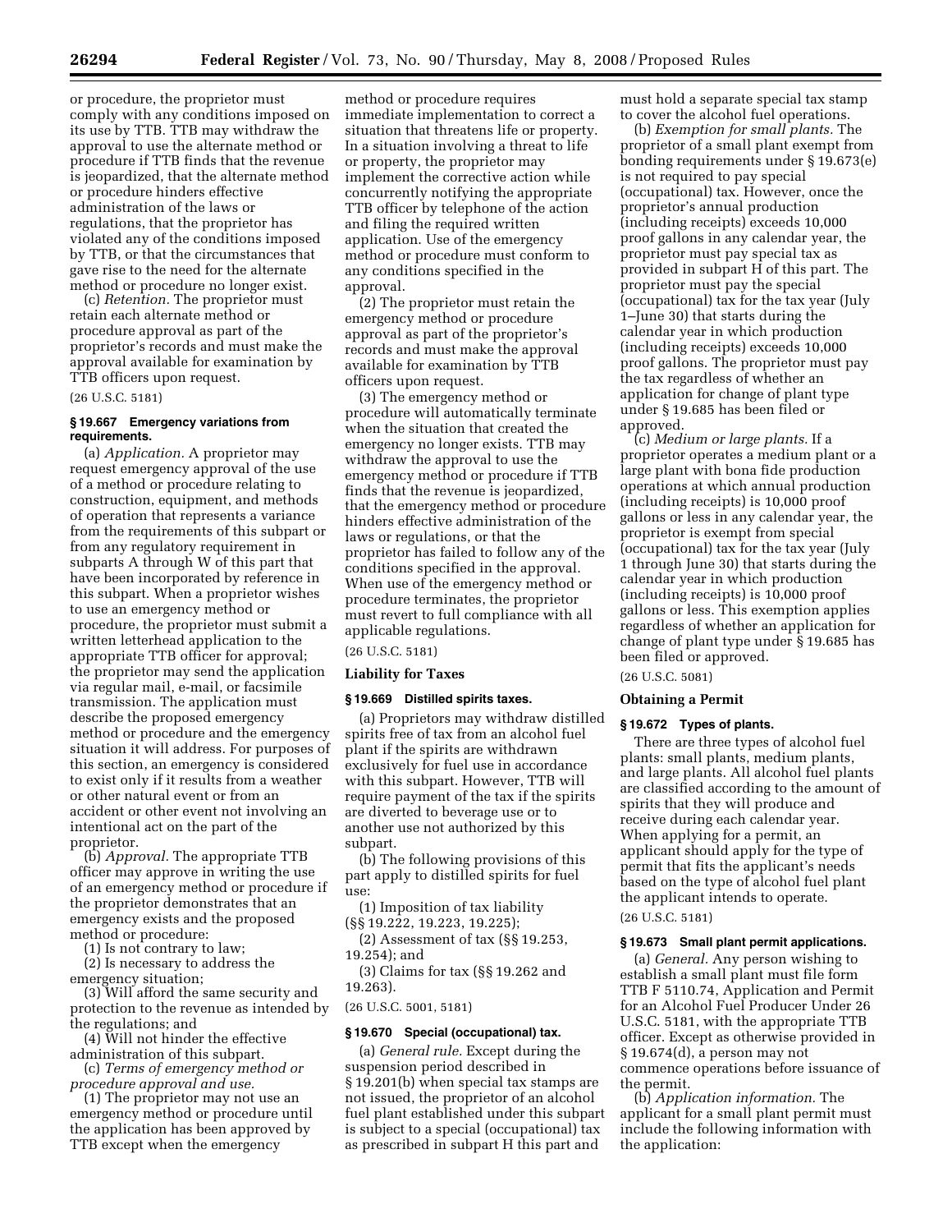or procedure, the proprietor must comply with any conditions imposed on its use by TTB. TTB may withdraw the approval to use the alternate method or procedure if TTB finds that the revenue is jeopardized, that the alternate method or procedure hinders effective administration of the laws or regulations, that the proprietor has violated any of the conditions imposed by TTB, or that the circumstances that gave rise to the need for the alternate method or procedure no longer exist.

(c) *Retention.* The proprietor must retain each alternate method or procedure approval as part of the proprietor's records and must make the approval available for examination by TTB officers upon request.

(26 U.S.C. 5181)

### § 19.667 Emergency variations from requirements.

(a) *Application.* A proprietor may request emergency approval of the use of a method or procedure relating to construction, equipment, and methods of operation that represents a variance from the requirements of this subpart or from any regulatory requirement in subparts A through W of this part that have been incorporated by reference in this subpart. When a proprietor wishes to use an emergency method or procedure, the proprietor must submit a written letterhead application to the appropriate TTB officer for approval; the proprietor may send the application via regular mail, e-mail, or facsimile transmission. The application must describe the proposed emergency method or procedure and the emergency situation it will address. For purposes of this section, an emergency is considered to exist only if it results from a weather or other natural event or from an accident or other event not involving an intentional act on the part of the proprietor.

(b) *Approval.* The appropriate TTB officer may approve in writing the use of an emergency method or procedure if the proprietor demonstrates that an emergency exists and the proposed method or procedure:

(1) Is not contrary to law;

(2) Is necessary to address the emergency situation;

(3) Will afford the same security and protection to the revenue as intended by the regulations; and

(4) Will not hinder the effective administration of this subpart.

(c) *Terms of emergency method or procedure approval and use.*

(1) The proprietor may not use an emergency method or procedure until the application has been approved by TTB except when the emergency method or procedure requires immediate implementation to correct a situation that threatens life or property. In a situation involving a threat to life or property, the proprietor may implement the corrective action while concurrently notifying the appropriate TTB officer by telephone of the action and filing the required written application. Use of the emergency method or procedure must conform to any conditions specified in the approval.

(2) The proprietor must retain the emergency method or procedure approval as part of the proprietor's records and must make the approval available for examination by TTB officers upon request.

(3) The emergency method or procedure will automatically terminate when the situation that created the emergency no longer exists. TTB may withdraw the approval to use the emergency method or procedure if TTB finds that the revenue is jeopardized, that the emergency method or procedure hinders effective administration of the laws or regulations, or that the proprietor has failed to follow any of the conditions specified in the approval. When use of the emergency method or procedure terminates, the proprietor must revert to full compliance with all applicable regulations.

(26 U.S.C. 5181)

## Liability for Taxes

### § 19.669 Distilled spirits taxes.

(a) Proprietors may withdraw distilled spirits free of tax from an alcohol fuel plant if the spirits are withdrawn exclusively for fuel use in accordance with this subpart. However, TTB will require payment of the tax if the spirits are diverted to beverage use or to another use not authorized by this subpart.

(b) The following provisions of this part apply to distilled spirits for fuel use:

(1) Imposition of tax liability (§§ 19.222, 19.223, 19.225);

(2) Assessment of tax (§§ 19.253, 19.254); and

(3) Claims for tax (§§ 19.262 and 19.263).

(26 U.S.C. 5001, 5181)

### § 19.670 Special (occupational) tax.

(a) *General rule.* Except during the suspension period described in § 19.201(b) when special tax stamps are not issued, the proprietor of an alcohol fuel plant established under this subpart is subject to a special (occupational) tax as prescribed in subpart H this part and must hold a separate special tax stamp to cover the alcohol fuel operations.

(b) *Exemption for small plants.* The proprietor of a small plant exempt from bonding requirements under § 19.673(e) is not required to pay special (occupational) tax. However, once the proprietor's annual production (including receipts) exceeds 10,000 proof gallons in any calendar year, the proprietor must pay special tax as provided in subpart H of this part. The proprietor must pay the special (occupational) tax for the tax year (July 1–June 30) that starts during the calendar year in which production (including receipts) exceeds 10,000 proof gallons. The proprietor must pay the tax regardless of whether an application for change of plant type under § 19.685 has been filed or approved.

(c) *Medium or large plants.* If a proprietor operates a medium plant or a large plant with bona fide production operations at which annual production (including receipts) is 10,000 proof gallons or less in any calendar year, the proprietor is exempt from special (occupational) tax for the tax year (July 1 through June 30) that starts during the calendar year in which production (including receipts) is 10,000 proof gallons or less. This exemption applies regardless of whether an application for change of plant type under § 19.685 has been filed or approved.

(26 U.S.C. 5081)

## Obtaining a Permit

### § 19.672 Types of plants.

There are three types of alcohol fuel plants: small plants, medium plants, and large plants. All alcohol fuel plants are classified according to the amount of spirits that they will produce and receive during each calendar year. When applying for a permit, an applicant should apply for the type of permit that fits the applicant's needs based on the type of alcohol fuel plant the applicant intends to operate.

(26 U.S.C. 5181)

### § 19.673 Small plant permit applications.

(a) *General.* Any person wishing to establish a small plant must file form TTB F 5110.74, Application and Permit for an Alcohol Fuel Producer Under 26 U.S.C. 5181, with the appropriate TTB officer. Except as otherwise provided in § 19.674(d), a person may not commence operations before issuance of the permit.

(b) *Application information.* The applicant for a small plant permit must include the following information with the application: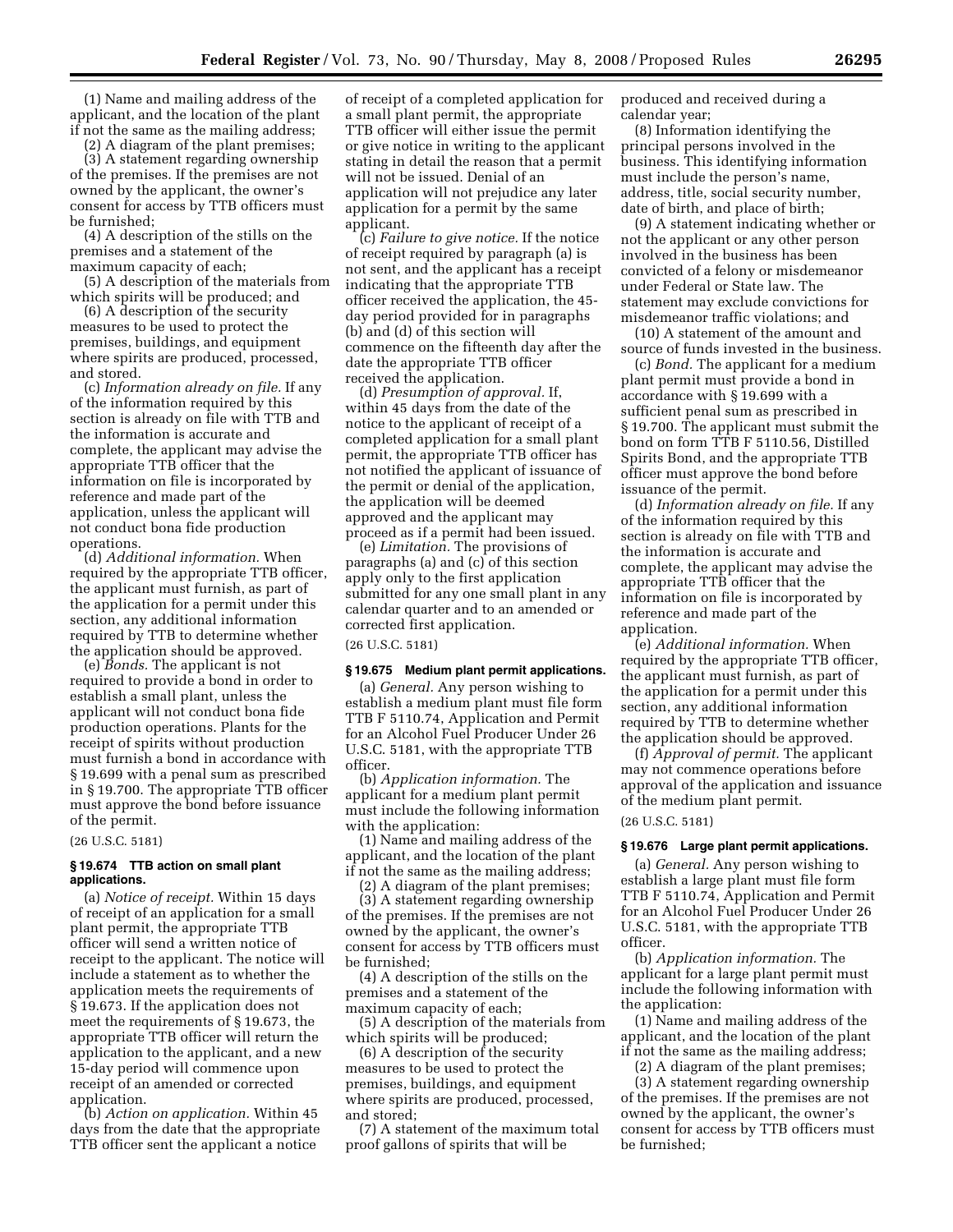(1) Name and mailing address of the applicant, and the location of the plant if not the same as the mailing address;

(2) A diagram of the plant premises;

(3) A statement regarding ownership of the premises. If the premises are not owned by the applicant, the owner's consent for access by TTB officers must be furnished;

(4) A description of the stills on the premises and a statement of the maximum capacity of each;

(5) A description of the materials from which spirits will be produced; and

(6) A description of the security measures to be used to protect the premises, buildings, and equipment where spirits are produced, processed, and stored.

(c) *Information already on file.* If any of the information required by this section is already on file with TTB and the information is accurate and complete, the applicant may advise the appropriate TTB officer that the information on file is incorporated by reference and made part of the application, unless the applicant will not conduct bona fide production operations.

(d) *Additional information.* When required by the appropriate TTB officer, the applicant must furnish, as part of the application for a permit under this section, any additional information required by TTB to determine whether the application should be approved.

(e) *Bonds.* The applicant is not required to provide a bond in order to establish a small plant, unless the applicant will not conduct bona fide production operations. Plants for the receipt of spirits without production must furnish a bond in accordance with § 19.699 with a penal sum as prescribed in § 19.700. The appropriate TTB officer must approve the bond before issuance of the permit.

(26 U.S.C. 5181)

### § 19.674 TTB action on small plant applications.

(a) *Notice of receipt.* Within 15 days of receipt of an application for a small plant permit, the appropriate TTB officer will send a written notice of receipt to the applicant. The notice will include a statement as to whether the application meets the requirements of § 19.673. If the application does not meet the requirements of § 19.673, the appropriate TTB officer will return the application to the applicant, and a new 15-day period will commence upon receipt of an amended or corrected application.

(b) *Action on application.* Within 45 days from the date that the appropriate TTB officer sent the applicant a notice of receipt of a completed application for a small plant permit, the appropriate TTB officer will either issue the permit or give notice in writing to the applicant stating in detail the reason that a permit will not be issued. Denial of an application will not prejudice any later application for a permit by the same applicant.

(c) *Failure to give notice.* If the notice of receipt required by paragraph (a) is not sent, and the applicant has a receipt indicating that the appropriate TTB officer received the application, the 45-day period provided for in paragraphs (b) and (d) of this section will commence on the fifteenth day after the date the appropriate TTB officer received the application.

(d) *Presumption of approval.* If, within 45 days from the date of the notice to the applicant of receipt of a completed application for a small plant permit, the appropriate TTB officer has not notified the applicant of issuance of the permit or denial of the application, the application will be deemed approved and the applicant may proceed as if a permit had been issued.

(e) *Limitation.* The provisions of paragraphs (a) and (c) of this section apply only to the first application submitted for any one small plant in any calendar quarter and to an amended or corrected first application.

(26 U.S.C. 5181)

### § 19.675 Medium plant permit applications.

(a) *General.* Any person wishing to establish a medium plant must file form TTB F 5110.74, Application and Permit for an Alcohol Fuel Producer Under 26 U.S.C. 5181, with the appropriate TTB officer.

(b) *Application information.* The applicant for a medium plant permit must include the following information with the application:

(1) Name and mailing address of the applicant, and the location of the plant if not the same as the mailing address;

(2) A diagram of the plant premises;

(3) A statement regarding ownership of the premises. If the premises are not owned by the applicant, the owner's consent for access by TTB officers must be furnished;

(4) A description of the stills on the premises and a statement of the maximum capacity of each;

(5) A description of the materials from which spirits will be produced;

(6) A description of the security measures to be used to protect the premises, buildings, and equipment where spirits are produced, processed, and stored;

(7) A statement of the maximum total proof gallons of spirits that will be produced and received during a calendar year;

(8) Information identifying the principal persons involved in the business. This identifying information must include the person's name, address, title, social security number, date of birth, and place of birth;

(9) A statement indicating whether or not the applicant or any other person involved in the business has been convicted of a felony or misdemeanor under Federal or State law. The statement may exclude convictions for misdemeanor traffic violations; and

(10) A statement of the amount and source of funds invested in the business.

(c) *Bond.* The applicant for a medium plant permit must provide a bond in accordance with § 19.699 with a sufficient penal sum as prescribed in § 19.700. The applicant must submit the bond on form TTB F 5110.56, Distilled Spirits Bond, and the appropriate TTB officer must approve the bond before issuance of the permit.

(d) *Information already on file.* If any of the information required by this section is already on file with TTB and the information is accurate and complete, the applicant may advise the appropriate TTB officer that the information on file is incorporated by reference and made part of the application.

(e) *Additional information.* When required by the appropriate TTB officer, the applicant must furnish, as part of the application for a permit under this section, any additional information required by TTB to determine whether the application should be approved.

(f) *Approval of permit.* The applicant may not commence operations before approval of the application and issuance of the medium plant permit.

(26 U.S.C. 5181)

### § 19.676 Large plant permit applications.

(a) *General.* Any person wishing to establish a large plant must file form TTB F 5110.74, Application and Permit for an Alcohol Fuel Producer Under 26 U.S.C. 5181, with the appropriate TTB officer.

(b) *Application information.* The applicant for a large plant permit must include the following information with the application:

(1) Name and mailing address of the applicant, and the location of the plant if not the same as the mailing address;

(2) A diagram of the plant premises;

(3) A statement regarding ownership of the premises. If the premises are not owned by the applicant, the owner's consent for access by TTB officers must be furnished;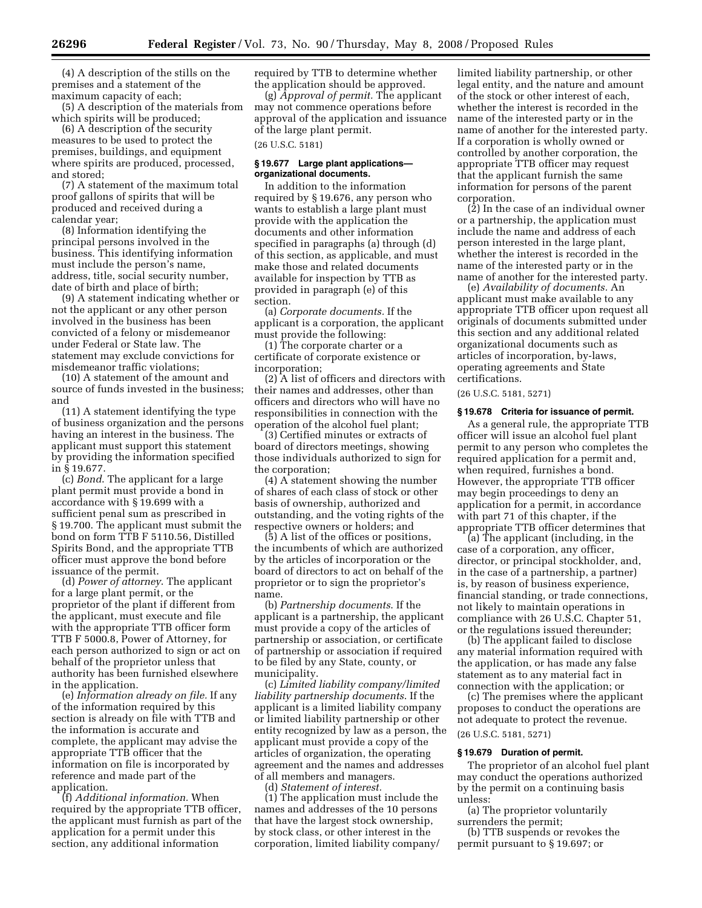(4) A description of the stills on the premises and a statement of the maximum capacity of each;

(5) A description of the materials from which spirits will be produced;

(6) A description of the security measures to be used to protect the premises, buildings, and equipment where spirits are produced, processed, and stored;

(7) A statement of the maximum total proof gallons of spirits that will be produced and received during a calendar year;

(8) Information identifying the principal persons involved in the business. This identifying information must include the person's name, address, title, social security number, date of birth and place of birth;

(9) A statement indicating whether or not the applicant or any other person involved in the business has been convicted of a felony or misdemeanor under Federal or State law. The statement may exclude convictions for misdemeanor traffic violations;

(10) A statement of the amount and source of funds invested in the business; and

(11) A statement identifying the type of business organization and the persons having an interest in the business. The applicant must support this statement by providing the information specified in § 19.677.

(c) *Bond.* The applicant for a large plant permit must provide a bond in accordance with § 19.699 with a sufficient penal sum as prescribed in § 19.700. The applicant must submit the bond on form TTB F 5110.56, Distilled Spirits Bond, and the appropriate TTB officer must approve the bond before issuance of the permit.

(d) *Power of attorney.* The applicant for a large plant permit, or the proprietor of the plant if different from the applicant, must execute and file with the appropriate TTB officer form TTB F 5000.8, Power of Attorney, for each person authorized to sign or act on behalf of the proprietor unless that authority has been furnished elsewhere in the application.

(e) *Information already on file.* If any of the information required by this section is already on file with TTB and the information is accurate and complete, the applicant may advise the appropriate TTB officer that the information on file is incorporated by reference and made part of the application.

(f) *Additional information.* When required by the appropriate TTB officer, the applicant must furnish as part of the application for a permit under this section, any additional information required by TTB to determine whether the application should be approved.

(g) *Approval of permit.* The applicant may not commence operations before approval of the application and issuance of the large plant permit.

(26 U.S.C. 5181)

**§ 19.677 Large plant applications—organizational documents.**

In addition to the information required by § 19.676, any person who wants to establish a large plant must provide with the application the documents and other information specified in paragraphs (a) through (d) of this section, as applicable, and must make those and related documents available for inspection by TTB as provided in paragraph (e) of this section.

(a) *Corporate documents.* If the applicant is a corporation, the applicant must provide the following:

(1) The corporate charter or a certificate of corporate existence or incorporation;

(2) A list of officers and directors with their names and addresses, other than officers and directors who will have no responsibilities in connection with the operation of the alcohol fuel plant;

(3) Certified minutes or extracts of board of directors meetings, showing those individuals authorized to sign for the corporation;

(4) A statement showing the number of shares of each class of stock or other basis of ownership, authorized and outstanding, and the voting rights of the respective owners or holders; and

(5) A list of the offices or positions, the incumbents of which are authorized by the articles of incorporation or the board of directors to act on behalf of the proprietor or to sign the proprietor's name.

(b) *Partnership documents.* If the applicant is a partnership, the applicant must provide a copy of the articles of partnership or association, or certificate of partnership or association if required to be filed by any State, county, or municipality.

(c) *Limited liability company/limited liability partnership documents.* If the applicant is a limited liability company or limited liability partnership or other entity recognized by law as a person, the applicant must provide a copy of the articles of organization, the operating agreement and the names and addresses of all members and managers.

(d) *Statement of interest.*

(1) The application must include the names and addresses of the 10 persons that have the largest stock ownership, by stock class, or other interest in the corporation, limited liability company/limited liability partnership, or other legal entity, and the nature and amount of the stock or other interest of each, whether the interest is recorded in the name of the interested party or in the name of another for the interested party. If a corporation is wholly owned or controlled by another corporation, the appropriate TTB officer may request that the applicant furnish the same information for persons of the parent corporation.

(2) In the case of an individual owner or a partnership, the application must include the name and address of each person interested in the large plant, whether the interest is recorded in the name of the interested party or in the name of another for the interested party.

(e) *Availability of documents.* An applicant must make available to any appropriate TTB officer upon request all originals of documents submitted under this section and any additional related organizational documents such as articles of incorporation, by-laws, operating agreements and State certifications.

(26 U.S.C. 5181, 5271)

**§ 19.678 Criteria for issuance of permit.**

As a general rule, the appropriate TTB officer will issue an alcohol fuel plant permit to any person who completes the required application for a permit and, when required, furnishes a bond. However, the appropriate TTB officer may begin proceedings to deny an application for a permit, in accordance with part 71 of this chapter, if the appropriate TTB officer determines that

(a) The applicant (including, in the case of a corporation, any officer, director, or principal stockholder, and, in the case of a partnership, a partner) is, by reason of business experience, financial standing, or trade connections, not likely to maintain operations in compliance with 26 U.S.C. Chapter 51, or the regulations issued thereunder;

(b) The applicant failed to disclose any material information required with the application, or has made any false statement as to any material fact in connection with the application; or

(c) The premises where the applicant proposes to conduct the operations are not adequate to protect the revenue.

(26 U.S.C. 5181, 5271)

**§ 19.679 Duration of permit.**

The proprietor of an alcohol fuel plant may conduct the operations authorized by the permit on a continuing basis unless:

(a) The proprietor voluntarily surrenders the permit;

(b) TTB suspends or revokes the permit pursuant to § 19.697; or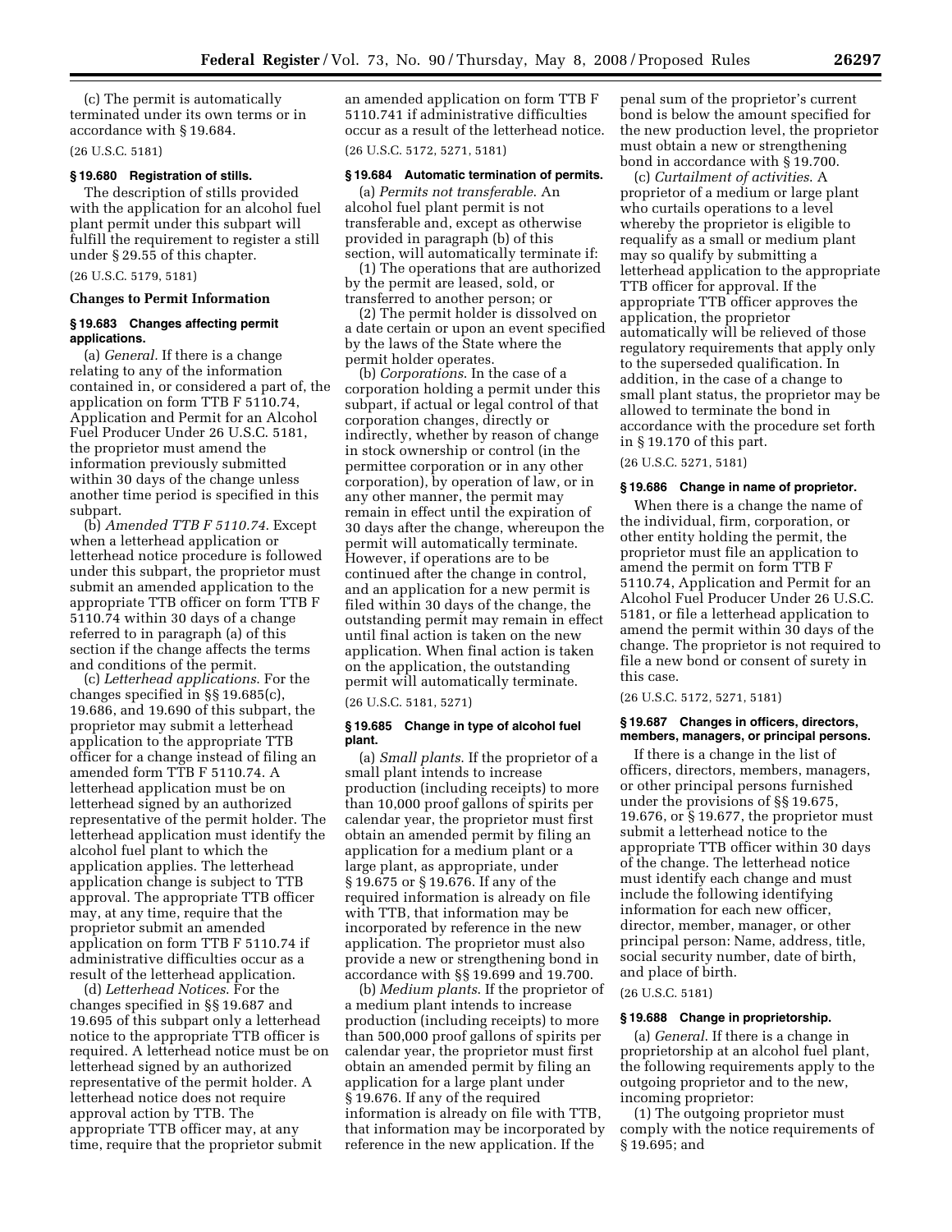(c) The permit is automatically terminated under its own terms or in accordance with § 19.684.

(26 U.S.C. 5181)

#### § 19.680 Registration of stills.

The description of stills provided with the application for an alcohol fuel plant permit under this subpart will fulfill the requirement to register a still under § 29.55 of this chapter.

(26 U.S.C. 5179, 5181)

### Changes to Permit Information

#### § 19.683 Changes affecting permit applications.

(a) *General.* If there is a change relating to any of the information contained in, or considered a part of, the application on form TTB F 5110.74, Application and Permit for an Alcohol Fuel Producer Under 26 U.S.C. 5181, the proprietor must amend the information previously submitted within 30 days of the change unless another time period is specified in this subpart.

(b) *Amended TTB F 5110.74.* Except when a letterhead application or letterhead notice procedure is followed under this subpart, the proprietor must submit an amended application to the appropriate TTB officer on form TTB F 5110.74 within 30 days of a change referred to in paragraph (a) of this section if the change affects the terms and conditions of the permit.

(c) *Letterhead applications.* For the changes specified in §§ 19.685(c), 19.686, and 19.690 of this subpart, the proprietor may submit a letterhead application to the appropriate TTB officer for a change instead of filing an amended form TTB F 5110.74. A letterhead application must be on letterhead signed by an authorized representative of the permit holder. The letterhead application must identify the alcohol fuel plant to which the application applies. The letterhead application change is subject to TTB approval. The appropriate TTB officer may, at any time, require that the proprietor submit an amended application on form TTB F 5110.74 if administrative difficulties occur as a result of the letterhead application.

(d) *Letterhead Notices.* For the changes specified in §§ 19.687 and 19.695 of this subpart only a letterhead notice to the appropriate TTB officer is required. A letterhead notice must be on letterhead signed by an authorized representative of the permit holder. A letterhead notice does not require approval action by TTB. The appropriate TTB officer may, at any time, require that the proprietor submit an amended application on form TTB F 5110.741 if administrative difficulties occur as a result of the letterhead notice.

(26 U.S.C. 5172, 5271, 5181)

#### § 19.684 Automatic termination of permits.

(a) *Permits not transferable.* An alcohol fuel plant permit is not transferable and, except as otherwise provided in paragraph (b) of this section, will automatically terminate if:

(1) The operations that are authorized by the permit are leased, sold, or transferred to another person; or

(2) The permit holder is dissolved on a date certain or upon an event specified by the laws of the State where the permit holder operates.

(b) *Corporations.* In the case of a corporation holding a permit under this subpart, if actual or legal control of that corporation changes, directly or indirectly, whether by reason of change in stock ownership or control (in the permittee corporation or in any other corporation), by operation of law, or in any other manner, the permit may remain in effect until the expiration of 30 days after the change, whereupon the permit will automatically terminate. However, if operations are to be continued after the change in control, and an application for a new permit is filed within 30 days of the change, the outstanding permit may remain in effect until final action is taken on the new application. When final action is taken on the application, the outstanding permit will automatically terminate.

(26 U.S.C. 5181, 5271)

#### § 19.685 Change in type of alcohol fuel plant.

(a) *Small plants.* If the proprietor of a small plant intends to increase production (including receipts) to more than 10,000 proof gallons of spirits per calendar year, the proprietor must first obtain an amended permit by filing an application for a medium plant or a large plant, as appropriate, under § 19.675 or § 19.676. If any of the required information is already on file with TTB, that information may be incorporated by reference in the new application. The proprietor must also provide a new or strengthening bond in accordance with §§ 19.699 and 19.700.

(b) *Medium plants.* If the proprietor of a medium plant intends to increase production (including receipts) to more than 500,000 proof gallons of spirits per calendar year, the proprietor must first obtain an amended permit by filing an application for a large plant under § 19.676. If any of the required information is already on file with TTB, that information may be incorporated by reference in the new application. If the penal sum of the proprietor's current bond is below the amount specified for the new production level, the proprietor must obtain a new or strengthening bond in accordance with § 19.700.

(c) *Curtailment of activities.* A proprietor of a medium or large plant who curtails operations to a level whereby the proprietor is eligible to requalify as a small or medium plant may so qualify by submitting a letterhead application to the appropriate TTB officer for approval. If the appropriate TTB officer approves the application, the proprietor automatically will be relieved of those regulatory requirements that apply only to the superseded qualification. In addition, in the case of a change to small plant status, the proprietor may be allowed to terminate the bond in accordance with the procedure set forth in § 19.170 of this part.

(26 U.S.C. 5271, 5181)

#### § 19.686 Change in name of proprietor.

When there is a change the name of the individual, firm, corporation, or other entity holding the permit, the proprietor must file an application to amend the permit on form TTB F 5110.74, Application and Permit for an Alcohol Fuel Producer Under 26 U.S.C. 5181, or file a letterhead application to amend the permit within 30 days of the change. The proprietor is not required to file a new bond or consent of surety in this case.

(26 U.S.C. 5172, 5271, 5181)

#### § 19.687 Changes in officers, directors, members, managers, or principal persons.

If there is a change in the list of officers, directors, members, managers, or other principal persons furnished under the provisions of §§ 19.675, 19.676, or § 19.677, the proprietor must submit a letterhead notice to the appropriate TTB officer within 30 days of the change. The letterhead notice must identify each change and must include the following identifying information for each new officer, director, member, manager, or other principal person: Name, address, title, social security number, date of birth, and place of birth.

(26 U.S.C. 5181)

#### § 19.688 Change in proprietorship.

(a) *General.* If there is a change in proprietorship at an alcohol fuel plant, the following requirements apply to the outgoing proprietor and to the new, incoming proprietor:

(1) The outgoing proprietor must comply with the notice requirements of § 19.695; and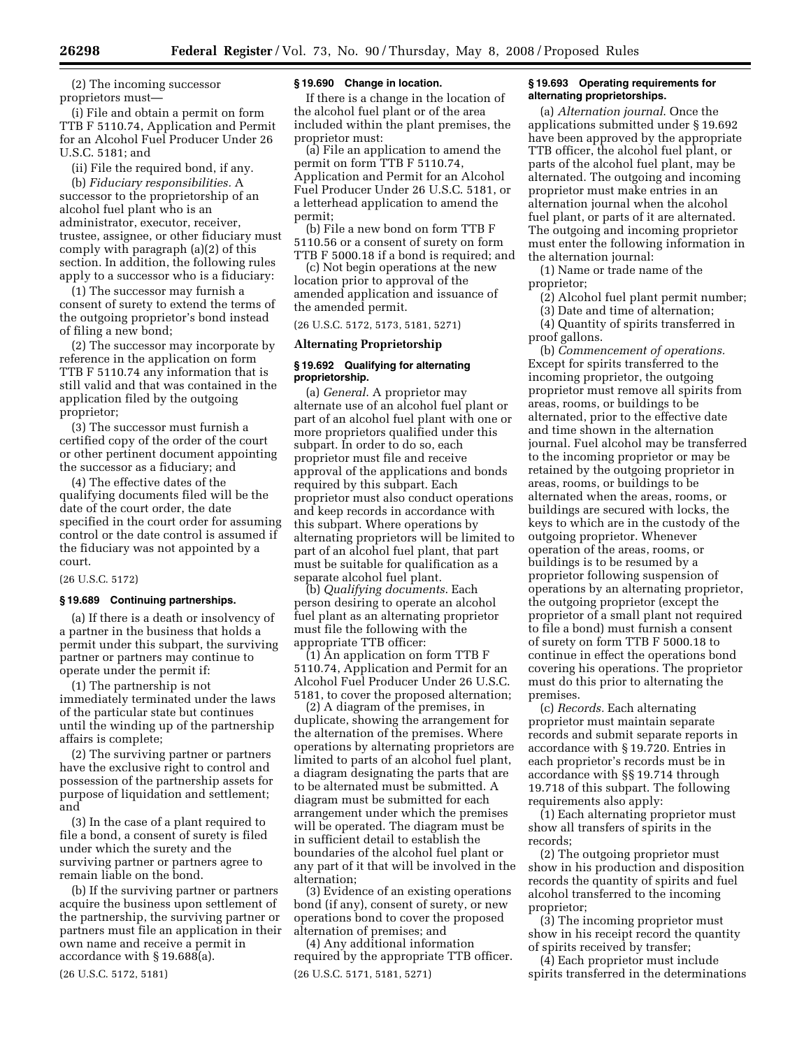(2) The incoming successor proprietors must—

(i) File and obtain a permit on form TTB F 5110.74, Application and Permit for an Alcohol Fuel Producer Under 26 U.S.C. 5181; and

(ii) File the required bond, if any.

(b) *Fiduciary responsibilities.* A successor to the proprietorship of an alcohol fuel plant who is an administrator, executor, receiver, trustee, assignee, or other fiduciary must comply with paragraph (a)(2) of this section. In addition, the following rules apply to a successor who is a fiduciary:

(1) The successor may furnish a consent of surety to extend the terms of the outgoing proprietor's bond instead of filing a new bond;

(2) The successor may incorporate by reference in the application on form TTB F 5110.74 any information that is still valid and that was contained in the application filed by the outgoing proprietor;

(3) The successor must furnish a certified copy of the order of the court or other pertinent document appointing the successor as a fiduciary; and

(4) The effective dates of the qualifying documents filed will be the date of the court order, the date specified in the court order for assuming control or the date control is assumed if the fiduciary was not appointed by a court.

(26 U.S.C. 5172)

**§ 19.689 Continuing partnerships.**

(a) If there is a death or insolvency of a partner in the business that holds a permit under this subpart, the surviving partner or partners may continue to operate under the permit if:

(1) The partnership is not immediately terminated under the laws of the particular state but continues until the winding up of the partnership affairs is complete;

(2) The surviving partner or partners have the exclusive right to control and possession of the partnership assets for purpose of liquidation and settlement; and

(3) In the case of a plant required to file a bond, a consent of surety is filed under which the surety and the surviving partner or partners agree to remain liable on the bond.

(b) If the surviving partner or partners acquire the business upon settlement of the partnership, the surviving partner or partners must file an application in their own name and receive a permit in accordance with § 19.688(a).

(26 U.S.C. 5172, 5181)

**§ 19.690 Change in location.**

If there is a change in the location of the alcohol fuel plant or of the area included within the plant premises, the proprietor must:

(a) File an application to amend the permit on form TTB F 5110.74, Application and Permit for an Alcohol Fuel Producer Under 26 U.S.C. 5181, or a letterhead application to amend the permit;

(b) File a new bond on form TTB F 5110.56 or a consent of surety on form TTB F 5000.18 if a bond is required; and

(c) Not begin operations at the new location prior to approval of the amended application and issuance of the amended permit.

(26 U.S.C. 5172, 5173, 5181, 5271)

## Alternating Proprietorship

**§ 19.692 Qualifying for alternating proprietorship.**

(a) *General.* A proprietor may alternate use of an alcohol fuel plant or part of an alcohol fuel plant with one or more proprietors qualified under this subpart. In order to do so, each proprietor must file and receive approval of the applications and bonds required by this subpart. Each proprietor must also conduct operations and keep records in accordance with this subpart. Where operations by alternating proprietors will be limited to part of an alcohol fuel plant, that part must be suitable for qualification as a separate alcohol fuel plant.

(b) *Qualifying documents.* Each person desiring to operate an alcohol fuel plant as an alternating proprietor must file the following with the appropriate TTB officer:

(1) An application on form TTB F 5110.74, Application and Permit for an Alcohol Fuel Producer Under 26 U.S.C. 5181, to cover the proposed alternation;

(2) A diagram of the premises, in duplicate, showing the arrangement for the alternation of the premises. Where operations by alternating proprietors are limited to parts of an alcohol fuel plant, a diagram designating the parts that are to be alternated must be submitted. A diagram must be submitted for each arrangement under which the premises will be operated. The diagram must be in sufficient detail to establish the boundaries of the alcohol fuel plant or any part of it that will be involved in the alternation;

(3) Evidence of an existing operations bond (if any), consent of surety, or new operations bond to cover the proposed alternation of premises; and

(4) Any additional information required by the appropriate TTB officer.

(26 U.S.C. 5171, 5181, 5271)

**§ 19.693 Operating requirements for alternating proprietorships.**

(a) *Alternation journal.* Once the applications submitted under § 19.692 have been approved by the appropriate TTB officer, the alcohol fuel plant, or parts of the alcohol fuel plant, may be alternated. The outgoing and incoming proprietor must make entries in an alternation journal when the alcohol fuel plant, or parts of it are alternated. The outgoing and incoming proprietor must enter the following information in the alternation journal:

(1) Name or trade name of the proprietor;

(2) Alcohol fuel plant permit number;

(3) Date and time of alternation;

(4) Quantity of spirits transferred in proof gallons.

(b) *Commencement of operations.* Except for spirits transferred to the incoming proprietor, the outgoing proprietor must remove all spirits from areas, rooms, or buildings to be alternated, prior to the effective date and time shown in the alternation journal. Fuel alcohol may be transferred to the incoming proprietor or may be retained by the outgoing proprietor in areas, rooms, or buildings to be alternated when the areas, rooms, or buildings are secured with locks, the keys to which are in the custody of the outgoing proprietor. Whenever operation of the areas, rooms, or buildings is to be resumed by a proprietor following suspension of operations by an alternating proprietor, the outgoing proprietor (except the proprietor of a small plant not required to file a bond) must furnish a consent of surety on form TTB F 5000.18 to continue in effect the operations bond covering his operations. The proprietor must do this prior to alternating the premises.

(c) *Records.* Each alternating proprietor must maintain separate records and submit separate reports in accordance with § 19.720. Entries in each proprietor's records must be in accordance with §§ 19.714 through 19.718 of this subpart. The following requirements also apply:

(1) Each alternating proprietor must show all transfers of spirits in the records;

(2) The outgoing proprietor must show in his production and disposition records the quantity of spirits and fuel alcohol transferred to the incoming proprietor;

(3) The incoming proprietor must show in his receipt record the quantity of spirits received by transfer;

(4) Each proprietor must include spirits transferred in the determinations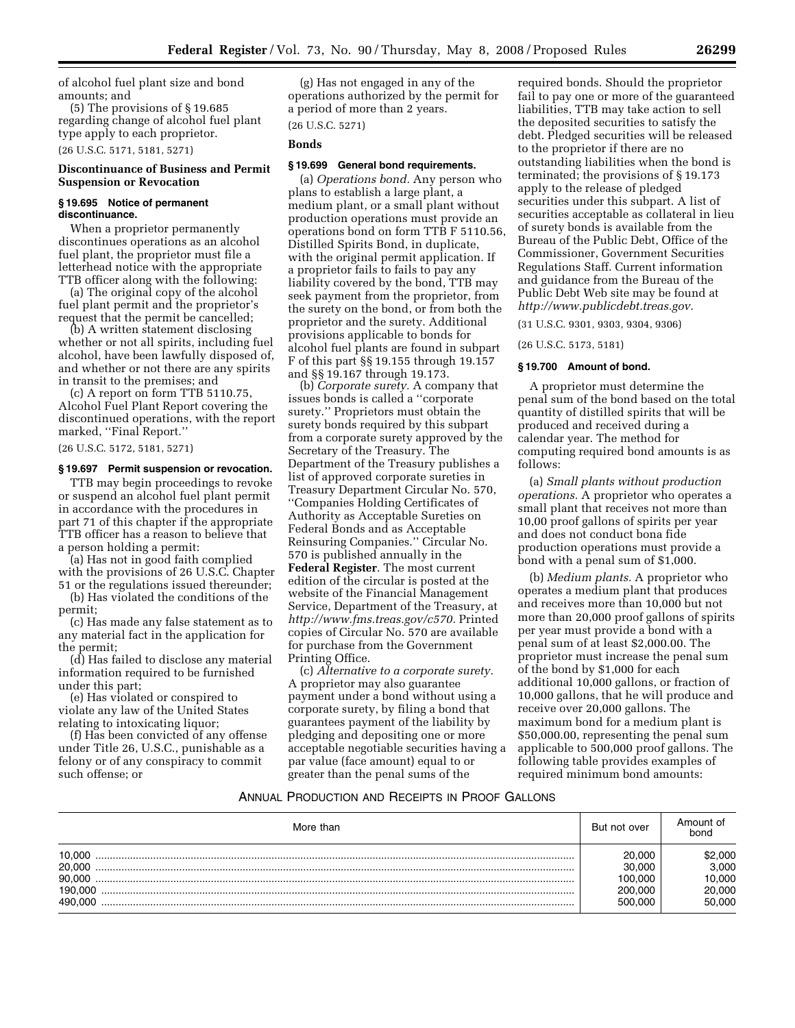of alcohol fuel plant size and bond amounts; and

(5) The provisions of § 19.685 regarding change of alcohol fuel plant type apply to each proprietor.

(26 U.S.C. 5171, 5181, 5271)

**Discontinuance of Business and Permit Suspension or Revocation**

**§ 19.695 Notice of permanent discontinuance.**

When a proprietor permanently discontinues operations as an alcohol fuel plant, the proprietor must file a letterhead notice with the appropriate TTB officer along with the following:

(a) The original copy of the alcohol fuel plant permit and the proprietor's request that the permit be cancelled;

(b) A written statement disclosing whether or not all spirits, including fuel alcohol, have been lawfully disposed of, and whether or not there are any spirits in transit to the premises; and

(c) A report on form TTB 5110.75, Alcohol Fuel Plant Report covering the discontinued operations, with the report marked, ''Final Report.''

(26 U.S.C. 5172, 5181, 5271)

**§ 19.697 Permit suspension or revocation.**

TTB may begin proceedings to revoke or suspend an alcohol fuel plant permit in accordance with the procedures in part 71 of this chapter if the appropriate TTB officer has a reason to believe that a person holding a permit:

(a) Has not in good faith complied with the provisions of 26 U.S.C. Chapter 51 or the regulations issued thereunder;

(b) Has violated the conditions of the permit;

(c) Has made any false statement as to any material fact in the application for the permit;

(d) Has failed to disclose any material information required to be furnished under this part;

(e) Has violated or conspired to violate any law of the United States relating to intoxicating liquor;

(f) Has been convicted of any offense under Title 26, U.S.C., punishable as a felony or of any conspiracy to commit such offense; or

(g) Has not engaged in any of the operations authorized by the permit for a period of more than 2 years.

(26 U.S.C. 5271)

**Bonds**

**§ 19.699 General bond requirements.**

(a) *Operations bond.* Any person who plans to establish a large plant, a medium plant, or a small plant without production operations must provide an operations bond on form TTB F 5110.56, Distilled Spirits Bond, in duplicate, with the original permit application. If a proprietor fails to fails to pay any liability covered by the bond, TTB may seek payment from the proprietor, from the surety on the bond, or from both the proprietor and the surety. Additional provisions applicable to bonds for alcohol fuel plants are found in subpart F of this part §§ 19.155 through 19.157 and §§ 19.167 through 19.173.

(b) *Corporate surety.* A company that issues bonds is called a ''corporate surety.'' Proprietors must obtain the surety bonds required by this subpart from a corporate surety approved by the Secretary of the Treasury. The Department of the Treasury publishes a list of approved corporate sureties in Treasury Department Circular No. 570, ''Companies Holding Certificates of Authority as Acceptable Sureties on Federal Bonds and as Acceptable Reinsuring Companies.'' Circular No. 570 is published annually in the **Federal Register**. The most current edition of the circular is posted at the website of the Financial Management Service, Department of the Treasury, at *http://www.fms.treas.gov/c570*. Printed copies of Circular No. 570 are available for purchase from the Government Printing Office.

(c) *Alternative to a corporate surety.* A proprietor may also guarantee payment under a bond without using a corporate surety, by filing a bond that guarantees payment of the liability by pledging and depositing one or more acceptable negotiable securities having a par value (face amount) equal to or greater than the penal sums of the required bonds. Should the proprietor fail to pay one or more of the guaranteed liabilities, TTB may take action to sell the deposited securities to satisfy the debt. Pledged securities will be released to the proprietor if there are no outstanding liabilities when the bond is terminated; the provisions of § 19.173 apply to the release of pledged securities under this subpart. A list of securities acceptable as collateral in lieu of surety bonds is available from the Bureau of the Public Debt, Office of the Commissioner, Government Securities Regulations Staff. Current information and guidance from the Bureau of the Public Debt Web site may be found at *http://www.publicdebt.treas.gov.*

(31 U.S.C. 9301, 9303, 9304, 9306)

(26 U.S.C. 5173, 5181)

**§ 19.700 Amount of bond.**

A proprietor must determine the penal sum of the bond based on the total quantity of distilled spirits that will be produced and received during a calendar year. The method for computing required bond amounts is as follows:

(a) *Small plants without production operations.* A proprietor who operates a small plant that receives not more than 10,00 proof gallons of spirits per year and does not conduct bona fide production operations must provide a bond with a penal sum of $1,000.

(b) *Medium plants.* A proprietor who operates a medium plant that produces and receives more than 10,000 but not more than 20,000 proof gallons of spirits per year must provide a bond with a penal sum of at least $2,000.00. The proprietor must increase the penal sum of the bond by $1,000 for each additional 10,000 gallons, or fraction of 10,000 gallons, that he will produce and receive over 20,000 gallons. The maximum bond for a medium plant is $50,000.00, representing the penal sum applicable to 500,000 proof gallons. The following table provides examples of required minimum bond amounts:

ANNUAL PRODUCTION AND RECEIPTS IN PROOF GALLONS

| More than | But not over | Amount of bond |
|---|---|---|
| 10,000 | 20,000 | $2,000 |
| 20,000 | 30,000 | 3,000 |
| 90,000 | 100,000 | 10,000 |
| 190,000 | 200,000 | 20,000 |
| 490,000 | 500,000 | 50,000 |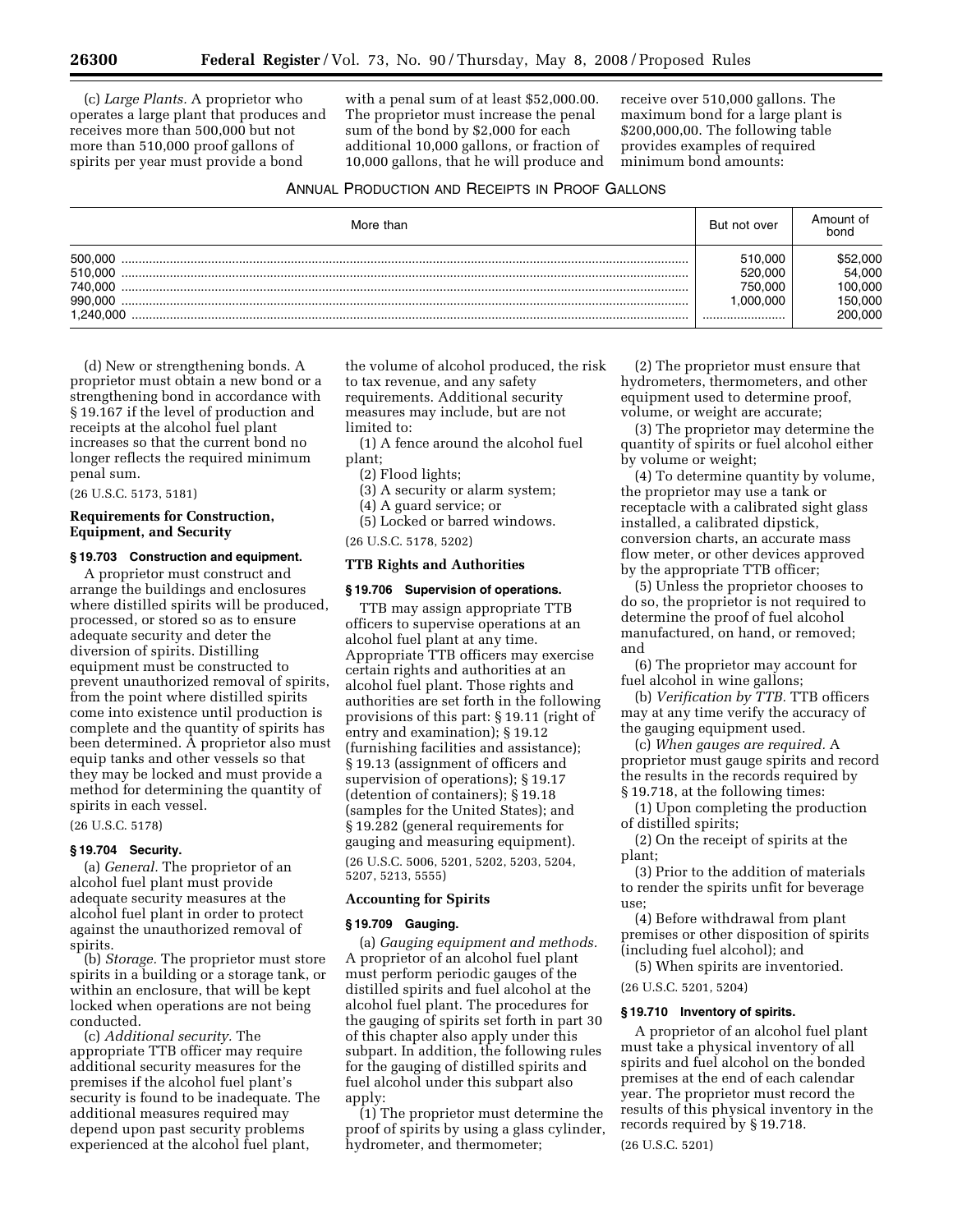(c) *Large Plants.* A proprietor who operates a large plant that produces and receives more than 500,000 but not more than 510,000 proof gallons of spirits per year must provide a bond with a penal sum of at least $52,000.00. The proprietor must increase the penal sum of the bond by $2,000 for each additional 10,000 gallons, or fraction of 10,000 gallons, that he will produce and receive over 510,000 gallons. The maximum bond for a large plant is $200,000,00. The following table provides examples of required minimum bond amounts:

ANNUAL PRODUCTION AND RECEIPTS IN PROOF GALLONS

| More than | But not over | Amount of bond |
|---|---|---|
| 500,000 | 510,000 | $52,000 |
| 510,000 | 520,000 | 54,000 |
| 740,000 | 750,000 | 100,000 |
| 990,000 | 1,000,000 | 150,000 |
| 1,240,000 | | 200,000 |

(d) New or strengthening bonds. A proprietor must obtain a new bond or a strengthening bond in accordance with § 19.167 if the level of production and receipts at the alcohol fuel plant increases so that the current bond no longer reflects the required minimum penal sum.

(26 U.S.C. 5173, 5181)

**Requirements for Construction, Equipment, and Security**

**§ 19.703 Construction and equipment.**

A proprietor must construct and arrange the buildings and enclosures where distilled spirits will be produced, processed, or stored so as to ensure adequate security and deter the diversion of spirits. Distilling equipment must be constructed to prevent unauthorized removal of spirits, from the point where distilled spirits come into existence until production is complete and the quantity of spirits has been determined. A proprietor also must equip tanks and other vessels so that they may be locked and must provide a method for determining the quantity of spirits in each vessel.

(26 U.S.C. 5178)

**§ 19.704 Security.**

(a) *General.* The proprietor of an alcohol fuel plant must provide adequate security measures at the alcohol fuel plant in order to protect against the unauthorized removal of spirits.

(b) *Storage.* The proprietor must store spirits in a building or a storage tank, or within an enclosure, that will be kept locked when operations are not being conducted.

(c) *Additional security.* The appropriate TTB officer may require additional security measures for the premises if the alcohol fuel plant's security is found to be inadequate. The additional measures required may depend upon past security problems experienced at the alcohol fuel plant, the volume of alcohol produced, the risk to tax revenue, and any safety requirements. Additional security measures may include, but are not limited to:

(1) A fence around the alcohol fuel plant;

(2) Flood lights;

(3) A security or alarm system;

(4) A guard service; or

(5) Locked or barred windows.

(26 U.S.C. 5178, 5202)

**TTB Rights and Authorities**

**§ 19.706 Supervision of operations.**

TTB may assign appropriate TTB officers to supervise operations at an alcohol fuel plant at any time. Appropriate TTB officers may exercise certain rights and authorities at an alcohol fuel plant. Those rights and authorities are set forth in the following provisions of this part: § 19.11 (right of entry and examination); § 19.12 (furnishing facilities and assistance); § 19.13 (assignment of officers and supervision of operations); § 19.17 (detention of containers); § 19.18 (samples for the United States); and § 19.282 (general requirements for gauging and measuring equipment).

(26 U.S.C. 5006, 5201, 5202, 5203, 5204, 5207, 5213, 5555)

**Accounting for Spirits**

**§ 19.709 Gauging.**

(a) *Gauging equipment and methods.* A proprietor of an alcohol fuel plant must perform periodic gauges of the distilled spirits and fuel alcohol at the alcohol fuel plant. The procedures for the gauging of spirits set forth in part 30 of this chapter also apply under this subpart. In addition, the following rules for the gauging of distilled spirits and fuel alcohol under this subpart also apply:

(1) The proprietor must determine the proof of spirits by using a glass cylinder, hydrometer, and thermometer;

(2) The proprietor must ensure that hydrometers, thermometers, and other equipment used to determine proof, volume, or weight are accurate;

(3) The proprietor may determine the quantity of spirits or fuel alcohol either by volume or weight;

(4) To determine quantity by volume, the proprietor may use a tank or receptacle with a calibrated sight glass installed, a calibrated dipstick, conversion charts, an accurate mass flow meter, or other devices approved by the appropriate TTB officer;

(5) Unless the proprietor chooses to do so, the proprietor is not required to determine the proof of fuel alcohol manufactured, on hand, or removed; and

(6) The proprietor may account for fuel alcohol in wine gallons;

(b) *Verification by TTB.* TTB officers may at any time verify the accuracy of the gauging equipment used.

(c) *When gauges are required.* A proprietor must gauge spirits and record the results in the records required by § 19.718, at the following times:

(1) Upon completing the production of distilled spirits;

(2) On the receipt of spirits at the plant;

(3) Prior to the addition of materials to render the spirits unfit for beverage use;

(4) Before withdrawal from plant premises or other disposition of spirits (including fuel alcohol); and

(5) When spirits are inventoried.

(26 U.S.C. 5201, 5204)

**§ 19.710 Inventory of spirits.**

A proprietor of an alcohol fuel plant must take a physical inventory of all spirits and fuel alcohol on the bonded premises at the end of each calendar year. The proprietor must record the results of this physical inventory in the records required by § 19.718.

(26 U.S.C. 5201)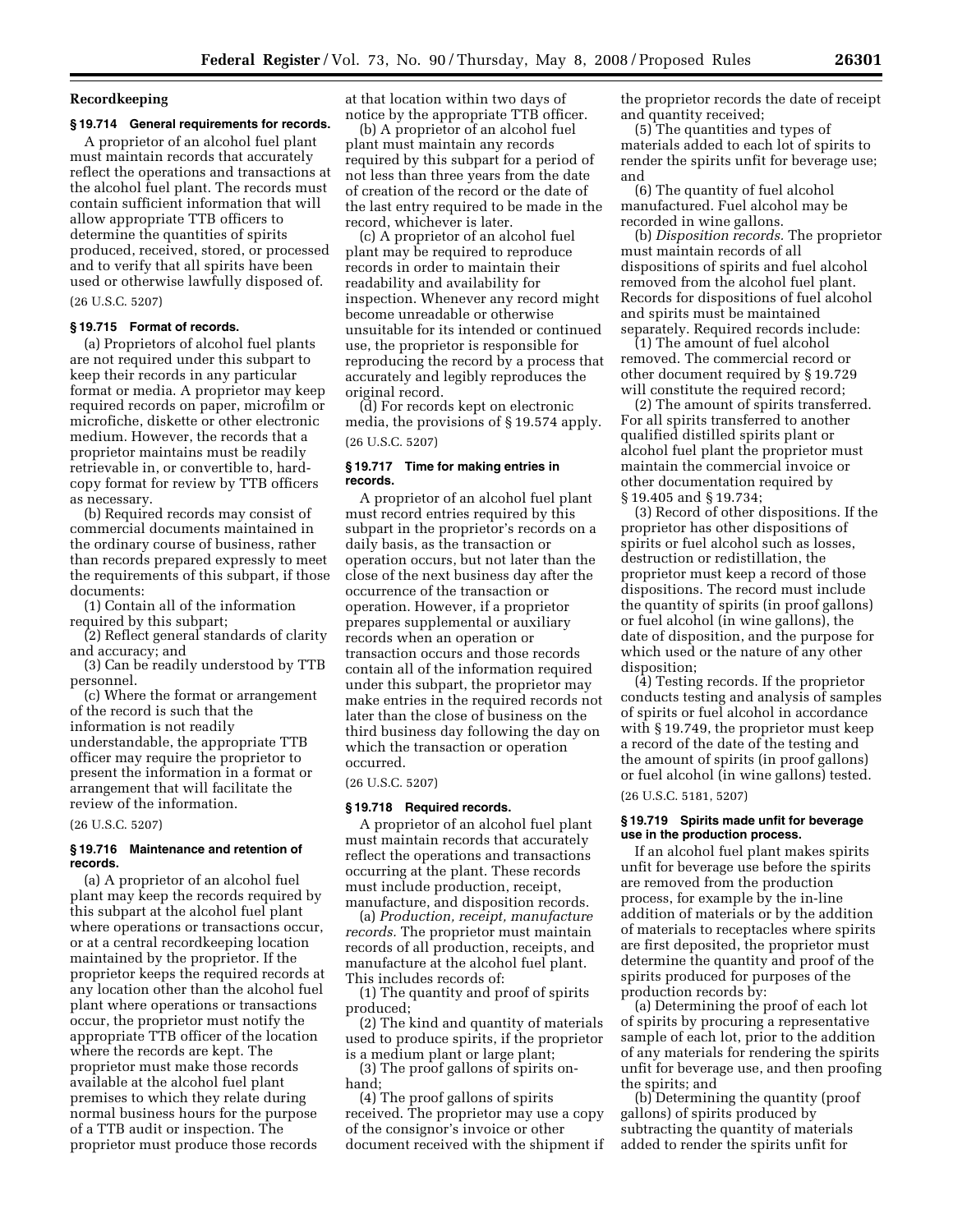**Recordkeeping**

**§ 19.714 General requirements for records.**

A proprietor of an alcohol fuel plant must maintain records that accurately reflect the operations and transactions at the alcohol fuel plant. The records must contain sufficient information that will allow appropriate TTB officers to determine the quantities of spirits produced, received, stored, or processed and to verify that all spirits have been used or otherwise lawfully disposed of.

(26 U.S.C. 5207)

**§ 19.715 Format of records.**

(a) Proprietors of alcohol fuel plants are not required under this subpart to keep their records in any particular format or media. A proprietor may keep required records on paper, microfilm or microfiche, diskette or other electronic medium. However, the records that a proprietor maintains must be readily retrievable in, or convertible to, hard-copy format for review by TTB officers as necessary.

(b) Required records may consist of commercial documents maintained in the ordinary course of business, rather than records prepared expressly to meet the requirements of this subpart, if those documents:

(1) Contain all of the information required by this subpart;

(2) Reflect general standards of clarity and accuracy; and

(3) Can be readily understood by TTB personnel.

(c) Where the format or arrangement of the record is such that the information is not readily understandable, the appropriate TTB officer may require the proprietor to present the information in a format or arrangement that will facilitate the review of the information.

(26 U.S.C. 5207)

**§ 19.716 Maintenance and retention of records.**

(a) A proprietor of an alcohol fuel plant may keep the records required by this subpart at the alcohol fuel plant where operations or transactions occur, or at a central recordkeeping location maintained by the proprietor. If the proprietor keeps the required records at any location other than the alcohol fuel plant where operations or transactions occur, the proprietor must notify the appropriate TTB officer of the location where the records are kept. The proprietor must make those records available at the alcohol fuel plant premises to which they relate during normal business hours for the purpose of a TTB audit or inspection. The proprietor must produce those records at that location within two days of notice by the appropriate TTB officer.

(b) A proprietor of an alcohol fuel plant must maintain any records required by this subpart for a period of not less than three years from the date of creation of the record or the date of the last entry required to be made in the record, whichever is later.

(c) A proprietor of an alcohol fuel plant may be required to reproduce records in order to maintain their readability and availability for inspection. Whenever any record might become unreadable or otherwise unsuitable for its intended or continued use, the proprietor is responsible for reproducing the record by a process that accurately and legibly reproduces the original record.

(d) For records kept on electronic media, the provisions of § 19.574 apply.

(26 U.S.C. 5207)

**§ 19.717 Time for making entries in records.**

A proprietor of an alcohol fuel plant must record entries required by this subpart in the proprietor's records on a daily basis, as the transaction or operation occurs, but not later than the close of the next business day after the occurrence of the transaction or operation. However, if a proprietor prepares supplemental or auxiliary records when an operation or transaction occurs and those records contain all of the information required under this subpart, the proprietor may make entries in the required records not later than the close of business on the third business day following the day on which the transaction or operation occurred.

(26 U.S.C. 5207)

**§ 19.718 Required records.**

A proprietor of an alcohol fuel plant must maintain records that accurately reflect the operations and transactions occurring at the plant. These records must include production, receipt, manufacture, and disposition records.

(a) *Production, receipt, manufacture records.* The proprietor must maintain records of all production, receipts, and manufacture at the alcohol fuel plant. This includes records of:

(1) The quantity and proof of spirits produced;

(2) The kind and quantity of materials used to produce spirits, if the proprietor is a medium plant or large plant;

(3) The proof gallons of spirits on-hand;

(4) The proof gallons of spirits received. The proprietor may use a copy of the consignor's invoice or other document received with the shipment if the proprietor records the date of receipt and quantity received;

(5) The quantities and types of materials added to each lot of spirits to render the spirits unfit for beverage use; and

(6) The quantity of fuel alcohol manufactured. Fuel alcohol may be recorded in wine gallons.

(b) *Disposition records.* The proprietor must maintain records of all dispositions of spirits and fuel alcohol removed from the alcohol fuel plant. Records for dispositions of fuel alcohol and spirits must be maintained separately. Required records include:

(1) The amount of fuel alcohol removed. The commercial record or other document required by § 19.729 will constitute the required record;

(2) The amount of spirits transferred. For all spirits transferred to another qualified distilled spirits plant or alcohol fuel plant the proprietor must maintain the commercial invoice or other documentation required by § 19.405 and § 19.734;

(3) Record of other dispositions. If the proprietor has other dispositions of spirits or fuel alcohol such as losses, destruction or redistillation, the proprietor must keep a record of those dispositions. The record must include the quantity of spirits (in proof gallons) or fuel alcohol (in wine gallons), the date of disposition, and the purpose for which used or the nature of any other disposition;

(4) Testing records. If the proprietor conducts testing and analysis of samples of spirits or fuel alcohol in accordance with § 19.749, the proprietor must keep a record of the date of the testing and the amount of spirits (in proof gallons) or fuel alcohol (in wine gallons) tested.

(26 U.S.C. 5181, 5207)

**§ 19.719 Spirits made unfit for beverage use in the production process.**

If an alcohol fuel plant makes spirits unfit for beverage use before the spirits are removed from the production process, for example by the in-line addition of materials or by the addition of materials to receptacles where spirits are first deposited, the proprietor must determine the quantity and proof of the spirits produced for purposes of the production records by:

(a) Determining the proof of each lot of spirits by procuring a representative sample of each lot, prior to the addition of any materials for rendering the spirits unfit for beverage use, and then proofing the spirits; and

(b) Determining the quantity (proof gallons) of spirits produced by subtracting the quantity of materials added to render the spirits unfit for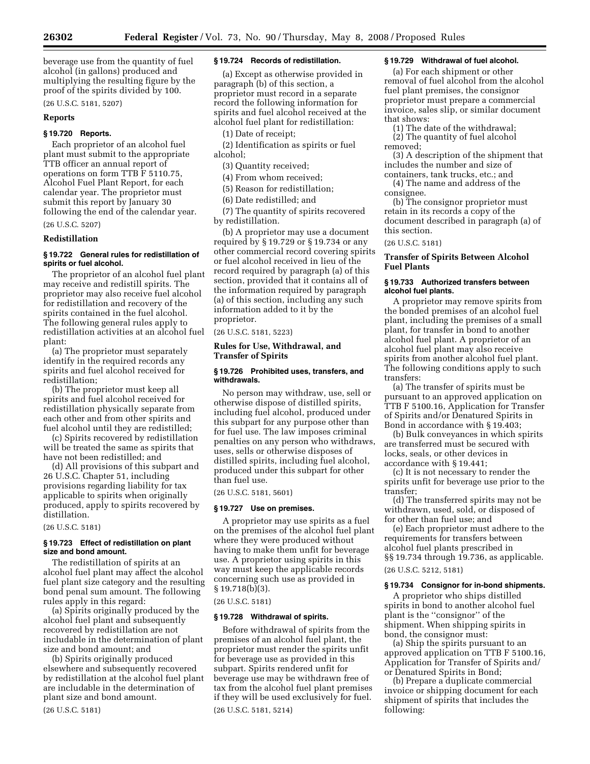beverage use from the quantity of fuel alcohol (in gallons) produced and multiplying the resulting figure by the proof of the spirits divided by 100.

(26 U.S.C. 5181, 5207)

**Reports**

**§ 19.720 Reports.**

Each proprietor of an alcohol fuel plant must submit to the appropriate TTB officer an annual report of operations on form TTB F 5110.75, Alcohol Fuel Plant Report, for each calendar year. The proprietor must submit this report by January 30 following the end of the calendar year.

(26 U.S.C. 5207)

**Redistillation**

**§ 19.722 General rules for redistillation of spirits or fuel alcohol.**

The proprietor of an alcohol fuel plant may receive and redistill spirits. The proprietor may also receive fuel alcohol for redistillation and recovery of the spirits contained in the fuel alcohol. The following general rules apply to redistillation activities at an alcohol fuel plant:

(a) The proprietor must separately identify in the required records any spirits and fuel alcohol received for redistillation;

(b) The proprietor must keep all spirits and fuel alcohol received for redistillation physically separate from each other and from other spirits and fuel alcohol until they are redistilled;

(c) Spirits recovered by redistillation will be treated the same as spirits that have not been redistilled; and

(d) All provisions of this subpart and 26 U.S.C. Chapter 51, including provisions regarding liability for tax applicable to spirits when originally produced, apply to spirits recovered by distillation.

(26 U.S.C. 5181)

**§ 19.723 Effect of redistillation on plant size and bond amount.**

The redistillation of spirits at an alcohol fuel plant may affect the alcohol fuel plant size category and the resulting bond penal sum amount. The following rules apply in this regard:

(a) Spirits originally produced by the alcohol fuel plant and subsequently recovered by redistillation are not includable in the determination of plant size and bond amount; and

(b) Spirits originally produced elsewhere and subsequently recovered by redistillation at the alcohol fuel plant are includable in the determination of plant size and bond amount.

(26 U.S.C. 5181)

**§ 19.724 Records of redistillation.**

(a) Except as otherwise provided in paragraph (b) of this section, a proprietor must record in a separate record the following information for spirits and fuel alcohol received at the alcohol fuel plant for redistillation:

(1) Date of receipt;

(2) Identification as spirits or fuel alcohol;

(3) Quantity received;

(4) From whom received;

(5) Reason for redistillation;

(6) Date redistilled; and

(7) The quantity of spirits recovered by redistillation.

(b) A proprietor may use a document required by § 19.729 or § 19.734 or any other commercial record covering spirits or fuel alcohol received in lieu of the record required by paragraph (a) of this section, provided that it contains all of the information required by paragraph (a) of this section, including any such information added to it by the proprietor.

(26 U.S.C. 5181, 5223)

**Rules for Use, Withdrawal, and Transfer of Spirits**

**§ 19.726 Prohibited uses, transfers, and withdrawals.**

No person may withdraw, use, sell or otherwise dispose of distilled spirits, including fuel alcohol, produced under this subpart for any purpose other than for fuel use. The law imposes criminal penalties on any person who withdraws, uses, sells or otherwise disposes of distilled spirits, including fuel alcohol, produced under this subpart for other than fuel use.

(26 U.S.C. 5181, 5601)

**§ 19.727 Use on premises.**

A proprietor may use spirits as a fuel on the premises of the alcohol fuel plant where they were produced without having to make them unfit for beverage use. A proprietor using spirits in this way must keep the applicable records concerning such use as provided in § 19.718(b)(3).

(26 U.S.C. 5181)

**§ 19.728 Withdrawal of spirits.**

Before withdrawal of spirits from the premises of an alcohol fuel plant, the proprietor must render the spirits unfit for beverage use as provided in this subpart. Spirits rendered unfit for beverage use may be withdrawn free of tax from the alcohol fuel plant premises if they will be used exclusively for fuel.

(26 U.S.C. 5181, 5214)

**§ 19.729 Withdrawal of fuel alcohol.**

(a) For each shipment or other removal of fuel alcohol from the alcohol fuel plant premises, the consignor proprietor must prepare a commercial invoice, sales slip, or similar document that shows:

(1) The date of the withdrawal;

(2) The quantity of fuel alcohol removed;

(3) A description of the shipment that includes the number and size of containers, tank trucks, etc.; and

(4) The name and address of the consignee.

(b) The consignor proprietor must retain in its records a copy of the document described in paragraph (a) of this section.

(26 U.S.C. 5181)

**Transfer of Spirits Between Alcohol Fuel Plants**

**§ 19.733 Authorized transfers between alcohol fuel plants.**

A proprietor may remove spirits from the bonded premises of an alcohol fuel plant, including the premises of a small plant, for transfer in bond to another alcohol fuel plant. A proprietor of an alcohol fuel plant may also receive spirits from another alcohol fuel plant. The following conditions apply to such transfers:

(a) The transfer of spirits must be pursuant to an approved application on TTB F 5100.16, Application for Transfer of Spirits and/or Denatured Spirits in Bond in accordance with § 19.403;

(b) Bulk conveyances in which spirits are transferred must be secured with locks, seals, or other devices in accordance with § 19.441;

(c) It is not necessary to render the spirits unfit for beverage use prior to the transfer;

(d) The transferred spirits may not be withdrawn, used, sold, or disposed of for other than fuel use; and

(e) Each proprietor must adhere to the requirements for transfers between alcohol fuel plants prescribed in §§ 19.734 through 19.736, as applicable.

(26 U.S.C. 5212, 5181)

**§ 19.734 Consignor for in-bond shipments.**

A proprietor who ships distilled spirits in bond to another alcohol fuel plant is the "consignor" of the shipment. When shipping spirits in bond, the consignor must:

(a) Ship the spirits pursuant to an approved application on TTB F 5100.16, Application for Transfer of Spirits and/or Denatured Spirits in Bond;

(b) Prepare a duplicate commercial invoice or shipping document for each shipment of spirits that includes the following: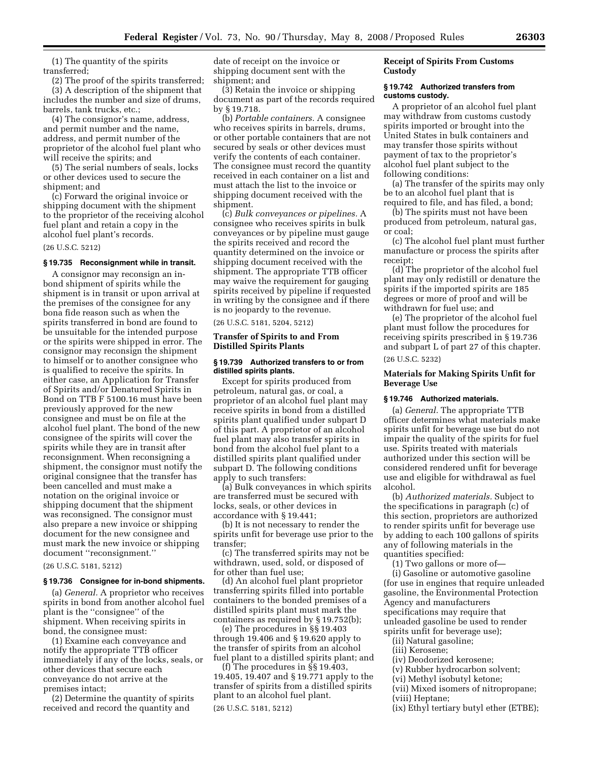(1) The quantity of the spirits transferred;

(2) The proof of the spirits transferred;

(3) A description of the shipment that includes the number and size of drums, barrels, tank trucks, etc.;

(4) The consignor's name, address, and permit number and the name, address, and permit number of the proprietor of the alcohol fuel plant who will receive the spirits; and

(5) The serial numbers of seals, locks or other devices used to secure the shipment; and

(c) Forward the original invoice or shipping document with the shipment to the proprietor of the receiving alcohol fuel plant and retain a copy in the alcohol fuel plant's records.

(26 U.S.C. 5212)

#### § 19.735 Reconsignment while in transit.

A consignor may reconsign an in-bond shipment of spirits while the shipment is in transit or upon arrival at the premises of the consignee for any bona fide reason such as when the spirits transferred in bond are found to be unsuitable for the intended purpose or the spirits were shipped in error. The consignor may reconsign the shipment to himself or to another consignee who is qualified to receive the spirits. In either case, an Application for Transfer of Spirits and/or Denatured Spirits in Bond on TTB F 5100.16 must have been previously approved for the new consignee and must be on file at the alcohol fuel plant. The bond of the new consignee of the spirits will cover the spirits while they are in transit after reconsignment. When reconsigning a shipment, the consignor must notify the original consignee that the transfer has been cancelled and must make a notation on the original invoice or shipping document that the shipment was reconsigned. The consignor must also prepare a new invoice or shipping document for the new consignee and must mark the new invoice or shipping document "reconsignment."

(26 U.S.C. 5181, 5212)

#### § 19.736 Consignee for in-bond shipments.

(a) *General.* A proprietor who receives spirits in bond from another alcohol fuel plant is the "consignee" of the shipment. When receiving spirits in bond, the consignee must:

(1) Examine each conveyance and notify the appropriate TTB officer immediately if any of the locks, seals, or other devices that secure each conveyance do not arrive at the premises intact;

(2) Determine the quantity of spirits received and record the quantity and date of receipt on the invoice or shipping document sent with the shipment; and

(3) Retain the invoice or shipping document as part of the records required by § 19.718.

(b) *Portable containers.* A consignee who receives spirits in barrels, drums, or other portable containers that are not secured by seals or other devices must verify the contents of each container. The consignee must record the quantity received in each container on a list and must attach the list to the invoice or shipping document received with the shipment.

(c) *Bulk conveyances or pipelines.* A consignee who receives spirits in bulk conveyances or by pipeline must gauge the spirits received and record the quantity determined on the invoice or shipping document received with the shipment. The appropriate TTB officer may waive the requirement for gauging spirits received by pipeline if requested in writing by the consignee and if there is no jeopardy to the revenue.

(26 U.S.C. 5181, 5204, 5212)

### Transfer of Spirits to and From Distilled Spirits Plants

#### § 19.739 Authorized transfers to or from distilled spirits plants.

Except for spirits produced from petroleum, natural gas, or coal, a proprietor of an alcohol fuel plant may receive spirits in bond from a distilled spirits plant qualified under subpart D of this part. A proprietor of an alcohol fuel plant may also transfer spirits in bond from the alcohol fuel plant to a distilled spirits plant qualified under subpart D. The following conditions apply to such transfers:

(a) Bulk conveyances in which spirits are transferred must be secured with locks, seals, or other devices in accordance with § 19.441;

(b) It is not necessary to render the spirits unfit for beverage use prior to the transfer;

(c) The transferred spirits may not be withdrawn, used, sold, or disposed of for other than fuel use;

(d) An alcohol fuel plant proprietor transferring spirits filled into portable containers to the bonded premises of a distilled spirits plant must mark the containers as required by § 19.752(b);

(e) The procedures in §§ 19.403 through 19.406 and § 19.620 apply to the transfer of spirits from an alcohol fuel plant to a distilled spirits plant; and

(f) The procedures in §§ 19.403, 19.405, 19.407 and § 19.771 apply to the transfer of spirits from a distilled spirits plant to an alcohol fuel plant.

(26 U.S.C. 5181, 5212)

### Receipt of Spirits From Customs Custody

#### § 19.742 Authorized transfers from customs custody.

A proprietor of an alcohol fuel plant may withdraw from customs custody spirits imported or brought into the United States in bulk containers and may transfer those spirits without payment of tax to the proprietor's alcohol fuel plant subject to the following conditions:

(a) The transfer of the spirits may only be to an alcohol fuel plant that is required to file, and has filed, a bond;

(b) The spirits must not have been produced from petroleum, natural gas, or coal;

(c) The alcohol fuel plant must further manufacture or process the spirits after receipt;

(d) The proprietor of the alcohol fuel plant may only redistill or denature the spirits if the imported spirits are 185 degrees or more of proof and will be withdrawn for fuel use; and

(e) The proprietor of the alcohol fuel plant must follow the procedures for receiving spirits prescribed in § 19.736 and subpart L of part 27 of this chapter.

(26 U.S.C. 5232)

### Materials for Making Spirits Unfit for Beverage Use

#### § 19.746 Authorized materials.

(a) *General.* The appropriate TTB officer determines what materials make spirits unfit for beverage use but do not impair the quality of the spirits for fuel use. Spirits treated with materials authorized under this section will be considered rendered unfit for beverage use and eligible for withdrawal as fuel alcohol.

(b) *Authorized materials.* Subject to the specifications in paragraph (c) of this section, proprietors are authorized to render spirits unfit for beverage use by adding to each 100 gallons of spirits any of following materials in the quantities specified:

(1) Two gallons or more of—

(i) Gasoline or automotive gasoline (for use in engines that require unleaded gasoline, the Environmental Protection Agency and manufacturers specifications may require that unleaded gasoline be used to render spirits unfit for beverage use);

(ii) Natural gasoline;

(iii) Kerosene;

(iv) Deodorized kerosene;

(v) Rubber hydrocarbon solvent;

(vi) Methyl isobutyl ketone;

(vii) Mixed isomers of nitropropane;

(viii) Heptane;

(ix) Ethyl tertiary butyl ether (ETBE);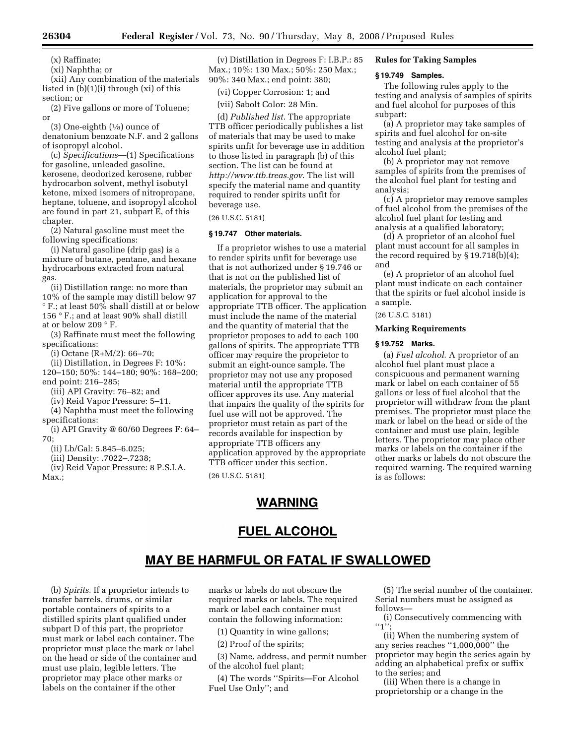(x) Raffinate;

(xi) Naphtha; or

(xii) Any combination of the materials listed in (b)(1)(i) through (xi) of this section; or

(2) Five gallons or more of Toluene; or

(3) One-eighth (1/8) ounce of denatonium benzoate N.F. and 2 gallons of isopropyl alcohol.

(c) *Specifications*—(1) Specifications for gasoline, unleaded gasoline, kerosene, deodorized kerosene, rubber hydrocarbon solvent, methyl isobutyl ketone, mixed isomers of nitropropane, heptane, toluene, and isopropyl alcohol are found in part 21, subpart E, of this chapter.

(2) Natural gasoline must meet the following specifications:

(i) Natural gasoline (drip gas) is a mixture of butane, pentane, and hexane hydrocarbons extracted from natural gas.

(ii) Distillation range: no more than 10% of the sample may distill below 97 °F.; at least 50% shall distill at or below 156 °F.; and at least 90% shall distill at or below 209 °F.

(3) Raffinate must meet the following specifications:

(i) Octane (R+M/2): 66–70;

(ii) Distillation, in Degrees F: 10%: 120–150; 50%: 144–180; 90%: 168–200; end point: 216–285;

(iii) API Gravity: 76–82; and

(iv) Reid Vapor Pressure: 5–11.

(4) Naphtha must meet the following specifications:

(i) API Gravity @ 60/60 Degrees F: 64–70;

(ii) Lb/Gal: 5.845–6.025;

(iii) Density: .7022–.7238;

(iv) Reid Vapor Pressure: 8 P.S.I.A. Max.;

(v) Distillation in Degrees F: I.B.P.: 85 Max.; 10%: 130 Max.; 50%: 250 Max.; 90%: 340 Max.; end point: 380;

(vi) Copper Corrosion: 1; and

(vii) Sabolt Color: 28 Min.

(d) *Published list.* The appropriate TTB officer periodically publishes a list of materials that may be used to make spirits unfit for beverage use in addition to those listed in paragraph (b) of this section. The list can be found at *http://www.ttb.treas.gov*. The list will specify the material name and quantity required to render spirits unfit for beverage use.

(26 U.S.C. 5181)

**§ 19.747 Other materials.**

If a proprietor wishes to use a material to render spirits unfit for beverage use that is not authorized under § 19.746 or that is not on the published list of materials, the proprietor may submit an application for approval to the appropriate TTB officer. The application must include the name of the material and the quantity of material that the proprietor proposes to add to each 100 gallons of spirits. The appropriate TTB officer may require the proprietor to submit an eight-ounce sample. The proprietor may not use any proposed material until the appropriate TTB officer approves its use. Any material that impairs the quality of the spirits for fuel use will not be approved. The proprietor must retain as part of the records available for inspection by appropriate TTB officers any application approved by the appropriate TTB officer under this section.

(26 U.S.C. 5181)

**Rules for Taking Samples**

**§ 19.749 Samples.**

The following rules apply to the testing and analysis of samples of spirits and fuel alcohol for purposes of this subpart:

(a) A proprietor may take samples of spirits and fuel alcohol for on-site testing and analysis at the proprietor's alcohol fuel plant;

(b) A proprietor may not remove samples of spirits from the premises of the alcohol fuel plant for testing and analysis;

(c) A proprietor may remove samples of fuel alcohol from the premises of the alcohol fuel plant for testing and analysis at a qualified laboratory;

(d) A proprietor of an alcohol fuel plant must account for all samples in the record required by § 19.718(b)(4); and

(e) A proprietor of an alcohol fuel plant must indicate on each container that the spirits or fuel alcohol inside is a sample.

(26 U.S.C. 5181)

**Marking Requirements**

**§ 19.752 Marks.**

(a) *Fuel alcohol.* A proprietor of an alcohol fuel plant must place a conspicuous and permanent warning mark or label on each container of 55 gallons or less of fuel alcohol that the proprietor will withdraw from the plant premises. The proprietor must place the mark or label on the head or side of the container and must use plain, legible letters. The proprietor may place other marks or labels on the container if the other marks or labels do not obscure the required warning. The required warning is as follows:

**WARNING**

**FUEL ALCOHOL**

**MAY BE HARMFUL OR FATAL IF SWALLOWED**

(b) *Spirits.* If a proprietor intends to transfer barrels, drums, or similar portable containers of spirits to a distilled spirits plant qualified under subpart D of this part, the proprietor must mark or label each container. The proprietor must place the mark or label on the head or side of the container and must use plain, legible letters. The proprietor may place other marks or labels on the container if the other marks or labels do not obscure the required marks or labels. The required mark or label each container must contain the following information:

(1) Quantity in wine gallons;

(2) Proof of the spirits;

(3) Name, address, and permit number of the alcohol fuel plant;

(4) The words "Spirits—For Alcohol Fuel Use Only"; and

(5) The serial number of the container. Serial numbers must be assigned as follows—

(i) Consecutively commencing with "1";

(ii) When the numbering system of any series reaches "1,000,000" the proprietor may begin the series again by adding an alphabetical prefix or suffix to the series; and

(iii) When there is a change in proprietorship or a change in the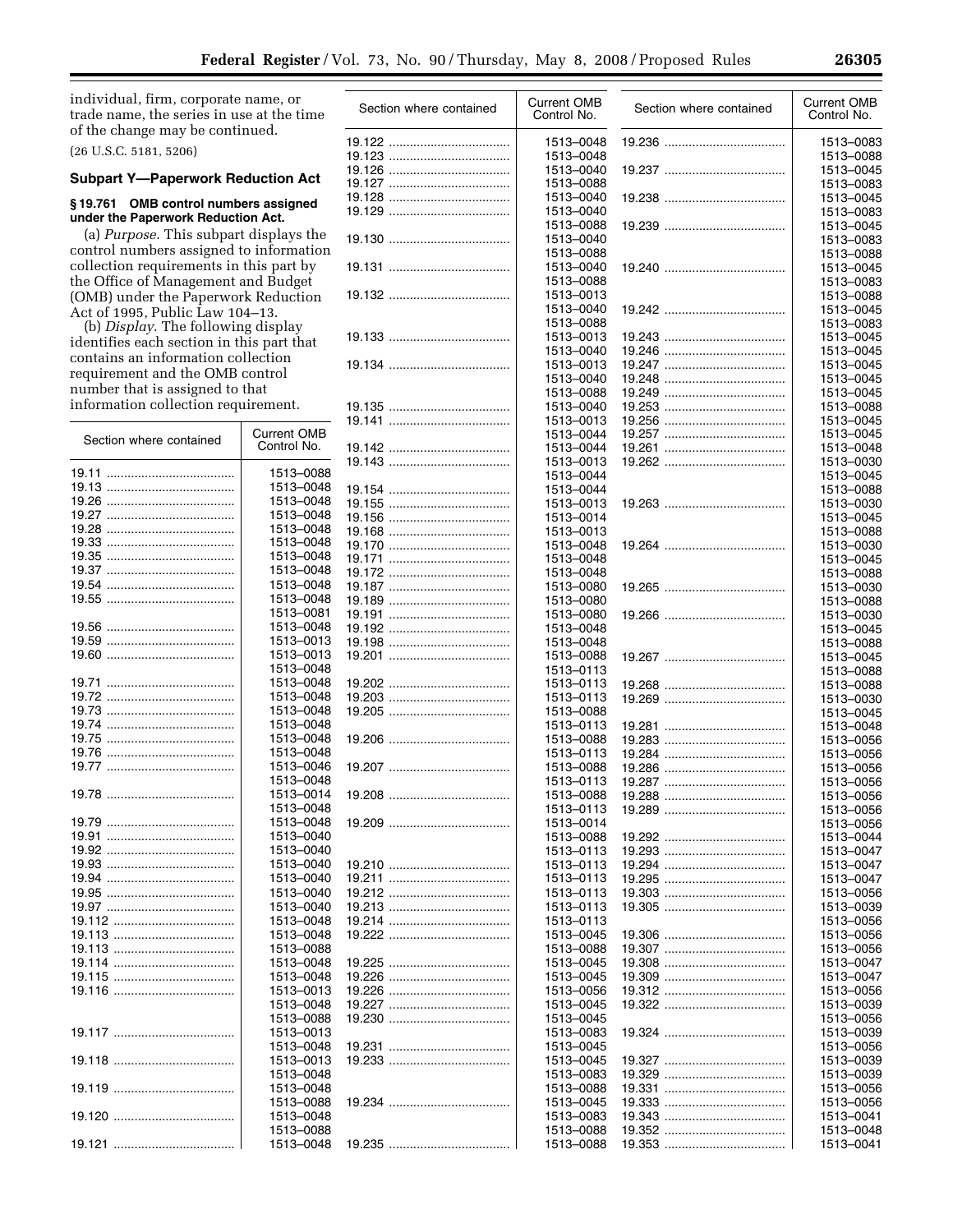individual, firm, corporate name, or trade name, the series in use at the time of the change may be continued.

(26 U.S.C. 5181, 5206)

### Subpart Y—Paperwork Reduction Act

**§ 19.761 OMB control numbers assigned under the Paperwork Reduction Act.**

(a) *Purpose*. This subpart displays the control numbers assigned to information collection requirements in this part by the Office of Management and Budget (OMB) under the Paperwork Reduction Act of 1995, Public Law 104–13.

(b) *Display*. The following display identifies each section in this part that contains an information collection requirement and the OMB control number that is assigned to that information collection requirement.

| Section where contained | Current OMB Control No. |
|---|---|
| 19.11 | 1513–0088 |
| 19.13 | 1513–0048 |
| 19.26 | 1513–0048 |
| 19.27 | 1513–0048 |
| 19.28 | 1513–0048 |
| 19.33 | 1513–0048 |
| 19.35 | 1513–0048 |
| 19.37 | 1513–0048 |
| 19.54 | 1513–0048 |
| 19.55 | 1513–0048 |
| | 1513–0081 |
| 19.56 | 1513–0048 |
| 19.59 | 1513–0013 |
| 19.60 | 1513–0013 |
| | 1513–0048 |
| 19.71 | 1513–0048 |
| 19.72 | 1513–0048 |
| 19.73 | 1513–0048 |
| 19.74 | 1513–0048 |
| 19.75 | 1513–0048 |
| 19.76 | 1513–0048 |
| 19.77 | 1513–0046 |
| | 1513–0048 |
| 19.78 | 1513–0014 |
| | 1513–0048 |
| 19.79 | 1513–0048 |
| 19.91 | 1513–0040 |
| 19.92 | 1513–0040 |
| 19.93 | 1513–0040 |
| 19.94 | 1513–0040 |
| 19.95 | 1513–0040 |
| 19.97 | 1513–0040 |
| 19.112 | 1513–0048 |
| 19.113 | 1513–0048 |
| 19.113 | 1513–0088 |
| 19.114 | 1513–0048 |
| 19.115 | 1513–0048 |
| 19.116 | 1513–0013 |
| | 1513–0048 |
| | 1513–0088 |
| 19.117 | 1513–0013 |
| | 1513–0048 |
| 19.118 | 1513–0013 |
| | 1513–0048 |
| 19.119 | 1513–0048 |
| | 1513–0088 |
| 19.120 | 1513–0048 |
| | 1513–0088 |
| 19.121 | 1513–0048 |
| 19.122 | 1513–0048 |
| 19.123 | 1513–0048 |
| 19.126 | 1513–0040 |
| 19.127 | 1513–0088 |
| 19.128 | 1513–0040 |
| 19.129 | 1513–0040 |
| | 1513–0088 |
| 19.130 | 1513–0040 |
| | 1513–0088 |
| 19.131 | 1513–0040 |
| | 1513–0088 |
| 19.132 | 1513–0013 |
| | 1513–0040 |
| | 1513–0088 |
| 19.133 | 1513–0013 |
| | 1513–0040 |
| 19.134 | 1513–0013 |
| | 1513–0040 |
| | 1513–0088 |
| 19.135 | 1513–0040 |
| 19.141 | 1513–0013 |
| | 1513–0044 |
| 19.142 | 1513–0044 |
| 19.143 | 1513–0013 |
| | 1513–0044 |
| 19.154 | 1513–0044 |
| 19.155 | 1513–0013 |
| 19.156 | 1513–0014 |
| 19.168 | 1513–0013 |
| 19.170 | 1513–0048 |
| 19.171 | 1513–0048 |
| 19.172 | 1513–0048 |
| 19.187 | 1513–0080 |
| 19.189 | 1513–0080 |
| 19.191 | 1513–0080 |
| 19.192 | 1513–0048 |
| 19.198 | 1513–0048 |
| 19.201 | 1513–0088 |
| | 1513–0113 |
| 19.202 | 1513–0113 |
| 19.203 | 1513–0113 |
| 19.205 | 1513–0088 |
| | 1513–0113 |
| 19.206 | 1513–0088 |
| | 1513–0113 |
| 19.207 | 1513–0088 |
| | 1513–0113 |
| 19.208 | 1513–0088 |
| | 1513–0113 |
| 19.209 | 1513–0014 |
| | 1513–0088 |
| | 1513–0113 |
| 19.210 | 1513–0113 |
| 19.211 | 1513–0113 |
| 19.212 | 1513–0113 |
| 19.213 | 1513–0113 |
| 19.214 | 1513–0113 |
| 19.222 | 1513–0045 |
| | 1513–0088 |
| 19.225 | 1513–0045 |
| 19.226 | 1513–0045 |
| 19.226 | 1513–0056 |
| 19.227 | 1513–0045 |
| 19.230 | 1513–0045 |
| | 1513–0083 |
| 19.231 | 1513–0045 |
| 19.233 | 1513–0045 |
| | 1513–0083 |
| | 1513–0088 |
| 19.234 | 1513–0045 |
| | 1513–0083 |
| | 1513–0088 |
| 19.235 | 1513–0088 |
| 19.236 | 1513–0083 |
| | 1513–0088 |
| 19.237 | 1513–0045 |
| | 1513–0083 |
| 19.238 | 1513–0045 |
| | 1513–0083 |
| 19.239 | 1513–0045 |
| | 1513–0083 |
| | 1513–0088 |
| 19.240 | 1513–0045 |
| | 1513–0083 |
| | 1513–0088 |
| 19.242 | 1513–0045 |
| | 1513–0083 |
| 19.243 | 1513–0045 |
| 19.246 | 1513–0045 |
| 19.247 | 1513–0045 |
| 19.248 | 1513–0045 |
| 19.249 | 1513–0045 |
| 19.253 | 1513–0088 |
| 19.256 | 1513–0045 |
| 19.257 | 1513–0045 |
| 19.261 | 1513–0048 |
| 19.262 | 1513–0030 |
| | 1513–0045 |
| | 1513–0088 |
| 19.263 | 1513–0030 |
| | 1513–0045 |
| | 1513–0088 |
| 19.264 | 1513–0030 |
| | 1513–0045 |
| | 1513–0088 |
| 19.265 | 1513–0030 |
| | 1513–0088 |
| 19.266 | 1513–0030 |
| | 1513–0045 |
| | 1513–0088 |
| 19.267 | 1513–0045 |
| | 1513–0088 |
| 19.268 | 1513–0088 |
| 19.269 | 1513–0030 |
| | 1513–0045 |
| 19.281 | 1513–0048 |
| 19.283 | 1513–0056 |
| 19.284 | 1513–0056 |
| 19.286 | 1513–0056 |
| 19.287 | 1513–0056 |
| 19.288 | 1513–0056 |
| 19.289 | 1513–0056 |
| | 1513–0056 |
| 19.292 | 1513–0044 |
| 19.293 | 1513–0047 |
| 19.294 | 1513–0047 |
| 19.295 | 1513–0047 |
| 19.303 | 1513–0056 |
| 19.305 | 1513–0039 |
| | 1513–0056 |
| 19.306 | 1513–0056 |
| 19.307 | 1513–0056 |
| 19.308 | 1513–0047 |
| 19.309 | 1513–0047 |
| 19.312 | 1513–0056 |
| 19.322 | 1513–0039 |
| | 1513–0056 |
| 19.324 | 1513–0039 |
| | 1513–0056 |
| 19.327 | 1513–0039 |
| 19.329 | 1513–0039 |
| 19.331 | 1513–0056 |
| 19.333 | 1513–0056 |
| 19.343 | 1513–0041 |
| 19.352 | 1513–0048 |
| 19.353 | 1513–0041 |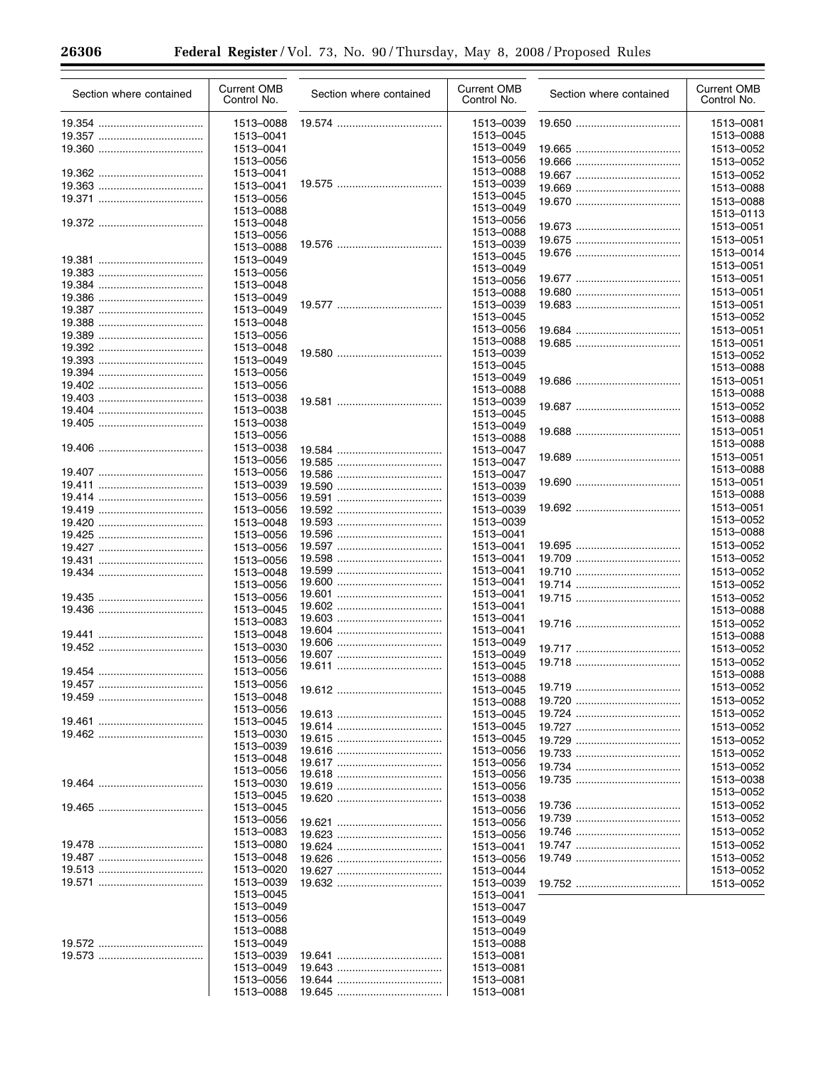| Section where contained | Current OMB Control No. |
|---|---|
| 19.354 | 1513–0088 |
| 19.357 | 1513–0041 |
| 19.360 | 1513–0041 |
| | 1513–0056 |
| 19.362 | 1513–0041 |
| 19.363 | 1513–0041 |
| 19.371 | 1513–0056 |
| | 1513–0088 |
| 19.372 | 1513–0048 |
| | 1513–0056 |
| | 1513–0088 |
| 19.381 | 1513–0049 |
| 19.383 | 1513–0056 |
| 19.384 | 1513–0048 |
| 19.386 | 1513–0049 |
| 19.387 | 1513–0049 |
| 19.388 | 1513–0048 |
| 19.389 | 1513–0056 |
| 19.392 | 1513–0048 |
| 19.393 | 1513–0049 |
| 19.394 | 1513–0056 |
| 19.402 | 1513–0056 |
| 19.403 | 1513–0038 |
| 19.404 | 1513–0038 |
| 19.405 | 1513–0038 |
| | 1513–0056 |
| 19.406 | 1513–0038 |
| | 1513–0056 |
| 19.407 | 1513–0056 |
| 19.411 | 1513–0039 |
| 19.414 | 1513–0056 |
| 19.419 | 1513–0056 |
| 19.420 | 1513–0048 |
| 19.425 | 1513–0056 |
| 19.427 | 1513–0056 |
| 19.431 | 1513–0056 |
| 19.434 | 1513–0048 |
| | 1513–0056 |
| 19.435 | 1513–0056 |
| 19.436 | 1513–0045 |
| | 1513–0083 |
| 19.441 | 1513–0048 |
| 19.452 | 1513–0030 |
| | 1513–0056 |
| 19.454 | 1513–0056 |
| 19.457 | 1513–0056 |
| 19.459 | 1513–0048 |
| | 1513–0056 |
| 19.461 | 1513–0045 |
| 19.462 | 1513–0030 |
| | 1513–0039 |
| | 1513–0048 |
| | 1513–0056 |
| 19.464 | 1513–0030 |
| | 1513–0045 |
| 19.465 | 1513–0045 |
| | 1513–0056 |
| | 1513–0083 |
| 19.478 | 1513–0080 |
| 19.487 | 1513–0048 |
| 19.513 | 1513–0020 |
| 19.571 | 1513–0039 |
| | 1513–0045 |
| | 1513–0049 |
| | 1513–0056 |
| | 1513–0088 |
| 19.572 | 1513–0049 |
| 19.573 | 1513–0039 |
| | 1513–0049 |
| | 1513–0056 |
| | 1513–0088 |
| 19.574 | 1513–0039 |
| | 1513–0045 |
| | 1513–0049 |
| | 1513–0056 |
| | 1513–0088 |
| 19.575 | 1513–0039 |
| | 1513–0045 |
| | 1513–0049 |
| | 1513–0056 |
| | 1513–0088 |
| 19.576 | 1513–0039 |
| | 1513–0045 |
| | 1513–0049 |
| | 1513–0056 |
| | 1513–0088 |
| 19.577 | 1513–0039 |
| | 1513–0045 |
| | 1513–0056 |
| | 1513–0088 |
| 19.580 | 1513–0039 |
| | 1513–0045 |
| | 1513–0049 |
| | 1513–0088 |
| 19.581 | 1513–0039 |
| | 1513–0045 |
| | 1513–0049 |
| | 1513–0088 |
| 19.584 | 1513–0047 |
| 19.585 | 1513–0047 |
| 19.586 | 1513–0047 |
| 19.590 | 1513–0039 |
| 19.591 | 1513–0039 |
| 19.592 | 1513–0039 |
| 19.593 | 1513–0039 |
| 19.596 | 1513–0041 |
| 19.597 | 1513–0041 |
| 19.598 | 1513–0041 |
| 19.599 | 1513–0041 |
| 19.600 | 1513–0041 |
| 19.601 | 1513–0041 |
| 19.602 | 1513–0041 |
| 19.603 | 1513–0041 |
| 19.604 | 1513–0041 |
| 19.606 | 1513–0049 |
| 19.607 | 1513–0049 |
| 19.611 | 1513–0045 |
| | 1513–0088 |
| 19.612 | 1513–0045 |
| | 1513–0088 |
| 19.613 | 1513–0045 |
| 19.614 | 1513–0045 |
| 19.615 | 1513–0045 |
| 19.616 | 1513–0056 |
| 19.617 | 1513–0056 |
| 19.618 | 1513–0056 |
| 19.619 | 1513–0056 |
| 19.620 | 1513–0038 |
| | 1513–0056 |
| 19.621 | 1513–0056 |
| 19.623 | 1513–0056 |
| 19.624 | 1513–0041 |
| 19.626 | 1513–0056 |
| 19.627 | 1513–0044 |
| 19.632 | 1513–0039 |
| | 1513–0041 |
| | 1513–0047 |
| | 1513–0049 |
| | 1513–0049 |
| | 1513–0088 |
| 19.641 | 1513–0081 |
| 19.643 | 1513–0081 |
| 19.644 | 1513–0081 |
| 19.645 | 1513–0081 |
| 19.650 | 1513–0081 |
| | 1513–0088 |
| 19.665 | 1513–0052 |
| 19.666 | 1513–0052 |
| 19.667 | 1513–0052 |
| 19.669 | 1513–0088 |
| 19.670 | 1513–0088 |
| | 1513–0113 |
| 19.673 | 1513–0051 |
| 19.675 | 1513–0051 |
| 19.676 | 1513–0014 |
| | 1513–0051 |
| 19.677 | 1513–0051 |
| 19.680 | 1513–0051 |
| 19.683 | 1513–0051 |
| | 1513–0052 |
| 19.684 | 1513–0051 |
| 19.685 | 1513–0051 |
| | 1513–0052 |
| | 1513–0088 |
| 19.686 | 1513–0051 |
| | 1513–0088 |
| 19.687 | 1513–0052 |
| | 1513–0088 |
| 19.688 | 1513–0051 |
| | 1513–0088 |
| 19.689 | 1513–0051 |
| | 1513–0088 |
| 19.690 | 1513–0051 |
| | 1513–0088 |
| 19.692 | 1513–0051 |
| | 1513–0052 |
| | 1513–0088 |
| 19.695 | 1513–0052 |
| 19.709 | 1513–0052 |
| 19.710 | 1513–0052 |
| 19.714 | 1513–0052 |
| 19.715 | 1513–0052 |
| | 1513–0088 |
| 19.716 | 1513–0052 |
| | 1513–0088 |
| 19.717 | 1513–0052 |
| 19.718 | 1513–0052 |
| | 1513–0088 |
| 19.719 | 1513–0052 |
| 19.720 | 1513–0052 |
| 19.724 | 1513–0052 |
| 19.727 | 1513–0052 |
| 19.729 | 1513–0052 |
| 19.733 | 1513–0052 |
| 19.734 | 1513–0052 |
| 19.735 | 1513–0038 |
| | 1513–0052 |
| 19.736 | 1513–0052 |
| 19.739 | 1513–0052 |
| 19.746 | 1513–0052 |
| 19.747 | 1513–0052 |
| 19.749 | 1513–0052 |
| | 1513–0052 |
| 19.752 | 1513–0052 |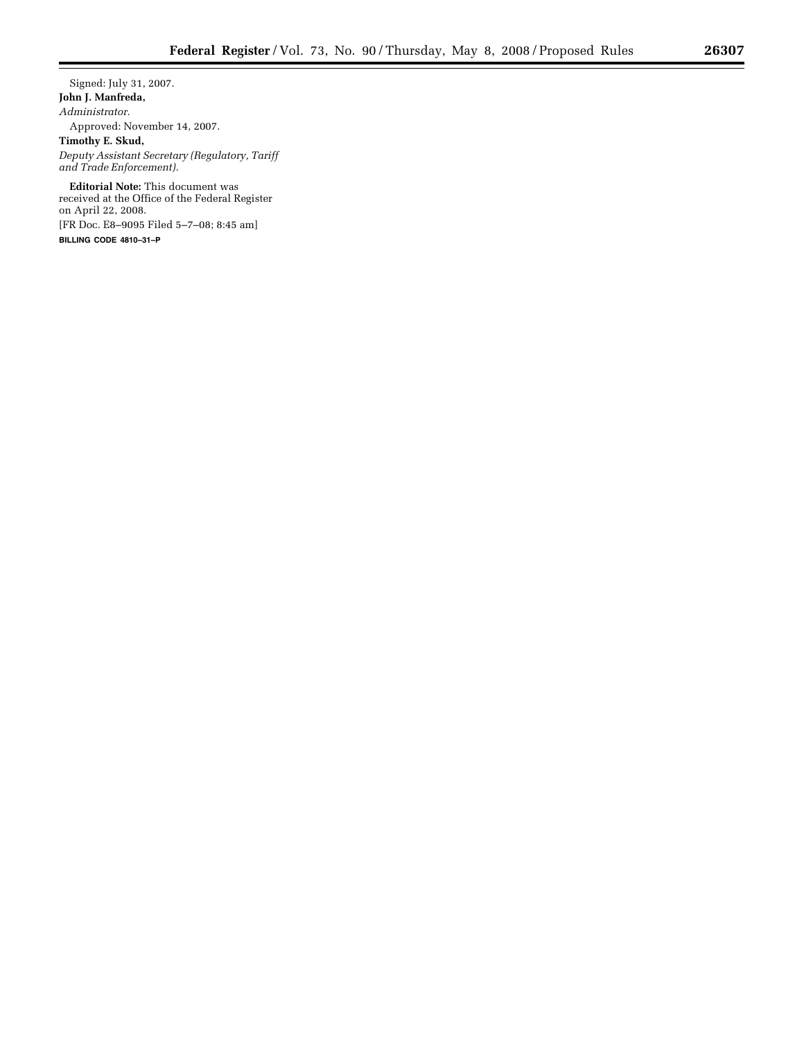Signed: July 31, 2007.

**John J. Manfreda,**

*Administrator.*

Approved: November 14, 2007.

**Timothy E. Skud,**

*Deputy Assistant Secretary (Regulatory, Tariff and Trade Enforcement).*

**Editorial Note:** This document was received at the Office of the Federal Register on April 22, 2008.

[FR Doc. E8–9095 Filed 5–7–08; 8:45 am]

**BILLING CODE 4810–31–P**